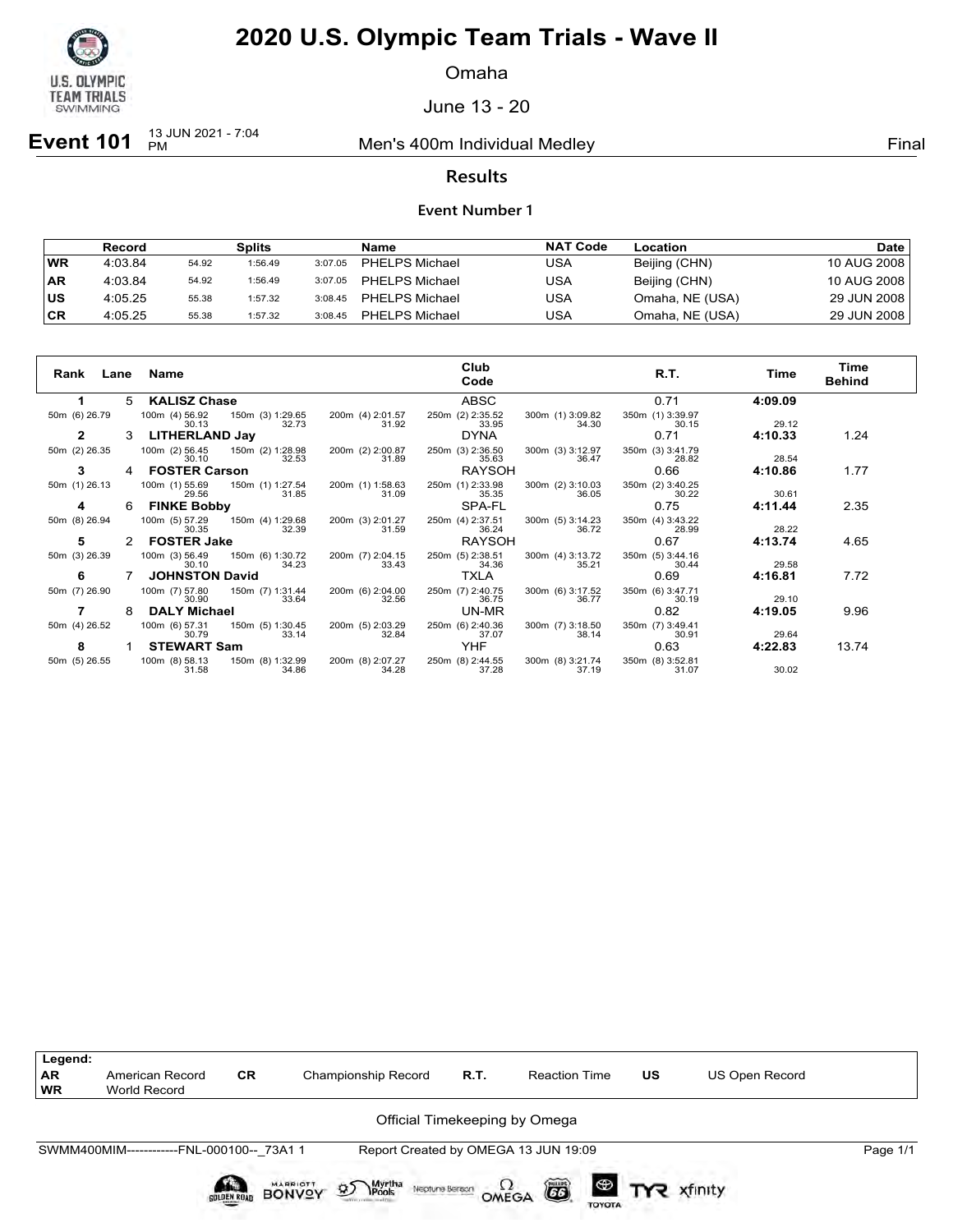# 2020 U.S. Olympic Team Trials - Wave II

Omaha

June 13 - 20

**Event 101** 13 JUN 2021 - 7:04 PM — Men's 400m Individual Medley — Final

## Results

### Event Number 1

| | Record | Splits | | | Name | NAT Code | Location | Date |
|---|---|---|---|---|---|---|---|---|
| WR | 4:03.84 | 54.92 | 1:56.49 | 3:07.05 | PHELPS Michael | USA | Beijing (CHN) | 10 AUG 2008 |
| AR | 4:03.84 | 54.92 | 1:56.49 | 3:07.05 | PHELPS Michael | USA | Beijing (CHN) | 10 AUG 2008 |
| US | 4:05.25 | 55.38 | 1:57.32 | 3:08.45 | PHELPS Michael | USA | Omaha, NE (USA) | 29 JUN 2008 |
| CR | 4:05.25 | 55.38 | 1:57.32 | 3:08.45 | PHELPS Michael | USA | Omaha, NE (USA) | 29 JUN 2008 |

| Rank | Lane | Name | Club Code | R.T. | Time | Time Behind |
|---|---|---|---|---|---|---|
| 1 | 5 | **KALISZ Chase** | ABSC | 0.71 | **4:09.09** | |
| 2 | 3 | **LITHERLAND Jay** | DYNA | 0.71 | **4:10.33** | 1.24 |
| 3 | 4 | **FOSTER Carson** | RAYSOH | 0.66 | **4:10.86** | 1.77 |
| 4 | 6 | **FINKE Bobby** | SPA-FL | 0.75 | **4:11.44** | 2.35 |
| 5 | 2 | **FOSTER Jake** | RAYSOH | 0.67 | **4:13.74** | 4.65 |
| 6 | 7 | **JOHNSTON David** | TXLA | 0.69 | **4:16.81** | 7.72 |
| 7 | 8 | **DALY Michael** | UN-MR | 0.82 | **4:19.05** | 9.96 |
| 8 | 1 | **STEWART Sam** | YHF | 0.63 | **4:22.83** | 13.74 |

Splits:

| Name | 50m | 100m | 150m | 200m | 250m | 300m | 350m | 400m split |
|---|---|---|---|---|---|---|---|---|
| KALISZ Chase | (6) 26.79 | (4) 56.92 / 30.13 | (3) 1:29.65 / 32.73 | (4) 2:01.57 / 31.92 | (2) 2:35.52 / 33.95 | (1) 3:09.82 / 34.30 | (1) 3:39.97 / 30.15 | 29.12 |
| LITHERLAND Jay | (2) 26.35 | (2) 56.45 / 30.10 | (2) 1:28.98 / 32.53 | (2) 2:00.87 / 31.89 | (3) 2:36.50 / 35.63 | (3) 3:12.97 / 36.47 | (3) 3:41.79 / 28.82 | 28.54 |
| FOSTER Carson | (1) 26.13 | (1) 55.69 / 29.56 | (1) 1:27.54 / 31.85 | (1) 1:58.63 / 31.09 | (1) 2:33.98 / 35.35 | (2) 3:10.03 / 36.05 | (2) 3:40.25 / 30.22 | 30.61 |
| FINKE Bobby | (8) 26.94 | (5) 57.29 / 30.35 | (4) 1:29.68 / 32.39 | (3) 2:01.27 / 31.59 | (4) 2:37.51 / 36.24 | (5) 3:14.23 / 36.72 | (4) 3:43.22 / 28.99 | 28.22 |
| FOSTER Jake | (3) 26.39 | (3) 56.49 / 30.10 | (6) 1:30.72 / 34.23 | (7) 2:04.15 / 33.43 | (5) 2:38.51 / 34.36 | (4) 3:13.72 / 35.21 | (5) 3:44.16 / 30.44 | 29.58 |
| JOHNSTON David | (7) 26.90 | (7) 57.80 / 30.90 | (7) 1:31.44 / 33.64 | (6) 2:04.00 / 32.56 | (7) 2:40.75 / 36.75 | (6) 3:17.52 / 36.77 | (6) 3:47.71 / 30.19 | 29.10 |
| DALY Michael | (4) 26.52 | (6) 57.31 / 30.79 | (5) 1:30.45 / 33.14 | (5) 2:03.29 / 32.84 | (6) 2:40.36 / 37.07 | (7) 3:18.50 / 38.14 | (7) 3:49.41 / 30.91 | 29.64 |
| STEWART Sam | (5) 26.55 | (8) 58.13 / 31.58 | (8) 1:32.99 / 34.86 | (8) 2:07.27 / 34.28 | (8) 2:44.55 / 37.28 | (8) 3:21.74 / 37.19 | (8) 3:52.81 / 31.07 | 30.02 |

| Legend: | | | | | | | |
|---|---|---|---|---|---|---|---|
| AR | American Record | CR | Championship Record | R.T. | Reaction Time | US | US Open Record |
| WR | World Record | | | | | | |

Official Timekeeping by Omega

SWMM400MIM------------FNL-000100--_73A1 1 — Report Created by OMEGA 13 JUN 19:09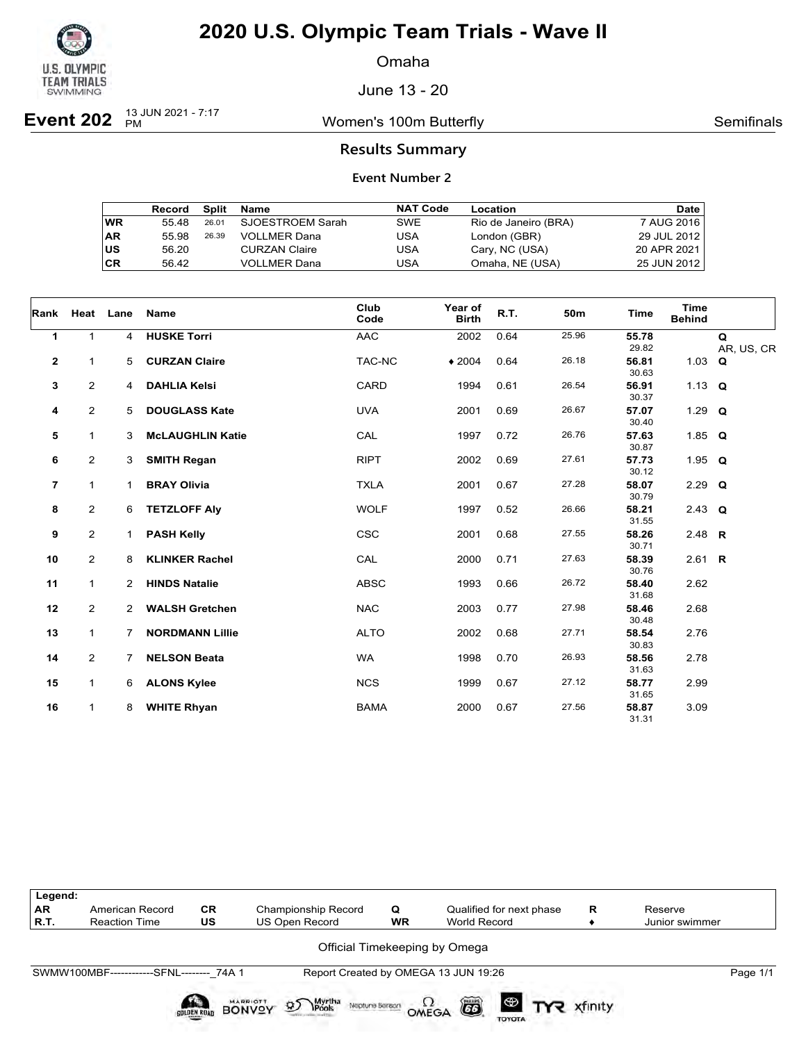# 2020 U.S. Olympic Team Trials - Wave II

Omaha

June 13 - 20

**Event 202** 13 JUN 2021 - 7:17 PM — Women's 100m Butterfly — Semifinals

## Results Summary

### Event Number 2

| | Record | Split | Name | NAT Code | Location | Date |
|---|---|---|---|---|---|---|
| WR | 55.48 | 26.01 | SJOESTROEM Sarah | SWE | Rio de Janeiro (BRA) | 7 AUG 2016 |
| AR | 55.98 | 26.39 | VOLLMER Dana | USA | London (GBR) | 29 JUL 2012 |
| US | 56.20 | | CURZAN Claire | USA | Cary, NC (USA) | 20 APR 2021 |
| CR | 56.42 | | VOLLMER Dana | USA | Omaha, NE (USA) | 25 JUN 2012 |

| Rank | Heat | Lane | Name | Club Code | Year of Birth | R.T. | 50m | Time | Time Behind | |
|---|---|---|---|---|---|---|---|---|---|---|
| 1 | 1 | 4 | **HUSKE Torri** | AAC | 2002 | 0.64 | 25.96 | **55.78** 29.82 | | Q AR, US, CR |
| 2 | 1 | 5 | **CURZAN Claire** | TAC-NC | ♦ 2004 | 0.64 | 26.18 | **56.81** 30.63 | 1.03 | Q |
| 3 | 2 | 4 | **DAHLIA Kelsi** | CARD | 1994 | 0.61 | 26.54 | **56.91** 30.37 | 1.13 | Q |
| 4 | 2 | 5 | **DOUGLASS Kate** | UVA | 2001 | 0.69 | 26.67 | **57.07** 30.40 | 1.29 | Q |
| 5 | 1 | 3 | **McLAUGHLIN Katie** | CAL | 1997 | 0.72 | 26.76 | **57.63** 30.87 | 1.85 | Q |
| 6 | 2 | 3 | **SMITH Regan** | RIPT | 2002 | 0.69 | 27.61 | **57.73** 30.12 | 1.95 | Q |
| 7 | 1 | 1 | **BRAY Olivia** | TXLA | 2001 | 0.67 | 27.28 | **58.07** 30.79 | 2.29 | Q |
| 8 | 2 | 6 | **TETZLOFF Aly** | WOLF | 1997 | 0.52 | 26.66 | **58.21** 31.55 | 2.43 | Q |
| 9 | 2 | 1 | **PASH Kelly** | CSC | 2001 | 0.68 | 27.55 | **58.26** 30.71 | 2.48 | R |
| 10 | 2 | 8 | **KLINKER Rachel** | CAL | 2000 | 0.71 | 27.63 | **58.39** 30.76 | 2.61 | R |
| 11 | 1 | 2 | **HINDS Natalie** | ABSC | 1993 | 0.66 | 26.72 | **58.40** 31.68 | 2.62 | |
| 12 | 2 | 2 | **WALSH Gretchen** | NAC | 2003 | 0.77 | 27.98 | **58.46** 30.48 | 2.68 | |
| 13 | 1 | 7 | **NORDMANN Lillie** | ALTO | 2002 | 0.68 | 27.71 | **58.54** 30.83 | 2.76 | |
| 14 | 2 | 7 | **NELSON Beata** | WA | 1998 | 0.70 | 26.93 | **58.56** 31.63 | 2.78 | |
| 15 | 1 | 6 | **ALONS Kylee** | NCS | 1999 | 0.67 | 27.12 | **58.77** 31.65 | 2.99 | |
| 16 | 1 | 8 | **WHITE Rhyan** | BAMA | 2000 | 0.67 | 27.56 | **58.87** 31.31 | 3.09 | |

| Legend: | | | | | | | |
|---|---|---|---|---|---|---|---|
| AR | American Record | CR | Championship Record | Q | Qualified for next phase | R | Reserve |
| R.T. | Reaction Time | US | US Open Record | WR | World Record | ♦ | Junior swimmer |

Official Timekeeping by Omega

SWMW100MBF------------SFNL--------_74A 1 — Report Created by OMEGA 13 JUN 19:26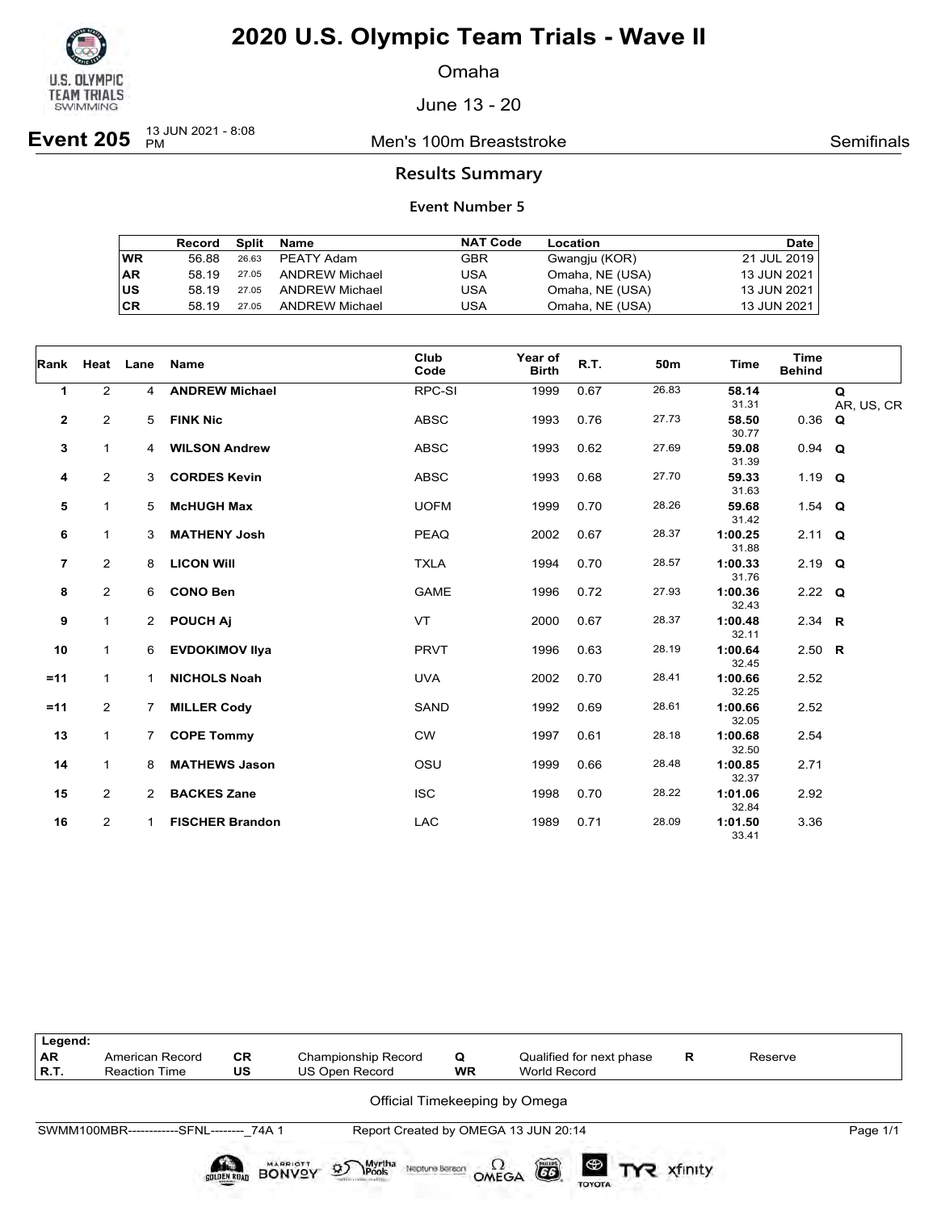# 2020 U.S. Olympic Team Trials - Wave II

Omaha

June 13 - 20

**Event 205** 13 JUN 2021 - 8:08 PM — Men's 100m Breaststroke — Semifinals

## Results Summary

### Event Number 5

| | Record | Split | Name | NAT Code | Location | Date |
|---|---|---|---|---|---|---|
| WR | 56.88 | 26.63 | PEATY Adam | GBR | Gwangju (KOR) | 21 JUL 2019 |
| AR | 58.19 | 27.05 | ANDREW Michael | USA | Omaha, NE (USA) | 13 JUN 2021 |
| US | 58.19 | 27.05 | ANDREW Michael | USA | Omaha, NE (USA) | 13 JUN 2021 |
| CR | 58.19 | 27.05 | ANDREW Michael | USA | Omaha, NE (USA) | 13 JUN 2021 |

| Rank | Heat | Lane | Name | Club Code | Year of Birth | R.T. | 50m | Time | Time Behind | |
|---|---|---|---|---|---|---|---|---|---|---|
| 1 | 2 | 4 | **ANDREW Michael** | RPC-SI | 1999 | 0.67 | 26.83 | **58.14** 31.31 | | **Q** AR, US, CR |
| 2 | 2 | 5 | **FINK Nic** | ABSC | 1993 | 0.76 | 27.73 | **58.50** 30.77 | 0.36 | **Q** |
| 3 | 1 | 4 | **WILSON Andrew** | ABSC | 1993 | 0.62 | 27.69 | **59.08** 31.39 | 0.94 | **Q** |
| 4 | 2 | 3 | **CORDES Kevin** | ABSC | 1993 | 0.68 | 27.70 | **59.33** 31.63 | 1.19 | **Q** |
| 5 | 1 | 5 | **McHUGH Max** | UOFM | 1999 | 0.70 | 28.26 | **59.68** 31.42 | 1.54 | **Q** |
| 6 | 1 | 3 | **MATHENY Josh** | PEAQ | 2002 | 0.67 | 28.37 | **1:00.25** 31.88 | 2.11 | **Q** |
| 7 | 2 | 8 | **LICON Will** | TXLA | 1994 | 0.70 | 28.57 | **1:00.33** 31.76 | 2.19 | **Q** |
| 8 | 2 | 6 | **CONO Ben** | GAME | 1996 | 0.72 | 27.93 | **1:00.36** 32.43 | 2.22 | **Q** |
| 9 | 1 | 2 | **POUCH Aj** | VT | 2000 | 0.67 | 28.37 | **1:00.48** 32.11 | 2.34 | **R** |
| 10 | 1 | 6 | **EVDOKIMOV Ilya** | PRVT | 1996 | 0.63 | 28.19 | **1:00.64** 32.45 | 2.50 | **R** |
| =11 | 1 | 1 | **NICHOLS Noah** | UVA | 2002 | 0.70 | 28.41 | **1:00.66** 32.25 | 2.52 | |
| =11 | 2 | 7 | **MILLER Cody** | SAND | 1992 | 0.69 | 28.61 | **1:00.66** 32.05 | 2.52 | |
| 13 | 1 | 7 | **COPE Tommy** | CW | 1997 | 0.61 | 28.18 | **1:00.68** 32.50 | 2.54 | |
| 14 | 1 | 8 | **MATHEWS Jason** | OSU | 1999 | 0.66 | 28.48 | **1:00.85** 32.37 | 2.71 | |
| 15 | 2 | 2 | **BACKES Zane** | ISC | 1998 | 0.70 | 28.22 | **1:01.06** 32.84 | 2.92 | |
| 16 | 2 | 1 | **FISCHER Brandon** | LAC | 1989 | 0.71 | 28.09 | **1:01.50** 33.41 | 3.36 | |

| Legend: | | | | | | | |
|---|---|---|---|---|---|---|---|
| AR | American Record | CR | Championship Record | Q | Qualified for next phase | R | Reserve |
| R.T. | Reaction Time | US | US Open Record | WR | World Record | | |

Official Timekeeping by Omega

SWMM100MBR------------SFNL--------_74A 1 — Report Created by OMEGA 13 JUN 20:14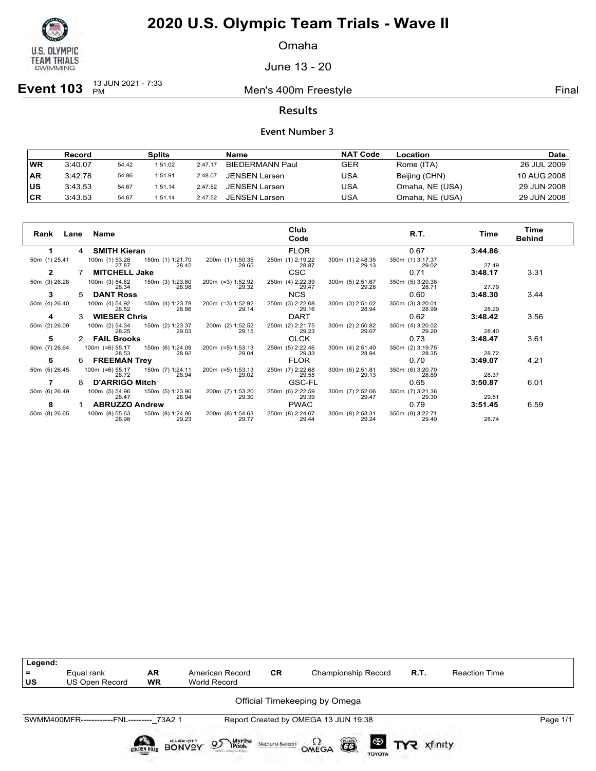# 2020 U.S. Olympic Team Trials - Wave II

Omaha

June 13 - 20

**Event 103** 13 JUN 2021 - 7:33 PM — Men's 400m Freestyle — Final

## Results

### Event Number 3

| | Record | Splits | | | Name | NAT Code | Location | Date |
|---|---|---|---|---|---|---|---|---|
| WR | 3:40.07 | 54.42 | 1:51.02 | 2:47.17 | BIEDERMANN Paul | GER | Rome (ITA) | 26 JUL 2009 |
| AR | 3:42.78 | 54.86 | 1:51.91 | 2:48.07 | JENSEN Larsen | USA | Beijing (CHN) | 10 AUG 2008 |
| US | 3:43.53 | 54.67 | 1:51.14 | 2:47.52 | JENSEN Larsen | USA | Omaha, NE (USA) | 29 JUN 2008 |
| CR | 3:43.53 | 54.67 | 1:51.14 | 2:47.52 | JENSEN Larsen | USA | Omaha, NE (USA) | 29 JUN 2008 |

| Rank | Lane | Name | Club Code | R.T. | Time | Time Behind |
|---|---|---|---|---|---|---|
| 1 | 4 | **SMITH Kieran** | FLOR | 0.67 | **3:44.86** | |
| 2 | 7 | **MITCHELL Jake** | CSC | 0.71 | **3:48.17** | 3.31 |
| 3 | 5 | **DANT Ross** | NCS | 0.60 | **3:48.30** | 3.44 |
| 4 | 3 | **WIESER Chris** | DART | 0.62 | **3:48.42** | 3.56 |
| 5 | 2 | **FAIL Brooks** | CLCK | 0.73 | **3:48.47** | 3.61 |
| 6 | 6 | **FREEMAN Trey** | FLOR | 0.70 | **3:49.07** | 4.21 |
| 7 | 8 | **D'ARRIGO Mitch** | GSC-FL | 0.65 | **3:50.87** | 6.01 |
| 8 | 1 | **ABRUZZO Andrew** | PWAC | 0.79 | **3:51.45** | 6.59 |

Splits:

| Name | 50m | 100m | 150m | 200m | 250m | 300m | 350m | 400m |
|---|---|---|---|---|---|---|---|---|
| SMITH Kieran | (1) 25.41 | (1) 53.28 / 27.87 | (1) 1:21.70 / 28.42 | (1) 1:50.35 / 28.65 | (1) 2:19.22 / 28.87 | (1) 2:48.35 / 29.13 | (1) 3:17.37 / 29.02 | 27.49 |
| MITCHELL Jake | (3) 26.28 | (3) 54.62 / 28.34 | (3) 1:23.60 / 28.98 | (=3) 1:52.92 / 29.32 | (4) 2:22.39 / 29.47 | (5) 2:51.67 / 29.28 | (5) 3:20.38 / 28.71 | 27.79 |
| DANT Ross | (4) 26.40 | (4) 54.92 / 28.52 | (4) 1:23.78 / 28.86 | (=3) 1:52.92 / 29.14 | (3) 2:22.08 / 29.16 | (3) 2:51.02 / 28.94 | (3) 3:20.01 / 28.99 | 28.29 |
| WIESER Chris | (2) 26.09 | (2) 54.34 / 28.25 | (2) 1:23.37 / 29.03 | (2) 1:52.52 / 29.15 | (2) 2:21.75 / 29.23 | (2) 2:50.82 / 29.07 | (4) 3:20.02 / 29.20 | 28.40 |
| FAIL Brooks | (7) 26.64 | (=6) 55.17 / 28.53 | (6) 1:24.09 / 28.92 | (=5) 1:53.13 / 29.04 | (5) 2:22.46 / 29.33 | (4) 2:51.40 / 28.94 | (2) 3:19.75 / 28.35 | 28.72 |
| FREEMAN Trey | (5) 26.45 | (=6) 55.17 / 28.72 | (7) 1:24.11 / 28.94 | (=5) 1:53.13 / 29.02 | (7) 2:22.68 / 29.55 | (6) 2:51.81 / 29.13 | (6) 3:20.70 / 28.89 | 28.37 |
| D'ARRIGO Mitch | (6) 26.49 | (5) 54.96 / 28.47 | (5) 1:23.90 / 28.94 | (7) 1:53.20 / 29.30 | (6) 2:22.59 / 29.39 | (7) 2:52.06 / 29.47 | (7) 3:21.36 / 29.30 | 29.51 |
| ABRUZZO Andrew | (8) 26.65 | (8) 55.63 / 28.98 | (8) 1:24.86 / 29.23 | (8) 1:54.63 / 29.77 | (8) 2:24.07 / 29.44 | (8) 2:53.31 / 29.24 | (8) 3:22.71 / 29.40 | 28.74 |

| Legend: | | | | | | | |
|---|---|---|---|---|---|---|---|
| = | Equal rank | AR | American Record | CR | Championship Record | R.T. | Reaction Time |
| US | US Open Record | WR | World Record | | | | |

Official Timekeeping by Omega

SWMM400MFR------------FNL---------_73A2 1 — Report Created by OMEGA 13 JUN 19:38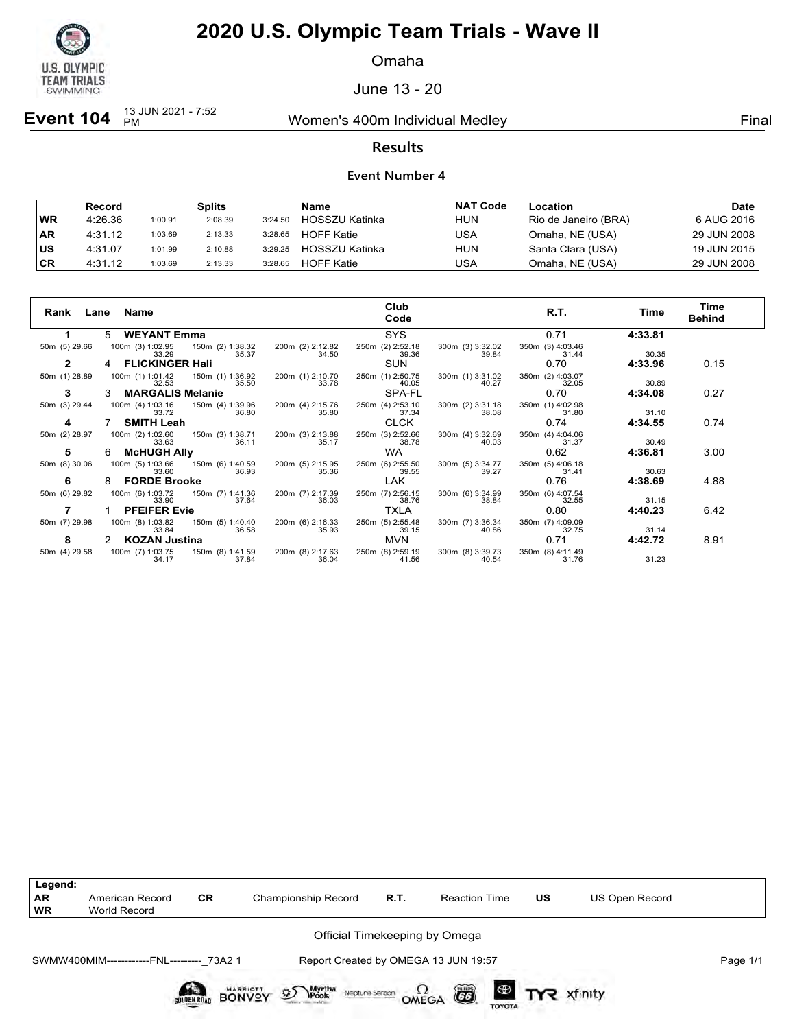# 2020 U.S. Olympic Team Trials - Wave II

Omaha

June 13 - 20

**Event 104** 13 JUN 2021 - 7:52 PM — Women's 400m Individual Medley — Final

## Results

### Event Number 4

| | Record | | Splits | | Name | NAT Code | Location | Date |
|---|---|---|---|---|---|---|---|---|
| WR | 4:26.36 | 1:00.91 | 2:08.39 | 3:24.50 | HOSSZU Katinka | HUN | Rio de Janeiro (BRA) | 6 AUG 2016 |
| AR | 4:31.12 | 1:03.69 | 2:13.33 | 3:28.65 | HOFF Katie | USA | Omaha, NE (USA) | 29 JUN 2008 |
| US | 4:31.07 | 1:01.99 | 2:10.88 | 3:29.25 | HOSSZU Katinka | HUN | Santa Clara (USA) | 19 JUN 2015 |
| CR | 4:31.12 | 1:03.69 | 2:13.33 | 3:28.65 | HOFF Katie | USA | Omaha, NE (USA) | 29 JUN 2008 |

| Rank | Lane | Name | Club Code | R.T. | Time | Time Behind |
|---|---|---|---|---|---|---|
| 1 | 5 | **WEYANT Emma** | SYS | 0.71 | **4:33.81** | |
| 2 | 4 | **FLICKINGER Hali** | SUN | 0.70 | **4:33.96** | 0.15 |
| 3 | 3 | **MARGALIS Melanie** | SPA-FL | 0.70 | **4:34.08** | 0.27 |
| 4 | 7 | **SMITH Leah** | CLCK | 0.74 | **4:34.55** | 0.74 |
| 5 | 6 | **McHUGH Ally** | WA | 0.62 | **4:36.81** | 3.00 |
| 6 | 8 | **FORDE Brooke** | LAK | 0.76 | **4:38.69** | 4.88 |
| 7 | 1 | **PFEIFER Evie** | TXLA | 0.80 | **4:40.23** | 6.42 |
| 8 | 2 | **KOZAN Justina** | MVN | 0.71 | **4:42.72** | 8.91 |

Splits:

| Name | 50m | 100m | 150m | 200m | 250m | 300m | 350m | 400m |
|---|---|---|---|---|---|---|---|---|
| WEYANT Emma | (5) 29.66 | (3) 1:02.95 / 33.29 | (2) 1:38.32 / 35.37 | (2) 2:12.82 / 34.50 | (2) 2:52.18 / 39.36 | (3) 3:32.02 / 39.84 | (3) 4:03.46 / 31.44 | 30.35 |
| FLICKINGER Hali | (1) 28.89 | (1) 1:01.42 / 32.53 | (1) 1:36.92 / 35.50 | (1) 2:10.70 / 33.78 | (1) 2:50.75 / 40.05 | (1) 3:31.02 / 40.27 | (2) 4:03.07 / 32.05 | 30.89 |
| MARGALIS Melanie | (3) 29.44 | (4) 1:03.16 / 33.72 | (4) 1:39.96 / 36.80 | (4) 2:15.76 / 35.80 | (4) 2:53.10 / 37.34 | (2) 3:31.18 / 38.08 | (1) 4:02.98 / 31.80 | 31.10 |
| SMITH Leah | (2) 28.97 | (2) 1:02.60 / 33.63 | (3) 1:38.71 / 36.11 | (3) 2:13.88 / 35.17 | (3) 2:52.66 / 38.78 | (4) 3:32.69 / 40.03 | (4) 4:04.06 / 31.37 | 30.49 |
| McHUGH Ally | (8) 30.06 | (5) 1:03.66 / 33.60 | (6) 1:40.59 / 36.93 | (5) 2:15.95 / 35.36 | (6) 2:55.50 / 39.55 | (5) 3:34.77 / 39.27 | (5) 4:06.18 / 31.41 | 30.63 |
| FORDE Brooke | (6) 29.82 | (6) 1:03.72 / 33.90 | (7) 1:41.36 / 37.64 | (7) 2:17.39 / 36.03 | (7) 2:56.15 / 38.76 | (6) 3:34.99 / 38.84 | (6) 4:07.54 / 32.55 | 31.15 |
| PFEIFER Evie | (7) 29.98 | (8) 1:03.82 / 33.84 | (5) 1:40.40 / 36.58 | (6) 2:16.33 / 35.93 | (5) 2:55.48 / 39.15 | (7) 3:36.34 / 40.86 | (7) 4:09.09 / 32.75 | 31.14 |
| KOZAN Justina | (4) 29.58 | (7) 1:03.75 / 34.17 | (8) 1:41.59 / 37.84 | (8) 2:17.63 / 36.04 | (8) 2:59.19 / 41.56 | (8) 3:39.73 / 40.54 | (8) 4:11.49 / 31.76 | 31.23 |

| Legend: | | | | | | | |
|---|---|---|---|---|---|---|---|
| AR | American Record | CR | Championship Record | R.T. | Reaction Time | US | US Open Record |
| WR | World Record | | | | | | |

Official Timekeeping by Omega

SWMW400MIM------------FNL---------_73A2 1 — Report Created by OMEGA 13 JUN 19:57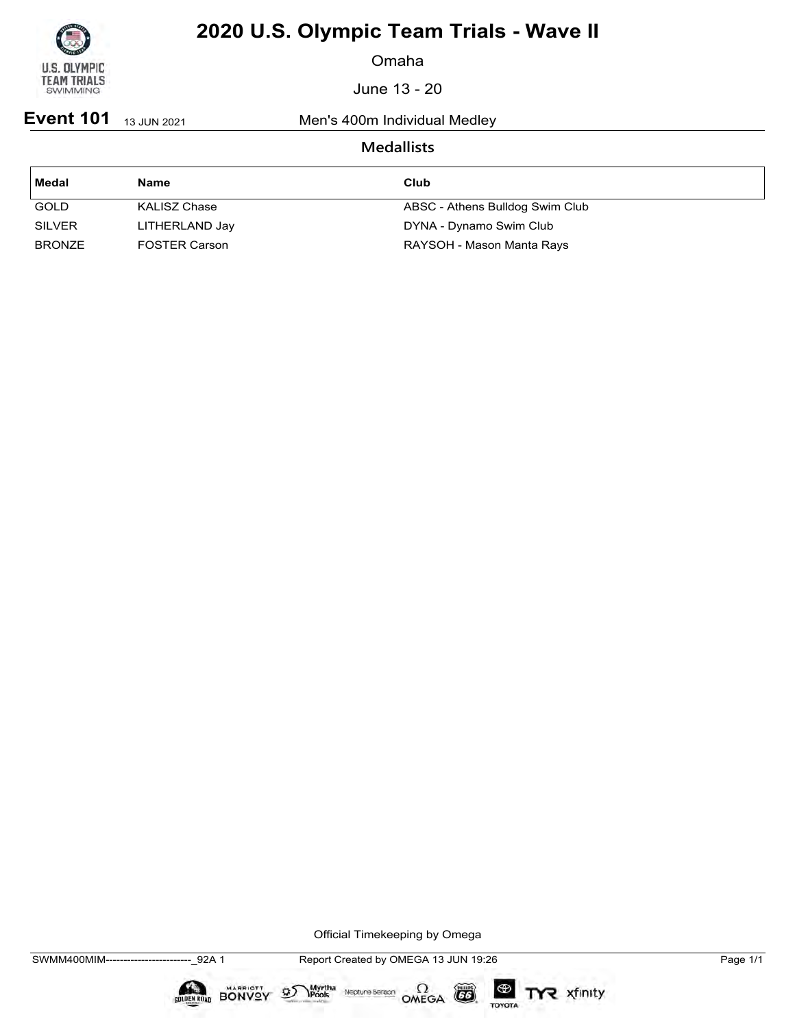# 2020 U.S. Olympic Team Trials - Wave II

Omaha

June 13 - 20

**Event 101** 13 JUN 2021 Men's 400m Individual Medley

## Medallists

| Medal | Name | Club |
|---|---|---|
| GOLD | KALISZ Chase | ABSC - Athens Bulldog Swim Club |
| SILVER | LITHERLAND Jay | DYNA - Dynamo Swim Club |
| BRONZE | FOSTER Carson | RAYSOH - Mason Manta Rays |

Official Timekeeping by Omega

SWMM400MIM------------------------_92A 1 Report Created by OMEGA 13 JUN 19:26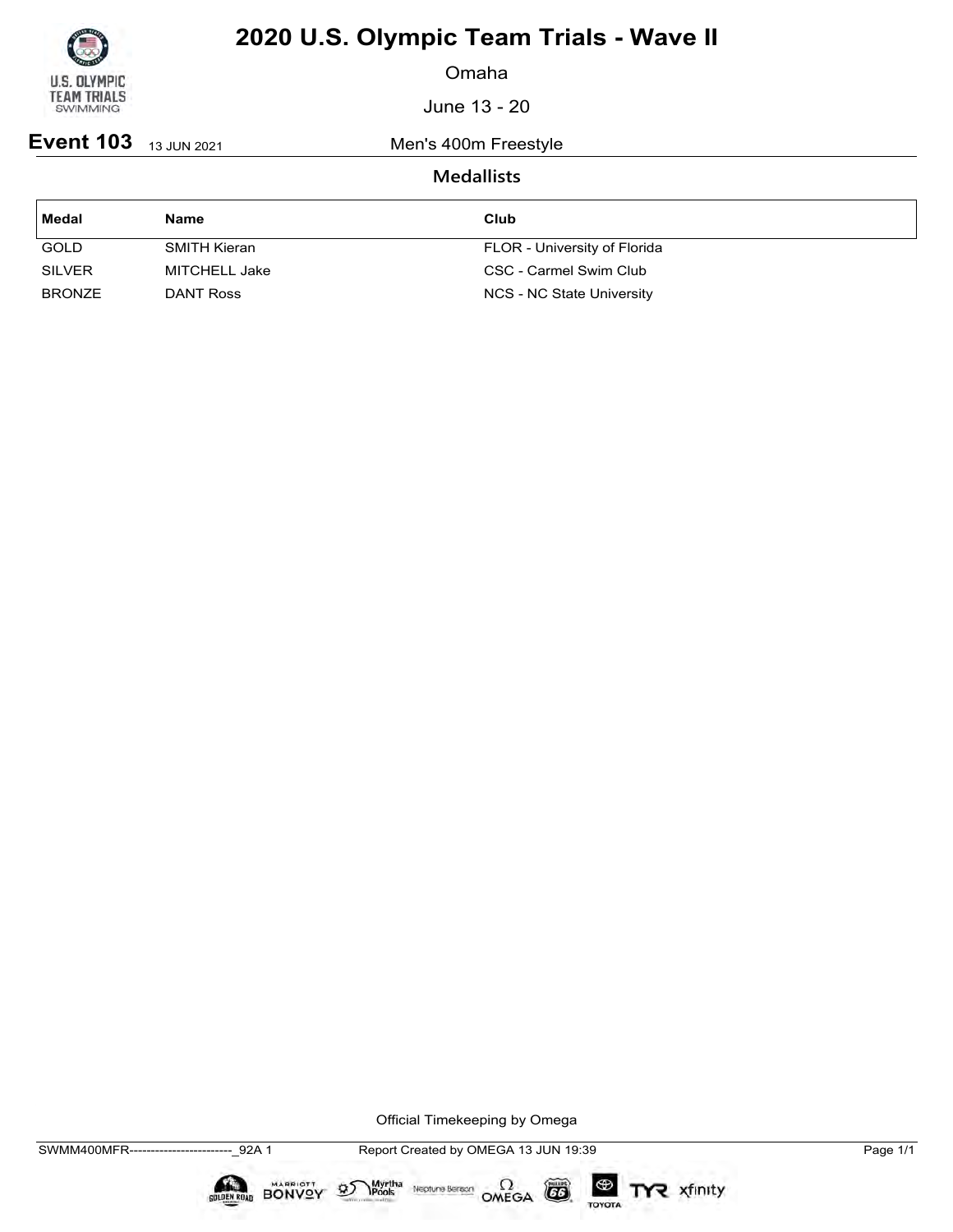# 2020 U.S. Olympic Team Trials - Wave II

Omaha

June 13 - 20

**Event 103** 13 JUN 2021 Men's 400m Freestyle

## Medallists

| Medal | Name | Club |
| --- | --- | --- |
| GOLD | SMITH Kieran | FLOR - University of Florida |
| SILVER | MITCHELL Jake | CSC - Carmel Swim Club |
| BRONZE | DANT Ross | NCS - NC State University |

Official Timekeeping by Omega

SWMM400MFR------------------------_92A 1 Report Created by OMEGA 13 JUN 19:39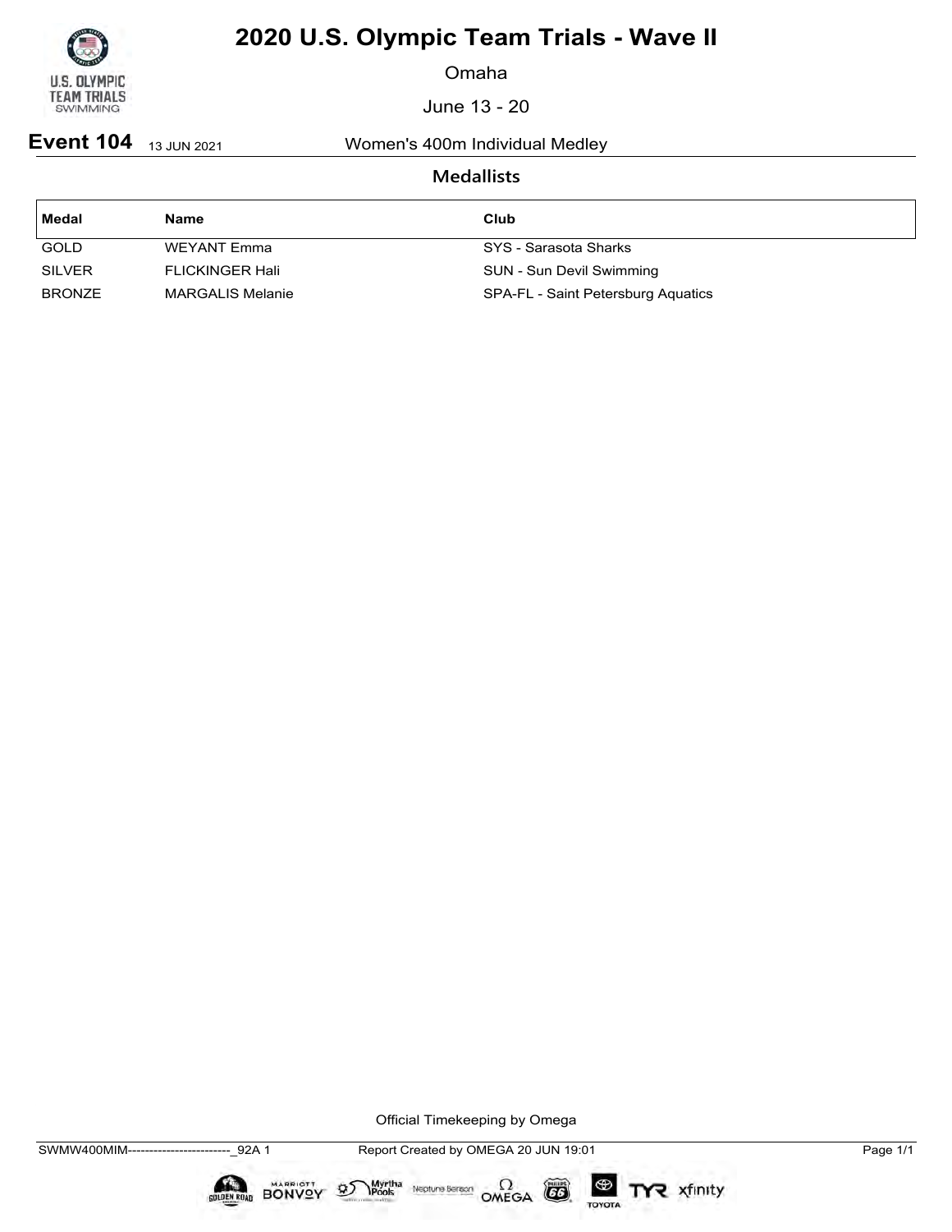# 2020 U.S. Olympic Team Trials - Wave II

Omaha

June 13 - 20

**Event 104** 13 JUN 2021 Women's 400m Individual Medley

## Medallists

| Medal | Name | Club |
| --- | --- | --- |
| GOLD | WEYANT Emma | SYS - Sarasota Sharks |
| SILVER | FLICKINGER Hali | SUN - Sun Devil Swimming |
| BRONZE | MARGALIS Melanie | SPA-FL - Saint Petersburg Aquatics |

Official Timekeeping by Omega

SWMW400MIM------------------------_92A 1 Report Created by OMEGA 20 JUN 19:01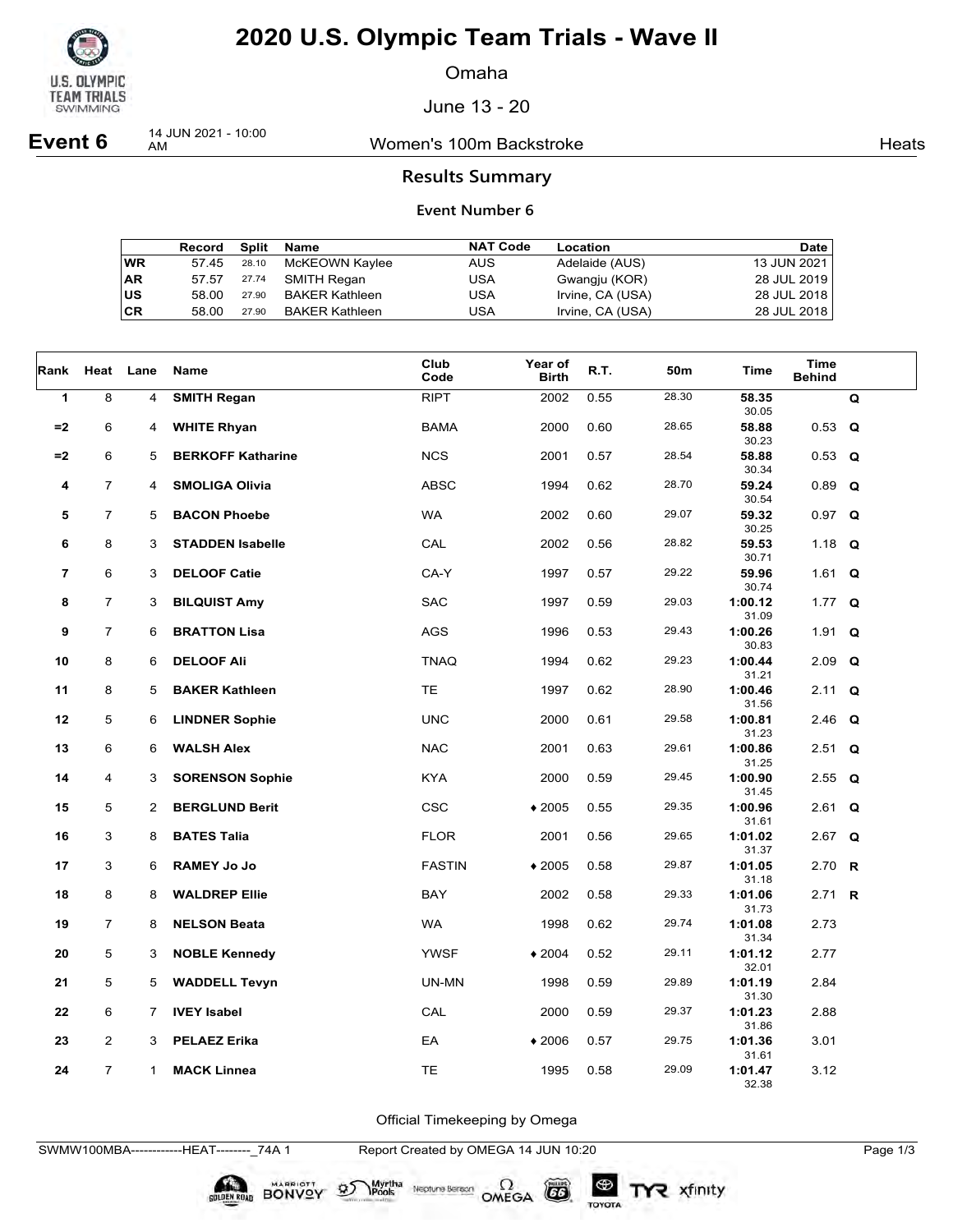# 2020 U.S. Olympic Team Trials - Wave II

Omaha

June 13 - 20

**Event 6** 14 JUN 2021 - 10:00 AM — Women's 100m Backstroke — Heats

## Results Summary

### Event Number 6

| | Record | Split | Name | NAT Code | Location | Date |
|---|---|---|---|---|---|---|
| WR | 57.45 | 28.10 | McKEOWN Kaylee | AUS | Adelaide (AUS) | 13 JUN 2021 |
| AR | 57.57 | 27.74 | SMITH Regan | USA | Gwangju (KOR) | 28 JUL 2019 |
| US | 58.00 | 27.90 | BAKER Kathleen | USA | Irvine, CA (USA) | 28 JUL 2018 |
| CR | 58.00 | 27.90 | BAKER Kathleen | USA | Irvine, CA (USA) | 28 JUL 2018 |

| Rank | Heat | Lane | Name | Club Code | Year of Birth | R.T. | 50m | Time | Time Behind | |
|---|---|---|---|---|---|---|---|---|---|---|
| 1 | 8 | 4 | **SMITH Regan** | RIPT | 2002 | 0.55 | 28.30 | **58.35** 30.05 | | Q |
| =2 | 6 | 4 | **WHITE Rhyan** | BAMA | 2000 | 0.60 | 28.65 | **58.88** 30.23 | 0.53 | Q |
| =2 | 6 | 5 | **BERKOFF Katharine** | NCS | 2001 | 0.57 | 28.54 | **58.88** 30.34 | 0.53 | Q |
| 4 | 7 | 4 | **SMOLIGA Olivia** | ABSC | 1994 | 0.62 | 28.70 | **59.24** 30.54 | 0.89 | Q |
| 5 | 7 | 5 | **BACON Phoebe** | WA | 2002 | 0.60 | 29.07 | **59.32** 30.25 | 0.97 | Q |
| 6 | 8 | 3 | **STADDEN Isabelle** | CAL | 2002 | 0.56 | 28.82 | **59.53** 30.71 | 1.18 | Q |
| 7 | 6 | 3 | **DELOOF Catie** | CA-Y | 1997 | 0.57 | 29.22 | **59.96** 30.74 | 1.61 | Q |
| 8 | 7 | 3 | **BILQUIST Amy** | SAC | 1997 | 0.59 | 29.03 | **1:00.12** 31.09 | 1.77 | Q |
| 9 | 7 | 6 | **BRATTON Lisa** | AGS | 1996 | 0.53 | 29.43 | **1:00.26** 30.83 | 1.91 | Q |
| 10 | 8 | 6 | **DELOOF Ali** | TNAQ | 1994 | 0.62 | 29.23 | **1:00.44** 31.21 | 2.09 | Q |
| 11 | 8 | 5 | **BAKER Kathleen** | TE | 1997 | 0.62 | 28.90 | **1:00.46** 31.56 | 2.11 | Q |
| 12 | 5 | 6 | **LINDNER Sophie** | UNC | 2000 | 0.61 | 29.58 | **1:00.81** 31.23 | 2.46 | Q |
| 13 | 6 | 6 | **WALSH Alex** | NAC | 2001 | 0.63 | 29.61 | **1:00.86** 31.25 | 2.51 | Q |
| 14 | 4 | 3 | **SORENSON Sophie** | KYA | 2000 | 0.59 | 29.45 | **1:00.90** 31.45 | 2.55 | Q |
| 15 | 5 | 2 | **BERGLUND Berit** | CSC | ♦2005 | 0.55 | 29.35 | **1:00.96** 31.61 | 2.61 | Q |
| 16 | 3 | 8 | **BATES Talia** | FLOR | 2001 | 0.56 | 29.65 | **1:01.02** 31.37 | 2.67 | Q |
| 17 | 3 | 6 | **RAMEY Jo Jo** | FASTIN | ♦2005 | 0.58 | 29.87 | **1:01.05** 31.18 | 2.70 | R |
| 18 | 8 | 8 | **WALDREP Ellie** | BAY | 2002 | 0.58 | 29.33 | **1:01.06** 31.73 | 2.71 | R |
| 19 | 7 | 8 | **NELSON Beata** | WA | 1998 | 0.62 | 29.74 | **1:01.08** 31.34 | 2.73 | |
| 20 | 5 | 3 | **NOBLE Kennedy** | YWSF | ♦2004 | 0.52 | 29.11 | **1:01.12** 32.01 | 2.77 | |
| 21 | 5 | 5 | **WADDELL Tevyn** | UN-MN | 1998 | 0.59 | 29.89 | **1:01.19** 31.30 | 2.84 | |
| 22 | 6 | 7 | **IVEY Isabel** | CAL | 2000 | 0.59 | 29.37 | **1:01.23** 31.86 | 2.88 | |
| 23 | 2 | 3 | **PELAEZ Erika** | EA | ♦2006 | 0.57 | 29.75 | **1:01.36** 31.61 | 3.01 | |
| 24 | 7 | 1 | **MACK Linnea** | TE | 1995 | 0.58 | 29.09 | **1:01.47** 32.38 | 3.12 | |

Official Timekeeping by Omega

SWMW100MBA------------HEAT--------_74A 1 — Report Created by OMEGA 14 JUN 10:20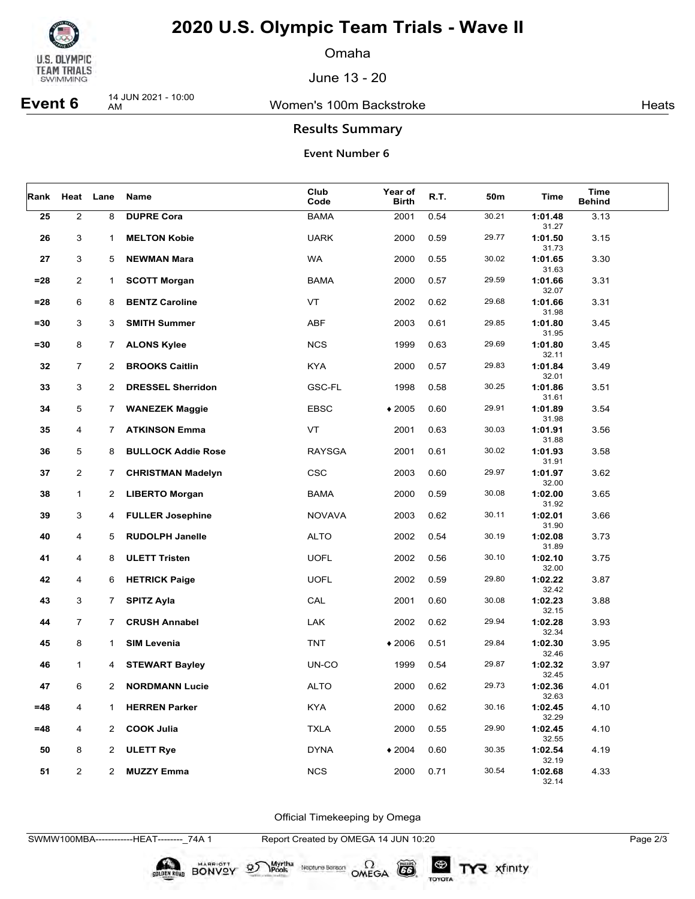# 2020 U.S. Olympic Team Trials - Wave II

Omaha

June 13 - 20

**Event 6** 14 JUN 2021 - 10:00 AM — Women's 100m Backstroke — Heats

## Results Summary

### Event Number 6

| Rank | Heat | Lane | Name | Club Code | Year of Birth | R.T. | 50m | Time | Time Behind |
|---|---|---|---|---|---|---|---|---|---|
| 25 | 2 | 8 | **DUPRE Cora** | BAMA | 2001 | 0.54 | 30.21 | **1:01.48** 31.27 | 3.13 |
| 26 | 3 | 1 | **MELTON Kobie** | UARK | 2000 | 0.59 | 29.77 | **1:01.50** 31.73 | 3.15 |
| 27 | 3 | 5 | **NEWMAN Mara** | WA | 2000 | 0.55 | 30.02 | **1:01.65** 31.63 | 3.30 |
| =28 | 2 | 1 | **SCOTT Morgan** | BAMA | 2000 | 0.57 | 29.59 | **1:01.66** 32.07 | 3.31 |
| =28 | 6 | 8 | **BENTZ Caroline** | VT | 2002 | 0.62 | 29.68 | **1:01.66** 31.98 | 3.31 |
| =30 | 3 | 3 | **SMITH Summer** | ABF | 2003 | 0.61 | 29.85 | **1:01.80** 31.95 | 3.45 |
| =30 | 8 | 7 | **ALONS Kylee** | NCS | 1999 | 0.63 | 29.69 | **1:01.80** 32.11 | 3.45 |
| 32 | 7 | 2 | **BROOKS Caitlin** | KYA | 2000 | 0.57 | 29.83 | **1:01.84** 32.01 | 3.49 |
| 33 | 3 | 2 | **DRESSEL Sherridon** | GSC-FL | 1998 | 0.58 | 30.25 | **1:01.86** 31.61 | 3.51 |
| 34 | 5 | 7 | **WANEZEK Maggie** | EBSC | ♦ 2005 | 0.60 | 29.91 | **1:01.89** 31.98 | 3.54 |
| 35 | 4 | 7 | **ATKINSON Emma** | VT | 2001 | 0.63 | 30.03 | **1:01.91** 31.88 | 3.56 |
| 36 | 5 | 8 | **BULLOCK Addie Rose** | RAYSGA | 2001 | 0.61 | 30.02 | **1:01.93** 31.91 | 3.58 |
| 37 | 2 | 7 | **CHRISTMAN Madelyn** | CSC | 2003 | 0.60 | 29.97 | **1:01.97** 32.00 | 3.62 |
| 38 | 1 | 2 | **LIBERTO Morgan** | BAMA | 2000 | 0.59 | 30.08 | **1:02.00** 31.92 | 3.65 |
| 39 | 3 | 4 | **FULLER Josephine** | NOVAVA | 2003 | 0.62 | 30.11 | **1:02.01** 31.90 | 3.66 |
| 40 | 4 | 5 | **RUDOLPH Janelle** | ALTO | 2002 | 0.54 | 30.19 | **1:02.08** 31.89 | 3.73 |
| 41 | 4 | 8 | **ULETT Tristen** | UOFL | 2002 | 0.56 | 30.10 | **1:02.10** 32.00 | 3.75 |
| 42 | 4 | 6 | **HETRICK Paige** | UOFL | 2002 | 0.59 | 29.80 | **1:02.22** 32.42 | 3.87 |
| 43 | 3 | 7 | **SPITZ Ayla** | CAL | 2001 | 0.60 | 30.08 | **1:02.23** 32.15 | 3.88 |
| 44 | 7 | 7 | **CRUSH Annabel** | LAK | 2002 | 0.62 | 29.94 | **1:02.28** 32.34 | 3.93 |
| 45 | 8 | 1 | **SIM Levenia** | TNT | ♦ 2006 | 0.51 | 29.84 | **1:02.30** 32.46 | 3.95 |
| 46 | 1 | 4 | **STEWART Bayley** | UN-CO | 1999 | 0.54 | 29.87 | **1:02.32** 32.45 | 3.97 |
| 47 | 6 | 2 | **NORDMANN Lucie** | ALTO | 2000 | 0.62 | 29.73 | **1:02.36** 32.63 | 4.01 |
| =48 | 4 | 1 | **HERREN Parker** | KYA | 2000 | 0.62 | 30.16 | **1:02.45** 32.29 | 4.10 |
| =48 | 4 | 2 | **COOK Julia** | TXLA | 2000 | 0.55 | 29.90 | **1:02.45** 32.55 | 4.10 |
| 50 | 8 | 2 | **ULETT Rye** | DYNA | ♦ 2004 | 0.60 | 30.35 | **1:02.54** 32.19 | 4.19 |
| 51 | 2 | 2 | **MUZZY Emma** | NCS | 2000 | 0.71 | 30.54 | **1:02.68** 32.14 | 4.33 |

Official Timekeeping by Omega

SWMW100MBA------------HEAT--------_74A 1 — Report Created by OMEGA 14 JUN 10:20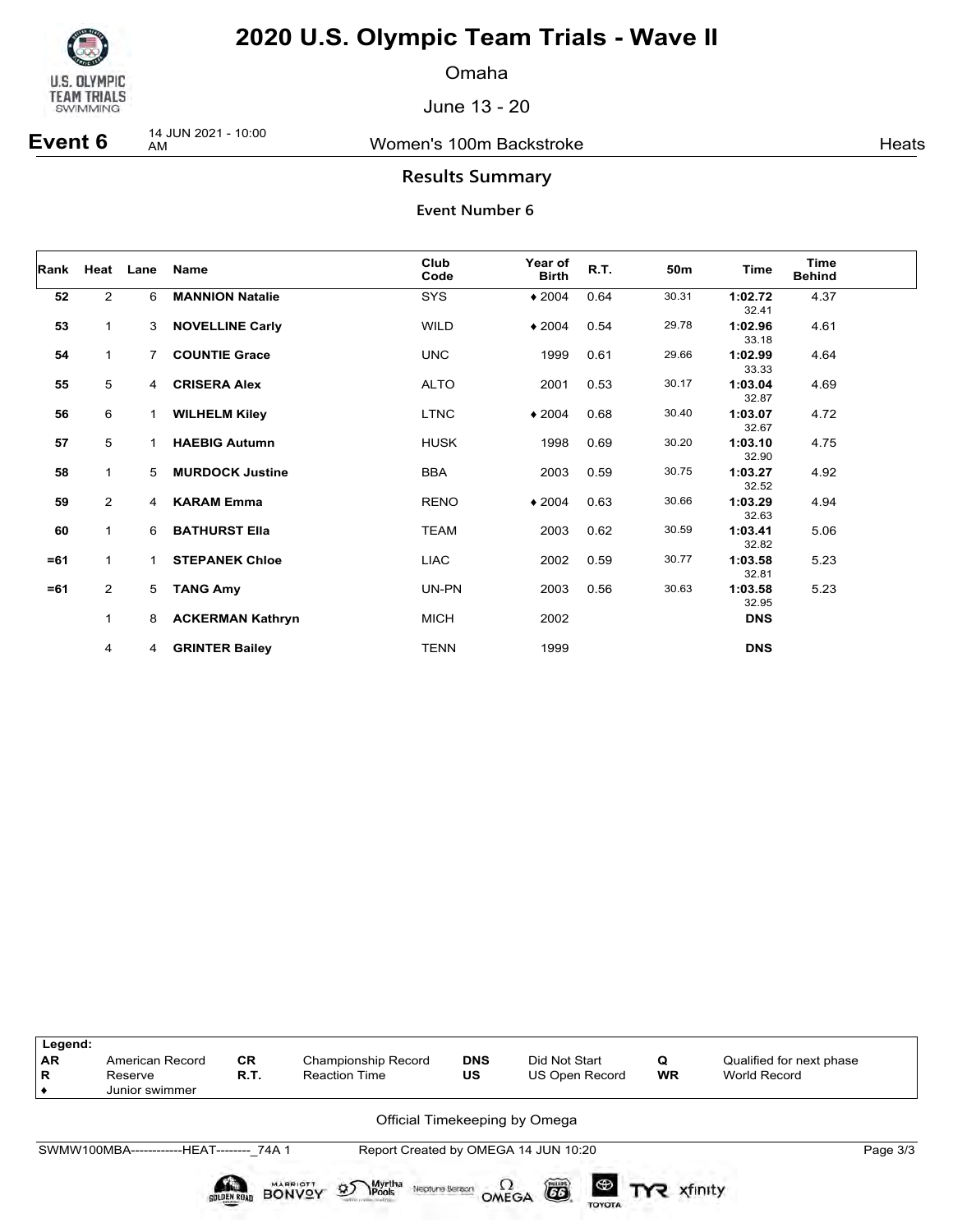# 2020 U.S. Olympic Team Trials - Wave II

Omaha

June 13 - 20

**Event 6** 14 JUN 2021 - 10:00 AM — Women's 100m Backstroke — Heats

## Results Summary

### Event Number 6

| Rank | Heat | Lane | Name | Club Code | Year of Birth | R.T. | 50m | Time | Time Behind |
|---|---|---|---|---|---|---|---|---|---|
| 52 | 2 | 6 | **MANNION Natalie** | SYS | ♦ 2004 | 0.64 | 30.31 | **1:02.72** 32.41 | 4.37 |
| 53 | 1 | 3 | **NOVELLINE Carly** | WILD | ♦ 2004 | 0.54 | 29.78 | **1:02.96** 33.18 | 4.61 |
| 54 | 1 | 7 | **COUNTIE Grace** | UNC | 1999 | 0.61 | 29.66 | **1:02.99** 33.33 | 4.64 |
| 55 | 5 | 4 | **CRISERA Alex** | ALTO | 2001 | 0.53 | 30.17 | **1:03.04** 32.87 | 4.69 |
| 56 | 6 | 1 | **WILHELM Kiley** | LTNC | ♦ 2004 | 0.68 | 30.40 | **1:03.07** 32.67 | 4.72 |
| 57 | 5 | 1 | **HAEBIG Autumn** | HUSK | 1998 | 0.69 | 30.20 | **1:03.10** 32.90 | 4.75 |
| 58 | 1 | 5 | **MURDOCK Justine** | BBA | 2003 | 0.59 | 30.75 | **1:03.27** 32.52 | 4.92 |
| 59 | 2 | 4 | **KARAM Emma** | RENO | ♦ 2004 | 0.63 | 30.66 | **1:03.29** 32.63 | 4.94 |
| 60 | 1 | 6 | **BATHURST Ella** | TEAM | 2003 | 0.62 | 30.59 | **1:03.41** 32.82 | 5.06 |
| =61 | 1 | 1 | **STEPANEK Chloe** | LIAC | 2002 | 0.59 | 30.77 | **1:03.58** 32.81 | 5.23 |
| =61 | 2 | 5 | **TANG Amy** | UN-PN | 2003 | 0.56 | 30.63 | **1:03.58** 32.95 | 5.23 |
| | 1 | 8 | **ACKERMAN Kathryn** | MICH | 2002 | | | **DNS** | |
| | 4 | 4 | **GRINTER Bailey** | TENN | 1999 | | | **DNS** | |

| Legend: | | | | | | | |
|---|---|---|---|---|---|---|---|
| AR | American Record | CR | Championship Record | DNS | Did Not Start | Q | Qualified for next phase |
| R | Reserve | R.T. | Reaction Time | US | US Open Record | WR | World Record |
| ♦ | Junior swimmer | | | | | | |

Official Timekeeping by Omega

SWMW100MBA------------HEAT--------_74A 1 — Report Created by OMEGA 14 JUN 10:20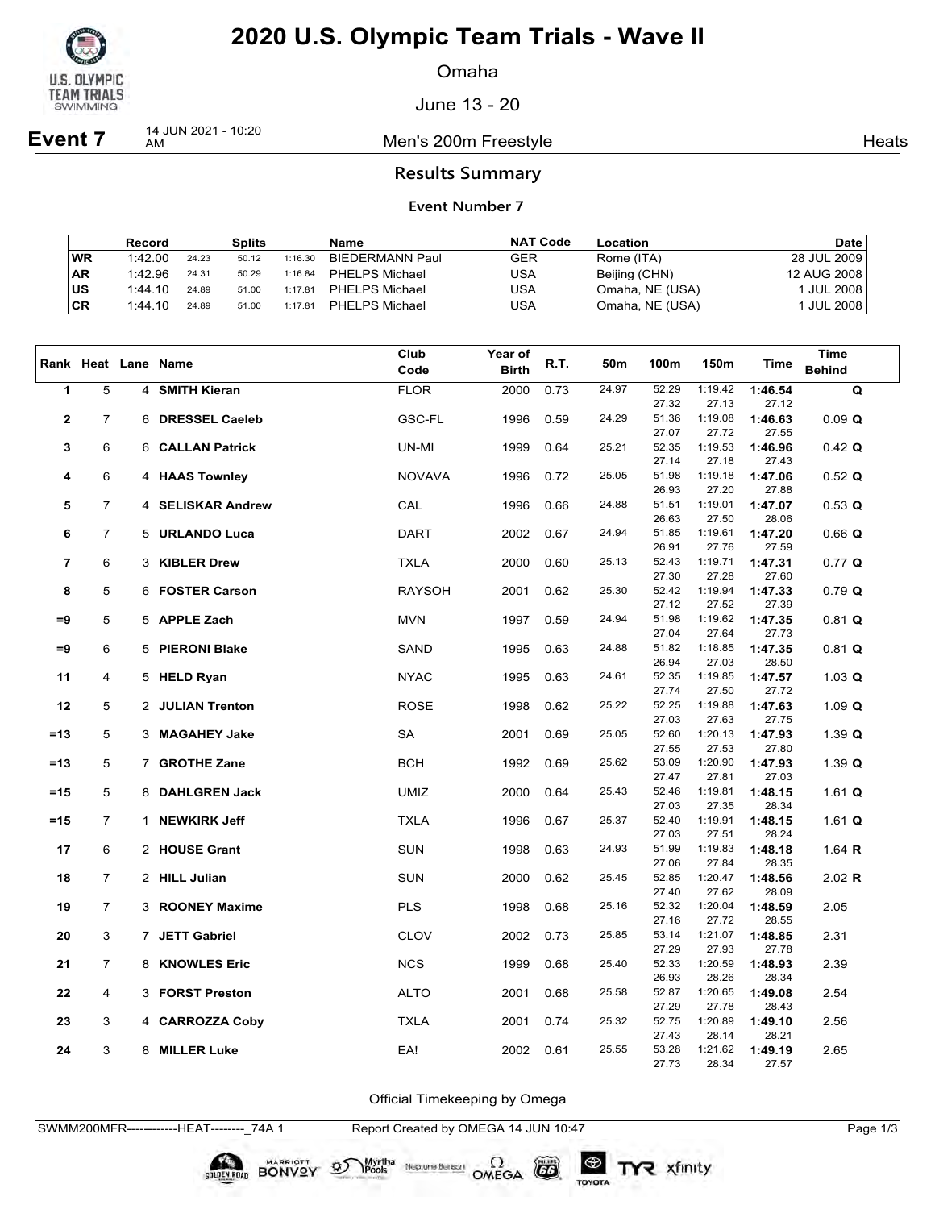# 2020 U.S. Olympic Team Trials - Wave II

Omaha

June 13 - 20

**Event 7** 14 JUN 2021 - 10:20 AM — Men's 200m Freestyle — Heats

## Results Summary

### Event Number 7

| | Record | Splits | | | Name | NAT Code | Location | Date |
|---|---|---|---|---|---|---|---|---|
| WR | 1:42.00 | 24.23 | 50.12 | 1:16.30 | BIEDERMANN Paul | GER | Rome (ITA) | 28 JUL 2009 |
| AR | 1:42.96 | 24.31 | 50.29 | 1:16.84 | PHELPS Michael | USA | Beijing (CHN) | 12 AUG 2008 |
| US | 1:44.10 | 24.89 | 51.00 | 1:17.81 | PHELPS Michael | USA | Omaha, NE (USA) | 1 JUL 2008 |
| CR | 1:44.10 | 24.89 | 51.00 | 1:17.81 | PHELPS Michael | USA | Omaha, NE (USA) | 1 JUL 2008 |

| Rank | Heat | Lane | Name | Club Code | Year of Birth | R.T. | 50m | 100m | 150m | Time | Time Behind |
|---|---|---|---|---|---|---|---|---|---|---|---|
| 1 | 5 | 4 | **SMITH Kieran** | FLOR | 2000 | 0.73 | 24.97 | 52.29 / 27.32 | 1:19.42 / 27.13 | **1:46.54** / 27.12 | **Q** |
| 2 | 7 | 6 | **DRESSEL Caeleb** | GSC-FL | 1996 | 0.59 | 24.29 | 51.36 / 27.07 | 1:19.08 / 27.72 | **1:46.63** / 27.55 | 0.09 **Q** |
| 3 | 6 | 6 | **CALLAN Patrick** | UN-MI | 1999 | 0.64 | 25.21 | 52.35 / 27.14 | 1:19.53 / 27.18 | **1:46.96** / 27.43 | 0.42 **Q** |
| 4 | 6 | 4 | **HAAS Townley** | NOVAVA | 1996 | 0.72 | 25.05 | 51.98 / 26.93 | 1:19.18 / 27.20 | **1:47.06** / 27.88 | 0.52 **Q** |
| 5 | 7 | 4 | **SELISKAR Andrew** | CAL | 1996 | 0.66 | 24.88 | 51.51 / 26.63 | 1:19.01 / 27.50 | **1:47.07** / 28.06 | 0.53 **Q** |
| 6 | 7 | 5 | **URLANDO Luca** | DART | 2002 | 0.67 | 24.94 | 51.85 / 26.91 | 1:19.61 / 27.76 | **1:47.20** / 27.59 | 0.66 **Q** |
| 7 | 6 | 3 | **KIBLER Drew** | TXLA | 2000 | 0.60 | 25.13 | 52.43 / 27.30 | 1:19.71 / 27.28 | **1:47.31** / 27.60 | 0.77 **Q** |
| 8 | 5 | 6 | **FOSTER Carson** | RAYSOH | 2001 | 0.62 | 25.30 | 52.42 / 27.12 | 1:19.94 / 27.52 | **1:47.33** / 27.39 | 0.79 **Q** |
| =9 | 5 | 5 | **APPLE Zach** | MVN | 1997 | 0.59 | 24.94 | 51.98 / 27.04 | 1:19.62 / 27.64 | **1:47.35** / 27.73 | 0.81 **Q** |
| =9 | 6 | 5 | **PIERONI Blake** | SAND | 1995 | 0.63 | 24.88 | 51.82 / 26.94 | 1:18.85 / 27.03 | **1:47.35** / 28.50 | 0.81 **Q** |
| 11 | 4 | 5 | **HELD Ryan** | NYAC | 1995 | 0.63 | 24.61 | 52.35 / 27.74 | 1:19.85 / 27.50 | **1:47.57** / 27.72 | 1.03 **Q** |
| 12 | 5 | 2 | **JULIAN Trenton** | ROSE | 1998 | 0.62 | 25.22 | 52.25 / 27.03 | 1:19.88 / 27.63 | **1:47.63** / 27.75 | 1.09 **Q** |
| =13 | 5 | 3 | **MAGAHEY Jake** | SA | 2001 | 0.69 | 25.05 | 52.60 / 27.55 | 1:20.13 / 27.53 | **1:47.93** / 27.80 | 1.39 **Q** |
| =13 | 5 | 7 | **GROTHE Zane** | BCH | 1992 | 0.69 | 25.62 | 53.09 / 27.47 | 1:20.90 / 27.81 | **1:47.93** / 27.03 | 1.39 **Q** |
| =15 | 5 | 8 | **DAHLGREN Jack** | UMIZ | 2000 | 0.64 | 25.43 | 52.46 / 27.03 | 1:19.81 / 27.35 | **1:48.15** / 28.34 | 1.61 **Q** |
| =15 | 7 | 1 | **NEWKIRK Jeff** | TXLA | 1996 | 0.67 | 25.37 | 52.40 / 27.03 | 1:19.91 / 27.51 | **1:48.15** / 28.24 | 1.61 **Q** |
| 17 | 6 | 2 | **HOUSE Grant** | SUN | 1998 | 0.63 | 24.93 | 51.99 / 27.06 | 1:19.83 / 27.84 | **1:48.18** / 28.35 | 1.64 **R** |
| 18 | 7 | 2 | **HILL Julian** | SUN | 2000 | 0.62 | 25.45 | 52.85 / 27.40 | 1:20.47 / 27.62 | **1:48.56** / 28.09 | 2.02 **R** |
| 19 | 7 | 3 | **ROONEY Maxime** | PLS | 1998 | 0.68 | 25.16 | 52.32 / 27.16 | 1:20.04 / 27.72 | **1:48.59** / 28.55 | 2.05 |
| 20 | 3 | 7 | **JETT Gabriel** | CLOV | 2002 | 0.73 | 25.85 | 53.14 / 27.29 | 1:21.07 / 27.93 | **1:48.85** / 27.78 | 2.31 |
| 21 | 7 | 8 | **KNOWLES Eric** | NCS | 1999 | 0.68 | 25.40 | 52.33 / 26.93 | 1:20.59 / 28.26 | **1:48.93** / 28.34 | 2.39 |
| 22 | 4 | 3 | **FORST Preston** | ALTO | 2001 | 0.68 | 25.58 | 52.87 / 27.29 | 1:20.65 / 27.78 | **1:49.08** / 28.43 | 2.54 |
| 23 | 3 | 4 | **CARROZZA Coby** | TXLA | 2001 | 0.74 | 25.32 | 52.75 / 27.43 | 1:20.89 / 28.14 | **1:49.10** / 28.21 | 2.56 |
| 24 | 3 | 8 | **MILLER Luke** | EA! | 2002 | 0.61 | 25.55 | 53.28 / 27.73 | 1:21.62 / 28.34 | **1:49.19** / 27.57 | 2.65 |

Official Timekeeping by Omega

SWMM200MFR------------HEAT--------_74A 1 Report Created by OMEGA 14 JUN 10:47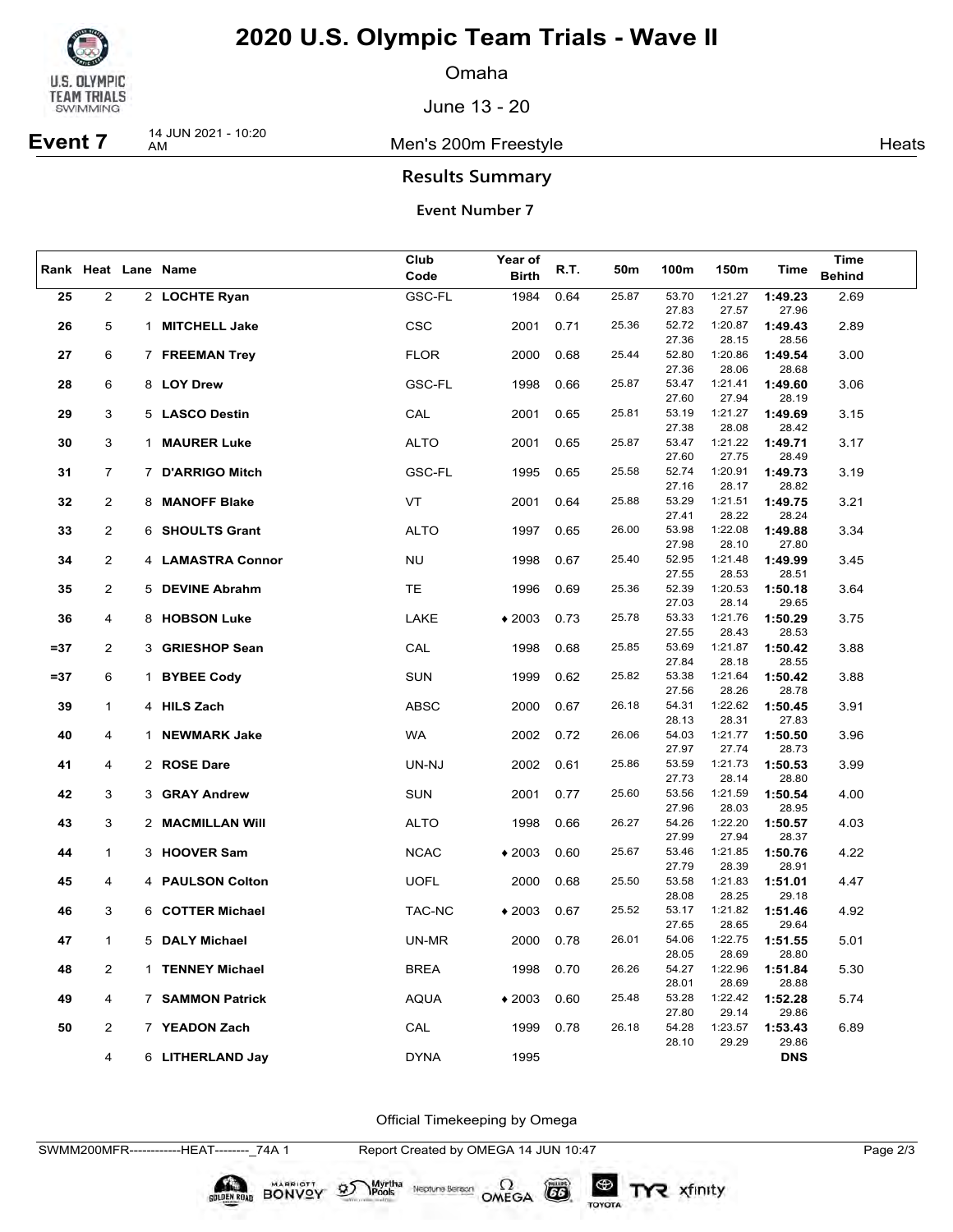# 2020 U.S. Olympic Team Trials - Wave II

Omaha

June 13 - 20

**Event 7** 14 JUN 2021 - 10:20 AM — Men's 200m Freestyle — Heats

## Results Summary

### Event Number 7

| Rank | Heat | Lane | Name | Club Code | Year of Birth | R.T. | 50m | 100m | 150m | Time | Time Behind |
|---|---|---|---|---|---|---|---|---|---|---|---|
| 25 | 2 | 2 | **LOCHTE Ryan** | GSC-FL | 1984 | 0.64 | 25.87 | 53.70<br>27.83 | 1:21.27<br>27.57 | **1:49.23**<br>27.96 | 2.69 |
| 26 | 5 | 1 | **MITCHELL Jake** | CSC | 2001 | 0.71 | 25.36 | 52.72<br>27.36 | 1:20.87<br>28.15 | **1:49.43**<br>28.56 | 2.89 |
| 27 | 6 | 7 | **FREEMAN Trey** | FLOR | 2000 | 0.68 | 25.44 | 52.80<br>27.36 | 1:20.86<br>28.06 | **1:49.54**<br>28.68 | 3.00 |
| 28 | 6 | 8 | **LOY Drew** | GSC-FL | 1998 | 0.66 | 25.87 | 53.47<br>27.60 | 1:21.41<br>27.94 | **1:49.60**<br>28.19 | 3.06 |
| 29 | 3 | 5 | **LASCO Destin** | CAL | 2001 | 0.65 | 25.81 | 53.19<br>27.38 | 1:21.27<br>28.08 | **1:49.69**<br>28.42 | 3.15 |
| 30 | 3 | 1 | **MAURER Luke** | ALTO | 2001 | 0.65 | 25.87 | 53.47<br>27.60 | 1:21.22<br>27.75 | **1:49.71**<br>28.49 | 3.17 |
| 31 | 7 | 7 | **D'ARRIGO Mitch** | GSC-FL | 1995 | 0.65 | 25.58 | 52.74<br>27.16 | 1:20.91<br>28.17 | **1:49.73**<br>28.82 | 3.19 |
| 32 | 2 | 8 | **MANOFF Blake** | VT | 2001 | 0.64 | 25.88 | 53.29<br>27.41 | 1:21.51<br>28.22 | **1:49.75**<br>28.24 | 3.21 |
| 33 | 2 | 6 | **SHOULTS Grant** | ALTO | 1997 | 0.65 | 26.00 | 53.98<br>27.98 | 1:22.08<br>28.10 | **1:49.88**<br>27.80 | 3.34 |
| 34 | 2 | 4 | **LAMASTRA Connor** | NU | 1998 | 0.67 | 25.40 | 52.95<br>27.55 | 1:21.48<br>28.53 | **1:49.99**<br>28.51 | 3.45 |
| 35 | 2 | 5 | **DEVINE Abrahm** | TE | 1996 | 0.69 | 25.36 | 52.39<br>27.03 | 1:20.53<br>28.14 | **1:50.18**<br>29.65 | 3.64 |
| 36 | 4 | 8 | **HOBSON Luke** | LAKE | ♦2003 | 0.73 | 25.78 | 53.33<br>27.55 | 1:21.76<br>28.43 | **1:50.29**<br>28.53 | 3.75 |
| =37 | 2 | 3 | **GRIESHOP Sean** | CAL | 1998 | 0.68 | 25.85 | 53.69<br>27.84 | 1:21.87<br>28.18 | **1:50.42**<br>28.55 | 3.88 |
| =37 | 6 | 1 | **BYBEE Cody** | SUN | 1999 | 0.62 | 25.82 | 53.38<br>27.56 | 1:21.64<br>28.26 | **1:50.42**<br>28.78 | 3.88 |
| 39 | 1 | 4 | **HILS Zach** | ABSC | 2000 | 0.67 | 26.18 | 54.31<br>28.13 | 1:22.62<br>28.31 | **1:50.45**<br>27.83 | 3.91 |
| 40 | 4 | 1 | **NEWMARK Jake** | WA | 2002 | 0.72 | 26.06 | 54.03<br>27.97 | 1:21.77<br>27.74 | **1:50.50**<br>28.73 | 3.96 |
| 41 | 4 | 2 | **ROSE Dare** | UN-NJ | 2002 | 0.61 | 25.86 | 53.59<br>27.73 | 1:21.73<br>28.14 | **1:50.53**<br>28.80 | 3.99 |
| 42 | 3 | 3 | **GRAY Andrew** | SUN | 2001 | 0.77 | 25.60 | 53.56<br>27.96 | 1:21.59<br>28.03 | **1:50.54**<br>28.95 | 4.00 |
| 43 | 3 | 2 | **MACMILLAN Will** | ALTO | 1998 | 0.66 | 26.27 | 54.26<br>27.99 | 1:22.20<br>27.94 | **1:50.57**<br>28.37 | 4.03 |
| 44 | 1 | 3 | **HOOVER Sam** | NCAC | ♦2003 | 0.60 | 25.67 | 53.46<br>27.79 | 1:21.85<br>28.39 | **1:50.76**<br>28.91 | 4.22 |
| 45 | 4 | 4 | **PAULSON Colton** | UOFL | 2000 | 0.68 | 25.50 | 53.58<br>28.08 | 1:21.83<br>28.25 | **1:51.01**<br>29.18 | 4.47 |
| 46 | 3 | 6 | **COTTER Michael** | TAC-NC | ♦2003 | 0.67 | 25.52 | 53.17<br>27.65 | 1:21.82<br>28.65 | **1:51.46**<br>29.64 | 4.92 |
| 47 | 1 | 5 | **DALY Michael** | UN-MR | 2000 | 0.78 | 26.01 | 54.06<br>28.05 | 1:22.75<br>28.69 | **1:51.55**<br>28.80 | 5.01 |
| 48 | 2 | 1 | **TENNEY Michael** | BREA | 1998 | 0.70 | 26.26 | 54.27<br>28.01 | 1:22.96<br>28.69 | **1:51.84**<br>28.88 | 5.30 |
| 49 | 4 | 7 | **SAMMON Patrick** | AQUA | ♦2003 | 0.60 | 25.48 | 53.28<br>27.80 | 1:22.42<br>29.14 | **1:52.28**<br>29.86 | 5.74 |
| 50 | 2 | 7 | **YEADON Zach** | CAL | 1999 | 0.78 | 26.18 | 54.28<br>28.10 | 1:23.57<br>29.29 | **1:53.43**<br>29.86 | 6.89 |
| | 4 | 6 | **LITHERLAND Jay** | DYNA | 1995 | | | | | **DNS** | |

Official Timekeeping by Omega

SWMM200MFR------------HEAT--------_74A 1 Report Created by OMEGA 14 JUN 10:47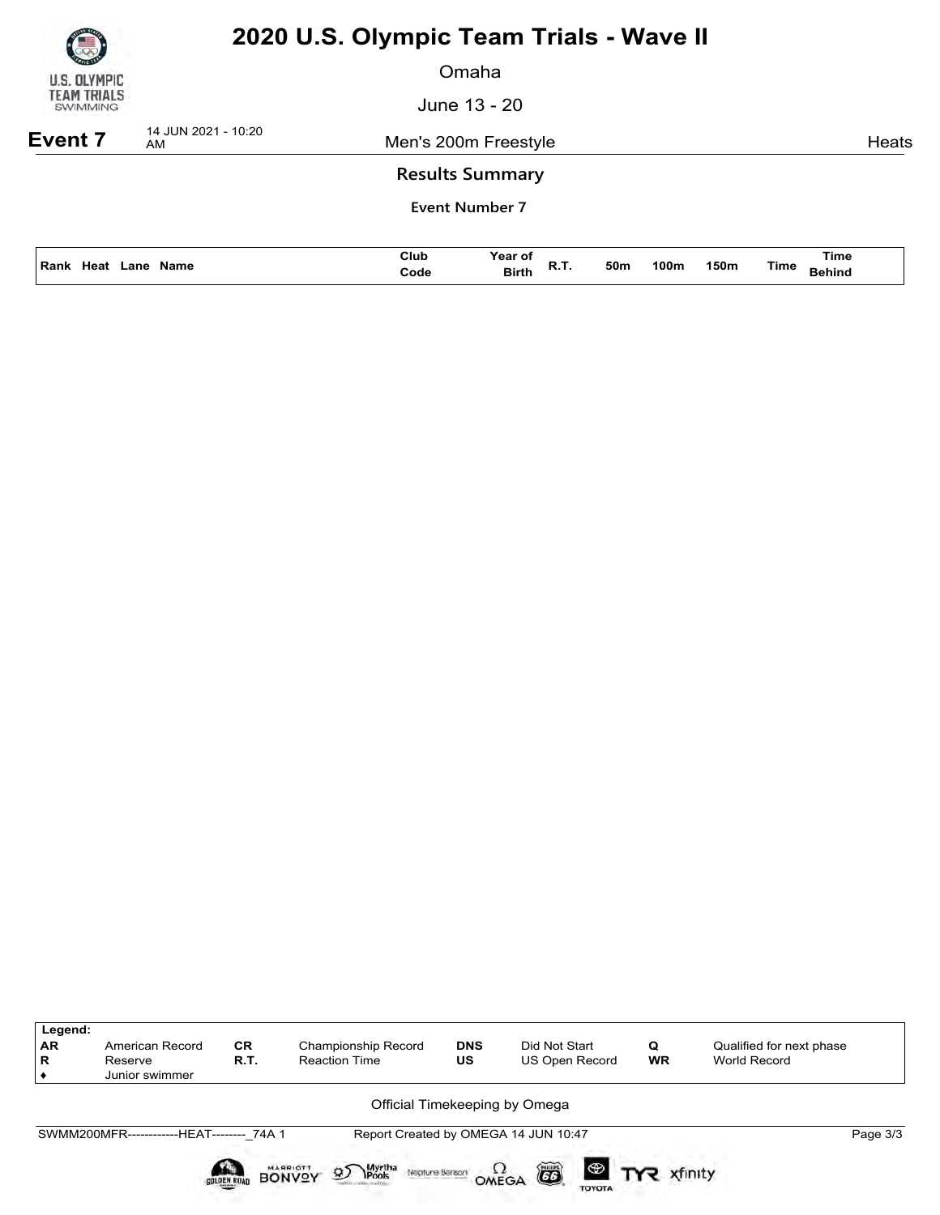# 2020 U.S. Olympic Team Trials - Wave II

Omaha

June 13 - 20

**Event 7** 14 JUN 2021 - 10:20 AM — Men's 200m Freestyle — Heats

## Results Summary

**Event Number 7**

| Rank | Heat | Lane | Name | Club Code | Year of Birth | R.T. | 50m | 100m | 150m | Time | Time Behind |
|---|---|---|---|---|---|---|---|---|---|---|---|

| Legend: | | | | | | | |
|---|---|---|---|---|---|---|---|
| AR | American Record | CR | Championship Record | DNS | Did Not Start | Q | Qualified for next phase |
| R | Reserve | R.T. | Reaction Time | US | US Open Record | WR | World Record |
| ♦ | Junior swimmer | | | | | | |

Official Timekeeping by Omega

SWMM200MFR------------HEAT--------_74A 1 Report Created by OMEGA 14 JUN 10:47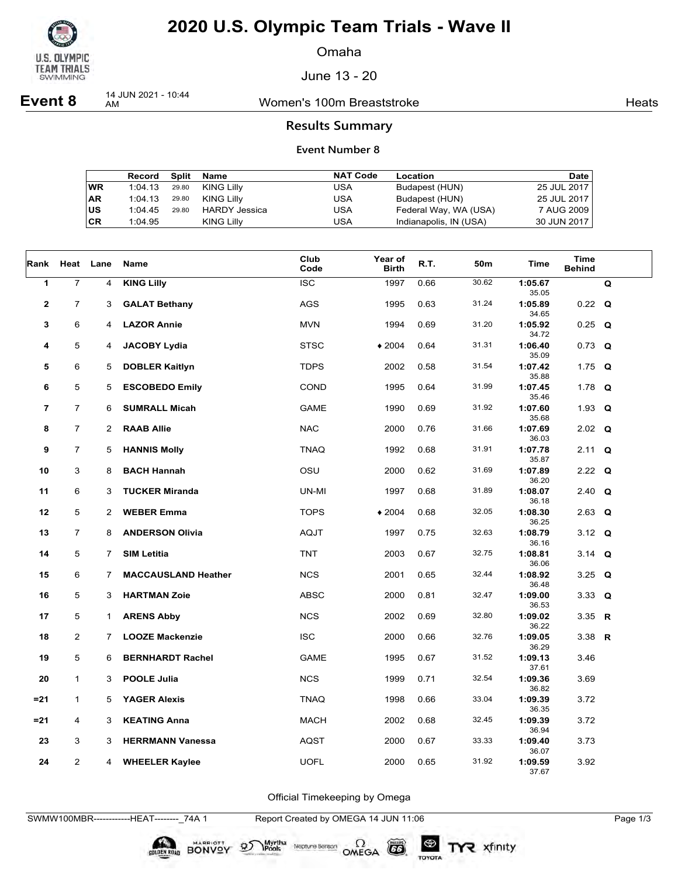# 2020 U.S. Olympic Team Trials - Wave II

Omaha

June 13 - 20

**Event 8** 14 JUN 2021 - 10:44 AM — Women's 100m Breaststroke — Heats

## Results Summary

### Event Number 8

| | Record | Split | Name | NAT Code | Location | Date |
|---|---|---|---|---|---|---|
| WR | 1:04.13 | 29.80 | KING Lilly | USA | Budapest (HUN) | 25 JUL 2017 |
| AR | 1:04.13 | 29.80 | KING Lilly | USA | Budapest (HUN) | 25 JUL 2017 |
| US | 1:04.45 | 29.80 | HARDY Jessica | USA | Federal Way, WA (USA) | 7 AUG 2009 |
| CR | 1:04.95 | | KING Lilly | USA | Indianapolis, IN (USA) | 30 JUN 2017 |

| Rank | Heat | Lane | Name | Club Code | Year of Birth | R.T. | 50m | Time | Time Behind | |
|---|---|---|---|---|---|---|---|---|---|---|
| 1 | 7 | 4 | **KING Lilly** | ISC | 1997 | 0.66 | 30.62 | **1:05.67** 35.05 | | Q |
| 2 | 7 | 3 | **GALAT Bethany** | AGS | 1995 | 0.63 | 31.24 | **1:05.89** 34.65 | 0.22 | Q |
| 3 | 6 | 4 | **LAZOR Annie** | MVN | 1994 | 0.69 | 31.20 | **1:05.92** 34.72 | 0.25 | Q |
| 4 | 5 | 4 | **JACOBY Lydia** | STSC | ♦ 2004 | 0.64 | 31.31 | **1:06.40** 35.09 | 0.73 | Q |
| 5 | 6 | 5 | **DOBLER Kaitlyn** | TDPS | 2002 | 0.58 | 31.54 | **1:07.42** 35.88 | 1.75 | Q |
| 6 | 5 | 5 | **ESCOBEDO Emily** | COND | 1995 | 0.64 | 31.99 | **1:07.45** 35.46 | 1.78 | Q |
| 7 | 7 | 6 | **SUMRALL Micah** | GAME | 1990 | 0.69 | 31.92 | **1:07.60** 35.68 | 1.93 | Q |
| 8 | 7 | 2 | **RAAB Allie** | NAC | 2000 | 0.76 | 31.66 | **1:07.69** 36.03 | 2.02 | Q |
| 9 | 7 | 5 | **HANNIS Molly** | TNAQ | 1992 | 0.68 | 31.91 | **1:07.78** 35.87 | 2.11 | Q |
| 10 | 3 | 8 | **BACH Hannah** | OSU | 2000 | 0.62 | 31.69 | **1:07.89** 36.20 | 2.22 | Q |
| 11 | 6 | 3 | **TUCKER Miranda** | UN-MI | 1997 | 0.68 | 31.89 | **1:08.07** 36.18 | 2.40 | Q |
| 12 | 5 | 2 | **WEBER Emma** | TOPS | ♦ 2004 | 0.68 | 32.05 | **1:08.30** 36.25 | 2.63 | Q |
| 13 | 7 | 8 | **ANDERSON Olivia** | AQJT | 1997 | 0.75 | 32.63 | **1:08.79** 36.16 | 3.12 | Q |
| 14 | 5 | 7 | **SIM Letitia** | TNT | 2003 | 0.67 | 32.75 | **1:08.81** 36.06 | 3.14 | Q |
| 15 | 6 | 7 | **MACCAUSLAND Heather** | NCS | 2001 | 0.65 | 32.44 | **1:08.92** 36.48 | 3.25 | Q |
| 16 | 5 | 3 | **HARTMAN Zoie** | ABSC | 2000 | 0.81 | 32.47 | **1:09.00** 36.53 | 3.33 | Q |
| 17 | 5 | 1 | **ARENS Abby** | NCS | 2002 | 0.69 | 32.80 | **1:09.02** 36.22 | 3.35 | R |
| 18 | 2 | 7 | **LOOZE Mackenzie** | ISC | 2000 | 0.66 | 32.76 | **1:09.05** 36.29 | 3.38 | R |
| 19 | 5 | 6 | **BERNHARDT Rachel** | GAME | 1995 | 0.67 | 31.52 | **1:09.13** 37.61 | 3.46 | |
| 20 | 1 | 3 | **POOLE Julia** | NCS | 1999 | 0.71 | 32.54 | **1:09.36** 36.82 | 3.69 | |
| =21 | 1 | 5 | **YAGER Alexis** | TNAQ | 1998 | 0.66 | 33.04 | **1:09.39** 36.35 | 3.72 | |
| =21 | 4 | 3 | **KEATING Anna** | MACH | 2002 | 0.68 | 32.45 | **1:09.39** 36.94 | 3.72 | |
| 23 | 3 | 3 | **HERRMANN Vanessa** | AQST | 2000 | 0.67 | 33.33 | **1:09.40** 36.07 | 3.73 | |
| 24 | 2 | 4 | **WHEELER Kaylee** | UOFL | 2000 | 0.65 | 31.92 | **1:09.59** 37.67 | 3.92 | |

Official Timekeeping by Omega

SWMW100MBR------------HEAT--------_74A 1 — Report Created by OMEGA 14 JUN 11:06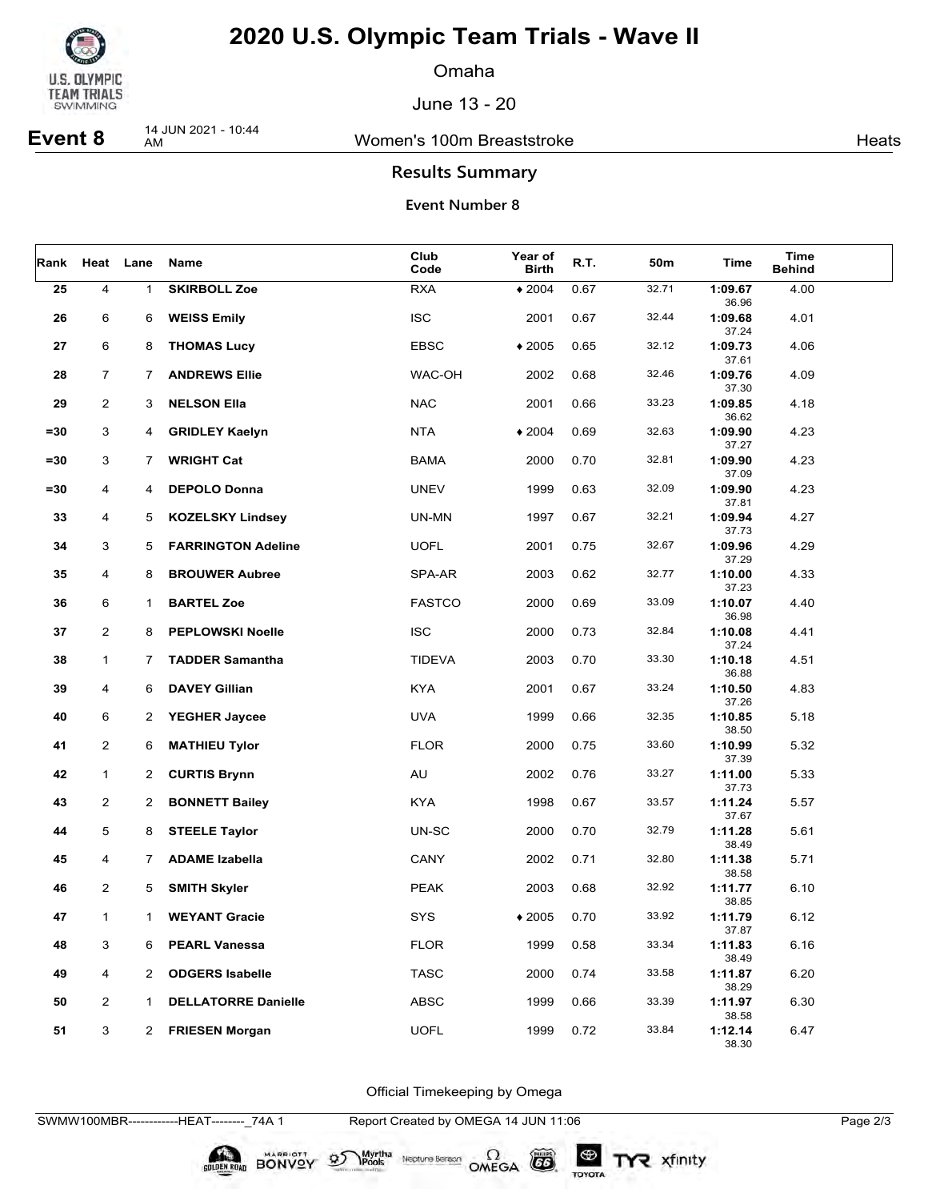# 2020 U.S. Olympic Team Trials - Wave II

Omaha

June 13 - 20

**Event 8** 14 JUN 2021 - 10:44 AM Women's 100m Breaststroke Heats

## Results Summary

### Event Number 8

| Rank | Heat | Lane | Name | Club Code | Year of Birth | R.T. | 50m | Time | Time Behind |
|---|---|---|---|---|---|---|---|---|---|
| 25 | 4 | 1 | **SKIRBOLL Zoe** | RXA | ♦2004 | 0.67 | 32.71 | **1:09.67** 36.96 | 4.00 |
| 26 | 6 | 6 | **WEISS Emily** | ISC | 2001 | 0.67 | 32.44 | **1:09.68** 37.24 | 4.01 |
| 27 | 6 | 8 | **THOMAS Lucy** | EBSC | ♦2005 | 0.65 | 32.12 | **1:09.73** 37.61 | 4.06 |
| 28 | 7 | 7 | **ANDREWS Ellie** | WAC-OH | 2002 | 0.68 | 32.46 | **1:09.76** 37.30 | 4.09 |
| 29 | 2 | 3 | **NELSON Ella** | NAC | 2001 | 0.66 | 33.23 | **1:09.85** 36.62 | 4.18 |
| =30 | 3 | 4 | **GRIDLEY Kaelyn** | NTA | ♦2004 | 0.69 | 32.63 | **1:09.90** 37.27 | 4.23 |
| =30 | 3 | 7 | **WRIGHT Cat** | BAMA | 2000 | 0.70 | 32.81 | **1:09.90** 37.09 | 4.23 |
| =30 | 4 | 4 | **DEPOLO Donna** | UNEV | 1999 | 0.63 | 32.09 | **1:09.90** 37.81 | 4.23 |
| 33 | 4 | 5 | **KOZELSKY Lindsey** | UN-MN | 1997 | 0.67 | 32.21 | **1:09.94** 37.73 | 4.27 |
| 34 | 3 | 5 | **FARRINGTON Adeline** | UOFL | 2001 | 0.75 | 32.67 | **1:09.96** 37.29 | 4.29 |
| 35 | 4 | 8 | **BROUWER Aubree** | SPA-AR | 2003 | 0.62 | 32.77 | **1:10.00** 37.23 | 4.33 |
| 36 | 6 | 1 | **BARTEL Zoe** | FASTCO | 2000 | 0.69 | 33.09 | **1:10.07** 36.98 | 4.40 |
| 37 | 2 | 8 | **PEPLOWSKI Noelle** | ISC | 2000 | 0.73 | 32.84 | **1:10.08** 37.24 | 4.41 |
| 38 | 1 | 7 | **TADDER Samantha** | TIDEVA | 2003 | 0.70 | 33.30 | **1:10.18** 36.88 | 4.51 |
| 39 | 4 | 6 | **DAVEY Gillian** | KYA | 2001 | 0.67 | 33.24 | **1:10.50** 37.26 | 4.83 |
| 40 | 6 | 2 | **YEGHER Jaycee** | UVA | 1999 | 0.66 | 32.35 | **1:10.85** 38.50 | 5.18 |
| 41 | 2 | 6 | **MATHIEU Tylor** | FLOR | 2000 | 0.75 | 33.60 | **1:10.99** 37.39 | 5.32 |
| 42 | 1 | 2 | **CURTIS Brynn** | AU | 2002 | 0.76 | 33.27 | **1:11.00** 37.73 | 5.33 |
| 43 | 2 | 2 | **BONNETT Bailey** | KYA | 1998 | 0.67 | 33.57 | **1:11.24** 37.67 | 5.57 |
| 44 | 5 | 8 | **STEELE Taylor** | UN-SC | 2000 | 0.70 | 32.79 | **1:11.28** 38.49 | 5.61 |
| 45 | 4 | 7 | **ADAME Izabella** | CANY | 2002 | 0.71 | 32.80 | **1:11.38** 38.58 | 5.71 |
| 46 | 2 | 5 | **SMITH Skyler** | PEAK | 2003 | 0.68 | 32.92 | **1:11.77** 38.85 | 6.10 |
| 47 | 1 | 1 | **WEYANT Gracie** | SYS | ♦2005 | 0.70 | 33.92 | **1:11.79** 37.87 | 6.12 |
| 48 | 3 | 6 | **PEARL Vanessa** | FLOR | 1999 | 0.58 | 33.34 | **1:11.83** 38.49 | 6.16 |
| 49 | 4 | 2 | **ODGERS Isabelle** | TASC | 2000 | 0.74 | 33.58 | **1:11.87** 38.29 | 6.20 |
| 50 | 2 | 1 | **DELLATORRE Danielle** | ABSC | 1999 | 0.66 | 33.39 | **1:11.97** 38.58 | 6.30 |
| 51 | 3 | 2 | **FRIESEN Morgan** | UOFL | 1999 | 0.72 | 33.84 | **1:12.14** 38.30 | 6.47 |

Official Timekeeping by Omega

SWMW100MBR------------HEAT--------_74A 1 Report Created by OMEGA 14 JUN 11:06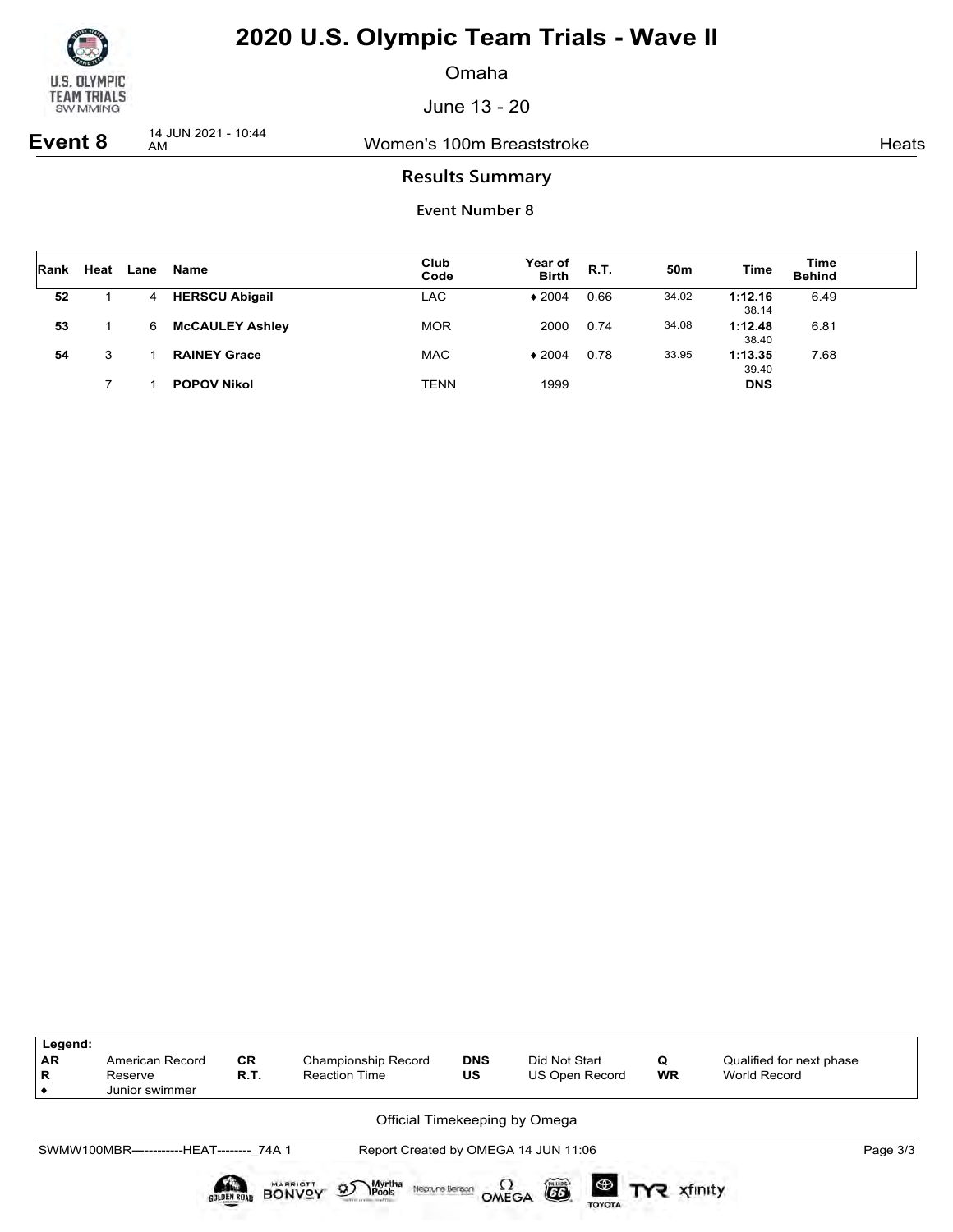# 2020 U.S. Olympic Team Trials - Wave II

Omaha

June 13 - 20

**Event 8** 14 JUN 2021 - 10:44 AM Women's 100m Breaststroke Heats

## Results Summary

### Event Number 8

| Rank | Heat | Lane | Name | Club Code | Year of Birth | R.T. | 50m | Time | Time Behind |
|---|---|---|---|---|---|---|---|---|---|
| 52 | 1 | 4 | HERSCU Abigail | LAC | ♦ 2004 | 0.66 | 34.02 | 1:12.16<br>38.14 | 6.49 |
| 53 | 1 | 6 | McCAULEY Ashley | MOR | 2000 | 0.74 | 34.08 | 1:12.48<br>38.40 | 6.81 |
| 54 | 3 | 1 | RAINEY Grace | MAC | ♦ 2004 | 0.78 | 33.95 | 1:13.35<br>39.40 | 7.68 |
| | 7 | 1 | POPOV Nikol | TENN | 1999 | | | DNS | |

| Legend: | | | | | | | |
|---|---|---|---|---|---|---|---|
| AR | American Record | CR | Championship Record | DNS | Did Not Start | Q | Qualified for next phase |
| R | Reserve | R.T. | Reaction Time | US | US Open Record | WR | World Record |
| ♦ | Junior swimmer | | | | | | |

Official Timekeeping by Omega

SWMW100MBR------------HEAT--------_74A 1 Report Created by OMEGA 14 JUN 11:06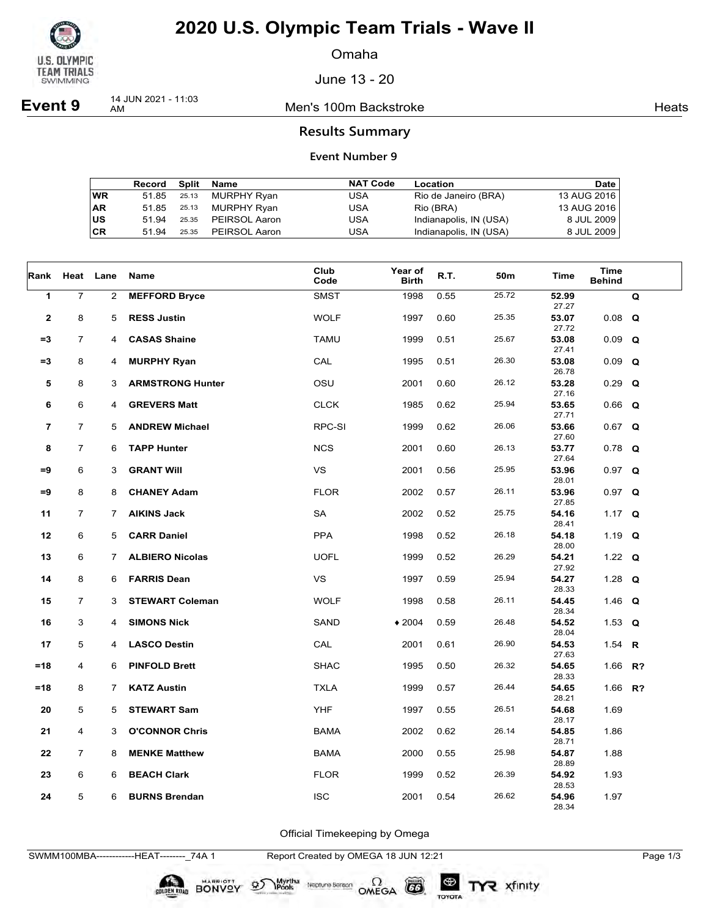# 2020 U.S. Olympic Team Trials - Wave II

Omaha

June 13 - 20

**Event 9** 14 JUN 2021 - 11:03 AM — Men's 100m Backstroke — Heats

## Results Summary

### Event Number 9

| | Record | Split | Name | NAT Code | Location | Date |
|---|---|---|---|---|---|---|
| WR | 51.85 | 25.13 | MURPHY Ryan | USA | Rio de Janeiro (BRA) | 13 AUG 2016 |
| AR | 51.85 | 25.13 | MURPHY Ryan | USA | Rio (BRA) | 13 AUG 2016 |
| US | 51.94 | 25.35 | PEIRSOL Aaron | USA | Indianapolis, IN (USA) | 8 JUL 2009 |
| CR | 51.94 | 25.35 | PEIRSOL Aaron | USA | Indianapolis, IN (USA) | 8 JUL 2009 |

| Rank | Heat | Lane | Name | Club Code | Year of Birth | R.T. | 50m | Time | Time Behind | |
|---|---|---|---|---|---|---|---|---|---|---|
| 1 | 7 | 2 | **MEFFORD Bryce** | SMST | 1998 | 0.55 | 25.72 | **52.99** 27.27 | | Q |
| 2 | 8 | 5 | **RESS Justin** | WOLF | 1997 | 0.60 | 25.35 | **53.07** 27.72 | 0.08 | Q |
| =3 | 7 | 4 | **CASAS Shaine** | TAMU | 1999 | 0.51 | 25.67 | **53.08** 27.41 | 0.09 | Q |
| =3 | 8 | 4 | **MURPHY Ryan** | CAL | 1995 | 0.51 | 26.30 | **53.08** 26.78 | 0.09 | Q |
| 5 | 8 | 3 | **ARMSTRONG Hunter** | OSU | 2001 | 0.60 | 26.12 | **53.28** 27.16 | 0.29 | Q |
| 6 | 6 | 4 | **GREVERS Matt** | CLCK | 1985 | 0.62 | 25.94 | **53.65** 27.71 | 0.66 | Q |
| 7 | 7 | 5 | **ANDREW Michael** | RPC-SI | 1999 | 0.62 | 26.06 | **53.66** 27.60 | 0.67 | Q |
| 8 | 7 | 6 | **TAPP Hunter** | NCS | 2001 | 0.60 | 26.13 | **53.77** 27.64 | 0.78 | Q |
| =9 | 6 | 3 | **GRANT Will** | VS | 2001 | 0.56 | 25.95 | **53.96** 28.01 | 0.97 | Q |
| =9 | 8 | 8 | **CHANEY Adam** | FLOR | 2002 | 0.57 | 26.11 | **53.96** 27.85 | 0.97 | Q |
| 11 | 7 | 7 | **AIKINS Jack** | SA | 2002 | 0.52 | 25.75 | **54.16** 28.41 | 1.17 | Q |
| 12 | 6 | 5 | **CARR Daniel** | PPA | 1998 | 0.52 | 26.18 | **54.18** 28.00 | 1.19 | Q |
| 13 | 6 | 7 | **ALBIERO Nicolas** | UOFL | 1999 | 0.52 | 26.29 | **54.21** 27.92 | 1.22 | Q |
| 14 | 8 | 6 | **FARRIS Dean** | VS | 1997 | 0.59 | 25.94 | **54.27** 28.33 | 1.28 | Q |
| 15 | 7 | 3 | **STEWART Coleman** | WOLF | 1998 | 0.58 | 26.11 | **54.45** 28.34 | 1.46 | Q |
| 16 | 3 | 4 | **SIMONS Nick** | SAND | ♦ 2004 | 0.59 | 26.48 | **54.52** 28.04 | 1.53 | Q |
| 17 | 5 | 4 | **LASCO Destin** | CAL | 2001 | 0.61 | 26.90 | **54.53** 27.63 | 1.54 | R |
| =18 | 4 | 6 | **PINFOLD Brett** | SHAC | 1995 | 0.50 | 26.32 | **54.65** 28.33 | 1.66 | R? |
| =18 | 8 | 7 | **KATZ Austin** | TXLA | 1999 | 0.57 | 26.44 | **54.65** 28.21 | 1.66 | R? |
| 20 | 5 | 5 | **STEWART Sam** | YHF | 1997 | 0.55 | 26.51 | **54.68** 28.17 | 1.69 | |
| 21 | 4 | 3 | **O'CONNOR Chris** | BAMA | 2002 | 0.62 | 26.14 | **54.85** 28.71 | 1.86 | |
| 22 | 7 | 8 | **MENKE Matthew** | BAMA | 2000 | 0.55 | 25.98 | **54.87** 28.89 | 1.88 | |
| 23 | 6 | 6 | **BEACH Clark** | FLOR | 1999 | 0.52 | 26.39 | **54.92** 28.53 | 1.93 | |
| 24 | 5 | 6 | **BURNS Brendan** | ISC | 2001 | 0.54 | 26.62 | **54.96** 28.34 | 1.97 | |

Official Timekeeping by Omega

SWMM100MBA------------HEAT--------_74A 1 Report Created by OMEGA 18 JUN 12:21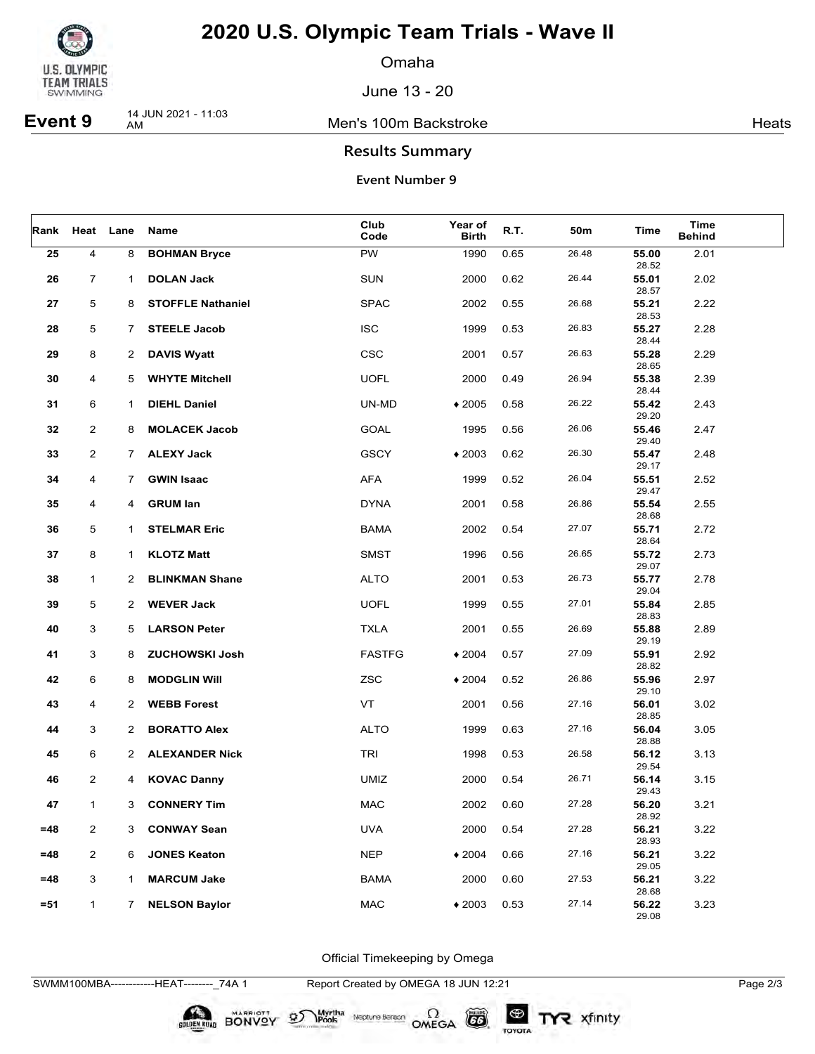# 2020 U.S. Olympic Team Trials - Wave II

Omaha

June 13 - 20

**Event 9** 14 JUN 2021 - 11:03 AM — Men's 100m Backstroke — Heats

## Results Summary

### Event Number 9

| Rank | Heat | Lane | Name | Club Code | Year of Birth | R.T. | 50m | Time | Time Behind |
|---|---|---|---|---|---|---|---|---|---|
| 25 | 4 | 8 | **BOHMAN Bryce** | PW | 1990 | 0.65 | 26.48 | **55.00** 28.52 | 2.01 |
| 26 | 7 | 1 | **DOLAN Jack** | SUN | 2000 | 0.62 | 26.44 | **55.01** 28.57 | 2.02 |
| 27 | 5 | 8 | **STOFFLE Nathaniel** | SPAC | 2002 | 0.55 | 26.68 | **55.21** 28.53 | 2.22 |
| 28 | 5 | 7 | **STEELE Jacob** | ISC | 1999 | 0.53 | 26.83 | **55.27** 28.44 | 2.28 |
| 29 | 8 | 2 | **DAVIS Wyatt** | CSC | 2001 | 0.57 | 26.63 | **55.28** 28.65 | 2.29 |
| 30 | 4 | 5 | **WHYTE Mitchell** | UOFL | 2000 | 0.49 | 26.94 | **55.38** 28.44 | 2.39 |
| 31 | 6 | 1 | **DIEHL Daniel** | UN-MD | ♦2005 | 0.58 | 26.22 | **55.42** 29.20 | 2.43 |
| 32 | 2 | 8 | **MOLACEK Jacob** | GOAL | 1995 | 0.56 | 26.06 | **55.46** 29.40 | 2.47 |
| 33 | 2 | 7 | **ALEXY Jack** | GSCY | ♦2003 | 0.62 | 26.30 | **55.47** 29.17 | 2.48 |
| 34 | 4 | 7 | **GWIN Isaac** | AFA | 1999 | 0.52 | 26.04 | **55.51** 29.47 | 2.52 |
| 35 | 4 | 4 | **GRUM Ian** | DYNA | 2001 | 0.58 | 26.86 | **55.54** 28.68 | 2.55 |
| 36 | 5 | 1 | **STELMAR Eric** | BAMA | 2002 | 0.54 | 27.07 | **55.71** 28.64 | 2.72 |
| 37 | 8 | 1 | **KLOTZ Matt** | SMST | 1996 | 0.56 | 26.65 | **55.72** 29.07 | 2.73 |
| 38 | 1 | 2 | **BLINKMAN Shane** | ALTO | 2001 | 0.53 | 26.73 | **55.77** 29.04 | 2.78 |
| 39 | 5 | 2 | **WEVER Jack** | UOFL | 1999 | 0.55 | 27.01 | **55.84** 28.83 | 2.85 |
| 40 | 3 | 5 | **LARSON Peter** | TXLA | 2001 | 0.55 | 26.69 | **55.88** 29.19 | 2.89 |
| 41 | 3 | 8 | **ZUCHOWSKI Josh** | FASTFG | ♦2004 | 0.57 | 27.09 | **55.91** 28.82 | 2.92 |
| 42 | 6 | 8 | **MODGLIN Will** | ZSC | ♦2004 | 0.52 | 26.86 | **55.96** 29.10 | 2.97 |
| 43 | 4 | 2 | **WEBB Forest** | VT | 2001 | 0.56 | 27.16 | **56.01** 28.85 | 3.02 |
| 44 | 3 | 2 | **BORATTO Alex** | ALTO | 1999 | 0.63 | 27.16 | **56.04** 28.88 | 3.05 |
| 45 | 6 | 2 | **ALEXANDER Nick** | TRI | 1998 | 0.53 | 26.58 | **56.12** 29.54 | 3.13 |
| 46 | 2 | 4 | **KOVAC Danny** | UMIZ | 2000 | 0.54 | 26.71 | **56.14** 29.43 | 3.15 |
| 47 | 1 | 3 | **CONNERY Tim** | MAC | 2002 | 0.60 | 27.28 | **56.20** 28.92 | 3.21 |
| =48 | 2 | 3 | **CONWAY Sean** | UVA | 2000 | 0.54 | 27.28 | **56.21** 28.93 | 3.22 |
| =48 | 2 | 6 | **JONES Keaton** | NEP | ♦2004 | 0.66 | 27.16 | **56.21** 29.05 | 3.22 |
| =48 | 3 | 1 | **MARCUM Jake** | BAMA | 2000 | 0.60 | 27.53 | **56.21** 28.68 | 3.22 |
| =51 | 1 | 7 | **NELSON Baylor** | MAC | ♦2003 | 0.53 | 27.14 | **56.22** 29.08 | 3.23 |

Official Timekeeping by Omega

SWMM100MBA------------HEAT--------_74A 1 Report Created by OMEGA 18 JUN 12:21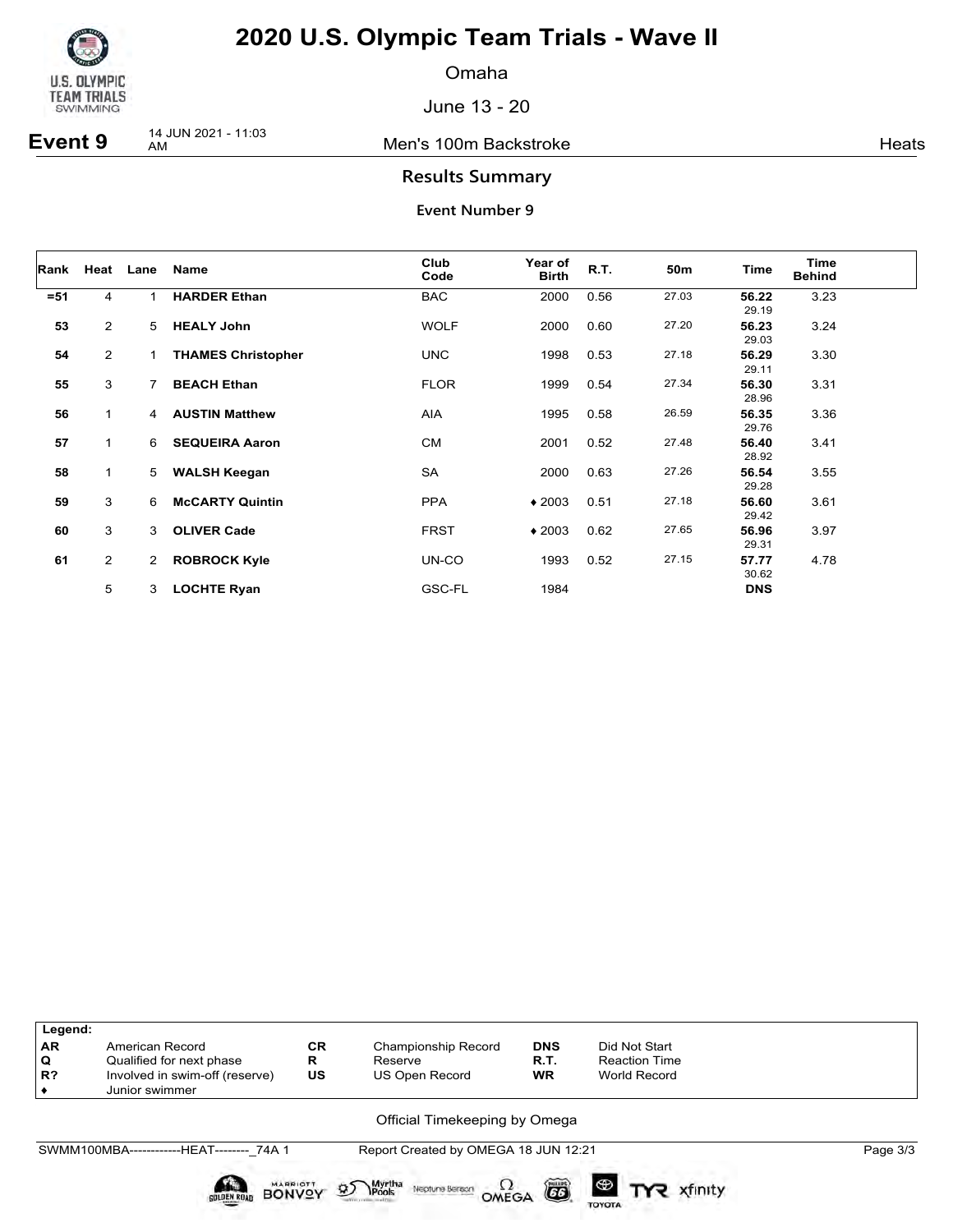# 2020 U.S. Olympic Team Trials - Wave II

Omaha

June 13 - 20

**Event 9** 14 JUN 2021 - 11:03 AM Men's 100m Backstroke Heats

## Results Summary

### Event Number 9

| Rank | Heat | Lane | Name | Club Code | Year of Birth | R.T. | 50m | Time | Time Behind |
|---|---|---|---|---|---|---|---|---|---|
| =51 | 4 | 1 | **HARDER Ethan** | BAC | 2000 | 0.56 | 27.03 | **56.22** 29.19 | 3.23 |
| 53 | 2 | 5 | **HEALY John** | WOLF | 2000 | 0.60 | 27.20 | **56.23** 29.03 | 3.24 |
| 54 | 2 | 1 | **THAMES Christopher** | UNC | 1998 | 0.53 | 27.18 | **56.29** 29.11 | 3.30 |
| 55 | 3 | 7 | **BEACH Ethan** | FLOR | 1999 | 0.54 | 27.34 | **56.30** 28.96 | 3.31 |
| 56 | 1 | 4 | **AUSTIN Matthew** | AIA | 1995 | 0.58 | 26.59 | **56.35** 29.76 | 3.36 |
| 57 | 1 | 6 | **SEQUEIRA Aaron** | CM | 2001 | 0.52 | 27.48 | **56.40** 28.92 | 3.41 |
| 58 | 1 | 5 | **WALSH Keegan** | SA | 2000 | 0.63 | 27.26 | **56.54** 29.28 | 3.55 |
| 59 | 3 | 6 | **McCARTY Quintin** | PPA | ♦ 2003 | 0.51 | 27.18 | **56.60** 29.42 | 3.61 |
| 60 | 3 | 3 | **OLIVER Cade** | FRST | ♦ 2003 | 0.62 | 27.65 | **56.96** 29.31 | 3.97 |
| 61 | 2 | 2 | **ROBROCK Kyle** | UN-CO | 1993 | 0.52 | 27.15 | **57.77** 30.62 | 4.78 |
| | 5 | 3 | **LOCHTE Ryan** | GSC-FL | 1984 | | | **DNS** | |

| Legend: | | | | | |
|---|---|---|---|---|---|
| AR | American Record | CR | Championship Record | DNS | Did Not Start |
| Q | Qualified for next phase | R | Reserve | R.T. | Reaction Time |
| R? | Involved in swim-off (reserve) | US | US Open Record | WR | World Record |
| ♦ | Junior swimmer | | | | |

Official Timekeeping by Omega

SWMM100MBA------------HEAT--------_74A 1 Report Created by OMEGA 18 JUN 12:21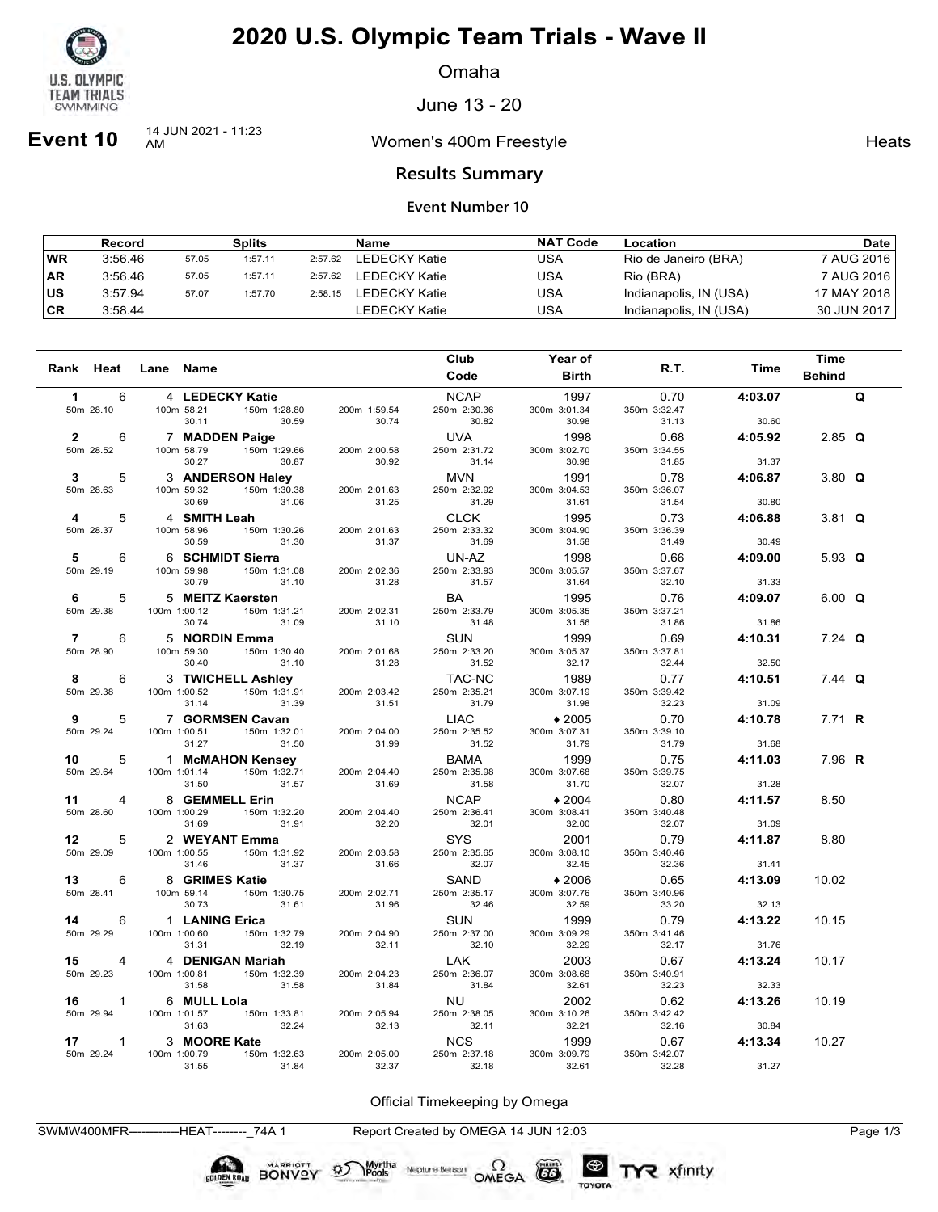# 2020 U.S. Olympic Team Trials - Wave II

Omaha

June 13 - 20

**Event 10** 14 JUN 2021 - 11:23 AM — Women's 400m Freestyle — Heats

## Results Summary

### Event Number 10

| | Record | Splits | | | Name | NAT Code | Location | Date |
|---|---|---|---|---|---|---|---|---|
| WR | 3:56.46 | 57.05 | 1:57.11 | 2:57.62 | LEDECKY Katie | USA | Rio de Janeiro (BRA) | 7 AUG 2016 |
| AR | 3:56.46 | 57.05 | 1:57.11 | 2:57.62 | LEDECKY Katie | USA | Rio (BRA) | 7 AUG 2016 |
| US | 3:57.94 | 57.07 | 1:57.70 | 2:58.15 | LEDECKY Katie | USA | Indianapolis, IN (USA) | 17 MAY 2018 |
| CR | 3:58.44 | | | | LEDECKY Katie | USA | Indianapolis, IN (USA) | 30 JUN 2017 |

| Rank | Heat | Lane | Name | Club Code | Year of Birth | R.T. | Time | Time Behind | |
|---|---|---|---|---|---|---|---|---|---|
| 1 | 6 | 4 | **LEDECKY Katie** | NCAP | 1997 | 0.70 | **4:03.07** | | **Q** |
| 50m 28.10 | 100m 58.21 / 30.11 | 150m 1:28.80 / 30.59 | 200m 1:59.54 / 30.74 | 250m 2:30.36 / 30.82 | 300m 3:01.34 / 30.98 | 350m 3:32.47 / 31.13 | 30.60 | | |
| 2 | 6 | 7 | **MADDEN Paige** | UVA | 1998 | 0.68 | **4:05.92** | 2.85 | **Q** |
| 50m 28.52 | 100m 58.79 / 30.27 | 150m 1:29.66 / 30.87 | 200m 2:00.58 / 30.92 | 250m 2:31.72 / 31.14 | 300m 3:02.70 / 30.98 | 350m 3:34.55 / 31.85 | 31.37 | | |
| 3 | 5 | 3 | **ANDERSON Haley** | MVN | 1991 | 0.78 | **4:06.87** | 3.80 | **Q** |
| 50m 28.63 | 100m 59.32 / 30.69 | 150m 1:30.38 / 31.06 | 200m 2:01.63 / 31.25 | 250m 2:32.92 / 31.29 | 300m 3:04.53 / 31.61 | 350m 3:36.07 / 31.54 | 30.80 | | |
| 4 | 5 | 4 | **SMITH Leah** | CLCK | 1995 | 0.73 | **4:06.88** | 3.81 | **Q** |
| 50m 28.37 | 100m 58.96 / 30.59 | 150m 1:30.26 / 31.30 | 200m 2:01.63 / 31.37 | 250m 2:33.32 / 31.69 | 300m 3:04.90 / 31.58 | 350m 3:36.39 / 31.49 | 30.49 | | |
| 5 | 6 | 6 | **SCHMIDT Sierra** | UN-AZ | 1998 | 0.66 | **4:09.00** | 5.93 | **Q** |
| 50m 29.19 | 100m 59.98 / 30.79 | 150m 1:31.08 / 31.10 | 200m 2:02.36 / 31.28 | 250m 2:33.93 / 31.57 | 300m 3:05.57 / 31.64 | 350m 3:37.67 / 32.10 | 31.33 | | |
| 6 | 5 | 5 | **MEITZ Kaersten** | BA | 1995 | 0.76 | **4:09.07** | 6.00 | **Q** |
| 50m 29.38 | 100m 1:00.12 / 30.74 | 150m 1:31.21 / 31.09 | 200m 2:02.31 / 31.10 | 250m 2:33.79 / 31.48 | 300m 3:05.35 / 31.56 | 350m 3:37.21 / 31.86 | 31.86 | | |
| 7 | 6 | 5 | **NORDIN Emma** | SUN | 1999 | 0.69 | **4:10.31** | 7.24 | **Q** |
| 50m 28.90 | 100m 59.30 / 30.40 | 150m 1:30.40 / 31.10 | 200m 2:01.68 / 31.28 | 250m 2:33.20 / 31.52 | 300m 3:05.37 / 32.17 | 350m 3:37.81 / 32.44 | 32.50 | | |
| 8 | 6 | 3 | **TWICHELL Ashley** | TAC-NC | 1989 | 0.77 | **4:10.51** | 7.44 | **Q** |
| 50m 29.38 | 100m 1:00.52 / 31.14 | 150m 1:31.91 / 31.39 | 200m 2:03.42 / 31.51 | 250m 2:35.21 / 31.79 | 300m 3:07.19 / 31.98 | 350m 3:39.42 / 32.23 | 31.09 | | |
| 9 | 5 | 7 | **GORMSEN Cavan** | LIAC | ♦2005 | 0.70 | **4:10.78** | 7.71 | **R** |
| 50m 29.24 | 100m 1:00.51 / 31.27 | 150m 1:32.01 / 31.50 | 200m 2:04.00 / 31.99 | 250m 2:35.52 / 31.52 | 300m 3:07.31 / 31.79 | 350m 3:39.10 / 31.79 | 31.68 | | |
| 10 | 5 | 1 | **McMAHON Kensey** | BAMA | 1999 | 0.75 | **4:11.03** | 7.96 | **R** |
| 50m 29.64 | 100m 1:01.14 / 31.50 | 150m 1:32.71 / 31.57 | 200m 2:04.40 / 31.69 | 250m 2:35.98 / 31.58 | 300m 3:07.68 / 31.70 | 350m 3:39.75 / 32.07 | 31.28 | | |
| 11 | 4 | 8 | **GEMMELL Erin** | NCAP | ♦2004 | 0.80 | **4:11.57** | 8.50 | |
| 50m 28.60 | 100m 1:00.29 / 31.69 | 150m 1:32.20 / 31.91 | 200m 2:04.40 / 32.20 | 250m 2:36.41 / 32.01 | 300m 3:08.41 / 32.00 | 350m 3:40.48 / 32.07 | 31.09 | | |
| 12 | 5 | 2 | **WEYANT Emma** | SYS | 2001 | 0.79 | **4:11.87** | 8.80 | |
| 50m 29.09 | 100m 1:00.55 / 31.46 | 150m 1:31.92 / 31.37 | 200m 2:03.58 / 31.66 | 250m 2:35.65 / 32.07 | 300m 3:08.10 / 32.45 | 350m 3:40.46 / 32.36 | 31.41 | | |
| 13 | 6 | 8 | **GRIMES Katie** | SAND | ♦2006 | 0.65 | **4:13.09** | 10.02 | |
| 50m 28.41 | 100m 59.14 / 30.73 | 150m 1:30.75 / 31.61 | 200m 2:02.71 / 31.96 | 250m 2:35.17 / 32.46 | 300m 3:07.76 / 32.59 | 350m 3:40.96 / 33.20 | 32.13 | | |
| 14 | 6 | 1 | **LANING Erica** | SUN | 1999 | 0.79 | **4:13.22** | 10.15 | |
| 50m 29.29 | 100m 1:00.60 / 31.31 | 150m 1:32.79 / 32.19 | 200m 2:04.90 / 32.11 | 250m 2:37.00 / 32.10 | 300m 3:09.29 / 32.29 | 350m 3:41.46 / 32.17 | 31.76 | | |
| 15 | 4 | 4 | **DENIGAN Mariah** | LAK | 2003 | 0.67 | **4:13.24** | 10.17 | |
| 50m 29.23 | 100m 1:00.81 / 31.58 | 150m 1:32.39 / 31.58 | 200m 2:04.23 / 31.84 | 250m 2:36.07 / 31.84 | 300m 3:08.68 / 32.61 | 350m 3:40.91 / 32.23 | 32.33 | | |
| 16 | 1 | 6 | **MULL Lola** | NU | 2002 | 0.62 | **4:13.26** | 10.19 | |
| 50m 29.94 | 100m 1:01.57 / 31.63 | 150m 1:33.81 / 32.24 | 200m 2:05.94 / 32.13 | 250m 2:38.05 / 32.11 | 300m 3:10.26 / 32.21 | 350m 3:42.42 / 32.16 | 30.84 | | |
| 17 | 1 | 3 | **MOORE Kate** | NCS | 1999 | 0.67 | **4:13.34** | 10.27 | |
| 50m 29.24 | 100m 1:00.79 / 31.55 | 150m 1:32.63 / 31.84 | 200m 2:05.00 / 32.37 | 250m 2:37.18 / 32.18 | 300m 3:09.79 / 32.61 | 350m 3:42.07 / 32.28 | 31.27 | | |

Official Timekeeping by Omega

SWMW400MFR------------HEAT--------_74A 1 — Report Created by OMEGA 14 JUN 12:03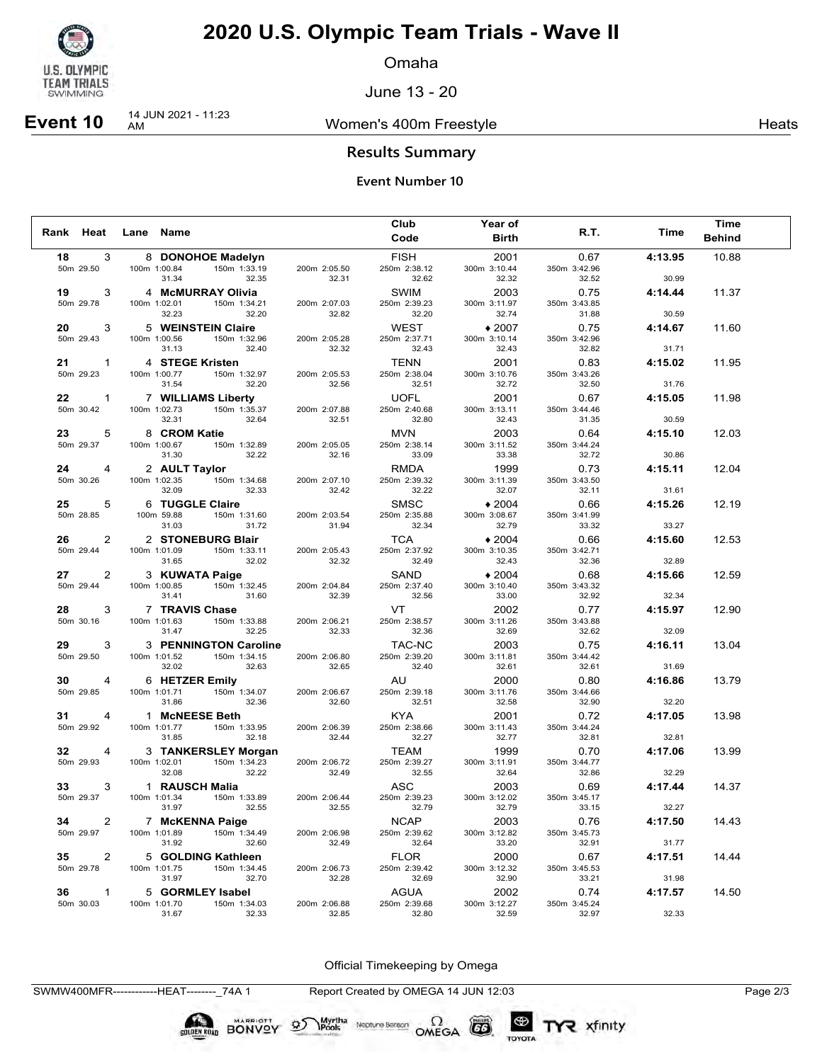# 2020 U.S. Olympic Team Trials - Wave II

Omaha

June 13 - 20

**Event 10** 14 JUN 2021 - 11:23 AM — Women's 400m Freestyle — Heats

## Results Summary

### Event Number 10

| Rank | Heat | Lane | Name | Club Code | Year of Birth | R.T. | Time | Time Behind |
|---|---|---|---|---|---|---|---|---|
| 18 | 3 | 8 | **DONOHOE Madelyn** | FISH | 2001 | 0.67 | **4:13.95** | 10.88 |
| | 50m 29.50 | 100m 1:00.84 / 31.34 | 150m 1:33.19 / 32.35 | 200m 2:05.50 / 32.31 | 250m 2:38.12 / 32.62 | 300m 3:10.44 / 32.32 | 350m 3:42.96 / 32.52 | 30.99 |
| 19 | 3 | 4 | **McMURRAY Olivia** | SWIM | 2003 | 0.75 | **4:14.44** | 11.37 |
| | 50m 29.78 | 100m 1:02.01 / 32.23 | 150m 1:34.21 / 32.20 | 200m 2:07.03 / 32.82 | 250m 2:39.23 / 32.20 | 300m 3:11.97 / 32.74 | 350m 3:43.85 / 31.88 | 30.59 |
| 20 | 3 | 5 | **WEINSTEIN Claire** | WEST | ♦2007 | 0.75 | **4:14.67** | 11.60 |
| | 50m 29.43 | 100m 1:00.56 / 31.13 | 150m 1:32.96 / 32.40 | 200m 2:05.28 / 32.32 | 250m 2:37.71 / 32.43 | 300m 3:10.14 / 32.43 | 350m 3:42.96 / 32.82 | 31.71 |
| 21 | 1 | 4 | **STEGE Kristen** | TENN | 2001 | 0.83 | **4:15.02** | 11.95 |
| | 50m 29.23 | 100m 1:00.77 / 31.54 | 150m 1:32.97 / 32.20 | 200m 2:05.53 / 32.56 | 250m 2:38.04 / 32.51 | 300m 3:10.76 / 32.72 | 350m 3:43.26 / 32.50 | 31.76 |
| 22 | 1 | 7 | **WILLIAMS Liberty** | UOFL | 2001 | 0.67 | **4:15.05** | 11.98 |
| | 50m 30.42 | 100m 1:02.73 / 32.31 | 150m 1:35.37 / 32.64 | 200m 2:07.88 / 32.51 | 250m 2:40.68 / 32.80 | 300m 3:13.11 / 32.43 | 350m 3:44.46 / 31.35 | 30.59 |
| 23 | 5 | 8 | **CROM Katie** | MVN | 2003 | 0.64 | **4:15.10** | 12.03 |
| | 50m 29.37 | 100m 1:00.67 / 31.30 | 150m 1:32.89 / 32.22 | 200m 2:05.05 / 32.16 | 250m 2:38.14 / 33.09 | 300m 3:11.52 / 33.38 | 350m 3:44.24 / 32.72 | 30.86 |
| 24 | 4 | 2 | **AULT Taylor** | RMDA | 1999 | 0.73 | **4:15.11** | 12.04 |
| | 50m 30.26 | 100m 1:02.35 / 32.09 | 150m 1:34.68 / 32.33 | 200m 2:07.10 / 32.42 | 250m 2:39.32 / 32.22 | 300m 3:11.39 / 32.07 | 350m 3:43.50 / 32.11 | 31.61 |
| 25 | 5 | 6 | **TUGGLE Claire** | SMSC | ♦2004 | 0.66 | **4:15.26** | 12.19 |
| | 50m 28.85 | 100m 59.88 / 31.03 | 150m 1:31.60 / 31.72 | 200m 2:03.54 / 31.94 | 250m 2:35.88 / 32.34 | 300m 3:08.67 / 32.79 | 350m 3:41.99 / 33.32 | 33.27 |
| 26 | 2 | 2 | **STONEBURG Blair** | TCA | ♦2004 | 0.66 | **4:15.60** | 12.53 |
| | 50m 29.44 | 100m 1:01.09 / 31.65 | 150m 1:33.11 / 32.02 | 200m 2:05.43 / 32.32 | 250m 2:37.92 / 32.49 | 300m 3:10.35 / 32.43 | 350m 3:42.71 / 32.36 | 32.89 |
| 27 | 2 | 3 | **KUWATA Paige** | SAND | ♦2004 | 0.68 | **4:15.66** | 12.59 |
| | 50m 29.44 | 100m 1:00.85 / 31.41 | 150m 1:32.45 / 31.60 | 200m 2:04.84 / 32.39 | 250m 2:37.40 / 32.56 | 300m 3:10.40 / 33.00 | 350m 3:43.32 / 32.92 | 32.34 |
| 28 | 3 | 7 | **TRAVIS Chase** | VT | 2002 | 0.77 | **4:15.97** | 12.90 |
| | 50m 30.16 | 100m 1:01.63 / 31.47 | 150m 1:33.88 / 32.25 | 200m 2:06.21 / 32.33 | 250m 2:38.57 / 32.36 | 300m 3:11.26 / 32.69 | 350m 3:43.88 / 32.62 | 32.09 |
| 29 | 3 | 3 | **PENNINGTON Caroline** | TAC-NC | 2003 | 0.75 | **4:16.11** | 13.04 |
| | 50m 29.50 | 100m 1:01.52 / 32.02 | 150m 1:34.15 / 32.63 | 200m 2:06.80 / 32.65 | 250m 2:39.20 / 32.40 | 300m 3:11.81 / 32.61 | 350m 3:44.42 / 32.61 | 31.69 |
| 30 | 4 | 6 | **HETZER Emily** | AU | 2000 | 0.80 | **4:16.86** | 13.79 |
| | 50m 29.85 | 100m 1:01.71 / 31.86 | 150m 1:34.07 / 32.36 | 200m 2:06.67 / 32.60 | 250m 2:39.18 / 32.51 | 300m 3:11.76 / 32.58 | 350m 3:44.66 / 32.90 | 32.20 |
| 31 | 4 | 1 | **McNEESE Beth** | KYA | 2001 | 0.72 | **4:17.05** | 13.98 |
| | 50m 29.92 | 100m 1:01.77 / 31.85 | 150m 1:33.95 / 32.18 | 200m 2:06.39 / 32.44 | 250m 2:38.66 / 32.27 | 300m 3:11.43 / 32.77 | 350m 3:44.24 / 32.81 | 32.81 |
| 32 | 4 | 3 | **TANKERSLEY Morgan** | TEAM | 1999 | 0.70 | **4:17.06** | 13.99 |
| | 50m 29.93 | 100m 1:02.01 / 32.08 | 150m 1:34.23 / 32.22 | 200m 2:06.72 / 32.49 | 250m 2:39.27 / 32.55 | 300m 3:11.91 / 32.64 | 350m 3:44.77 / 32.86 | 32.29 |
| 33 | 3 | 1 | **RAUSCH Malia** | ASC | 2003 | 0.69 | **4:17.44** | 14.37 |
| | 50m 29.37 | 100m 1:01.34 / 31.97 | 150m 1:33.89 / 32.55 | 200m 2:06.44 / 32.55 | 250m 2:39.23 / 32.79 | 300m 3:12.02 / 32.79 | 350m 3:45.17 / 33.15 | 32.27 |
| 34 | 2 | 7 | **McKENNA Paige** | NCAP | 2003 | 0.76 | **4:17.50** | 14.43 |
| | 50m 29.97 | 100m 1:01.89 / 31.92 | 150m 1:34.49 / 32.60 | 200m 2:06.98 / 32.49 | 250m 2:39.62 / 32.64 | 300m 3:12.82 / 33.20 | 350m 3:45.73 / 32.91 | 31.77 |
| 35 | 2 | 5 | **GOLDING Kathleen** | FLOR | 2000 | 0.67 | **4:17.51** | 14.44 |
| | 50m 29.78 | 100m 1:01.75 / 31.97 | 150m 1:34.45 / 32.70 | 200m 2:06.73 / 32.28 | 250m 2:39.42 / 32.69 | 300m 3:12.32 / 32.90 | 350m 3:45.53 / 33.21 | 31.98 |
| 36 | 1 | 5 | **GORMLEY Isabel** | AGUA | 2002 | 0.74 | **4:17.57** | 14.50 |
| | 50m 30.03 | 100m 1:01.70 / 31.67 | 150m 1:34.03 / 32.33 | 200m 2:06.88 / 32.85 | 250m 2:39.68 / 32.80 | 300m 3:12.27 / 32.59 | 350m 3:45.24 / 32.97 | 32.33 |

Official Timekeeping by Omega

SWMW400MFR------------HEAT--------_74A 1 — Report Created by OMEGA 14 JUN 12:03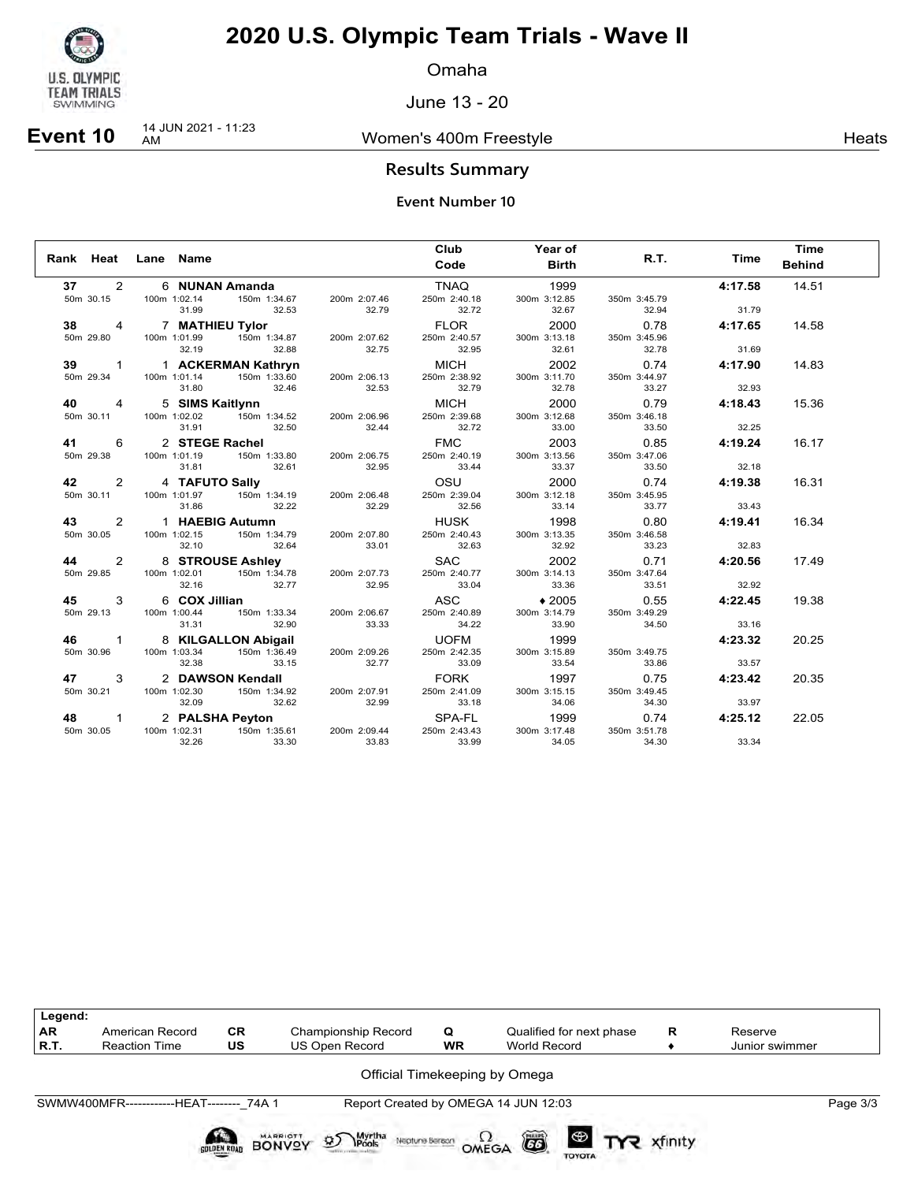# 2020 U.S. Olympic Team Trials - Wave II

Omaha

June 13 - 20

**Event 10** 14 JUN 2021 - 11:23 AM Women's 400m Freestyle Heats

## Results Summary

### Event Number 10

| Rank | Heat | Lane | Name | Club Code | Year of Birth | R.T. | Time | Time Behind |
|---|---|---|---|---|---|---|---|---|
| 37 | 2 | 6 | **NUNAN Amanda** | TNAQ | 1999 | | **4:17.58** | 14.51 |
| | 50m 30.15 | 100m 1:02.14 / 31.99 | 150m 1:34.67 / 32.53 | 200m 2:07.46 / 32.79 | 250m 2:40.18 / 32.72 | 300m 3:12.85 / 32.67 | 350m 3:45.79 / 32.94 | 31.79 |
| 38 | 4 | 7 | **MATHIEU Tylor** | FLOR | 2000 | 0.78 | **4:17.65** | 14.58 |
| | 50m 29.80 | 100m 1:01.99 / 32.19 | 150m 1:34.87 / 32.88 | 200m 2:07.62 / 32.75 | 250m 2:40.57 / 32.95 | 300m 3:13.18 / 32.61 | 350m 3:45.96 / 32.78 | 31.69 |
| 39 | 1 | 1 | **ACKERMAN Kathryn** | MICH | 2002 | 0.74 | **4:17.90** | 14.83 |
| | 50m 29.34 | 100m 1:01.14 / 31.80 | 150m 1:33.60 / 32.46 | 200m 2:06.13 / 32.53 | 250m 2:38.92 / 32.79 | 300m 3:11.70 / 32.78 | 350m 3:44.97 / 33.27 | 32.93 |
| 40 | 4 | 5 | **SIMS Kaitlynn** | MICH | 2000 | 0.79 | **4:18.43** | 15.36 |
| | 50m 30.11 | 100m 1:02.02 / 31.91 | 150m 1:34.52 / 32.50 | 200m 2:06.96 / 32.44 | 250m 2:39.68 / 32.72 | 300m 3:12.68 / 33.00 | 350m 3:46.18 / 33.50 | 32.25 |
| 41 | 6 | 2 | **STEGE Rachel** | FMC | 2003 | 0.85 | **4:19.24** | 16.17 |
| | 50m 29.38 | 100m 1:01.19 / 31.81 | 150m 1:33.80 / 32.61 | 200m 2:06.75 / 32.95 | 250m 2:40.19 / 33.44 | 300m 3:13.56 / 33.37 | 350m 3:47.06 / 33.50 | 32.18 |
| 42 | 2 | 4 | **TAFUTO Sally** | OSU | 2000 | 0.74 | **4:19.38** | 16.31 |
| | 50m 30.11 | 100m 1:01.97 / 31.86 | 150m 1:34.19 / 32.22 | 200m 2:06.48 / 32.29 | 250m 2:39.04 / 32.56 | 300m 3:12.18 / 33.14 | 350m 3:45.95 / 33.77 | 33.43 |
| 43 | 2 | 1 | **HAEBIG Autumn** | HUSK | 1998 | 0.80 | **4:19.41** | 16.34 |
| | 50m 30.05 | 100m 1:02.15 / 32.10 | 150m 1:34.79 / 32.64 | 200m 2:07.80 / 33.01 | 250m 2:40.43 / 32.63 | 300m 3:13.35 / 32.92 | 350m 3:46.58 / 33.23 | 32.83 |
| 44 | 2 | 8 | **STROUSE Ashley** | SAC | 2002 | 0.71 | **4:20.56** | 17.49 |
| | 50m 29.85 | 100m 1:02.01 / 32.16 | 150m 1:34.78 / 32.77 | 200m 2:07.73 / 32.95 | 250m 2:40.77 / 33.04 | 300m 3:14.13 / 33.36 | 350m 3:47.64 / 33.51 | 32.92 |
| 45 | 3 | 6 | **COX Jillian** | ASC | ♦ 2005 | 0.55 | **4:22.45** | 19.38 |
| | 50m 29.13 | 100m 1:00.44 / 31.31 | 150m 1:33.34 / 32.90 | 200m 2:06.67 / 33.33 | 250m 2:40.89 / 34.22 | 300m 3:14.79 / 33.90 | 350m 3:49.29 / 34.50 | 33.16 |
| 46 | 1 | 8 | **KILGALLON Abigail** | UOFM | 1999 | | **4:23.32** | 20.25 |
| | 50m 30.96 | 100m 1:03.34 / 32.38 | 150m 1:36.49 / 33.15 | 200m 2:09.26 / 32.77 | 250m 2:42.35 / 33.09 | 300m 3:15.89 / 33.54 | 350m 3:49.75 / 33.86 | 33.57 |
| 47 | 3 | 2 | **DAWSON Kendall** | FORK | 1997 | 0.75 | **4:23.42** | 20.35 |
| | 50m 30.21 | 100m 1:02.30 / 32.09 | 150m 1:34.92 / 32.62 | 200m 2:07.91 / 32.99 | 250m 2:41.09 / 33.18 | 300m 3:15.15 / 34.06 | 350m 3:49.45 / 34.30 | 33.97 |
| 48 | 1 | 2 | **PALSHA Peyton** | SPA-FL | 1999 | 0.74 | **4:25.12** | 22.05 |
| | 50m 30.05 | 100m 1:02.31 / 32.26 | 150m 1:35.61 / 33.30 | 200m 2:09.44 / 33.83 | 250m 2:43.43 / 33.99 | 300m 3:17.48 / 34.05 | 350m 3:51.78 / 34.30 | 33.34 |

| Legend: | | | | | | | |
|---|---|---|---|---|---|---|---|
| AR | American Record | CR | Championship Record | Q | Qualified for next phase | R | Reserve |
| R.T. | Reaction Time | US | US Open Record | WR | World Record | ♦ | Junior swimmer |

Official Timekeeping by Omega

SWMW400MFR------------HEAT--------_74A 1 Report Created by OMEGA 14 JUN 12:03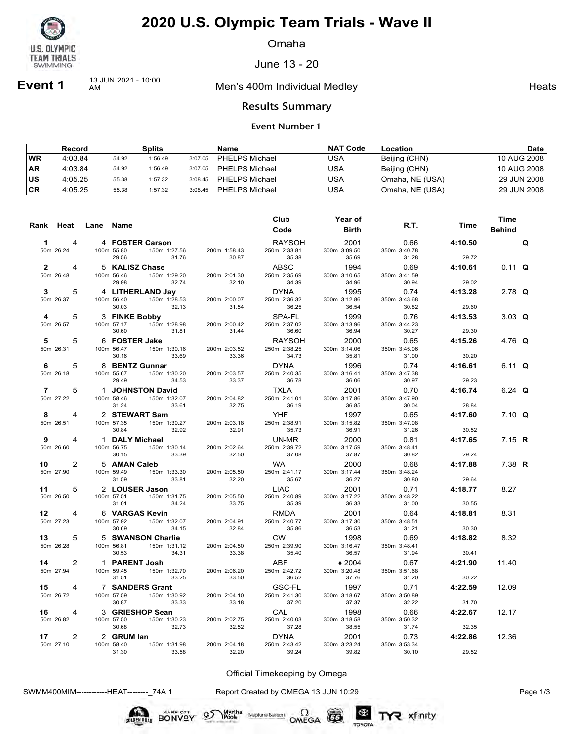# 2020 U.S. Olympic Team Trials - Wave II

Omaha

June 13 - 20

**Event 1** 13 JUN 2021 - 10:00 AM — Men's 400m Individual Medley — Heats

## Results Summary

### Event Number 1

| | Record | Splits | | | Name | NAT Code | Location | Date |
|---|---|---|---|---|---|---|---|---|
| WR | 4:03.84 | 54.92 | 1:56.49 | 3:07.05 | PHELPS Michael | USA | Beijing (CHN) | 10 AUG 2008 |
| AR | 4:03.84 | 54.92 | 1:56.49 | 3:07.05 | PHELPS Michael | USA | Beijing (CHN) | 10 AUG 2008 |
| US | 4:05.25 | 55.38 | 1:57.32 | 3:08.45 | PHELPS Michael | USA | Omaha, NE (USA) | 29 JUN 2008 |
| CR | 4:05.25 | 55.38 | 1:57.32 | 3:08.45 | PHELPS Michael | USA | Omaha, NE (USA) | 29 JUN 2008 |

| Rank | Heat | Lane | Name | Club Code | Year of Birth | R.T. | Time | Time Behind | |
|---|---|---|---|---|---|---|---|---|---|
| 1 | 4 | 4 | **FOSTER Carson** | RAYSOH | 2001 | 0.66 | **4:10.50** | | **Q** |
| 50m 26.24 | | 100m 55.80 / 29.56 | 150m 1:27.56 / 31.76 | 200m 1:58.43 / 30.87 | 250m 2:33.81 / 35.38 | 300m 3:09.50 / 35.69 | 350m 3:40.78 / 31.28 | 29.72 | |
| 2 | 4 | 5 | **KALISZ Chase** | ABSC | 1994 | 0.69 | **4:10.61** | 0.11 | **Q** |
| 50m 26.48 | | 100m 56.46 / 29.98 | 150m 1:29.20 / 32.74 | 200m 2:01.30 / 32.10 | 250m 2:35.69 / 34.39 | 300m 3:10.65 / 34.96 | 350m 3:41.59 / 30.94 | 29.02 | |
| 3 | 5 | 4 | **LITHERLAND Jay** | DYNA | 1995 | 0.74 | **4:13.28** | 2.78 | **Q** |
| 50m 26.37 | | 100m 56.40 / 30.03 | 150m 1:28.53 / 32.13 | 200m 2:00.07 / 31.54 | 250m 2:36.32 / 36.25 | 300m 3:12.86 / 36.54 | 350m 3:43.68 / 30.82 | 29.60 | |
| 4 | 5 | 3 | **FINKE Bobby** | SPA-FL | 1999 | 0.76 | **4:13.53** | 3.03 | **Q** |
| 50m 26.57 | | 100m 57.17 / 30.60 | 150m 1:28.98 / 31.81 | 200m 2:00.42 / 31.44 | 250m 2:37.02 / 36.60 | 300m 3:13.96 / 36.94 | 350m 3:44.23 / 30.27 | 29.30 | |
| 5 | 5 | 6 | **FOSTER Jake** | RAYSOH | 2000 | 0.65 | **4:15.26** | 4.76 | **Q** |
| 50m 26.31 | | 100m 56.47 / 30.16 | 150m 1:30.16 / 33.69 | 200m 2:03.52 / 33.36 | 250m 2:38.25 / 34.73 | 300m 3:14.06 / 35.81 | 350m 3:45.06 / 31.00 | 30.20 | |
| 6 | 5 | 8 | **BENTZ Gunnar** | DYNA | 1996 | 0.74 | **4:16.61** | 6.11 | **Q** |
| 50m 26.18 | | 100m 55.67 / 29.49 | 150m 1:30.20 / 34.53 | 200m 2:03.57 / 33.37 | 250m 2:40.35 / 36.78 | 300m 3:16.41 / 36.06 | 350m 3:47.38 / 30.97 | 29.23 | |
| 7 | 5 | 1 | **JOHNSTON David** | TXLA | 2001 | 0.70 | **4:16.74** | 6.24 | **Q** |
| 50m 27.22 | | 100m 58.46 / 31.24 | 150m 1:32.07 / 33.61 | 200m 2:04.82 / 32.75 | 250m 2:41.01 / 36.19 | 300m 3:17.86 / 36.85 | 350m 3:47.90 / 30.04 | 28.84 | |
| 8 | 4 | 2 | **STEWART Sam** | YHF | 1997 | 0.65 | **4:17.60** | 7.10 | **Q** |
| 50m 26.51 | | 100m 57.35 / 30.84 | 150m 1:30.27 / 32.92 | 200m 2:03.18 / 32.91 | 250m 2:38.91 / 35.73 | 300m 3:15.82 / 36.91 | 350m 3:47.08 / 31.26 | 30.52 | |
| 9 | 4 | 1 | **DALY Michael** | UN-MR | 2000 | 0.81 | **4:17.65** | 7.15 | **R** |
| 50m 26.60 | | 100m 56.75 / 30.15 | 150m 1:30.14 / 33.39 | 200m 2:02.64 / 32.50 | 250m 2:39.72 / 37.08 | 300m 3:17.59 / 37.87 | 350m 3:48.41 / 30.82 | 29.24 | |
| 10 | 2 | 5 | **AMAN Caleb** | WA | 2000 | 0.68 | **4:17.88** | 7.38 | **R** |
| 50m 27.90 | | 100m 59.49 / 31.59 | 150m 1:33.30 / 33.81 | 200m 2:05.50 / 32.20 | 250m 2:41.17 / 35.67 | 300m 3:17.44 / 36.27 | 350m 3:48.24 / 30.80 | 29.64 | |
| 11 | 5 | 2 | **LOUSER Jason** | LIAC | 2001 | 0.71 | **4:18.77** | 8.27 | |
| 50m 26.50 | | 100m 57.51 / 31.01 | 150m 1:31.75 / 34.24 | 200m 2:05.50 / 33.75 | 250m 2:40.89 / 35.39 | 300m 3:17.22 / 36.33 | 350m 3:48.22 / 31.00 | 30.55 | |
| 12 | 4 | 6 | **VARGAS Kevin** | RMDA | 2001 | 0.64 | **4:18.81** | 8.31 | |
| 50m 27.23 | | 100m 57.92 / 30.69 | 150m 1:32.07 / 34.15 | 200m 2:04.91 / 32.84 | 250m 2:40.77 / 35.86 | 300m 3:17.30 / 36.53 | 350m 3:48.51 / 31.21 | 30.30 | |
| 13 | 5 | 5 | **SWANSON Charlie** | CW | 1998 | 0.69 | **4:18.82** | 8.32 | |
| 50m 26.28 | | 100m 56.81 / 30.53 | 150m 1:31.12 / 34.31 | 200m 2:04.50 / 33.38 | 250m 2:39.90 / 35.40 | 300m 3:16.47 / 36.57 | 350m 3:48.41 / 31.94 | 30.41 | |
| 14 | 2 | 1 | **PARENT Josh** | ABF | ♦2004 | 0.67 | **4:21.90** | 11.40 | |
| 50m 27.94 | | 100m 59.45 / 31.51 | 150m 1:32.70 / 33.25 | 200m 2:06.20 / 33.50 | 250m 2:42.72 / 36.52 | 300m 3:20.48 / 37.76 | 350m 3:51.68 / 31.20 | 30.22 | |
| 15 | 4 | 7 | **SANDERS Grant** | GSC-FL | 1997 | 0.71 | **4:22.59** | 12.09 | |
| 50m 26.72 | | 100m 57.59 / 30.87 | 150m 1:30.92 / 33.33 | 200m 2:04.10 / 33.18 | 250m 2:41.30 / 37.20 | 300m 3:18.67 / 37.37 | 350m 3:50.89 / 32.22 | 31.70 | |
| 16 | 4 | 3 | **GRIESHOP Sean** | CAL | 1998 | 0.66 | **4:22.67** | 12.17 | |
| 50m 26.82 | | 100m 57.50 / 30.68 | 150m 1:30.23 / 32.73 | 200m 2:02.75 / 32.52 | 250m 2:40.03 / 37.28 | 300m 3:18.58 / 38.55 | 350m 3:50.32 / 31.74 | 32.35 | |
| 17 | 2 | 2 | **GRUM Ian** | DYNA | 2001 | 0.73 | **4:22.86** | 12.36 | |
| 50m 27.10 | | 100m 58.40 / 31.30 | 150m 1:31.98 / 33.58 | 200m 2:04.18 / 32.20 | 250m 2:43.42 / 39.24 | 300m 3:23.24 / 39.82 | 350m 3:53.34 / 30.10 | 29.52 | |

Official Timekeeping by Omega

SWMM400MIM------------HEAT--------_74A 1 — Report Created by OMEGA 13 JUN 10:29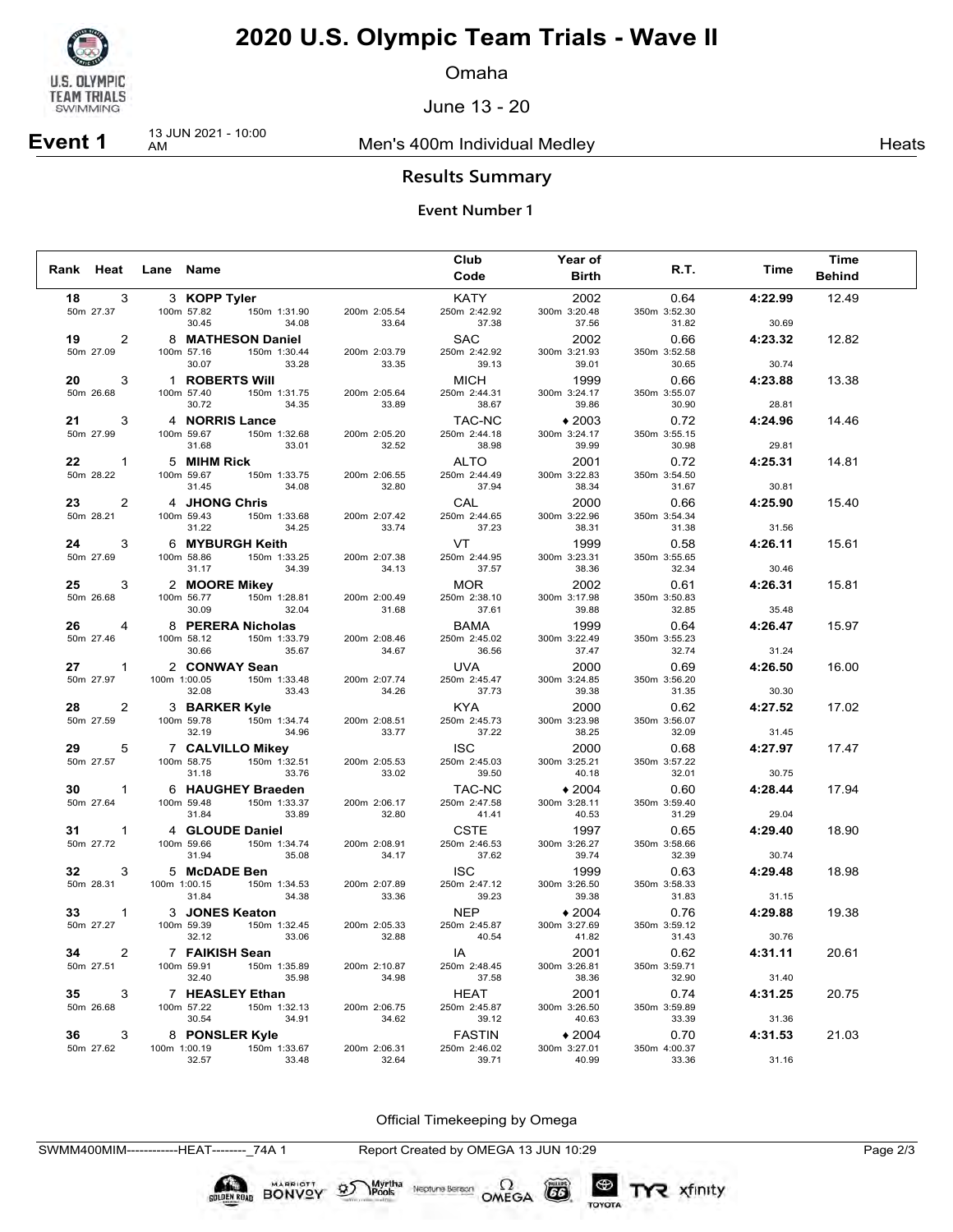# 2020 U.S. Olympic Team Trials - Wave II

Omaha

June 13 - 20

**Event 1** 13 JUN 2021 - 10:00 AM — Men's 400m Individual Medley — Heats

## Results Summary

### Event Number 1

| Rank | Heat | Lane | Name | Club Code | Year of Birth | R.T. | Time | Time Behind |
|---|---|---|---|---|---|---|---|---|
| 18 | 3 | 3 | **KOPP Tyler** | KATY | 2002 | 0.64 | **4:22.99** | 12.49 |
| | 50m 27.37 | 100m 57.82 / 30.45 | 150m 1:31.90 / 34.08 | 200m 2:05.54 / 33.64 | 250m 2:42.92 / 37.38 | 300m 3:20.48 / 37.56 | 350m 3:52.30 / 31.82 | 30.69 |
| 19 | 2 | 8 | **MATHESON Daniel** | SAC | 2002 | 0.66 | **4:23.32** | 12.82 |
| | 50m 27.09 | 100m 57.16 / 30.07 | 150m 1:30.44 / 33.28 | 200m 2:03.79 / 33.35 | 250m 2:42.92 / 39.13 | 300m 3:21.93 / 39.01 | 350m 3:52.58 / 30.65 | 30.74 |
| 20 | 3 | 1 | **ROBERTS Will** | MICH | 1999 | 0.66 | **4:23.88** | 13.38 |
| | 50m 26.68 | 100m 57.40 / 30.72 | 150m 1:31.75 / 34.35 | 200m 2:05.64 / 33.89 | 250m 2:44.31 / 38.67 | 300m 3:24.17 / 39.86 | 350m 3:55.07 / 30.90 | 28.81 |
| 21 | 3 | 4 | **NORRIS Lance** | TAC-NC | ♦ 2003 | 0.72 | **4:24.96** | 14.46 |
| | 50m 27.99 | 100m 59.67 / 31.68 | 150m 1:32.68 / 33.01 | 200m 2:05.20 / 32.52 | 250m 2:44.18 / 38.98 | 300m 3:24.17 / 39.99 | 350m 3:55.15 / 30.98 | 29.81 |
| 22 | 1 | 5 | **MIHM Rick** | ALTO | 2001 | 0.72 | **4:25.31** | 14.81 |
| | 50m 28.22 | 100m 59.67 / 31.45 | 150m 1:33.75 / 34.08 | 200m 2:06.55 / 32.80 | 250m 2:44.49 / 37.94 | 300m 3:22.83 / 38.34 | 350m 3:54.50 / 31.67 | 30.81 |
| 23 | 2 | 4 | **JHONG Chris** | CAL | 2000 | 0.66 | **4:25.90** | 15.40 |
| | 50m 28.21 | 100m 59.43 / 31.22 | 150m 1:33.68 / 34.25 | 200m 2:07.42 / 33.74 | 250m 2:44.65 / 37.23 | 300m 3:22.96 / 38.31 | 350m 3:54.34 / 31.38 | 31.56 |
| 24 | 3 | 6 | **MYBURGH Keith** | VT | 1999 | 0.58 | **4:26.11** | 15.61 |
| | 50m 27.69 | 100m 58.86 / 31.17 | 150m 1:33.25 / 34.39 | 200m 2:07.38 / 34.13 | 250m 2:44.95 / 37.57 | 300m 3:23.31 / 38.36 | 350m 3:55.65 / 32.34 | 30.46 |
| 25 | 3 | 2 | **MOORE Mikey** | MOR | 2002 | 0.61 | **4:26.31** | 15.81 |
| | 50m 26.68 | 100m 56.77 / 30.09 | 150m 1:28.81 / 32.04 | 200m 2:00.49 / 31.68 | 250m 2:38.10 / 37.61 | 300m 3:17.98 / 39.88 | 350m 3:50.83 / 32.85 | 35.48 |
| 26 | 4 | 8 | **PERERA Nicholas** | BAMA | 1999 | 0.64 | **4:26.47** | 15.97 |
| | 50m 27.46 | 100m 58.12 / 30.66 | 150m 1:33.79 / 35.67 | 200m 2:08.46 / 34.67 | 250m 2:45.02 / 36.56 | 300m 3:22.49 / 37.47 | 350m 3:55.23 / 32.74 | 31.24 |
| 27 | 1 | 2 | **CONWAY Sean** | UVA | 2000 | 0.69 | **4:26.50** | 16.00 |
| | 50m 27.97 | 100m 1:00.05 / 32.08 | 150m 1:33.48 / 33.43 | 200m 2:07.74 / 34.26 | 250m 2:45.47 / 37.73 | 300m 3:24.85 / 39.38 | 350m 3:56.20 / 31.35 | 30.30 |
| 28 | 2 | 3 | **BARKER Kyle** | KYA | 2000 | 0.62 | **4:27.52** | 17.02 |
| | 50m 27.59 | 100m 59.78 / 32.19 | 150m 1:34.74 / 34.96 | 200m 2:08.51 / 33.77 | 250m 2:45.73 / 37.22 | 300m 3:23.98 / 38.25 | 350m 3:56.07 / 32.09 | 31.45 |
| 29 | 5 | 7 | **CALVILLO Mikey** | ISC | 2000 | 0.68 | **4:27.97** | 17.47 |
| | 50m 27.57 | 100m 58.75 / 31.18 | 150m 1:32.51 / 33.76 | 200m 2:05.53 / 33.02 | 250m 2:45.03 / 39.50 | 300m 3:25.21 / 40.18 | 350m 3:57.22 / 32.01 | 30.75 |
| 30 | 1 | 6 | **HAUGHEY Braeden** | TAC-NC | ♦ 2004 | 0.60 | **4:28.44** | 17.94 |
| | 50m 27.64 | 100m 59.48 / 31.84 | 150m 1:33.37 / 33.89 | 200m 2:06.17 / 32.80 | 250m 2:47.58 / 41.41 | 300m 3:28.11 / 40.53 | 350m 3:59.40 / 31.29 | 29.04 |
| 31 | 1 | 4 | **GLOUDE Daniel** | CSTE | 1997 | 0.65 | **4:29.40** | 18.90 |
| | 50m 27.72 | 100m 59.66 / 31.94 | 150m 1:34.74 / 35.08 | 200m 2:08.91 / 34.17 | 250m 2:46.53 / 37.62 | 300m 3:26.27 / 39.74 | 350m 3:58.66 / 32.39 | 30.74 |
| 32 | 3 | 5 | **McDADE Ben** | ISC | 1999 | 0.63 | **4:29.48** | 18.98 |
| | 50m 28.31 | 100m 1:00.15 / 31.84 | 150m 1:34.53 / 34.38 | 200m 2:07.89 / 33.36 | 250m 2:47.12 / 39.23 | 300m 3:26.50 / 39.38 | 350m 3:58.33 / 31.83 | 31.15 |
| 33 | 1 | 3 | **JONES Keaton** | NEP | ♦ 2004 | 0.76 | **4:29.88** | 19.38 |
| | 50m 27.27 | 100m 59.39 / 32.12 | 150m 1:32.45 / 33.06 | 200m 2:05.33 / 32.88 | 250m 2:45.87 / 40.54 | 300m 3:27.69 / 41.82 | 350m 3:59.12 / 31.43 | 30.76 |
| 34 | 2 | 7 | **FAIKISH Sean** | IA | 2001 | 0.62 | **4:31.11** | 20.61 |
| | 50m 27.51 | 100m 59.91 / 32.40 | 150m 1:35.89 / 35.98 | 200m 2:10.87 / 34.98 | 250m 2:48.45 / 37.58 | 300m 3:26.81 / 38.36 | 350m 3:59.71 / 32.90 | 31.40 |
| 35 | 3 | 7 | **HEASLEY Ethan** | HEAT | 2001 | 0.74 | **4:31.25** | 20.75 |
| | 50m 26.68 | 100m 57.22 / 30.54 | 150m 1:32.13 / 34.91 | 200m 2:06.75 / 34.62 | 250m 2:45.87 / 39.12 | 300m 3:26.50 / 40.63 | 350m 3:59.89 / 33.39 | 31.36 |
| 36 | 3 | 8 | **PONSLER Kyle** | FASTIN | ♦ 2004 | 0.70 | **4:31.53** | 21.03 |
| | 50m 27.62 | 100m 1:00.19 / 32.57 | 150m 1:33.67 / 33.48 | 200m 2:06.31 / 32.64 | 250m 2:46.02 / 39.71 | 300m 3:27.01 / 40.99 | 350m 4:00.37 / 33.36 | 31.16 |

Official Timekeeping by Omega

SWMM400MIM------------HEAT--------_74A 1 — Report Created by OMEGA 13 JUN 10:29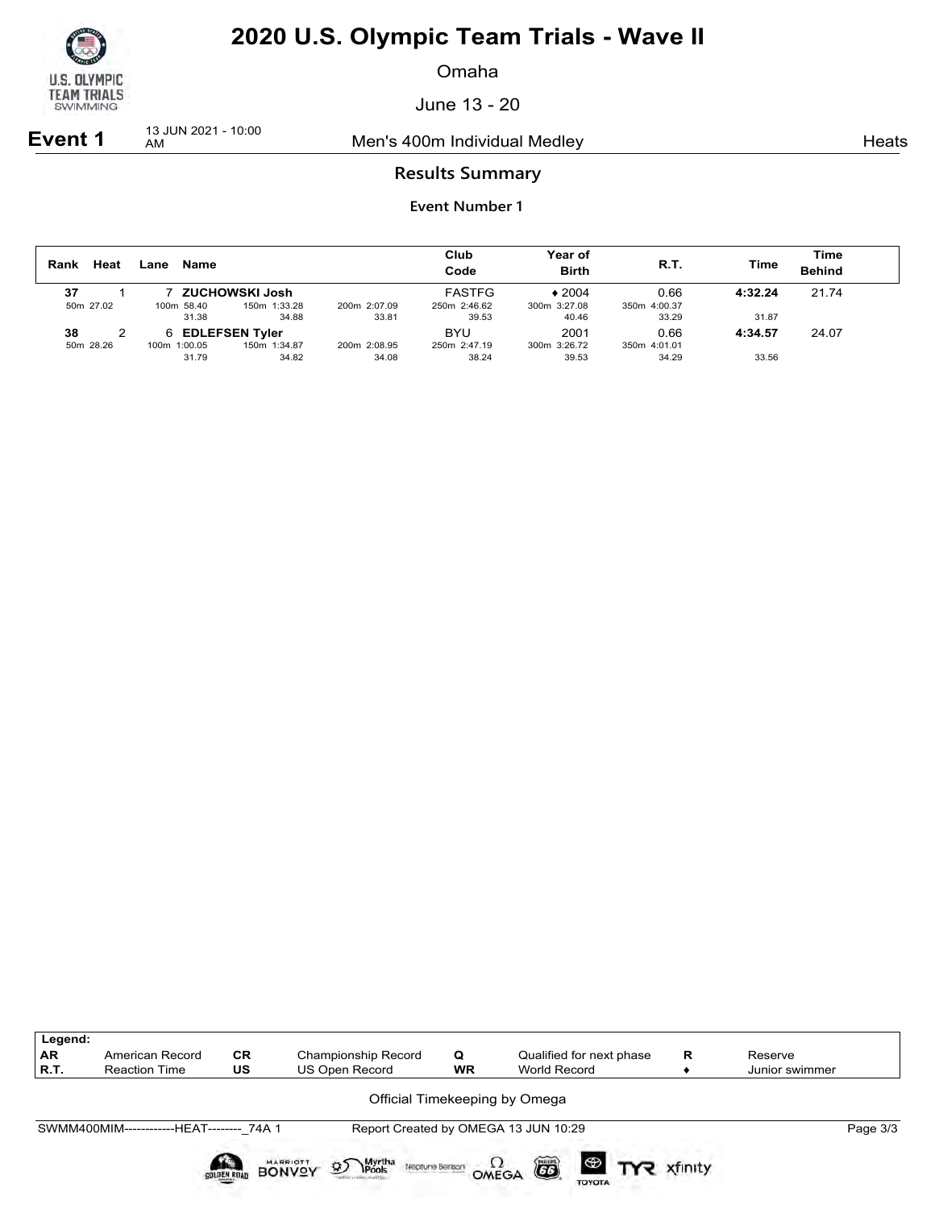# 2020 U.S. Olympic Team Trials - Wave II

Omaha

June 13 - 20

**Event 1** 13 JUN 2021 - 10:00 AM Men's 400m Individual Medley Heats

## Results Summary

### Event Number 1

| Rank | Heat | Lane | Name | Club Code | Year of Birth | R.T. | Time | Time Behind |
|---|---|---|---|---|---|---|---|---|
| **37** | 1 | 7 | **ZUCHOWSKI Josh** | FASTFG | ♦ 2004 | 0.66 | **4:32.24** | 21.74 |
| 50m 27.02 | | 100m 58.40 | 150m 1:33.28 | 200m 2:07.09 | 250m 2:46.62 | 300m 3:27.08 | 350m 4:00.37 | |
| | | 31.38 | 34.88 | 33.81 | 39.53 | 40.46 | 33.29 | 31.87 |
| **38** | 2 | 6 | **EDLEFSEN Tyler** | BYU | 2001 | 0.66 | **4:34.57** | 24.07 |
| 50m 28.26 | | 100m 1:00.05 | 150m 1:34.87 | 200m 2:08.95 | 250m 2:47.19 | 300m 3:26.72 | 350m 4:01.01 | |
| | | 31.79 | 34.82 | 34.08 | 38.24 | 39.53 | 34.29 | 33.56 |

| Legend: | | | | | | | |
|---|---|---|---|---|---|---|---|
| AR | American Record | CR | Championship Record | Q | Qualified for next phase | R | Reserve |
| R.T. | Reaction Time | US | US Open Record | WR | World Record | ♦ | Junior swimmer |

Official Timekeeping by Omega

SWMM400MIM------------HEAT--------_74A 1 Report Created by OMEGA 13 JUN 10:29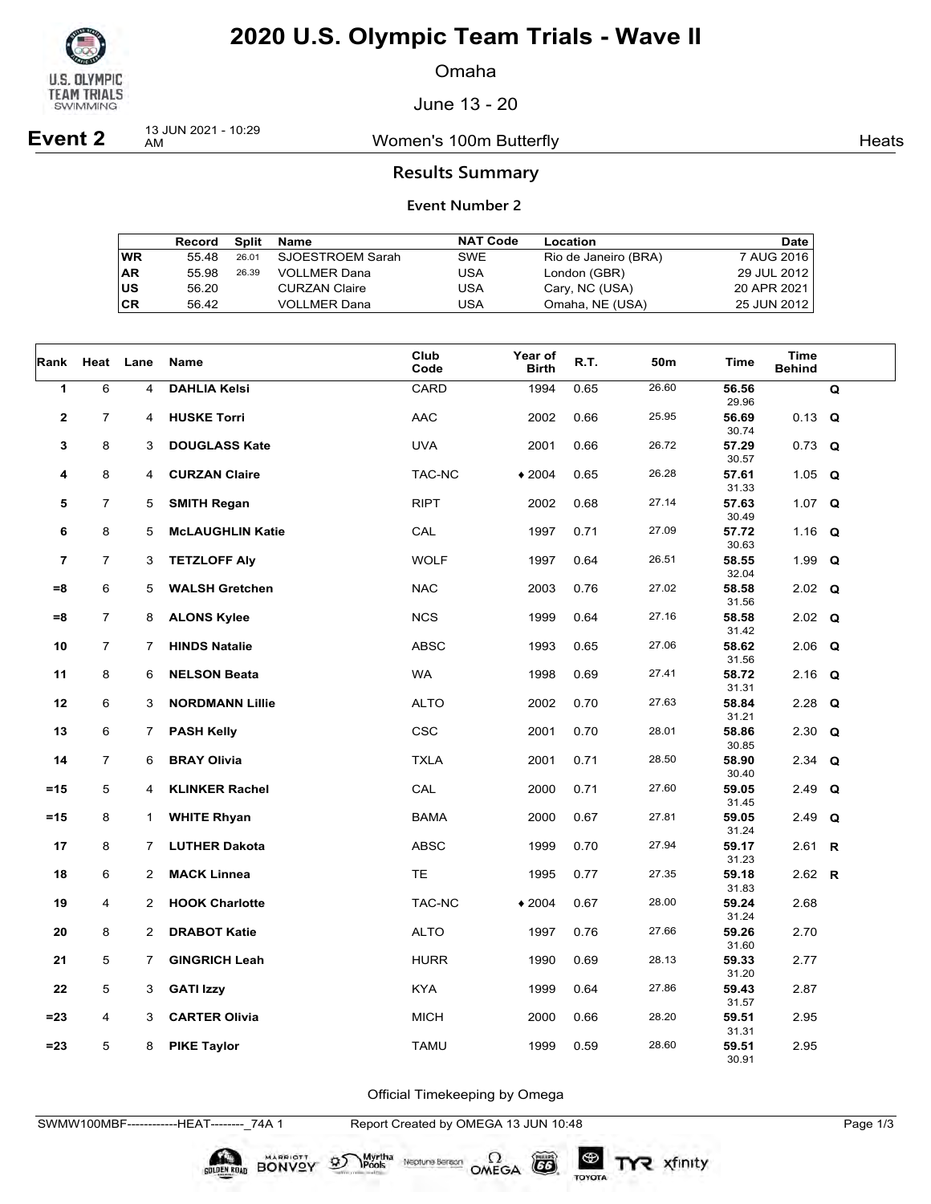# 2020 U.S. Olympic Team Trials - Wave II

Omaha

June 13 - 20

**Event 2** 13 JUN 2021 - 10:29 AM — Women's 100m Butterfly — Heats

## Results Summary

### Event Number 2

| | Record | Split | Name | NAT Code | Location | Date |
|---|---|---|---|---|---|---|
| WR | 55.48 | 26.01 | SJOESTROEM Sarah | SWE | Rio de Janeiro (BRA) | 7 AUG 2016 |
| AR | 55.98 | 26.39 | VOLLMER Dana | USA | London (GBR) | 29 JUL 2012 |
| US | 56.20 | | CURZAN Claire | USA | Cary, NC (USA) | 20 APR 2021 |
| CR | 56.42 | | VOLLMER Dana | USA | Omaha, NE (USA) | 25 JUN 2012 |

| Rank | Heat | Lane | Name | Club Code | Year of Birth | R.T. | 50m | Time | Time Behind | |
|---|---|---|---|---|---|---|---|---|---|---|
| 1 | 6 | 4 | **DAHLIA Kelsi** | CARD | 1994 | 0.65 | 26.60 | **56.56** 29.96 | | Q |
| 2 | 7 | 4 | **HUSKE Torri** | AAC | 2002 | 0.66 | 25.95 | **56.69** 30.74 | 0.13 | Q |
| 3 | 8 | 3 | **DOUGLASS Kate** | UVA | 2001 | 0.66 | 26.72 | **57.29** 30.57 | 0.73 | Q |
| 4 | 8 | 4 | **CURZAN Claire** | TAC-NC | ♦2004 | 0.65 | 26.28 | **57.61** 31.33 | 1.05 | Q |
| 5 | 7 | 5 | **SMITH Regan** | RIPT | 2002 | 0.68 | 27.14 | **57.63** 30.49 | 1.07 | Q |
| 6 | 8 | 5 | **McLAUGHLIN Katie** | CAL | 1997 | 0.71 | 27.09 | **57.72** 30.63 | 1.16 | Q |
| 7 | 7 | 3 | **TETZLOFF Aly** | WOLF | 1997 | 0.64 | 26.51 | **58.55** 32.04 | 1.99 | Q |
| =8 | 6 | 5 | **WALSH Gretchen** | NAC | 2003 | 0.76 | 27.02 | **58.58** 31.56 | 2.02 | Q |
| =8 | 7 | 8 | **ALONS Kylee** | NCS | 1999 | 0.64 | 27.16 | **58.58** 31.42 | 2.02 | Q |
| 10 | 7 | 7 | **HINDS Natalie** | ABSC | 1993 | 0.65 | 27.06 | **58.62** 31.56 | 2.06 | Q |
| 11 | 8 | 6 | **NELSON Beata** | WA | 1998 | 0.69 | 27.41 | **58.72** 31.31 | 2.16 | Q |
| 12 | 6 | 3 | **NORDMANN Lillie** | ALTO | 2002 | 0.70 | 27.63 | **58.84** 31.21 | 2.28 | Q |
| 13 | 6 | 7 | **PASH Kelly** | CSC | 2001 | 0.70 | 28.01 | **58.86** 30.85 | 2.30 | Q |
| 14 | 7 | 6 | **BRAY Olivia** | TXLA | 2001 | 0.71 | 28.50 | **58.90** 30.40 | 2.34 | Q |
| =15 | 5 | 4 | **KLINKER Rachel** | CAL | 2000 | 0.71 | 27.60 | **59.05** 31.45 | 2.49 | Q |
| =15 | 8 | 1 | **WHITE Rhyan** | BAMA | 2000 | 0.67 | 27.81 | **59.05** 31.24 | 2.49 | Q |
| 17 | 8 | 7 | **LUTHER Dakota** | ABSC | 1999 | 0.70 | 27.94 | **59.17** 31.23 | 2.61 | R |
| 18 | 6 | 2 | **MACK Linnea** | TE | 1995 | 0.77 | 27.35 | **59.18** 31.83 | 2.62 | R |
| 19 | 4 | 2 | **HOOK Charlotte** | TAC-NC | ♦2004 | 0.67 | 28.00 | **59.24** 31.24 | 2.68 | |
| 20 | 8 | 2 | **DRABOT Katie** | ALTO | 1997 | 0.76 | 27.66 | **59.26** 31.60 | 2.70 | |
| 21 | 5 | 7 | **GINGRICH Leah** | HURR | 1990 | 0.69 | 28.13 | **59.33** 31.20 | 2.77 | |
| 22 | 5 | 3 | **GATI Izzy** | KYA | 1999 | 0.64 | 27.86 | **59.43** 31.57 | 2.87 | |
| =23 | 4 | 3 | **CARTER Olivia** | MICH | 2000 | 0.66 | 28.20 | **59.51** 31.31 | 2.95 | |
| =23 | 5 | 8 | **PIKE Taylor** | TAMU | 1999 | 0.59 | 28.60 | **59.51** 30.91 | 2.95 | |

Official Timekeeping by Omega

SWMW100MBF------------HEAT--------_74A 1 Report Created by OMEGA 13 JUN 10:48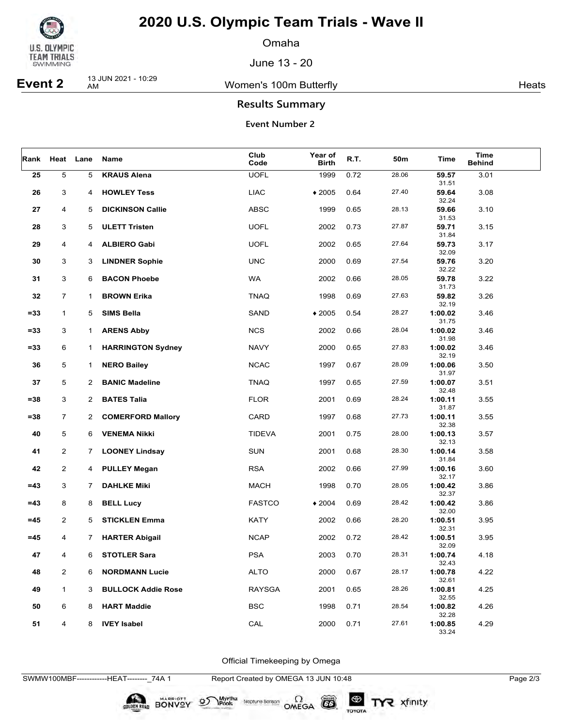# 2020 U.S. Olympic Team Trials - Wave II

Omaha

June 13 - 20

**Event 2** 13 JUN 2021 - 10:29 AM Women's 100m Butterfly Heats

## Results Summary

### Event Number 2

| Rank | Heat | Lane | Name | Club Code | Year of Birth | R.T. | 50m | Time | Time Behind |
|---|---|---|---|---|---|---|---|---|---|
| 25 | 5 | 5 | **KRAUS Alena** | UOFL | 1999 | 0.72 | 28.06 | **59.57** 31.51 | 3.01 |
| 26 | 3 | 4 | **HOWLEY Tess** | LIAC | ♦2005 | 0.64 | 27.40 | **59.64** 32.24 | 3.08 |
| 27 | 4 | 5 | **DICKINSON Callie** | ABSC | 1999 | 0.65 | 28.13 | **59.66** 31.53 | 3.10 |
| 28 | 3 | 5 | **ULETT Tristen** | UOFL | 2002 | 0.73 | 27.87 | **59.71** 31.84 | 3.15 |
| 29 | 4 | 4 | **ALBIERO Gabi** | UOFL | 2002 | 0.65 | 27.64 | **59.73** 32.09 | 3.17 |
| 30 | 3 | 3 | **LINDNER Sophie** | UNC | 2000 | 0.69 | 27.54 | **59.76** 32.22 | 3.20 |
| 31 | 3 | 6 | **BACON Phoebe** | WA | 2002 | 0.66 | 28.05 | **59.78** 31.73 | 3.22 |
| 32 | 7 | 1 | **BROWN Erika** | TNAQ | 1998 | 0.69 | 27.63 | **59.82** 32.19 | 3.26 |
| =33 | 1 | 5 | **SIMS Bella** | SAND | ♦2005 | 0.54 | 28.27 | **1:00.02** 31.75 | 3.46 |
| =33 | 3 | 1 | **ARENS Abby** | NCS | 2002 | 0.66 | 28.04 | **1:00.02** 31.98 | 3.46 |
| =33 | 6 | 1 | **HARRINGTON Sydney** | NAVY | 2000 | 0.65 | 27.83 | **1:00.02** 32.19 | 3.46 |
| 36 | 5 | 1 | **NERO Bailey** | NCAC | 1997 | 0.67 | 28.09 | **1:00.06** 31.97 | 3.50 |
| 37 | 5 | 2 | **BANIC Madeline** | TNAQ | 1997 | 0.65 | 27.59 | **1:00.07** 32.48 | 3.51 |
| =38 | 3 | 2 | **BATES Talia** | FLOR | 2001 | 0.69 | 28.24 | **1:00.11** 31.87 | 3.55 |
| =38 | 7 | 2 | **COMERFORD Mallory** | CARD | 1997 | 0.68 | 27.73 | **1:00.11** 32.38 | 3.55 |
| 40 | 5 | 6 | **VENEMA Nikki** | TIDEVA | 2001 | 0.75 | 28.00 | **1:00.13** 32.13 | 3.57 |
| 41 | 2 | 7 | **LOONEY Lindsay** | SUN | 2001 | 0.68 | 28.30 | **1:00.14** 31.84 | 3.58 |
| 42 | 2 | 4 | **PULLEY Megan** | RSA | 2002 | 0.66 | 27.99 | **1:00.16** 32.17 | 3.60 |
| =43 | 3 | 7 | **DAHLKE Miki** | MACH | 1998 | 0.70 | 28.05 | **1:00.42** 32.37 | 3.86 |
| =43 | 8 | 8 | **BELL Lucy** | FASTCO | ♦2004 | 0.69 | 28.42 | **1:00.42** 32.00 | 3.86 |
| =45 | 2 | 5 | **STICKLEN Emma** | KATY | 2002 | 0.66 | 28.20 | **1:00.51** 32.31 | 3.95 |
| =45 | 4 | 7 | **HARTER Abigail** | NCAP | 2002 | 0.72 | 28.42 | **1:00.51** 32.09 | 3.95 |
| 47 | 4 | 6 | **STOTLER Sara** | PSA | 2003 | 0.70 | 28.31 | **1:00.74** 32.43 | 4.18 |
| 48 | 2 | 6 | **NORDMANN Lucie** | ALTO | 2000 | 0.67 | 28.17 | **1:00.78** 32.61 | 4.22 |
| 49 | 1 | 3 | **BULLOCK Addie Rose** | RAYSGA | 2001 | 0.65 | 28.26 | **1:00.81** 32.55 | 4.25 |
| 50 | 6 | 8 | **HART Maddie** | BSC | 1998 | 0.71 | 28.54 | **1:00.82** 32.28 | 4.26 |
| 51 | 4 | 8 | **IVEY Isabel** | CAL | 2000 | 0.71 | 27.61 | **1:00.85** 33.24 | 4.29 |

Official Timekeeping by Omega

SWMW100MBF------------HEAT--------_74A 1 Report Created by OMEGA 13 JUN 10:48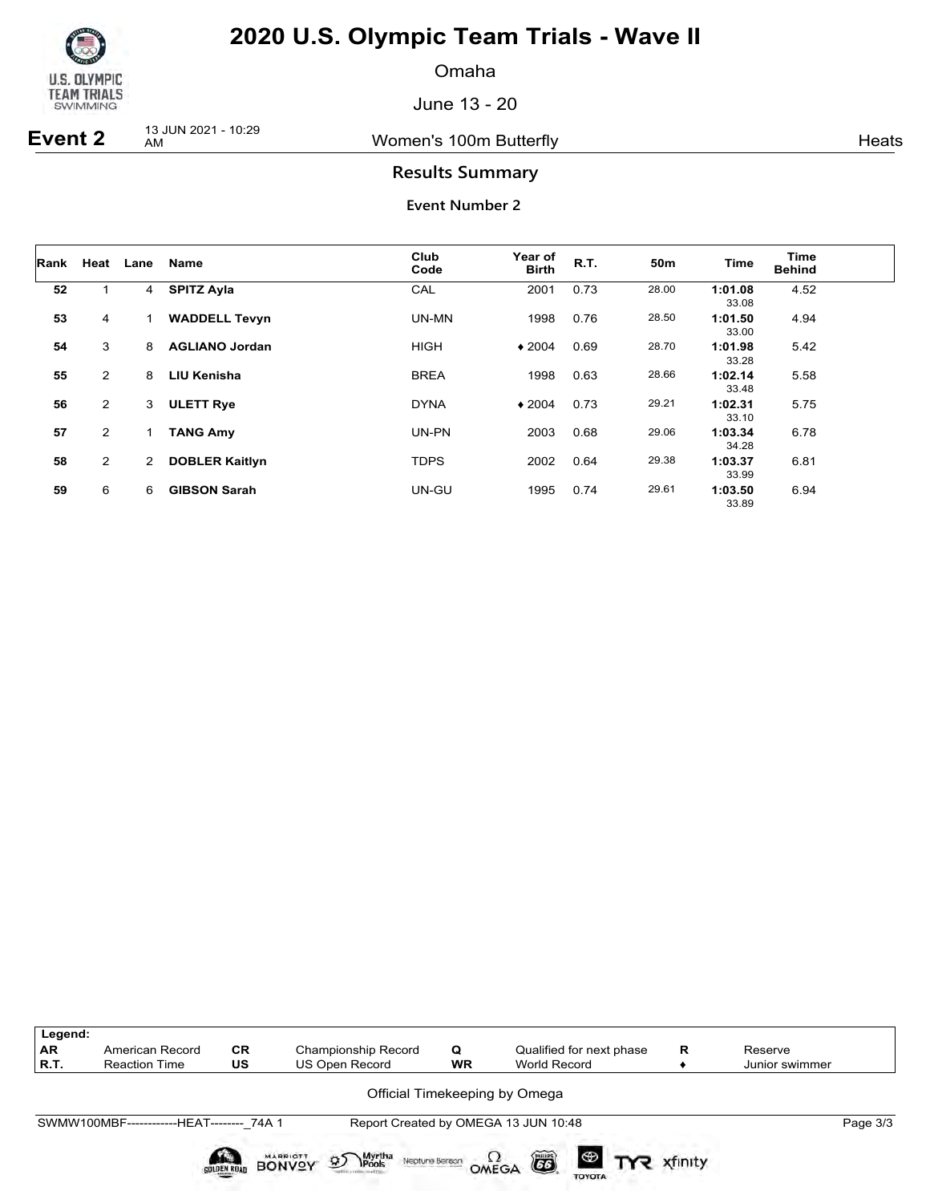# 2020 U.S. Olympic Team Trials - Wave II

Omaha

June 13 - 20

**Event 2** 13 JUN 2021 - 10:29 AM — Women's 100m Butterfly — Heats

## Results Summary

### Event Number 2

| Rank | Heat | Lane | Name | Club Code | Year of Birth | R.T. | 50m | Time | Time Behind |
|---|---|---|---|---|---|---|---|---|---|
| 52 | 1 | 4 | **SPITZ Ayla** | CAL | 2001 | 0.73 | 28.00 | **1:01.08** 33.08 | 4.52 |
| 53 | 4 | 1 | **WADDELL Tevyn** | UN-MN | 1998 | 0.76 | 28.50 | **1:01.50** 33.00 | 4.94 |
| 54 | 3 | 8 | **AGLIANO Jordan** | HIGH | ♦ 2004 | 0.69 | 28.70 | **1:01.98** 33.28 | 5.42 |
| 55 | 2 | 8 | **LIU Kenisha** | BREA | 1998 | 0.63 | 28.66 | **1:02.14** 33.48 | 5.58 |
| 56 | 2 | 3 | **ULETT Rye** | DYNA | ♦ 2004 | 0.73 | 29.21 | **1:02.31** 33.10 | 5.75 |
| 57 | 2 | 1 | **TANG Amy** | UN-PN | 2003 | 0.68 | 29.06 | **1:03.34** 34.28 | 6.78 |
| 58 | 2 | 2 | **DOBLER Kaitlyn** | TDPS | 2002 | 0.64 | 29.38 | **1:03.37** 33.99 | 6.81 |
| 59 | 6 | 6 | **GIBSON Sarah** | UN-GU | 1995 | 0.74 | 29.61 | **1:03.50** 33.89 | 6.94 |

| Legend: | | | | | | | |
|---|---|---|---|---|---|---|---|
| AR | American Record | CR | Championship Record | Q | Qualified for next phase | R | Reserve |
| R.T. | Reaction Time | US | US Open Record | WR | World Record | ♦ | Junior swimmer |

Official Timekeeping by Omega

SWMW100MBF------------HEAT--------_74A 1 — Report Created by OMEGA 13 JUN 10:48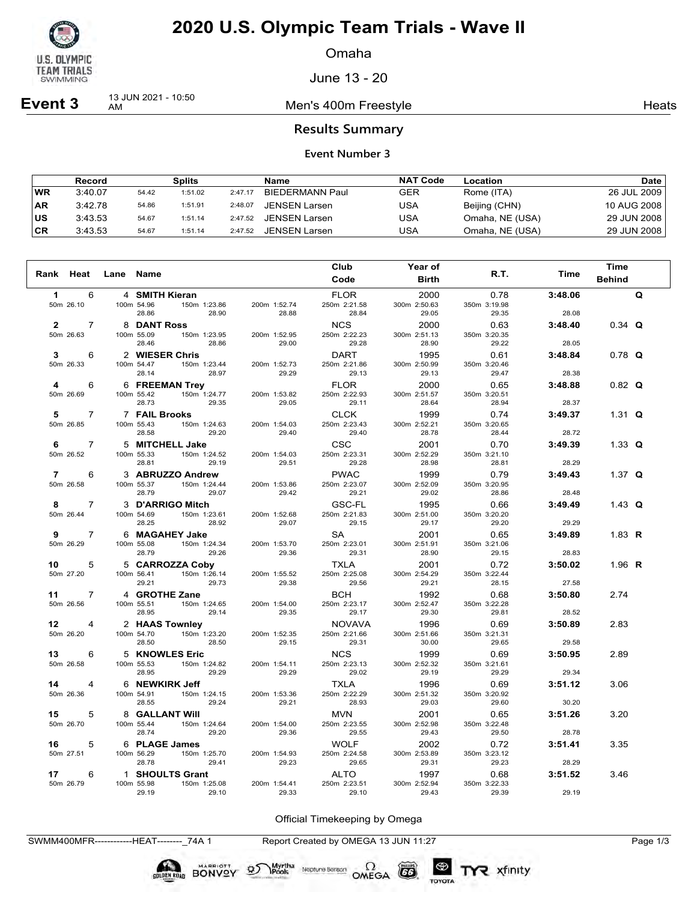# 2020 U.S. Olympic Team Trials - Wave II

Omaha

June 13 - 20

**Event 3** 13 JUN 2021 - 10:50 AM — Men's 400m Freestyle — Heats

## Results Summary

### Event Number 3

| | Record | Splits | | | Name | NAT Code | Location | Date |
|---|---|---|---|---|---|---|---|---|
| WR | 3:40.07 | 54.42 | 1:51.02 | 2:47.17 | BIEDERMANN Paul | GER | Rome (ITA) | 26 JUL 2009 |
| AR | 3:42.78 | 54.86 | 1:51.91 | 2:48.07 | JENSEN Larsen | USA | Beijing (CHN) | 10 AUG 2008 |
| US | 3:43.53 | 54.67 | 1:51.14 | 2:47.52 | JENSEN Larsen | USA | Omaha, NE (USA) | 29 JUN 2008 |
| CR | 3:43.53 | 54.67 | 1:51.14 | 2:47.52 | JENSEN Larsen | USA | Omaha, NE (USA) | 29 JUN 2008 |

| Rank | Heat | Lane | Name | Club Code | Year of Birth | R.T. | Time | Time Behind | |
|---|---|---|---|---|---|---|---|---|---|
| 1 | 6 | 4 | **SMITH Kieran** | FLOR | 2000 | 0.78 | **3:48.06** | | **Q** |
| 50m 26.10 | 100m 54.96 / 28.86 | 150m 1:23.86 / 28.90 | 200m 1:52.74 / 28.88 | 250m 2:21.58 / 28.84 | 300m 2:50.63 / 29.05 | 350m 3:19.98 / 29.35 | 28.08 | | |
| 2 | 7 | 8 | **DANT Ross** | NCS | 2000 | 0.63 | **3:48.40** | 0.34 | **Q** |
| 50m 26.63 | 100m 55.09 / 28.46 | 150m 1:23.95 / 28.86 | 200m 1:52.95 / 29.00 | 250m 2:22.23 / 29.28 | 300m 2:51.13 / 28.90 | 350m 3:20.35 / 29.22 | 28.05 | | |
| 3 | 6 | 2 | **WIESER Chris** | DART | 1995 | 0.61 | **3:48.84** | 0.78 | **Q** |
| 50m 26.33 | 100m 54.47 / 28.14 | 150m 1:23.44 / 28.97 | 200m 1:52.73 / 29.29 | 250m 2:21.86 / 29.13 | 300m 2:50.99 / 29.13 | 350m 3:20.46 / 29.47 | 28.38 | | |
| 4 | 6 | 6 | **FREEMAN Trey** | FLOR | 2000 | 0.65 | **3:48.88** | 0.82 | **Q** |
| 50m 26.69 | 100m 55.42 / 28.73 | 150m 1:24.77 / 29.35 | 200m 1:53.82 / 29.05 | 250m 2:22.93 / 29.11 | 300m 2:51.57 / 28.64 | 350m 3:20.51 / 28.94 | 28.37 | | |
| 5 | 7 | 7 | **FAIL Brooks** | CLCK | 1999 | 0.74 | **3:49.37** | 1.31 | **Q** |
| 50m 26.85 | 100m 55.43 / 28.58 | 150m 1:24.63 / 29.20 | 200m 1:54.03 / 29.40 | 250m 2:23.43 / 29.40 | 300m 2:52.21 / 28.78 | 350m 3:20.65 / 28.44 | 28.72 | | |
| 6 | 7 | 5 | **MITCHELL Jake** | CSC | 2001 | 0.70 | **3:49.39** | 1.33 | **Q** |
| 50m 26.52 | 100m 55.33 / 28.81 | 150m 1:24.52 / 29.19 | 200m 1:54.03 / 29.51 | 250m 2:23.31 / 29.28 | 300m 2:52.29 / 28.98 | 350m 3:21.10 / 28.81 | 28.29 | | |
| 7 | 6 | 3 | **ABRUZZO Andrew** | PWAC | 1999 | 0.79 | **3:49.43** | 1.37 | **Q** |
| 50m 26.58 | 100m 55.37 / 28.79 | 150m 1:24.44 / 29.07 | 200m 1:53.86 / 29.42 | 250m 2:23.07 / 29.21 | 300m 2:52.09 / 29.02 | 350m 3:20.95 / 28.86 | 28.48 | | |
| 8 | 7 | 3 | **D'ARRIGO Mitch** | GSC-FL | 1995 | 0.66 | **3:49.49** | 1.43 | **Q** |
| 50m 26.44 | 100m 54.69 / 28.25 | 150m 1:23.61 / 28.92 | 200m 1:52.68 / 29.07 | 250m 2:21.83 / 29.15 | 300m 2:51.00 / 29.17 | 350m 3:20.20 / 29.20 | 29.29 | | |
| 9 | 7 | 6 | **MAGAHEY Jake** | SA | 2001 | 0.65 | **3:49.89** | 1.83 | **R** |
| 50m 26.29 | 100m 55.08 / 28.79 | 150m 1:24.34 / 29.26 | 200m 1:53.70 / 29.36 | 250m 2:23.01 / 29.31 | 300m 2:51.91 / 28.90 | 350m 3:21.06 / 29.15 | 28.83 | | |
| 10 | 5 | 5 | **CARROZZA Coby** | TXLA | 2001 | 0.72 | **3:50.02** | 1.96 | **R** |
| 50m 27.20 | 100m 56.41 / 29.21 | 150m 1:26.14 / 29.73 | 200m 1:55.52 / 29.38 | 250m 2:25.08 / 29.56 | 300m 2:54.29 / 29.21 | 350m 3:22.44 / 28.15 | 27.58 | | |
| 11 | 7 | 4 | **GROTHE Zane** | BCH | 1992 | 0.68 | **3:50.80** | 2.74 | |
| 50m 26.56 | 100m 55.51 / 28.95 | 150m 1:24.65 / 29.14 | 200m 1:54.00 / 29.35 | 250m 2:23.17 / 29.17 | 300m 2:52.47 / 29.30 | 350m 3:22.28 / 29.81 | 28.52 | | |
| 12 | 4 | 2 | **HAAS Townley** | NOVAVA | 1996 | 0.69 | **3:50.89** | 2.83 | |
| 50m 26.20 | 100m 54.70 / 28.50 | 150m 1:23.20 / 28.50 | 200m 1:52.35 / 29.15 | 250m 2:21.66 / 29.31 | 300m 2:51.66 / 30.00 | 350m 3:21.31 / 29.65 | 29.58 | | |
| 13 | 6 | 5 | **KNOWLES Eric** | NCS | 1999 | 0.69 | **3:50.95** | 2.89 | |
| 50m 26.58 | 100m 55.53 / 28.95 | 150m 1:24.82 / 29.29 | 200m 1:54.11 / 29.29 | 250m 2:23.13 / 29.02 | 300m 2:52.32 / 29.19 | 350m 3:21.61 / 29.29 | 29.34 | | |
| 14 | 4 | 6 | **NEWKIRK Jeff** | TXLA | 1996 | 0.69 | **3:51.12** | 3.06 | |
| 50m 26.36 | 100m 54.91 / 28.55 | 150m 1:24.15 / 29.24 | 200m 1:53.36 / 29.21 | 250m 2:22.29 / 28.93 | 300m 2:51.32 / 29.03 | 350m 3:20.92 / 29.60 | 30.20 | | |
| 15 | 5 | 8 | **GALLANT Will** | MVN | 2001 | 0.65 | **3:51.26** | 3.20 | |
| 50m 26.70 | 100m 55.44 / 28.74 | 150m 1:24.64 / 29.20 | 200m 1:54.00 / 29.36 | 250m 2:23.55 / 29.55 | 300m 2:52.98 / 29.43 | 350m 3:22.48 / 29.50 | 28.78 | | |
| 16 | 5 | 6 | **PLAGE James** | WOLF | 2002 | 0.72 | **3:51.41** | 3.35 | |
| 50m 27.51 | 100m 56.29 / 28.78 | 150m 1:25.70 / 29.41 | 200m 1:54.93 / 29.23 | 250m 2:24.58 / 29.65 | 300m 2:53.89 / 29.31 | 350m 3:23.12 / 29.23 | 28.29 | | |
| 17 | 6 | 1 | **SHOULTS Grant** | ALTO | 1997 | 0.68 | **3:51.52** | 3.46 | |
| 50m 26.79 | 100m 55.98 / 29.19 | 150m 1:25.08 / 29.10 | 200m 1:54.41 / 29.33 | 250m 2:23.51 / 29.10 | 300m 2:52.94 / 29.43 | 350m 3:22.33 / 29.39 | 29.19 | | |

Official Timekeeping by Omega

SWMM400MFR------------HEAT--------_74A 1 Report Created by OMEGA 13 JUN 11:27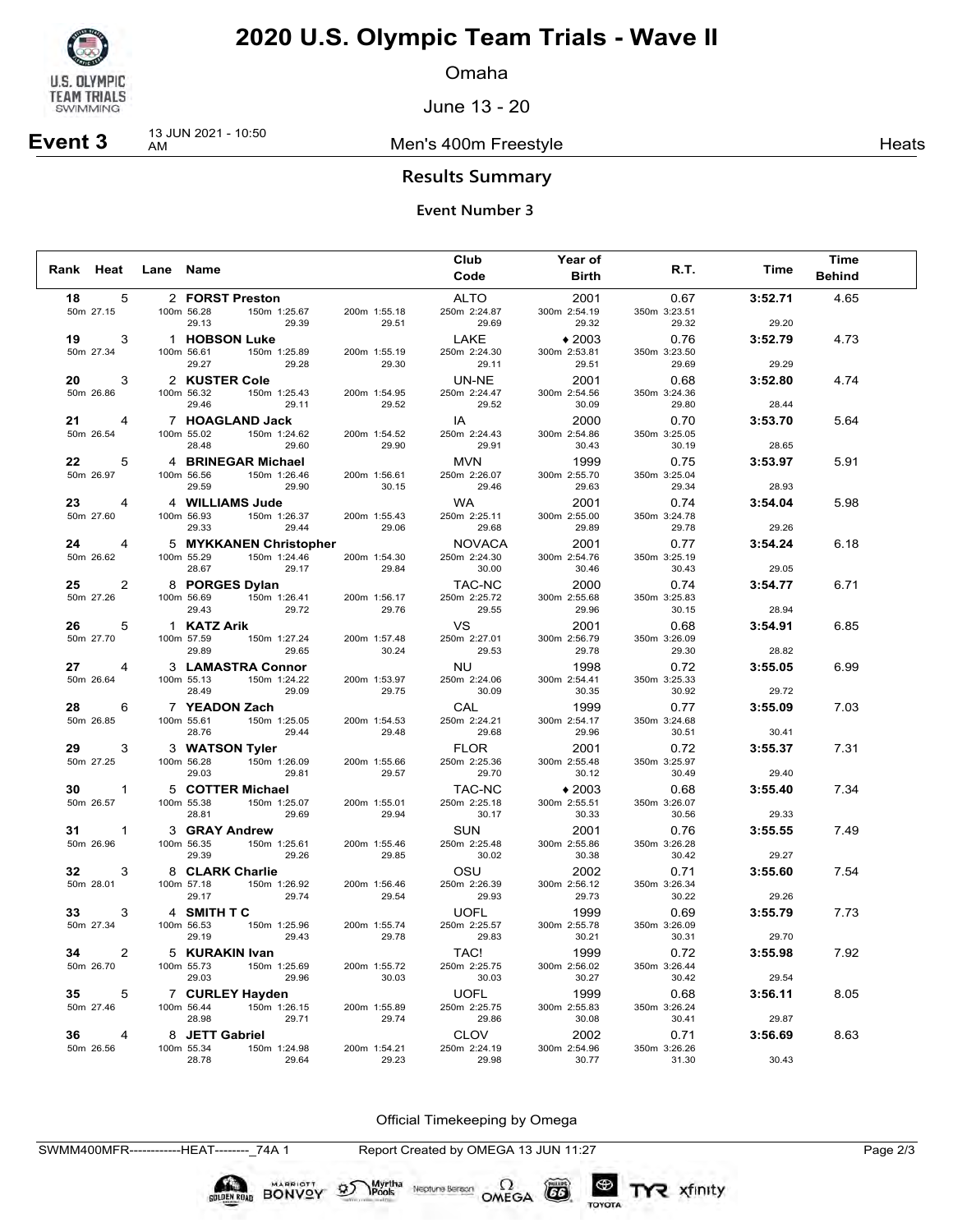# 2020 U.S. Olympic Team Trials - Wave II

Omaha

June 13 - 20

**Event 3** 13 JUN 2021 - 10:50 AM — Men's 400m Freestyle — Heats

## Results Summary

### Event Number 3

| Rank | Heat | Lane | Name | Club Code | Year of Birth | R.T. | Time | Time Behind |
|---|---|---|---|---|---|---|---|---|
| 18 | 5 | 2 | **FORST Preston** | ALTO | 2001 | 0.67 | **3:52.71** | 4.65 |
| | | | 50m 27.15 / 100m 56.28 (29.13) / 150m 1:25.67 (29.39) / 200m 1:55.18 (29.51) / 250m 2:24.87 (29.69) / 300m 2:54.19 (29.32) / 350m 3:23.51 (29.32) | | | | 29.20 | |
| 19 | 3 | 1 | **HOBSON Luke** | LAKE | ♦2003 | 0.76 | **3:52.79** | 4.73 |
| | | | 50m 27.34 / 100m 56.61 (29.27) / 150m 1:25.89 (29.28) / 200m 1:55.19 (29.30) / 250m 2:24.30 (29.11) / 300m 2:53.81 (29.51) / 350m 3:23.50 (29.69) | | | | 29.29 | |
| 20 | 3 | 2 | **KUSTER Cole** | UN-NE | 2001 | 0.68 | **3:52.80** | 4.74 |
| | | | 50m 26.86 / 100m 56.32 (29.46) / 150m 1:25.43 (29.11) / 200m 1:54.95 (29.52) / 250m 2:24.47 (29.52) / 300m 2:54.56 (30.09) / 350m 3:24.36 (29.80) | | | | 28.44 | |
| 21 | 4 | 7 | **HOAGLAND Jack** | IA | 2000 | 0.70 | **3:53.70** | 5.64 |
| | | | 50m 26.54 / 100m 55.02 (28.48) / 150m 1:24.62 (29.60) / 200m 1:54.52 (29.90) / 250m 2:24.43 (29.91) / 300m 2:54.86 (30.43) / 350m 3:25.05 (30.19) | | | | 28.65 | |
| 22 | 5 | 4 | **BRINEGAR Michael** | MVN | 1999 | 0.75 | **3:53.97** | 5.91 |
| | | | 50m 26.97 / 100m 56.56 (29.59) / 150m 1:26.46 (29.90) / 200m 1:56.61 (30.15) / 250m 2:26.07 (29.46) / 300m 2:55.70 (29.63) / 350m 3:25.04 (29.34) | | | | 28.93 | |
| 23 | 4 | 4 | **WILLIAMS Jude** | WA | 2001 | 0.74 | **3:54.04** | 5.98 |
| | | | 50m 27.60 / 100m 56.93 (29.33) / 150m 1:26.37 (29.44) / 200m 1:55.43 (29.06) / 250m 2:25.11 (29.68) / 300m 2:55.00 (29.89) / 350m 3:24.78 (29.78) | | | | 29.26 | |
| 24 | 4 | 5 | **MYKKANEN Christopher** | NOVACA | 2001 | 0.77 | **3:54.24** | 6.18 |
| | | | 50m 26.62 / 100m 55.29 (28.67) / 150m 1:24.46 (29.17) / 200m 1:54.30 (29.84) / 250m 2:24.30 (30.00) / 300m 2:54.76 (30.46) / 350m 3:25.19 (30.43) | | | | 29.05 | |
| 25 | 2 | 8 | **PORGES Dylan** | TAC-NC | 2000 | 0.74 | **3:54.77** | 6.71 |
| | | | 50m 27.26 / 100m 56.69 (29.43) / 150m 1:26.41 (29.72) / 200m 1:56.17 (29.76) / 250m 2:25.72 (29.55) / 300m 2:55.68 (29.96) / 350m 3:25.83 (30.15) | | | | 28.94 | |
| 26 | 5 | 1 | **KATZ Arik** | VS | 2001 | 0.68 | **3:54.91** | 6.85 |
| | | | 50m 27.70 / 100m 57.59 (29.89) / 150m 1:27.24 (29.65) / 200m 1:57.48 (30.24) / 250m 2:27.01 (29.53) / 300m 2:56.79 (29.78) / 350m 3:26.09 (29.30) | | | | 28.82 | |
| 27 | 4 | 3 | **LAMASTRA Connor** | NU | 1998 | 0.72 | **3:55.05** | 6.99 |
| | | | 50m 26.64 / 100m 55.13 (28.49) / 150m 1:24.22 (29.09) / 200m 1:53.97 (29.75) / 250m 2:24.06 (30.09) / 300m 2:54.41 (30.35) / 350m 3:25.33 (30.92) | | | | 29.72 | |
| 28 | 6 | 7 | **YEADON Zach** | CAL | 1999 | 0.77 | **3:55.09** | 7.03 |
| | | | 50m 26.85 / 100m 55.61 (28.76) / 150m 1:25.05 (29.44) / 200m 1:54.53 (29.48) / 250m 2:24.21 (29.68) / 300m 2:54.17 (29.96) / 350m 3:24.68 (30.51) | | | | 30.41 | |
| 29 | 3 | 3 | **WATSON Tyler** | FLOR | 2001 | 0.72 | **3:55.37** | 7.31 |
| | | | 50m 27.25 / 100m 56.28 (29.03) / 150m 1:26.09 (29.81) / 200m 1:55.66 (29.57) / 250m 2:25.36 (29.70) / 300m 2:55.48 (30.12) / 350m 3:25.97 (30.49) | | | | 29.40 | |
| 30 | 1 | 5 | **COTTER Michael** | TAC-NC | ♦2003 | 0.68 | **3:55.40** | 7.34 |
| | | | 50m 26.57 / 100m 55.38 (28.81) / 150m 1:25.07 (29.69) / 200m 1:55.01 (29.94) / 250m 2:25.18 (30.17) / 300m 2:55.51 (30.33) / 350m 3:26.07 (30.56) | | | | 29.33 | |
| 31 | 1 | 3 | **GRAY Andrew** | SUN | 2001 | 0.76 | **3:55.55** | 7.49 |
| | | | 50m 26.96 / 100m 56.35 (29.39) / 150m 1:25.61 (29.26) / 200m 1:55.46 (29.85) / 250m 2:25.48 (30.02) / 300m 2:55.86 (30.38) / 350m 3:26.28 (30.42) | | | | 29.27 | |
| 32 | 3 | 8 | **CLARK Charlie** | OSU | 2002 | 0.71 | **3:55.60** | 7.54 |
| | | | 50m 28.01 / 100m 57.18 (29.17) / 150m 1:26.92 (29.74) / 200m 1:56.46 (29.54) / 250m 2:26.39 (29.93) / 300m 2:56.12 (29.73) / 350m 3:26.34 (30.22) | | | | 29.26 | |
| 33 | 3 | 4 | **SMITH T C** | UOFL | 1999 | 0.69 | **3:55.79** | 7.73 |
| | | | 50m 27.34 / 100m 56.53 (29.19) / 150m 1:25.96 (29.43) / 200m 1:55.74 (29.78) / 250m 2:25.57 (29.83) / 300m 2:55.78 (30.21) / 350m 3:26.09 (30.31) | | | | 29.70 | |
| 34 | 2 | 5 | **KURAKIN Ivan** | TAC! | 1999 | 0.72 | **3:55.98** | 7.92 |
| | | | 50m 26.70 / 100m 55.73 (29.03) / 150m 1:25.69 (29.96) / 200m 1:55.72 (30.03) / 250m 2:25.75 (30.03) / 300m 2:56.02 (30.27) / 350m 3:26.44 (30.42) | | | | 29.54 | |
| 35 | 5 | 7 | **CURLEY Hayden** | UOFL | 1999 | 0.68 | **3:56.11** | 8.05 |
| | | | 50m 27.46 / 100m 56.44 (28.98) / 150m 1:26.15 (29.71) / 200m 1:55.89 (29.74) / 250m 2:25.75 (29.86) / 300m 2:55.83 (30.08) / 350m 3:26.24 (30.41) | | | | 29.87 | |
| 36 | 4 | 8 | **JETT Gabriel** | CLOV | 2002 | 0.71 | **3:56.69** | 8.63 |
| | | | 50m 26.56 / 100m 55.34 (28.78) / 150m 1:24.98 (29.64) / 200m 1:54.21 (29.23) / 250m 2:24.19 (29.98) / 300m 2:54.96 (30.77) / 350m 3:26.26 (31.30) | | | | 30.43 | |

Official Timekeeping by Omega

SWMM400MFR------------HEAT--------_74A 1 — Report Created by OMEGA 13 JUN 11:27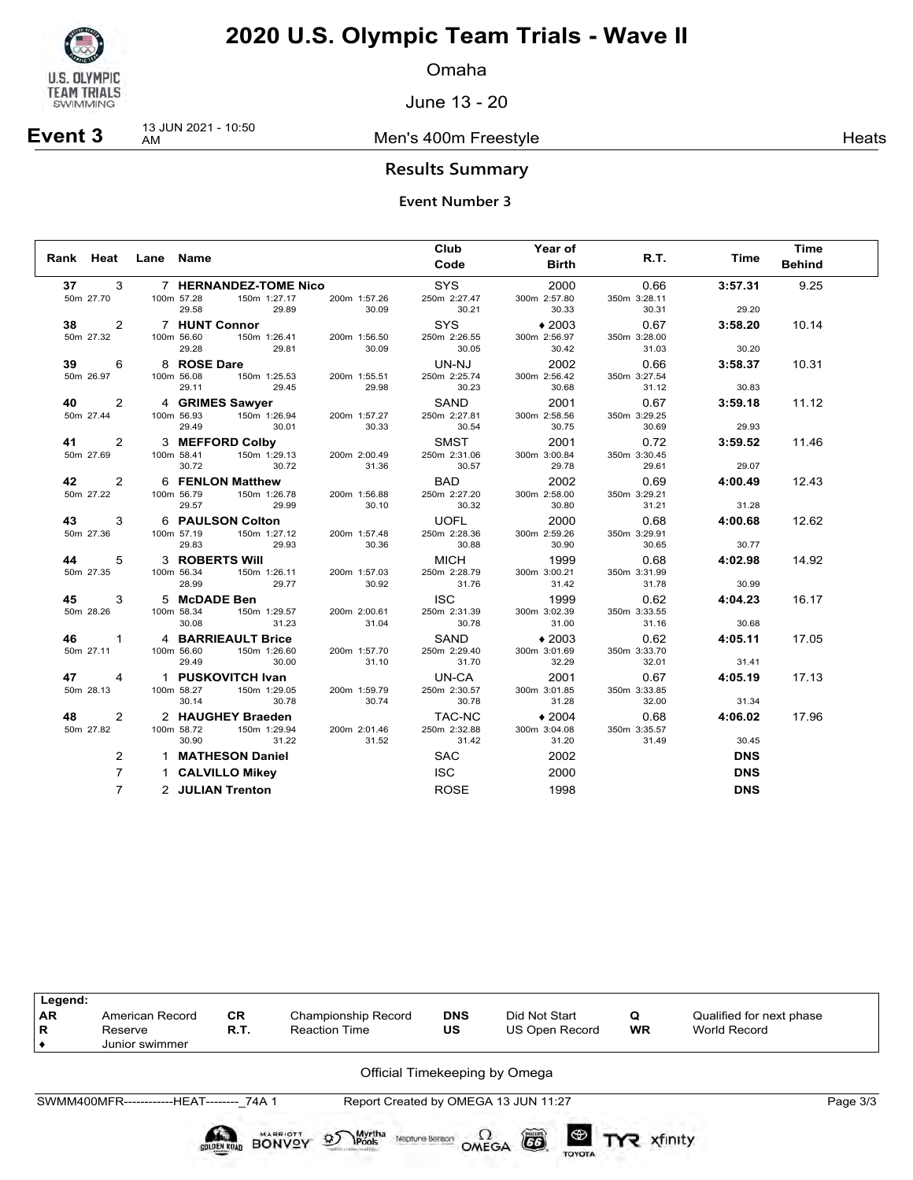# 2020 U.S. Olympic Team Trials - Wave II

Omaha

June 13 - 20

**Event 3** 13 JUN 2021 - 10:50 AM — Men's 400m Freestyle — Heats

## Results Summary

### Event Number 3

| Rank | Heat | Lane | Name | Club Code | Year of Birth | R.T. | Time | Time Behind |
|---|---|---|---|---|---|---|---|---|
| **37** | 3 | 7 | **HERNANDEZ-TOME Nico** | SYS | 2000 | 0.66 | **3:57.31** | 9.25 |
| 50m 27.70 | | 100m 57.28 / 29.58 | 150m 1:27.17 / 29.89 | 200m 1:57.26 / 30.09 | 250m 2:27.47 / 30.21 | 300m 2:57.80 / 30.33 | 350m 3:28.11 / 30.31 | 29.20 |
| **38** | 2 | 7 | **HUNT Connor** | SYS | ♦ 2003 | 0.67 | **3:58.20** | 10.14 |
| 50m 27.32 | | 100m 56.60 / 29.28 | 150m 1:26.41 / 29.81 | 200m 1:56.50 / 30.09 | 250m 2:26.55 / 30.05 | 300m 2:56.97 / 30.42 | 350m 3:28.00 / 31.03 | 30.20 |
| **39** | 6 | 8 | **ROSE Dare** | UN-NJ | 2002 | 0.66 | **3:58.37** | 10.31 |
| 50m 26.97 | | 100m 56.08 / 29.11 | 150m 1:25.53 / 29.45 | 200m 1:55.51 / 29.98 | 250m 2:25.74 / 30.23 | 300m 2:56.42 / 30.68 | 350m 3:27.54 / 31.12 | 30.83 |
| **40** | 2 | 4 | **GRIMES Sawyer** | SAND | 2001 | 0.67 | **3:59.18** | 11.12 |
| 50m 27.44 | | 100m 56.93 / 29.49 | 150m 1:26.94 / 30.01 | 200m 1:57.27 / 30.33 | 250m 2:27.81 / 30.54 | 300m 2:58.56 / 30.75 | 350m 3:29.25 / 30.69 | 29.93 |
| **41** | 2 | 3 | **MEFFORD Colby** | SMST | 2001 | 0.72 | **3:59.52** | 11.46 |
| 50m 27.69 | | 100m 58.41 / 30.72 | 150m 1:29.13 / 30.72 | 200m 2:00.49 / 31.36 | 250m 2:31.06 / 30.57 | 300m 3:00.84 / 29.78 | 350m 3:30.45 / 29.61 | 29.07 |
| **42** | 2 | 6 | **FENLON Matthew** | BAD | 2002 | 0.69 | **4:00.49** | 12.43 |
| 50m 27.22 | | 100m 56.79 / 29.57 | 150m 1:26.78 / 29.99 | 200m 1:56.88 / 30.10 | 250m 2:27.20 / 30.32 | 300m 2:58.00 / 30.80 | 350m 3:29.21 / 31.21 | 31.28 |
| **43** | 3 | 6 | **PAULSON Colton** | UOFL | 2000 | 0.68 | **4:00.68** | 12.62 |
| 50m 27.36 | | 100m 57.19 / 29.83 | 150m 1:27.12 / 29.93 | 200m 1:57.48 / 30.36 | 250m 2:28.36 / 30.88 | 300m 2:59.26 / 30.90 | 350m 3:29.91 / 30.65 | 30.77 |
| **44** | 5 | 3 | **ROBERTS Will** | MICH | 1999 | 0.68 | **4:02.98** | 14.92 |
| 50m 27.35 | | 100m 56.34 / 28.99 | 150m 1:26.11 / 29.77 | 200m 1:57.03 / 30.92 | 250m 2:28.79 / 31.76 | 300m 3:00.21 / 31.42 | 350m 3:31.99 / 31.78 | 30.99 |
| **45** | 3 | 5 | **McDADE Ben** | ISC | 1999 | 0.62 | **4:04.23** | 16.17 |
| 50m 28.26 | | 100m 58.34 / 30.08 | 150m 1:29.57 / 31.23 | 200m 2:00.61 / 31.04 | 250m 2:31.39 / 30.78 | 300m 3:02.39 / 31.00 | 350m 3:33.55 / 31.16 | 30.68 |
| **46** | 1 | 4 | **BARRIEAULT Brice** | SAND | ♦ 2003 | 0.62 | **4:05.11** | 17.05 |
| 50m 27.11 | | 100m 56.60 / 29.49 | 150m 1:26.60 / 30.00 | 200m 1:57.70 / 31.10 | 250m 2:29.40 / 31.70 | 300m 3:01.69 / 32.29 | 350m 3:33.70 / 32.01 | 31.41 |
| **47** | 4 | 1 | **PUSKOVITCH Ivan** | UN-CA | 2001 | 0.67 | **4:05.19** | 17.13 |
| 50m 28.13 | | 100m 58.27 / 30.14 | 150m 1:29.05 / 30.78 | 200m 1:59.79 / 30.74 | 250m 2:30.57 / 30.78 | 300m 3:01.85 / 31.28 | 350m 3:33.85 / 32.00 | 31.34 |
| **48** | 2 | 2 | **HAUGHEY Braeden** | TAC-NC | ♦ 2004 | 0.68 | **4:06.02** | 17.96 |
| 50m 27.82 | | 100m 58.72 / 30.90 | 150m 1:29.94 / 31.22 | 200m 2:01.46 / 31.52 | 250m 2:32.88 / 31.42 | 300m 3:04.08 / 31.20 | 350m 3:35.57 / 31.49 | 30.45 |
| | 2 | 1 | **MATHESON Daniel** | SAC | 2002 | | **DNS** | |
| | 7 | 1 | **CALVILLO Mikey** | ISC | 2000 | | **DNS** | |
| | 7 | 2 | **JULIAN Trenton** | ROSE | 1998 | | **DNS** | |

| Legend: | | | | | | | |
|---|---|---|---|---|---|---|---|
| AR | American Record | CR | Championship Record | DNS | Did Not Start | Q | Qualified for next phase |
| R | Reserve | R.T. | Reaction Time | US | US Open Record | WR | World Record |
| ♦ | Junior swimmer | | | | | | |

Official Timekeeping by Omega

SWMM400MFR------------HEAT--------_74A 1 — Report Created by OMEGA 13 JUN 11:27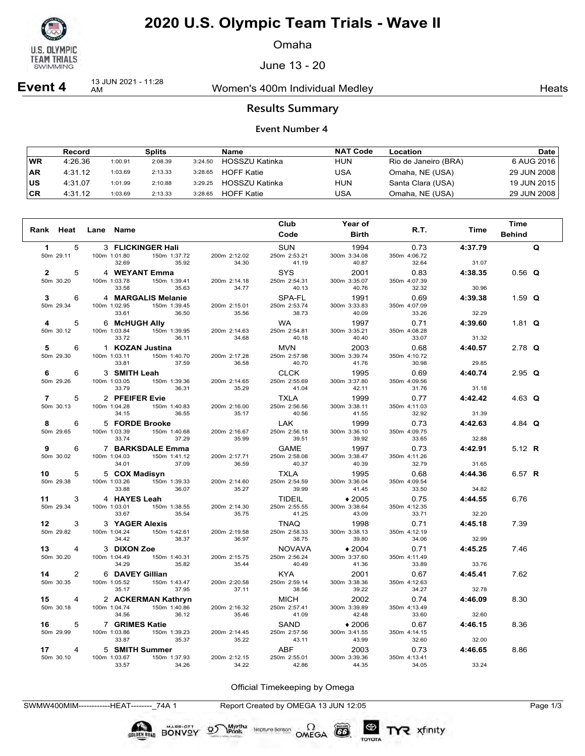# 2020 U.S. Olympic Team Trials - Wave II

Omaha

June 13 - 20

**Event 4** 13 JUN 2021 - 11:28 AM — Women's 400m Individual Medley — Heats

## Results Summary

### Event Number 4

| | Record | Splits | | | Name | NAT Code | Location | Date |
|---|---|---|---|---|---|---|---|---|
| WR | 4:26.36 | 1:00.91 | 2:08.39 | 3:24.50 | HOSSZU Katinka | HUN | Rio de Janeiro (BRA) | 6 AUG 2016 |
| AR | 4:31.12 | 1:03.69 | 2:13.33 | 3:28.65 | HOFF Katie | USA | Omaha, NE (USA) | 29 JUN 2008 |
| US | 4:31.07 | 1:01.99 | 2:10.88 | 3:29.25 | HOSSZU Katinka | HUN | Santa Clara (USA) | 19 JUN 2015 |
| CR | 4:31.12 | 1:03.69 | 2:13.33 | 3:28.65 | HOFF Katie | USA | Omaha, NE (USA) | 29 JUN 2008 |

| Rank | Heat | Lane | Name | Club Code | Year of Birth | R.T. | Time | Time Behind |
|---|---|---|---|---|---|---|---|---|
| 1 | 5 | 3 | **FLICKINGER Hali** | SUN | 1994 | 0.73 | **4:37.79** | Q |
| 50m 29.11 | 100m 1:01.80 (32.69) | 150m 1:37.72 (35.92) | 200m 2:12.02 (34.30) | 250m 2:53.21 (41.19) | 300m 3:34.08 (40.87) | 350m 4:06.72 (32.64) | 31.07 | |
| 2 | 5 | 4 | **WEYANT Emma** | SYS | 2001 | 0.83 | **4:38.35** | 0.56 Q |
| 50m 30.20 | 100m 1:03.78 (33.58) | 150m 1:39.41 (35.63) | 200m 2:14.18 (34.77) | 250m 2:54.31 (40.13) | 300m 3:35.07 (40.76) | 350m 4:07.39 (32.32) | 30.96 | |
| 3 | 6 | 4 | **MARGALIS Melanie** | SPA-FL | 1991 | 0.69 | **4:39.38** | 1.59 Q |
| 50m 29.34 | 100m 1:02.95 (33.61) | 150m 1:39.45 (36.50) | 200m 2:15.01 (35.56) | 250m 2:53.74 (38.73) | 300m 3:33.83 (40.09) | 350m 4:07.09 (33.26) | 32.29 | |
| 4 | 5 | 6 | **McHUGH Ally** | WA | 1997 | 0.71 | **4:39.60** | 1.81 Q |
| 50m 30.12 | 100m 1:03.84 (33.72) | 150m 1:39.95 (36.11) | 200m 2:14.63 (34.68) | 250m 2:54.81 (40.18) | 300m 3:35.21 (40.40) | 350m 4:08.28 (33.07) | 31.32 | |
| 5 | 6 | 1 | **KOZAN Justina** | MVN | 2003 | 0.68 | **4:40.57** | 2.78 Q |
| 50m 29.30 | 100m 1:03.11 (33.81) | 150m 1:40.70 (37.59) | 200m 2:17.28 (36.58) | 250m 2:57.98 (40.70) | 300m 3:39.74 (41.76) | 350m 4:10.72 (30.98) | 29.85 | |
| 6 | 6 | 3 | **SMITH Leah** | CLCK | 1995 | 0.69 | **4:40.74** | 2.95 Q |
| 50m 29.26 | 100m 1:03.05 (33.79) | 150m 1:39.36 (36.31) | 200m 2:14.65 (35.29) | 250m 2:55.69 (41.04) | 300m 3:37.80 (42.11) | 350m 4:09.56 (31.76) | 31.18 | |
| 7 | 5 | 2 | **PFEIFER Evie** | TXLA | 1999 | 0.77 | **4:42.42** | 4.63 Q |
| 50m 30.13 | 100m 1:04.28 (34.15) | 150m 1:40.83 (36.55) | 200m 2:16.00 (35.17) | 250m 2:56.56 (40.56) | 300m 3:38.11 (41.55) | 350m 4:11.03 (32.92) | 31.39 | |
| 8 | 6 | 5 | **FORDE Brooke** | LAK | 1999 | 0.73 | **4:42.63** | 4.84 Q |
| 50m 29.65 | 100m 1:03.39 (33.74) | 150m 1:40.68 (37.29) | 200m 2:16.67 (35.99) | 250m 2:56.18 (39.51) | 300m 3:36.10 (39.92) | 350m 4:09.75 (33.65) | 32.88 | |
| 9 | 6 | 7 | **BARKSDALE Emma** | GAME | 1997 | 0.73 | **4:42.91** | 5.12 R |
| 50m 30.02 | 100m 1:04.03 (34.01) | 150m 1:41.12 (37.09) | 200m 2:17.71 (36.59) | 250m 2:58.08 (40.37) | 300m 3:38.47 (40.39) | 350m 4:11.26 (32.79) | 31.65 | |
| 10 | 5 | 5 | **COX Madisyn** | TXLA | 1995 | 0.68 | **4:44.36** | 6.57 R |
| 50m 29.38 | 100m 1:03.26 (33.88) | 150m 1:39.33 (36.07) | 200m 2:14.60 (35.27) | 250m 2:54.59 (39.99) | 300m 3:36.04 (41.45) | 350m 4:09.54 (33.50) | 34.82 | |
| 11 | 3 | 4 | **HAYES Leah** | TIDEIL | ♦ 2005 | 0.75 | **4:44.55** | 6.76 |
| 50m 29.34 | 100m 1:03.01 (33.67) | 150m 1:38.55 (35.54) | 200m 2:14.30 (35.75) | 250m 2:55.55 (41.25) | 300m 3:38.64 (43.09) | 350m 4:12.35 (33.71) | 32.20 | |
| 12 | 3 | 3 | **YAGER Alexis** | TNAQ | 1998 | 0.71 | **4:45.18** | 7.39 |
| 50m 29.82 | 100m 1:04.24 (34.42) | 150m 1:42.61 (38.37) | 200m 2:19.58 (36.97) | 250m 2:58.33 (38.75) | 300m 3:38.13 (39.80) | 350m 4:12.19 (34.06) | 32.99 | |
| 13 | 4 | 3 | **DIXON Zoe** | NOVAVA | ♦ 2004 | 0.71 | **4:45.25** | 7.46 |
| 50m 30.20 | 100m 1:04.49 (34.29) | 150m 1:40.31 (35.82) | 200m 2:15.75 (35.44) | 250m 2:56.24 (40.49) | 300m 3:37.60 (41.36) | 350m 4:11.49 (33.89) | 33.76 | |
| 14 | 2 | 6 | **DAVEY Gillian** | KYA | 2001 | 0.67 | **4:45.41** | 7.62 |
| 50m 30.35 | 100m 1:05.52 (35.17) | 150m 1:43.47 (37.95) | 200m 2:20.58 (37.11) | 250m 2:59.14 (38.56) | 300m 3:38.36 (39.22) | 350m 4:12.63 (34.27) | 32.78 | |
| 15 | 4 | 2 | **ACKERMAN Kathryn** | MICH | 2002 | 0.74 | **4:46.09** | 8.30 |
| 50m 30.18 | 100m 1:04.74 (34.56) | 150m 1:40.86 (36.12) | 200m 2:16.32 (35.46) | 250m 2:57.41 (41.09) | 300m 3:39.89 (42.48) | 350m 4:13.49 (33.60) | 32.60 | |
| 16 | 5 | 7 | **GRIMES Katie** | SAND | ♦ 2006 | 0.67 | **4:46.15** | 8.36 |
| 50m 29.99 | 100m 1:03.86 (33.87) | 150m 1:39.23 (35.37) | 200m 2:14.45 (35.22) | 250m 2:57.56 (43.11) | 300m 3:41.55 (43.99) | 350m 4:14.15 (32.60) | 32.00 | |
| 17 | 4 | 5 | **SMITH Summer** | ABF | 2003 | 0.73 | **4:46.65** | 8.86 |
| 50m 30.10 | 100m 1:03.67 (33.57) | 150m 1:37.93 (34.26) | 200m 2:12.15 (34.22) | 250m 2:55.01 (42.86) | 300m 3:39.36 (44.35) | 350m 4:13.41 (34.05) | 33.24 | |

Official Timekeeping by Omega

SWMW400MIM------------HEAT--------_74A 1 Report Created by OMEGA 13 JUN 12:05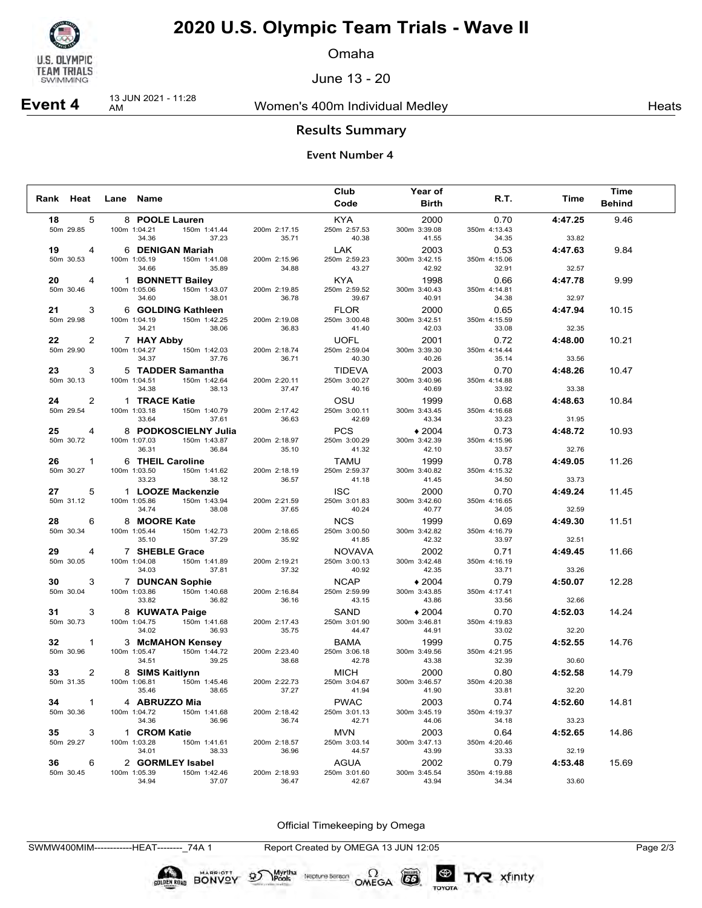# 2020 U.S. Olympic Team Trials - Wave II

Omaha

June 13 - 20

**Event 4** 13 JUN 2021 - 11:28 AM — Women's 400m Individual Medley — Heats

## Results Summary

### Event Number 4

| Rank | Heat | Lane | Name | Club Code | Year of Birth | R.T. | Time | Time Behind |
|---|---|---|---|---|---|---|---|---|
| 18 | 5 | 8 | **POOLE Lauren** | KYA | 2000 | 0.70 | **4:47.25** | 9.46 |
| | 50m 29.85 | 100m 1:04.21 / 34.36 | 150m 1:41.44 / 37.23 | 200m 2:17.15 / 35.71 | 250m 2:57.53 / 40.38 | 300m 3:39.08 / 41.55 | 350m 4:13.43 / 34.35 | 33.82 |
| 19 | 4 | 6 | **DENIGAN Mariah** | LAK | 2003 | 0.53 | **4:47.63** | 9.84 |
| | 50m 30.53 | 100m 1:05.19 / 34.66 | 150m 1:41.08 / 35.89 | 200m 2:15.96 / 34.88 | 250m 2:59.23 / 43.27 | 300m 3:42.15 / 42.92 | 350m 4:15.06 / 32.91 | 32.57 |
| 20 | 4 | 1 | **BONNETT Bailey** | KYA | 1998 | 0.66 | **4:47.78** | 9.99 |
| | 50m 30.46 | 100m 1:05.06 / 34.60 | 150m 1:43.07 / 38.01 | 200m 2:19.85 / 36.78 | 250m 2:59.52 / 39.67 | 300m 3:40.43 / 40.91 | 350m 4:14.81 / 34.38 | 32.97 |
| 21 | 3 | 6 | **GOLDING Kathleen** | FLOR | 2000 | 0.65 | **4:47.94** | 10.15 |
| | 50m 29.98 | 100m 1:04.19 / 34.21 | 150m 1:42.25 / 38.06 | 200m 2:19.08 / 36.83 | 250m 3:00.48 / 41.40 | 300m 3:42.51 / 42.03 | 350m 4:15.59 / 33.08 | 32.35 |
| 22 | 2 | 7 | **HAY Abby** | UOFL | 2001 | 0.72 | **4:48.00** | 10.21 |
| | 50m 29.90 | 100m 1:04.27 / 34.37 | 150m 1:42.03 / 37.76 | 200m 2:18.74 / 36.71 | 250m 2:59.04 / 40.30 | 300m 3:39.30 / 40.26 | 350m 4:14.44 / 35.14 | 33.56 |
| 23 | 3 | 5 | **TADDER Samantha** | TIDEVA | 2003 | 0.70 | **4:48.26** | 10.47 |
| | 50m 30.13 | 100m 1:04.51 / 34.38 | 150m 1:42.64 / 38.13 | 200m 2:20.11 / 37.47 | 250m 3:00.27 / 40.16 | 300m 3:40.96 / 40.69 | 350m 4:14.88 / 33.92 | 33.38 |
| 24 | 2 | 1 | **TRACE Katie** | OSU | 1999 | 0.68 | **4:48.63** | 10.84 |
| | 50m 29.54 | 100m 1:03.18 / 33.64 | 150m 1:40.79 / 37.61 | 200m 2:17.42 / 36.63 | 250m 3:00.11 / 42.69 | 300m 3:43.45 / 43.34 | 350m 4:16.68 / 33.23 | 31.95 |
| 25 | 4 | 8 | **PODKOSCIELNY Julia** | PCS | ♦2004 | 0.73 | **4:48.72** | 10.93 |
| | 50m 30.72 | 100m 1:07.03 / 36.31 | 150m 1:43.87 / 36.84 | 200m 2:18.97 / 35.10 | 250m 3:00.29 / 41.32 | 300m 3:42.39 / 42.10 | 350m 4:15.96 / 33.57 | 32.76 |
| 26 | 1 | 6 | **THEIL Caroline** | TAMU | 1999 | 0.78 | **4:49.05** | 11.26 |
| | 50m 30.27 | 100m 1:03.50 / 33.23 | 150m 1:41.62 / 38.12 | 200m 2:18.19 / 36.57 | 250m 2:59.37 / 41.18 | 300m 3:40.82 / 41.45 | 350m 4:15.32 / 34.50 | 33.73 |
| 27 | 5 | 1 | **LOOZE Mackenzie** | ISC | 2000 | 0.70 | **4:49.24** | 11.45 |
| | 50m 31.12 | 100m 1:05.86 / 34.74 | 150m 1:43.94 / 38.08 | 200m 2:21.59 / 37.65 | 250m 3:01.83 / 40.24 | 300m 3:42.60 / 40.77 | 350m 4:16.65 / 34.05 | 32.59 |
| 28 | 6 | 8 | **MOORE Kate** | NCS | 1999 | 0.69 | **4:49.30** | 11.51 |
| | 50m 30.34 | 100m 1:05.44 / 35.10 | 150m 1:42.73 / 37.29 | 200m 2:18.65 / 35.92 | 250m 3:00.50 / 41.85 | 300m 3:42.82 / 42.32 | 350m 4:16.79 / 33.97 | 32.51 |
| 29 | 4 | 7 | **SHEBLE Grace** | NOVAVA | 2002 | 0.71 | **4:49.45** | 11.66 |
| | 50m 30.05 | 100m 1:04.08 / 34.03 | 150m 1:41.89 / 37.81 | 200m 2:19.21 / 37.32 | 250m 3:00.13 / 40.92 | 300m 3:42.48 / 42.35 | 350m 4:16.19 / 33.71 | 33.26 |
| 30 | 3 | 7 | **DUNCAN Sophie** | NCAP | ♦2004 | 0.79 | **4:50.07** | 12.28 |
| | 50m 30.04 | 100m 1:03.86 / 33.82 | 150m 1:40.68 / 36.82 | 200m 2:16.84 / 36.16 | 250m 2:59.99 / 43.15 | 300m 3:43.85 / 43.86 | 350m 4:17.41 / 33.56 | 32.66 |
| 31 | 3 | 8 | **KUWATA Paige** | SAND | ♦2004 | 0.70 | **4:52.03** | 14.24 |
| | 50m 30.73 | 100m 1:04.75 / 34.02 | 150m 1:41.68 / 36.93 | 200m 2:17.43 / 35.75 | 250m 3:01.90 / 44.47 | 300m 3:46.81 / 44.91 | 350m 4:19.83 / 33.02 | 32.20 |
| 32 | 1 | 3 | **McMAHON Kensey** | BAMA | 1999 | 0.75 | **4:52.55** | 14.76 |
| | 50m 30.96 | 100m 1:05.47 / 34.51 | 150m 1:44.72 / 39.25 | 200m 2:23.40 / 38.68 | 250m 3:06.18 / 42.78 | 300m 3:49.56 / 43.38 | 350m 4:21.95 / 32.39 | 30.60 |
| 33 | 2 | 8 | **SIMS Kaitlynn** | MICH | 2000 | 0.80 | **4:52.58** | 14.79 |
| | 50m 31.35 | 100m 1:06.81 / 35.46 | 150m 1:45.46 / 38.65 | 200m 2:22.73 / 37.27 | 250m 3:04.67 / 41.94 | 300m 3:46.57 / 41.90 | 350m 4:20.38 / 33.81 | 32.20 |
| 34 | 1 | 4 | **ABRUZZO Mia** | PWAC | 2003 | 0.74 | **4:52.60** | 14.81 |
| | 50m 30.36 | 100m 1:04.72 / 34.36 | 150m 1:41.68 / 36.96 | 200m 2:18.42 / 36.74 | 250m 3:01.13 / 42.71 | 300m 3:45.19 / 44.06 | 350m 4:19.37 / 34.18 | 33.23 |
| 35 | 3 | 1 | **CROM Katie** | MVN | 2003 | 0.64 | **4:52.65** | 14.86 |
| | 50m 29.27 | 100m 1:03.28 / 34.01 | 150m 1:41.61 / 38.33 | 200m 2:18.57 / 36.96 | 250m 3:03.14 / 44.57 | 300m 3:47.13 / 43.99 | 350m 4:20.46 / 33.33 | 32.19 |
| 36 | 6 | 2 | **GORMLEY Isabel** | AGUA | 2002 | 0.79 | **4:53.48** | 15.69 |
| | 50m 30.45 | 100m 1:05.39 / 34.94 | 150m 1:42.46 / 37.07 | 200m 2:18.93 / 36.47 | 250m 3:01.60 / 42.67 | 300m 3:45.54 / 43.94 | 350m 4:19.88 / 34.34 | 33.60 |

Official Timekeeping by Omega

SWMW400MIM------------HEAT--------_74A 1 Report Created by OMEGA 13 JUN 12:05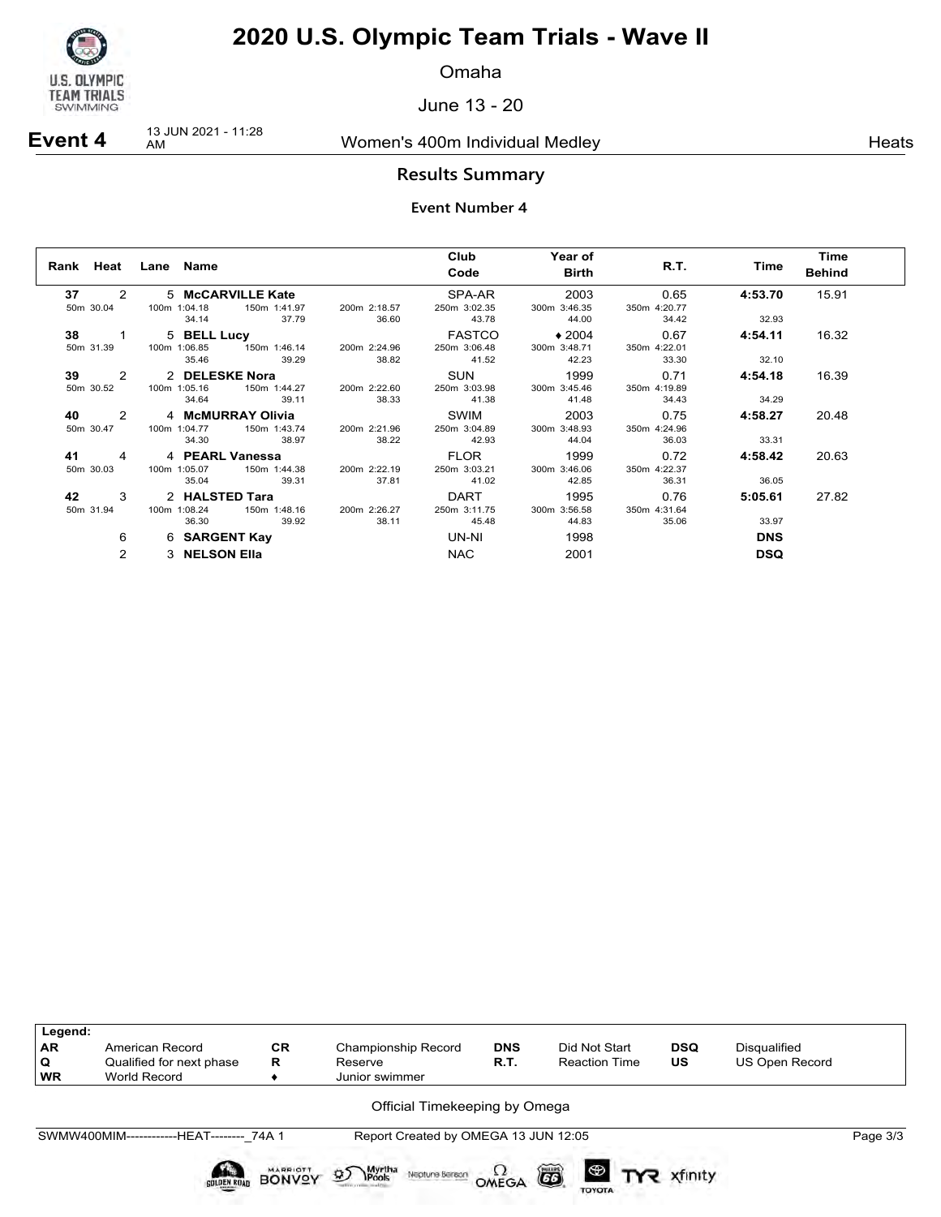# 2020 U.S. Olympic Team Trials - Wave II

Omaha

June 13 - 20

**Event 4** 13 JUN 2021 - 11:28 AM — Women's 400m Individual Medley — Heats

## Results Summary

### Event Number 4

| Rank | Heat | Lane | Name | Club Code | Year of Birth | R.T. | Time | Time Behind |
|---|---|---|---|---|---|---|---|---|
| 37 | 2 | 5 | **McCARVILLE Kate** | SPA-AR | 2003 | 0.65 | **4:53.70** | 15.91 |
| | 50m 30.04 | 100m 1:04.18 / 34.14 | 150m 1:41.97 / 37.79 | 200m 2:18.57 / 36.60 | 250m 3:02.35 / 43.78 | 300m 3:46.35 / 44.00 | 350m 4:20.77 / 34.42 | 32.93 |
| 38 | 1 | 5 | **BELL Lucy** | FASTCO | ♦ 2004 | 0.67 | **4:54.11** | 16.32 |
| | 50m 31.39 | 100m 1:06.85 / 35.46 | 150m 1:46.14 / 39.29 | 200m 2:24.96 / 38.82 | 250m 3:06.48 / 41.52 | 300m 3:48.71 / 42.23 | 350m 4:22.01 / 33.30 | 32.10 |
| 39 | 2 | 2 | **DELESKE Nora** | SUN | 1999 | 0.71 | **4:54.18** | 16.39 |
| | 50m 30.52 | 100m 1:05.16 / 34.64 | 150m 1:44.27 / 39.11 | 200m 2:22.60 / 38.33 | 250m 3:03.98 / 41.38 | 300m 3:45.46 / 41.48 | 350m 4:19.89 / 34.43 | 34.29 |
| 40 | 2 | 4 | **McMURRAY Olivia** | SWIM | 2003 | 0.75 | **4:58.27** | 20.48 |
| | 50m 30.47 | 100m 1:04.77 / 34.30 | 150m 1:43.74 / 38.97 | 200m 2:21.96 / 38.22 | 250m 3:04.89 / 42.93 | 300m 3:48.93 / 44.04 | 350m 4:24.96 / 36.03 | 33.31 |
| 41 | 4 | 4 | **PEARL Vanessa** | FLOR | 1999 | 0.72 | **4:58.42** | 20.63 |
| | 50m 30.03 | 100m 1:05.07 / 35.04 | 150m 1:44.38 / 39.31 | 200m 2:22.19 / 37.81 | 250m 3:03.21 / 41.02 | 300m 3:46.06 / 42.85 | 350m 4:22.37 / 36.31 | 36.05 |
| 42 | 3 | 2 | **HALSTED Tara** | DART | 1995 | 0.76 | **5:05.61** | 27.82 |
| | 50m 31.94 | 100m 1:08.24 / 36.30 | 150m 1:48.16 / 39.92 | 200m 2:26.27 / 38.11 | 250m 3:11.75 / 45.48 | 300m 3:56.58 / 44.83 | 350m 4:31.64 / 35.06 | 33.97 |
| | 6 | 6 | **SARGENT Kay** | UN-NI | 1998 | | **DNS** | |
| | 2 | 3 | **NELSON Ella** | NAC | 2001 | | **DSQ** | |

| Legend: | | | | | | | |
|---|---|---|---|---|---|---|---|
| AR | American Record | CR | Championship Record | DNS | Did Not Start | DSQ | Disqualified |
| Q | Qualified for next phase | R | Reserve | R.T. | Reaction Time | US | US Open Record |
| WR | World Record | ♦ | Junior swimmer | | | | |

Official Timekeeping by Omega

SWMW400MIM------------HEAT--------_74A 1 — Report Created by OMEGA 13 JUN 12:05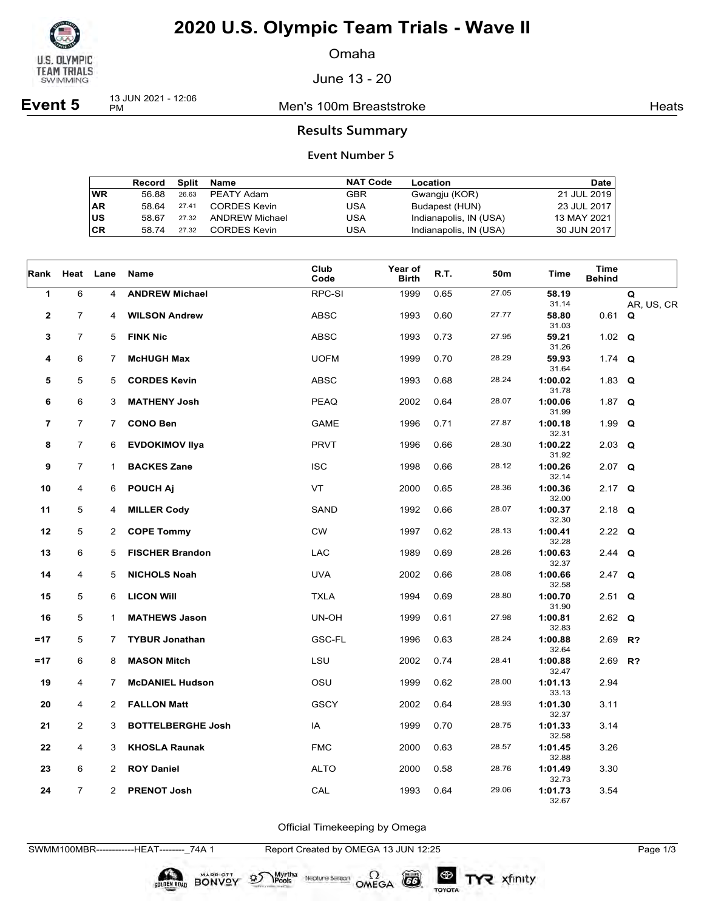# 2020 U.S. Olympic Team Trials - Wave II

Omaha

June 13 - 20

**Event 5** 13 JUN 2021 - 12:06 PM — Men's 100m Breaststroke — Heats

## Results Summary

### Event Number 5

| | Record | Split | Name | NAT Code | Location | Date |
|---|---|---|---|---|---|---|
| WR | 56.88 | 26.63 | PEATY Adam | GBR | Gwangju (KOR) | 21 JUL 2019 |
| AR | 58.64 | 27.41 | CORDES Kevin | USA | Budapest (HUN) | 23 JUL 2017 |
| US | 58.67 | 27.32 | ANDREW Michael | USA | Indianapolis, IN (USA) | 13 MAY 2021 |
| CR | 58.74 | 27.32 | CORDES Kevin | USA | Indianapolis, IN (USA) | 30 JUN 2017 |

| Rank | Heat | Lane | Name | Club Code | Year of Birth | R.T. | 50m | Time | Time Behind | |
|---|---|---|---|---|---|---|---|---|---|---|
| 1 | 6 | 4 | **ANDREW Michael** | RPC-SI | 1999 | 0.65 | 27.05 | **58.19** 31.14 | | **Q** AR, US, CR |
| 2 | 7 | 4 | **WILSON Andrew** | ABSC | 1993 | 0.60 | 27.77 | **58.80** 31.03 | 0.61 | **Q** |
| 3 | 7 | 5 | **FINK Nic** | ABSC | 1993 | 0.73 | 27.95 | **59.21** 31.26 | 1.02 | **Q** |
| 4 | 6 | 7 | **McHUGH Max** | UOFM | 1999 | 0.70 | 28.29 | **59.93** 31.64 | 1.74 | **Q** |
| 5 | 5 | 5 | **CORDES Kevin** | ABSC | 1993 | 0.68 | 28.24 | **1:00.02** 31.78 | 1.83 | **Q** |
| 6 | 6 | 3 | **MATHENY Josh** | PEAQ | 2002 | 0.64 | 28.07 | **1:00.06** 31.99 | 1.87 | **Q** |
| 7 | 7 | 7 | **CONO Ben** | GAME | 1996 | 0.71 | 27.87 | **1:00.18** 32.31 | 1.99 | **Q** |
| 8 | 7 | 6 | **EVDOKIMOV Ilya** | PRVT | 1996 | 0.66 | 28.30 | **1:00.22** 31.92 | 2.03 | **Q** |
| 9 | 7 | 1 | **BACKES Zane** | ISC | 1998 | 0.66 | 28.12 | **1:00.26** 32.14 | 2.07 | **Q** |
| 10 | 4 | 6 | **POUCH Aj** | VT | 2000 | 0.65 | 28.36 | **1:00.36** 32.00 | 2.17 | **Q** |
| 11 | 5 | 4 | **MILLER Cody** | SAND | 1992 | 0.66 | 28.07 | **1:00.37** 32.30 | 2.18 | **Q** |
| 12 | 5 | 2 | **COPE Tommy** | CW | 1997 | 0.62 | 28.13 | **1:00.41** 32.28 | 2.22 | **Q** |
| 13 | 6 | 5 | **FISCHER Brandon** | LAC | 1989 | 0.69 | 28.26 | **1:00.63** 32.37 | 2.44 | **Q** |
| 14 | 4 | 5 | **NICHOLS Noah** | UVA | 2002 | 0.66 | 28.08 | **1:00.66** 32.58 | 2.47 | **Q** |
| 15 | 5 | 6 | **LICON Will** | TXLA | 1994 | 0.69 | 28.80 | **1:00.70** 31.90 | 2.51 | **Q** |
| 16 | 5 | 1 | **MATHEWS Jason** | UN-OH | 1999 | 0.61 | 27.98 | **1:00.81** 32.83 | 2.62 | **Q** |
| =17 | 5 | 7 | **TYBUR Jonathan** | GSC-FL | 1996 | 0.63 | 28.24 | **1:00.88** 32.64 | 2.69 | **R?** |
| =17 | 6 | 8 | **MASON Mitch** | LSU | 2002 | 0.74 | 28.41 | **1:00.88** 32.47 | 2.69 | **R?** |
| 19 | 4 | 7 | **McDANIEL Hudson** | OSU | 1999 | 0.62 | 28.00 | **1:01.13** 33.13 | 2.94 | |
| 20 | 4 | 2 | **FALLON Matt** | GSCY | 2002 | 0.64 | 28.93 | **1:01.30** 32.37 | 3.11 | |
| 21 | 2 | 3 | **BOTTELBERGHE Josh** | IA | 1999 | 0.70 | 28.75 | **1:01.33** 32.58 | 3.14 | |
| 22 | 4 | 3 | **KHOSLA Raunak** | FMC | 2000 | 0.63 | 28.57 | **1:01.45** 32.88 | 3.26 | |
| 23 | 6 | 2 | **ROY Daniel** | ALTO | 2000 | 0.58 | 28.76 | **1:01.49** 32.73 | 3.30 | |
| 24 | 7 | 2 | **PRENOT Josh** | CAL | 1993 | 0.64 | 29.06 | **1:01.73** 32.67 | 3.54 | |

Official Timekeeping by Omega

SWMM100MBR------------HEAT--------_74A 1 — Report Created by OMEGA 13 JUN 12:25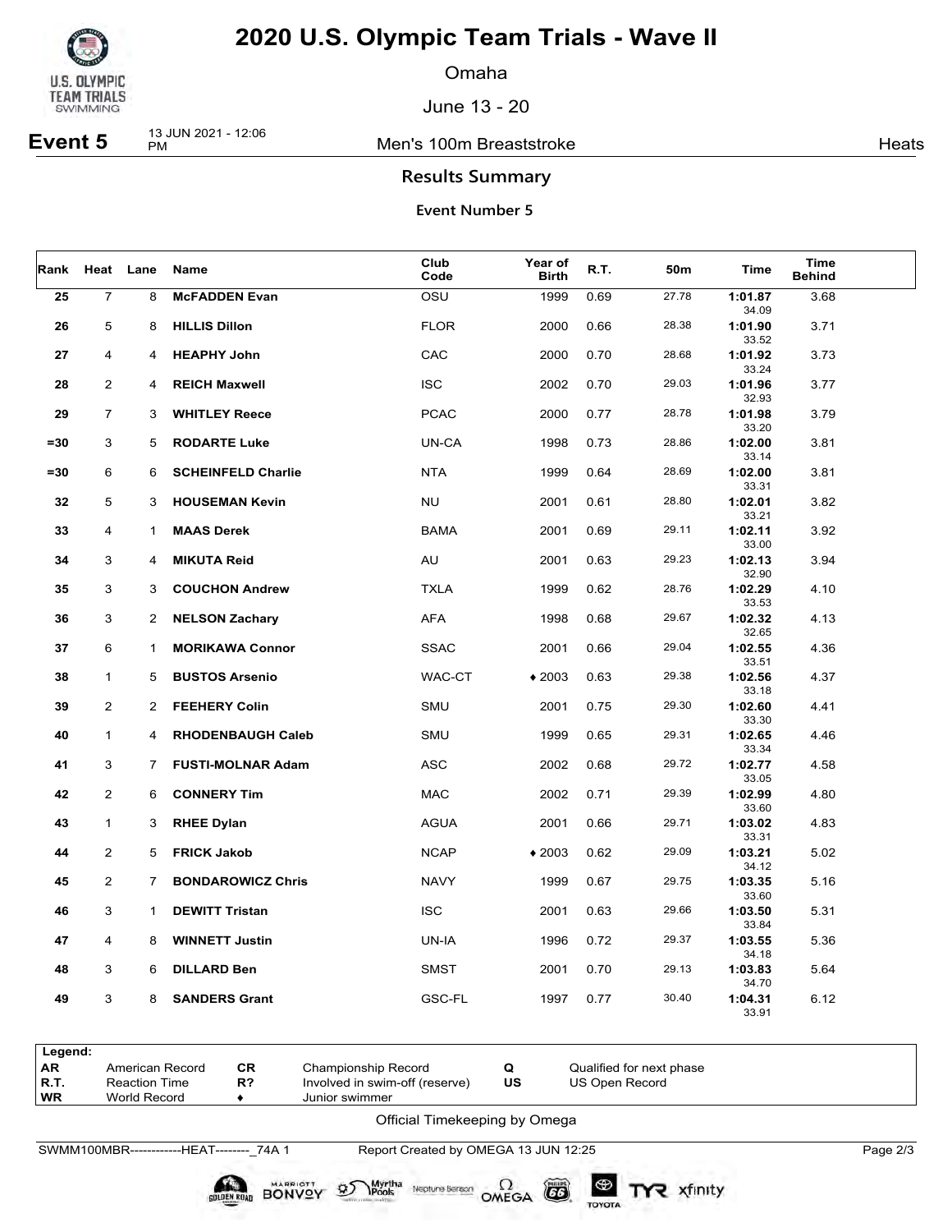# 2020 U.S. Olympic Team Trials - Wave II

Omaha

June 13 - 20

**Event 5** 13 JUN 2021 - 12:06 PM — Men's 100m Breaststroke — Heats

## Results Summary

### Event Number 5

| Rank | Heat | Lane | Name | Club Code | Year of Birth | R.T. | 50m | Time | Time Behind |
|---|---|---|---|---|---|---|---|---|---|
| 25 | 7 | 8 | **McFADDEN Evan** | OSU | 1999 | 0.69 | 27.78 | **1:01.87** 34.09 | 3.68 |
| 26 | 5 | 8 | **HILLIS Dillon** | FLOR | 2000 | 0.66 | 28.38 | **1:01.90** 33.52 | 3.71 |
| 27 | 4 | 4 | **HEAPHY John** | CAC | 2000 | 0.70 | 28.68 | **1:01.92** 33.24 | 3.73 |
| 28 | 2 | 4 | **REICH Maxwell** | ISC | 2002 | 0.70 | 29.03 | **1:01.96** 32.93 | 3.77 |
| 29 | 7 | 3 | **WHITLEY Reece** | PCAC | 2000 | 0.77 | 28.78 | **1:01.98** 33.20 | 3.79 |
| =30 | 3 | 5 | **RODARTE Luke** | UN-CA | 1998 | 0.73 | 28.86 | **1:02.00** 33.14 | 3.81 |
| =30 | 6 | 6 | **SCHEINFELD Charlie** | NTA | 1999 | 0.64 | 28.69 | **1:02.00** 33.31 | 3.81 |
| 32 | 5 | 3 | **HOUSEMAN Kevin** | NU | 2001 | 0.61 | 28.80 | **1:02.01** 33.21 | 3.82 |
| 33 | 4 | 1 | **MAAS Derek** | BAMA | 2001 | 0.69 | 29.11 | **1:02.11** 33.00 | 3.92 |
| 34 | 3 | 4 | **MIKUTA Reid** | AU | 2001 | 0.63 | 29.23 | **1:02.13** 32.90 | 3.94 |
| 35 | 3 | 3 | **COUCHON Andrew** | TXLA | 1999 | 0.62 | 28.76 | **1:02.29** 33.53 | 4.10 |
| 36 | 3 | 2 | **NELSON Zachary** | AFA | 1998 | 0.68 | 29.67 | **1:02.32** 32.65 | 4.13 |
| 37 | 6 | 1 | **MORIKAWA Connor** | SSAC | 2001 | 0.66 | 29.04 | **1:02.55** 33.51 | 4.36 |
| 38 | 1 | 5 | **BUSTOS Arsenio** | WAC-CT | ♦2003 | 0.63 | 29.38 | **1:02.56** 33.18 | 4.37 |
| 39 | 2 | 2 | **FEEHERY Colin** | SMU | 2001 | 0.75 | 29.30 | **1:02.60** 33.30 | 4.41 |
| 40 | 1 | 4 | **RHODENBAUGH Caleb** | SMU | 1999 | 0.65 | 29.31 | **1:02.65** 33.34 | 4.46 |
| 41 | 3 | 7 | **FUSTI-MOLNAR Adam** | ASC | 2002 | 0.68 | 29.72 | **1:02.77** 33.05 | 4.58 |
| 42 | 2 | 6 | **CONNERY Tim** | MAC | 2002 | 0.71 | 29.39 | **1:02.99** 33.60 | 4.80 |
| 43 | 1 | 3 | **RHEE Dylan** | AGUA | 2001 | 0.66 | 29.71 | **1:03.02** 33.31 | 4.83 |
| 44 | 2 | 5 | **FRICK Jakob** | NCAP | ♦2003 | 0.62 | 29.09 | **1:03.21** 34.12 | 5.02 |
| 45 | 2 | 7 | **BONDAROWICZ Chris** | NAVY | 1999 | 0.67 | 29.75 | **1:03.35** 33.60 | 5.16 |
| 46 | 3 | 1 | **DEWITT Tristan** | ISC | 2001 | 0.63 | 29.66 | **1:03.50** 33.84 | 5.31 |
| 47 | 4 | 8 | **WINNETT Justin** | UN-IA | 1996 | 0.72 | 29.37 | **1:03.55** 34.18 | 5.36 |
| 48 | 3 | 6 | **DILLARD Ben** | SMST | 2001 | 0.70 | 29.13 | **1:03.83** 34.70 | 5.64 |
| 49 | 3 | 8 | **SANDERS Grant** | GSC-FL | 1997 | 0.77 | 30.40 | **1:04.31** 33.91 | 6.12 |

**Legend:**

| | | | | | |
|---|---|---|---|---|---|
| AR | American Record | CR | Championship Record | Q | Qualified for next phase |
| R.T. | Reaction Time | R? | Involved in swim-off (reserve) | US | US Open Record |
| WR | World Record | ♦ | Junior swimmer | | |

Official Timekeeping by Omega

SWMM100MBR------------HEAT--------_74A 1 — Report Created by OMEGA 13 JUN 12:25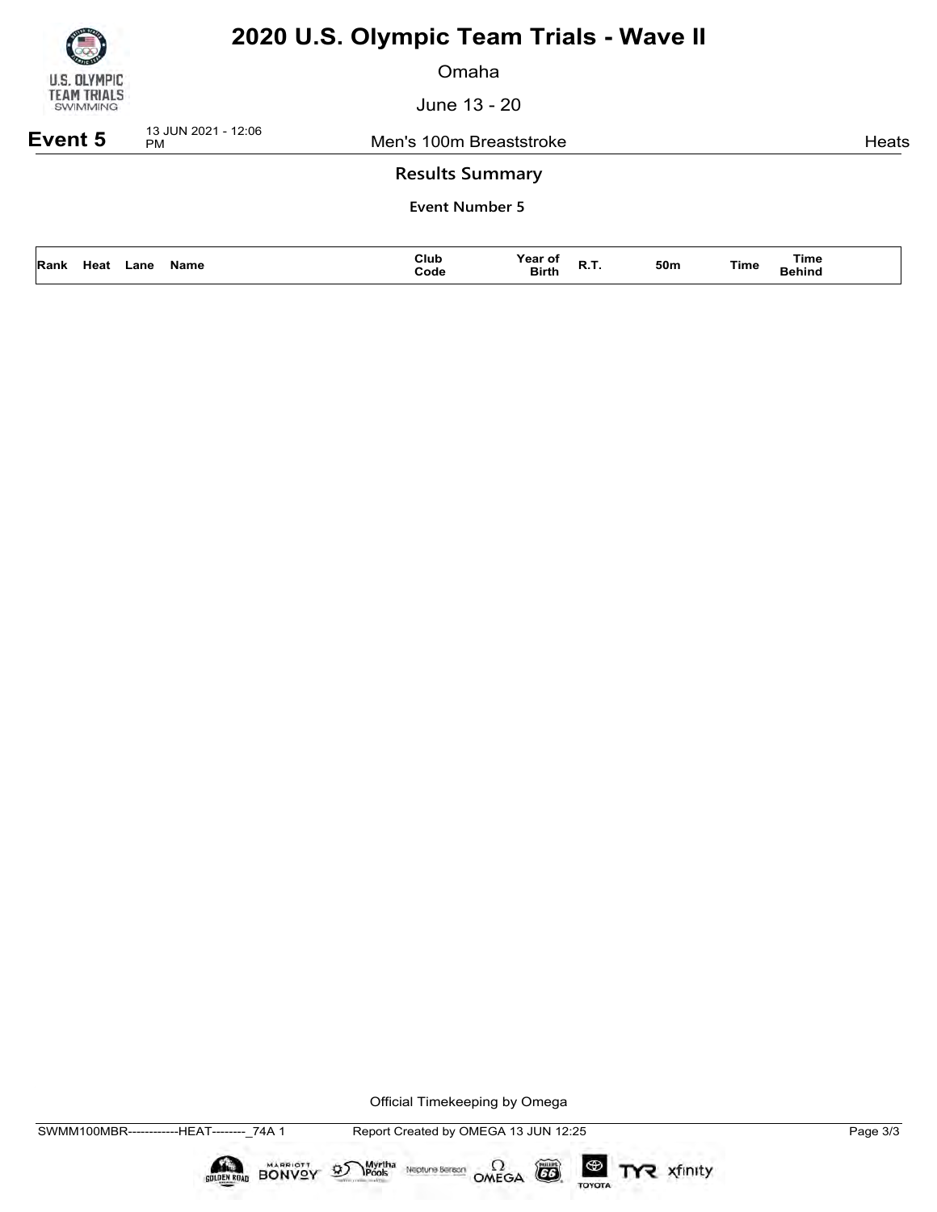# 2020 U.S. Olympic Team Trials - Wave II

Omaha

June 13 - 20

**Event 5** 13 JUN 2021 - 12:06 PM Men's 100m Breaststroke Heats

## Results Summary

**Event Number 5**

| Rank | Heat | Lane | Name | Club Code | Year of Birth | R.T. | 50m | Time | Time Behind |
|---|---|---|---|---|---|---|---|---|---|

Official Timekeeping by Omega

SWMM100MBR------------HEAT--------_74A 1 Report Created by OMEGA 13 JUN 12:25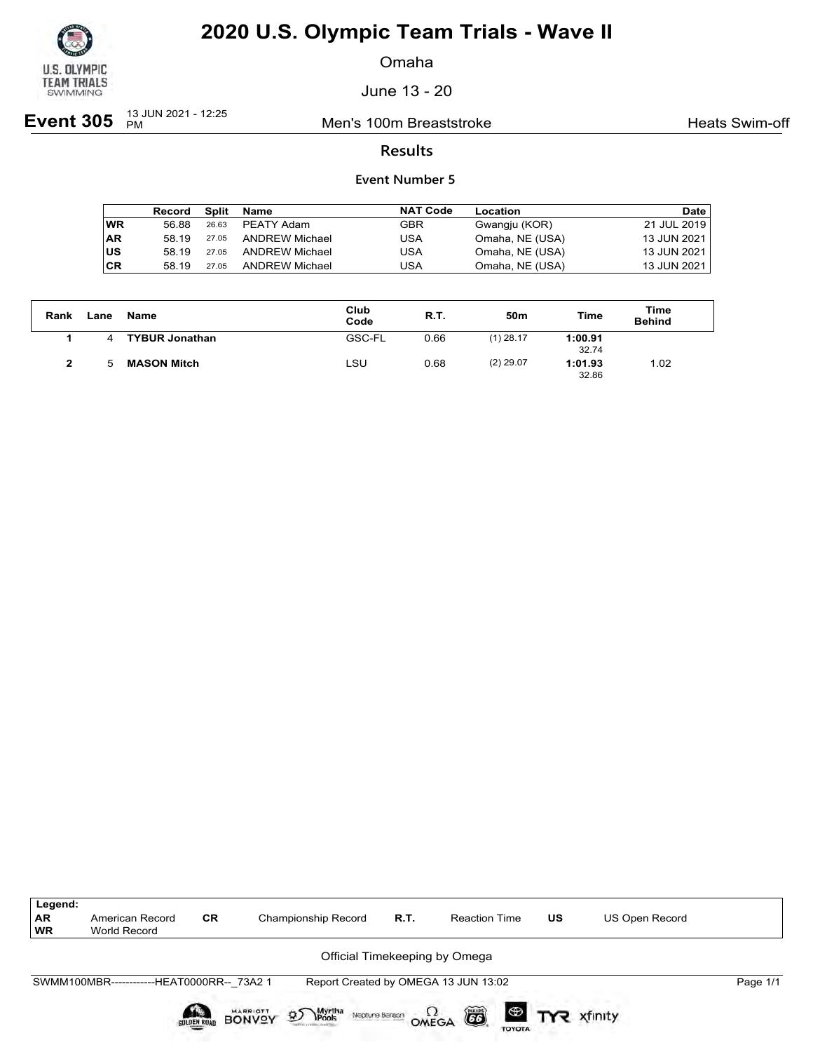# 2020 U.S. Olympic Team Trials - Wave II

Omaha

June 13 - 20

**Event 305** 13 JUN 2021 - 12:25 PM — Men's 100m Breaststroke — Heats Swim-off

## Results

### Event Number 5

| | Record | Split | Name | NAT Code | Location | Date |
|---|---|---|---|---|---|---|
| WR | 56.88 | 26.63 | PEATY Adam | GBR | Gwangju (KOR) | 21 JUL 2019 |
| AR | 58.19 | 27.05 | ANDREW Michael | USA | Omaha, NE (USA) | 13 JUN 2021 |
| US | 58.19 | 27.05 | ANDREW Michael | USA | Omaha, NE (USA) | 13 JUN 2021 |
| CR | 58.19 | 27.05 | ANDREW Michael | USA | Omaha, NE (USA) | 13 JUN 2021 |

| Rank | Lane | Name | Club Code | R.T. | 50m | Time | Time Behind |
|---|---|---|---|---|---|---|---|
| 1 | 4 | **TYBUR Jonathan** | GSC-FL | 0.66 | (1) 28.17 | **1:00.91** 32.74 | |
| 2 | 5 | **MASON Mitch** | LSU | 0.68 | (2) 29.07 | **1:01.93** 32.86 | 1.02 |

| Legend: | | | | | | | |
|---|---|---|---|---|---|---|---|
| AR | American Record | CR | Championship Record | R.T. | Reaction Time | US | US Open Record |
| WR | World Record | | | | | | |

Official Timekeeping by Omega

SWMM100MBR------------HEAT0000RR--_73A2 1 Report Created by OMEGA 13 JUN 13:02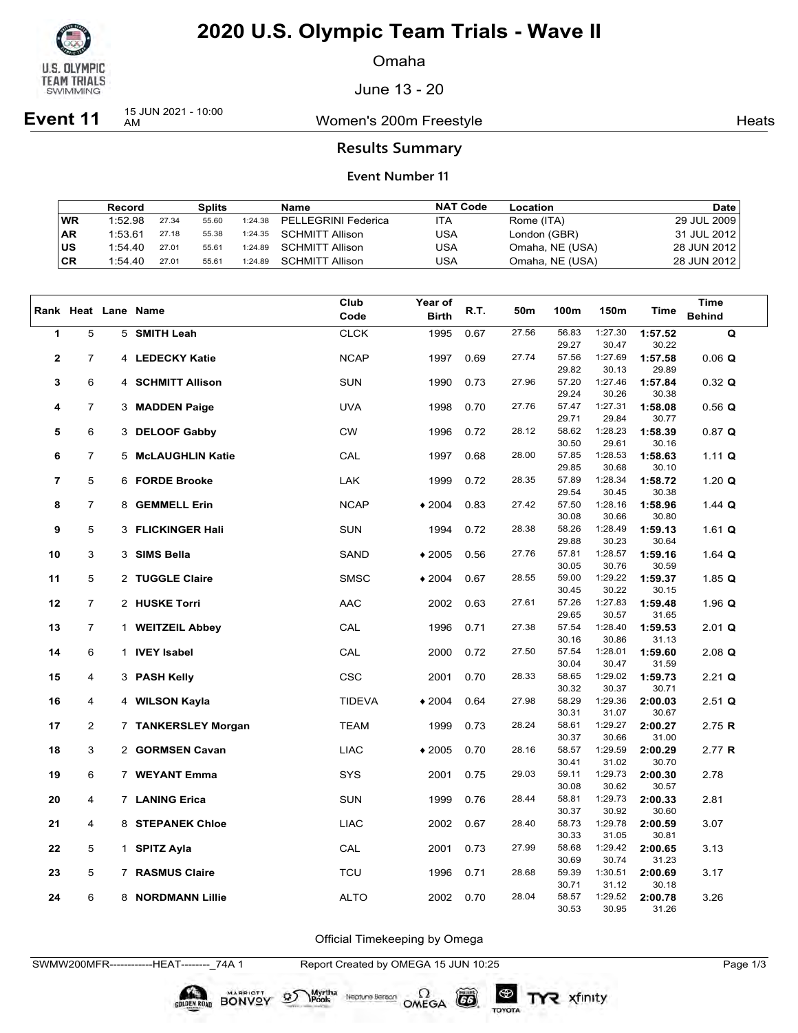# 2020 U.S. Olympic Team Trials - Wave II

Omaha

June 13 - 20

**Event 11** 15 JUN 2021 - 10:00 AM — Women's 200m Freestyle — Heats

## Results Summary

### Event Number 11

| | Record | | Splits | | Name | NAT Code | Location | Date |
|---|---|---|---|---|---|---|---|---|
| WR | 1:52.98 | 27.34 | 55.60 | 1:24.38 | PELLEGRINI Federica | ITA | Rome (ITA) | 29 JUL 2009 |
| AR | 1:53.61 | 27.18 | 55.38 | 1:24.35 | SCHMITT Allison | USA | London (GBR) | 31 JUL 2012 |
| US | 1:54.40 | 27.01 | 55.61 | 1:24.89 | SCHMITT Allison | USA | Omaha, NE (USA) | 28 JUN 2012 |
| CR | 1:54.40 | 27.01 | 55.61 | 1:24.89 | SCHMITT Allison | USA | Omaha, NE (USA) | 28 JUN 2012 |

| Rank | Heat | Lane | Name | Club Code | Year of Birth | R.T. | 50m | 100m | 150m | Time | Time Behind |
|---|---|---|---|---|---|---|---|---|---|---|---|
| 1 | 5 | 5 | **SMITH Leah** | CLCK | 1995 | 0.67 | 27.56 | 56.83 / 29.27 | 1:27.30 / 30.47 | **1:57.52** / 30.22 | **Q** |
| 2 | 7 | 4 | **LEDECKY Katie** | NCAP | 1997 | 0.69 | 27.74 | 57.56 / 29.82 | 1:27.69 / 30.13 | **1:57.58** / 29.89 | 0.06 **Q** |
| 3 | 6 | 4 | **SCHMITT Allison** | SUN | 1990 | 0.73 | 27.96 | 57.20 / 29.24 | 1:27.46 / 30.26 | **1:57.84** / 30.38 | 0.32 **Q** |
| 4 | 7 | 3 | **MADDEN Paige** | UVA | 1998 | 0.70 | 27.76 | 57.47 / 29.71 | 1:27.31 / 29.84 | **1:58.08** / 30.77 | 0.56 **Q** |
| 5 | 6 | 3 | **DELOOF Gabby** | CW | 1996 | 0.72 | 28.12 | 58.62 / 30.50 | 1:28.23 / 29.61 | **1:58.39** / 30.16 | 0.87 **Q** |
| 6 | 7 | 5 | **McLAUGHLIN Katie** | CAL | 1997 | 0.68 | 28.00 | 57.85 / 29.85 | 1:28.53 / 30.68 | **1:58.63** / 30.10 | 1.11 **Q** |
| 7 | 5 | 6 | **FORDE Brooke** | LAK | 1999 | 0.72 | 28.35 | 57.89 / 29.54 | 1:28.34 / 30.45 | **1:58.72** / 30.38 | 1.20 **Q** |
| 8 | 7 | 8 | **GEMMELL Erin** | NCAP | ♦2004 | 0.83 | 27.42 | 57.50 / 30.08 | 1:28.16 / 30.66 | **1:58.96** / 30.80 | 1.44 **Q** |
| 9 | 5 | 3 | **FLICKINGER Hali** | SUN | 1994 | 0.72 | 28.38 | 58.26 / 29.88 | 1:28.49 / 30.23 | **1:59.13** / 30.64 | 1.61 **Q** |
| 10 | 3 | 3 | **SIMS Bella** | SAND | ♦2005 | 0.56 | 27.76 | 57.81 / 30.05 | 1:28.57 / 30.76 | **1:59.16** / 30.59 | 1.64 **Q** |
| 11 | 5 | 2 | **TUGGLE Claire** | SMSC | ♦2004 | 0.67 | 28.55 | 59.00 / 30.45 | 1:29.22 / 30.22 | **1:59.37** / 30.15 | 1.85 **Q** |
| 12 | 7 | 2 | **HUSKE Torri** | AAC | 2002 | 0.63 | 27.61 | 57.26 / 29.65 | 1:27.83 / 30.57 | **1:59.48** / 31.65 | 1.96 **Q** |
| 13 | 7 | 1 | **WEITZEIL Abbey** | CAL | 1996 | 0.71 | 27.38 | 57.54 / 30.16 | 1:28.40 / 30.86 | **1:59.53** / 31.13 | 2.01 **Q** |
| 14 | 6 | 1 | **IVEY Isabel** | CAL | 2000 | 0.72 | 27.50 | 57.54 / 30.04 | 1:28.01 / 30.47 | **1:59.60** / 31.59 | 2.08 **Q** |
| 15 | 4 | 3 | **PASH Kelly** | CSC | 2001 | 0.70 | 28.33 | 58.65 / 30.32 | 1:29.02 / 30.37 | **1:59.73** / 30.71 | 2.21 **Q** |
| 16 | 4 | 4 | **WILSON Kayla** | TIDEVA | ♦2004 | 0.64 | 27.98 | 58.29 / 30.31 | 1:29.36 / 31.07 | **2:00.03** / 30.67 | 2.51 **Q** |
| 17 | 2 | 7 | **TANKERSLEY Morgan** | TEAM | 1999 | 0.73 | 28.24 | 58.61 / 30.37 | 1:29.27 / 30.66 | **2:00.27** / 31.00 | 2.75 **R** |
| 18 | 3 | 2 | **GORMSEN Cavan** | LIAC | ♦2005 | 0.70 | 28.16 | 58.57 / 30.41 | 1:29.59 / 31.02 | **2:00.29** / 30.70 | 2.77 **R** |
| 19 | 6 | 7 | **WEYANT Emma** | SYS | 2001 | 0.75 | 29.03 | 59.11 / 30.08 | 1:29.73 / 30.62 | **2:00.30** / 30.57 | 2.78 |
| 20 | 4 | 7 | **LANING Erica** | SUN | 1999 | 0.76 | 28.44 | 58.81 / 30.37 | 1:29.73 / 30.92 | **2:00.33** / 30.60 | 2.81 |
| 21 | 4 | 8 | **STEPANEK Chloe** | LIAC | 2002 | 0.67 | 28.40 | 58.73 / 30.33 | 1:29.78 / 31.05 | **2:00.59** / 30.81 | 3.07 |
| 22 | 5 | 1 | **SPITZ Ayla** | CAL | 2001 | 0.73 | 27.99 | 58.68 / 30.69 | 1:29.42 / 30.74 | **2:00.65** / 31.23 | 3.13 |
| 23 | 5 | 7 | **RASMUS Claire** | TCU | 1996 | 0.71 | 28.68 | 59.39 / 30.71 | 1:30.51 / 31.12 | **2:00.69** / 30.18 | 3.17 |
| 24 | 6 | 8 | **NORDMANN Lillie** | ALTO | 2002 | 0.70 | 28.04 | 58.57 / 30.53 | 1:29.52 / 30.95 | **2:00.78** / 31.26 | 3.26 |

Official Timekeeping by Omega

SWMW200MFR------------HEAT--------_74A 1 Report Created by OMEGA 15 JUN 10:25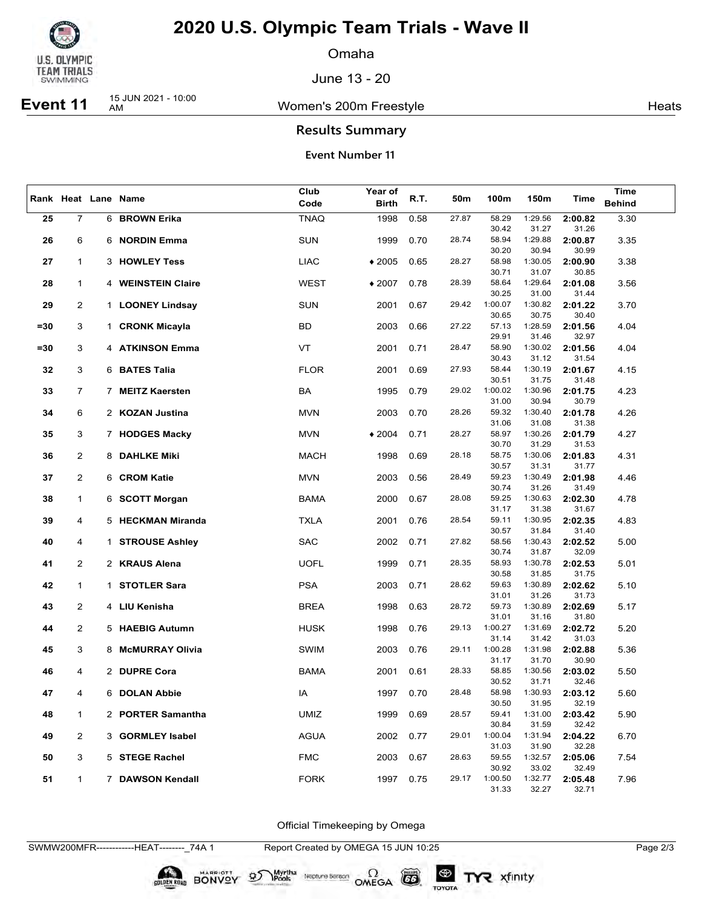# 2020 U.S. Olympic Team Trials - Wave II

Omaha

June 13 - 20

**Event 11** 15 JUN 2021 - 10:00 AM Women's 200m Freestyle Heats

## Results Summary

### Event Number 11

| Rank | Heat | Lane | Name | Club Code | Year of Birth | R.T. | 50m | 100m | 150m | Time | Time Behind |
|---|---|---|---|---|---|---|---|---|---|---|---|
| 25 | 7 | 6 | **BROWN Erika** | TNAQ | 1998 | 0.58 | 27.87 | 58.29 | 1:29.56 | **2:00.82** | 3.30 |
| | | | | | | | | 30.42 | 31.27 | 31.26 | |
| 26 | 6 | 6 | **NORDIN Emma** | SUN | 1999 | 0.70 | 28.74 | 58.94 | 1:29.88 | **2:00.87** | 3.35 |
| | | | | | | | | 30.20 | 30.94 | 30.99 | |
| 27 | 1 | 3 | **HOWLEY Tess** | LIAC | ♦ 2005 | 0.65 | 28.27 | 58.98 | 1:30.05 | **2:00.90** | 3.38 |
| | | | | | | | | 30.71 | 31.07 | 30.85 | |
| 28 | 1 | 4 | **WEINSTEIN Claire** | WEST | ♦ 2007 | 0.78 | 28.39 | 58.64 | 1:29.64 | **2:01.08** | 3.56 |
| | | | | | | | | 30.25 | 31.00 | 31.44 | |
| 29 | 2 | 1 | **LOONEY Lindsay** | SUN | 2001 | 0.67 | 29.42 | 1:00.07 | 1:30.82 | **2:01.22** | 3.70 |
| | | | | | | | | 30.65 | 30.75 | 30.40 | |
| =30 | 3 | 1 | **CRONK Micayla** | BD | 2003 | 0.66 | 27.22 | 57.13 | 1:28.59 | **2:01.56** | 4.04 |
| | | | | | | | | 29.91 | 31.46 | 32.97 | |
| =30 | 3 | 4 | **ATKINSON Emma** | VT | 2001 | 0.71 | 28.47 | 58.90 | 1:30.02 | **2:01.56** | 4.04 |
| | | | | | | | | 30.43 | 31.12 | 31.54 | |
| 32 | 3 | 6 | **BATES Talia** | FLOR | 2001 | 0.69 | 27.93 | 58.44 | 1:30.19 | **2:01.67** | 4.15 |
| | | | | | | | | 30.51 | 31.75 | 31.48 | |
| 33 | 7 | 7 | **MEITZ Kaersten** | BA | 1995 | 0.79 | 29.02 | 1:00.02 | 1:30.96 | **2:01.75** | 4.23 |
| | | | | | | | | 31.00 | 30.94 | 30.79 | |
| 34 | 6 | 2 | **KOZAN Justina** | MVN | 2003 | 0.70 | 28.26 | 59.32 | 1:30.40 | **2:01.78** | 4.26 |
| | | | | | | | | 31.06 | 31.08 | 31.38 | |
| 35 | 3 | 7 | **HODGES Macky** | MVN | ♦ 2004 | 0.71 | 28.27 | 58.97 | 1:30.26 | **2:01.79** | 4.27 |
| | | | | | | | | 30.70 | 31.29 | 31.53 | |
| 36 | 2 | 8 | **DAHLKE Miki** | MACH | 1998 | 0.69 | 28.18 | 58.75 | 1:30.06 | **2:01.83** | 4.31 |
| | | | | | | | | 30.57 | 31.31 | 31.77 | |
| 37 | 2 | 6 | **CROM Katie** | MVN | 2003 | 0.56 | 28.49 | 59.23 | 1:30.49 | **2:01.98** | 4.46 |
| | | | | | | | | 30.74 | 31.26 | 31.49 | |
| 38 | 1 | 6 | **SCOTT Morgan** | BAMA | 2000 | 0.67 | 28.08 | 59.25 | 1:30.63 | **2:02.30** | 4.78 |
| | | | | | | | | 31.17 | 31.38 | 31.67 | |
| 39 | 4 | 5 | **HECKMAN Miranda** | TXLA | 2001 | 0.76 | 28.54 | 59.11 | 1:30.95 | **2:02.35** | 4.83 |
| | | | | | | | | 30.57 | 31.84 | 31.40 | |
| 40 | 4 | 1 | **STROUSE Ashley** | SAC | 2002 | 0.71 | 27.82 | 58.56 | 1:30.43 | **2:02.52** | 5.00 |
| | | | | | | | | 30.74 | 31.87 | 32.09 | |
| 41 | 2 | 2 | **KRAUS Alena** | UOFL | 1999 | 0.71 | 28.35 | 58.93 | 1:30.78 | **2:02.53** | 5.01 |
| | | | | | | | | 30.58 | 31.85 | 31.75 | |
| 42 | 1 | 1 | **STOTLER Sara** | PSA | 2003 | 0.71 | 28.62 | 59.63 | 1:30.89 | **2:02.62** | 5.10 |
| | | | | | | | | 31.01 | 31.26 | 31.73 | |
| 43 | 2 | 4 | **LIU Kenisha** | BREA | 1998 | 0.63 | 28.72 | 59.73 | 1:30.89 | **2:02.69** | 5.17 |
| | | | | | | | | 31.01 | 31.16 | 31.80 | |
| 44 | 2 | 5 | **HAEBIG Autumn** | HUSK | 1998 | 0.76 | 29.13 | 1:00.27 | 1:31.69 | **2:02.72** | 5.20 |
| | | | | | | | | 31.14 | 31.42 | 31.03 | |
| 45 | 3 | 8 | **McMURRAY Olivia** | SWIM | 2003 | 0.76 | 29.11 | 1:00.28 | 1:31.98 | **2:02.88** | 5.36 |
| | | | | | | | | 31.17 | 31.70 | 30.90 | |
| 46 | 4 | 2 | **DUPRE Cora** | BAMA | 2001 | 0.61 | 28.33 | 58.85 | 1:30.56 | **2:03.02** | 5.50 |
| | | | | | | | | 30.52 | 31.71 | 32.46 | |
| 47 | 4 | 6 | **DOLAN Abbie** | IA | 1997 | 0.70 | 28.48 | 58.98 | 1:30.93 | **2:03.12** | 5.60 |
| | | | | | | | | 30.50 | 31.95 | 32.19 | |
| 48 | 1 | 2 | **PORTER Samantha** | UMIZ | 1999 | 0.69 | 28.57 | 59.41 | 1:31.00 | **2:03.42** | 5.90 |
| | | | | | | | | 30.84 | 31.59 | 32.42 | |
| 49 | 2 | 3 | **GORMLEY Isabel** | AGUA | 2002 | 0.77 | 29.01 | 1:00.04 | 1:31.94 | **2:04.22** | 6.70 |
| | | | | | | | | 31.03 | 31.90 | 32.28 | |
| 50 | 3 | 5 | **STEGE Rachel** | FMC | 2003 | 0.67 | 28.63 | 59.55 | 1:32.57 | **2:05.06** | 7.54 |
| | | | | | | | | 30.92 | 33.02 | 32.49 | |
| 51 | 1 | 7 | **DAWSON Kendall** | FORK | 1997 | 0.75 | 29.17 | 1:00.50 | 1:32.77 | **2:05.48** | 7.96 |
| | | | | | | | | 31.33 | 32.27 | 32.71 | |

Official Timekeeping by Omega

SWMW200MFR------------HEAT--------_74A 1 Report Created by OMEGA 15 JUN 10:25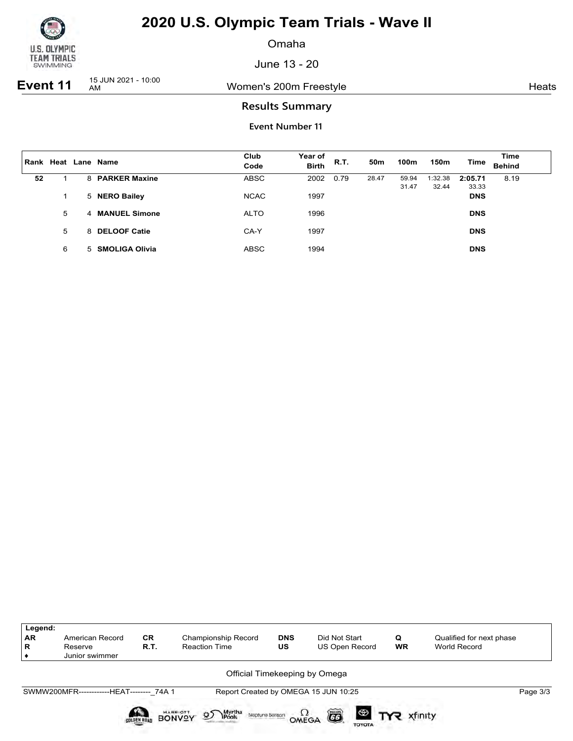# 2020 U.S. Olympic Team Trials - Wave II

Omaha

June 13 - 20

**Event 11** 15 JUN 2021 - 10:00 AM — Women's 200m Freestyle — Heats

## Results Summary

### Event Number 11

| Rank | Heat | Lane | Name | Club Code | Year of Birth | R.T. | 50m | 100m | 150m | Time | Time Behind |
|---|---|---|---|---|---|---|---|---|---|---|---|
| 52 | 1 | 8 | **PARKER Maxine** | ABSC | 2002 | 0.79 | 28.47 | 59.94<br>31.47 | 1:32.38<br>32.44 | **2:05.71**<br>33.33 | 8.19 |
| | 1 | 5 | **NERO Bailey** | NCAC | 1997 | | | | | **DNS** | |
| | 5 | 4 | **MANUEL Simone** | ALTO | 1996 | | | | | **DNS** | |
| | 5 | 8 | **DELOOF Catie** | CA-Y | 1997 | | | | | **DNS** | |
| | 6 | 5 | **SMOLIGA Olivia** | ABSC | 1994 | | | | | **DNS** | |

| Legend: | | | | | | | |
|---|---|---|---|---|---|---|---|
| AR | American Record | CR | Championship Record | DNS | Did Not Start | Q | Qualified for next phase |
| R | Reserve | R.T. | Reaction Time | US | US Open Record | WR | World Record |
| ♦ | Junior swimmer | | | | | | |

Official Timekeeping by Omega

SWMW200MFR------------HEAT--------_74A 1 — Report Created by OMEGA 15 JUN 10:25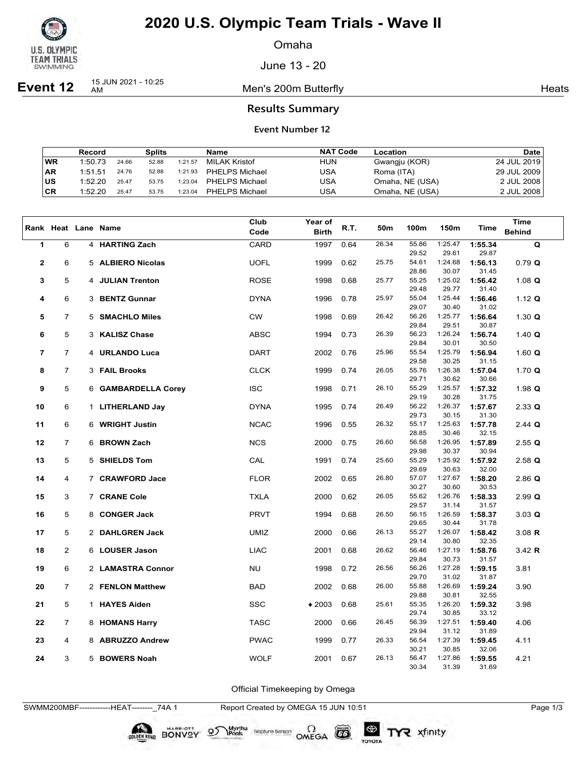# 2020 U.S. Olympic Team Trials - Wave II

Omaha

June 13 - 20

**Event 12** 15 JUN 2021 - 10:25 AM — Men's 200m Butterfly — Heats

## Results Summary

### Event Number 12

| | Record | Splits | | | Name | NAT Code | Location | Date |
|---|---|---|---|---|---|---|---|---|
| WR | 1:50.73 | 24.66 | 52.88 | 1:21.57 | MILAK Kristof | HUN | Gwangju (KOR) | 24 JUL 2019 |
| AR | 1:51.51 | 24.76 | 52.88 | 1:21.93 | PHELPS Michael | USA | Roma (ITA) | 29 JUL 2009 |
| US | 1:52.20 | 25.47 | 53.75 | 1:23.04 | PHELPS Michael | USA | Omaha, NE (USA) | 2 JUL 2008 |
| CR | 1:52.20 | 25.47 | 53.75 | 1:23.04 | PHELPS Michael | USA | Omaha, NE (USA) | 2 JUL 2008 |

| Rank | Heat | Lane | Name | Club Code | Year of Birth | R.T. | 50m | 100m | 150m | Time | Time Behind |
|---|---|---|---|---|---|---|---|---|---|---|---|
| 1 | 6 | 4 | **HARTING Zach** | CARD | 1997 | 0.64 | 26.34 | 55.86 | 1:25.47 | **1:55.34** | **Q** |
| | | | | | | | | 29.52 | 29.61 | 29.87 | |
| 2 | 6 | 5 | **ALBIERO Nicolas** | UOFL | 1999 | 0.62 | 25.75 | 54.61 | 1:24.68 | **1:56.13** | 0.79 **Q** |
| | | | | | | | | 28.86 | 30.07 | 31.45 | |
| 3 | 5 | 4 | **JULIAN Trenton** | ROSE | 1998 | 0.68 | 25.77 | 55.25 | 1:25.02 | **1:56.42** | 1.08 **Q** |
| | | | | | | | | 29.48 | 29.77 | 31.40 | |
| 4 | 6 | 3 | **BENTZ Gunnar** | DYNA | 1996 | 0.78 | 25.97 | 55.04 | 1:25.44 | **1:56.46** | 1.12 **Q** |
| | | | | | | | | 29.07 | 30.40 | 31.02 | |
| 5 | 7 | 5 | **SMACHLO Miles** | CW | 1998 | 0.69 | 26.42 | 56.26 | 1:25.77 | **1:56.64** | 1.30 **Q** |
| | | | | | | | | 29.84 | 29.51 | 30.87 | |
| 6 | 5 | 3 | **KALISZ Chase** | ABSC | 1994 | 0.73 | 26.39 | 56.23 | 1:26.24 | **1:56.74** | 1.40 **Q** |
| | | | | | | | | 29.84 | 30.01 | 30.50 | |
| 7 | 7 | 4 | **URLANDO Luca** | DART | 2002 | 0.76 | 25.96 | 55.54 | 1:25.79 | **1:56.94** | 1.60 **Q** |
| | | | | | | | | 29.58 | 30.25 | 31.15 | |
| 8 | 7 | 3 | **FAIL Brooks** | CLCK | 1999 | 0.74 | 26.05 | 55.76 | 1:26.38 | **1:57.04** | 1.70 **Q** |
| | | | | | | | | 29.71 | 30.62 | 30.66 | |
| 9 | 5 | 6 | **GAMBARDELLA Corey** | ISC | 1998 | 0.71 | 26.10 | 55.29 | 1:25.57 | **1:57.32** | 1.98 **Q** |
| | | | | | | | | 29.19 | 30.28 | 31.75 | |
| 10 | 6 | 1 | **LITHERLAND Jay** | DYNA | 1995 | 0.74 | 26.49 | 56.22 | 1:26.37 | **1:57.67** | 2.33 **Q** |
| | | | | | | | | 29.73 | 30.15 | 31.30 | |
| 11 | 6 | 6 | **WRIGHT Justin** | NCAC | 1996 | 0.55 | 26.32 | 55.17 | 1:25.63 | **1:57.78** | 2.44 **Q** |
| | | | | | | | | 28.85 | 30.46 | 32.15 | |
| 12 | 7 | 6 | **BROWN Zach** | NCS | 2000 | 0.75 | 26.60 | 56.58 | 1:26.95 | **1:57.89** | 2.55 **Q** |
| | | | | | | | | 29.98 | 30.37 | 30.94 | |
| 13 | 5 | 5 | **SHIELDS Tom** | CAL | 1991 | 0.74 | 25.60 | 55.29 | 1:25.92 | **1:57.92** | 2.58 **Q** |
| | | | | | | | | 29.69 | 30.63 | 32.00 | |
| 14 | 4 | 7 | **CRAWFORD Jace** | FLOR | 2002 | 0.65 | 26.80 | 57.07 | 1:27.67 | **1:58.20** | 2.86 **Q** |
| | | | | | | | | 30.27 | 30.60 | 30.53 | |
| 15 | 3 | 7 | **CRANE Cole** | TXLA | 2000 | 0.62 | 26.05 | 55.62 | 1:26.76 | **1:58.33** | 2.99 **Q** |
| | | | | | | | | 29.57 | 31.14 | 31.57 | |
| 16 | 5 | 8 | **CONGER Jack** | PRVT | 1994 | 0.68 | 26.50 | 56.15 | 1:26.59 | **1:58.37** | 3.03 **Q** |
| | | | | | | | | 29.65 | 30.44 | 31.78 | |
| 17 | 5 | 2 | **DAHLGREN Jack** | UMIZ | 2000 | 0.66 | 26.13 | 55.27 | 1:26.07 | **1:58.42** | 3.08 **R** |
| | | | | | | | | 29.14 | 30.80 | 32.35 | |
| 18 | 2 | 6 | **LOUSER Jason** | LIAC | 2001 | 0.68 | 26.62 | 56.46 | 1:27.19 | **1:58.76** | 3.42 **R** |
| | | | | | | | | 29.84 | 30.73 | 31.57 | |
| 19 | 6 | 2 | **LAMASTRA Connor** | NU | 1998 | 0.72 | 26.56 | 56.26 | 1:27.28 | **1:59.15** | 3.81 |
| | | | | | | | | 29.70 | 31.02 | 31.87 | |
| 20 | 7 | 2 | **FENLON Matthew** | BAD | 2002 | 0.68 | 26.00 | 55.88 | 1:26.69 | **1:59.24** | 3.90 |
| | | | | | | | | 29.88 | 30.81 | 32.55 | |
| 21 | 5 | 1 | **HAYES Aiden** | SSC | ♦ 2003 | 0.68 | 25.61 | 55.35 | 1:26.20 | **1:59.32** | 3.98 |
| | | | | | | | | 29.74 | 30.85 | 33.12 | |
| 22 | 7 | 8 | **HOMANS Harry** | TASC | 2000 | 0.66 | 26.45 | 56.39 | 1:27.51 | **1:59.40** | 4.06 |
| | | | | | | | | 29.94 | 31.12 | 31.89 | |
| 23 | 4 | 8 | **ABRUZZO Andrew** | PWAC | 1999 | 0.77 | 26.33 | 56.54 | 1:27.39 | **1:59.45** | 4.11 |
| | | | | | | | | 30.21 | 30.85 | 32.06 | |
| 24 | 3 | 5 | **BOWERS Noah** | WOLF | 2001 | 0.67 | 26.13 | 56.47 | 1:27.86 | **1:59.55** | 4.21 |
| | | | | | | | | 30.34 | 31.39 | 31.69 | |

Official Timekeeping by Omega

SWMM200MBF------------HEAT--------_74A 1 — Report Created by OMEGA 15 JUN 10:51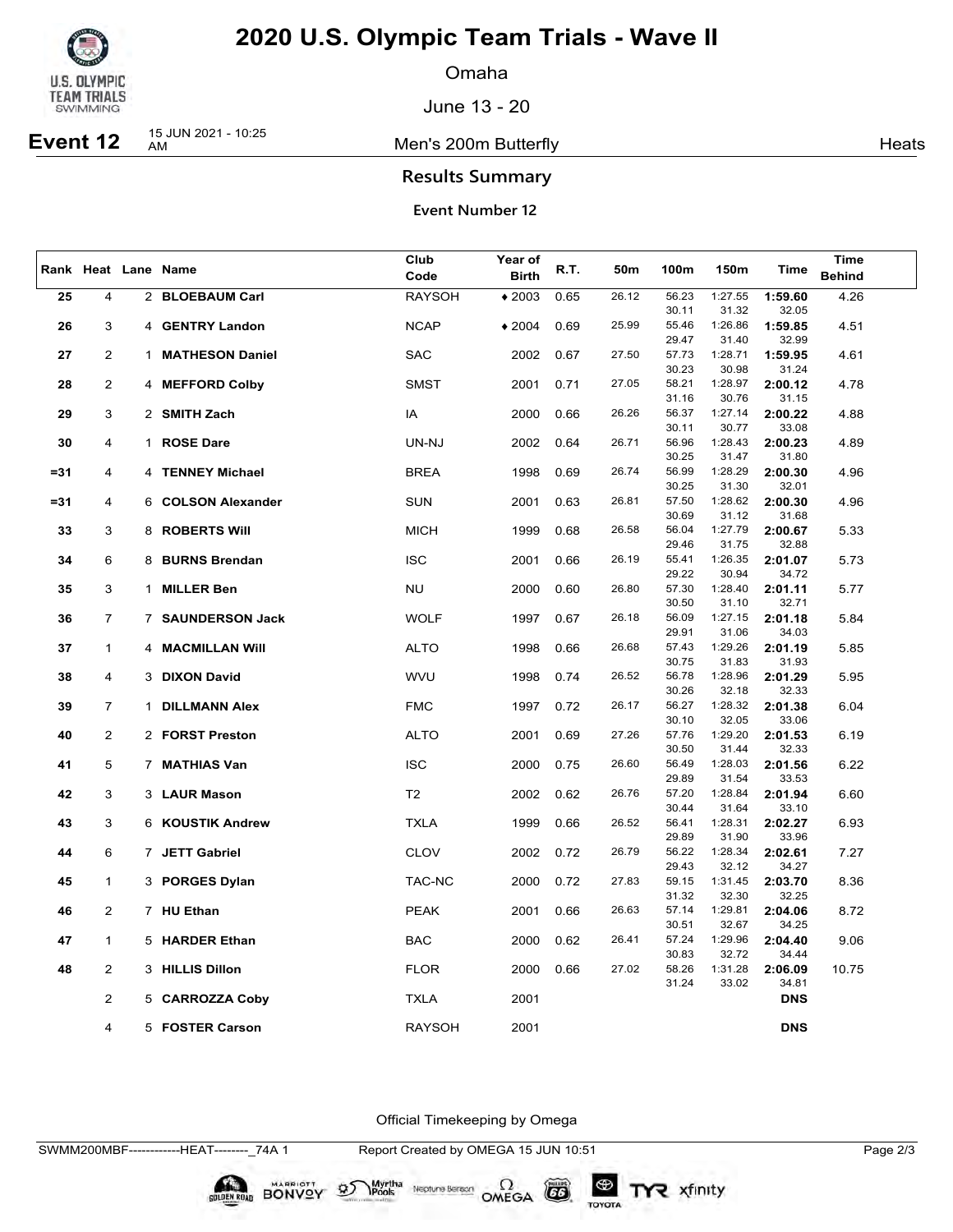# 2020 U.S. Olympic Team Trials - Wave II

Omaha

June 13 - 20

**Event 12** 15 JUN 2021 - 10:25 AM Men's 200m Butterfly Heats

## Results Summary

### Event Number 12

| Rank | Heat | Lane | Name | Club Code | Year of Birth | R.T. | 50m | 100m | 150m | Time | Time Behind |
|---|---|---|---|---|---|---|---|---|---|---|---|
| 25 | 4 | 2 | **BLOEBAUM Carl** | RAYSOH | ♦ 2003 | 0.65 | 26.12 | 56.23<br>30.11 | 1:27.55<br>31.32 | **1:59.60**<br>32.05 | 4.26 |
| 26 | 3 | 4 | **GENTRY Landon** | NCAP | ♦ 2004 | 0.69 | 25.99 | 55.46<br>29.47 | 1:26.86<br>31.40 | **1:59.85**<br>32.99 | 4.51 |
| 27 | 2 | 1 | **MATHESON Daniel** | SAC | 2002 | 0.67 | 27.50 | 57.73<br>30.23 | 1:28.71<br>30.98 | **1:59.95**<br>31.24 | 4.61 |
| 28 | 2 | 4 | **MEFFORD Colby** | SMST | 2001 | 0.71 | 27.05 | 58.21<br>31.16 | 1:28.97<br>30.76 | **2:00.12**<br>31.15 | 4.78 |
| 29 | 3 | 2 | **SMITH Zach** | IA | 2000 | 0.66 | 26.26 | 56.37<br>30.11 | 1:27.14<br>30.77 | **2:00.22**<br>33.08 | 4.88 |
| 30 | 4 | 1 | **ROSE Dare** | UN-NJ | 2002 | 0.64 | 26.71 | 56.96<br>30.25 | 1:28.43<br>31.47 | **2:00.23**<br>31.80 | 4.89 |
| =31 | 4 | 4 | **TENNEY Michael** | BREA | 1998 | 0.69 | 26.74 | 56.99<br>30.25 | 1:28.29<br>31.30 | **2:00.30**<br>32.01 | 4.96 |
| =31 | 4 | 6 | **COLSON Alexander** | SUN | 2001 | 0.63 | 26.81 | 57.50<br>30.69 | 1:28.62<br>31.12 | **2:00.30**<br>31.68 | 4.96 |
| 33 | 3 | 8 | **ROBERTS Will** | MICH | 1999 | 0.68 | 26.58 | 56.04<br>29.46 | 1:27.79<br>31.75 | **2:00.67**<br>32.88 | 5.33 |
| 34 | 6 | 8 | **BURNS Brendan** | ISC | 2001 | 0.66 | 26.19 | 55.41<br>29.22 | 1:26.35<br>30.94 | **2:01.07**<br>34.72 | 5.73 |
| 35 | 3 | 1 | **MILLER Ben** | NU | 2000 | 0.60 | 26.80 | 57.30<br>30.50 | 1:28.40<br>31.10 | **2:01.11**<br>32.71 | 5.77 |
| 36 | 7 | 7 | **SAUNDERSON Jack** | WOLF | 1997 | 0.67 | 26.18 | 56.09<br>29.91 | 1:27.15<br>31.06 | **2:01.18**<br>34.03 | 5.84 |
| 37 | 1 | 4 | **MACMILLAN Will** | ALTO | 1998 | 0.66 | 26.68 | 57.43<br>30.75 | 1:29.26<br>31.83 | **2:01.19**<br>31.93 | 5.85 |
| 38 | 4 | 3 | **DIXON David** | WVU | 1998 | 0.74 | 26.52 | 56.78<br>30.26 | 1:28.96<br>32.18 | **2:01.29**<br>32.33 | 5.95 |
| 39 | 7 | 1 | **DILLMANN Alex** | FMC | 1997 | 0.72 | 26.17 | 56.27<br>30.10 | 1:28.32<br>32.05 | **2:01.38**<br>33.06 | 6.04 |
| 40 | 2 | 2 | **FORST Preston** | ALTO | 2001 | 0.69 | 27.26 | 57.76<br>30.50 | 1:29.20<br>31.44 | **2:01.53**<br>32.33 | 6.19 |
| 41 | 5 | 7 | **MATHIAS Van** | ISC | 2000 | 0.75 | 26.60 | 56.49<br>29.89 | 1:28.03<br>31.54 | **2:01.56**<br>33.53 | 6.22 |
| 42 | 3 | 3 | **LAUR Mason** | T2 | 2002 | 0.62 | 26.76 | 57.20<br>30.44 | 1:28.84<br>31.64 | **2:01.94**<br>33.10 | 6.60 |
| 43 | 3 | 6 | **KOUSTIK Andrew** | TXLA | 1999 | 0.66 | 26.52 | 56.41<br>29.89 | 1:28.31<br>31.90 | **2:02.27**<br>33.96 | 6.93 |
| 44 | 6 | 7 | **JETT Gabriel** | CLOV | 2002 | 0.72 | 26.79 | 56.22<br>29.43 | 1:28.34<br>32.12 | **2:02.61**<br>34.27 | 7.27 |
| 45 | 1 | 3 | **PORGES Dylan** | TAC-NC | 2000 | 0.72 | 27.83 | 59.15<br>31.32 | 1:31.45<br>32.30 | **2:03.70**<br>32.25 | 8.36 |
| 46 | 2 | 7 | **HU Ethan** | PEAK | 2001 | 0.66 | 26.63 | 57.14<br>30.51 | 1:29.81<br>32.67 | **2:04.06**<br>34.25 | 8.72 |
| 47 | 1 | 5 | **HARDER Ethan** | BAC | 2000 | 0.62 | 26.41 | 57.24<br>30.83 | 1:29.96<br>32.72 | **2:04.40**<br>34.44 | 9.06 |
| 48 | 2 | 3 | **HILLIS Dillon** | FLOR | 2000 | 0.66 | 27.02 | 58.26<br>31.24 | 1:31.28<br>33.02 | **2:06.09**<br>34.81 | 10.75 |
| | 2 | 5 | **CARROZZA Coby** | TXLA | 2001 | | | | | **DNS** | |
| | 4 | 5 | **FOSTER Carson** | RAYSOH | 2001 | | | | | **DNS** | |

Official Timekeeping by Omega

SWMM200MBF------------HEAT--------_74A 1 Report Created by OMEGA 15 JUN 10:51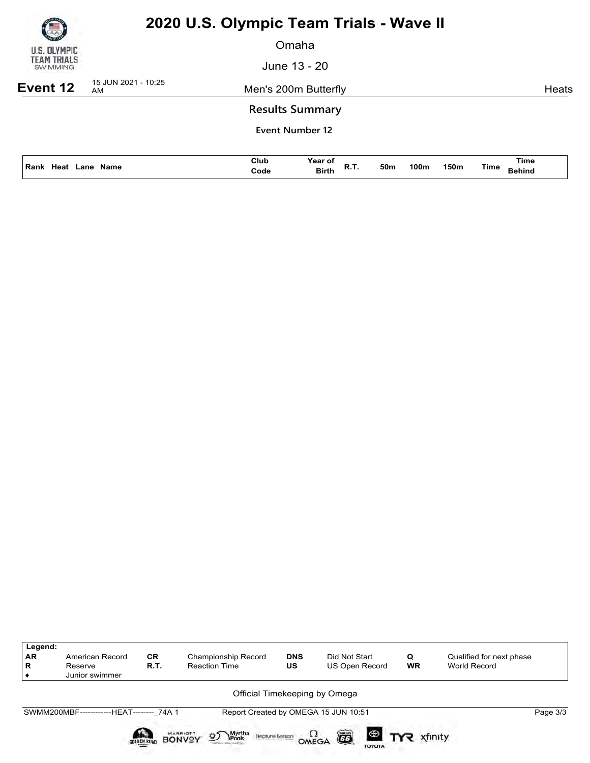# 2020 U.S. Olympic Team Trials - Wave II

Omaha

June 13 - 20

**Event 12** 15 JUN 2021 - 10:25 AM — Men's 200m Butterfly — Heats

## Results Summary

### Event Number 12

| Rank | Heat | Lane | Name | Club Code | Year of Birth | R.T. | 50m | 100m | 150m | Time | Time Behind |
|---|---|---|---|---|---|---|---|---|---|---|---|

| Legend: | | | | | | | |
|---|---|---|---|---|---|---|---|
| AR | American Record | CR | Championship Record | DNS | Did Not Start | Q | Qualified for next phase |
| R | Reserve | R.T. | Reaction Time | US | US Open Record | WR | World Record |
| ♦ | Junior swimmer | | | | | | |

Official Timekeeping by Omega

SWMM200MBF------------HEAT--------_74A 1 Report Created by OMEGA 15 JUN 10:51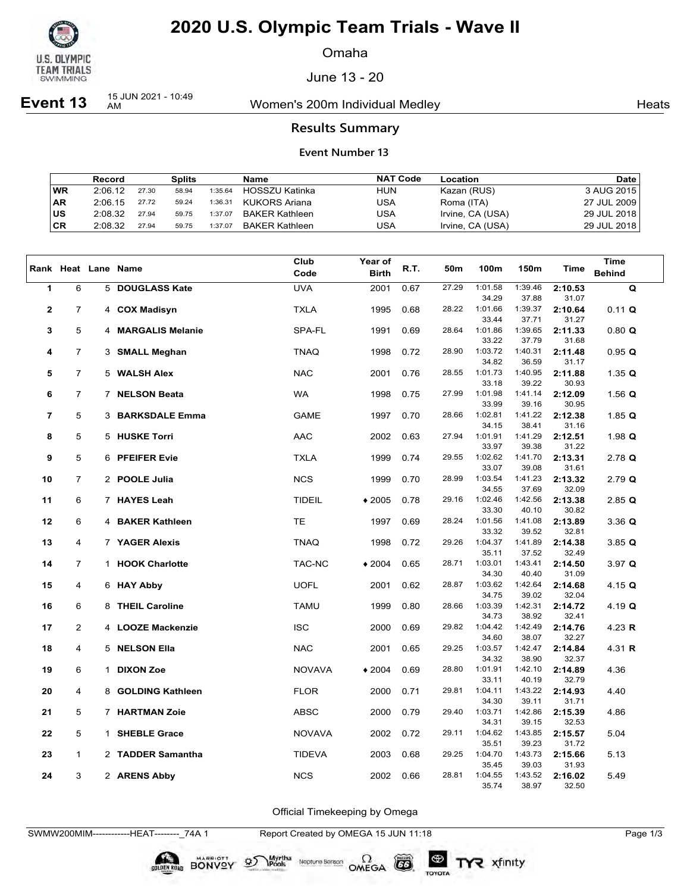# 2020 U.S. Olympic Team Trials - Wave II

Omaha

June 13 - 20

**Event 13** 15 JUN 2021 - 10:49 AM — Women's 200m Individual Medley — Heats

## Results Summary

### Event Number 13

| | Record | Splits | | | Name | NAT Code | Location | Date |
|---|---|---|---|---|---|---|---|---|
| WR | 2:06.12 | 27.30 | 58.94 | 1:35.64 | HOSSZU Katinka | HUN | Kazan (RUS) | 3 AUG 2015 |
| AR | 2:06.15 | 27.72 | 59.24 | 1:36.31 | KUKORS Ariana | USA | Roma (ITA) | 27 JUL 2009 |
| US | 2:08.32 | 27.94 | 59.75 | 1:37.07 | BAKER Kathleen | USA | Irvine, CA (USA) | 29 JUL 2018 |
| CR | 2:08.32 | 27.94 | 59.75 | 1:37.07 | BAKER Kathleen | USA | Irvine, CA (USA) | 29 JUL 2018 |

| Rank | Heat | Lane | Name | Club Code | Year of Birth | R.T. | 50m | 100m | 150m | Time | Time Behind |
|---|---|---|---|---|---|---|---|---|---|---|---|
| 1 | 6 | 5 | **DOUGLASS Kate** | UVA | 2001 | 0.67 | 27.29 | 1:01.58 | 1:39.46 | **2:10.53** | **Q** |
| | | | | | | | | 34.29 | 37.88 | 31.07 | |
| 2 | 7 | 4 | **COX Madisyn** | TXLA | 1995 | 0.68 | 28.22 | 1:01.66 | 1:39.37 | **2:10.64** | 0.11 **Q** |
| | | | | | | | | 33.44 | 37.71 | 31.27 | |
| 3 | 5 | 4 | **MARGALIS Melanie** | SPA-FL | 1991 | 0.69 | 28.64 | 1:01.86 | 1:39.65 | **2:11.33** | 0.80 **Q** |
| | | | | | | | | 33.22 | 37.79 | 31.68 | |
| 4 | 7 | 3 | **SMALL Meghan** | TNAQ | 1998 | 0.72 | 28.90 | 1:03.72 | 1:40.31 | **2:11.48** | 0.95 **Q** |
| | | | | | | | | 34.82 | 36.59 | 31.17 | |
| 5 | 7 | 5 | **WALSH Alex** | NAC | 2001 | 0.76 | 28.55 | 1:01.73 | 1:40.95 | **2:11.88** | 1.35 **Q** |
| | | | | | | | | 33.18 | 39.22 | 30.93 | |
| 6 | 7 | 7 | **NELSON Beata** | WA | 1998 | 0.75 | 27.99 | 1:01.98 | 1:41.14 | **2:12.09** | 1.56 **Q** |
| | | | | | | | | 33.99 | 39.16 | 30.95 | |
| 7 | 5 | 3 | **BARKSDALE Emma** | GAME | 1997 | 0.70 | 28.66 | 1:02.81 | 1:41.22 | **2:12.38** | 1.85 **Q** |
| | | | | | | | | 34.15 | 38.41 | 31.16 | |
| 8 | 5 | 5 | **HUSKE Torri** | AAC | 2002 | 0.63 | 27.94 | 1:01.91 | 1:41.29 | **2:12.51** | 1.98 **Q** |
| | | | | | | | | 33.97 | 39.38 | 31.22 | |
| 9 | 5 | 6 | **PFEIFER Evie** | TXLA | 1999 | 0.74 | 29.55 | 1:02.62 | 1:41.70 | **2:13.31** | 2.78 **Q** |
| | | | | | | | | 33.07 | 39.08 | 31.61 | |
| 10 | 7 | 2 | **POOLE Julia** | NCS | 1999 | 0.70 | 28.99 | 1:03.54 | 1:41.23 | **2:13.32** | 2.79 **Q** |
| | | | | | | | | 34.55 | 37.69 | 32.09 | |
| 11 | 6 | 7 | **HAYES Leah** | TIDEIL | ♦2005 | 0.78 | 29.16 | 1:02.46 | 1:42.56 | **2:13.38** | 2.85 **Q** |
| | | | | | | | | 33.30 | 40.10 | 30.82 | |
| 12 | 6 | 4 | **BAKER Kathleen** | TE | 1997 | 0.69 | 28.24 | 1:01.56 | 1:41.08 | **2:13.89** | 3.36 **Q** |
| | | | | | | | | 33.32 | 39.52 | 32.81 | |
| 13 | 4 | 7 | **YAGER Alexis** | TNAQ | 1998 | 0.72 | 29.26 | 1:04.37 | 1:41.89 | **2:14.38** | 3.85 **Q** |
| | | | | | | | | 35.11 | 37.52 | 32.49 | |
| 14 | 7 | 1 | **HOOK Charlotte** | TAC-NC | ♦2004 | 0.65 | 28.71 | 1:03.01 | 1:43.41 | **2:14.50** | 3.97 **Q** |
| | | | | | | | | 34.30 | 40.40 | 31.09 | |
| 15 | 4 | 6 | **HAY Abby** | UOFL | 2001 | 0.62 | 28.87 | 1:03.62 | 1:42.64 | **2:14.68** | 4.15 **Q** |
| | | | | | | | | 34.75 | 39.02 | 32.04 | |
| 16 | 6 | 8 | **THEIL Caroline** | TAMU | 1999 | 0.80 | 28.66 | 1:03.39 | 1:42.31 | **2:14.72** | 4.19 **Q** |
| | | | | | | | | 34.73 | 38.92 | 32.41 | |
| 17 | 2 | 4 | **LOOZE Mackenzie** | ISC | 2000 | 0.69 | 29.82 | 1:04.42 | 1:42.49 | **2:14.76** | 4.23 **R** |
| | | | | | | | | 34.60 | 38.07 | 32.27 | |
| 18 | 4 | 5 | **NELSON Ella** | NAC | 2001 | 0.65 | 29.25 | 1:03.57 | 1:42.47 | **2:14.84** | 4.31 **R** |
| | | | | | | | | 34.32 | 38.90 | 32.37 | |
| 19 | 6 | 1 | **DIXON Zoe** | NOVAVA | ♦2004 | 0.69 | 28.80 | 1:01.91 | 1:42.10 | **2:14.89** | 4.36 |
| | | | | | | | | 33.11 | 40.19 | 32.79 | |
| 20 | 4 | 8 | **GOLDING Kathleen** | FLOR | 2000 | 0.71 | 29.81 | 1:04.11 | 1:43.22 | **2:14.93** | 4.40 |
| | | | | | | | | 34.30 | 39.11 | 31.71 | |
| 21 | 5 | 7 | **HARTMAN Zoie** | ABSC | 2000 | 0.79 | 29.40 | 1:03.71 | 1:42.86 | **2:15.39** | 4.86 |
| | | | | | | | | 34.31 | 39.15 | 32.53 | |
| 22 | 5 | 1 | **SHEBLE Grace** | NOVAVA | 2002 | 0.72 | 29.11 | 1:04.62 | 1:43.85 | **2:15.57** | 5.04 |
| | | | | | | | | 35.51 | 39.23 | 31.72 | |
| 23 | 1 | 2 | **TADDER Samantha** | TIDEVA | 2003 | 0.68 | 29.25 | 1:04.70 | 1:43.73 | **2:15.66** | 5.13 |
| | | | | | | | | 35.45 | 39.03 | 31.93 | |
| 24 | 3 | 2 | **ARENS Abby** | NCS | 2002 | 0.66 | 28.81 | 1:04.55 | 1:43.52 | **2:16.02** | 5.49 |
| | | | | | | | | 35.74 | 38.97 | 32.50 | |

Official Timekeeping by Omega

SWMW200MIM------------HEAT--------_74A 1 — Report Created by OMEGA 15 JUN 11:18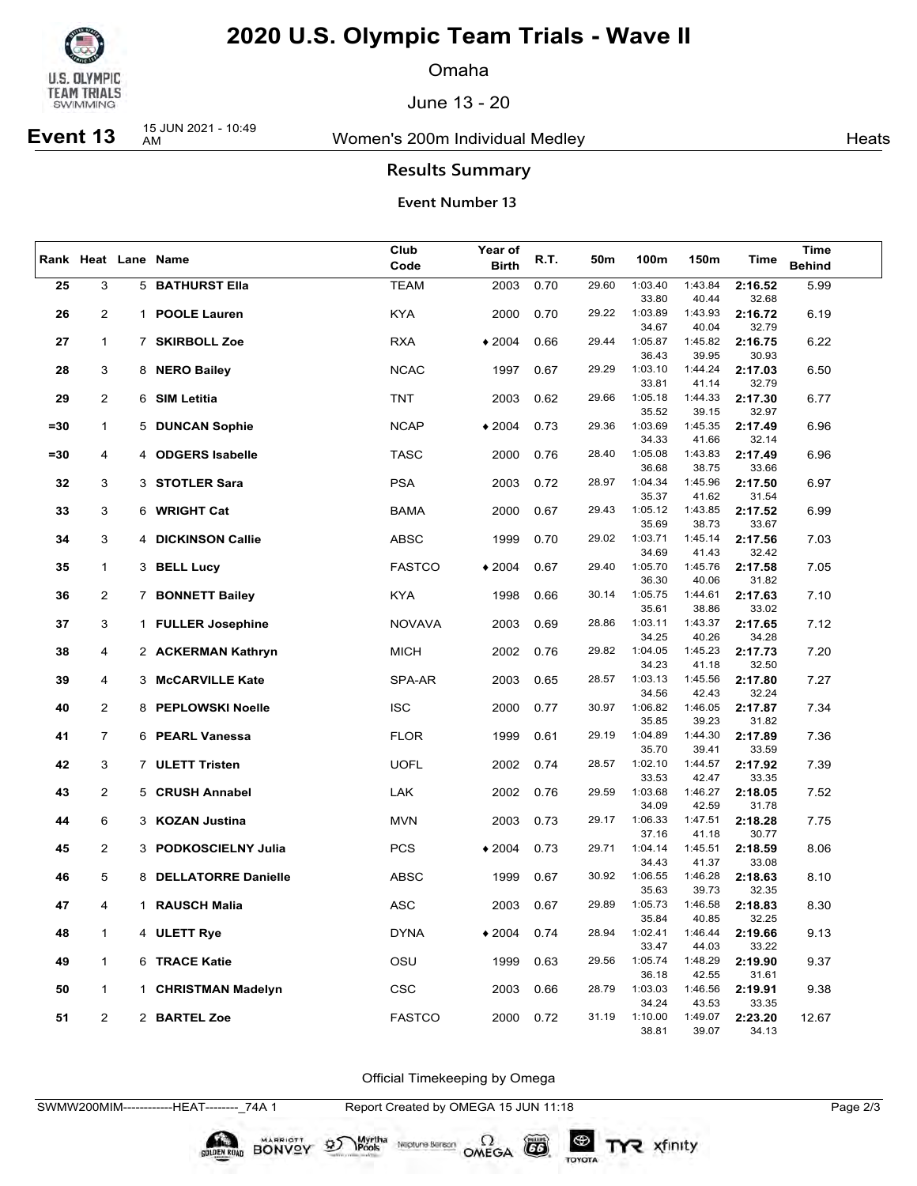# 2020 U.S. Olympic Team Trials - Wave II

Omaha

June 13 - 20

**Event 13** 15 JUN 2021 - 10:49 AM — Women's 200m Individual Medley — Heats

## Results Summary

### Event Number 13

| Rank | Heat | Lane | Name | Club Code | Year of Birth | R.T. | 50m | 100m | 150m | Time | Time Behind |
|---|---|---|---|---|---|---|---|---|---|---|---|
| 25 | 3 | 5 | **BATHURST Ella** | TEAM | 2003 | 0.70 | 29.60 | 1:03.40<br>33.80 | 1:43.84<br>40.44 | **2:16.52**<br>32.68 | 5.99 |
| 26 | 2 | 1 | **POOLE Lauren** | KYA | 2000 | 0.70 | 29.22 | 1:03.89<br>34.67 | 1:43.93<br>40.04 | **2:16.72**<br>32.79 | 6.19 |
| 27 | 1 | 7 | **SKIRBOLL Zoe** | RXA | ♦ 2004 | 0.66 | 29.44 | 1:05.87<br>36.43 | 1:45.82<br>39.95 | **2:16.75**<br>30.93 | 6.22 |
| 28 | 3 | 8 | **NERO Bailey** | NCAC | 1997 | 0.67 | 29.29 | 1:03.10<br>33.81 | 1:44.24<br>41.14 | **2:17.03**<br>32.79 | 6.50 |
| 29 | 2 | 6 | **SIM Letitia** | TNT | 2003 | 0.62 | 29.66 | 1:05.18<br>35.52 | 1:44.33<br>39.15 | **2:17.30**<br>32.97 | 6.77 |
| =30 | 1 | 5 | **DUNCAN Sophie** | NCAP | ♦ 2004 | 0.73 | 29.36 | 1:03.69<br>34.33 | 1:45.35<br>41.66 | **2:17.49**<br>32.14 | 6.96 |
| =30 | 4 | 4 | **ODGERS Isabelle** | TASC | 2000 | 0.76 | 28.40 | 1:05.08<br>36.68 | 1:43.83<br>38.75 | **2:17.49**<br>33.66 | 6.96 |
| 32 | 3 | 3 | **STOTLER Sara** | PSA | 2003 | 0.72 | 28.97 | 1:04.34<br>35.37 | 1:45.96<br>41.62 | **2:17.50**<br>31.54 | 6.97 |
| 33 | 3 | 6 | **WRIGHT Cat** | BAMA | 2000 | 0.67 | 29.43 | 1:05.12<br>35.69 | 1:43.85<br>38.73 | **2:17.52**<br>33.67 | 6.99 |
| 34 | 3 | 4 | **DICKINSON Callie** | ABSC | 1999 | 0.70 | 29.02 | 1:03.71<br>34.69 | 1:45.14<br>41.43 | **2:17.56**<br>32.42 | 7.03 |
| 35 | 1 | 3 | **BELL Lucy** | FASTCO | ♦ 2004 | 0.67 | 29.40 | 1:05.70<br>36.30 | 1:45.76<br>40.06 | **2:17.58**<br>31.82 | 7.05 |
| 36 | 2 | 7 | **BONNETT Bailey** | KYA | 1998 | 0.66 | 30.14 | 1:05.75<br>35.61 | 1:44.61<br>38.86 | **2:17.63**<br>33.02 | 7.10 |
| 37 | 3 | 1 | **FULLER Josephine** | NOVAVA | 2003 | 0.69 | 28.86 | 1:03.11<br>34.25 | 1:43.37<br>40.26 | **2:17.65**<br>34.28 | 7.12 |
| 38 | 4 | 2 | **ACKERMAN Kathryn** | MICH | 2002 | 0.76 | 29.82 | 1:04.05<br>34.23 | 1:45.23<br>41.18 | **2:17.73**<br>32.50 | 7.20 |
| 39 | 4 | 3 | **McCARVILLE Kate** | SPA-AR | 2003 | 0.65 | 28.57 | 1:03.13<br>34.56 | 1:45.56<br>42.43 | **2:17.80**<br>32.24 | 7.27 |
| 40 | 2 | 8 | **PEPLOWSKI Noelle** | ISC | 2000 | 0.77 | 30.97 | 1:06.82<br>35.85 | 1:46.05<br>39.23 | **2:17.87**<br>31.82 | 7.34 |
| 41 | 7 | 6 | **PEARL Vanessa** | FLOR | 1999 | 0.61 | 29.19 | 1:04.89<br>35.70 | 1:44.30<br>39.41 | **2:17.89**<br>33.59 | 7.36 |
| 42 | 3 | 7 | **ULETT Tristen** | UOFL | 2002 | 0.74 | 28.57 | 1:02.10<br>33.53 | 1:44.57<br>42.47 | **2:17.92**<br>33.35 | 7.39 |
| 43 | 2 | 5 | **CRUSH Annabel** | LAK | 2002 | 0.76 | 29.59 | 1:03.68<br>34.09 | 1:46.27<br>42.59 | **2:18.05**<br>31.78 | 7.52 |
| 44 | 6 | 3 | **KOZAN Justina** | MVN | 2003 | 0.73 | 29.17 | 1:06.33<br>37.16 | 1:47.51<br>41.18 | **2:18.28**<br>30.77 | 7.75 |
| 45 | 2 | 3 | **PODKOSCIELNY Julia** | PCS | ♦ 2004 | 0.73 | 29.71 | 1:04.14<br>34.43 | 1:45.51<br>41.37 | **2:18.59**<br>33.08 | 8.06 |
| 46 | 5 | 8 | **DELLATORRE Danielle** | ABSC | 1999 | 0.67 | 30.92 | 1:06.55<br>35.63 | 1:46.28<br>39.73 | **2:18.63**<br>32.35 | 8.10 |
| 47 | 4 | 1 | **RAUSCH Malia** | ASC | 2003 | 0.67 | 29.89 | 1:05.73<br>35.84 | 1:46.58<br>40.85 | **2:18.83**<br>32.25 | 8.30 |
| 48 | 1 | 4 | **ULETT Rye** | DYNA | ♦ 2004 | 0.74 | 28.94 | 1:02.41<br>33.47 | 1:46.44<br>44.03 | **2:19.66**<br>33.22 | 9.13 |
| 49 | 1 | 6 | **TRACE Katie** | OSU | 1999 | 0.63 | 29.56 | 1:05.74<br>36.18 | 1:48.29<br>42.55 | **2:19.90**<br>31.61 | 9.37 |
| 50 | 1 | 1 | **CHRISTMAN Madelyn** | CSC | 2003 | 0.66 | 28.79 | 1:03.03<br>34.24 | 1:46.56<br>43.53 | **2:19.91**<br>33.35 | 9.38 |
| 51 | 2 | 2 | **BARTEL Zoe** | FASTCO | 2000 | 0.72 | 31.19 | 1:10.00<br>38.81 | 1:49.07<br>39.07 | **2:23.20**<br>34.13 | 12.67 |

Official Timekeeping by Omega

SWMW200MIM------------HEAT--------_74A 1 — Report Created by OMEGA 15 JUN 11:18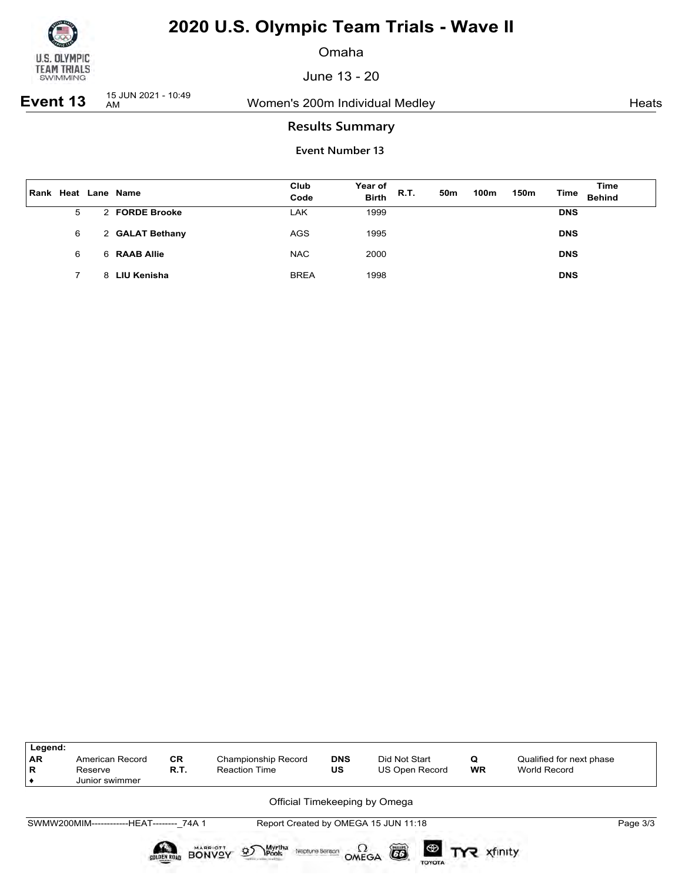# 2020 U.S. Olympic Team Trials - Wave II

Omaha

June 13 - 20

**Event 13** 15 JUN 2021 - 10:49 AM — Women's 200m Individual Medley — Heats

## Results Summary

### Event Number 13

| Rank | Heat | Lane | Name | Club Code | Year of Birth | R.T. | 50m | 100m | 150m | Time | Time Behind |
|---|---|---|---|---|---|---|---|---|---|---|---|
| | 5 | 2 | **FORDE Brooke** | LAK | 1999 | | | | | **DNS** | |
| | 6 | 2 | **GALAT Bethany** | AGS | 1995 | | | | | **DNS** | |
| | 6 | 6 | **RAAB Allie** | NAC | 2000 | | | | | **DNS** | |
| | 7 | 8 | **LIU Kenisha** | BREA | 1998 | | | | | **DNS** | |

| Legend: | | | | | | | |
|---|---|---|---|---|---|---|---|
| **AR** | American Record | **CR** | Championship Record | **DNS** | Did Not Start | **Q** | Qualified for next phase |
| **R** | Reserve | **R.T.** | Reaction Time | **US** | US Open Record | **WR** | World Record |
| ♦ | Junior swimmer | | | | | | |

Official Timekeeping by Omega

SWMW200MIM------------HEAT--------_74A 1 — Report Created by OMEGA 15 JUN 11:18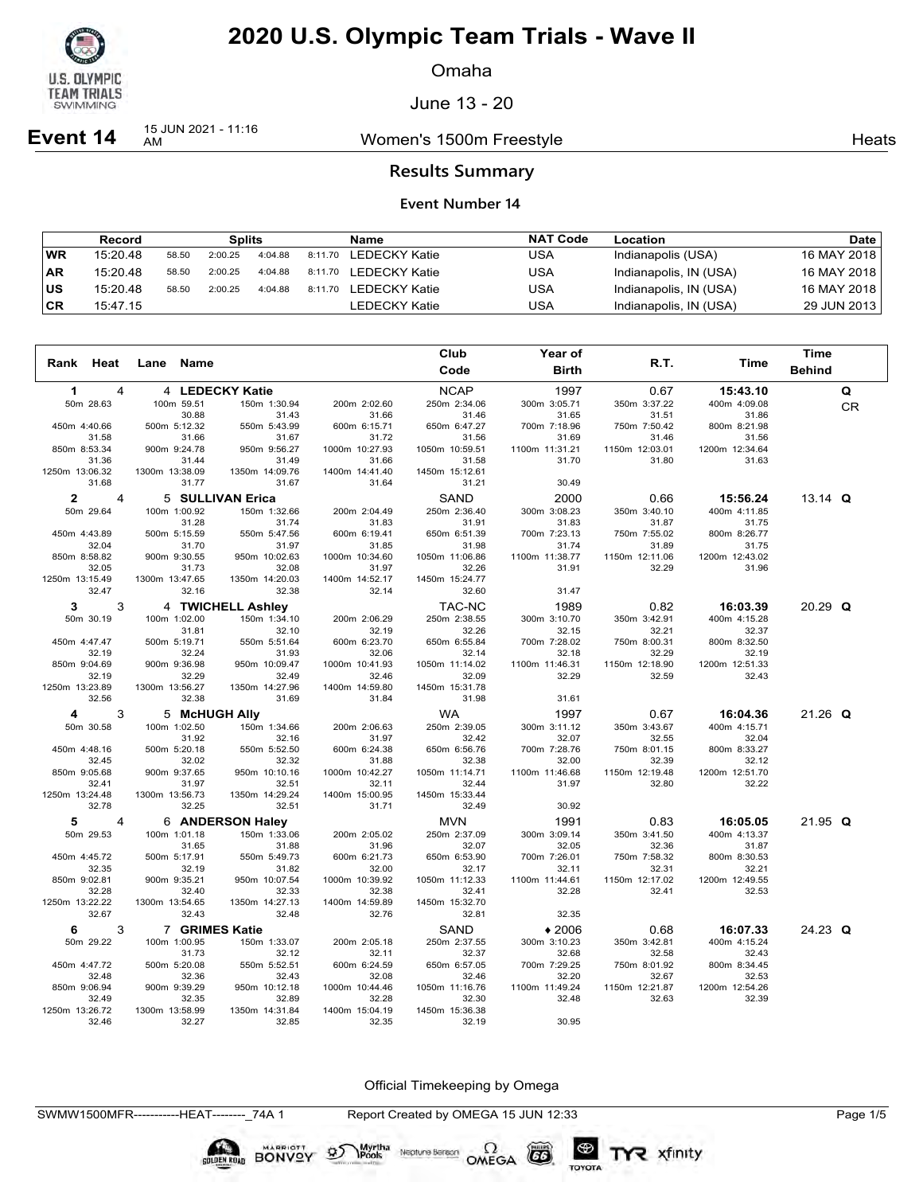# 2020 U.S. Olympic Team Trials - Wave II

Omaha

June 13 - 20

**Event 14** 15 JUN 2021 - 11:16 AM — Women's 1500m Freestyle — Heats

## Results Summary

### Event Number 14

| | Record | Splits | | | | Name | NAT Code | Location | Date |
|---|---|---|---|---|---|---|---|---|---|
| WR | 15:20.48 | 58.50 | 2:00.25 | 4:04.88 | 8:11.70 | LEDECKY Katie | USA | Indianapolis (USA) | 16 MAY 2018 |
| AR | 15:20.48 | 58.50 | 2:00.25 | 4:04.88 | 8:11.70 | LEDECKY Katie | USA | Indianapolis, IN (USA) | 16 MAY 2018 |
| US | 15:20.48 | 58.50 | 2:00.25 | 4:04.88 | 8:11.70 | LEDECKY Katie | USA | Indianapolis, IN (USA) | 16 MAY 2018 |
| CR | 15:47.15 | | | | | LEDECKY Katie | USA | Indianapolis, IN (USA) | 29 JUN 2013 |

| Rank | Heat | Lane | Name | Club Code | Year of Birth | R.T. | Time | Time Behind | |
|---|---|---|---|---|---|---|---|---|---|
| 1 | 4 | 4 | **LEDECKY Katie** | NCAP | 1997 | 0.67 | **15:43.10** | | Q CR |
| 2 | 4 | 5 | **SULLIVAN Erica** | SAND | 2000 | 0.66 | **15:56.24** | 13.14 | **Q** |
| 3 | 3 | 4 | **TWICHELL Ashley** | TAC-NC | 1989 | 0.82 | **16:03.39** | 20.29 | **Q** |
| 4 | 3 | 5 | **McHUGH Ally** | WA | 1997 | 0.67 | **16:04.36** | 21.26 | **Q** |
| 5 | 4 | 6 | **ANDERSON Haley** | MVN | 1991 | 0.83 | **16:05.05** | 21.95 | **Q** |
| 6 | 3 | 7 | **GRIMES Katie** | SAND | ♦2006 | 0.68 | **16:07.33** | 24.23 | **Q** |

**Splits**

**1. LEDECKY Katie**

| Distance | Time | Split |
|---|---|---|
| 50m | 28.63 | |
| 100m | 59.51 | 30.88 |
| 150m | 1:30.94 | 31.43 |
| 200m | 2:02.60 | 31.66 |
| 250m | 2:34.06 | 31.46 |
| 300m | 3:05.71 | 31.65 |
| 350m | 3:37.22 | 31.51 |
| 400m | 4:09.08 | 31.86 |
| 450m | 4:40.66 | 31.58 |
| 500m | 5:12.32 | 31.66 |
| 550m | 5:43.99 | 31.67 |
| 600m | 6:15.71 | 31.72 |
| 650m | 6:47.27 | 31.56 |
| 700m | 7:18.96 | 31.69 |
| 750m | 7:50.42 | 31.46 |
| 800m | 8:21.98 | 31.56 |
| 850m | 8:53.34 | 31.36 |
| 900m | 9:24.78 | 31.44 |
| 950m | 9:56.27 | 31.49 |
| 1000m | 10:27.93 | 31.66 |
| 1050m | 10:59.51 | 31.58 |
| 1100m | 11:31.21 | 31.70 |
| 1150m | 12:03.01 | 31.80 |
| 1200m | 12:34.64 | 31.63 |
| 1250m | 13:06.32 | 31.68 |
| 1300m | 13:38.09 | 31.77 |
| 1350m | 14:09.76 | 31.67 |
| 1400m | 14:41.40 | 31.64 |
| 1450m | 15:12.61 | 31.21 |
| 1500m | 15:43.10 | 30.49 |

**2. SULLIVAN Erica**

| Distance | Time | Split |
|---|---|---|
| 50m | 29.64 | |
| 100m | 1:00.92 | 31.28 |
| 150m | 1:32.66 | 31.74 |
| 200m | 2:04.49 | 31.83 |
| 250m | 2:36.40 | 31.91 |
| 300m | 3:08.23 | 31.83 |
| 350m | 3:40.10 | 31.87 |
| 400m | 4:11.85 | 31.75 |
| 450m | 4:43.89 | 32.04 |
| 500m | 5:15.59 | 31.70 |
| 550m | 5:47.56 | 31.97 |
| 600m | 6:19.41 | 31.85 |
| 650m | 6:51.39 | 31.98 |
| 700m | 7:23.13 | 31.74 |
| 750m | 7:55.02 | 31.89 |
| 800m | 8:26.77 | 31.75 |
| 850m | 8:58.82 | 32.05 |
| 900m | 9:30.55 | 31.73 |
| 950m | 10:02.63 | 32.08 |
| 1000m | 10:34.60 | 31.97 |
| 1050m | 11:06.86 | 32.26 |
| 1100m | 11:38.77 | 31.91 |
| 1150m | 12:11.06 | 32.29 |
| 1200m | 12:43.02 | 31.96 |
| 1250m | 13:15.49 | 32.47 |
| 1300m | 13:47.65 | 32.16 |
| 1350m | 14:20.03 | 32.38 |
| 1400m | 14:52.17 | 32.14 |
| 1450m | 15:24.77 | 32.60 |
| 1500m | 15:56.24 | 31.47 |

**3. TWICHELL Ashley**

| Distance | Time | Split |
|---|---|---|
| 50m | 30.19 | |
| 100m | 1:02.00 | 31.81 |
| 150m | 1:34.10 | 32.10 |
| 200m | 2:06.29 | 32.19 |
| 250m | 2:38.55 | 32.26 |
| 300m | 3:10.70 | 32.15 |
| 350m | 3:42.91 | 32.21 |
| 400m | 4:15.28 | 32.37 |
| 450m | 4:47.47 | 32.19 |
| 500m | 5:19.71 | 32.24 |
| 550m | 5:51.64 | 31.93 |
| 600m | 6:23.70 | 32.06 |
| 650m | 6:55.84 | 32.14 |
| 700m | 7:28.02 | 32.18 |
| 750m | 8:00.31 | 32.29 |
| 800m | 8:32.50 | 32.19 |
| 850m | 9:04.69 | 32.19 |
| 900m | 9:36.98 | 32.29 |
| 950m | 10:09.47 | 32.49 |
| 1000m | 10:41.93 | 32.46 |
| 1050m | 11:14.02 | 32.09 |
| 1100m | 11:46.31 | 32.29 |
| 1150m | 12:18.90 | 32.59 |
| 1200m | 12:51.33 | 32.43 |
| 1250m | 13:23.89 | 32.56 |
| 1300m | 13:56.27 | 32.38 |
| 1350m | 14:27.96 | 31.69 |
| 1400m | 14:59.80 | 31.84 |
| 1450m | 15:31.78 | 31.98 |
| 1500m | 16:03.39 | 31.61 |

**4. McHUGH Ally**

| Distance | Time | Split |
|---|---|---|
| 50m | 30.58 | |
| 100m | 1:02.50 | 31.92 |
| 150m | 1:34.66 | 32.16 |
| 200m | 2:06.63 | 31.97 |
| 250m | 2:39.05 | 32.42 |
| 300m | 3:11.12 | 32.07 |
| 350m | 3:43.67 | 32.55 |
| 400m | 4:15.71 | 32.04 |
| 450m | 4:48.16 | 32.45 |
| 500m | 5:20.18 | 32.02 |
| 550m | 5:52.50 | 32.32 |
| 600m | 6:24.38 | 31.88 |
| 650m | 6:56.76 | 32.38 |
| 700m | 7:28.76 | 32.00 |
| 750m | 8:01.15 | 32.39 |
| 800m | 8:33.27 | 32.12 |
| 850m | 9:05.68 | 32.41 |
| 900m | 9:37.65 | 31.97 |
| 950m | 10:10.16 | 32.51 |
| 1000m | 10:42.27 | 32.11 |
| 1050m | 11:14.71 | 32.44 |
| 1100m | 11:46.68 | 31.97 |
| 1150m | 12:19.48 | 32.80 |
| 1200m | 12:51.70 | 32.22 |
| 1250m | 13:24.48 | 32.78 |
| 1300m | 13:56.73 | 32.25 |
| 1350m | 14:29.24 | 32.51 |
| 1400m | 15:00.95 | 31.71 |
| 1450m | 15:33.44 | 32.49 |
| 1500m | 16:04.36 | 30.92 |

**5. ANDERSON Haley**

| Distance | Time | Split |
|---|---|---|
| 50m | 29.53 | |
| 100m | 1:01.18 | 31.65 |
| 150m | 1:33.06 | 31.88 |
| 200m | 2:05.02 | 31.96 |
| 250m | 2:37.09 | 32.07 |
| 300m | 3:09.14 | 32.05 |
| 350m | 3:41.50 | 32.36 |
| 400m | 4:13.37 | 31.87 |
| 450m | 4:45.72 | 32.35 |
| 500m | 5:17.91 | 32.19 |
| 550m | 5:49.73 | 31.82 |
| 600m | 6:21.73 | 32.00 |
| 650m | 6:53.90 | 32.17 |
| 700m | 7:26.01 | 32.11 |
| 750m | 7:58.32 | 32.31 |
| 800m | 8:30.53 | 32.21 |
| 850m | 9:02.81 | 32.28 |
| 900m | 9:35.21 | 32.40 |
| 950m | 10:07.54 | 32.33 |
| 1000m | 10:39.92 | 32.38 |
| 1050m | 11:12.33 | 32.41 |
| 1100m | 11:44.61 | 32.28 |
| 1150m | 12:17.02 | 32.41 |
| 1200m | 12:49.55 | 32.53 |
| 1250m | 13:22.22 | 32.67 |
| 1300m | 13:54.65 | 32.43 |
| 1350m | 14:27.13 | 32.48 |
| 1400m | 14:59.89 | 32.76 |
| 1450m | 15:32.70 | 32.81 |
| 1500m | 16:05.05 | 32.35 |

**6. GRIMES Katie**

| Distance | Time | Split |
|---|---|---|
| 50m | 29.22 | |
| 100m | 1:00.95 | 31.73 |
| 150m | 1:33.07 | 32.12 |
| 200m | 2:05.18 | 32.11 |
| 250m | 2:37.55 | 32.37 |
| 300m | 3:10.23 | 32.68 |
| 350m | 3:42.81 | 32.58 |
| 400m | 4:15.24 | 32.43 |
| 450m | 4:47.72 | 32.48 |
| 500m | 5:20.08 | 32.36 |
| 550m | 5:52.51 | 32.43 |
| 600m | 6:24.59 | 32.08 |
| 650m | 6:57.05 | 32.46 |
| 700m | 7:29.25 | 32.20 |
| 750m | 8:01.92 | 32.67 |
| 800m | 8:34.45 | 32.53 |
| 850m | 9:06.94 | 32.49 |
| 900m | 9:39.29 | 32.35 |
| 950m | 10:12.18 | 32.89 |
| 1000m | 10:44.46 | 32.28 |
| 1050m | 11:16.76 | 32.30 |
| 1100m | 11:49.24 | 32.48 |
| 1150m | 12:21.87 | 32.63 |
| 1200m | 12:54.26 | 32.39 |
| 1250m | 13:26.72 | 32.46 |
| 1300m | 13:58.99 | 32.27 |
| 1350m | 14:31.84 | 32.85 |
| 1400m | 15:04.19 | 32.35 |
| 1450m | 15:36.38 | 32.19 |
| 1500m | 16:07.33 | 30.95 |

Official Timekeeping by Omega

SWMW1500MFR-----------HEAT--------_74A 1 — Report Created by OMEGA 15 JUN 12:33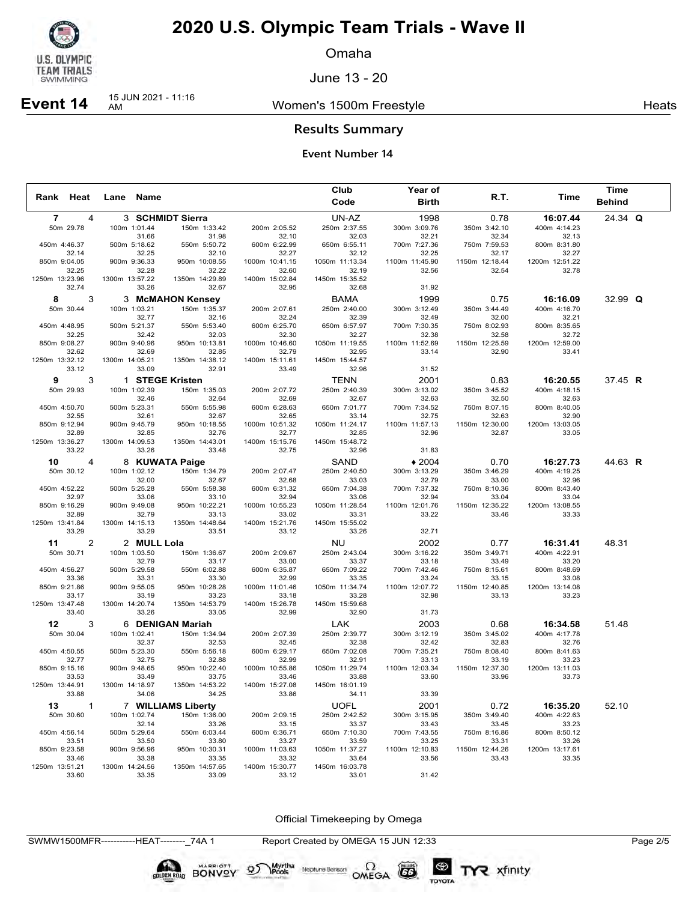# 2020 U.S. Olympic Team Trials - Wave II

Omaha

June 13 - 20

**Event 14** 15 JUN 2021 - 11:16 AM — Women's 1500m Freestyle — Heats

## Results Summary

### Event Number 14

| Rank | Heat | Lane | Name | Club Code | Year of Birth | R.T. | Time | Time Behind | |
|---|---|---|---|---|---|---|---|---|---|
| 7 | 4 | 3 | **SCHMIDT Sierra** | UN-AZ | 1998 | 0.78 | **16:07.44** | 24.34 | **Q** |
| 50m 29.78 | 100m 1:01.44 | 150m 1:33.42 | 200m 2:05.52 | 250m 2:37.55 | 300m 3:09.76 | 350m 3:42.10 | 400m 4:14.23 | | |
| | 31.66 | 31.98 | 32.10 | 32.03 | 32.21 | 32.34 | 32.13 | | |
| 450m 4:46.37 | 500m 5:18.62 | 550m 5:50.72 | 600m 6:22.99 | 650m 6:55.11 | 700m 7:27.36 | 750m 7:59.53 | 800m 8:31.80 | | |
| 32.14 | 32.25 | 32.10 | 32.27 | 32.12 | 32.25 | 32.17 | 32.27 | | |
| 850m 9:04.05 | 900m 9:36.33 | 950m 10:08.55 | 1000m 10:41.15 | 1050m 11:13.34 | 1100m 11:45.90 | 1150m 12:18.44 | 1200m 12:51.22 | | |
| 32.25 | 32.28 | 32.22 | 32.60 | 32.19 | 32.56 | 32.54 | 32.78 | | |
| 1250m 13:23.96 | 1300m 13:57.22 | 1350m 14:29.89 | 1400m 15:02.84 | 1450m 15:35.52 | | | | | |
| 32.74 | 33.26 | 32.67 | 32.95 | 32.68 | 31.92 | | | | |
| 8 | 3 | 3 | **McMAHON Kensey** | BAMA | 1999 | 0.75 | **16:16.09** | 32.99 | **Q** |
| 50m 30.44 | 100m 1:03.21 | 150m 1:35.37 | 200m 2:07.61 | 250m 2:40.00 | 300m 3:12.49 | 350m 3:44.49 | 400m 4:16.70 | | |
| | 32.77 | 32.16 | 32.24 | 32.39 | 32.49 | 32.00 | 32.21 | | |
| 450m 4:48.95 | 500m 5:21.37 | 550m 5:53.40 | 600m 6:25.70 | 650m 6:57.97 | 700m 7:30.35 | 750m 8:02.93 | 800m 8:35.65 | | |
| 32.25 | 32.42 | 32.03 | 32.30 | 32.27 | 32.38 | 32.58 | 32.72 | | |
| 850m 9:08.27 | 900m 9:40.96 | 950m 10:13.81 | 1000m 10:46.60 | 1050m 11:19.55 | 1100m 11:52.69 | 1150m 12:25.59 | 1200m 12:59.00 | | |
| 32.62 | 32.69 | 32.85 | 32.79 | 32.95 | 33.14 | 32.90 | 33.41 | | |
| 1250m 13:32.12 | 1300m 14:05.21 | 1350m 14:38.12 | 1400m 15:11.61 | 1450m 15:44.57 | | | | | |
| 33.12 | 33.09 | 32.91 | 33.49 | 32.96 | 31.52 | | | | |
| 9 | 3 | 1 | **STEGE Kristen** | TENN | 2001 | 0.83 | **16:20.55** | 37.45 | **R** |
| 50m 29.93 | 100m 1:02.39 | 150m 1:35.03 | 200m 2:07.72 | 250m 2:40.39 | 300m 3:13.02 | 350m 3:45.52 | 400m 4:18.15 | | |
| | 32.46 | 32.64 | 32.69 | 32.67 | 32.63 | 32.50 | 32.63 | | |
| 450m 4:50.70 | 500m 5:23.31 | 550m 5:55.98 | 600m 6:28.63 | 650m 7:01.77 | 700m 7:34.52 | 750m 8:07.15 | 800m 8:40.05 | | |
| 32.55 | 32.61 | 32.67 | 32.65 | 33.14 | 32.75 | 32.63 | 32.90 | | |
| 850m 9:12.94 | 900m 9:45.79 | 950m 10:18.55 | 1000m 10:51.32 | 1050m 11:24.17 | 1100m 11:57.13 | 1150m 12:30.00 | 1200m 13:03.05 | | |
| 32.89 | 32.85 | 32.76 | 32.77 | 32.85 | 32.96 | 32.87 | 33.05 | | |
| 1250m 13:36.27 | 1300m 14:09.53 | 1350m 14:43.01 | 1400m 15:15.76 | 1450m 15:48.72 | | | | | |
| 33.22 | 33.26 | 33.48 | 32.75 | 32.96 | 31.83 | | | | |
| 10 | 4 | 8 | **KUWATA Paige** | SAND | ♦ 2004 | 0.70 | **16:27.73** | 44.63 | **R** |
| 50m 30.12 | 100m 1:02.12 | 150m 1:34.79 | 200m 2:07.47 | 250m 2:40.50 | 300m 3:13.29 | 350m 3:46.29 | 400m 4:19.25 | | |
| | 32.00 | 32.67 | 32.68 | 33.03 | 32.79 | 33.00 | 32.96 | | |
| 450m 4:52.22 | 500m 5:25.28 | 550m 5:58.38 | 600m 6:31.32 | 650m 7:04.38 | 700m 7:37.32 | 750m 8:10.36 | 800m 8:43.40 | | |
| 32.97 | 33.06 | 33.10 | 32.94 | 33.06 | 32.94 | 33.04 | 33.04 | | |
| 850m 9:16.29 | 900m 9:49.08 | 950m 10:22.21 | 1000m 10:55.23 | 1050m 11:28.54 | 1100m 12:01.76 | 1150m 12:35.22 | 1200m 13:08.55 | | |
| 32.89 | 32.79 | 33.13 | 33.02 | 33.31 | 33.22 | 33.46 | 33.33 | | |
| 1250m 13:41.84 | 1300m 14:15.13 | 1350m 14:48.64 | 1400m 15:21.76 | 1450m 15:55.02 | | | | | |
| 33.29 | 33.29 | 33.51 | 33.12 | 33.26 | 32.71 | | | | |
| 11 | 2 | 2 | **MULL Lola** | NU | 2002 | 0.77 | **16:31.41** | 48.31 | |
| 50m 30.71 | 100m 1:03.50 | 150m 1:36.67 | 200m 2:09.67 | 250m 2:43.04 | 300m 3:16.22 | 350m 3:49.71 | 400m 4:22.91 | | |
| | 32.79 | 33.17 | 33.00 | 33.37 | 33.18 | 33.49 | 33.20 | | |
| 450m 4:56.27 | 500m 5:29.58 | 550m 6:02.88 | 600m 6:35.87 | 650m 7:09.22 | 700m 7:42.46 | 750m 8:15.61 | 800m 8:48.69 | | |
| 33.36 | 33.31 | 33.30 | 32.99 | 33.35 | 33.24 | 33.15 | 33.08 | | |
| 850m 9:21.86 | 900m 9:55.05 | 950m 10:28.28 | 1000m 11:01.46 | 1050m 11:34.74 | 1100m 12:07.72 | 1150m 12:40.85 | 1200m 13:14.08 | | |
| 33.17 | 33.19 | 33.23 | 33.18 | 33.28 | 32.98 | 33.13 | 33.23 | | |
| 1250m 13:47.48 | 1300m 14:20.74 | 1350m 14:53.79 | 1400m 15:26.78 | 1450m 15:59.68 | | | | | |
| 33.40 | 33.26 | 33.05 | 32.99 | 32.90 | 31.73 | | | | |
| 12 | 3 | 6 | **DENIGAN Mariah** | LAK | 2003 | 0.68 | **16:34.58** | 51.48 | |
| 50m 30.04 | 100m 1:02.41 | 150m 1:34.94 | 200m 2:07.39 | 250m 2:39.77 | 300m 3:12.19 | 350m 3:45.02 | 400m 4:17.78 | | |
| | 32.37 | 32.53 | 32.45 | 32.38 | 32.42 | 32.83 | 32.76 | | |
| 450m 4:50.55 | 500m 5:23.30 | 550m 5:56.18 | 600m 6:29.17 | 650m 7:02.08 | 700m 7:35.21 | 750m 8:08.40 | 800m 8:41.63 | | |
| 32.77 | 32.75 | 32.88 | 32.99 | 32.91 | 33.13 | 33.19 | 33.23 | | |
| 850m 9:15.16 | 900m 9:48.65 | 950m 10:22.40 | 1000m 10:55.86 | 1050m 11:29.74 | 1100m 12:03.34 | 1150m 12:37.30 | 1200m 13:11.03 | | |
| 33.53 | 33.49 | 33.75 | 33.46 | 33.88 | 33.60 | 33.96 | 33.73 | | |
| 1250m 13:44.91 | 1300m 14:18.97 | 1350m 14:53.22 | 1400m 15:27.08 | 1450m 16:01.19 | | | | | |
| 33.88 | 34.06 | 34.25 | 33.86 | 34.11 | 33.39 | | | | |
| 13 | 1 | 7 | **WILLIAMS Liberty** | UOFL | 2001 | 0.72 | **16:35.20** | 52.10 | |
| 50m 30.60 | 100m 1:02.74 | 150m 1:36.00 | 200m 2:09.15 | 250m 2:42.52 | 300m 3:15.95 | 350m 3:49.40 | 400m 4:22.63 | | |
| | 32.14 | 33.26 | 33.15 | 33.37 | 33.43 | 33.45 | 33.23 | | |
| 450m 4:56.14 | 500m 5:29.64 | 550m 6:03.44 | 600m 6:36.71 | 650m 7:10.30 | 700m 7:43.55 | 750m 8:16.86 | 800m 8:50.12 | | |
| 33.51 | 33.50 | 33.80 | 33.27 | 33.59 | 33.25 | 33.31 | 33.26 | | |
| 850m 9:23.58 | 900m 9:56.96 | 950m 10:30.31 | 1000m 11:03.63 | 1050m 11:37.27 | 1100m 12:10.83 | 1150m 12:44.26 | 1200m 13:17.61 | | |
| 33.46 | 33.38 | 33.35 | 33.32 | 33.64 | 33.56 | 33.43 | 33.35 | | |
| 1250m 13:51.21 | 1300m 14:24.56 | 1350m 14:57.65 | 1400m 15:30.77 | 1450m 16:03.78 | | | | | |
| 33.60 | 33.35 | 33.09 | 33.12 | 33.01 | 31.42 | | | | |

Official Timekeeping by Omega

SWMW1500MFR-----------HEAT--------_74A 1 — Report Created by OMEGA 15 JUN 12:33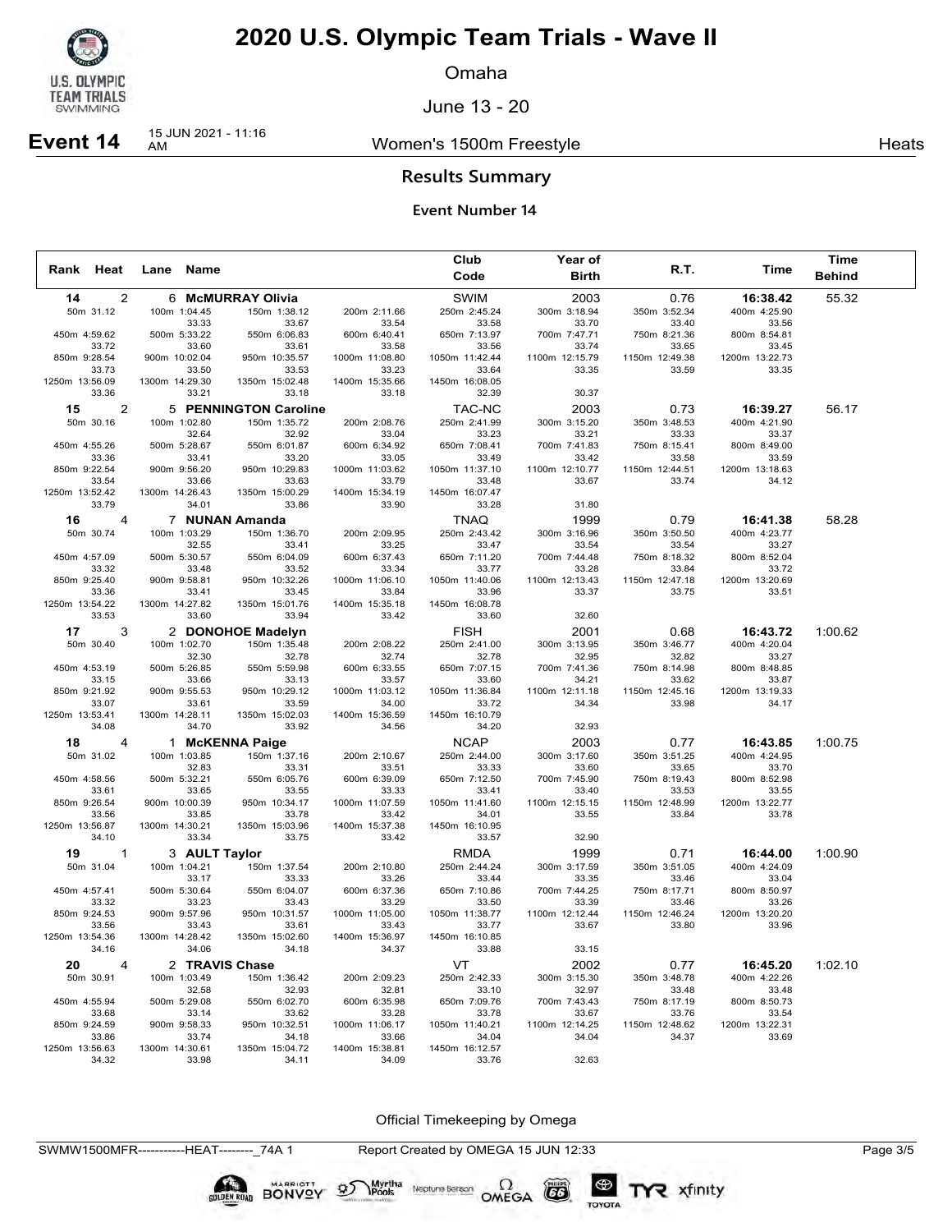# 2020 U.S. Olympic Team Trials - Wave II

Omaha

June 13 - 20

**Event 14** 15 JUN 2021 - 11:16 AM — Women's 1500m Freestyle — Heats

## Results Summary

### Event Number 14

| Rank | Heat | Lane | Name | Club Code | Year of Birth | R.T. | Time | Time Behind |
|---|---|---|---|---|---|---|---|---|
| 14 | 2 | 6 | **McMURRAY Olivia** | SWIM | 2003 | 0.76 | **16:38.42** | 55.32 |
| | | | 50m 31.12 | 100m 1:04.45 (33.33) | 150m 1:38.12 (33.67) | 200m 2:11.66 (33.54) | 250m 2:45.24 (33.58) | 300m 3:18.94 (33.70) |
| | | | 350m 3:52.34 (33.40) | 400m 4:25.90 (33.56) | 450m 4:59.62 (33.72) | 500m 5:33.22 (33.60) | 550m 6:06.83 (33.61) | 600m 6:40.41 (33.58) |
| | | | 650m 7:13.97 (33.56) | 700m 7:47.71 (33.74) | 750m 8:21.36 (33.65) | 800m 8:54.81 (33.45) | 850m 9:28.54 (33.73) | 900m 10:02.04 (33.50) |
| | | | 950m 10:35.57 (33.53) | 1000m 11:08.80 (33.23) | 1050m 11:42.44 (33.64) | 1100m 12:15.79 (33.35) | 1150m 12:49.38 (33.59) | 1200m 13:22.73 (33.35) |
| | | | 1250m 13:56.09 (33.36) | 1300m 14:29.30 (33.21) | 1350m 15:02.48 (33.18) | 1400m 15:35.66 (33.18) | 1450m 16:08.05 (32.39) | (30.37) |
| 15 | 2 | 5 | **PENNINGTON Caroline** | TAC-NC | 2003 | 0.73 | **16:39.27** | 56.17 |
| | | | 50m 30.16 | 100m 1:02.80 (32.64) | 150m 1:35.72 (32.92) | 200m 2:08.76 (33.04) | 250m 2:41.99 (33.23) | 300m 3:15.20 (33.21) |
| | | | 350m 3:48.53 (33.33) | 400m 4:21.90 (33.37) | 450m 4:55.26 (33.36) | 500m 5:28.67 (33.41) | 550m 6:01.87 (33.20) | 600m 6:34.92 (33.05) |
| | | | 650m 7:08.41 (33.49) | 700m 7:41.83 (33.42) | 750m 8:15.41 (33.58) | 800m 8:49.00 (33.59) | 850m 9:22.54 (33.54) | 900m 9:56.20 (33.66) |
| | | | 950m 10:29.83 (33.63) | 1000m 11:03.62 (33.79) | 1050m 11:37.10 (33.48) | 1100m 12:10.77 (33.67) | 1150m 12:44.51 (33.74) | 1200m 13:18.63 (34.12) |
| | | | 1250m 13:52.42 (33.79) | 1300m 14:26.43 (34.01) | 1350m 15:00.29 (33.86) | 1400m 15:34.19 (33.90) | 1450m 16:07.47 (33.28) | (31.80) |
| 16 | 4 | 7 | **NUNAN Amanda** | TNAQ | 1999 | 0.79 | **16:41.38** | 58.28 |
| | | | 50m 30.74 | 100m 1:03.29 (32.55) | 150m 1:36.70 (33.41) | 200m 2:09.95 (33.25) | 250m 2:43.42 (33.47) | 300m 3:16.96 (33.54) |
| | | | 350m 3:50.50 (33.54) | 400m 4:23.77 (33.27) | 450m 4:57.09 (33.32) | 500m 5:30.57 (33.48) | 550m 6:04.09 (33.52) | 600m 6:37.43 (33.34) |
| | | | 650m 7:11.20 (33.77) | 700m 7:44.48 (33.28) | 750m 8:18.32 (33.84) | 800m 8:52.04 (33.72) | 850m 9:25.40 (33.36) | 900m 9:58.81 (33.41) |
| | | | 950m 10:32.26 (33.45) | 1000m 11:06.10 (33.84) | 1050m 11:40.06 (33.96) | 1100m 12:13.43 (33.37) | 1150m 12:47.18 (33.75) | 1200m 13:20.69 (33.51) |
| | | | 1250m 13:54.22 (33.53) | 1300m 14:27.82 (33.60) | 1350m 15:01.76 (33.94) | 1400m 15:35.18 (33.42) | 1450m 16:08.78 (33.60) | (32.60) |
| 17 | 3 | 2 | **DONOHOE Madelyn** | FISH | 2001 | 0.68 | **16:43.72** | 1:00.62 |
| | | | 50m 30.40 | 100m 1:02.70 (32.30) | 150m 1:35.48 (32.78) | 200m 2:08.22 (32.74) | 250m 2:41.00 (32.78) | 300m 3:13.95 (32.95) |
| | | | 350m 3:46.77 (32.82) | 400m 4:20.04 (33.27) | 450m 4:53.19 (33.15) | 500m 5:26.85 (33.66) | 550m 5:59.98 (33.13) | 600m 6:33.55 (33.57) |
| | | | 650m 7:07.15 (33.60) | 700m 7:41.36 (34.21) | 750m 8:14.98 (33.62) | 800m 8:48.85 (33.87) | 850m 9:21.92 (33.07) | 900m 9:55.53 (33.61) |
| | | | 950m 10:29.12 (33.59) | 1000m 11:03.12 (34.00) | 1050m 11:36.84 (33.72) | 1100m 12:11.18 (34.34) | 1150m 12:45.16 (33.98) | 1200m 13:19.33 (34.17) |
| | | | 1250m 13:53.41 (34.08) | 1300m 14:28.11 (34.70) | 1350m 15:02.03 (33.92) | 1400m 15:36.59 (34.56) | 1450m 16:10.79 (34.20) | (32.93) |
| 18 | 4 | 1 | **McKENNA Paige** | NCAP | 2003 | 0.77 | **16:43.85** | 1:00.75 |
| | | | 50m 31.02 | 100m 1:03.85 (32.83) | 150m 1:37.16 (33.31) | 200m 2:10.67 (33.51) | 250m 2:44.00 (33.33) | 300m 3:17.60 (33.60) |
| | | | 350m 3:51.25 (33.65) | 400m 4:24.95 (33.70) | 450m 4:58.56 (33.61) | 500m 5:32.21 (33.65) | 550m 6:05.76 (33.55) | 600m 6:39.09 (33.33) |
| | | | 650m 7:12.50 (33.41) | 700m 7:45.90 (33.40) | 750m 8:19.43 (33.53) | 800m 8:52.98 (33.55) | 850m 9:26.54 (33.56) | 900m 10:00.39 (33.85) |
| | | | 950m 10:34.17 (33.78) | 1000m 11:07.59 (33.42) | 1050m 11:41.60 (34.01) | 1100m 12:15.15 (33.55) | 1150m 12:48.99 (33.84) | 1200m 13:22.77 (33.78) |
| | | | 1250m 13:56.87 (34.10) | 1300m 14:30.21 (33.34) | 1350m 15:03.96 (33.75) | 1400m 15:37.38 (33.42) | 1450m 16:10.95 (33.57) | (32.90) |
| 19 | 1 | 3 | **AULT Taylor** | RMDA | 1999 | 0.71 | **16:44.00** | 1:00.90 |
| | | | 50m 31.04 | 100m 1:04.21 (33.17) | 150m 1:37.54 (33.33) | 200m 2:10.80 (33.26) | 250m 2:44.24 (33.44) | 300m 3:17.59 (33.35) |
| | | | 350m 3:51.05 (33.46) | 400m 4:24.09 (33.04) | 450m 4:57.41 (33.32) | 500m 5:30.64 (33.23) | 550m 6:04.07 (33.43) | 600m 6:37.36 (33.29) |
| | | | 650m 7:10.86 (33.50) | 700m 7:44.25 (33.39) | 750m 8:17.71 (33.46) | 800m 8:50.97 (33.26) | 850m 9:24.53 (33.56) | 900m 9:57.96 (33.43) |
| | | | 950m 10:31.57 (33.61) | 1000m 11:05.00 (33.43) | 1050m 11:38.77 (33.77) | 1100m 12:12.44 (33.67) | 1150m 12:46.24 (33.80) | 1200m 13:20.20 (33.96) |
| | | | 1250m 13:54.36 (34.16) | 1300m 14:28.42 (34.06) | 1350m 15:02.60 (34.18) | 1400m 15:36.97 (34.37) | 1450m 16:10.85 (33.88) | (33.15) |
| 20 | 4 | 2 | **TRAVIS Chase** | VT | 2002 | 0.77 | **16:45.20** | 1:02.10 |
| | | | 50m 30.91 | 100m 1:03.49 (32.58) | 150m 1:36.42 (32.93) | 200m 2:09.23 (32.81) | 250m 2:42.33 (33.10) | 300m 3:15.30 (32.97) |
| | | | 350m 3:48.78 (33.48) | 400m 4:22.26 (33.48) | 450m 4:55.94 (33.68) | 500m 5:29.08 (33.14) | 550m 6:02.70 (33.62) | 600m 6:35.98 (33.28) |
| | | | 650m 7:09.76 (33.78) | 700m 7:43.43 (33.67) | 750m 8:17.19 (33.76) | 800m 8:50.73 (33.54) | 850m 9:24.59 (33.86) | 900m 9:58.33 (33.74) |
| | | | 950m 10:32.51 (34.18) | 1000m 11:06.17 (33.66) | 1050m 11:40.21 (34.04) | 1100m 12:14.25 (34.04) | 1150m 12:48.62 (34.37) | 1200m 13:22.31 (33.69) |
| | | | 1250m 13:56.63 (34.32) | 1300m 14:30.61 (33.98) | 1350m 15:04.72 (34.11) | 1400m 15:38.81 (34.09) | 1450m 16:12.57 (33.76) | (32.63) |

Official Timekeeping by Omega

SWMW1500MFR-----------HEAT--------_74A 1 — Report Created by OMEGA 15 JUN 12:33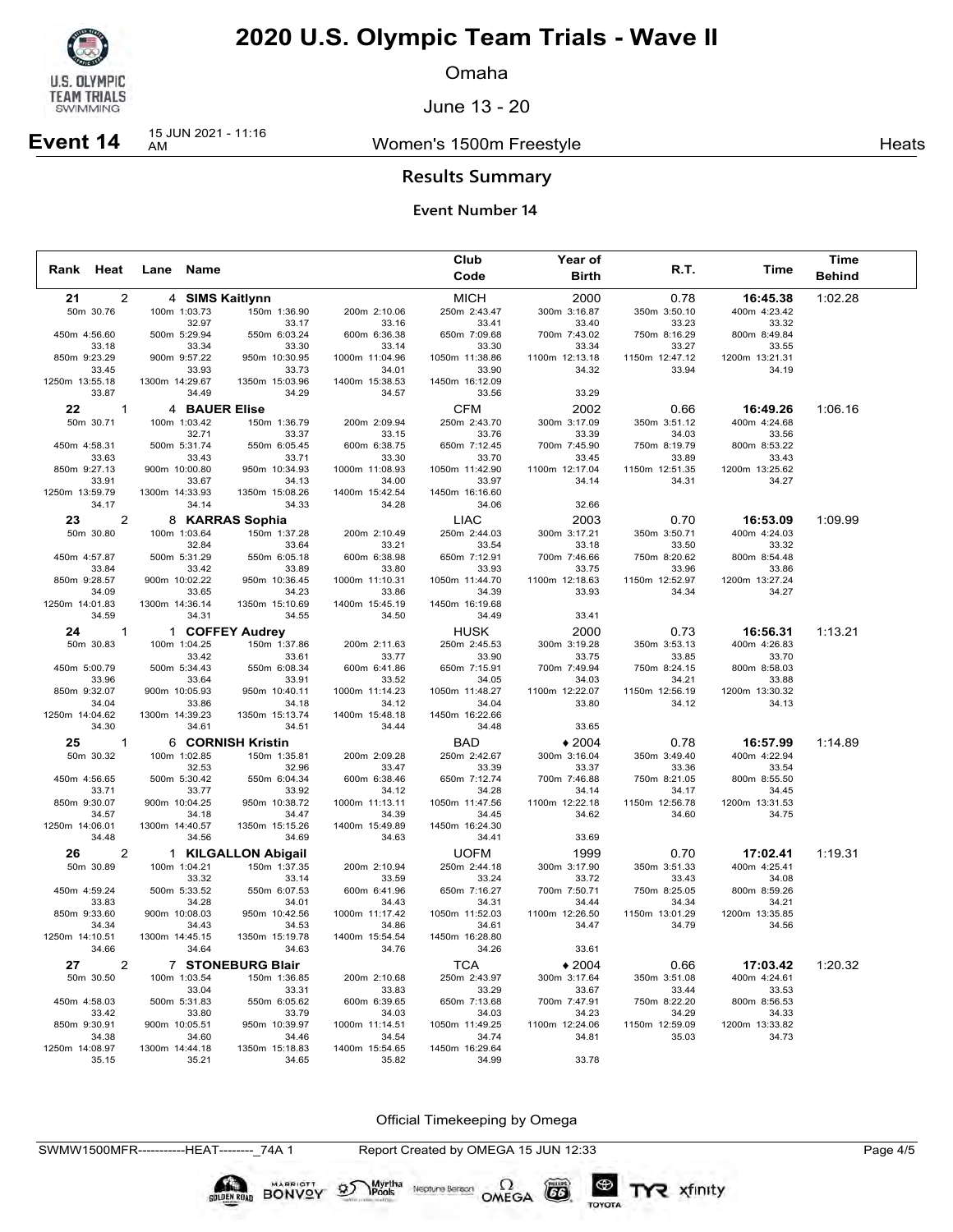# 2020 U.S. Olympic Team Trials - Wave II

Omaha

June 13 - 20

**Event 14** 15 JUN 2021 - 11:16 AM Women's 1500m Freestyle Heats

## Results Summary

### Event Number 14

| Rank | Heat | Lane | Name | Club Code | Year of Birth | R.T. | Time | Time Behind |
|---|---|---|---|---|---|---|---|---|
| 21 | 2 | 4 | **SIMS Kaitlynn** | MICH | 2000 | 0.78 | **16:45.38** | 1:02.28 |
| 22 | 1 | 4 | **BAUER Elise** | CFM | 2002 | 0.66 | **16:49.26** | 1:06.16 |
| 23 | 2 | 8 | **KARRAS Sophia** | LIAC | 2003 | 0.70 | **16:53.09** | 1:09.99 |
| 24 | 1 | 1 | **COFFEY Audrey** | HUSK | 2000 | 0.73 | **16:56.31** | 1:13.21 |
| 25 | 1 | 6 | **CORNISH Kristin** | BAD | ♦2004 | 0.78 | **16:57.99** | 1:14.89 |
| 26 | 2 | 1 | **KILGALLON Abigail** | UOFM | 1999 | 0.70 | **17:02.41** | 1:19.31 |
| 27 | 2 | 7 | **STONEBURG Blair** | TCA | ♦2004 | 0.66 | **17:03.42** | 1:20.32 |

**21 SIMS Kaitlynn – splits**

| 50m 30.76 | 100m 1:03.73 | 150m 1:36.90 | 200m 2:10.06 | 250m 2:43.47 | 300m 3:16.87 | 350m 3:50.10 | 400m 4:23.42 |
|---|---|---|---|---|---|---|---|
| | 32.97 | 33.17 | 33.16 | 33.41 | 33.40 | 33.23 | 33.32 |
| 450m 4:56.60 | 500m 5:29.94 | 550m 6:03.24 | 600m 6:36.38 | 650m 7:09.68 | 700m 7:43.02 | 750m 8:16.29 | 800m 8:49.84 |
| 33.18 | 33.34 | 33.30 | 33.14 | 33.30 | 33.34 | 33.27 | 33.55 |
| 850m 9:23.29 | 900m 9:57.22 | 950m 10:30.95 | 1000m 11:04.96 | 1050m 11:38.86 | 1100m 12:13.18 | 1150m 12:47.12 | 1200m 13:21.31 |
| 33.45 | 33.93 | 33.73 | 34.01 | 33.90 | 34.32 | 33.94 | 34.19 |
| 1250m 13:55.18 | 1300m 14:29.67 | 1350m 15:03.96 | 1400m 15:38.53 | 1450m 16:12.09 | | | |
| 33.87 | 34.49 | 34.29 | 34.57 | 33.56 | 33.29 | | |

**22 BAUER Elise – splits**

| 50m 30.71 | 100m 1:03.42 | 150m 1:36.79 | 200m 2:09.94 | 250m 2:43.70 | 300m 3:17.09 | 350m 3:51.12 | 400m 4:24.68 |
|---|---|---|---|---|---|---|---|
| | 32.71 | 33.37 | 33.15 | 33.76 | 33.39 | 34.03 | 33.56 |
| 450m 4:58.31 | 500m 5:31.74 | 550m 6:05.45 | 600m 6:38.75 | 650m 7:12.45 | 700m 7:45.90 | 750m 8:19.79 | 800m 8:53.22 |
| 33.63 | 33.43 | 33.71 | 33.30 | 33.70 | 33.45 | 33.89 | 33.43 |
| 850m 9:27.13 | 900m 10:00.80 | 950m 10:34.93 | 1000m 11:08.93 | 1050m 11:42.90 | 1100m 12:17.04 | 1150m 12:51.35 | 1200m 13:25.62 |
| 33.91 | 33.67 | 34.13 | 34.00 | 33.97 | 34.14 | 34.31 | 34.27 |
| 1250m 13:59.79 | 1300m 14:33.93 | 1350m 15:08.26 | 1400m 15:42.54 | 1450m 16:16.60 | | | |
| 34.17 | 34.14 | 34.33 | 34.28 | 34.06 | 32.66 | | |

**23 KARRAS Sophia – splits**

| 50m 30.80 | 100m 1:03.64 | 150m 1:37.28 | 200m 2:10.49 | 250m 2:44.03 | 300m 3:17.21 | 350m 3:50.71 | 400m 4:24.03 |
|---|---|---|---|---|---|---|---|
| | 32.84 | 33.64 | 33.21 | 33.54 | 33.18 | 33.50 | 33.32 |
| 450m 4:57.87 | 500m 5:31.29 | 550m 6:05.18 | 600m 6:38.98 | 650m 7:12.91 | 700m 7:46.66 | 750m 8:20.62 | 800m 8:54.48 |
| 33.84 | 33.42 | 33.89 | 33.80 | 33.93 | 33.75 | 33.96 | 33.86 |
| 850m 9:28.57 | 900m 10:02.22 | 950m 10:36.45 | 1000m 11:10.31 | 1050m 11:44.70 | 1100m 12:18.63 | 1150m 12:52.97 | 1200m 13:27.24 |
| 34.09 | 33.65 | 34.23 | 33.86 | 34.39 | 33.93 | 34.34 | 34.27 |
| 1250m 14:01.83 | 1300m 14:36.14 | 1350m 15:10.69 | 1400m 15:45.19 | 1450m 16:19.68 | | | |
| 34.59 | 34.31 | 34.55 | 34.50 | 34.49 | 33.41 | | |

**24 COFFEY Audrey – splits**

| 50m 30.83 | 100m 1:04.25 | 150m 1:37.86 | 200m 2:11.63 | 250m 2:45.53 | 300m 3:19.28 | 350m 3:53.13 | 400m 4:26.83 |
|---|---|---|---|---|---|---|---|
| | 33.42 | 33.61 | 33.77 | 33.90 | 33.75 | 33.85 | 33.70 |
| 450m 5:00.79 | 500m 5:34.43 | 550m 6:08.34 | 600m 6:41.86 | 650m 7:15.91 | 700m 7:49.94 | 750m 8:24.15 | 800m 8:58.03 |
| 33.96 | 33.64 | 33.91 | 33.52 | 34.05 | 34.03 | 34.21 | 33.88 |
| 850m 9:32.07 | 900m 10:05.93 | 950m 10:40.11 | 1000m 11:14.23 | 1050m 11:48.27 | 1100m 12:22.07 | 1150m 12:56.19 | 1200m 13:30.32 |
| 34.04 | 33.86 | 34.18 | 34.12 | 34.04 | 33.80 | 34.12 | 34.13 |
| 1250m 14:04.62 | 1300m 14:39.23 | 1350m 15:13.74 | 1400m 15:48.18 | 1450m 16:22.66 | | | |
| 34.30 | 34.61 | 34.51 | 34.44 | 34.48 | 33.65 | | |

**25 CORNISH Kristin – splits**

| 50m 30.32 | 100m 1:02.85 | 150m 1:35.81 | 200m 2:09.28 | 250m 2:42.67 | 300m 3:16.04 | 350m 3:49.40 | 400m 4:22.94 |
|---|---|---|---|---|---|---|---|
| | 32.53 | 32.96 | 33.47 | 33.39 | 33.37 | 33.36 | 33.54 |
| 450m 4:56.65 | 500m 5:30.42 | 550m 6:04.34 | 600m 6:38.46 | 650m 7:12.74 | 700m 7:46.88 | 750m 8:21.05 | 800m 8:55.50 |
| 33.71 | 33.77 | 33.92 | 34.12 | 34.28 | 34.14 | 34.17 | 34.45 |
| 850m 9:30.07 | 900m 10:04.25 | 950m 10:38.72 | 1000m 11:13.11 | 1050m 11:47.56 | 1100m 12:22.18 | 1150m 12:56.78 | 1200m 13:31.53 |
| 34.57 | 34.18 | 34.47 | 34.39 | 34.45 | 34.62 | 34.60 | 34.75 |
| 1250m 14:06.01 | 1300m 14:40.57 | 1350m 15:15.26 | 1400m 15:49.89 | 1450m 16:24.30 | | | |
| 34.48 | 34.56 | 34.69 | 34.63 | 34.41 | 33.69 | | |

**26 KILGALLON Abigail – splits**

| 50m 30.89 | 100m 1:04.21 | 150m 1:37.35 | 200m 2:10.94 | 250m 2:44.18 | 300m 3:17.90 | 350m 3:51.33 | 400m 4:25.41 |
|---|---|---|---|---|---|---|---|
| | 33.32 | 33.14 | 33.59 | 33.24 | 33.72 | 33.43 | 34.08 |
| 450m 4:59.24 | 500m 5:33.52 | 550m 6:07.53 | 600m 6:41.96 | 650m 7:16.27 | 700m 7:50.71 | 750m 8:25.05 | 800m 8:59.26 |
| 33.83 | 34.28 | 34.01 | 34.43 | 34.31 | 34.44 | 34.34 | 34.21 |
| 850m 9:33.60 | 900m 10:08.03 | 950m 10:42.56 | 1000m 11:17.42 | 1050m 11:52.03 | 1100m 12:26.50 | 1150m 13:01.29 | 1200m 13:35.85 |
| 34.34 | 34.43 | 34.53 | 34.86 | 34.61 | 34.47 | 34.79 | 34.56 |
| 1250m 14:10.51 | 1300m 14:45.15 | 1350m 15:19.78 | 1400m 15:54.54 | 1450m 16:28.80 | | | |
| 34.66 | 34.64 | 34.63 | 34.76 | 34.26 | 33.61 | | |

**27 STONEBURG Blair – splits**

| 50m 30.50 | 100m 1:03.54 | 150m 1:36.85 | 200m 2:10.68 | 250m 2:43.97 | 300m 3:17.64 | 350m 3:51.08 | 400m 4:24.61 |
|---|---|---|---|---|---|---|---|
| | 33.04 | 33.31 | 33.83 | 33.29 | 33.67 | 33.44 | 33.53 |
| 450m 4:58.03 | 500m 5:31.83 | 550m 6:05.62 | 600m 6:39.65 | 650m 7:13.68 | 700m 7:47.91 | 750m 8:22.20 | 800m 8:56.53 |
| 33.42 | 33.80 | 33.79 | 34.03 | 34.03 | 34.23 | 34.29 | 34.33 |
| 850m 9:30.91 | 900m 10:05.51 | 950m 10:39.97 | 1000m 11:14.51 | 1050m 11:49.25 | 1100m 12:24.06 | 1150m 12:59.09 | 1200m 13:33.82 |
| 34.38 | 34.60 | 34.46 | 34.54 | 34.74 | 34.81 | 35.03 | 34.73 |
| 1250m 14:08.97 | 1300m 14:44.18 | 1350m 15:18.83 | 1400m 15:54.65 | 1450m 16:29.64 | | | |
| 35.15 | 35.21 | 34.65 | 35.82 | 34.99 | 33.78 | | |

Official Timekeeping by Omega

SWMW1500MFR-----------HEAT--------_74A 1 Report Created by OMEGA 15 JUN 12:33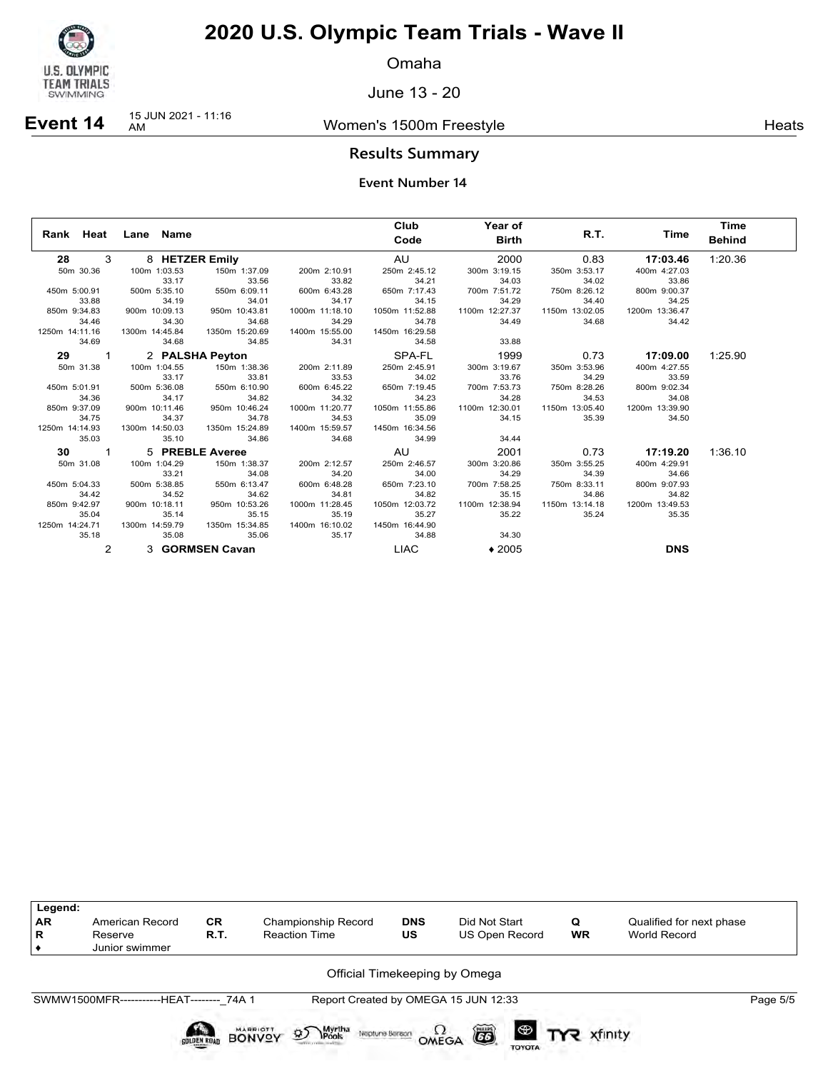# 2020 U.S. Olympic Team Trials - Wave II

Omaha

June 13 - 20

**Event 14** 15 JUN 2021 - 11:16 AM — Women's 1500m Freestyle — Heats

## Results Summary

### Event Number 14

| Rank | Heat | Lane | Name | Club Code | Year of Birth | R.T. | Time | Time Behind |
|---|---|---|---|---|---|---|---|---|
| **28** | 3 | 8 | **HETZER Emily** | AU | 2000 | 0.83 | **17:03.46** | 1:20.36 |
| | 50m 30.36 | 100m 1:03.53 (33.17) | 150m 1:37.09 (33.56) | 200m 2:10.91 (33.82) | 250m 2:45.12 (34.21) | 300m 3:19.15 (34.03) | 350m 3:53.17 (34.02) | 400m 4:27.03 (33.86) |
| | 450m 5:00.91 (33.88) | 500m 5:35.10 (34.19) | 550m 6:09.11 (34.01) | 600m 6:43.28 (34.17) | 650m 7:17.43 (34.15) | 700m 7:51.72 (34.29) | 750m 8:26.12 (34.40) | 800m 9:00.37 (34.25) |
| | 850m 9:34.83 (34.46) | 900m 10:09.13 (34.30) | 950m 10:43.81 (34.68) | 1000m 11:18.10 (34.29) | 1050m 11:52.88 (34.78) | 1100m 12:27.37 (34.49) | 1150m 13:02.05 (34.68) | 1200m 13:36.47 (34.42) |
| | 1250m 14:11.16 (34.69) | 1300m 14:45.84 (34.68) | 1350m 15:20.69 (34.85) | 1400m 15:55.00 (34.31) | 1450m 16:29.58 (34.58) | (33.88) | | |
| **29** | 1 | 2 | **PALSHA Peyton** | SPA-FL | 1999 | 0.73 | **17:09.00** | 1:25.90 |
| | 50m 31.38 | 100m 1:04.55 (33.17) | 150m 1:38.36 (33.81) | 200m 2:11.89 (33.53) | 250m 2:45.91 (34.02) | 300m 3:19.67 (33.76) | 350m 3:53.96 (34.29) | 400m 4:27.55 (33.59) |
| | 450m 5:01.91 (34.36) | 500m 5:36.08 (34.17) | 550m 6:10.90 (34.82) | 600m 6:45.22 (34.32) | 650m 7:19.45 (34.23) | 700m 7:53.73 (34.28) | 750m 8:28.26 (34.53) | 800m 9:02.34 (34.08) |
| | 850m 9:37.09 (34.75) | 900m 10:11.46 (34.37) | 950m 10:46.24 (34.78) | 1000m 11:20.77 (34.53) | 1050m 11:55.86 (35.09) | 1100m 12:30.01 (34.15) | 1150m 13:05.40 (35.39) | 1200m 13:39.90 (34.50) |
| | 1250m 14:14.93 (35.03) | 1300m 14:50.03 (35.10) | 1350m 15:24.89 (34.86) | 1400m 15:59.57 (34.68) | 1450m 16:34.56 (34.99) | (34.44) | | |
| **30** | 1 | 5 | **PREBLE Averee** | AU | 2001 | 0.73 | **17:19.20** | 1:36.10 |
| | 50m 31.08 | 100m 1:04.29 (33.21) | 150m 1:38.37 (34.08) | 200m 2:12.57 (34.20) | 250m 2:46.57 (34.00) | 300m 3:20.86 (34.29) | 350m 3:55.25 (34.39) | 400m 4:29.91 (34.66) |
| | 450m 5:04.33 (34.42) | 500m 5:38.85 (34.52) | 550m 6:13.47 (34.62) | 600m 6:48.28 (34.81) | 650m 7:23.10 (34.82) | 700m 7:58.25 (35.15) | 750m 8:33.11 (34.86) | 800m 9:07.93 (34.82) |
| | 850m 9:42.97 (35.04) | 900m 10:18.11 (35.14) | 950m 10:53.26 (35.15) | 1000m 11:28.45 (35.19) | 1050m 12:03.72 (35.27) | 1100m 12:38.94 (35.22) | 1150m 13:14.18 (35.24) | 1200m 13:49.53 (35.35) |
| | 1250m 14:24.71 (35.18) | 1300m 14:59.79 (35.08) | 1350m 15:34.85 (35.06) | 1400m 16:10.02 (35.17) | 1450m 16:44.90 (34.88) | (34.30) | | |
| | 2 | 3 | **GORMSEN Cavan** | LIAC | ♦ 2005 | | **DNS** | |

| Legend: | | | | | | | |
|---|---|---|---|---|---|---|---|
| AR | American Record | CR | Championship Record | DNS | Did Not Start | Q | Qualified for next phase |
| R | Reserve | R.T. | Reaction Time | US | US Open Record | WR | World Record |
| ♦ | Junior swimmer | | | | | | |

Official Timekeeping by Omega

SWMW1500MFR-----------HEAT--------_74A 1 — Report Created by OMEGA 15 JUN 12:33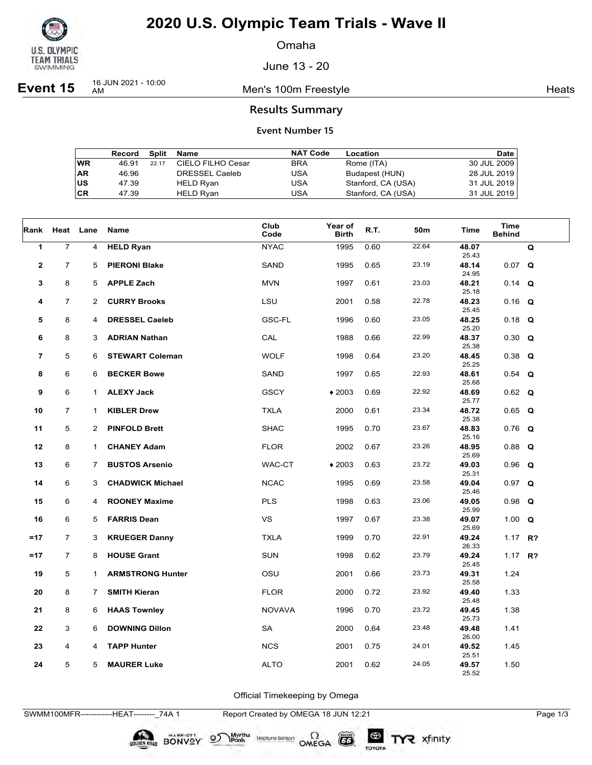# 2020 U.S. Olympic Team Trials - Wave II

Omaha

June 13 - 20

**Event 15** 16 JUN 2021 - 10:00 AM — Men's 100m Freestyle — Heats

## Results Summary

### Event Number 15

| | Record | Split | Name | NAT Code | Location | Date |
|---|---|---|---|---|---|---|
| WR | 46.91 | 22.17 | CIELO FILHO Cesar | BRA | Rome (ITA) | 30 JUL 2009 |
| AR | 46.96 | | DRESSEL Caeleb | USA | Budapest (HUN) | 28 JUL 2019 |
| US | 47.39 | | HELD Ryan | USA | Stanford, CA (USA) | 31 JUL 2019 |
| CR | 47.39 | | HELD Ryan | USA | Stanford, CA (USA) | 31 JUL 2019 |

| Rank | Heat | Lane | Name | Club Code | Year of Birth | R.T. | 50m | Time | Time Behind | |
|---|---|---|---|---|---|---|---|---|---|---|
| 1 | 7 | 4 | **HELD Ryan** | NYAC | 1995 | 0.60 | 22.64 | **48.07** 25.43 | | Q |
| 2 | 7 | 5 | **PIERONI Blake** | SAND | 1995 | 0.65 | 23.19 | **48.14** 24.95 | 0.07 | Q |
| 3 | 8 | 5 | **APPLE Zach** | MVN | 1997 | 0.61 | 23.03 | **48.21** 25.18 | 0.14 | Q |
| 4 | 7 | 2 | **CURRY Brooks** | LSU | 2001 | 0.58 | 22.78 | **48.23** 25.45 | 0.16 | Q |
| 5 | 8 | 4 | **DRESSEL Caeleb** | GSC-FL | 1996 | 0.60 | 23.05 | **48.25** 25.20 | 0.18 | Q |
| 6 | 8 | 3 | **ADRIAN Nathan** | CAL | 1988 | 0.66 | 22.99 | **48.37** 25.38 | 0.30 | Q |
| 7 | 5 | 6 | **STEWART Coleman** | WOLF | 1998 | 0.64 | 23.20 | **48.45** 25.25 | 0.38 | Q |
| 8 | 6 | 6 | **BECKER Bowe** | SAND | 1997 | 0.65 | 22.93 | **48.61** 25.68 | 0.54 | Q |
| 9 | 6 | 1 | **ALEXY Jack** | GSCY | ♦2003 | 0.69 | 22.92 | **48.69** 25.77 | 0.62 | Q |
| 10 | 7 | 1 | **KIBLER Drew** | TXLA | 2000 | 0.61 | 23.34 | **48.72** 25.38 | 0.65 | Q |
| 11 | 5 | 2 | **PINFOLD Brett** | SHAC | 1995 | 0.70 | 23.67 | **48.83** 25.16 | 0.76 | Q |
| 12 | 8 | 1 | **CHANEY Adam** | FLOR | 2002 | 0.67 | 23.26 | **48.95** 25.69 | 0.88 | Q |
| 13 | 6 | 7 | **BUSTOS Arsenio** | WAC-CT | ♦2003 | 0.63 | 23.72 | **49.03** 25.31 | 0.96 | Q |
| 14 | 6 | 3 | **CHADWICK Michael** | NCAC | 1995 | 0.69 | 23.58 | **49.04** 25.46 | 0.97 | Q |
| 15 | 6 | 4 | **ROONEY Maxime** | PLS | 1998 | 0.63 | 23.06 | **49.05** 25.99 | 0.98 | Q |
| 16 | 6 | 5 | **FARRIS Dean** | VS | 1997 | 0.67 | 23.38 | **49.07** 25.69 | 1.00 | Q |
| =17 | 7 | 3 | **KRUEGER Danny** | TXLA | 1999 | 0.70 | 22.91 | **49.24** 26.33 | 1.17 | R? |
| =17 | 7 | 8 | **HOUSE Grant** | SUN | 1998 | 0.62 | 23.79 | **49.24** 25.45 | 1.17 | R? |
| 19 | 5 | 1 | **ARMSTRONG Hunter** | OSU | 2001 | 0.66 | 23.73 | **49.31** 25.58 | 1.24 | |
| 20 | 8 | 7 | **SMITH Kieran** | FLOR | 2000 | 0.72 | 23.92 | **49.40** 25.48 | 1.33 | |
| 21 | 8 | 6 | **HAAS Townley** | NOVAVA | 1996 | 0.70 | 23.72 | **49.45** 25.73 | 1.38 | |
| 22 | 3 | 6 | **DOWNING Dillon** | SA | 2000 | 0.64 | 23.48 | **49.48** 26.00 | 1.41 | |
| 23 | 4 | 4 | **TAPP Hunter** | NCS | 2001 | 0.75 | 24.01 | **49.52** 25.51 | 1.45 | |
| 24 | 5 | 5 | **MAURER Luke** | ALTO | 2001 | 0.62 | 24.05 | **49.57** 25.52 | 1.50 | |

Official Timekeeping by Omega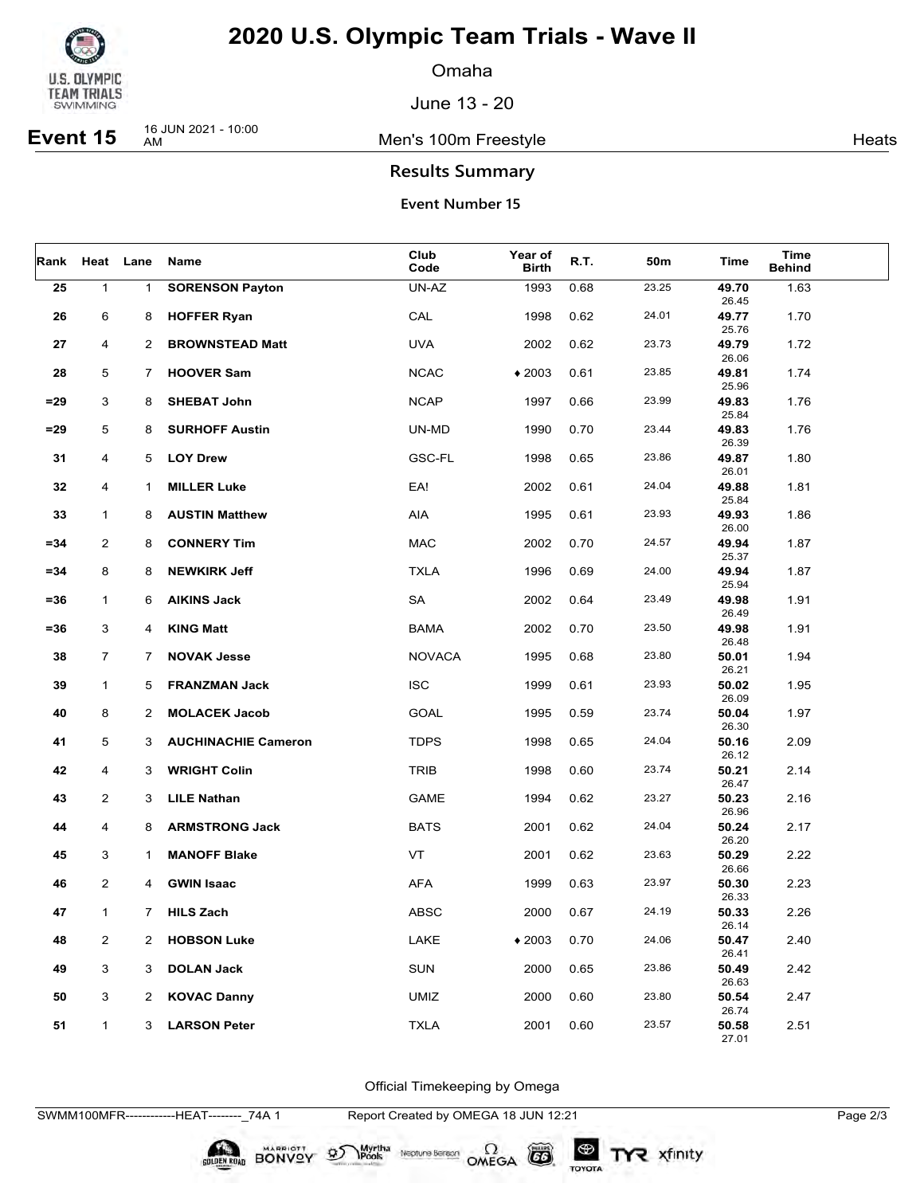# 2020 U.S. Olympic Team Trials - Wave II

Omaha

June 13 - 20

**Event 15** 16 JUN 2021 - 10:00 AM — Men's 100m Freestyle — Heats

## Results Summary

### Event Number 15

| Rank | Heat | Lane | Name | Club Code | Year of Birth | R.T. | 50m | Time | Time Behind |
|---|---|---|---|---|---|---|---|---|---|
| 25 | 1 | 1 | **SORENSON Payton** | UN-AZ | 1993 | 0.68 | 23.25 | **49.70** 26.45 | 1.63 |
| 26 | 6 | 8 | **HOFFER Ryan** | CAL | 1998 | 0.62 | 24.01 | **49.77** 25.76 | 1.70 |
| 27 | 4 | 2 | **BROWNSTEAD Matt** | UVA | 2002 | 0.62 | 23.73 | **49.79** 26.06 | 1.72 |
| 28 | 5 | 7 | **HOOVER Sam** | NCAC | ♦ 2003 | 0.61 | 23.85 | **49.81** 25.96 | 1.74 |
| =29 | 3 | 8 | **SHEBAT John** | NCAP | 1997 | 0.66 | 23.99 | **49.83** 25.84 | 1.76 |
| =29 | 5 | 8 | **SURHOFF Austin** | UN-MD | 1990 | 0.70 | 23.44 | **49.83** 26.39 | 1.76 |
| 31 | 4 | 5 | **LOY Drew** | GSC-FL | 1998 | 0.65 | 23.86 | **49.87** 26.01 | 1.80 |
| 32 | 4 | 1 | **MILLER Luke** | EA! | 2002 | 0.61 | 24.04 | **49.88** 25.84 | 1.81 |
| 33 | 1 | 8 | **AUSTIN Matthew** | AIA | 1995 | 0.61 | 23.93 | **49.93** 26.00 | 1.86 |
| =34 | 2 | 8 | **CONNERY Tim** | MAC | 2002 | 0.70 | 24.57 | **49.94** 25.37 | 1.87 |
| =34 | 8 | 8 | **NEWKIRK Jeff** | TXLA | 1996 | 0.69 | 24.00 | **49.94** 25.94 | 1.87 |
| =36 | 1 | 6 | **AIKINS Jack** | SA | 2002 | 0.64 | 23.49 | **49.98** 26.49 | 1.91 |
| =36 | 3 | 4 | **KING Matt** | BAMA | 2002 | 0.70 | 23.50 | **49.98** 26.48 | 1.91 |
| 38 | 7 | 7 | **NOVAK Jesse** | NOVACA | 1995 | 0.68 | 23.80 | **50.01** 26.21 | 1.94 |
| 39 | 1 | 5 | **FRANZMAN Jack** | ISC | 1999 | 0.61 | 23.93 | **50.02** 26.09 | 1.95 |
| 40 | 8 | 2 | **MOLACEK Jacob** | GOAL | 1995 | 0.59 | 23.74 | **50.04** 26.30 | 1.97 |
| 41 | 5 | 3 | **AUCHINACHIE Cameron** | TDPS | 1998 | 0.65 | 24.04 | **50.16** 26.12 | 2.09 |
| 42 | 4 | 3 | **WRIGHT Colin** | TRIB | 1998 | 0.60 | 23.74 | **50.21** 26.47 | 2.14 |
| 43 | 2 | 3 | **LILE Nathan** | GAME | 1994 | 0.62 | 23.27 | **50.23** 26.96 | 2.16 |
| 44 | 4 | 8 | **ARMSTRONG Jack** | BATS | 2001 | 0.62 | 24.04 | **50.24** 26.20 | 2.17 |
| 45 | 3 | 1 | **MANOFF Blake** | VT | 2001 | 0.62 | 23.63 | **50.29** 26.66 | 2.22 |
| 46 | 2 | 4 | **GWIN Isaac** | AFA | 1999 | 0.63 | 23.97 | **50.30** 26.33 | 2.23 |
| 47 | 1 | 7 | **HILS Zach** | ABSC | 2000 | 0.67 | 24.19 | **50.33** 26.14 | 2.26 |
| 48 | 2 | 2 | **HOBSON Luke** | LAKE | ♦ 2003 | 0.70 | 24.06 | **50.47** 26.41 | 2.40 |
| 49 | 3 | 3 | **DOLAN Jack** | SUN | 2000 | 0.65 | 23.86 | **50.49** 26.63 | 2.42 |
| 50 | 3 | 2 | **KOVAC Danny** | UMIZ | 2000 | 0.60 | 23.80 | **50.54** 26.74 | 2.47 |
| 51 | 1 | 3 | **LARSON Peter** | TXLA | 2001 | 0.60 | 23.57 | **50.58** 27.01 | 2.51 |

Official Timekeeping by Omega

SWMM100MFR------------HEAT--------_74A 1 Report Created by OMEGA 18 JUN 12:21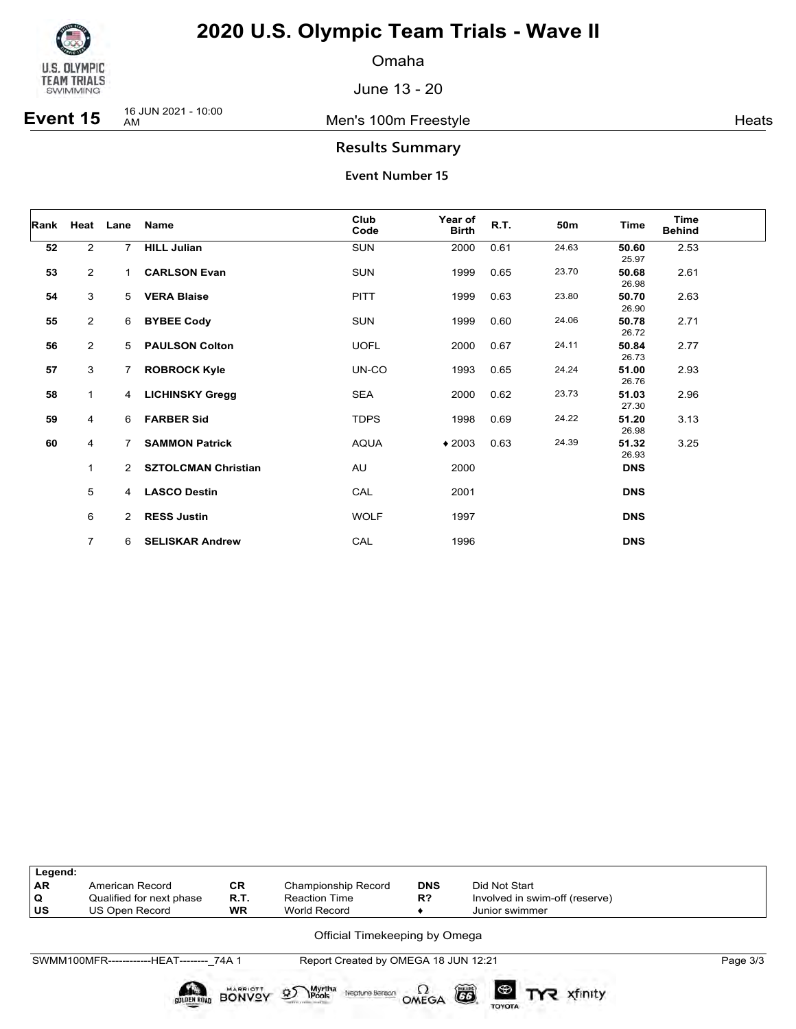# 2020 U.S. Olympic Team Trials - Wave II

Omaha

June 13 - 20

**Event 15** 16 JUN 2021 - 10:00 AM — Men's 100m Freestyle — Heats

## Results Summary

### Event Number 15

| Rank | Heat | Lane | Name | Club Code | Year of Birth | R.T. | 50m | Time | Time Behind |
|---|---|---|---|---|---|---|---|---|---|
| **52** | 2 | 7 | **HILL Julian** | SUN | 2000 | 0.61 | 24.63 | **50.60** 25.97 | 2.53 |
| **53** | 2 | 1 | **CARLSON Evan** | SUN | 1999 | 0.65 | 23.70 | **50.68** 26.98 | 2.61 |
| **54** | 3 | 5 | **VERA Blaise** | PITT | 1999 | 0.63 | 23.80 | **50.70** 26.90 | 2.63 |
| **55** | 2 | 6 | **BYBEE Cody** | SUN | 1999 | 0.60 | 24.06 | **50.78** 26.72 | 2.71 |
| **56** | 2 | 5 | **PAULSON Colton** | UOFL | 2000 | 0.67 | 24.11 | **50.84** 26.73 | 2.77 |
| **57** | 3 | 7 | **ROBROCK Kyle** | UN-CO | 1993 | 0.65 | 24.24 | **51.00** 26.76 | 2.93 |
| **58** | 1 | 4 | **LICHINSKY Gregg** | SEA | 2000 | 0.62 | 23.73 | **51.03** 27.30 | 2.96 |
| **59** | 4 | 6 | **FARBER Sid** | TDPS | 1998 | 0.69 | 24.22 | **51.20** 26.98 | 3.13 |
| **60** | 4 | 7 | **SAMMON Patrick** | AQUA | ♦ 2003 | 0.63 | 24.39 | **51.32** 26.93 | 3.25 |
| | 1 | 2 | **SZTOLCMAN Christian** | AU | 2000 | | | **DNS** | |
| | 5 | 4 | **LASCO Destin** | CAL | 2001 | | | **DNS** | |
| | 6 | 2 | **RESS Justin** | WOLF | 1997 | | | **DNS** | |
| | 7 | 6 | **SELISKAR Andrew** | CAL | 1996 | | | **DNS** | |

| Legend: | | | | | |
|---|---|---|---|---|---|
| **AR** | American Record | **CR** | Championship Record | **DNS** | Did Not Start |
| **Q** | Qualified for next phase | **R.T.** | Reaction Time | **R?** | Involved in swim-off (reserve) |
| **US** | US Open Record | **WR** | World Record | ♦ | Junior swimmer |

Official Timekeeping by Omega

SWMM100MFR------------HEAT--------_74A 1 Report Created by OMEGA 18 JUN 12:21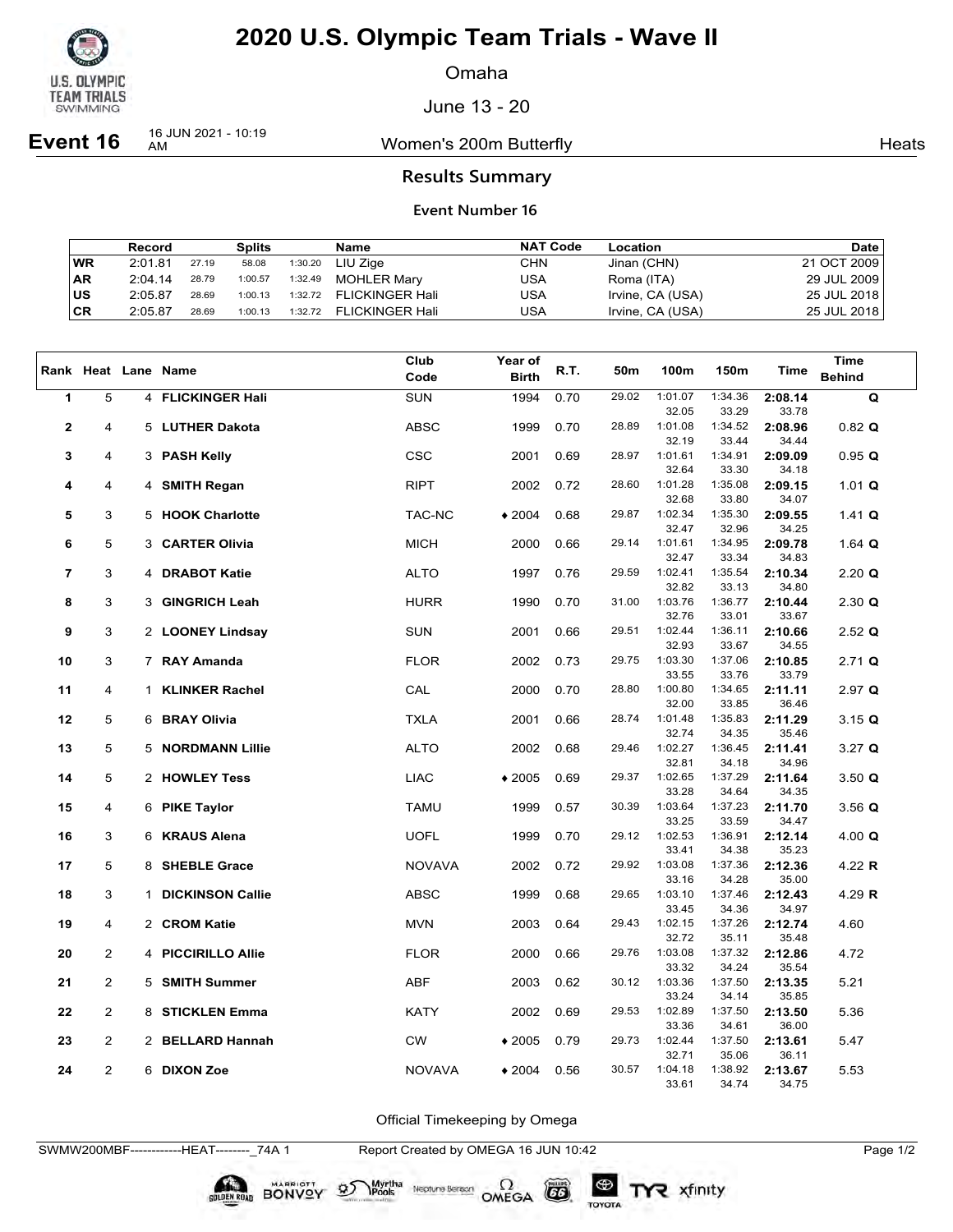# 2020 U.S. Olympic Team Trials - Wave II

Omaha

June 13 - 20

**Event 16** 16 JUN 2021 - 10:19 AM — Women's 200m Butterfly — Heats

## Results Summary

### Event Number 16

| | Record | Splits | | | Name | NAT Code | Location | Date |
|---|---|---|---|---|---|---|---|---|
| WR | 2:01.81 | 27.19 | 58.08 | 1:30.20 | LIU Zige | CHN | Jinan (CHN) | 21 OCT 2009 |
| AR | 2:04.14 | 28.79 | 1:00.57 | 1:32.49 | MOHLER Mary | USA | Roma (ITA) | 29 JUL 2009 |
| US | 2:05.87 | 28.69 | 1:00.13 | 1:32.72 | FLICKINGER Hali | USA | Irvine, CA (USA) | 25 JUL 2018 |
| CR | 2:05.87 | 28.69 | 1:00.13 | 1:32.72 | FLICKINGER Hali | USA | Irvine, CA (USA) | 25 JUL 2018 |

| Rank | Heat | Lane | Name | Club Code | Year of Birth | R.T. | 50m | 100m | 150m | Time | Time Behind |
|---|---|---|---|---|---|---|---|---|---|---|---|
| 1 | 5 | 4 | **FLICKINGER Hali** | SUN | 1994 | 0.70 | 29.02 | 1:01.07 / 32.05 | 1:34.36 / 33.29 | **2:08.14** / 33.78 | **Q** |
| 2 | 4 | 5 | **LUTHER Dakota** | ABSC | 1999 | 0.70 | 28.89 | 1:01.08 / 32.19 | 1:34.52 / 33.44 | **2:08.96** / 34.44 | 0.82 **Q** |
| 3 | 4 | 3 | **PASH Kelly** | CSC | 2001 | 0.69 | 28.97 | 1:01.61 / 32.64 | 1:34.91 / 33.30 | **2:09.09** / 34.18 | 0.95 **Q** |
| 4 | 4 | 4 | **SMITH Regan** | RIPT | 2002 | 0.72 | 28.60 | 1:01.28 / 32.68 | 1:35.08 / 33.80 | **2:09.15** / 34.07 | 1.01 **Q** |
| 5 | 3 | 5 | **HOOK Charlotte** | TAC-NC | ♦ 2004 | 0.68 | 29.87 | 1:02.34 / 32.47 | 1:35.30 / 32.96 | **2:09.55** / 34.25 | 1.41 **Q** |
| 6 | 5 | 3 | **CARTER Olivia** | MICH | 2000 | 0.66 | 29.14 | 1:01.61 / 32.47 | 1:34.95 / 33.34 | **2:09.78** / 34.83 | 1.64 **Q** |
| 7 | 3 | 4 | **DRABOT Katie** | ALTO | 1997 | 0.76 | 29.59 | 1:02.41 / 32.82 | 1:35.54 / 33.13 | **2:10.34** / 34.80 | 2.20 **Q** |
| 8 | 3 | 3 | **GINGRICH Leah** | HURR | 1990 | 0.70 | 31.00 | 1:03.76 / 32.76 | 1:36.77 / 33.01 | **2:10.44** / 33.67 | 2.30 **Q** |
| 9 | 3 | 2 | **LOONEY Lindsay** | SUN | 2001 | 0.66 | 29.51 | 1:02.44 / 32.93 | 1:36.11 / 33.67 | **2:10.66** / 34.55 | 2.52 **Q** |
| 10 | 3 | 7 | **RAY Amanda** | FLOR | 2002 | 0.73 | 29.75 | 1:03.30 / 33.55 | 1:37.06 / 33.76 | **2:10.85** / 33.79 | 2.71 **Q** |
| 11 | 4 | 1 | **KLINKER Rachel** | CAL | 2000 | 0.70 | 28.80 | 1:00.80 / 32.00 | 1:34.65 / 33.85 | **2:11.11** / 36.46 | 2.97 **Q** |
| 12 | 5 | 6 | **BRAY Olivia** | TXLA | 2001 | 0.66 | 28.74 | 1:01.48 / 32.74 | 1:35.83 / 34.35 | **2:11.29** / 35.46 | 3.15 **Q** |
| 13 | 5 | 5 | **NORDMANN Lillie** | ALTO | 2002 | 0.68 | 29.46 | 1:02.27 / 32.81 | 1:36.45 / 34.18 | **2:11.41** / 34.96 | 3.27 **Q** |
| 14 | 5 | 2 | **HOWLEY Tess** | LIAC | ♦ 2005 | 0.69 | 29.37 | 1:02.65 / 33.28 | 1:37.29 / 34.64 | **2:11.64** / 34.35 | 3.50 **Q** |
| 15 | 4 | 6 | **PIKE Taylor** | TAMU | 1999 | 0.57 | 30.39 | 1:03.64 / 33.25 | 1:37.23 / 33.59 | **2:11.70** / 34.47 | 3.56 **Q** |
| 16 | 3 | 6 | **KRAUS Alena** | UOFL | 1999 | 0.70 | 29.12 | 1:02.53 / 33.41 | 1:36.91 / 34.38 | **2:12.14** / 35.23 | 4.00 **Q** |
| 17 | 5 | 8 | **SHEBLE Grace** | NOVAVA | 2002 | 0.72 | 29.92 | 1:03.08 / 33.16 | 1:37.36 / 34.28 | **2:12.36** / 35.00 | 4.22 **R** |
| 18 | 3 | 1 | **DICKINSON Callie** | ABSC | 1999 | 0.68 | 29.65 | 1:03.10 / 33.45 | 1:37.46 / 34.36 | **2:12.43** / 34.97 | 4.29 **R** |
| 19 | 4 | 2 | **CROM Katie** | MVN | 2003 | 0.64 | 29.43 | 1:02.15 / 32.72 | 1:37.26 / 35.11 | **2:12.74** / 35.48 | 4.60 |
| 20 | 2 | 4 | **PICCIRILLO Allie** | FLOR | 2000 | 0.66 | 29.76 | 1:03.08 / 33.32 | 1:37.32 / 34.24 | **2:12.86** / 35.54 | 4.72 |
| 21 | 2 | 5 | **SMITH Summer** | ABF | 2003 | 0.62 | 30.12 | 1:03.36 / 33.24 | 1:37.50 / 34.14 | **2:13.35** / 35.85 | 5.21 |
| 22 | 2 | 8 | **STICKLEN Emma** | KATY | 2002 | 0.69 | 29.53 | 1:02.89 / 33.36 | 1:37.50 / 34.61 | **2:13.50** / 36.00 | 5.36 |
| 23 | 2 | 2 | **BELLARD Hannah** | CW | ♦ 2005 | 0.79 | 29.73 | 1:02.44 / 32.71 | 1:37.50 / 35.06 | **2:13.61** / 36.11 | 5.47 |
| 24 | 2 | 6 | **DIXON Zoe** | NOVAVA | ♦ 2004 | 0.56 | 30.57 | 1:04.18 / 33.61 | 1:38.92 / 34.74 | **2:13.67** / 34.75 | 5.53 |

Official Timekeeping by Omega

SWMW200MBF------------HEAT--------_74A 1 Report Created by OMEGA 16 JUN 10:42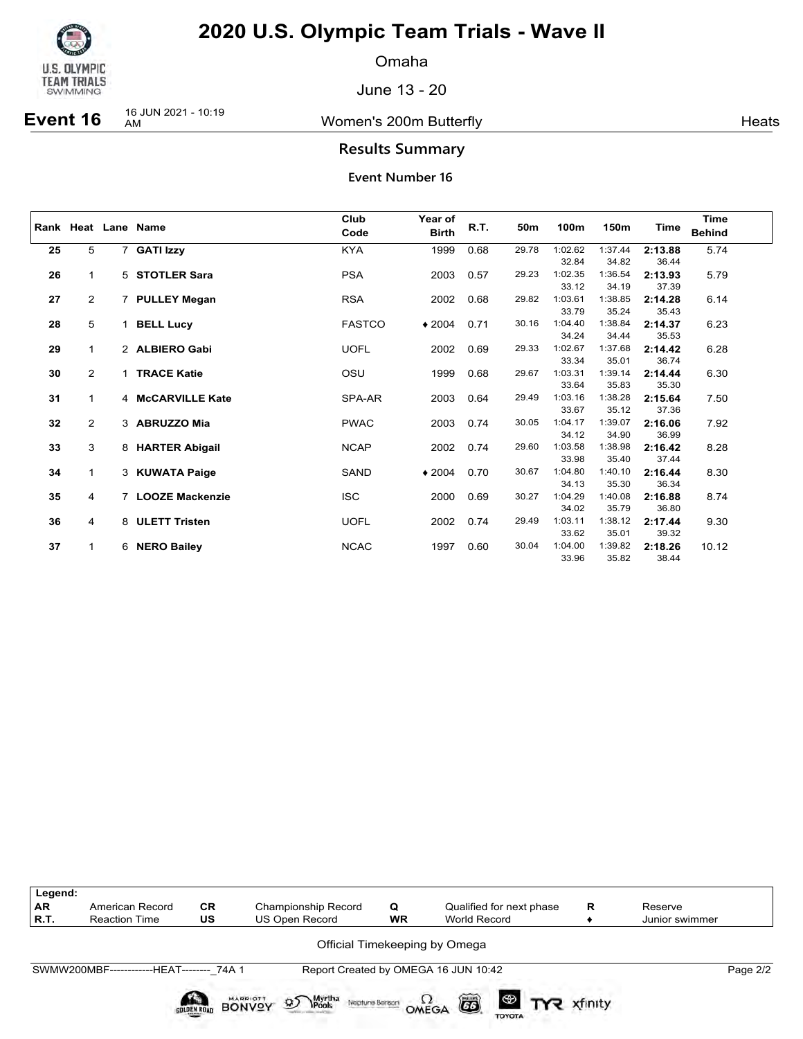# 2020 U.S. Olympic Team Trials - Wave II

Omaha

June 13 - 20

**Event 16** 16 JUN 2021 - 10:19 AM — Women's 200m Butterfly — Heats

## Results Summary

### Event Number 16

| Rank | Heat | Lane | Name | Club Code | Year of Birth | R.T. | 50m | 100m | 150m | Time | Time Behind |
|---|---|---|---|---|---|---|---|---|---|---|---|
| 25 | 5 | 7 | **GATI Izzy** | KYA | 1999 | 0.68 | 29.78 | 1:02.62 | 1:37.44 | **2:13.88** | 5.74 |
| | | | | | | | | 32.84 | 34.82 | 36.44 | |
| 26 | 1 | 5 | **STOTLER Sara** | PSA | 2003 | 0.57 | 29.23 | 1:02.35 | 1:36.54 | **2:13.93** | 5.79 |
| | | | | | | | | 33.12 | 34.19 | 37.39 | |
| 27 | 2 | 7 | **PULLEY Megan** | RSA | 2002 | 0.68 | 29.82 | 1:03.61 | 1:38.85 | **2:14.28** | 6.14 |
| | | | | | | | | 33.79 | 35.24 | 35.43 | |
| 28 | 5 | 1 | **BELL Lucy** | FASTCO | ♦ 2004 | 0.71 | 30.16 | 1:04.40 | 1:38.84 | **2:14.37** | 6.23 |
| | | | | | | | | 34.24 | 34.44 | 35.53 | |
| 29 | 1 | 2 | **ALBIERO Gabi** | UOFL | 2002 | 0.69 | 29.33 | 1:02.67 | 1:37.68 | **2:14.42** | 6.28 |
| | | | | | | | | 33.34 | 35.01 | 36.74 | |
| 30 | 2 | 1 | **TRACE Katie** | OSU | 1999 | 0.68 | 29.67 | 1:03.31 | 1:39.14 | **2:14.44** | 6.30 |
| | | | | | | | | 33.64 | 35.83 | 35.30 | |
| 31 | 1 | 4 | **McCARVILLE Kate** | SPA-AR | 2003 | 0.64 | 29.49 | 1:03.16 | 1:38.28 | **2:15.64** | 7.50 |
| | | | | | | | | 33.67 | 35.12 | 37.36 | |
| 32 | 2 | 3 | **ABRUZZO Mia** | PWAC | 2003 | 0.74 | 30.05 | 1:04.17 | 1:39.07 | **2:16.06** | 7.92 |
| | | | | | | | | 34.12 | 34.90 | 36.99 | |
| 33 | 3 | 8 | **HARTER Abigail** | NCAP | 2002 | 0.74 | 29.60 | 1:03.58 | 1:38.98 | **2:16.42** | 8.28 |
| | | | | | | | | 33.98 | 35.40 | 37.44 | |
| 34 | 1 | 3 | **KUWATA Paige** | SAND | ♦ 2004 | 0.70 | 30.67 | 1:04.80 | 1:40.10 | **2:16.44** | 8.30 |
| | | | | | | | | 34.13 | 35.30 | 36.34 | |
| 35 | 4 | 7 | **LOOZE Mackenzie** | ISC | 2000 | 0.69 | 30.27 | 1:04.29 | 1:40.08 | **2:16.88** | 8.74 |
| | | | | | | | | 34.02 | 35.79 | 36.80 | |
| 36 | 4 | 8 | **ULETT Tristen** | UOFL | 2002 | 0.74 | 29.49 | 1:03.11 | 1:38.12 | **2:17.44** | 9.30 |
| | | | | | | | | 33.62 | 35.01 | 39.32 | |
| 37 | 1 | 6 | **NERO Bailey** | NCAC | 1997 | 0.60 | 30.04 | 1:04.00 | 1:39.82 | **2:18.26** | 10.12 |
| | | | | | | | | 33.96 | 35.82 | 38.44 | |

| Legend: | | | | | | | |
|---|---|---|---|---|---|---|---|
| AR | American Record | CR | Championship Record | Q | Qualified for next phase | R | Reserve |
| R.T. | Reaction Time | US | US Open Record | WR | World Record | ♦ | Junior swimmer |

Official Timekeeping by Omega

SWMW200MBF------------HEAT--------_74A 1 Report Created by OMEGA 16 JUN 10:42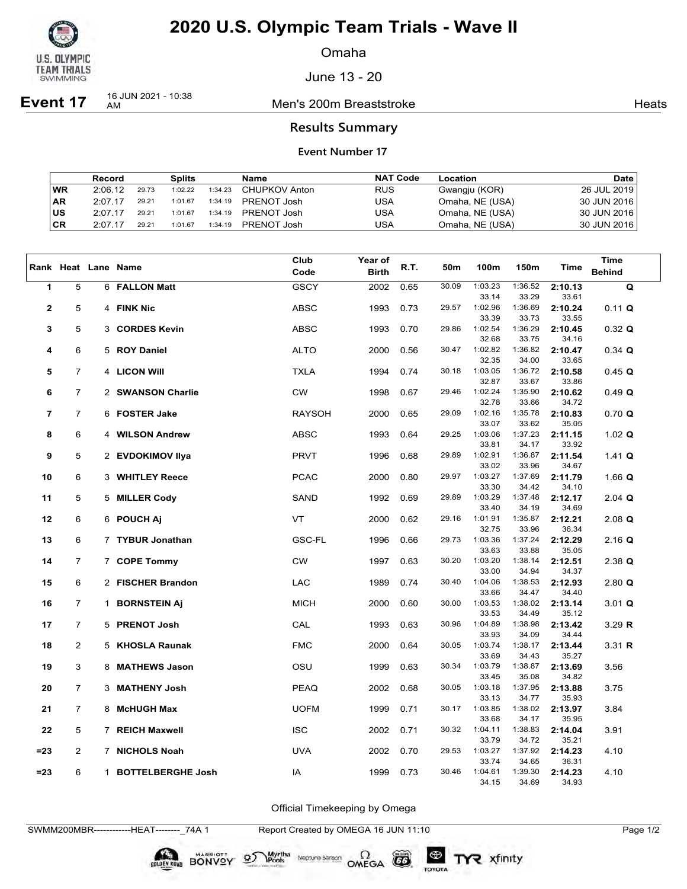# 2020 U.S. Olympic Team Trials - Wave II

Omaha

June 13 - 20

**Event 17** 16 JUN 2021 - 10:38 AM — Men's 200m Breaststroke — Heats

## Results Summary

### Event Number 17

| | Record | Splits | | | Name | NAT Code | Location | Date |
|---|---|---|---|---|---|---|---|---|
| WR | 2:06.12 | 29.73 | 1:02.22 | 1:34.23 | CHUPKOV Anton | RUS | Gwangju (KOR) | 26 JUL 2019 |
| AR | 2:07.17 | 29.21 | 1:01.67 | 1:34.19 | PRENOT Josh | USA | Omaha, NE (USA) | 30 JUN 2016 |
| US | 2:07.17 | 29.21 | 1:01.67 | 1:34.19 | PRENOT Josh | USA | Omaha, NE (USA) | 30 JUN 2016 |
| CR | 2:07.17 | 29.21 | 1:01.67 | 1:34.19 | PRENOT Josh | USA | Omaha, NE (USA) | 30 JUN 2016 |

| Rank | Heat | Lane | Name | Club Code | Year of Birth | R.T. | 50m | 100m | 150m | Time | Time Behind |
|---|---|---|---|---|---|---|---|---|---|---|---|
| 1 | 5 | 6 | **FALLON Matt** | GSCY | 2002 | 0.65 | 30.09 | 1:03.23 / 33.14 | 1:36.52 / 33.29 | **2:10.13** / 33.61 | **Q** |
| 2 | 5 | 4 | **FINK Nic** | ABSC | 1993 | 0.73 | 29.57 | 1:02.96 / 33.39 | 1:36.69 / 33.73 | **2:10.24** / 33.55 | 0.11 **Q** |
| 3 | 5 | 3 | **CORDES Kevin** | ABSC | 1993 | 0.70 | 29.86 | 1:02.54 / 32.68 | 1:36.29 / 33.75 | **2:10.45** / 34.16 | 0.32 **Q** |
| 4 | 6 | 5 | **ROY Daniel** | ALTO | 2000 | 0.56 | 30.47 | 1:02.82 / 32.35 | 1:36.82 / 34.00 | **2:10.47** / 33.65 | 0.34 **Q** |
| 5 | 7 | 4 | **LICON Will** | TXLA | 1994 | 0.74 | 30.18 | 1:03.05 / 32.87 | 1:36.72 / 33.67 | **2:10.58** / 33.86 | 0.45 **Q** |
| 6 | 7 | 2 | **SWANSON Charlie** | CW | 1998 | 0.67 | 29.46 | 1:02.24 / 32.78 | 1:35.90 / 33.66 | **2:10.62** / 34.72 | 0.49 **Q** |
| 7 | 7 | 6 | **FOSTER Jake** | RAYSOH | 2000 | 0.65 | 29.09 | 1:02.16 / 33.07 | 1:35.78 / 33.62 | **2:10.83** / 35.05 | 0.70 **Q** |
| 8 | 6 | 4 | **WILSON Andrew** | ABSC | 1993 | 0.64 | 29.25 | 1:03.06 / 33.81 | 1:37.23 / 34.17 | **2:11.15** / 33.92 | 1.02 **Q** |
| 9 | 5 | 2 | **EVDOKIMOV Ilya** | PRVT | 1996 | 0.68 | 29.89 | 1:02.91 / 33.02 | 1:36.87 / 33.96 | **2:11.54** / 34.67 | 1.41 **Q** |
| 10 | 6 | 3 | **WHITLEY Reece** | PCAC | 2000 | 0.80 | 29.97 | 1:03.27 / 33.30 | 1:37.69 / 34.42 | **2:11.79** / 34.10 | 1.66 **Q** |
| 11 | 5 | 5 | **MILLER Cody** | SAND | 1992 | 0.69 | 29.89 | 1:03.29 / 33.40 | 1:37.48 / 34.19 | **2:12.17** / 34.69 | 2.04 **Q** |
| 12 | 6 | 6 | **POUCH Aj** | VT | 2000 | 0.62 | 29.16 | 1:01.91 / 32.75 | 1:35.87 / 33.96 | **2:12.21** / 36.34 | 2.08 **Q** |
| 13 | 6 | 7 | **TYBUR Jonathan** | GSC-FL | 1996 | 0.66 | 29.73 | 1:03.36 / 33.63 | 1:37.24 / 33.88 | **2:12.29** / 35.05 | 2.16 **Q** |
| 14 | 7 | 7 | **COPE Tommy** | CW | 1997 | 0.63 | 30.20 | 1:03.20 / 33.00 | 1:38.14 / 34.94 | **2:12.51** / 34.37 | 2.38 **Q** |
| 15 | 6 | 2 | **FISCHER Brandon** | LAC | 1989 | 0.74 | 30.40 | 1:04.06 / 33.66 | 1:38.53 / 34.47 | **2:12.93** / 34.40 | 2.80 **Q** |
| 16 | 7 | 1 | **BORNSTEIN Aj** | MICH | 2000 | 0.60 | 30.00 | 1:03.53 / 33.53 | 1:38.02 / 34.49 | **2:13.14** / 35.12 | 3.01 **Q** |
| 17 | 7 | 5 | **PRENOT Josh** | CAL | 1993 | 0.63 | 30.96 | 1:04.89 / 33.93 | 1:38.98 / 34.09 | **2:13.42** / 34.44 | 3.29 **R** |
| 18 | 2 | 5 | **KHOSLA Raunak** | FMC | 2000 | 0.64 | 30.05 | 1:03.74 / 33.69 | 1:38.17 / 34.43 | **2:13.44** / 35.27 | 3.31 **R** |
| 19 | 3 | 8 | **MATHEWS Jason** | OSU | 1999 | 0.63 | 30.34 | 1:03.79 / 33.45 | 1:38.87 / 35.08 | **2:13.69** / 34.82 | 3.56 |
| 20 | 7 | 3 | **MATHENY Josh** | PEAQ | 2002 | 0.68 | 30.05 | 1:03.18 / 33.13 | 1:37.95 / 34.77 | **2:13.88** / 35.93 | 3.75 |
| 21 | 7 | 8 | **McHUGH Max** | UOFM | 1999 | 0.71 | 30.17 | 1:03.85 / 33.68 | 1:38.02 / 34.17 | **2:13.97** / 35.95 | 3.84 |
| 22 | 5 | 7 | **REICH Maxwell** | ISC | 2002 | 0.71 | 30.32 | 1:04.11 / 33.79 | 1:38.83 / 34.72 | **2:14.04** / 35.21 | 3.91 |
| =23 | 2 | 7 | **NICHOLS Noah** | UVA | 2002 | 0.70 | 29.53 | 1:03.27 / 33.74 | 1:37.92 / 34.65 | **2:14.23** / 36.31 | 4.10 |
| =23 | 6 | 1 | **BOTTELBERGHE Josh** | IA | 1999 | 0.73 | 30.46 | 1:04.61 / 34.15 | 1:39.30 / 34.69 | **2:14.23** / 34.93 | 4.10 |

Official Timekeeping by Omega

SWMM200MBR------------HEAT--------_74A 1 Report Created by OMEGA 16 JUN 11:10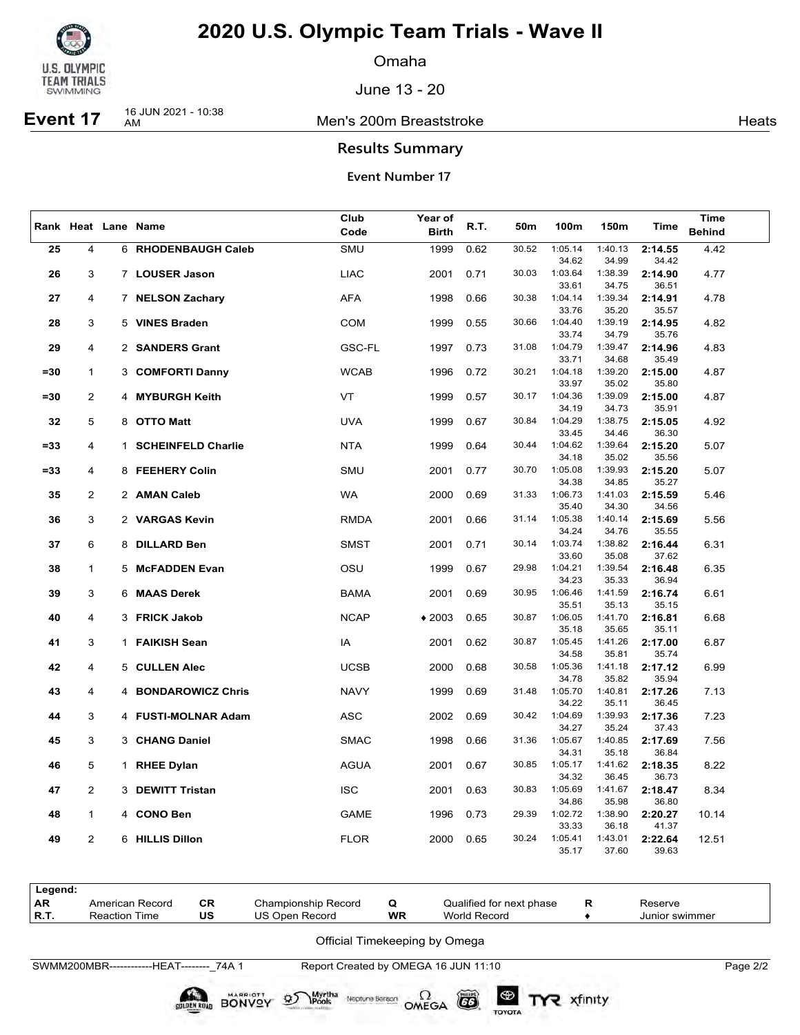# 2020 U.S. Olympic Team Trials - Wave II

Omaha

June 13 - 20

**Event 17** 16 JUN 2021 - 10:38 AM — Men's 200m Breaststroke — Heats

## Results Summary

### Event Number 17

| Rank | Heat | Lane | Name | Club Code | Year of Birth | R.T. | 50m | 100m | 150m | Time | Time Behind |
|---|---|---|---|---|---|---|---|---|---|---|---|
| 25 | 4 | 6 | **RHODENBAUGH Caleb** | SMU | 1999 | 0.62 | 30.52 | 1:05.14 | 1:40.13 | **2:14.55** | 4.42 |
| | | | | | | | | 34.62 | 34.99 | 34.42 | |
| 26 | 3 | 7 | **LOUSER Jason** | LIAC | 2001 | 0.71 | 30.03 | 1:03.64 | 1:38.39 | **2:14.90** | 4.77 |
| | | | | | | | | 33.61 | 34.75 | 36.51 | |
| 27 | 4 | 7 | **NELSON Zachary** | AFA | 1998 | 0.66 | 30.38 | 1:04.14 | 1:39.34 | **2:14.91** | 4.78 |
| | | | | | | | | 33.76 | 35.20 | 35.57 | |
| 28 | 3 | 5 | **VINES Braden** | COM | 1999 | 0.55 | 30.66 | 1:04.40 | 1:39.19 | **2:14.95** | 4.82 |
| | | | | | | | | 33.74 | 34.79 | 35.76 | |
| 29 | 4 | 2 | **SANDERS Grant** | GSC-FL | 1997 | 0.73 | 31.08 | 1:04.79 | 1:39.47 | **2:14.96** | 4.83 |
| | | | | | | | | 33.71 | 34.68 | 35.49 | |
| =30 | 1 | 3 | **COMFORTI Danny** | WCAB | 1996 | 0.72 | 30.21 | 1:04.18 | 1:39.20 | **2:15.00** | 4.87 |
| | | | | | | | | 33.97 | 35.02 | 35.80 | |
| =30 | 2 | 4 | **MYBURGH Keith** | VT | 1999 | 0.57 | 30.17 | 1:04.36 | 1:39.09 | **2:15.00** | 4.87 |
| | | | | | | | | 34.19 | 34.73 | 35.91 | |
| 32 | 5 | 8 | **OTTO Matt** | UVA | 1999 | 0.67 | 30.84 | 1:04.29 | 1:38.75 | **2:15.05** | 4.92 |
| | | | | | | | | 33.45 | 34.46 | 36.30 | |
| =33 | 4 | 1 | **SCHEINFELD Charlie** | NTA | 1999 | 0.64 | 30.44 | 1:04.62 | 1:39.64 | **2:15.20** | 5.07 |
| | | | | | | | | 34.18 | 35.02 | 35.56 | |
| =33 | 4 | 8 | **FEEHERY Colin** | SMU | 2001 | 0.77 | 30.70 | 1:05.08 | 1:39.93 | **2:15.20** | 5.07 |
| | | | | | | | | 34.38 | 34.85 | 35.27 | |
| 35 | 2 | 2 | **AMAN Caleb** | WA | 2000 | 0.69 | 31.33 | 1:06.73 | 1:41.03 | **2:15.59** | 5.46 |
| | | | | | | | | 35.40 | 34.30 | 34.56 | |
| 36 | 3 | 2 | **VARGAS Kevin** | RMDA | 2001 | 0.66 | 31.14 | 1:05.38 | 1:40.14 | **2:15.69** | 5.56 |
| | | | | | | | | 34.24 | 34.76 | 35.55 | |
| 37 | 6 | 8 | **DILLARD Ben** | SMST | 2001 | 0.71 | 30.14 | 1:03.74 | 1:38.82 | **2:16.44** | 6.31 |
| | | | | | | | | 33.60 | 35.08 | 37.62 | |
| 38 | 1 | 5 | **McFADDEN Evan** | OSU | 1999 | 0.67 | 29.98 | 1:04.21 | 1:39.54 | **2:16.48** | 6.35 |
| | | | | | | | | 34.23 | 35.33 | 36.94 | |
| 39 | 3 | 6 | **MAAS Derek** | BAMA | 2001 | 0.69 | 30.95 | 1:06.46 | 1:41.59 | **2:16.74** | 6.61 |
| | | | | | | | | 35.51 | 35.13 | 35.15 | |
| 40 | 4 | 3 | **FRICK Jakob** | NCAP | ♦ 2003 | 0.65 | 30.87 | 1:06.05 | 1:41.70 | **2:16.81** | 6.68 |
| | | | | | | | | 35.18 | 35.65 | 35.11 | |
| 41 | 3 | 1 | **FAIKISH Sean** | IA | 2001 | 0.62 | 30.87 | 1:05.45 | 1:41.26 | **2:17.00** | 6.87 |
| | | | | | | | | 34.58 | 35.81 | 35.74 | |
| 42 | 4 | 5 | **CULLEN Alec** | UCSB | 2000 | 0.68 | 30.58 | 1:05.36 | 1:41.18 | **2:17.12** | 6.99 |
| | | | | | | | | 34.78 | 35.82 | 35.94 | |
| 43 | 4 | 4 | **BONDAROWICZ Chris** | NAVY | 1999 | 0.69 | 31.48 | 1:05.70 | 1:40.81 | **2:17.26** | 7.13 |
| | | | | | | | | 34.22 | 35.11 | 36.45 | |
| 44 | 3 | 4 | **FUSTI-MOLNAR Adam** | ASC | 2002 | 0.69 | 30.42 | 1:04.69 | 1:39.93 | **2:17.36** | 7.23 |
| | | | | | | | | 34.27 | 35.24 | 37.43 | |
| 45 | 3 | 3 | **CHANG Daniel** | SMAC | 1998 | 0.66 | 31.36 | 1:05.67 | 1:40.85 | **2:17.69** | 7.56 |
| | | | | | | | | 34.31 | 35.18 | 36.84 | |
| 46 | 5 | 1 | **RHEE Dylan** | AGUA | 2001 | 0.67 | 30.85 | 1:05.17 | 1:41.62 | **2:18.35** | 8.22 |
| | | | | | | | | 34.32 | 36.45 | 36.73 | |
| 47 | 2 | 3 | **DEWITT Tristan** | ISC | 2001 | 0.63 | 30.83 | 1:05.69 | 1:41.67 | **2:18.47** | 8.34 |
| | | | | | | | | 34.86 | 35.98 | 36.80 | |
| 48 | 1 | 4 | **CONO Ben** | GAME | 1996 | 0.73 | 29.39 | 1:02.72 | 1:38.90 | **2:20.27** | 10.14 |
| | | | | | | | | 33.33 | 36.18 | 41.37 | |
| 49 | 2 | 6 | **HILLIS Dillon** | FLOR | 2000 | 0.65 | 30.24 | 1:05.41 | 1:43.01 | **2:22.64** | 12.51 |
| | | | | | | | | 35.17 | 37.60 | 39.63 | |

| Legend: | | | | | | | |
|---|---|---|---|---|---|---|---|
| AR | American Record | CR | Championship Record | Q | Qualified for next phase | R | Reserve |
| R.T. | Reaction Time | US | US Open Record | WR | World Record | ♦ | Junior swimmer |

Official Timekeeping by Omega

SWMM200MBR------------HEAT--------_74A 1 — Report Created by OMEGA 16 JUN 11:10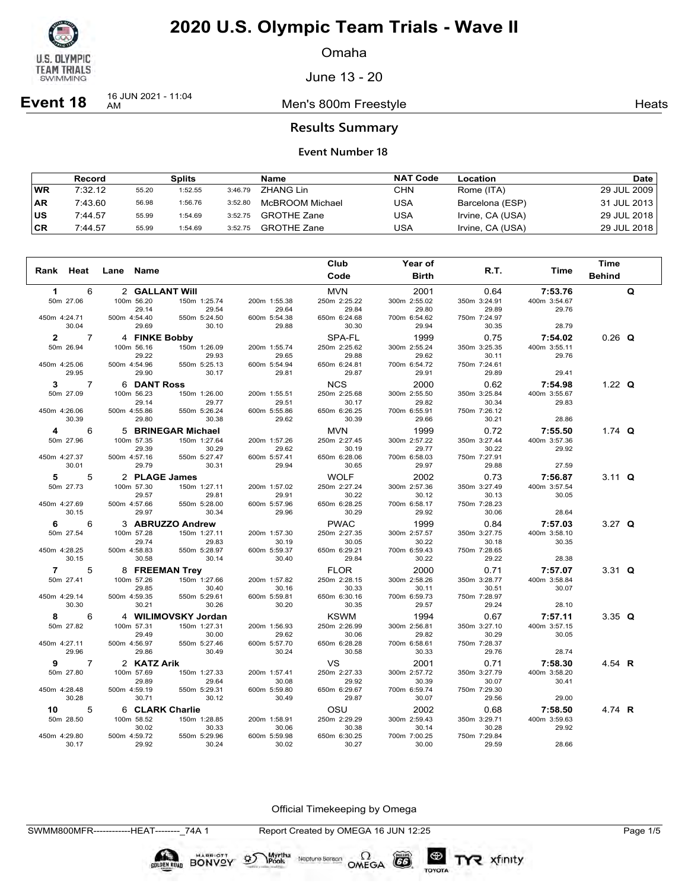# 2020 U.S. Olympic Team Trials - Wave II

Omaha

June 13 - 20

**Event 18** 16 JUN 2021 - 11:04 AM — Men's 800m Freestyle — Heats

## Results Summary

### Event Number 18

| | Record | Splits | | | Name | NAT Code | Location | Date |
|---|---|---|---|---|---|---|---|---|
| WR | 7:32.12 | 55.20 | 1:52.55 | 3:46.79 | ZHANG Lin | CHN | Rome (ITA) | 29 JUL 2009 |
| AR | 7:43.60 | 56.98 | 1:56.76 | 3:52.80 | McBROOM Michael | USA | Barcelona (ESP) | 31 JUL 2013 |
| US | 7:44.57 | 55.99 | 1:54.69 | 3:52.75 | GROTHE Zane | USA | Irvine, CA (USA) | 29 JUL 2018 |
| CR | 7:44.57 | 55.99 | 1:54.69 | 3:52.75 | GROTHE Zane | USA | Irvine, CA (USA) | 29 JUL 2018 |

| Rank | Heat | Lane | Name | Club Code | Year of Birth | R.T. | Time | Time Behind | |
|---|---|---|---|---|---|---|---|---|---|
| 1 | 6 | 2 | GALLANT Will | MVN | 2001 | 0.64 | 7:53.76 | | Q |
| 50m 27.06 | 100m 56.20 / 29.14 | 150m 1:25.74 / 29.54 | 200m 1:55.38 / 29.64 | 250m 2:25.22 / 29.84 | 300m 2:55.02 / 29.80 | 350m 3:24.91 / 29.89 | 400m 3:54.67 / 29.76 | | |
| 450m 4:24.71 / 30.04 | 500m 4:54.40 / 29.69 | 550m 5:24.50 / 30.10 | 600m 5:54.38 / 29.88 | 650m 6:24.68 / 30.30 | 700m 6:54.62 / 29.94 | 750m 7:24.97 / 30.35 | 28.79 | | |
| 2 | 7 | 4 | FINKE Bobby | SPA-FL | 1999 | 0.75 | 7:54.02 | 0.26 | Q |
| 50m 26.94 | 100m 56.16 / 29.22 | 150m 1:26.09 / 29.93 | 200m 1:55.74 / 29.65 | 250m 2:25.62 / 29.88 | 300m 2:55.24 / 29.62 | 350m 3:25.35 / 30.11 | 400m 3:55.11 / 29.76 | | |
| 450m 4:25.06 / 29.95 | 500m 4:54.96 / 29.90 | 550m 5:25.13 / 30.17 | 600m 5:54.94 / 29.81 | 650m 6:24.81 / 29.87 | 700m 6:54.72 / 29.91 | 750m 7:24.61 / 29.89 | 29.41 | | |
| 3 | 7 | 6 | DANT Ross | NCS | 2000 | 0.62 | 7:54.98 | 1.22 | Q |
| 50m 27.09 | 100m 56.23 / 29.14 | 150m 1:26.00 / 29.77 | 200m 1:55.51 / 29.51 | 250m 2:25.68 / 30.17 | 300m 2:55.50 / 29.82 | 350m 3:25.84 / 30.34 | 400m 3:55.67 / 29.83 | | |
| 450m 4:26.06 / 30.39 | 500m 4:55.86 / 29.80 | 550m 5:26.24 / 30.38 | 600m 5:55.86 / 29.62 | 650m 6:26.25 / 30.39 | 700m 6:55.91 / 29.66 | 750m 7:26.12 / 30.21 | 28.86 | | |
| 4 | 6 | 5 | BRINEGAR Michael | MVN | 1999 | 0.72 | 7:55.50 | 1.74 | Q |
| 50m 27.96 | 100m 57.35 / 29.39 | 150m 1:27.64 / 30.29 | 200m 1:57.26 / 29.62 | 250m 2:27.45 / 30.19 | 300m 2:57.22 / 29.77 | 350m 3:27.44 / 30.22 | 400m 3:57.36 / 29.92 | | |
| 450m 4:27.37 / 30.01 | 500m 4:57.16 / 29.79 | 550m 5:27.47 / 30.31 | 600m 5:57.41 / 29.94 | 650m 6:28.06 / 30.65 | 700m 6:58.03 / 29.97 | 750m 7:27.91 / 29.88 | 27.59 | | |
| 5 | 5 | 2 | PLAGE James | WOLF | 2002 | 0.73 | 7:56.87 | 3.11 | Q |
| 50m 27.73 | 100m 57.30 / 29.57 | 150m 1:27.11 / 29.81 | 200m 1:57.02 / 29.91 | 250m 2:27.24 / 30.22 | 300m 2:57.36 / 30.12 | 350m 3:27.49 / 30.13 | 400m 3:57.54 / 30.05 | | |
| 450m 4:27.69 / 30.15 | 500m 4:57.66 / 29.97 | 550m 5:28.00 / 30.34 | 600m 5:57.96 / 29.96 | 650m 6:28.25 / 30.29 | 700m 6:58.17 / 29.92 | 750m 7:28.23 / 30.06 | 28.64 | | |
| 6 | 6 | 3 | ABRUZZO Andrew | PWAC | 1999 | 0.84 | 7:57.03 | 3.27 | Q |
| 50m 27.54 | 100m 57.28 / 29.74 | 150m 1:27.11 / 29.83 | 200m 1:57.30 / 30.19 | 250m 2:27.35 / 30.05 | 300m 2:57.57 / 30.22 | 350m 3:27.75 / 30.18 | 400m 3:58.10 / 30.35 | | |
| 450m 4:28.25 / 30.15 | 500m 4:58.83 / 30.58 | 550m 5:28.97 / 30.14 | 600m 5:59.37 / 30.40 | 650m 6:29.21 / 29.84 | 700m 6:59.43 / 30.22 | 750m 7:28.65 / 29.22 | 28.38 | | |
| 7 | 5 | 8 | FREEMAN Trey | FLOR | 2000 | 0.71 | 7:57.07 | 3.31 | Q |
| 50m 27.41 | 100m 57.26 / 29.85 | 150m 1:27.66 / 30.40 | 200m 1:57.82 / 30.16 | 250m 2:28.15 / 30.33 | 300m 2:58.26 / 30.11 | 350m 3:28.77 / 30.51 | 400m 3:58.84 / 30.07 | | |
| 450m 4:29.14 / 30.30 | 500m 4:59.35 / 30.21 | 550m 5:29.61 / 30.26 | 600m 5:59.81 / 30.20 | 650m 6:30.16 / 30.35 | 700m 6:59.73 / 29.57 | 750m 7:28.97 / 29.24 | 28.10 | | |
| 8 | 6 | 4 | WILIMOVSKY Jordan | KSWM | 1994 | 0.67 | 7:57.11 | 3.35 | Q |
| 50m 27.82 | 100m 57.31 / 29.49 | 150m 1:27.31 / 30.00 | 200m 1:56.93 / 29.62 | 250m 2:26.99 / 30.06 | 300m 2:56.81 / 29.82 | 350m 3:27.10 / 30.29 | 400m 3:57.15 / 30.05 | | |
| 450m 4:27.11 / 29.96 | 500m 4:56.97 / 29.86 | 550m 5:27.46 / 30.49 | 600m 5:57.70 / 30.24 | 650m 6:28.28 / 30.58 | 700m 6:58.61 / 30.33 | 750m 7:28.37 / 29.76 | 28.74 | | |
| 9 | 7 | 2 | KATZ Arik | VS | 2001 | 0.71 | 7:58.30 | 4.54 | R |
| 50m 27.80 | 100m 57.69 / 29.89 | 150m 1:27.33 / 29.64 | 200m 1:57.41 / 30.08 | 250m 2:27.33 / 29.92 | 300m 2:57.72 / 30.39 | 350m 3:27.79 / 30.07 | 400m 3:58.20 / 30.41 | | |
| 450m 4:28.48 / 30.28 | 500m 4:59.19 / 30.71 | 550m 5:29.31 / 30.12 | 600m 5:59.80 / 30.49 | 650m 6:29.67 / 29.87 | 700m 6:59.74 / 30.07 | 750m 7:29.30 / 29.56 | 29.00 | | |
| 10 | 5 | 6 | CLARK Charlie | OSU | 2002 | 0.68 | 7:58.50 | 4.74 | R |
| 50m 28.50 | 100m 58.52 / 30.02 | 150m 1:28.85 / 30.33 | 200m 1:58.91 / 30.06 | 250m 2:29.29 / 30.38 | 300m 2:59.43 / 30.14 | 350m 3:29.71 / 30.28 | 400m 3:59.63 / 29.92 | | |
| 450m 4:29.80 / 30.17 | 500m 4:59.72 / 29.92 | 550m 5:29.96 / 30.24 | 600m 5:59.98 / 30.02 | 650m 6:30.25 / 30.27 | 700m 7:00.25 / 30.00 | 750m 7:29.84 / 29.59 | 28.66 | | |

Official Timekeeping by Omega

SWMM800MFR------------HEAT--------_74A 1 Report Created by OMEGA 16 JUN 12:25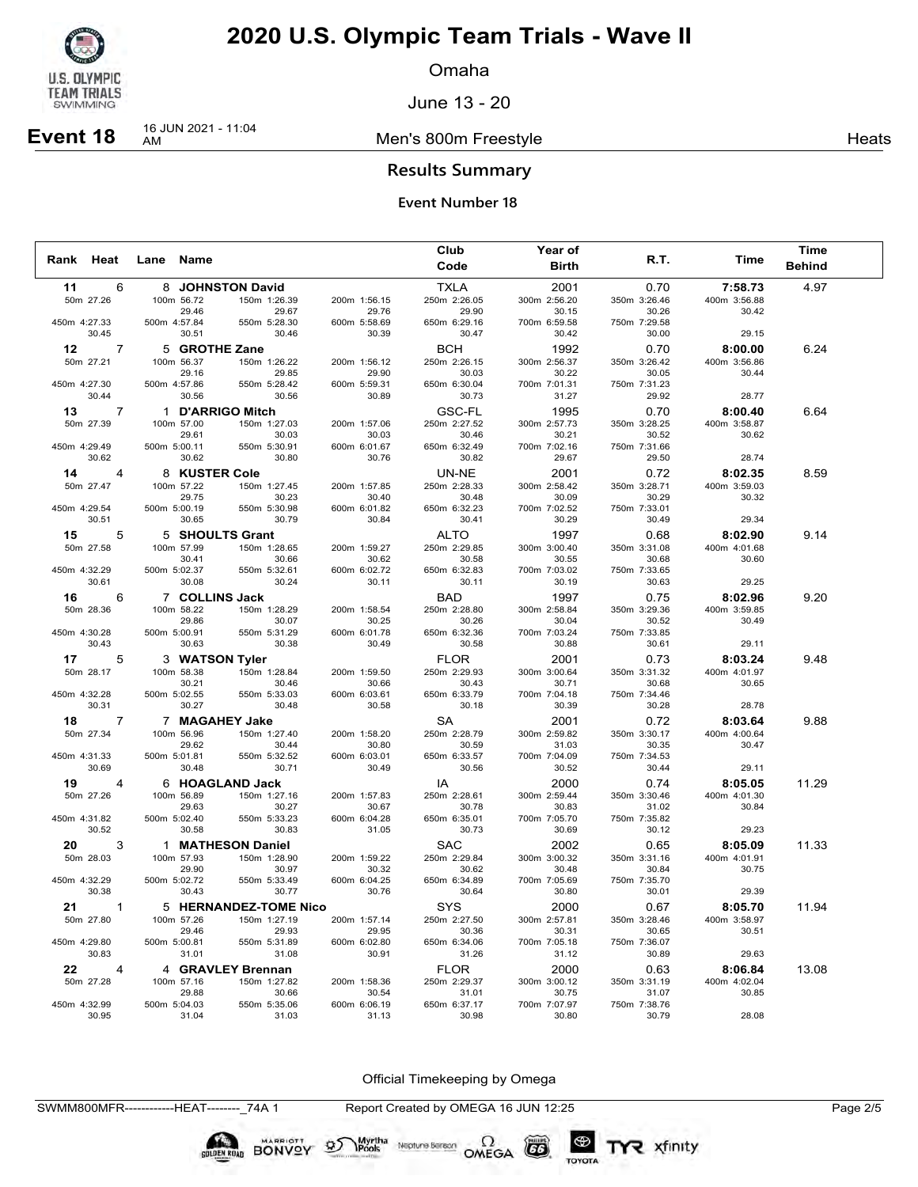# 2020 U.S. Olympic Team Trials - Wave II

Omaha

June 13 - 20

**Event 18** 16 JUN 2021 - 11:04 AM — Men's 800m Freestyle — Heats

## Results Summary

### Event Number 18

| Rank | Heat | Lane | Name | Club Code | Year of Birth | R.T. | Time | Time Behind |
|---|---|---|---|---|---|---|---|---|
| 11 | 6 | 8 | **JOHNSTON David** | TXLA | 2001 | 0.70 | **7:58.73** | 4.97 |
| | | | 50m 27.26 / 100m 56.72 (29.46) / 150m 1:26.39 (29.67) / 200m 1:56.15 (29.76) / 250m 2:26.05 (29.90) / 300m 2:56.20 (30.15) / 350m 3:26.46 (30.26) / 400m 3:56.88 (30.42) | | | | | |
| | | | 450m 4:27.33 (30.45) / 500m 4:57.84 (30.51) / 550m 5:28.30 (30.46) / 600m 5:58.69 (30.39) / 650m 6:29.16 (30.47) / 700m 6:59.58 (30.42) / 750m 7:29.58 (30.00) / (29.15) | | | | | |
| 12 | 7 | 5 | **GROTHE Zane** | BCH | 1992 | 0.70 | **8:00.00** | 6.24 |
| | | | 50m 27.21 / 100m 56.37 (29.16) / 150m 1:26.22 (29.85) / 200m 1:56.12 (29.90) / 250m 2:26.15 (30.03) / 300m 2:56.37 (30.22) / 350m 3:26.42 (30.05) / 400m 3:56.86 (30.44) | | | | | |
| | | | 450m 4:27.30 (30.44) / 500m 4:57.86 (30.56) / 550m 5:28.42 (30.56) / 600m 5:59.31 (30.89) / 650m 6:30.04 (30.73) / 700m 7:01.31 (31.27) / 750m 7:31.23 (29.92) / (28.77) | | | | | |
| 13 | 7 | 1 | **D'ARRIGO Mitch** | GSC-FL | 1995 | 0.70 | **8:00.40** | 6.64 |
| | | | 50m 27.39 / 100m 57.00 (29.61) / 150m 1:27.03 (30.03) / 200m 1:57.06 (30.03) / 250m 2:27.52 (30.46) / 300m 2:57.73 (30.21) / 350m 3:28.25 (30.52) / 400m 3:58.87 (30.62) | | | | | |
| | | | 450m 4:29.49 (30.62) / 500m 5:00.11 (30.62) / 550m 5:30.91 (30.80) / 600m 6:01.67 (30.76) / 650m 6:32.49 (30.82) / 700m 7:02.16 (29.67) / 750m 7:31.66 (29.50) / (28.74) | | | | | |
| 14 | 4 | 8 | **KUSTER Cole** | UN-NE | 2001 | 0.72 | **8:02.35** | 8.59 |
| | | | 50m 27.47 / 100m 57.22 (29.75) / 150m 1:27.45 (30.23) / 200m 1:57.85 (30.40) / 250m 2:28.33 (30.48) / 300m 2:58.42 (30.09) / 350m 3:28.71 (30.29) / 400m 3:59.03 (30.32) | | | | | |
| | | | 450m 4:29.54 (30.51) / 500m 5:00.19 (30.65) / 550m 5:30.98 (30.79) / 600m 6:01.82 (30.84) / 650m 6:32.23 (30.41) / 700m 7:02.52 (30.29) / 750m 7:33.01 (30.49) / (29.34) | | | | | |
| 15 | 5 | 5 | **SHOULTS Grant** | ALTO | 1997 | 0.68 | **8:02.90** | 9.14 |
| | | | 50m 27.58 / 100m 57.99 (30.41) / 150m 1:28.65 (30.66) / 200m 1:59.27 (30.62) / 250m 2:29.85 (30.58) / 300m 3:00.40 (30.55) / 350m 3:31.08 (30.68) / 400m 4:01.68 (30.60) | | | | | |
| | | | 450m 4:32.29 (30.61) / 500m 5:02.37 (30.08) / 550m 5:32.61 (30.24) / 600m 6:02.72 (30.11) / 650m 6:32.83 (30.11) / 700m 7:03.02 (30.19) / 750m 7:33.65 (30.63) / (29.25) | | | | | |
| 16 | 6 | 7 | **COLLINS Jack** | BAD | 1997 | 0.75 | **8:02.96** | 9.20 |
| | | | 50m 28.36 / 100m 58.22 (29.86) / 150m 1:28.29 (30.07) / 200m 1:58.54 (30.25) / 250m 2:28.80 (30.26) / 300m 2:58.84 (30.04) / 350m 3:29.36 (30.52) / 400m 3:59.85 (30.49) | | | | | |
| | | | 450m 4:30.28 (30.43) / 500m 5:00.91 (30.63) / 550m 5:31.29 (30.38) / 600m 6:01.78 (30.49) / 650m 6:32.36 (30.58) / 700m 7:03.24 (30.88) / 750m 7:33.85 (30.61) / (29.11) | | | | | |
| 17 | 5 | 3 | **WATSON Tyler** | FLOR | 2001 | 0.73 | **8:03.24** | 9.48 |
| | | | 50m 28.17 / 100m 58.38 (30.21) / 150m 1:28.84 (30.46) / 200m 1:59.50 (30.66) / 250m 2:29.93 (30.43) / 300m 3:00.64 (30.71) / 350m 3:31.32 (30.68) / 400m 4:01.97 (30.65) | | | | | |
| | | | 450m 4:32.28 (30.31) / 500m 5:02.55 (30.27) / 550m 5:33.03 (30.48) / 600m 6:03.61 (30.58) / 650m 6:33.79 (30.18) / 700m 7:04.18 (30.39) / 750m 7:34.46 (30.28) / (28.78) | | | | | |
| 18 | 7 | 7 | **MAGAHEY Jake** | SA | 2001 | 0.72 | **8:03.64** | 9.88 |
| | | | 50m 27.34 / 100m 56.96 (29.62) / 150m 1:27.40 (30.44) / 200m 1:58.20 (30.80) / 250m 2:28.79 (30.59) / 300m 2:59.82 (31.03) / 350m 3:30.17 (30.35) / 400m 4:00.64 (30.47) | | | | | |
| | | | 450m 4:31.33 (30.69) / 500m 5:01.81 (30.48) / 550m 5:32.52 (30.71) / 600m 6:03.01 (30.49) / 650m 6:33.57 (30.56) / 700m 7:04.09 (30.52) / 750m 7:34.53 (30.44) / (29.11) | | | | | |
| 19 | 4 | 6 | **HOAGLAND Jack** | IA | 2000 | 0.74 | **8:05.05** | 11.29 |
| | | | 50m 27.26 / 100m 56.89 (29.63) / 150m 1:27.16 (30.27) / 200m 1:57.83 (30.67) / 250m 2:28.61 (30.78) / 300m 2:59.44 (30.83) / 350m 3:30.46 (31.02) / 400m 4:01.30 (30.84) | | | | | |
| | | | 450m 4:31.82 (30.52) / 500m 5:02.40 (30.58) / 550m 5:33.23 (30.83) / 600m 6:04.28 (31.05) / 650m 6:35.01 (30.73) / 700m 7:05.70 (30.69) / 750m 7:35.82 (30.12) / (29.23) | | | | | |
| 20 | 3 | 1 | **MATHESON Daniel** | SAC | 2002 | 0.65 | **8:05.09** | 11.33 |
| | | | 50m 28.03 / 100m 57.93 (29.90) / 150m 1:28.90 (30.97) / 200m 1:59.22 (30.32) / 250m 2:29.84 (30.62) / 300m 3:00.32 (30.48) / 350m 3:31.16 (30.84) / 400m 4:01.91 (30.75) | | | | | |
| | | | 450m 4:32.29 (30.38) / 500m 5:02.72 (30.43) / 550m 5:33.49 (30.77) / 600m 6:04.25 (30.76) / 650m 6:34.89 (30.64) / 700m 7:05.69 (30.80) / 750m 7:35.70 (30.01) / (29.39) | | | | | |
| 21 | 1 | 5 | **HERNANDEZ-TOME Nico** | SYS | 2000 | 0.67 | **8:05.70** | 11.94 |
| | | | 50m 27.80 / 100m 57.26 (29.46) / 150m 1:27.19 (29.93) / 200m 1:57.14 (29.95) / 250m 2:27.50 (30.36) / 300m 2:57.81 (30.31) / 350m 3:28.46 (30.65) / 400m 3:58.97 (30.51) | | | | | |
| | | | 450m 4:29.80 (30.83) / 500m 5:00.81 (31.01) / 550m 5:31.89 (31.08) / 600m 6:02.80 (30.91) / 650m 6:34.06 (31.26) / 700m 7:05.18 (31.12) / 750m 7:36.07 (30.89) / (29.63) | | | | | |
| 22 | 4 | 4 | **GRAVLEY Brennan** | FLOR | 2000 | 0.63 | **8:06.84** | 13.08 |
| | | | 50m 27.28 / 100m 57.16 (29.88) / 150m 1:27.82 (30.66) / 200m 1:58.36 (30.54) / 250m 2:29.37 (31.01) / 300m 3:00.12 (30.75) / 350m 3:31.19 (31.07) / 400m 4:02.04 (30.85) | | | | | |
| | | | 450m 4:32.99 (30.95) / 500m 5:04.03 (31.04) / 550m 5:35.06 (31.03) / 600m 6:06.19 (31.13) / 650m 6:37.17 (30.98) / 700m 7:07.97 (30.80) / 750m 7:38.76 (30.79) / (28.08) | | | | | |

Official Timekeeping by Omega

SWMM800MFR------------HEAT--------_74A 1 — Report Created by OMEGA 16 JUN 12:25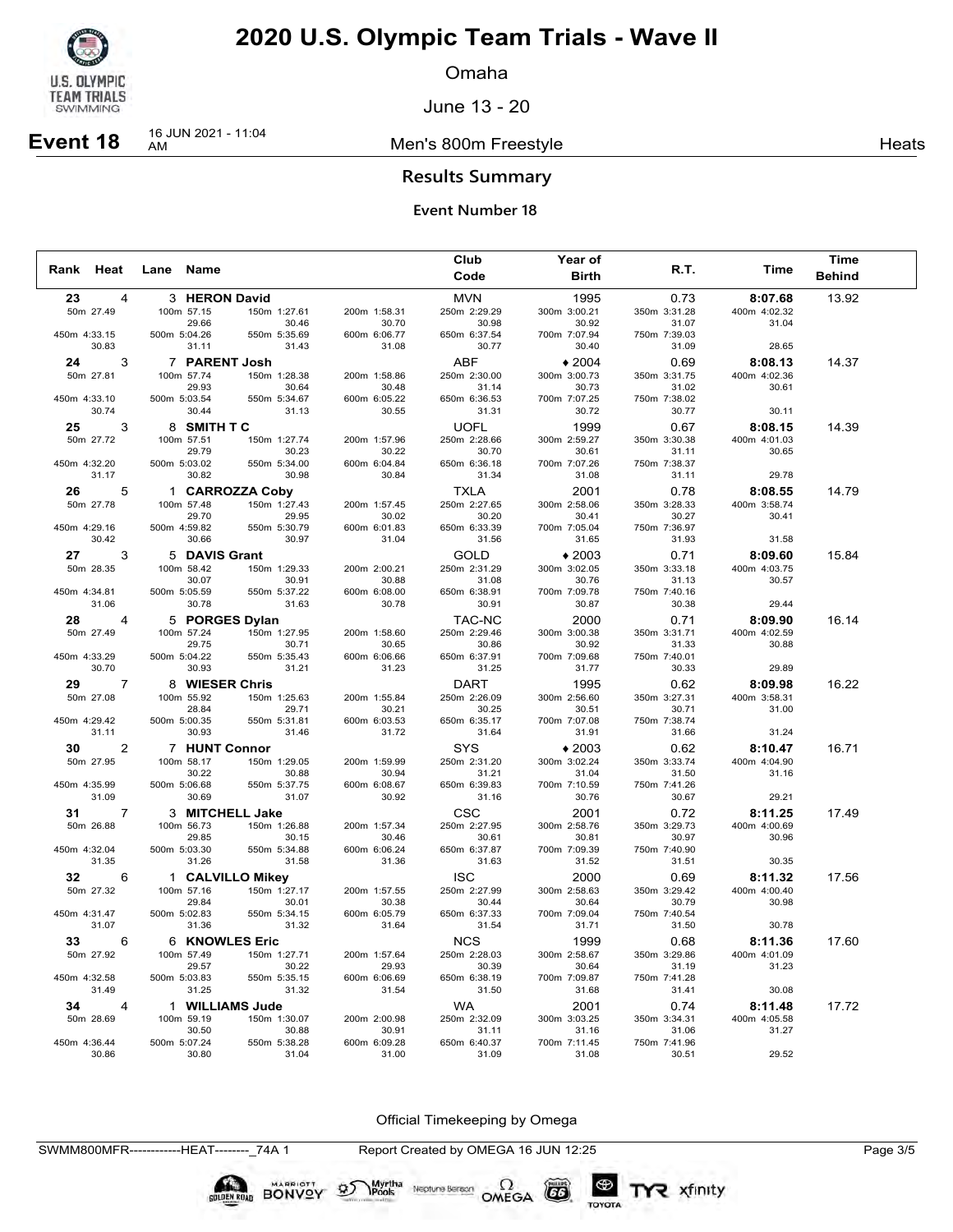# 2020 U.S. Olympic Team Trials - Wave II

Omaha

June 13 - 20

**Event 18** 16 JUN 2021 - 11:04 AM — Men's 800m Freestyle — Heats

## Results Summary

### Event Number 18

| Rank | Heat | Lane | Name | Club Code | Year of Birth | R.T. | Time | Time Behind |
|---|---|---|---|---|---|---|---|---|
| 23 | 4 | 3 | **HERON David** | MVN | 1995 | 0.73 | **8:07.68** | 13.92 |
| | | | 50m 27.49 / 100m 57.15 (29.66) / 150m 1:27.61 (30.46) / 200m 1:58.31 (30.70) / 250m 2:29.29 (30.98) / 300m 3:00.21 (30.92) / 350m 3:31.28 (31.07) / 400m 4:02.32 (31.04) | | | | | |
| | | | 450m 4:33.15 (30.83) / 500m 5:04.26 (31.11) / 550m 5:35.69 (31.43) / 600m 6:06.77 (31.08) / 650m 6:37.54 (30.77) / 700m 7:07.94 (30.40) / 750m 7:39.03 (31.09) / (28.65) | | | | | |
| 24 | 3 | 7 | **PARENT Josh** | ABF | ♦2004 | 0.69 | **8:08.13** | 14.37 |
| | | | 50m 27.81 / 100m 57.74 (29.93) / 150m 1:28.38 (30.64) / 200m 1:58.86 (30.48) / 250m 2:30.00 (31.14) / 300m 3:00.73 (30.73) / 350m 3:31.75 (31.02) / 400m 4:02.36 (30.61) | | | | | |
| | | | 450m 4:33.10 (30.74) / 500m 5:03.54 (30.44) / 550m 5:34.67 (31.13) / 600m 6:05.22 (30.55) / 650m 6:36.53 (31.31) / 700m 7:07.25 (30.72) / 750m 7:38.02 (30.77) / (30.11) | | | | | |
| 25 | 3 | 8 | **SMITH T C** | UOFL | 1999 | 0.67 | **8:08.15** | 14.39 |
| | | | 50m 27.72 / 100m 57.51 (29.79) / 150m 1:27.74 (30.23) / 200m 1:57.96 (30.22) / 250m 2:28.66 (30.70) / 300m 2:59.27 (30.61) / 350m 3:30.38 (31.11) / 400m 4:01.03 (30.65) | | | | | |
| | | | 450m 4:32.20 (31.17) / 500m 5:03.02 (30.82) / 550m 5:34.00 (30.98) / 600m 6:04.84 (30.84) / 650m 6:36.18 (31.34) / 700m 7:07.26 (31.08) / 750m 7:38.37 (31.11) / (29.78) | | | | | |
| 26 | 5 | 1 | **CARROZZA Coby** | TXLA | 2001 | 0.78 | **8:08.55** | 14.79 |
| | | | 50m 27.78 / 100m 57.48 (29.70) / 150m 1:27.43 (29.95) / 200m 1:57.45 (30.02) / 250m 2:27.65 (30.20) / 300m 2:58.06 (30.41) / 350m 3:28.33 (30.27) / 400m 3:58.74 (30.41) | | | | | |
| | | | 450m 4:29.16 (30.42) / 500m 4:59.82 (30.66) / 550m 5:30.79 (30.97) / 600m 6:01.83 (31.04) / 650m 6:33.39 (31.56) / 700m 7:05.04 (31.65) / 750m 7:36.97 (31.93) / (31.58) | | | | | |
| 27 | 3 | 5 | **DAVIS Grant** | GOLD | ♦2003 | 0.71 | **8:09.60** | 15.84 |
| | | | 50m 28.35 / 100m 58.42 (30.07) / 150m 1:29.33 (30.91) / 200m 2:00.21 (30.88) / 250m 2:31.29 (31.08) / 300m 3:02.05 (30.76) / 350m 3:33.18 (31.13) / 400m 4:03.75 (30.57) | | | | | |
| | | | 450m 4:34.81 (31.06) / 500m 5:05.59 (30.78) / 550m 5:37.22 (31.63) / 600m 6:08.00 (30.78) / 650m 6:38.91 (30.91) / 700m 7:09.78 (30.87) / 750m 7:40.16 (30.38) / (29.44) | | | | | |
| 28 | 4 | 5 | **PORGES Dylan** | TAC-NC | 2000 | 0.71 | **8:09.90** | 16.14 |
| | | | 50m 27.49 / 100m 57.24 (29.75) / 150m 1:27.95 (30.71) / 200m 1:58.60 (30.65) / 250m 2:29.46 (30.86) / 300m 3:00.38 (30.92) / 350m 3:31.71 (31.33) / 400m 4:02.59 (30.88) | | | | | |
| | | | 450m 4:33.29 (30.70) / 500m 5:04.22 (30.93) / 550m 5:35.43 (31.21) / 600m 6:06.66 (31.23) / 650m 6:37.91 (31.25) / 700m 7:09.68 (31.77) / 750m 7:40.01 (30.33) / (29.89) | | | | | |
| 29 | 7 | 8 | **WIESER Chris** | DART | 1995 | 0.62 | **8:09.98** | 16.22 |
| | | | 50m 27.08 / 100m 55.92 (28.84) / 150m 1:25.63 (29.71) / 200m 1:55.84 (30.21) / 250m 2:26.09 (30.25) / 300m 2:56.60 (30.51) / 350m 3:27.31 (30.71) / 400m 3:58.31 (31.00) | | | | | |
| | | | 450m 4:29.42 (31.11) / 500m 5:00.35 (30.93) / 550m 5:31.81 (31.46) / 600m 6:03.53 (31.72) / 650m 6:35.17 (31.64) / 700m 7:07.08 (31.91) / 750m 7:38.74 (31.66) / (31.24) | | | | | |
| 30 | 2 | 7 | **HUNT Connor** | SYS | ♦2003 | 0.62 | **8:10.47** | 16.71 |
| | | | 50m 27.95 / 100m 58.17 (30.22) / 150m 1:29.05 (30.88) / 200m 1:59.99 (30.94) / 250m 2:31.20 (31.21) / 300m 3:02.24 (31.04) / 350m 3:33.74 (31.50) / 400m 4:04.90 (31.16) | | | | | |
| | | | 450m 4:35.99 (31.09) / 500m 5:06.68 (30.69) / 550m 5:37.75 (31.07) / 600m 6:08.67 (30.92) / 650m 6:39.83 (31.16) / 700m 7:10.59 (30.76) / 750m 7:41.26 (30.67) / (29.21) | | | | | |
| 31 | 7 | 3 | **MITCHELL Jake** | CSC | 2001 | 0.72 | **8:11.25** | 17.49 |
| | | | 50m 26.88 / 100m 56.73 (29.85) / 150m 1:26.88 (30.15) / 200m 1:57.34 (30.46) / 250m 2:27.95 (30.61) / 300m 2:58.76 (30.81) / 350m 3:29.73 (30.97) / 400m 4:00.69 (30.96) | | | | | |
| | | | 450m 4:32.04 (31.35) / 500m 5:03.30 (31.26) / 550m 5:34.88 (31.58) / 600m 6:06.24 (31.36) / 650m 6:37.87 (31.63) / 700m 7:09.39 (31.52) / 750m 7:40.90 (31.51) / (30.35) | | | | | |
| 32 | 6 | 1 | **CALVILLO Mikey** | ISC | 2000 | 0.69 | **8:11.32** | 17.56 |
| | | | 50m 27.32 / 100m 57.16 (29.84) / 150m 1:27.17 (30.01) / 200m 1:57.55 (30.38) / 250m 2:27.99 (30.44) / 300m 2:58.63 (30.64) / 350m 3:29.42 (30.79) / 400m 4:00.40 (30.98) | | | | | |
| | | | 450m 4:31.47 (31.07) / 500m 5:02.83 (31.36) / 550m 5:34.15 (31.32) / 600m 6:05.79 (31.64) / 650m 6:37.33 (31.54) / 700m 7:09.04 (31.71) / 750m 7:40.54 (31.50) / (30.78) | | | | | |
| 33 | 6 | 6 | **KNOWLES Eric** | NCS | 1999 | 0.68 | **8:11.36** | 17.60 |
| | | | 50m 27.92 / 100m 57.49 (29.57) / 150m 1:27.71 (30.22) / 200m 1:57.64 (29.93) / 250m 2:28.03 (30.39) / 300m 2:58.67 (30.64) / 350m 3:29.86 (31.19) / 400m 4:01.09 (31.23) | | | | | |
| | | | 450m 4:32.58 (31.49) / 500m 5:03.83 (31.25) / 550m 5:35.15 (31.32) / 600m 6:06.69 (31.54) / 650m 6:38.19 (31.50) / 700m 7:09.87 (31.68) / 750m 7:41.28 (31.41) / (30.08) | | | | | |
| 34 | 4 | 1 | **WILLIAMS Jude** | WA | 2001 | 0.74 | **8:11.48** | 17.72 |
| | | | 50m 28.69 / 100m 59.19 (30.50) / 150m 1:30.07 (30.88) / 200m 2:00.98 (30.91) / 250m 2:32.09 (31.11) / 300m 3:03.25 (31.16) / 350m 3:34.31 (31.06) / 400m 4:05.58 (31.27) | | | | | |
| | | | 450m 4:36.44 (30.86) / 500m 5:07.24 (30.80) / 550m 5:38.28 (31.04) / 600m 6:09.28 (31.00) / 650m 6:40.37 (31.09) / 700m 7:11.45 (31.08) / 750m 7:41.96 (30.51) / (29.52) | | | | | |

Official Timekeeping by Omega

SWMM800MFR------------HEAT--------_74A 1 — Report Created by OMEGA 16 JUN 12:25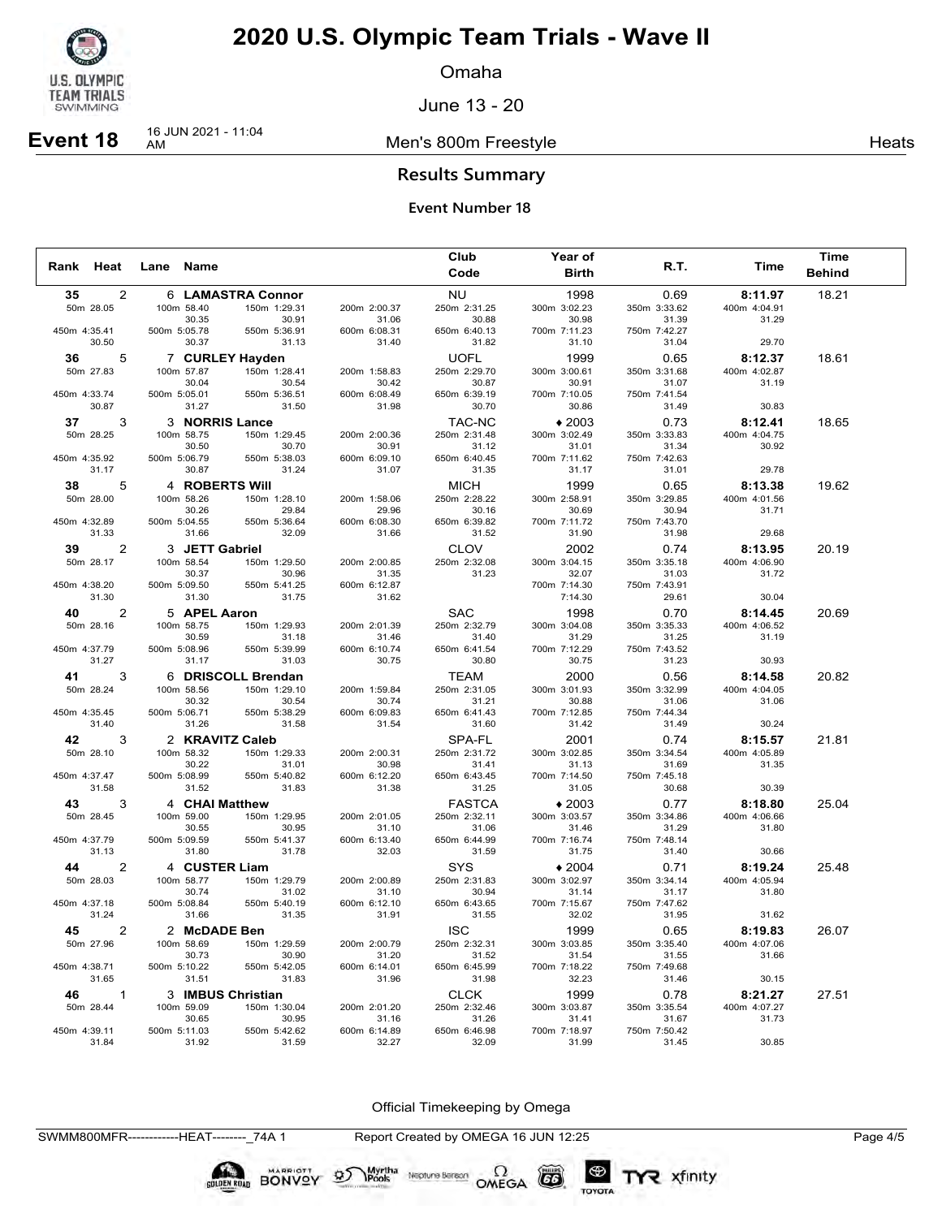# 2020 U.S. Olympic Team Trials - Wave II

Omaha

June 13 - 20

**Event 18** 16 JUN 2021 - 11:04 AM — Men's 800m Freestyle — Heats

## Results Summary

### Event Number 18

| Rank | Heat | Lane | Name | Club Code | Year of Birth | R.T. | Time | Time Behind |
|---|---|---|---|---|---|---|---|---|
| 35 | 2 | 6 | LAMASTRA Connor | NU | 1998 | 0.69 | 8:11.97 | 18.21 |
| | | | 50m 28.05 / 100m 58.40 (30.35) / 150m 1:29.31 (30.91) / 200m 2:00.37 (31.06) / 250m 2:31.25 (30.88) / 300m 3:02.23 (30.98) / 350m 3:33.62 (31.39) / 400m 4:04.91 (31.29) | | | | | |
| | | | 450m 4:35.41 (30.50) / 500m 5:05.78 (30.37) / 550m 5:36.91 (31.13) / 600m 6:08.31 (31.40) / 650m 6:40.13 (31.82) / 700m 7:11.23 (31.10) / 750m 7:42.27 (31.04) / (29.70) | | | | | |
| 36 | 5 | 7 | CURLEY Hayden | UOFL | 1999 | 0.65 | 8:12.37 | 18.61 |
| | | | 50m 27.83 / 100m 57.87 (30.04) / 150m 1:28.41 (30.54) / 200m 1:58.83 (30.42) / 250m 2:29.70 (30.87) / 300m 3:00.61 (30.91) / 350m 3:31.68 (31.07) / 400m 4:02.87 (31.19) | | | | | |
| | | | 450m 4:33.74 (30.87) / 500m 5:05.01 (31.27) / 550m 5:36.51 (31.50) / 600m 6:08.49 (31.98) / 650m 6:39.19 (30.70) / 700m 7:10.05 (30.86) / 750m 7:41.54 (31.49) / (30.83) | | | | | |
| 37 | 3 | 3 | NORRIS Lance | TAC-NC | ♦2003 | 0.73 | 8:12.41 | 18.65 |
| | | | 50m 28.25 / 100m 58.75 (30.50) / 150m 1:29.45 (30.70) / 200m 2:00.36 (30.91) / 250m 2:31.48 (31.12) / 300m 3:02.49 (31.01) / 350m 3:33.83 (31.34) / 400m 4:04.75 (30.92) | | | | | |
| | | | 450m 4:35.92 (31.17) / 500m 5:06.79 (30.87) / 550m 5:38.03 (31.24) / 600m 6:09.10 (31.07) / 650m 6:40.45 (31.35) / 700m 7:11.62 (31.17) / 750m 7:42.63 (31.01) / (29.78) | | | | | |
| 38 | 5 | 4 | ROBERTS Will | MICH | 1999 | 0.65 | 8:13.38 | 19.62 |
| | | | 50m 28.00 / 100m 58.26 (30.26) / 150m 1:28.10 (29.84) / 200m 1:58.06 (29.96) / 250m 2:28.22 (30.16) / 300m 2:58.91 (30.69) / 350m 3:29.85 (30.94) / 400m 4:01.56 (31.71) | | | | | |
| | | | 450m 4:32.89 (31.33) / 500m 5:04.55 (31.66) / 550m 5:36.64 (32.09) / 600m 6:08.30 (31.66) / 650m 6:39.82 (31.52) / 700m 7:11.72 (31.90) / 750m 7:43.70 (31.98) / (29.68) | | | | | |
| 39 | 2 | 3 | JETT Gabriel | CLOV | 2002 | 0.74 | 8:13.95 | 20.19 |
| | | | 50m 28.17 / 100m 58.54 (30.37) / 150m 1:29.50 (30.96) / 200m 2:00.85 (31.35) / 250m 2:32.08 (31.23) / 300m 3:04.15 (32.07) / 350m 3:35.18 (31.03) / 400m 4:06.90 (31.72) | | | | | |
| | | | 450m 4:38.20 (31.30) / 500m 5:09.50 (31.30) / 550m 5:41.25 (31.75) / 600m 6:12.87 (31.62) / 650m / 700m 7:14.30 (7:14.30) / 750m 7:43.91 (29.61) / (30.04) | | | | | |
| 40 | 2 | 5 | APEL Aaron | SAC | 1998 | 0.70 | 8:14.45 | 20.69 |
| | | | 50m 28.16 / 100m 58.75 (30.59) / 150m 1:29.93 (31.18) / 200m 2:01.39 (31.46) / 250m 2:32.79 (31.40) / 300m 3:04.08 (31.29) / 350m 3:35.33 (31.25) / 400m 4:06.52 (31.19) | | | | | |
| | | | 450m 4:37.79 (31.27) / 500m 5:08.96 (31.17) / 550m 5:39.99 (31.03) / 600m 6:10.74 (30.75) / 650m 6:41.54 (30.80) / 700m 7:12.29 (30.75) / 750m 7:43.52 (31.23) / (30.93) | | | | | |
| 41 | 3 | 6 | DRISCOLL Brendan | TEAM | 2000 | 0.56 | 8:14.58 | 20.82 |
| | | | 50m 28.24 / 100m 58.56 (30.32) / 150m 1:29.10 (30.54) / 200m 1:59.84 (30.74) / 250m 2:31.05 (31.21) / 300m 3:01.93 (30.88) / 350m 3:32.99 (31.06) / 400m 4:04.05 (31.06) | | | | | |
| | | | 450m 4:35.45 (31.40) / 500m 5:06.71 (31.26) / 550m 5:38.29 (31.58) / 600m 6:09.83 (31.54) / 650m 6:41.43 (31.60) / 700m 7:12.85 (31.42) / 750m 7:44.34 (31.49) / (30.24) | | | | | |
| 42 | 3 | 2 | KRAVITZ Caleb | SPA-FL | 2001 | 0.74 | 8:15.57 | 21.81 |
| | | | 50m 28.10 / 100m 58.32 (30.22) / 150m 1:29.33 (31.01) / 200m 2:00.31 (30.98) / 250m 2:31.72 (31.41) / 300m 3:02.85 (31.13) / 350m 3:34.54 (31.69) / 400m 4:05.89 (31.35) | | | | | |
| | | | 450m 4:37.47 (31.58) / 500m 5:08.99 (31.52) / 550m 5:40.82 (31.83) / 600m 6:12.20 (31.38) / 650m 6:43.45 (31.25) / 700m 7:14.50 (31.05) / 750m 7:45.18 (30.68) / (30.39) | | | | | |
| 43 | 3 | 4 | CHAI Matthew | FASTCA | ♦2003 | 0.77 | 8:18.80 | 25.04 |
| | | | 50m 28.45 / 100m 59.00 (30.55) / 150m 1:29.95 (30.95) / 200m 2:01.05 (31.10) / 250m 2:32.11 (31.06) / 300m 3:03.57 (31.46) / 350m 3:34.86 (31.29) / 400m 4:06.66 (31.80) | | | | | |
| | | | 450m 4:37.79 (31.13) / 500m 5:09.59 (31.80) / 550m 5:41.37 (31.78) / 600m 6:13.40 (32.03) / 650m 6:44.99 (31.59) / 700m 7:16.74 (31.75) / 750m 7:48.14 (31.40) / (30.66) | | | | | |
| 44 | 2 | 4 | CUSTER Liam | SYS | ♦2004 | 0.71 | 8:19.24 | 25.48 |
| | | | 50m 28.03 / 100m 58.77 (30.74) / 150m 1:29.79 (31.02) / 200m 2:00.89 (31.10) / 250m 2:31.83 (30.94) / 300m 3:02.97 (31.14) / 350m 3:34.14 (31.17) / 400m 4:05.94 (31.80) | | | | | |
| | | | 450m 4:37.18 (31.24) / 500m 5:08.84 (31.66) / 550m 5:40.19 (31.35) / 600m 6:12.10 (31.91) / 650m 6:43.65 (31.55) / 700m 7:15.67 (32.02) / 750m 7:47.62 (31.95) / (31.62) | | | | | |
| 45 | 2 | 2 | McDADE Ben | ISC | 1999 | 0.65 | 8:19.83 | 26.07 |
| | | | 50m 27.96 / 100m 58.69 (30.73) / 150m 1:29.59 (30.90) / 200m 2:00.79 (31.20) / 250m 2:32.31 (31.52) / 300m 3:03.85 (31.54) / 350m 3:35.40 (31.55) / 400m 4:07.06 (31.66) | | | | | |
| | | | 450m 4:38.71 (31.65) / 500m 5:10.22 (31.51) / 550m 5:42.05 (31.83) / 600m 6:14.01 (31.96) / 650m 6:45.99 (31.98) / 700m 7:18.22 (32.23) / 750m 7:49.68 (31.46) / (30.15) | | | | | |
| 46 | 1 | 3 | IMBUS Christian | CLCK | 1999 | 0.78 | 8:21.27 | 27.51 |
| | | | 50m 28.44 / 100m 59.09 (30.65) / 150m 1:30.04 (30.95) / 200m 2:01.20 (31.16) / 250m 2:32.46 (31.26) / 300m 3:03.87 (31.41) / 350m 3:35.54 (31.67) / 400m 4:07.27 (31.73) | | | | | |
| | | | 450m 4:39.11 (31.84) / 500m 5:11.03 (31.92) / 550m 5:42.62 (31.59) / 600m 6:14.89 (32.27) / 650m 6:46.98 (32.09) / 700m 7:18.97 (31.99) / 750m 7:50.42 (31.45) / (30.85) | | | | | |

Official Timekeeping by Omega

SWMM800MFR------------HEAT--------_74A 1 Report Created by OMEGA 16 JUN 12:25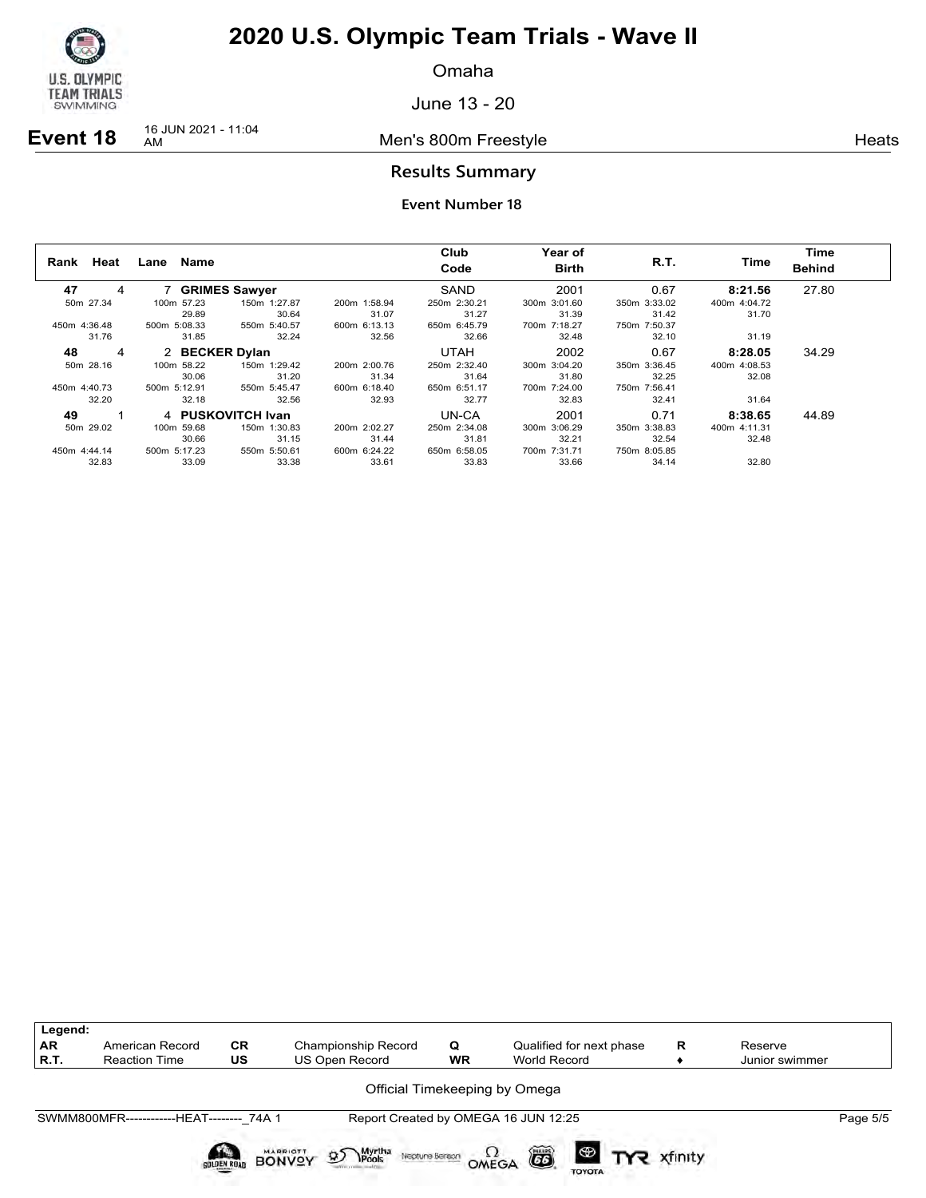# 2020 U.S. Olympic Team Trials - Wave II

Omaha

June 13 - 20

**Event 18** 16 JUN 2021 - 11:04 AM — Men's 800m Freestyle — Heats

## Results Summary

### Event Number 18

| Rank | Heat | Lane | Name | Club Code | Year of Birth | R.T. | Time | Time Behind |
|---|---|---|---|---|---|---|---|---|
| **47** | 4 | 7 | **GRIMES Sawyer** | SAND | 2001 | 0.67 | **8:21.56** | 27.80 |
| | 50m 27.34 | 100m 57.23 | 150m 1:27.87 | 200m 1:58.94 | 250m 2:30.21 | 300m 3:01.60 | 350m 3:33.02 | 400m 4:04.72 |
| | | 29.89 | 30.64 | 31.07 | 31.27 | 31.39 | 31.42 | 31.70 |
| | 450m 4:36.48 | 500m 5:08.33 | 550m 5:40.57 | 600m 6:13.13 | 650m 6:45.79 | 700m 7:18.27 | 750m 7:50.37 | |
| | 31.76 | 31.85 | 32.24 | 32.56 | 32.66 | 32.48 | 32.10 | 31.19 |
| **48** | 4 | 2 | **BECKER Dylan** | UTAH | 2002 | 0.67 | **8:28.05** | 34.29 |
| | 50m 28.16 | 100m 58.22 | 150m 1:29.42 | 200m 2:00.76 | 250m 2:32.40 | 300m 3:04.20 | 350m 3:36.45 | 400m 4:08.53 |
| | | 30.06 | 31.20 | 31.34 | 31.64 | 31.80 | 32.25 | 32.08 |
| | 450m 4:40.73 | 500m 5:12.91 | 550m 5:45.47 | 600m 6:18.40 | 650m 6:51.17 | 700m 7:24.00 | 750m 7:56.41 | |
| | 32.20 | 32.18 | 32.56 | 32.93 | 32.77 | 32.83 | 32.41 | 31.64 |
| **49** | 1 | 4 | **PUSKOVITCH Ivan** | UN-CA | 2001 | 0.71 | **8:38.65** | 44.89 |
| | 50m 29.02 | 100m 59.68 | 150m 1:30.83 | 200m 2:02.27 | 250m 2:34.08 | 300m 3:06.29 | 350m 3:38.83 | 400m 4:11.31 |
| | | 30.66 | 31.15 | 31.44 | 31.81 | 32.21 | 32.54 | 32.48 |
| | 450m 4:44.14 | 500m 5:17.23 | 550m 5:50.61 | 600m 6:24.22 | 650m 6:58.05 | 700m 7:31.71 | 750m 8:05.85 | |
| | 32.83 | 33.09 | 33.38 | 33.61 | 33.83 | 33.66 | 34.14 | 32.80 |

| Legend: | | | | | | | |
|---|---|---|---|---|---|---|---|
| AR | American Record | CR | Championship Record | Q | Qualified for next phase | R | Reserve |
| R.T. | Reaction Time | US | US Open Record | WR | World Record | ♦ | Junior swimmer |

Official Timekeeping by Omega

SWMM800MFR------------HEAT--------_74A 1 — Report Created by OMEGA 16 JUN 12:25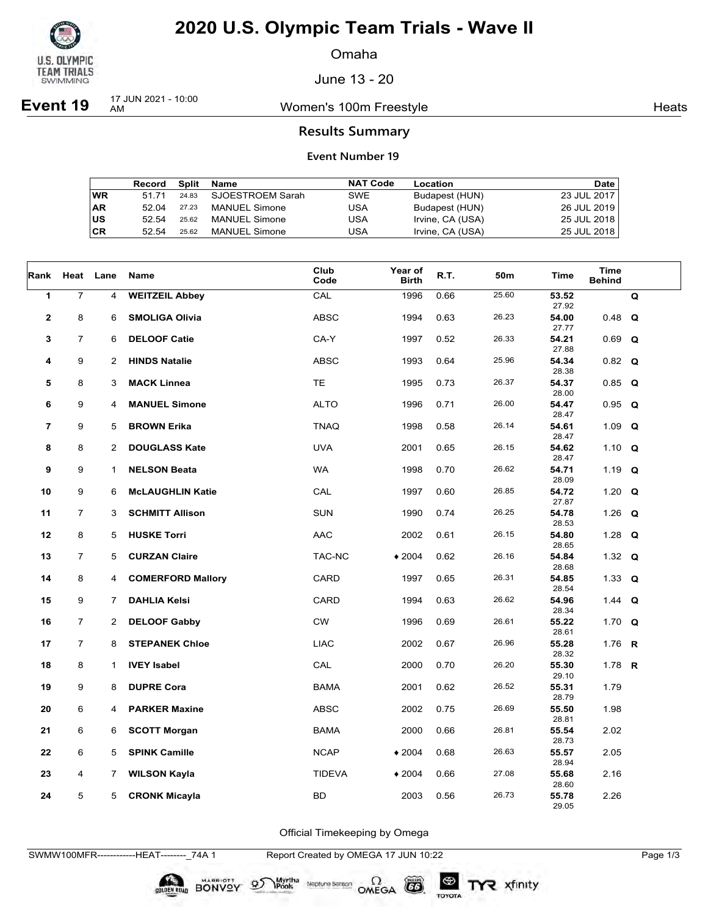# 2020 U.S. Olympic Team Trials - Wave II

Omaha

June 13 - 20

**Event 19** 17 JUN 2021 - 10:00 AM — Women's 100m Freestyle — Heats

## Results Summary

### Event Number 19

| | Record | Split | Name | NAT Code | Location | Date |
|---|---|---|---|---|---|---|
| WR | 51.71 | 24.83 | SJOESTROEM Sarah | SWE | Budapest (HUN) | 23 JUL 2017 |
| AR | 52.04 | 27.23 | MANUEL Simone | USA | Budapest (HUN) | 26 JUL 2019 |
| US | 52.54 | 25.62 | MANUEL Simone | USA | Irvine, CA (USA) | 25 JUL 2018 |
| CR | 52.54 | 25.62 | MANUEL Simone | USA | Irvine, CA (USA) | 25 JUL 2018 |

| Rank | Heat | Lane | Name | Club Code | Year of Birth | R.T. | 50m | Time | Time Behind | |
|---|---|---|---|---|---|---|---|---|---|---|
| 1 | 7 | 4 | **WEITZEIL Abbey** | CAL | 1996 | 0.66 | 25.60 | **53.52** 27.92 | | Q |
| 2 | 8 | 6 | **SMOLIGA Olivia** | ABSC | 1994 | 0.63 | 26.23 | **54.00** 27.77 | 0.48 | Q |
| 3 | 7 | 6 | **DELOOF Catie** | CA-Y | 1997 | 0.52 | 26.33 | **54.21** 27.88 | 0.69 | Q |
| 4 | 9 | 2 | **HINDS Natalie** | ABSC | 1993 | 0.64 | 25.96 | **54.34** 28.38 | 0.82 | Q |
| 5 | 8 | 3 | **MACK Linnea** | TE | 1995 | 0.73 | 26.37 | **54.37** 28.00 | 0.85 | Q |
| 6 | 9 | 4 | **MANUEL Simone** | ALTO | 1996 | 0.71 | 26.00 | **54.47** 28.47 | 0.95 | Q |
| 7 | 9 | 5 | **BROWN Erika** | TNAQ | 1998 | 0.58 | 26.14 | **54.61** 28.47 | 1.09 | Q |
| 8 | 8 | 2 | **DOUGLASS Kate** | UVA | 2001 | 0.65 | 26.15 | **54.62** 28.47 | 1.10 | Q |
| 9 | 9 | 1 | **NELSON Beata** | WA | 1998 | 0.70 | 26.62 | **54.71** 28.09 | 1.19 | Q |
| 10 | 9 | 6 | **McLAUGHLIN Katie** | CAL | 1997 | 0.60 | 26.85 | **54.72** 27.87 | 1.20 | Q |
| 11 | 7 | 3 | **SCHMITT Allison** | SUN | 1990 | 0.74 | 26.25 | **54.78** 28.53 | 1.26 | Q |
| 12 | 8 | 5 | **HUSKE Torri** | AAC | 2002 | 0.61 | 26.15 | **54.80** 28.65 | 1.28 | Q |
| 13 | 7 | 5 | **CURZAN Claire** | TAC-NC | ♦2004 | 0.62 | 26.16 | **54.84** 28.68 | 1.32 | Q |
| 14 | 8 | 4 | **COMERFORD Mallory** | CARD | 1997 | 0.65 | 26.31 | **54.85** 28.54 | 1.33 | Q |
| 15 | 9 | 7 | **DAHLIA Kelsi** | CARD | 1994 | 0.63 | 26.62 | **54.96** 28.34 | 1.44 | Q |
| 16 | 7 | 2 | **DELOOF Gabby** | CW | 1996 | 0.69 | 26.61 | **55.22** 28.61 | 1.70 | Q |
| 17 | 7 | 8 | **STEPANEK Chloe** | LIAC | 2002 | 0.67 | 26.96 | **55.28** 28.32 | 1.76 | R |
| 18 | 8 | 1 | **IVEY Isabel** | CAL | 2000 | 0.70 | 26.20 | **55.30** 29.10 | 1.78 | R |
| 19 | 9 | 8 | **DUPRE Cora** | BAMA | 2001 | 0.62 | 26.52 | **55.31** 28.79 | 1.79 | |
| 20 | 6 | 4 | **PARKER Maxine** | ABSC | 2002 | 0.75 | 26.69 | **55.50** 28.81 | 1.98 | |
| 21 | 6 | 6 | **SCOTT Morgan** | BAMA | 2000 | 0.66 | 26.81 | **55.54** 28.73 | 2.02 | |
| 22 | 6 | 5 | **SPINK Camille** | NCAP | ♦2004 | 0.68 | 26.63 | **55.57** 28.94 | 2.05 | |
| 23 | 4 | 7 | **WILSON Kayla** | TIDEVA | ♦2004 | 0.66 | 27.08 | **55.68** 28.60 | 2.16 | |
| 24 | 5 | 5 | **CRONK Micayla** | BD | 2003 | 0.56 | 26.73 | **55.78** 29.05 | 2.26 | |

Official Timekeeping by Omega

SWMW100MFR------------HEAT--------_74A 1 Report Created by OMEGA 17 JUN 10:22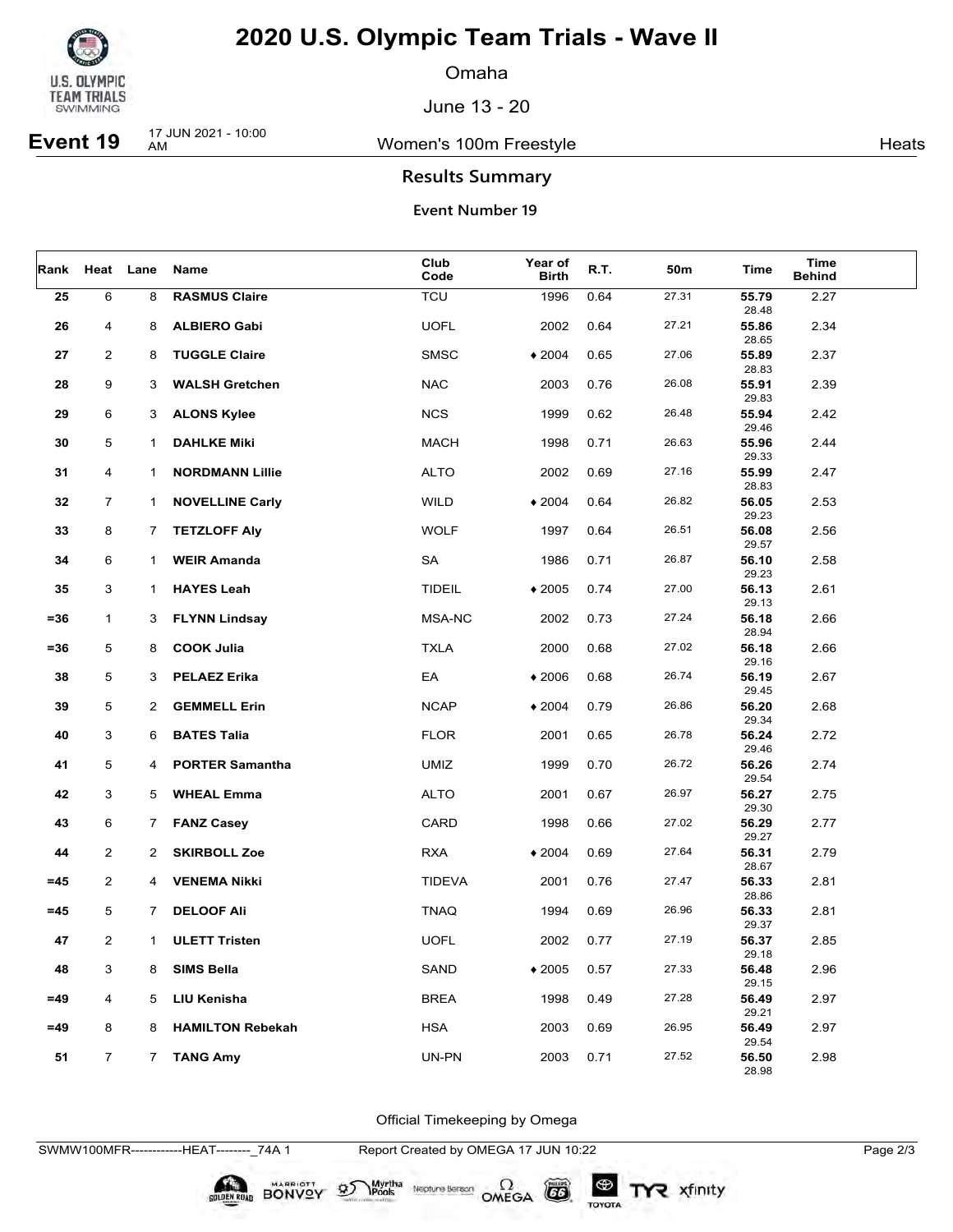# 2020 U.S. Olympic Team Trials - Wave II

Omaha

June 13 - 20

**Event 19** 17 JUN 2021 - 10:00 AM — Women's 100m Freestyle — Heats

## Results Summary

### Event Number 19

| Rank | Heat | Lane | Name | Club Code | Year of Birth | R.T. | 50m | Time | Time Behind |
|---|---|---|---|---|---|---|---|---|---|
| 25 | 6 | 8 | **RASMUS Claire** | TCU | 1996 | 0.64 | 27.31 | **55.79** 28.48 | 2.27 |
| 26 | 4 | 8 | **ALBIERO Gabi** | UOFL | 2002 | 0.64 | 27.21 | **55.86** 28.65 | 2.34 |
| 27 | 2 | 8 | **TUGGLE Claire** | SMSC | ♦ 2004 | 0.65 | 27.06 | **55.89** 28.83 | 2.37 |
| 28 | 9 | 3 | **WALSH Gretchen** | NAC | 2003 | 0.76 | 26.08 | **55.91** 29.83 | 2.39 |
| 29 | 6 | 3 | **ALONS Kylee** | NCS | 1999 | 0.62 | 26.48 | **55.94** 29.46 | 2.42 |
| 30 | 5 | 1 | **DAHLKE Miki** | MACH | 1998 | 0.71 | 26.63 | **55.96** 29.33 | 2.44 |
| 31 | 4 | 1 | **NORDMANN Lillie** | ALTO | 2002 | 0.69 | 27.16 | **55.99** 28.83 | 2.47 |
| 32 | 7 | 1 | **NOVELLINE Carly** | WILD | ♦ 2004 | 0.64 | 26.82 | **56.05** 29.23 | 2.53 |
| 33 | 8 | 7 | **TETZLOFF Aly** | WOLF | 1997 | 0.64 | 26.51 | **56.08** 29.57 | 2.56 |
| 34 | 6 | 1 | **WEIR Amanda** | SA | 1986 | 0.71 | 26.87 | **56.10** 29.23 | 2.58 |
| 35 | 3 | 1 | **HAYES Leah** | TIDEIL | ♦ 2005 | 0.74 | 27.00 | **56.13** 29.13 | 2.61 |
| =36 | 1 | 3 | **FLYNN Lindsay** | MSA-NC | 2002 | 0.73 | 27.24 | **56.18** 28.94 | 2.66 |
| =36 | 5 | 8 | **COOK Julia** | TXLA | 2000 | 0.68 | 27.02 | **56.18** 29.16 | 2.66 |
| 38 | 5 | 3 | **PELAEZ Erika** | EA | ♦ 2006 | 0.68 | 26.74 | **56.19** 29.45 | 2.67 |
| 39 | 5 | 2 | **GEMMELL Erin** | NCAP | ♦ 2004 | 0.79 | 26.86 | **56.20** 29.34 | 2.68 |
| 40 | 3 | 6 | **BATES Talia** | FLOR | 2001 | 0.65 | 26.78 | **56.24** 29.46 | 2.72 |
| 41 | 5 | 4 | **PORTER Samantha** | UMIZ | 1999 | 0.70 | 26.72 | **56.26** 29.54 | 2.74 |
| 42 | 3 | 5 | **WHEAL Emma** | ALTO | 2001 | 0.67 | 26.97 | **56.27** 29.30 | 2.75 |
| 43 | 6 | 7 | **FANZ Casey** | CARD | 1998 | 0.66 | 27.02 | **56.29** 29.27 | 2.77 |
| 44 | 2 | 2 | **SKIRBOLL Zoe** | RXA | ♦ 2004 | 0.69 | 27.64 | **56.31** 28.67 | 2.79 |
| =45 | 2 | 4 | **VENEMA Nikki** | TIDEVA | 2001 | 0.76 | 27.47 | **56.33** 28.86 | 2.81 |
| =45 | 5 | 7 | **DELOOF Ali** | TNAQ | 1994 | 0.69 | 26.96 | **56.33** 29.37 | 2.81 |
| 47 | 2 | 1 | **ULETT Tristen** | UOFL | 2002 | 0.77 | 27.19 | **56.37** 29.18 | 2.85 |
| 48 | 3 | 8 | **SIMS Bella** | SAND | ♦ 2005 | 0.57 | 27.33 | **56.48** 29.15 | 2.96 |
| =49 | 4 | 5 | **LIU Kenisha** | BREA | 1998 | 0.49 | 27.28 | **56.49** 29.21 | 2.97 |
| =49 | 8 | 8 | **HAMILTON Rebekah** | HSA | 2003 | 0.69 | 26.95 | **56.49** 29.54 | 2.97 |
| 51 | 7 | 7 | **TANG Amy** | UN-PN | 2003 | 0.71 | 27.52 | **56.50** 28.98 | 2.98 |

Official Timekeeping by Omega

SWMW100MFR------------HEAT--------_74A 1 — Report Created by OMEGA 17 JUN 10:22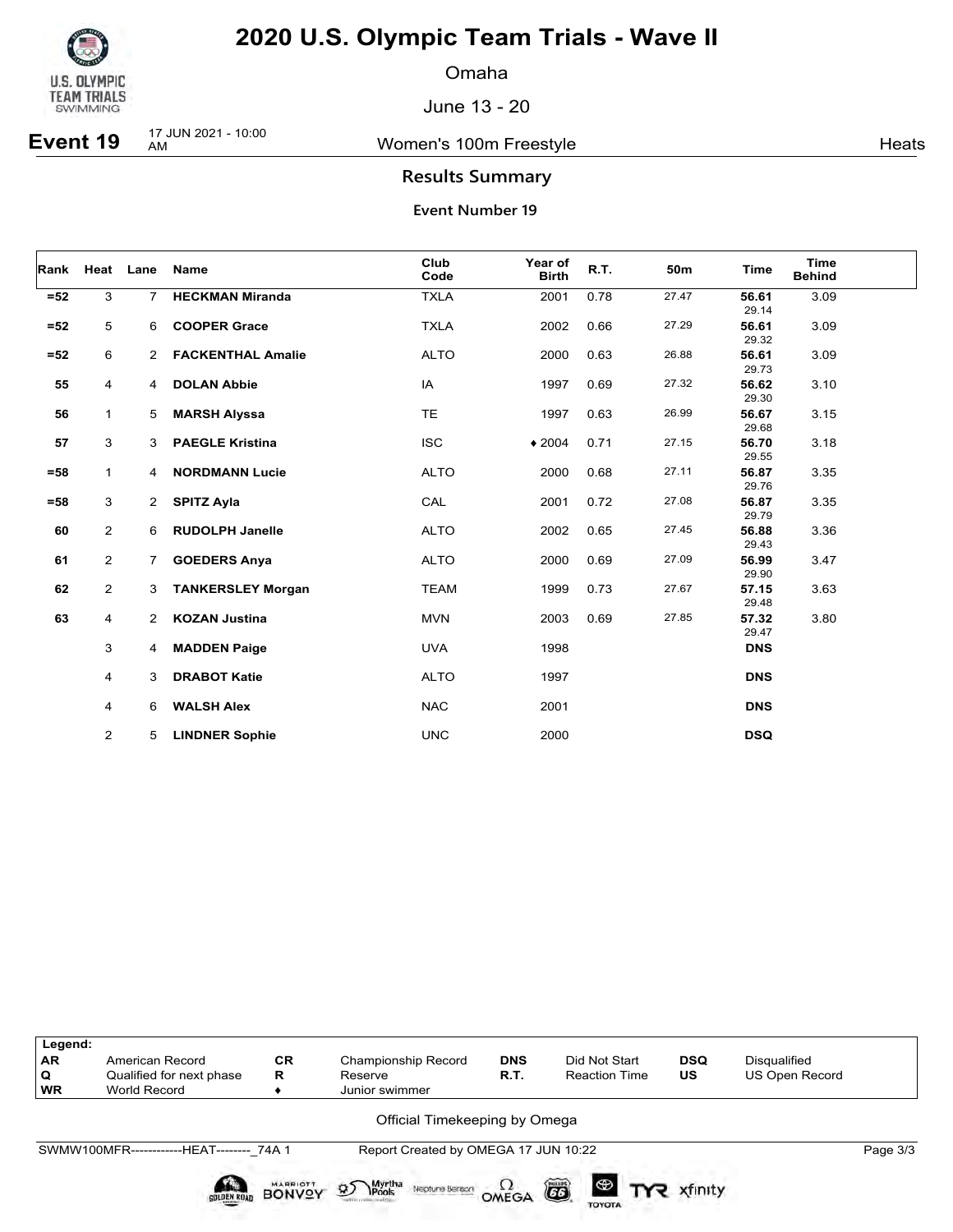# 2020 U.S. Olympic Team Trials - Wave II

Omaha

June 13 - 20

**Event 19** 17 JUN 2021 - 10:00 AM — Women's 100m Freestyle — Heats

## Results Summary

### Event Number 19

| Rank | Heat | Lane | Name | Club Code | Year of Birth | R.T. | 50m | Time | Time Behind |
|---|---|---|---|---|---|---|---|---|---|
| =52 | 3 | 7 | **HECKMAN Miranda** | TXLA | 2001 | 0.78 | 27.47 | **56.61** 29.14 | 3.09 |
| =52 | 5 | 6 | **COOPER Grace** | TXLA | 2002 | 0.66 | 27.29 | **56.61** 29.32 | 3.09 |
| =52 | 6 | 2 | **FACKENTHAL Amalie** | ALTO | 2000 | 0.63 | 26.88 | **56.61** 29.73 | 3.09 |
| 55 | 4 | 4 | **DOLAN Abbie** | IA | 1997 | 0.69 | 27.32 | **56.62** 29.30 | 3.10 |
| 56 | 1 | 5 | **MARSH Alyssa** | TE | 1997 | 0.63 | 26.99 | **56.67** 29.68 | 3.15 |
| 57 | 3 | 3 | **PAEGLE Kristina** | ISC | ♦ 2004 | 0.71 | 27.15 | **56.70** 29.55 | 3.18 |
| =58 | 1 | 4 | **NORDMANN Lucie** | ALTO | 2000 | 0.68 | 27.11 | **56.87** 29.76 | 3.35 |
| =58 | 3 | 2 | **SPITZ Ayla** | CAL | 2001 | 0.72 | 27.08 | **56.87** 29.79 | 3.35 |
| 60 | 2 | 6 | **RUDOLPH Janelle** | ALTO | 2002 | 0.65 | 27.45 | **56.88** 29.43 | 3.36 |
| 61 | 2 | 7 | **GOEDERS Anya** | ALTO | 2000 | 0.69 | 27.09 | **56.99** 29.90 | 3.47 |
| 62 | 2 | 3 | **TANKERSLEY Morgan** | TEAM | 1999 | 0.73 | 27.67 | **57.15** 29.48 | 3.63 |
| 63 | 4 | 2 | **KOZAN Justina** | MVN | 2003 | 0.69 | 27.85 | **57.32** 29.47 | 3.80 |
| | 3 | 4 | **MADDEN Paige** | UVA | 1998 | | | **DNS** | |
| | 4 | 3 | **DRABOT Katie** | ALTO | 1997 | | | **DNS** | |
| | 4 | 6 | **WALSH Alex** | NAC | 2001 | | | **DNS** | |
| | 2 | 5 | **LINDNER Sophie** | UNC | 2000 | | | **DSQ** | |

| Legend: | | | | | | | |
|---|---|---|---|---|---|---|---|
| AR | American Record | CR | Championship Record | DNS | Did Not Start | DSQ | Disqualified |
| Q | Qualified for next phase | R | Reserve | R.T. | Reaction Time | US | US Open Record |
| WR | World Record | ♦ | Junior swimmer | | | | |

Official Timekeeping by Omega

SWMW100MFR------------HEAT--------_74A 1 Report Created by OMEGA 17 JUN 10:22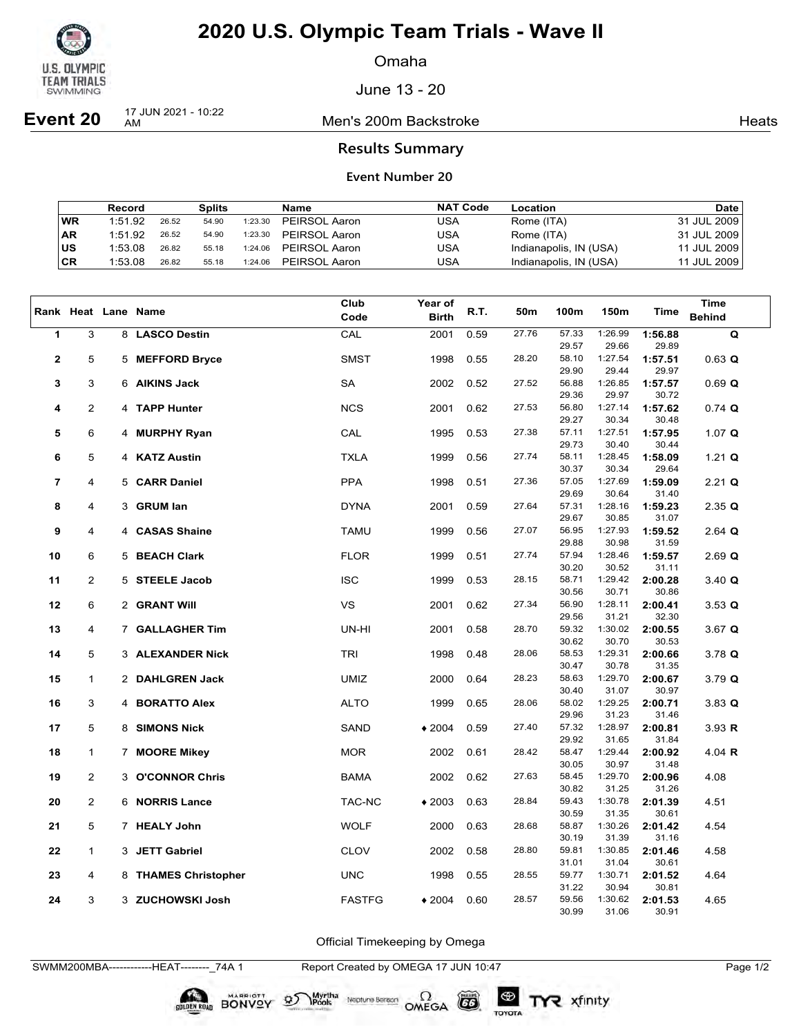# 2020 U.S. Olympic Team Trials - Wave II

Omaha

June 13 - 20

**Event 20** 17 JUN 2021 - 10:22 AM — Men's 200m Backstroke — Heats

## Results Summary

### Event Number 20

| | Record | Splits | | | Name | NAT Code | Location | Date |
|---|---|---|---|---|---|---|---|---|
| WR | 1:51.92 | 26.52 | 54.90 | 1:23.30 | PEIRSOL Aaron | USA | Rome (ITA) | 31 JUL 2009 |
| AR | 1:51.92 | 26.52 | 54.90 | 1:23.30 | PEIRSOL Aaron | USA | Rome (ITA) | 31 JUL 2009 |
| US | 1:53.08 | 26.82 | 55.18 | 1:24.06 | PEIRSOL Aaron | USA | Indianapolis, IN (USA) | 11 JUL 2009 |
| CR | 1:53.08 | 26.82 | 55.18 | 1:24.06 | PEIRSOL Aaron | USA | Indianapolis, IN (USA) | 11 JUL 2009 |

| Rank | Heat | Lane | Name | Club Code | Year of Birth | R.T. | 50m | 100m | 150m | Time | Time Behind |
|---|---|---|---|---|---|---|---|---|---|---|---|
| 1 | 3 | 8 | **LASCO Destin** | CAL | 2001 | 0.59 | 27.76 | 57.33 | 1:26.99 | **1:56.88** | **Q** |
| | | | | | | | | 29.57 | 29.66 | 29.89 | |
| 2 | 5 | 5 | **MEFFORD Bryce** | SMST | 1998 | 0.55 | 28.20 | 58.10 | 1:27.54 | **1:57.51** | 0.63 **Q** |
| | | | | | | | | 29.90 | 29.44 | 29.97 | |
| 3 | 3 | 6 | **AIKINS Jack** | SA | 2002 | 0.52 | 27.52 | 56.88 | 1:26.85 | **1:57.57** | 0.69 **Q** |
| | | | | | | | | 29.36 | 29.97 | 30.72 | |
| 4 | 2 | 4 | **TAPP Hunter** | NCS | 2001 | 0.62 | 27.53 | 56.80 | 1:27.14 | **1:57.62** | 0.74 **Q** |
| | | | | | | | | 29.27 | 30.34 | 30.48 | |
| 5 | 6 | 4 | **MURPHY Ryan** | CAL | 1995 | 0.53 | 27.38 | 57.11 | 1:27.51 | **1:57.95** | 1.07 **Q** |
| | | | | | | | | 29.73 | 30.40 | 30.44 | |
| 6 | 5 | 4 | **KATZ Austin** | TXLA | 1999 | 0.56 | 27.74 | 58.11 | 1:28.45 | **1:58.09** | 1.21 **Q** |
| | | | | | | | | 30.37 | 30.34 | 29.64 | |
| 7 | 4 | 5 | **CARR Daniel** | PPA | 1998 | 0.51 | 27.36 | 57.05 | 1:27.69 | **1:59.09** | 2.21 **Q** |
| | | | | | | | | 29.69 | 30.64 | 31.40 | |
| 8 | 4 | 3 | **GRUM Ian** | DYNA | 2001 | 0.59 | 27.64 | 57.31 | 1:28.16 | **1:59.23** | 2.35 **Q** |
| | | | | | | | | 29.67 | 30.85 | 31.07 | |
| 9 | 4 | 4 | **CASAS Shaine** | TAMU | 1999 | 0.56 | 27.07 | 56.95 | 1:27.93 | **1:59.52** | 2.64 **Q** |
| | | | | | | | | 29.88 | 30.98 | 31.59 | |
| 10 | 6 | 5 | **BEACH Clark** | FLOR | 1999 | 0.51 | 27.74 | 57.94 | 1:28.46 | **1:59.57** | 2.69 **Q** |
| | | | | | | | | 30.20 | 30.52 | 31.11 | |
| 11 | 2 | 5 | **STEELE Jacob** | ISC | 1999 | 0.53 | 28.15 | 58.71 | 1:29.42 | **2:00.28** | 3.40 **Q** |
| | | | | | | | | 30.56 | 30.71 | 30.86 | |
| 12 | 6 | 2 | **GRANT Will** | VS | 2001 | 0.62 | 27.34 | 56.90 | 1:28.11 | **2:00.41** | 3.53 **Q** |
| | | | | | | | | 29.56 | 31.21 | 32.30 | |
| 13 | 4 | 7 | **GALLAGHER Tim** | UN-HI | 2001 | 0.58 | 28.70 | 59.32 | 1:30.02 | **2:00.55** | 3.67 **Q** |
| | | | | | | | | 30.62 | 30.70 | 30.53 | |
| 14 | 5 | 3 | **ALEXANDER Nick** | TRI | 1998 | 0.48 | 28.06 | 58.53 | 1:29.31 | **2:00.66** | 3.78 **Q** |
| | | | | | | | | 30.47 | 30.78 | 31.35 | |
| 15 | 1 | 2 | **DAHLGREN Jack** | UMIZ | 2000 | 0.64 | 28.23 | 58.63 | 1:29.70 | **2:00.67** | 3.79 **Q** |
| | | | | | | | | 30.40 | 31.07 | 30.97 | |
| 16 | 3 | 4 | **BORATTO Alex** | ALTO | 1999 | 0.65 | 28.06 | 58.02 | 1:29.25 | **2:00.71** | 3.83 **Q** |
| | | | | | | | | 29.96 | 31.23 | 31.46 | |
| 17 | 5 | 8 | **SIMONS Nick** | SAND | ♦ 2004 | 0.59 | 27.40 | 57.32 | 1:28.97 | **2:00.81** | 3.93 **R** |
| | | | | | | | | 29.92 | 31.65 | 31.84 | |
| 18 | 1 | 7 | **MOORE Mikey** | MOR | 2002 | 0.61 | 28.42 | 58.47 | 1:29.44 | **2:00.92** | 4.04 **R** |
| | | | | | | | | 30.05 | 30.97 | 31.48 | |
| 19 | 2 | 3 | **O'CONNOR Chris** | BAMA | 2002 | 0.62 | 27.63 | 58.45 | 1:29.70 | **2:00.96** | 4.08 |
| | | | | | | | | 30.82 | 31.25 | 31.26 | |
| 20 | 2 | 6 | **NORRIS Lance** | TAC-NC | ♦ 2003 | 0.63 | 28.84 | 59.43 | 1:30.78 | **2:01.39** | 4.51 |
| | | | | | | | | 30.59 | 31.35 | 30.61 | |
| 21 | 5 | 7 | **HEALY John** | WOLF | 2000 | 0.63 | 28.68 | 58.87 | 1:30.26 | **2:01.42** | 4.54 |
| | | | | | | | | 30.19 | 31.39 | 31.16 | |
| 22 | 1 | 3 | **JETT Gabriel** | CLOV | 2002 | 0.58 | 28.80 | 59.81 | 1:30.85 | **2:01.46** | 4.58 |
| | | | | | | | | 31.01 | 31.04 | 30.61 | |
| 23 | 4 | 8 | **THAMES Christopher** | UNC | 1998 | 0.55 | 28.55 | 59.77 | 1:30.71 | **2:01.52** | 4.64 |
| | | | | | | | | 31.22 | 30.94 | 30.81 | |
| 24 | 3 | 3 | **ZUCHOWSKI Josh** | FASTFG | ♦ 2004 | 0.60 | 28.57 | 59.56 | 1:30.62 | **2:01.53** | 4.65 |
| | | | | | | | | 30.99 | 31.06 | 30.91 | |

Official Timekeeping by Omega

SWMM200MBA------------HEAT--------_74A 1 — Report Created by OMEGA 17 JUN 10:47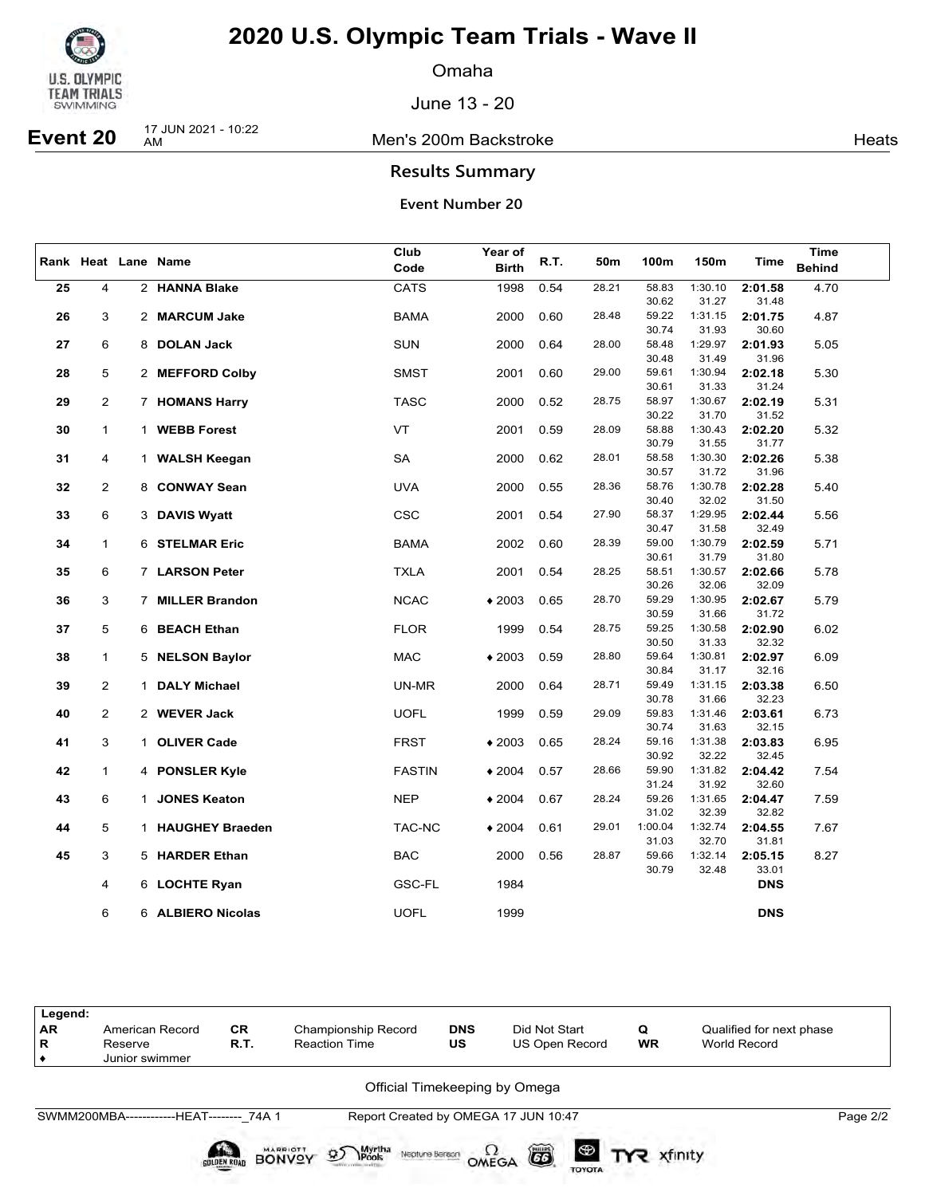# 2020 U.S. Olympic Team Trials - Wave II

Omaha

June 13 - 20

**Event 20** 17 JUN 2021 - 10:22 AM — Men's 200m Backstroke — Heats

## Results Summary

### Event Number 20

| Rank | Heat | Lane | Name | Club Code | Year of Birth | R.T. | 50m | 100m | 150m | Time | Time Behind |
|---|---|---|---|---|---|---|---|---|---|---|---|
| 25 | 4 | 2 | **HANNA Blake** | CATS | 1998 | 0.54 | 28.21 | 58.83 / 30.62 | 1:30.10 / 31.27 | **2:01.58** / 31.48 | 4.70 |
| 26 | 3 | 2 | **MARCUM Jake** | BAMA | 2000 | 0.60 | 28.48 | 59.22 / 30.74 | 1:31.15 / 31.93 | **2:01.75** / 30.60 | 4.87 |
| 27 | 6 | 8 | **DOLAN Jack** | SUN | 2000 | 0.64 | 28.00 | 58.48 / 30.48 | 1:29.97 / 31.49 | **2:01.93** / 31.96 | 5.05 |
| 28 | 5 | 2 | **MEFFORD Colby** | SMST | 2001 | 0.60 | 29.00 | 59.61 / 30.61 | 1:30.94 / 31.33 | **2:02.18** / 31.24 | 5.30 |
| 29 | 2 | 7 | **HOMANS Harry** | TASC | 2000 | 0.52 | 28.75 | 58.97 / 30.22 | 1:30.67 / 31.70 | **2:02.19** / 31.52 | 5.31 |
| 30 | 1 | 1 | **WEBB Forest** | VT | 2001 | 0.59 | 28.09 | 58.88 / 30.79 | 1:30.43 / 31.55 | **2:02.20** / 31.77 | 5.32 |
| 31 | 4 | 1 | **WALSH Keegan** | SA | 2000 | 0.62 | 28.01 | 58.58 / 30.57 | 1:30.30 / 31.72 | **2:02.26** / 31.96 | 5.38 |
| 32 | 2 | 8 | **CONWAY Sean** | UVA | 2000 | 0.55 | 28.36 | 58.76 / 30.40 | 1:30.78 / 32.02 | **2:02.28** / 31.50 | 5.40 |
| 33 | 6 | 3 | **DAVIS Wyatt** | CSC | 2001 | 0.54 | 27.90 | 58.37 / 30.47 | 1:29.95 / 31.58 | **2:02.44** / 32.49 | 5.56 |
| 34 | 1 | 6 | **STELMAR Eric** | BAMA | 2002 | 0.60 | 28.39 | 59.00 / 30.61 | 1:30.79 / 31.79 | **2:02.59** / 31.80 | 5.71 |
| 35 | 6 | 7 | **LARSON Peter** | TXLA | 2001 | 0.54 | 28.25 | 58.51 / 30.26 | 1:30.57 / 32.06 | **2:02.66** / 32.09 | 5.78 |
| 36 | 3 | 7 | **MILLER Brandon** | NCAC | ♦2003 | 0.65 | 28.70 | 59.29 / 30.59 | 1:30.95 / 31.66 | **2:02.67** / 31.72 | 5.79 |
| 37 | 5 | 6 | **BEACH Ethan** | FLOR | 1999 | 0.54 | 28.75 | 59.25 / 30.50 | 1:30.58 / 31.33 | **2:02.90** / 32.32 | 6.02 |
| 38 | 1 | 5 | **NELSON Baylor** | MAC | ♦2003 | 0.59 | 28.80 | 59.64 / 30.84 | 1:30.81 / 31.17 | **2:02.97** / 32.16 | 6.09 |
| 39 | 2 | 1 | **DALY Michael** | UN-MR | 2000 | 0.64 | 28.71 | 59.49 / 30.78 | 1:31.15 / 31.66 | **2:03.38** / 32.23 | 6.50 |
| 40 | 2 | 2 | **WEVER Jack** | UOFL | 1999 | 0.59 | 29.09 | 59.83 / 30.74 | 1:31.46 / 31.63 | **2:03.61** / 32.15 | 6.73 |
| 41 | 3 | 1 | **OLIVER Cade** | FRST | ♦2003 | 0.65 | 28.24 | 59.16 / 30.92 | 1:31.38 / 32.22 | **2:03.83** / 32.45 | 6.95 |
| 42 | 1 | 4 | **PONSLER Kyle** | FASTIN | ♦2004 | 0.57 | 28.66 | 59.90 / 31.24 | 1:31.82 / 31.92 | **2:04.42** / 32.60 | 7.54 |
| 43 | 6 | 1 | **JONES Keaton** | NEP | ♦2004 | 0.67 | 28.24 | 59.26 / 31.02 | 1:31.65 / 32.39 | **2:04.47** / 32.82 | 7.59 |
| 44 | 5 | 1 | **HAUGHEY Braeden** | TAC-NC | ♦2004 | 0.61 | 29.01 | 1:00.04 / 31.03 | 1:32.74 / 32.70 | **2:04.55** / 31.81 | 7.67 |
| 45 | 3 | 5 | **HARDER Ethan** | BAC | 2000 | 0.56 | 28.87 | 59.66 / 30.79 | 1:32.14 / 32.48 | **2:05.15** / 33.01 | 8.27 |
| | 4 | 6 | **LOCHTE Ryan** | GSC-FL | 1984 | | | | | **DNS** | |
| | 6 | 6 | **ALBIERO Nicolas** | UOFL | 1999 | | | | | **DNS** | |

| Legend: | | | | | | | |
|---|---|---|---|---|---|---|---|
| AR | American Record | CR | Championship Record | DNS | Did Not Start | Q | Qualified for next phase |
| R | Reserve | R.T. | Reaction Time | US | US Open Record | WR | World Record |
| ♦ | Junior swimmer | | | | | | |

Official Timekeeping by Omega

SWMM200MBA------------HEAT--------_74A 1 — Report Created by OMEGA 17 JUN 10:47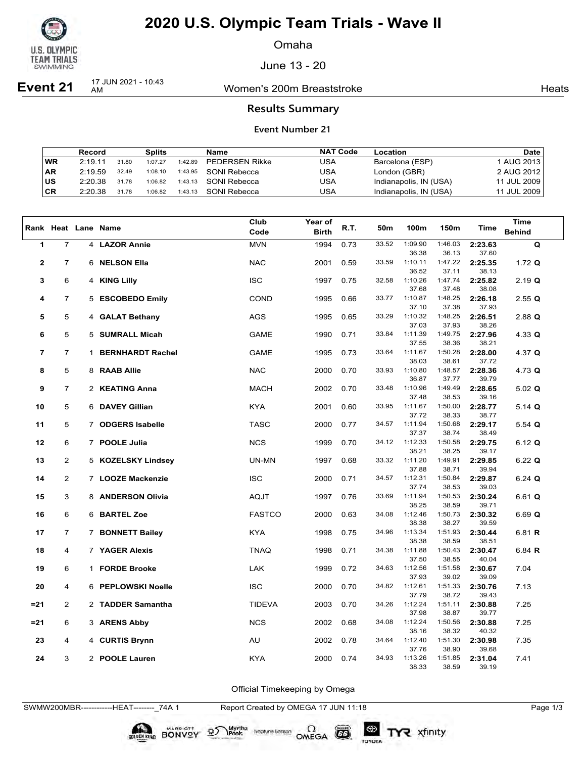# 2020 U.S. Olympic Team Trials - Wave II

Omaha

June 13 - 20

**Event 21** 17 JUN 2021 - 10:43 AM — Women's 200m Breaststroke — Heats

## Results Summary

### Event Number 21

| | Record | | Splits | | Name | NAT Code | Location | Date |
|---|---|---|---|---|---|---|---|---|
| WR | 2:19.11 | 31.80 | 1:07.27 | 1:42.89 | PEDERSEN Rikke | USA | Barcelona (ESP) | 1 AUG 2013 |
| AR | 2:19.59 | 32.49 | 1:08.10 | 1:43.95 | SONI Rebecca | USA | London (GBR) | 2 AUG 2012 |
| US | 2:20.38 | 31.78 | 1:06.82 | 1:43.13 | SONI Rebecca | USA | Indianapolis, IN (USA) | 11 JUL 2009 |
| CR | 2:20.38 | 31.78 | 1:06.82 | 1:43.13 | SONI Rebecca | USA | Indianapolis, IN (USA) | 11 JUL 2009 |

| Rank | Heat | Lane | Name | Club Code | Year of Birth | R.T. | 50m | 100m | 150m | Time | Time Behind |
|---|---|---|---|---|---|---|---|---|---|---|---|
| 1 | 7 | 4 | **LAZOR Annie** | MVN | 1994 | 0.73 | 33.52 | 1:09.90 / 36.38 | 1:46.03 / 36.13 | **2:23.63** / 37.60 | **Q** |
| 2 | 7 | 6 | **NELSON Ella** | NAC | 2001 | 0.59 | 33.59 | 1:10.11 / 36.52 | 1:47.22 / 37.11 | **2:25.35** / 38.13 | 1.72 **Q** |
| 3 | 6 | 4 | **KING Lilly** | ISC | 1997 | 0.75 | 32.58 | 1:10.26 / 37.68 | 1:47.74 / 37.48 | **2:25.82** / 38.08 | 2.19 **Q** |
| 4 | 7 | 5 | **ESCOBEDO Emily** | COND | 1995 | 0.66 | 33.77 | 1:10.87 / 37.10 | 1:48.25 / 37.38 | **2:26.18** / 37.93 | 2.55 **Q** |
| 5 | 5 | 4 | **GALAT Bethany** | AGS | 1995 | 0.65 | 33.29 | 1:10.32 / 37.03 | 1:48.25 / 37.93 | **2:26.51** / 38.26 | 2.88 **Q** |
| 6 | 5 | 5 | **SUMRALL Micah** | GAME | 1990 | 0.71 | 33.84 | 1:11.39 / 37.55 | 1:49.75 / 38.36 | **2:27.96** / 38.21 | 4.33 **Q** |
| 7 | 7 | 1 | **BERNHARDT Rachel** | GAME | 1995 | 0.73 | 33.64 | 1:11.67 / 38.03 | 1:50.28 / 38.61 | **2:28.00** / 37.72 | 4.37 **Q** |
| 8 | 5 | 8 | **RAAB Allie** | NAC | 2000 | 0.70 | 33.93 | 1:10.80 / 36.87 | 1:48.57 / 37.77 | **2:28.36** / 39.79 | 4.73 **Q** |
| 9 | 7 | 2 | **KEATING Anna** | MACH | 2002 | 0.70 | 33.48 | 1:10.96 / 37.48 | 1:49.49 / 38.53 | **2:28.65** / 39.16 | 5.02 **Q** |
| 10 | 5 | 6 | **DAVEY Gillian** | KYA | 2001 | 0.60 | 33.95 | 1:11.67 / 37.72 | 1:50.00 / 38.33 | **2:28.77** / 38.77 | 5.14 **Q** |
| 11 | 5 | 7 | **ODGERS Isabelle** | TASC | 2000 | 0.77 | 34.57 | 1:11.94 / 37.37 | 1:50.68 / 38.74 | **2:29.17** / 38.49 | 5.54 **Q** |
| 12 | 6 | 7 | **POOLE Julia** | NCS | 1999 | 0.70 | 34.12 | 1:12.33 / 38.21 | 1:50.58 / 38.25 | **2:29.75** / 39.17 | 6.12 **Q** |
| 13 | 2 | 5 | **KOZELSKY Lindsey** | UN-MN | 1997 | 0.68 | 33.32 | 1:11.20 / 37.88 | 1:49.91 / 38.71 | **2:29.85** / 39.94 | 6.22 **Q** |
| 14 | 2 | 7 | **LOOZE Mackenzie** | ISC | 2000 | 0.71 | 34.57 | 1:12.31 / 37.74 | 1:50.84 / 38.53 | **2:29.87** / 39.03 | 6.24 **Q** |
| 15 | 3 | 8 | **ANDERSON Olivia** | AQJT | 1997 | 0.76 | 33.69 | 1:11.94 / 38.25 | 1:50.53 / 38.59 | **2:30.24** / 39.71 | 6.61 **Q** |
| 16 | 6 | 6 | **BARTEL Zoe** | FASTCO | 2000 | 0.63 | 34.08 | 1:12.46 / 38.38 | 1:50.73 / 38.27 | **2:30.32** / 39.59 | 6.69 **Q** |
| 17 | 7 | 7 | **BONNETT Bailey** | KYA | 1998 | 0.75 | 34.96 | 1:13.34 / 38.38 | 1:51.93 / 38.59 | **2:30.44** / 38.51 | 6.81 **R** |
| 18 | 4 | 7 | **YAGER Alexis** | TNAQ | 1998 | 0.71 | 34.38 | 1:11.88 / 37.50 | 1:50.43 / 38.55 | **2:30.47** / 40.04 | 6.84 **R** |
| 19 | 6 | 1 | **FORDE Brooke** | LAK | 1999 | 0.72 | 34.63 | 1:12.56 / 37.93 | 1:51.58 / 39.02 | **2:30.67** / 39.09 | 7.04 |
| 20 | 4 | 6 | **PEPLOWSKI Noelle** | ISC | 2000 | 0.70 | 34.82 | 1:12.61 / 37.79 | 1:51.33 / 38.72 | **2:30.76** / 39.43 | 7.13 |
| =21 | 2 | 2 | **TADDER Samantha** | TIDEVA | 2003 | 0.70 | 34.26 | 1:12.24 / 37.98 | 1:51.11 / 38.87 | **2:30.88** / 39.77 | 7.25 |
| =21 | 6 | 3 | **ARENS Abby** | NCS | 2002 | 0.68 | 34.08 | 1:12.24 / 38.16 | 1:50.56 / 38.32 | **2:30.88** / 40.32 | 7.25 |
| 23 | 4 | 4 | **CURTIS Brynn** | AU | 2002 | 0.78 | 34.64 | 1:12.40 / 37.76 | 1:51.30 / 38.90 | **2:30.98** / 39.68 | 7.35 |
| 24 | 3 | 2 | **POOLE Lauren** | KYA | 2000 | 0.74 | 34.93 | 1:13.26 / 38.33 | 1:51.85 / 38.59 | **2:31.04** / 39.19 | 7.41 |

Official Timekeeping by Omega

SWMW200MBR------------HEAT--------_74A 1 — Report Created by OMEGA 17 JUN 11:18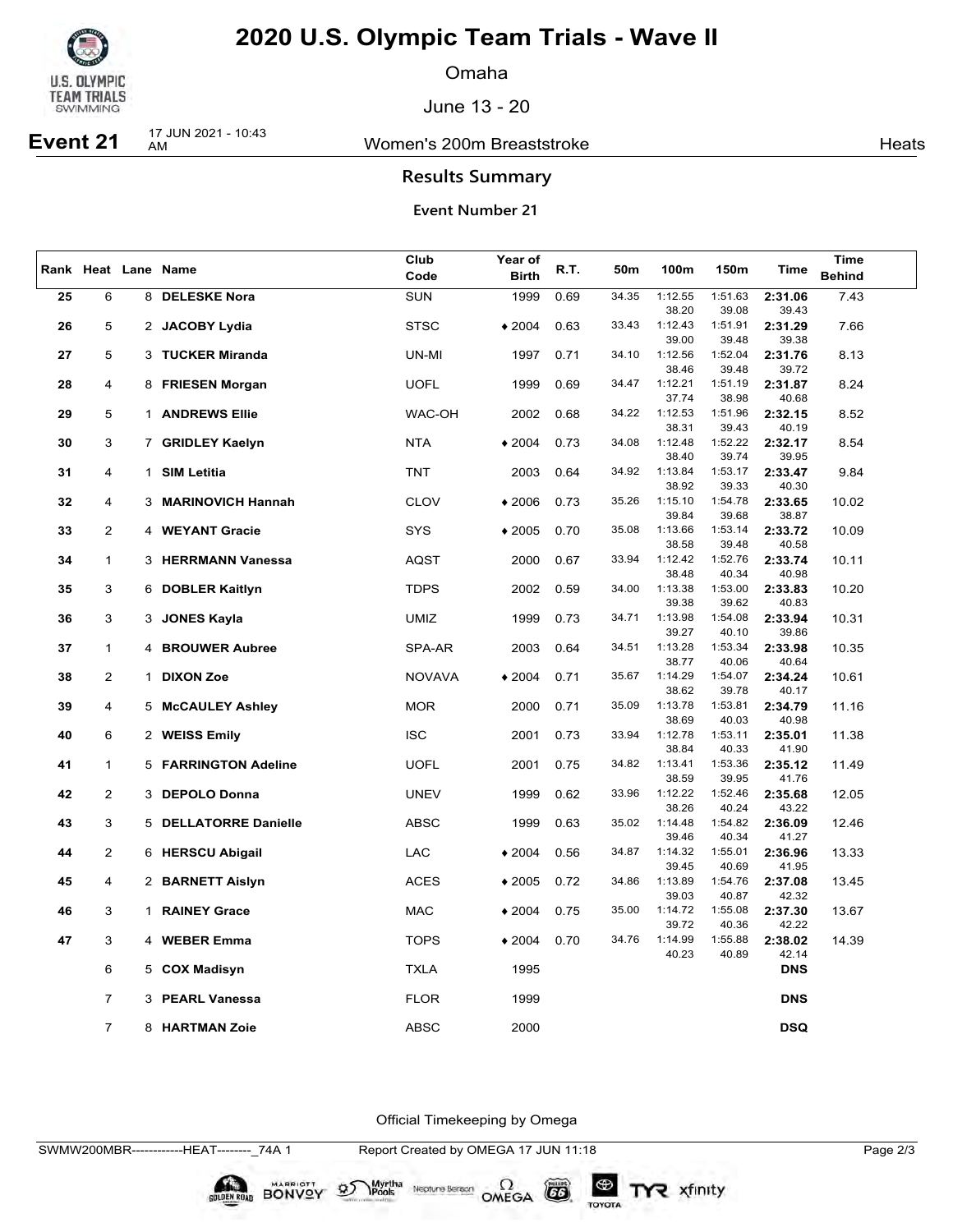# 2020 U.S. Olympic Team Trials - Wave II

Omaha

June 13 - 20

**Event 21** 17 JUN 2021 - 10:43 AM — Women's 200m Breaststroke — Heats

## Results Summary

### Event Number 21

| Rank | Heat | Lane | Name | Club Code | Year of Birth | R.T. | 50m | 100m | 150m | Time | Time Behind |
|---|---|---|---|---|---|---|---|---|---|---|---|
| 25 | 6 | 8 | **DELESKE Nora** | SUN | 1999 | 0.69 | 34.35 | 1:12.55 | 1:51.63 | **2:31.06** | 7.43 |
| | | | | | | | | 38.20 | 39.08 | 39.43 | |
| 26 | 5 | 2 | **JACOBY Lydia** | STSC | ♦ 2004 | 0.63 | 33.43 | 1:12.43 | 1:51.91 | **2:31.29** | 7.66 |
| | | | | | | | | 39.00 | 39.48 | 39.38 | |
| 27 | 5 | 3 | **TUCKER Miranda** | UN-MI | 1997 | 0.71 | 34.10 | 1:12.56 | 1:52.04 | **2:31.76** | 8.13 |
| | | | | | | | | 38.46 | 39.48 | 39.72 | |
| 28 | 4 | 8 | **FRIESEN Morgan** | UOFL | 1999 | 0.69 | 34.47 | 1:12.21 | 1:51.19 | **2:31.87** | 8.24 |
| | | | | | | | | 37.74 | 38.98 | 40.68 | |
| 29 | 5 | 1 | **ANDREWS Ellie** | WAC-OH | 2002 | 0.68 | 34.22 | 1:12.53 | 1:51.96 | **2:32.15** | 8.52 |
| | | | | | | | | 38.31 | 39.43 | 40.19 | |
| 30 | 3 | 7 | **GRIDLEY Kaelyn** | NTA | ♦ 2004 | 0.73 | 34.08 | 1:12.48 | 1:52.22 | **2:32.17** | 8.54 |
| | | | | | | | | 38.40 | 39.74 | 39.95 | |
| 31 | 4 | 1 | **SIM Letitia** | TNT | 2003 | 0.64 | 34.92 | 1:13.84 | 1:53.17 | **2:33.47** | 9.84 |
| | | | | | | | | 38.92 | 39.33 | 40.30 | |
| 32 | 4 | 3 | **MARINOVICH Hannah** | CLOV | ♦ 2006 | 0.73 | 35.26 | 1:15.10 | 1:54.78 | **2:33.65** | 10.02 |
| | | | | | | | | 39.84 | 39.68 | 38.87 | |
| 33 | 2 | 4 | **WEYANT Gracie** | SYS | ♦ 2005 | 0.70 | 35.08 | 1:13.66 | 1:53.14 | **2:33.72** | 10.09 |
| | | | | | | | | 38.58 | 39.48 | 40.58 | |
| 34 | 1 | 3 | **HERRMANN Vanessa** | AQST | 2000 | 0.67 | 33.94 | 1:12.42 | 1:52.76 | **2:33.74** | 10.11 |
| | | | | | | | | 38.48 | 40.34 | 40.98 | |
| 35 | 3 | 6 | **DOBLER Kaitlyn** | TDPS | 2002 | 0.59 | 34.00 | 1:13.38 | 1:53.00 | **2:33.83** | 10.20 |
| | | | | | | | | 39.38 | 39.62 | 40.83 | |
| 36 | 3 | 3 | **JONES Kayla** | UMIZ | 1999 | 0.73 | 34.71 | 1:13.98 | 1:54.08 | **2:33.94** | 10.31 |
| | | | | | | | | 39.27 | 40.10 | 39.86 | |
| 37 | 1 | 4 | **BROUWER Aubree** | SPA-AR | 2003 | 0.64 | 34.51 | 1:13.28 | 1:53.34 | **2:33.98** | 10.35 |
| | | | | | | | | 38.77 | 40.06 | 40.64 | |
| 38 | 2 | 1 | **DIXON Zoe** | NOVAVA | ♦ 2004 | 0.71 | 35.67 | 1:14.29 | 1:54.07 | **2:34.24** | 10.61 |
| | | | | | | | | 38.62 | 39.78 | 40.17 | |
| 39 | 4 | 5 | **McCAULEY Ashley** | MOR | 2000 | 0.71 | 35.09 | 1:13.78 | 1:53.81 | **2:34.79** | 11.16 |
| | | | | | | | | 38.69 | 40.03 | 40.98 | |
| 40 | 6 | 2 | **WEISS Emily** | ISC | 2001 | 0.73 | 33.94 | 1:12.78 | 1:53.11 | **2:35.01** | 11.38 |
| | | | | | | | | 38.84 | 40.33 | 41.90 | |
| 41 | 1 | 5 | **FARRINGTON Adeline** | UOFL | 2001 | 0.75 | 34.82 | 1:13.41 | 1:53.36 | **2:35.12** | 11.49 |
| | | | | | | | | 38.59 | 39.95 | 41.76 | |
| 42 | 2 | 3 | **DEPOLO Donna** | UNEV | 1999 | 0.62 | 33.96 | 1:12.22 | 1:52.46 | **2:35.68** | 12.05 |
| | | | | | | | | 38.26 | 40.24 | 43.22 | |
| 43 | 3 | 5 | **DELLATORRE Danielle** | ABSC | 1999 | 0.63 | 35.02 | 1:14.48 | 1:54.82 | **2:36.09** | 12.46 |
| | | | | | | | | 39.46 | 40.34 | 41.27 | |
| 44 | 2 | 6 | **HERSCU Abigail** | LAC | ♦ 2004 | 0.56 | 34.87 | 1:14.32 | 1:55.01 | **2:36.96** | 13.33 |
| | | | | | | | | 39.45 | 40.69 | 41.95 | |
| 45 | 4 | 2 | **BARNETT Aislyn** | ACES | ♦ 2005 | 0.72 | 34.86 | 1:13.89 | 1:54.76 | **2:37.08** | 13.45 |
| | | | | | | | | 39.03 | 40.87 | 42.32 | |
| 46 | 3 | 1 | **RAINEY Grace** | MAC | ♦ 2004 | 0.75 | 35.00 | 1:14.72 | 1:55.08 | **2:37.30** | 13.67 |
| | | | | | | | | 39.72 | 40.36 | 42.22 | |
| 47 | 3 | 4 | **WEBER Emma** | TOPS | ♦ 2004 | 0.70 | 34.76 | 1:14.99 | 1:55.88 | **2:38.02** | 14.39 |
| | | | | | | | | 40.23 | 40.89 | 42.14 | |
| | 6 | 5 | **COX Madisyn** | TXLA | 1995 | | | | | **DNS** | |
| | 7 | 3 | **PEARL Vanessa** | FLOR | 1999 | | | | | **DNS** | |
| | 7 | 8 | **HARTMAN Zoie** | ABSC | 2000 | | | | | **DSQ** | |

Official Timekeeping by Omega

SWMW200MBR------------HEAT--------_74A 1 — Report Created by OMEGA 17 JUN 11:18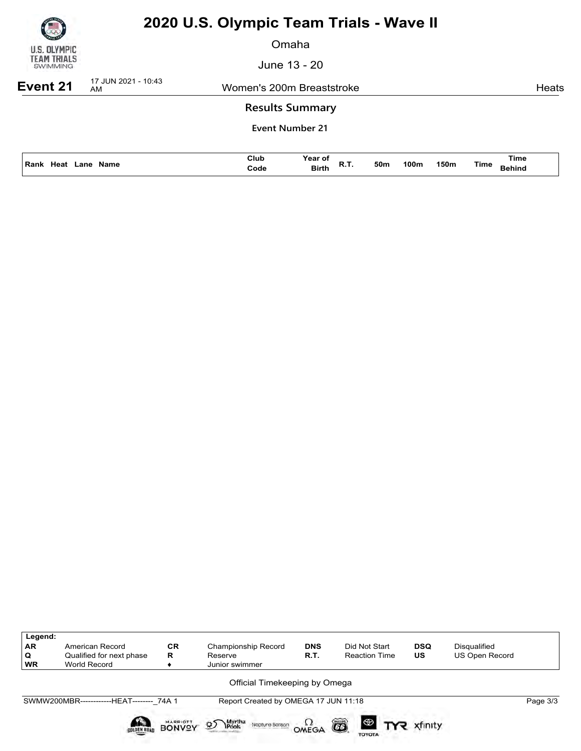# 2020 U.S. Olympic Team Trials - Wave II

Omaha

June 13 - 20

**Event 21** 17 JUN 2021 - 10:43 AM — Women's 200m Breaststroke — Heats

## Results Summary

**Event Number 21**

| Rank | Heat | Lane | Name | Club Code | Year of Birth | R.T. | 50m | 100m | 150m | Time | Time Behind |
|---|---|---|---|---|---|---|---|---|---|---|---|

| Legend: | | | | | | | |
|---|---|---|---|---|---|---|---|
| AR | American Record | CR | Championship Record | DNS | Did Not Start | DSQ | Disqualified |
| Q | Qualified for next phase | R | Reserve | R.T. | Reaction Time | US | US Open Record |
| WR | World Record | ♦ | Junior swimmer | | | | |

Official Timekeeping by Omega

SWMW200MBR------------HEAT--------_74A 1 — Report Created by OMEGA 17 JUN 11:18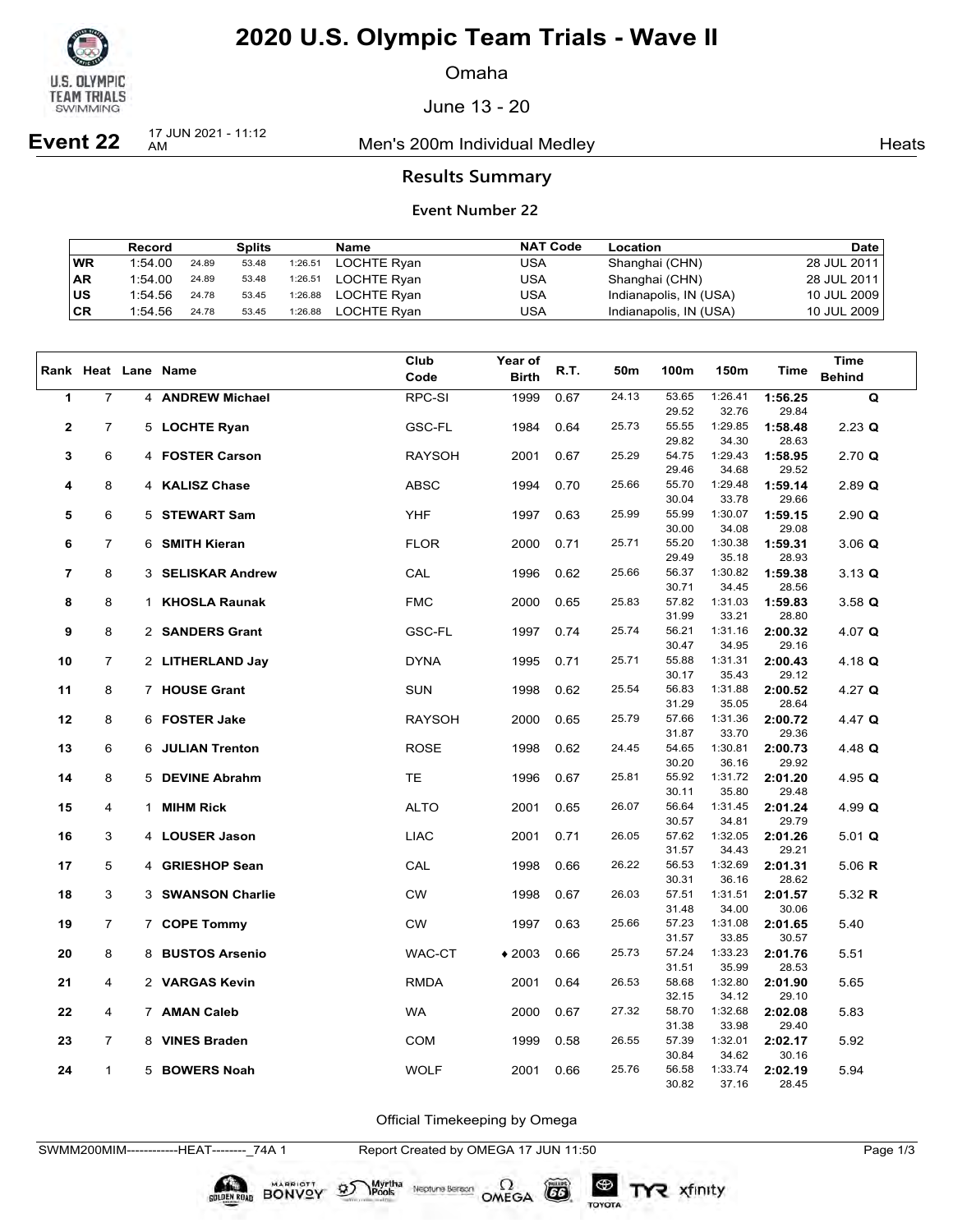# 2020 U.S. Olympic Team Trials - Wave II

Omaha

June 13 - 20

**Event 22** 17 JUN 2021 - 11:12 AM — Men's 200m Individual Medley — Heats

## Results Summary

### Event Number 22

| | Record | Splits | | | Name | NAT Code | Location | Date |
|---|---|---|---|---|---|---|---|---|
| WR | 1:54.00 | 24.89 | 53.48 | 1:26.51 | LOCHTE Ryan | USA | Shanghai (CHN) | 28 JUL 2011 |
| AR | 1:54.00 | 24.89 | 53.48 | 1:26.51 | LOCHTE Ryan | USA | Shanghai (CHN) | 28 JUL 2011 |
| US | 1:54.56 | 24.78 | 53.45 | 1:26.88 | LOCHTE Ryan | USA | Indianapolis, IN (USA) | 10 JUL 2009 |
| CR | 1:54.56 | 24.78 | 53.45 | 1:26.88 | LOCHTE Ryan | USA | Indianapolis, IN (USA) | 10 JUL 2009 |

| Rank | Heat | Lane | Name | Club Code | Year of Birth | R.T. | 50m | 100m | 150m | Time | Time Behind |
|---|---|---|---|---|---|---|---|---|---|---|---|
| 1 | 7 | 4 | **ANDREW Michael** | RPC-SI | 1999 | 0.67 | 24.13 | 53.65 | 1:26.41 | **1:56.25** | **Q** |
| | | | | | | | | 29.52 | 32.76 | 29.84 | |
| 2 | 7 | 5 | **LOCHTE Ryan** | GSC-FL | 1984 | 0.64 | 25.73 | 55.55 | 1:29.85 | **1:58.48** | 2.23 **Q** |
| | | | | | | | | 29.82 | 34.30 | 28.63 | |
| 3 | 6 | 4 | **FOSTER Carson** | RAYSOH | 2001 | 0.67 | 25.29 | 54.75 | 1:29.43 | **1:58.95** | 2.70 **Q** |
| | | | | | | | | 29.46 | 34.68 | 29.52 | |
| 4 | 8 | 4 | **KALISZ Chase** | ABSC | 1994 | 0.70 | 25.66 | 55.70 | 1:29.48 | **1:59.14** | 2.89 **Q** |
| | | | | | | | | 30.04 | 33.78 | 29.66 | |
| 5 | 6 | 5 | **STEWART Sam** | YHF | 1997 | 0.63 | 25.99 | 55.99 | 1:30.07 | **1:59.15** | 2.90 **Q** |
| | | | | | | | | 30.00 | 34.08 | 29.08 | |
| 6 | 7 | 6 | **SMITH Kieran** | FLOR | 2000 | 0.71 | 25.71 | 55.20 | 1:30.38 | **1:59.31** | 3.06 **Q** |
| | | | | | | | | 29.49 | 35.18 | 28.93 | |
| 7 | 8 | 3 | **SELISKAR Andrew** | CAL | 1996 | 0.62 | 25.66 | 56.37 | 1:30.82 | **1:59.38** | 3.13 **Q** |
| | | | | | | | | 30.71 | 34.45 | 28.56 | |
| 8 | 8 | 1 | **KHOSLA Raunak** | FMC | 2000 | 0.65 | 25.83 | 57.82 | 1:31.03 | **1:59.83** | 3.58 **Q** |
| | | | | | | | | 31.99 | 33.21 | 28.80 | |
| 9 | 8 | 2 | **SANDERS Grant** | GSC-FL | 1997 | 0.74 | 25.74 | 56.21 | 1:31.16 | **2:00.32** | 4.07 **Q** |
| | | | | | | | | 30.47 | 34.95 | 29.16 | |
| 10 | 7 | 2 | **LITHERLAND Jay** | DYNA | 1995 | 0.71 | 25.71 | 55.88 | 1:31.31 | **2:00.43** | 4.18 **Q** |
| | | | | | | | | 30.17 | 35.43 | 29.12 | |
| 11 | 8 | 7 | **HOUSE Grant** | SUN | 1998 | 0.62 | 25.54 | 56.83 | 1:31.88 | **2:00.52** | 4.27 **Q** |
| | | | | | | | | 31.29 | 35.05 | 28.64 | |
| 12 | 8 | 6 | **FOSTER Jake** | RAYSOH | 2000 | 0.65 | 25.79 | 57.66 | 1:31.36 | **2:00.72** | 4.47 **Q** |
| | | | | | | | | 31.87 | 33.70 | 29.36 | |
| 13 | 6 | 6 | **JULIAN Trenton** | ROSE | 1998 | 0.62 | 24.45 | 54.65 | 1:30.81 | **2:00.73** | 4.48 **Q** |
| | | | | | | | | 30.20 | 36.16 | 29.92 | |
| 14 | 8 | 5 | **DEVINE Abrahm** | TE | 1996 | 0.67 | 25.81 | 55.92 | 1:31.72 | **2:01.20** | 4.95 **Q** |
| | | | | | | | | 30.11 | 35.80 | 29.48 | |
| 15 | 4 | 1 | **MIHM Rick** | ALTO | 2001 | 0.65 | 26.07 | 56.64 | 1:31.45 | **2:01.24** | 4.99 **Q** |
| | | | | | | | | 30.57 | 34.81 | 29.79 | |
| 16 | 3 | 4 | **LOUSER Jason** | LIAC | 2001 | 0.71 | 26.05 | 57.62 | 1:32.05 | **2:01.26** | 5.01 **Q** |
| | | | | | | | | 31.57 | 34.43 | 29.21 | |
| 17 | 5 | 4 | **GRIESHOP Sean** | CAL | 1998 | 0.66 | 26.22 | 56.53 | 1:32.69 | **2:01.31** | 5.06 **R** |
| | | | | | | | | 30.31 | 36.16 | 28.62 | |
| 18 | 3 | 3 | **SWANSON Charlie** | CW | 1998 | 0.67 | 26.03 | 57.51 | 1:31.51 | **2:01.57** | 5.32 **R** |
| | | | | | | | | 31.48 | 34.00 | 30.06 | |
| 19 | 7 | 7 | **COPE Tommy** | CW | 1997 | 0.63 | 25.66 | 57.23 | 1:31.08 | **2:01.65** | 5.40 |
| | | | | | | | | 31.57 | 33.85 | 30.57 | |
| 20 | 8 | 8 | **BUSTOS Arsenio** | WAC-CT | ♦2003 | 0.66 | 25.73 | 57.24 | 1:33.23 | **2:01.76** | 5.51 |
| | | | | | | | | 31.51 | 35.99 | 28.53 | |
| 21 | 4 | 2 | **VARGAS Kevin** | RMDA | 2001 | 0.64 | 26.53 | 58.68 | 1:32.80 | **2:01.90** | 5.65 |
| | | | | | | | | 32.15 | 34.12 | 29.10 | |
| 22 | 4 | 7 | **AMAN Caleb** | WA | 2000 | 0.67 | 27.32 | 58.70 | 1:32.68 | **2:02.08** | 5.83 |
| | | | | | | | | 31.38 | 33.98 | 29.40 | |
| 23 | 7 | 8 | **VINES Braden** | COM | 1999 | 0.58 | 26.55 | 57.39 | 1:32.01 | **2:02.17** | 5.92 |
| | | | | | | | | 30.84 | 34.62 | 30.16 | |
| 24 | 1 | 5 | **BOWERS Noah** | WOLF | 2001 | 0.66 | 25.76 | 56.58 | 1:33.74 | **2:02.19** | 5.94 |
| | | | | | | | | 30.82 | 37.16 | 28.45 | |

Official Timekeeping by Omega

SWMM200MIM------------HEAT--------_74A 1 Report Created by OMEGA 17 JUN 11:50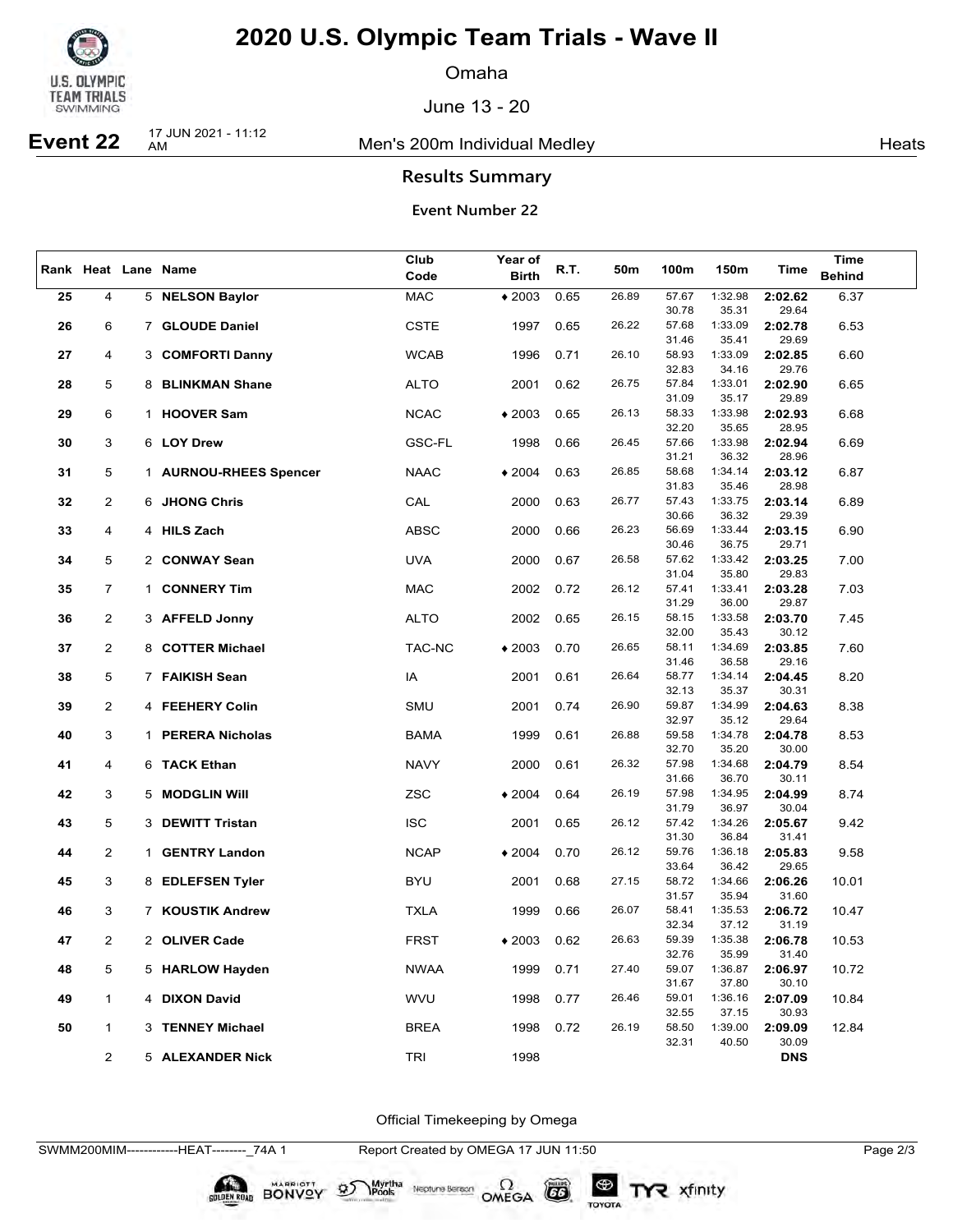# 2020 U.S. Olympic Team Trials - Wave II

Omaha

June 13 - 20

**Event 22** 17 JUN 2021 - 11:12 AM — Men's 200m Individual Medley — Heats

## Results Summary

### Event Number 22

| Rank | Heat | Lane | Name | Club Code | Year of Birth | R.T. | 50m | 100m | 150m | Time | Time Behind |
|---|---|---|---|---|---|---|---|---|---|---|---|
| 25 | 4 | 5 | **NELSON Baylor** | MAC | ♦2003 | 0.65 | 26.89 | 57.67 / 30.78 | 1:32.98 / 35.31 | **2:02.62** / 29.64 | 6.37 |
| 26 | 6 | 7 | **GLOUDE Daniel** | CSTE | 1997 | 0.65 | 26.22 | 57.68 / 31.46 | 1:33.09 / 35.41 | **2:02.78** / 29.69 | 6.53 |
| 27 | 4 | 3 | **COMFORTI Danny** | WCAB | 1996 | 0.71 | 26.10 | 58.93 / 32.83 | 1:33.09 / 34.16 | **2:02.85** / 29.76 | 6.60 |
| 28 | 5 | 8 | **BLINKMAN Shane** | ALTO | 2001 | 0.62 | 26.75 | 57.84 / 31.09 | 1:33.01 / 35.17 | **2:02.90** / 29.89 | 6.65 |
| 29 | 6 | 1 | **HOOVER Sam** | NCAC | ♦2003 | 0.65 | 26.13 | 58.33 / 32.20 | 1:33.98 / 35.65 | **2:02.93** / 28.95 | 6.68 |
| 30 | 3 | 6 | **LOY Drew** | GSC-FL | 1998 | 0.66 | 26.45 | 57.66 / 31.21 | 1:33.98 / 36.32 | **2:02.94** / 28.96 | 6.69 |
| 31 | 5 | 1 | **AURNOU-RHEES Spencer** | NAAC | ♦2004 | 0.63 | 26.85 | 58.68 / 31.83 | 1:34.14 / 35.46 | **2:03.12** / 28.98 | 6.87 |
| 32 | 2 | 6 | **JHONG Chris** | CAL | 2000 | 0.63 | 26.77 | 57.43 / 30.66 | 1:33.75 / 36.32 | **2:03.14** / 29.39 | 6.89 |
| 33 | 4 | 4 | **HILS Zach** | ABSC | 2000 | 0.66 | 26.23 | 56.69 / 30.46 | 1:33.44 / 36.75 | **2:03.15** / 29.71 | 6.90 |
| 34 | 5 | 2 | **CONWAY Sean** | UVA | 2000 | 0.67 | 26.58 | 57.62 / 31.04 | 1:33.42 / 35.80 | **2:03.25** / 29.83 | 7.00 |
| 35 | 7 | 1 | **CONNERY Tim** | MAC | 2002 | 0.72 | 26.12 | 57.41 / 31.29 | 1:33.41 / 36.00 | **2:03.28** / 29.87 | 7.03 |
| 36 | 2 | 3 | **AFFELD Jonny** | ALTO | 2002 | 0.65 | 26.15 | 58.15 / 32.00 | 1:33.58 / 35.43 | **2:03.70** / 30.12 | 7.45 |
| 37 | 2 | 8 | **COTTER Michael** | TAC-NC | ♦2003 | 0.70 | 26.65 | 58.11 / 31.46 | 1:34.69 / 36.58 | **2:03.85** / 29.16 | 7.60 |
| 38 | 5 | 7 | **FAIKISH Sean** | IA | 2001 | 0.61 | 26.64 | 58.77 / 32.13 | 1:34.14 / 35.37 | **2:04.45** / 30.31 | 8.20 |
| 39 | 2 | 4 | **FEEHERY Colin** | SMU | 2001 | 0.74 | 26.90 | 59.87 / 32.97 | 1:34.99 / 35.12 | **2:04.63** / 29.64 | 8.38 |
| 40 | 3 | 1 | **PERERA Nicholas** | BAMA | 1999 | 0.61 | 26.88 | 59.58 / 32.70 | 1:34.78 / 35.20 | **2:04.78** / 30.00 | 8.53 |
| 41 | 4 | 6 | **TACK Ethan** | NAVY | 2000 | 0.61 | 26.32 | 57.98 / 31.66 | 1:34.68 / 36.70 | **2:04.79** / 30.11 | 8.54 |
| 42 | 3 | 5 | **MODGLIN Will** | ZSC | ♦2004 | 0.64 | 26.19 | 57.98 / 31.79 | 1:34.95 / 36.97 | **2:04.99** / 30.04 | 8.74 |
| 43 | 5 | 3 | **DEWITT Tristan** | ISC | 2001 | 0.65 | 26.12 | 57.42 / 31.30 | 1:34.26 / 36.84 | **2:05.67** / 31.41 | 9.42 |
| 44 | 2 | 1 | **GENTRY Landon** | NCAP | ♦2004 | 0.70 | 26.12 | 59.76 / 33.64 | 1:36.18 / 36.42 | **2:05.83** / 29.65 | 9.58 |
| 45 | 3 | 8 | **EDLEFSEN Tyler** | BYU | 2001 | 0.68 | 27.15 | 58.72 / 31.57 | 1:34.66 / 35.94 | **2:06.26** / 31.60 | 10.01 |
| 46 | 3 | 7 | **KOUSTIK Andrew** | TXLA | 1999 | 0.66 | 26.07 | 58.41 / 32.34 | 1:35.53 / 37.12 | **2:06.72** / 31.19 | 10.47 |
| 47 | 2 | 2 | **OLIVER Cade** | FRST | ♦2003 | 0.62 | 26.63 | 59.39 / 32.76 | 1:35.38 / 35.99 | **2:06.78** / 31.40 | 10.53 |
| 48 | 5 | 5 | **HARLOW Hayden** | NWAA | 1999 | 0.71 | 27.40 | 59.07 / 31.67 | 1:36.87 / 37.80 | **2:06.97** / 30.10 | 10.72 |
| 49 | 1 | 4 | **DIXON David** | WVU | 1998 | 0.77 | 26.46 | 59.01 / 32.55 | 1:36.16 / 37.15 | **2:07.09** / 30.93 | 10.84 |
| 50 | 1 | 3 | **TENNEY Michael** | BREA | 1998 | 0.72 | 26.19 | 58.50 / 32.31 | 1:39.00 / 40.50 | **2:09.09** / 30.09 | 12.84 |
| | 2 | 5 | **ALEXANDER Nick** | TRI | 1998 | | | | | **DNS** | |

Official Timekeeping by Omega

SWMM200MIM------------HEAT--------_74A 1 — Report Created by OMEGA 17 JUN 11:50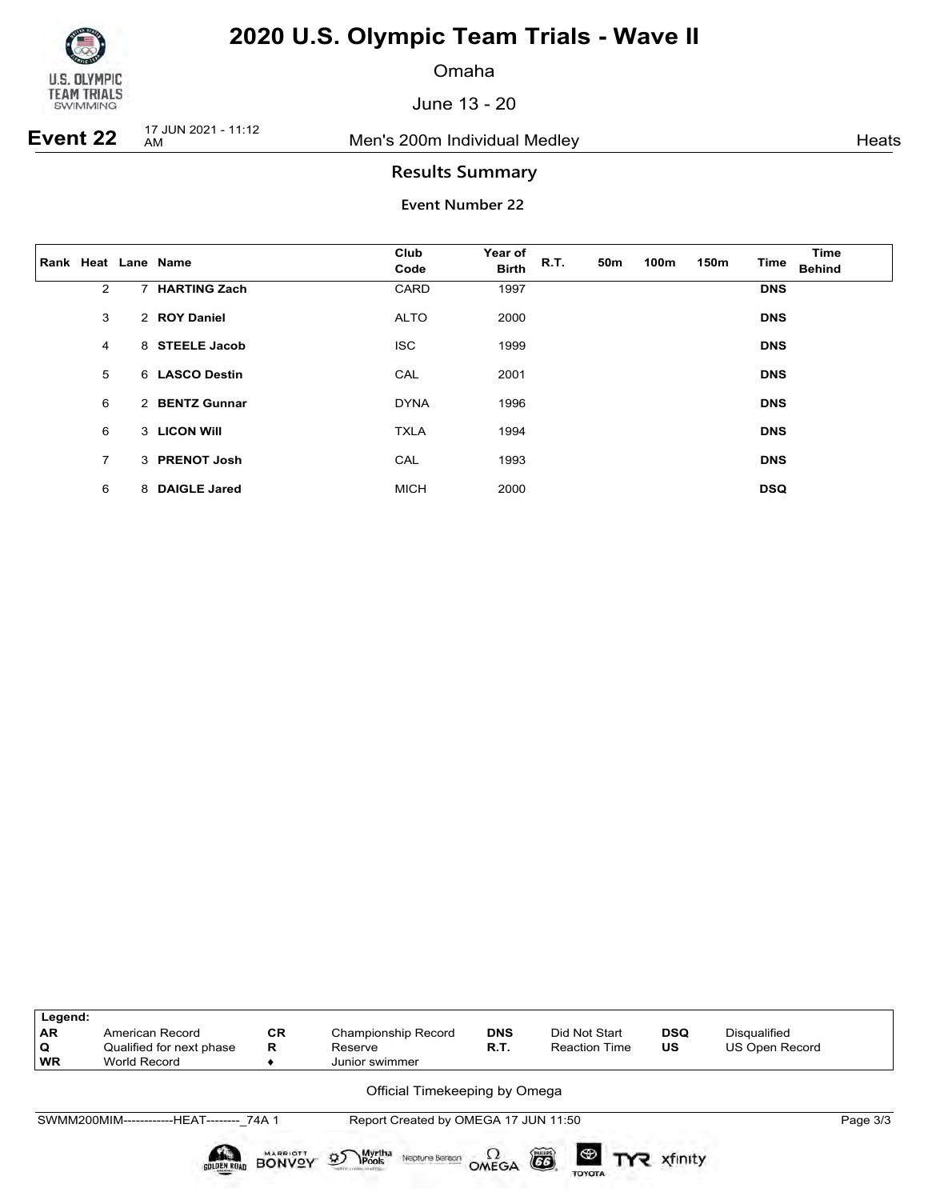# 2020 U.S. Olympic Team Trials - Wave II

Omaha

June 13 - 20

**Event 22** 17 JUN 2021 - 11:12 AM Men's 200m Individual Medley Heats

## Results Summary

### Event Number 22

| Rank | Heat | Lane | Name | Club Code | Year of Birth | R.T. | 50m | 100m | 150m | Time | Time Behind |
|---|---|---|---|---|---|---|---|---|---|---|---|
| | 2 | 7 | **HARTING Zach** | CARD | 1997 | | | | | **DNS** | |
| | 3 | 2 | **ROY Daniel** | ALTO | 2000 | | | | | **DNS** | |
| | 4 | 8 | **STEELE Jacob** | ISC | 1999 | | | | | **DNS** | |
| | 5 | 6 | **LASCO Destin** | CAL | 2001 | | | | | **DNS** | |
| | 6 | 2 | **BENTZ Gunnar** | DYNA | 1996 | | | | | **DNS** | |
| | 6 | 3 | **LICON Will** | TXLA | 1994 | | | | | **DNS** | |
| | 7 | 3 | **PRENOT Josh** | CAL | 1993 | | | | | **DNS** | |
| | 6 | 8 | **DAIGLE Jared** | MICH | 2000 | | | | | **DSQ** | |

| Legend: | | | | | | | |
|---|---|---|---|---|---|---|---|
| **AR** | American Record | **CR** | Championship Record | **DNS** | Did Not Start | **DSQ** | Disqualified |
| **Q** | Qualified for next phase | **R** | Reserve | **R.T.** | Reaction Time | **US** | US Open Record |
| **WR** | World Record | ♦ | Junior swimmer | | | | |

Official Timekeeping by Omega

SWMM200MIM------------HEAT--------_74A 1 Report Created by OMEGA 17 JUN 11:50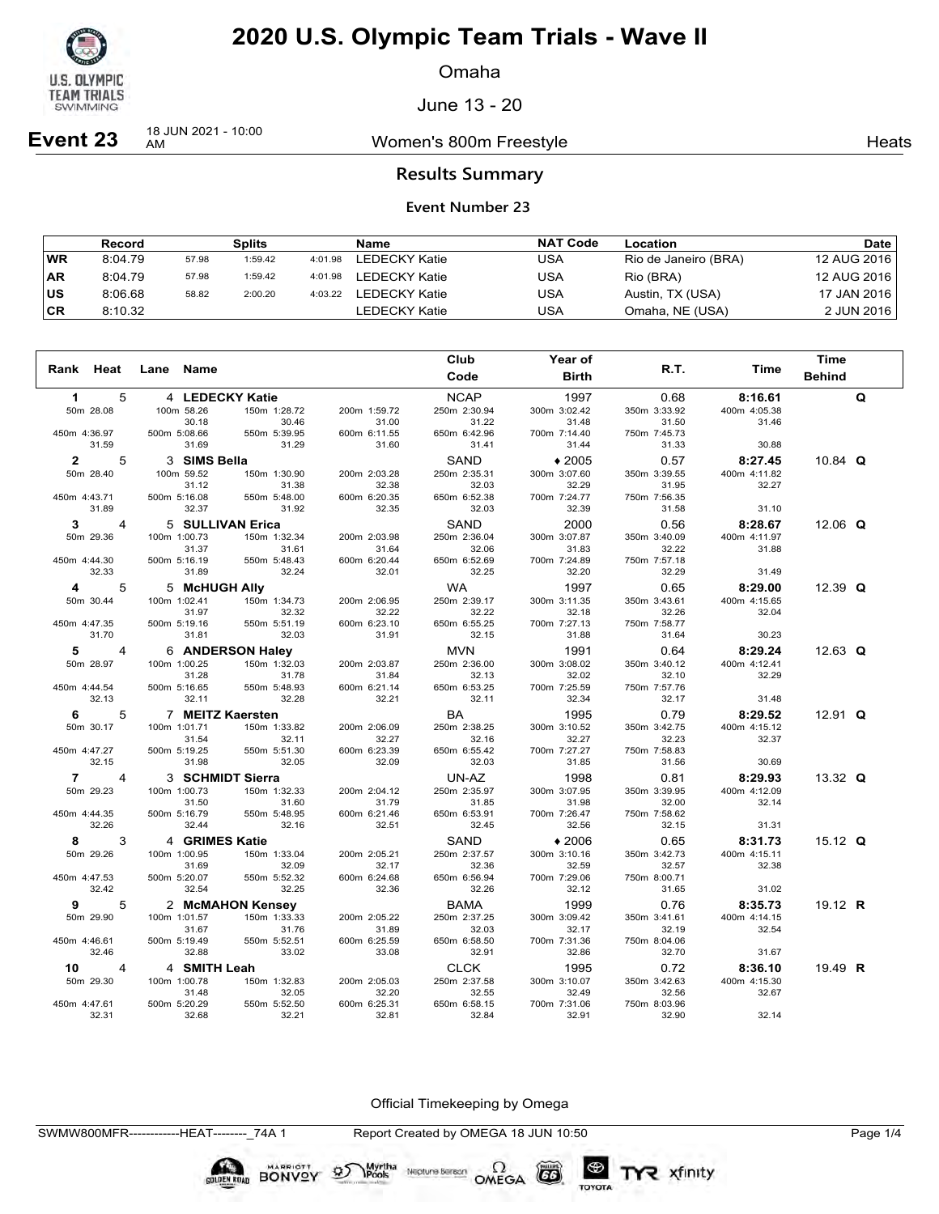# 2020 U.S. Olympic Team Trials - Wave II

Omaha

June 13 - 20

**Event 23** 18 JUN 2021 - 10:00 AM — Women's 800m Freestyle — Heats

## Results Summary

### Event Number 23

| | Record | Splits | | | Name | NAT Code | Location | Date |
|---|---|---|---|---|---|---|---|---|
| WR | 8:04.79 | 57.98 | 1:59.42 | 4:01.98 | LEDECKY Katie | USA | Rio de Janeiro (BRA) | 12 AUG 2016 |
| AR | 8:04.79 | 57.98 | 1:59.42 | 4:01.98 | LEDECKY Katie | USA | Rio (BRA) | 12 AUG 2016 |
| US | 8:06.68 | 58.82 | 2:00.20 | 4:03.22 | LEDECKY Katie | USA | Austin, TX (USA) | 17 JAN 2016 |
| CR | 8:10.32 | | | | LEDECKY Katie | USA | Omaha, NE (USA) | 2 JUN 2016 |

| Rank | Heat | Lane | Name | Club Code | Year of Birth | R.T. | Time | Time Behind | |
|---|---|---|---|---|---|---|---|---|---|
| 1 | 5 | 4 | LEDECKY Katie | NCAP | 1997 | 0.68 | 8:16.61 | | Q |
| 2 | 5 | 3 | SIMS Bella | SAND | ♦ 2005 | 0.57 | 8:27.45 | 10.84 | Q |
| 3 | 4 | 5 | SULLIVAN Erica | SAND | 2000 | 0.56 | 8:28.67 | 12.06 | Q |
| 4 | 5 | 5 | McHUGH Ally | WA | 1997 | 0.65 | 8:29.00 | 12.39 | Q |
| 5 | 4 | 6 | ANDERSON Haley | MVN | 1991 | 0.64 | 8:29.24 | 12.63 | Q |
| 6 | 5 | 7 | MEITZ Kaersten | BA | 1995 | 0.79 | 8:29.52 | 12.91 | Q |
| 7 | 4 | 3 | SCHMIDT Sierra | UN-AZ | 1998 | 0.81 | 8:29.93 | 13.32 | Q |
| 8 | 3 | 4 | GRIMES Katie | SAND | ♦ 2006 | 0.65 | 8:31.73 | 15.12 | Q |
| 9 | 5 | 2 | McMAHON Kensey | BAMA | 1999 | 0.76 | 8:35.73 | 19.12 | R |
| 10 | 4 | 4 | SMITH Leah | CLCK | 1995 | 0.72 | 8:36.10 | 19.49 | R |

**Splits**

| Name | | 50m | 100m | 150m | 200m | 250m | 300m | 350m | 400m | 450m | 500m | 550m | 600m | 650m | 700m | 750m | 800m |
|---|---|---|---|---|---|---|---|---|---|---|---|---|---|---|---|---|---|
| LEDECKY Katie | Cumulative | 28.08 | 58.26 | 1:28.72 | 1:59.72 | 2:30.94 | 3:02.42 | 3:33.92 | 4:05.38 | 4:36.97 | 5:08.66 | 5:39.95 | 6:11.55 | 6:42.96 | 7:14.40 | 7:45.73 | 8:16.61 |
| | Split | | 30.18 | 30.46 | 31.00 | 31.22 | 31.48 | 31.50 | 31.46 | 31.59 | 31.69 | 31.29 | 31.60 | 31.41 | 31.44 | 31.33 | 30.88 |
| SIMS Bella | Cumulative | 28.40 | 59.52 | 1:30.90 | 2:03.28 | 2:35.31 | 3:07.60 | 3:39.55 | 4:11.82 | 4:43.71 | 5:16.08 | 5:48.00 | 6:20.35 | 6:52.38 | 7:24.77 | 7:56.35 | 8:27.45 |
| | Split | | 31.12 | 31.38 | 32.38 | 32.03 | 32.29 | 31.95 | 32.27 | 31.89 | 32.37 | 31.92 | 32.35 | 32.03 | 32.39 | 31.58 | 31.10 |
| SULLIVAN Erica | Cumulative | 29.36 | 1:00.73 | 1:32.34 | 2:03.98 | 2:36.04 | 3:07.87 | 3:40.09 | 4:11.97 | 4:44.30 | 5:16.19 | 5:48.43 | 6:20.44 | 6:52.69 | 7:24.89 | 7:57.18 | 8:28.67 |
| | Split | | 31.37 | 31.61 | 31.64 | 32.06 | 31.83 | 32.22 | 31.88 | 32.33 | 31.89 | 32.24 | 32.01 | 32.25 | 32.20 | 32.29 | 31.49 |
| McHUGH Ally | Cumulative | 30.44 | 1:02.41 | 1:34.73 | 2:06.95 | 2:39.17 | 3:11.35 | 3:43.61 | 4:15.65 | 4:47.35 | 5:19.16 | 5:51.19 | 6:23.10 | 6:55.25 | 7:27.13 | 7:58.77 | 8:29.00 |
| | Split | | 31.97 | 32.32 | 32.22 | 32.22 | 32.18 | 32.26 | 32.04 | 31.70 | 31.81 | 32.03 | 31.91 | 32.15 | 31.88 | 31.64 | 30.23 |
| ANDERSON Haley | Cumulative | 28.97 | 1:00.25 | 1:32.03 | 2:03.87 | 2:36.00 | 3:08.02 | 3:40.12 | 4:12.41 | 4:44.54 | 5:16.65 | 5:48.93 | 6:21.14 | 6:53.25 | 7:25.59 | 7:57.76 | 8:29.24 |
| | Split | | 31.28 | 31.78 | 31.84 | 32.13 | 32.02 | 32.10 | 32.29 | 32.13 | 32.11 | 32.28 | 32.21 | 32.11 | 32.34 | 32.17 | 31.48 |
| MEITZ Kaersten | Cumulative | 30.17 | 1:01.71 | 1:33.82 | 2:06.09 | 2:38.25 | 3:10.52 | 3:42.75 | 4:15.12 | 4:47.27 | 5:19.25 | 5:51.30 | 6:23.39 | 6:55.42 | 7:27.27 | 7:58.83 | 8:29.52 |
| | Split | | 31.54 | 32.11 | 32.27 | 32.16 | 32.27 | 32.23 | 32.37 | 32.15 | 31.98 | 32.05 | 32.09 | 32.03 | 31.85 | 31.56 | 30.69 |
| SCHMIDT Sierra | Cumulative | 29.23 | 1:00.73 | 1:32.33 | 2:04.12 | 2:35.97 | 3:07.95 | 3:39.95 | 4:12.09 | 4:44.35 | 5:16.79 | 5:48.95 | 6:21.46 | 6:53.91 | 7:26.47 | 7:58.62 | 8:29.93 |
| | Split | | 31.50 | 31.60 | 31.79 | 31.85 | 31.98 | 32.00 | 32.14 | 32.26 | 32.44 | 32.16 | 32.51 | 32.45 | 32.56 | 32.15 | 31.31 |
| GRIMES Katie | Cumulative | 29.26 | 1:00.95 | 1:33.04 | 2:05.21 | 2:37.57 | 3:10.16 | 3:42.73 | 4:15.11 | 4:47.53 | 5:20.07 | 5:52.32 | 6:24.68 | 6:56.94 | 7:29.06 | 8:00.71 | 8:31.73 |
| | Split | | 31.69 | 32.09 | 32.17 | 32.36 | 32.59 | 32.57 | 32.38 | 32.42 | 32.54 | 32.25 | 32.36 | 32.26 | 32.12 | 31.65 | 31.02 |
| McMAHON Kensey | Cumulative | 29.90 | 1:01.57 | 1:33.33 | 2:05.22 | 2:37.25 | 3:09.42 | 3:41.61 | 4:14.15 | 4:46.61 | 5:19.49 | 5:52.51 | 6:25.59 | 6:58.50 | 7:31.36 | 8:04.06 | 8:35.73 |
| | Split | | 31.67 | 31.76 | 31.89 | 32.03 | 32.17 | 32.19 | 32.54 | 32.46 | 32.88 | 33.02 | 33.08 | 32.91 | 32.86 | 32.70 | 31.67 |
| SMITH Leah | Cumulative | 29.30 | 1:00.78 | 1:32.83 | 2:05.03 | 2:37.58 | 3:10.07 | 3:42.63 | 4:15.30 | 4:47.61 | 5:20.29 | 5:52.50 | 6:25.31 | 6:58.15 | 7:31.06 | 8:03.96 | 8:36.10 |
| | Split | | 31.48 | 32.05 | 32.20 | 32.55 | 32.49 | 32.56 | 32.67 | 32.31 | 32.68 | 32.21 | 32.81 | 32.84 | 32.91 | 32.90 | 32.14 |

Official Timekeeping by Omega

SWMW800MFR------------HEAT--------_74A 1 — Report Created by OMEGA 18 JUN 10:50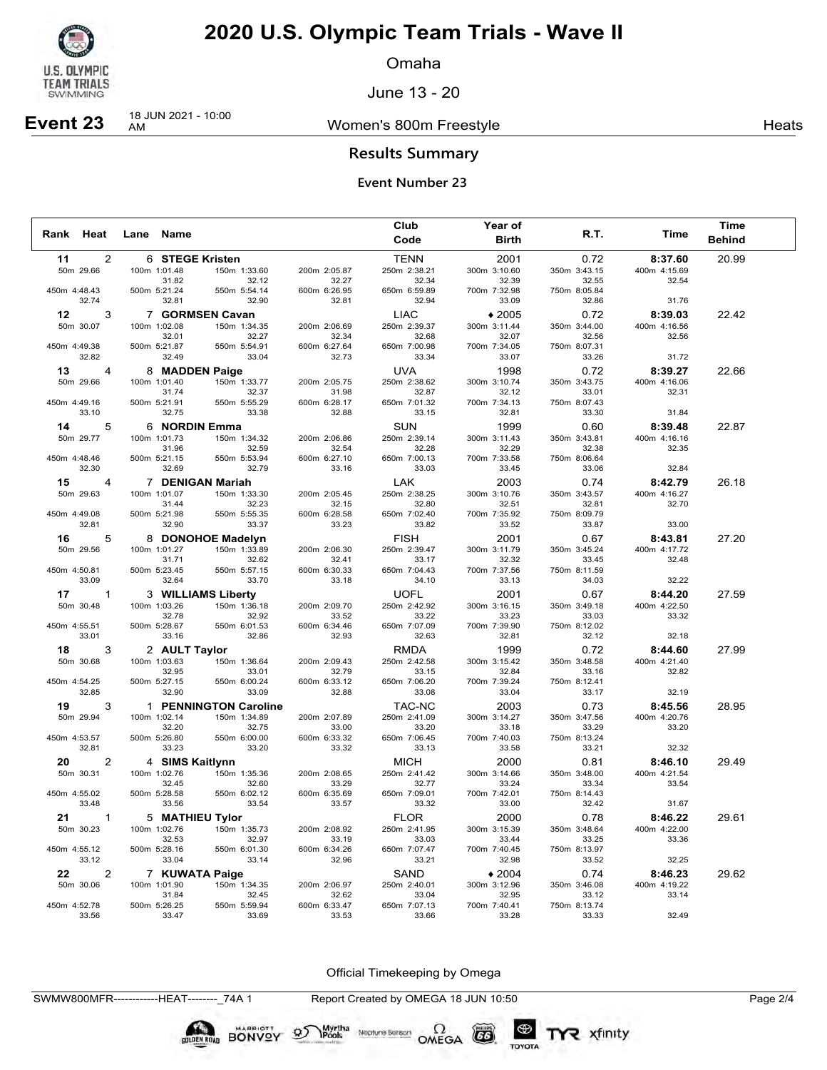# 2020 U.S. Olympic Team Trials - Wave II

Omaha

June 13 - 20

**Event 23** 18 JUN 2021 - 10:00 AM

Women's 800m Freestyle — Heats

## Results Summary

### Event Number 23

| Rank | Heat | Lane | Name | Club Code | Year of Birth | R.T. | Time | Time Behind |
|---|---|---|---|---|---|---|---|---|
| 11 | 2 | 6 | **STEGE Kristen** | TENN | 2001 | 0.72 | **8:37.60** | 20.99 |
| | | | 50m 29.66 / 100m 1:01.48 (31.82) / 150m 1:33.60 (32.12) / 200m 2:05.87 (32.27) / 250m 2:38.21 (32.34) / 300m 3:10.60 (32.39) / 350m 3:43.15 (32.55) / 400m 4:15.69 (32.54) | | | | | |
| | | | 450m 4:48.43 (32.74) / 500m 5:21.24 (32.81) / 550m 5:54.14 (32.90) / 600m 6:26.95 (32.81) / 650m 6:59.89 (32.94) / 700m 7:32.98 (33.09) / 750m 8:05.84 (32.86) / (31.76) | | | | | |
| 12 | 3 | 7 | **GORMSEN Cavan** | LIAC | ♦2005 | 0.72 | **8:39.03** | 22.42 |
| | | | 50m 30.07 / 100m 1:02.08 (32.01) / 150m 1:34.35 (32.27) / 200m 2:06.69 (32.34) / 250m 2:39.37 (32.68) / 300m 3:11.44 (32.07) / 350m 3:44.00 (32.56) / 400m 4:16.56 (32.56) | | | | | |
| | | | 450m 4:49.38 (32.82) / 500m 5:21.87 (32.49) / 550m 5:54.91 (33.04) / 600m 6:27.64 (32.73) / 650m 7:00.98 (33.34) / 700m 7:34.05 (33.07) / 750m 8:07.31 (33.26) / (31.72) | | | | | |
| 13 | 4 | 8 | **MADDEN Paige** | UVA | 1998 | 0.72 | **8:39.27** | 22.66 |
| | | | 50m 29.66 / 100m 1:01.40 (31.74) / 150m 1:33.77 (32.37) / 200m 2:05.75 (31.98) / 250m 2:38.62 (32.87) / 300m 3:10.74 (32.12) / 350m 3:43.75 (33.01) / 400m 4:16.06 (32.31) | | | | | |
| | | | 450m 4:49.16 (33.10) / 500m 5:21.91 (32.75) / 550m 5:55.29 (33.38) / 600m 6:28.17 (32.88) / 650m 7:01.32 (33.15) / 700m 7:34.13 (32.81) / 750m 8:07.43 (33.30) / (31.84) | | | | | |
| 14 | 5 | 6 | **NORDIN Emma** | SUN | 1999 | 0.60 | **8:39.48** | 22.87 |
| | | | 50m 29.77 / 100m 1:01.73 (31.96) / 150m 1:34.32 (32.59) / 200m 2:06.86 (32.54) / 250m 2:39.14 (32.28) / 300m 3:11.43 (32.29) / 350m 3:43.81 (32.38) / 400m 4:16.16 (32.35) | | | | | |
| | | | 450m 4:48.46 (32.30) / 500m 5:21.15 (32.69) / 550m 5:53.94 (32.79) / 600m 6:27.10 (33.16) / 650m 7:00.13 (33.03) / 700m 7:33.58 (33.45) / 750m 8:06.64 (33.06) / (32.84) | | | | | |
| 15 | 4 | 7 | **DENIGAN Mariah** | LAK | 2003 | 0.74 | **8:42.79** | 26.18 |
| | | | 50m 29.63 / 100m 1:01.07 (31.44) / 150m 1:33.30 (32.23) / 200m 2:05.45 (32.15) / 250m 2:38.25 (32.80) / 300m 3:10.76 (32.51) / 350m 3:43.57 (32.81) / 400m 4:16.27 (32.70) | | | | | |
| | | | 450m 4:49.08 (32.81) / 500m 5:21.98 (32.90) / 550m 5:55.35 (33.37) / 600m 6:28.58 (33.23) / 650m 7:02.40 (33.82) / 700m 7:35.92 (33.52) / 750m 8:09.79 (33.87) / (33.00) | | | | | |
| 16 | 5 | 8 | **DONOHOE Madelyn** | FISH | 2001 | 0.67 | **8:43.81** | 27.20 |
| | | | 50m 29.56 / 100m 1:01.27 (31.71) / 150m 1:33.89 (32.62) / 200m 2:06.30 (32.41) / 250m 2:39.47 (33.17) / 300m 3:11.79 (32.32) / 350m 3:45.24 (33.45) / 400m 4:17.72 (32.48) | | | | | |
| | | | 450m 4:50.81 (33.09) / 500m 5:23.45 (32.64) / 550m 5:57.15 (33.70) / 600m 6:30.33 (33.18) / 650m 7:04.43 (34.10) / 700m 7:37.56 (33.13) / 750m 8:11.59 (34.03) / (32.22) | | | | | |
| 17 | 1 | 3 | **WILLIAMS Liberty** | UOFL | 2001 | 0.67 | **8:44.20** | 27.59 |
| | | | 50m 30.48 / 100m 1:03.26 (32.78) / 150m 1:36.18 (32.92) / 200m 2:09.70 (33.52) / 250m 2:42.92 (33.22) / 300m 3:16.15 (33.23) / 350m 3:49.18 (33.03) / 400m 4:22.50 (33.32) | | | | | |
| | | | 450m 4:55.51 (33.01) / 500m 5:28.67 (33.16) / 550m 6:01.53 (32.86) / 600m 6:34.46 (32.93) / 650m 7:07.09 (32.63) / 700m 7:39.90 (32.81) / 750m 8:12.02 (32.12) / (32.18) | | | | | |
| 18 | 3 | 2 | **AULT Taylor** | RMDA | 1999 | 0.72 | **8:44.60** | 27.99 |
| | | | 50m 30.68 / 100m 1:03.63 (32.95) / 150m 1:36.64 (33.01) / 200m 2:09.43 (32.79) / 250m 2:42.58 (33.15) / 300m 3:15.42 (32.84) / 350m 3:48.58 (33.16) / 400m 4:21.40 (32.82) | | | | | |
| | | | 450m 4:54.25 (32.85) / 500m 5:27.15 (32.90) / 550m 6:00.24 (33.09) / 600m 6:33.12 (32.88) / 650m 7:06.20 (33.08) / 700m 7:39.24 (33.04) / 750m 8:12.41 (33.17) / (32.19) | | | | | |
| 19 | 3 | 1 | **PENNINGTON Caroline** | TAC-NC | 2003 | 0.73 | **8:45.56** | 28.95 |
| | | | 50m 29.94 / 100m 1:02.14 (32.20) / 150m 1:34.89 (32.75) / 200m 2:07.89 (33.00) / 250m 2:41.09 (33.20) / 300m 3:14.27 (33.18) / 350m 3:47.56 (33.29) / 400m 4:20.76 (33.20) | | | | | |
| | | | 450m 4:53.57 (32.81) / 500m 5:26.80 (33.23) / 550m 6:00.00 (33.20) / 600m 6:33.32 (33.32) / 650m 7:06.45 (33.13) / 700m 7:40.03 (33.58) / 750m 8:13.24 (33.21) / (32.32) | | | | | |
| 20 | 2 | 4 | **SIMS Kaitlynn** | MICH | 2000 | 0.81 | **8:46.10** | 29.49 |
| | | | 50m 30.31 / 100m 1:02.76 (32.45) / 150m 1:35.36 (32.60) / 200m 2:08.65 (33.29) / 250m 2:41.42 (32.77) / 300m 3:14.66 (33.24) / 350m 3:48.00 (33.34) / 400m 4:21.54 (33.54) | | | | | |
| | | | 450m 4:55.02 (33.48) / 500m 5:28.58 (33.56) / 550m 6:02.12 (33.54) / 600m 6:35.69 (33.57) / 650m 7:09.01 (33.32) / 700m 7:42.01 (33.00) / 750m 8:14.43 (32.42) / (31.67) | | | | | |
| 21 | 1 | 5 | **MATHIEU Tylor** | FLOR | 2000 | 0.78 | **8:46.22** | 29.61 |
| | | | 50m 30.23 / 100m 1:02.76 (32.53) / 150m 1:35.73 (32.97) / 200m 2:08.92 (33.19) / 250m 2:41.95 (33.03) / 300m 3:15.39 (33.44) / 350m 3:48.64 (33.25) / 400m 4:22.00 (33.36) | | | | | |
| | | | 450m 4:55.12 (33.12) / 500m 5:28.16 (33.04) / 550m 6:01.30 (33.14) / 600m 6:34.26 (32.96) / 650m 7:07.47 (33.21) / 700m 7:40.45 (32.98) / 750m 8:13.97 (33.52) / (32.25) | | | | | |
| 22 | 2 | 7 | **KUWATA Paige** | SAND | ♦2004 | 0.74 | **8:46.23** | 29.62 |
| | | | 50m 30.06 / 100m 1:01.90 (31.84) / 150m 1:34.35 (32.45) / 200m 2:06.97 (32.62) / 250m 2:40.01 (33.04) / 300m 3:12.96 (32.95) / 350m 3:46.08 (33.12) / 400m 4:19.22 (33.14) | | | | | |
| | | | 450m 4:52.78 (33.56) / 500m 5:26.25 (33.47) / 550m 5:59.94 (33.69) / 600m 6:33.47 (33.53) / 650m 7:07.13 (33.66) / 700m 7:40.41 (33.28) / 750m 8:13.74 (33.33) / (32.49) | | | | | |

Official Timekeeping by Omega

SWMW800MFR------------HEAT--------_74A 1 Report Created by OMEGA 18 JUN 10:50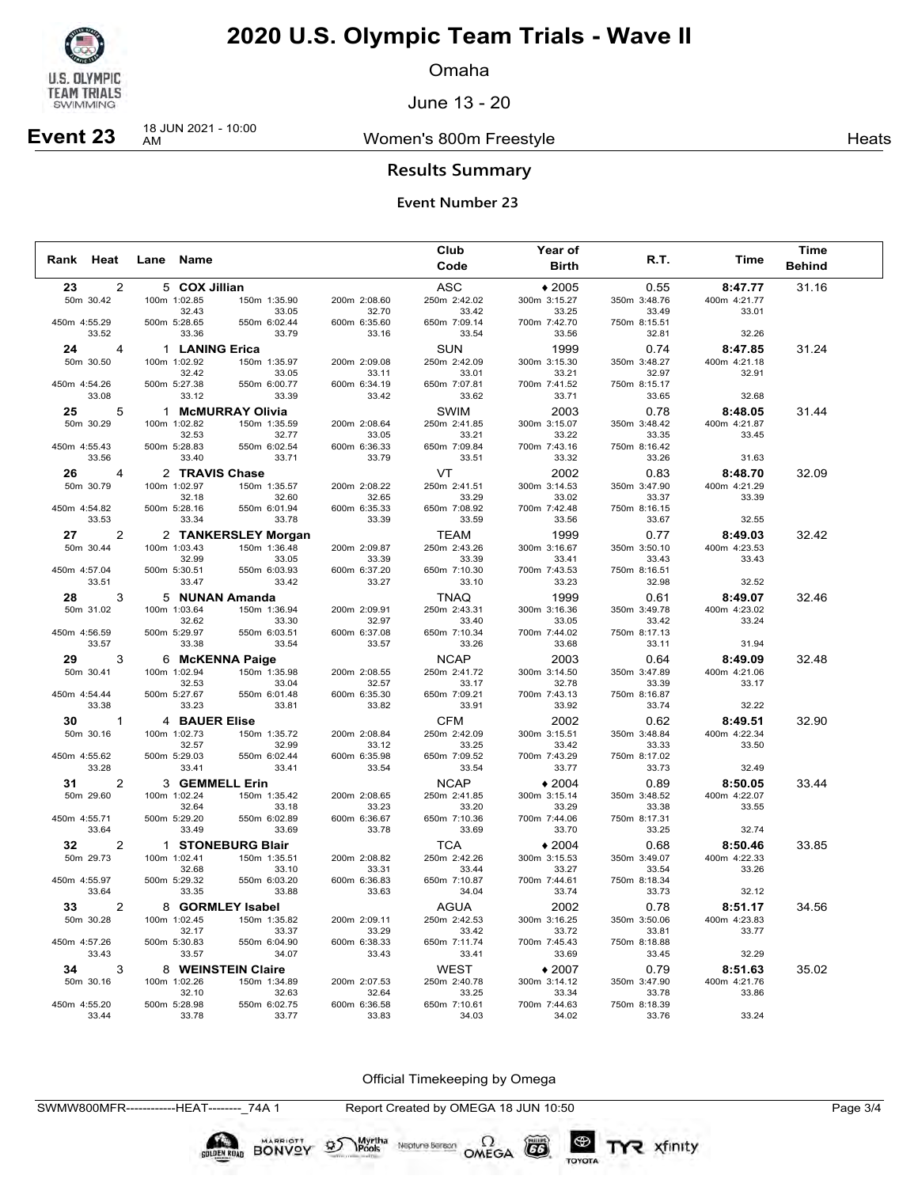# 2020 U.S. Olympic Team Trials - Wave II

Omaha

June 13 - 20

**Event 23** 18 JUN 2021 - 10:00 AM — Women's 800m Freestyle — Heats

## Results Summary

### Event Number 23

| Rank | Heat | Lane | Name | Club Code | Year of Birth | R.T. | Time | Time Behind |
|---|---|---|---|---|---|---|---|---|
| 23 | 2 | 5 | **COX Jillian** | ASC | ♦2005 | 0.55 | **8:47.77** | 31.16 |
| | | | 50m 30.42 / 100m 1:02.85 (32.43) / 150m 1:35.90 (33.05) / 200m 2:08.60 (32.70) / 250m 2:42.02 (33.42) / 300m 3:15.27 (33.25) / 350m 3:48.76 (33.49) / 400m 4:21.77 (33.01) | | | | | |
| | | | 450m 4:55.29 (33.52) / 500m 5:28.65 (33.36) / 550m 6:02.44 (33.79) / 600m 6:35.60 (33.16) / 650m 7:09.14 (33.54) / 700m 7:42.70 (33.56) / 750m 8:15.51 (32.81) / (32.26) | | | | | |
| 24 | 4 | 1 | **LANING Erica** | SUN | 1999 | 0.74 | **8:47.85** | 31.24 |
| | | | 50m 30.50 / 100m 1:02.92 (32.42) / 150m 1:35.97 (33.05) / 200m 2:09.08 (33.11) / 250m 2:42.09 (33.01) / 300m 3:15.30 (33.21) / 350m 3:48.27 (32.97) / 400m 4:21.18 (32.91) | | | | | |
| | | | 450m 4:54.26 (33.08) / 500m 5:27.38 (33.12) / 550m 6:00.77 (33.39) / 600m 6:34.19 (33.42) / 650m 7:07.81 (33.62) / 700m 7:41.52 (33.71) / 750m 8:15.17 (33.65) / (32.68) | | | | | |
| 25 | 5 | 1 | **McMURRAY Olivia** | SWIM | 2003 | 0.78 | **8:48.05** | 31.44 |
| | | | 50m 30.29 / 100m 1:02.82 (32.53) / 150m 1:35.59 (32.77) / 200m 2:08.64 (33.05) / 250m 2:41.85 (33.21) / 300m 3:15.07 (33.22) / 350m 3:48.42 (33.35) / 400m 4:21.87 (33.45) | | | | | |
| | | | 450m 4:55.43 (33.56) / 500m 5:28.83 (33.40) / 550m 6:02.54 (33.71) / 600m 6:36.33 (33.79) / 650m 7:09.84 (33.51) / 700m 7:43.16 (33.32) / 750m 8:16.42 (33.26) / (31.63) | | | | | |
| 26 | 4 | 2 | **TRAVIS Chase** | VT | 2002 | 0.83 | **8:48.70** | 32.09 |
| | | | 50m 30.79 / 100m 1:02.97 (32.18) / 150m 1:35.57 (32.60) / 200m 2:08.22 (32.65) / 250m 2:41.51 (33.29) / 300m 3:14.53 (33.02) / 350m 3:47.90 (33.37) / 400m 4:21.29 (33.39) | | | | | |
| | | | 450m 4:54.82 (33.53) / 500m 5:28.16 (33.34) / 550m 6:01.94 (33.78) / 600m 6:35.33 (33.39) / 650m 7:08.92 (33.59) / 700m 7:42.48 (33.56) / 750m 8:16.15 (33.67) / (32.55) | | | | | |
| 27 | 2 | 2 | **TANKERSLEY Morgan** | TEAM | 1999 | 0.77 | **8:49.03** | 32.42 |
| | | | 50m 30.44 / 100m 1:03.43 (32.99) / 150m 1:36.48 (33.05) / 200m 2:09.87 (33.39) / 250m 2:43.26 (33.39) / 300m 3:16.67 (33.41) / 350m 3:50.10 (33.43) / 400m 4:23.53 (33.43) | | | | | |
| | | | 450m 4:57.04 (33.51) / 500m 5:30.51 (33.47) / 550m 6:03.93 (33.42) / 600m 6:37.20 (33.27) / 650m 7:10.30 (33.10) / 700m 7:43.53 (33.23) / 750m 8:16.51 (32.98) / (32.52) | | | | | |
| 28 | 3 | 5 | **NUNAN Amanda** | TNAQ | 1999 | 0.61 | **8:49.07** | 32.46 |
| | | | 50m 31.02 / 100m 1:03.64 (32.62) / 150m 1:36.94 (33.30) / 200m 2:09.91 (32.97) / 250m 2:43.31 (33.40) / 300m 3:16.36 (33.05) / 350m 3:49.78 (33.42) / 400m 4:23.02 (33.24) | | | | | |
| | | | 450m 4:56.59 (33.57) / 500m 5:29.97 (33.38) / 550m 6:03.51 (33.54) / 600m 6:37.08 (33.57) / 650m 7:10.34 (33.26) / 700m 7:44.02 (33.68) / 750m 8:17.13 (33.11) / (31.94) | | | | | |
| 29 | 3 | 6 | **McKENNA Paige** | NCAP | 2003 | 0.64 | **8:49.09** | 32.48 |
| | | | 50m 30.41 / 100m 1:02.94 (32.53) / 150m 1:35.98 (33.04) / 200m 2:08.55 (32.57) / 250m 2:41.72 (33.17) / 300m 3:14.50 (32.78) / 350m 3:47.89 (33.39) / 400m 4:21.06 (33.17) | | | | | |
| | | | 450m 4:54.44 (33.38) / 500m 5:27.67 (33.23) / 550m 6:01.48 (33.81) / 600m 6:35.30 (33.82) / 650m 7:09.21 (33.91) / 700m 7:43.13 (33.92) / 750m 8:16.87 (33.74) / (32.22) | | | | | |
| 30 | 1 | 4 | **BAUER Elise** | CFM | 2002 | 0.62 | **8:49.51** | 32.90 |
| | | | 50m 30.16 / 100m 1:02.73 (32.57) / 150m 1:35.72 (32.99) / 200m 2:08.84 (33.12) / 250m 2:42.09 (33.25) / 300m 3:15.51 (33.42) / 350m 3:48.84 (33.33) / 400m 4:22.34 (33.50) | | | | | |
| | | | 450m 4:55.62 (33.28) / 500m 5:29.03 (33.41) / 550m 6:02.44 (33.41) / 600m 6:35.98 (33.54) / 650m 7:09.52 (33.54) / 700m 7:43.29 (33.77) / 750m 8:17.02 (33.73) / (32.49) | | | | | |
| 31 | 2 | 3 | **GEMMELL Erin** | NCAP | ♦2004 | 0.89 | **8:50.05** | 33.44 |
| | | | 50m 29.60 / 100m 1:02.24 (32.64) / 150m 1:35.42 (33.18) / 200m 2:08.65 (33.23) / 250m 2:41.85 (33.20) / 300m 3:15.14 (33.29) / 350m 3:48.52 (33.38) / 400m 4:22.07 (33.55) | | | | | |
| | | | 450m 4:55.71 (33.64) / 500m 5:29.20 (33.49) / 550m 6:02.89 (33.69) / 600m 6:36.67 (33.78) / 650m 7:10.36 (33.69) / 700m 7:44.06 (33.70) / 750m 8:17.31 (33.25) / (32.74) | | | | | |
| 32 | 2 | 1 | **STONEBURG Blair** | TCA | ♦2004 | 0.68 | **8:50.46** | 33.85 |
| | | | 50m 29.73 / 100m 1:02.41 (32.68) / 150m 1:35.51 (33.10) / 200m 2:08.82 (33.31) / 250m 2:42.26 (33.44) / 300m 3:15.53 (33.27) / 350m 3:49.07 (33.54) / 400m 4:22.33 (33.26) | | | | | |
| | | | 450m 4:55.97 (33.64) / 500m 5:29.32 (33.35) / 550m 6:03.20 (33.88) / 600m 6:36.83 (33.63) / 650m 7:10.87 (34.04) / 700m 7:44.61 (33.74) / 750m 8:18.34 (33.73) / (32.12) | | | | | |
| 33 | 2 | 8 | **GORMLEY Isabel** | AGUA | 2002 | 0.78 | **8:51.17** | 34.56 |
| | | | 50m 30.28 / 100m 1:02.45 (32.17) / 150m 1:35.82 (33.37) / 200m 2:09.11 (33.29) / 250m 2:42.53 (33.42) / 300m 3:16.25 (33.72) / 350m 3:50.06 (33.81) / 400m 4:23.83 (33.77) | | | | | |
| | | | 450m 4:57.26 (33.43) / 500m 5:30.83 (33.57) / 550m 6:04.90 (34.07) / 600m 6:38.33 (33.43) / 650m 7:11.74 (33.41) / 700m 7:45.43 (33.69) / 750m 8:18.88 (33.45) / (32.29) | | | | | |
| 34 | 3 | 8 | **WEINSTEIN Claire** | WEST | ♦2007 | 0.79 | **8:51.63** | 35.02 |
| | | | 50m 30.16 / 100m 1:02.26 (32.10) / 150m 1:34.89 (32.63) / 200m 2:07.53 (32.64) / 250m 2:40.78 (33.25) / 300m 3:14.12 (33.34) / 350m 3:47.90 (33.78) / 400m 4:21.76 (33.86) | | | | | |
| | | | 450m 4:55.20 (33.44) / 500m 5:28.98 (33.78) / 550m 6:02.75 (33.77) / 600m 6:36.58 (33.83) / 650m 7:10.61 (34.03) / 700m 7:44.63 (34.02) / 750m 8:18.39 (33.76) / (33.24) | | | | | |

Official Timekeeping by Omega

SWMW800MFR------------HEAT--------_74A 1 — Report Created by OMEGA 18 JUN 10:50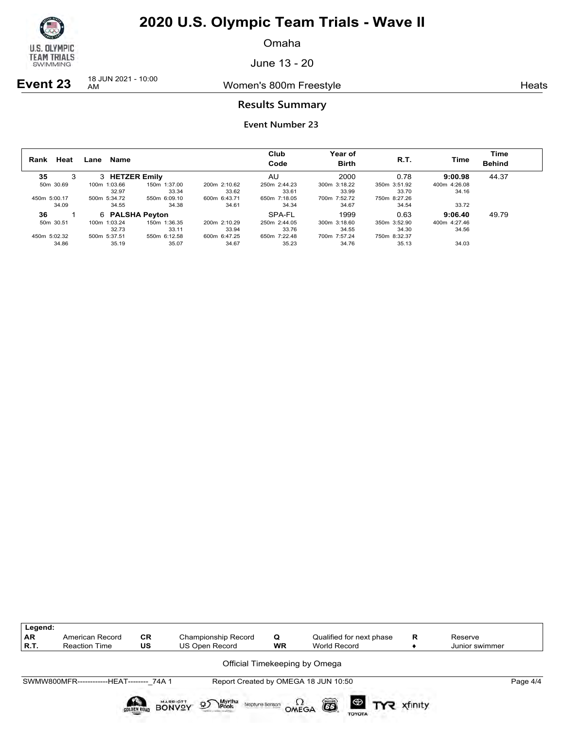# 2020 U.S. Olympic Team Trials - Wave II

Omaha

June 13 - 20

**Event 23** 18 JUN 2021 - 10:00 AM — Women's 800m Freestyle — Heats

## Results Summary

### Event Number 23

| Rank | Heat | Lane | Name | Club Code | Year of Birth | R.T. | Time | Time Behind |
|---|---|---|---|---|---|---|---|---|
| **35** | 3 | 3 | **HETZER Emily** | AU | 2000 | 0.78 | **9:00.98** | 44.37 |
| | 50m 30.69 | 100m 1:03.66 (32.97) | 150m 1:37.00 (33.34) | 200m 2:10.62 (33.62) | 250m 2:44.23 (33.61) | 300m 3:18.22 (33.99) | 350m 3:51.92 (33.70) | 400m 4:26.08 (34.16) |
| | 450m 5:00.17 (34.09) | 500m 5:34.72 (34.55) | 550m 6:09.10 (34.38) | 600m 6:43.71 (34.61) | 650m 7:18.05 (34.34) | 700m 7:52.72 (34.67) | 750m 8:27.26 (34.54) | (33.72) |
| **36** | 1 | 6 | **PALSHA Peyton** | SPA-FL | 1999 | 0.63 | **9:06.40** | 49.79 |
| | 50m 30.51 | 100m 1:03.24 (32.73) | 150m 1:36.35 (33.11) | 200m 2:10.29 (33.94) | 250m 2:44.05 (33.76) | 300m 3:18.60 (34.55) | 350m 3:52.90 (34.30) | 400m 4:27.46 (34.56) |
| | 450m 5:02.32 (34.86) | 500m 5:37.51 (35.19) | 550m 6:12.58 (35.07) | 600m 6:47.25 (34.67) | 650m 7:22.48 (35.23) | 700m 7:57.24 (34.76) | 750m 8:32.37 (35.13) | (34.03) |

| Legend: | | | | | | | |
|---|---|---|---|---|---|---|---|
| AR | American Record | CR | Championship Record | Q | Qualified for next phase | R | Reserve |
| R.T. | Reaction Time | US | US Open Record | WR | World Record | ♦ | Junior swimmer |

Official Timekeeping by Omega

SWMW800MFR------------HEAT--------_74A 1 — Report Created by OMEGA 18 JUN 10:50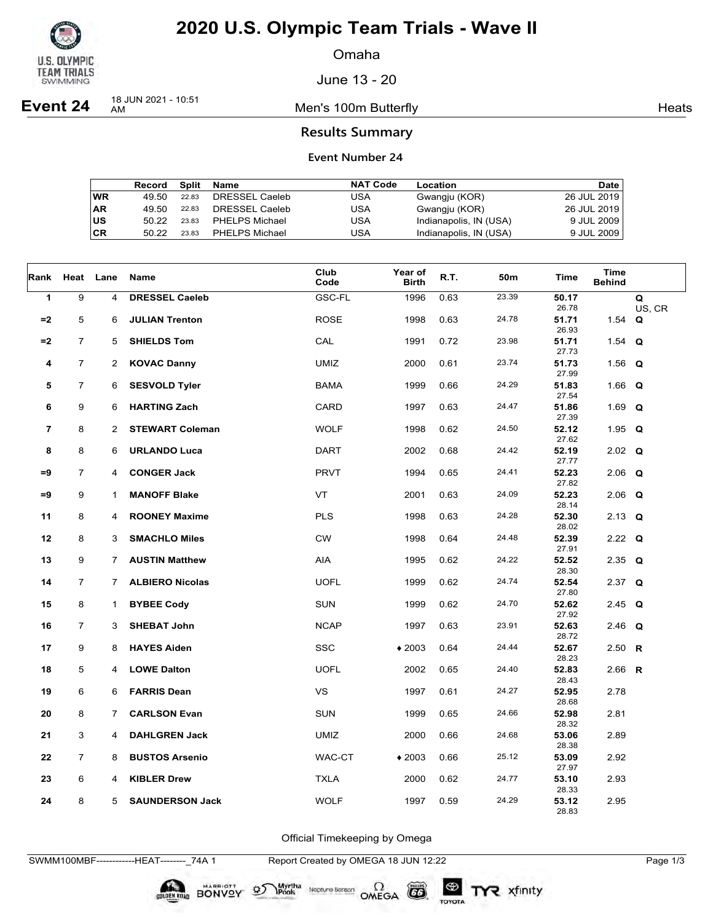# 2020 U.S. Olympic Team Trials - Wave II

Omaha

June 13 - 20

**Event 24** 18 JUN 2021 - 10:51 AM — Men's 100m Butterfly — Heats

## Results Summary

### Event Number 24

| | Record | Split | Name | NAT Code | Location | Date |
|---|---|---|---|---|---|---|
| WR | 49.50 | 22.83 | DRESSEL Caeleb | USA | Gwangju (KOR) | 26 JUL 2019 |
| AR | 49.50 | 22.83 | DRESSEL Caeleb | USA | Gwangju (KOR) | 26 JUL 2019 |
| US | 50.22 | 23.83 | PHELPS Michael | USA | Indianapolis, IN (USA) | 9 JUL 2009 |
| CR | 50.22 | 23.83 | PHELPS Michael | USA | Indianapolis, IN (USA) | 9 JUL 2009 |

| Rank | Heat | Lane | Name | Club Code | Year of Birth | R.T. | 50m | Time | Time Behind | |
|---|---|---|---|---|---|---|---|---|---|---|
| 1 | 9 | 4 | **DRESSEL Caeleb** | GSC-FL | 1996 | 0.63 | 23.39 | **50.17** 26.78 | | Q US, CR |
| =2 | 5 | 6 | **JULIAN Trenton** | ROSE | 1998 | 0.63 | 24.78 | **51.71** 26.93 | 1.54 | Q |
| =2 | 7 | 5 | **SHIELDS Tom** | CAL | 1991 | 0.72 | 23.98 | **51.71** 27.73 | 1.54 | Q |
| 4 | 7 | 2 | **KOVAC Danny** | UMIZ | 2000 | 0.61 | 23.74 | **51.73** 27.99 | 1.56 | Q |
| 5 | 7 | 6 | **SESVOLD Tyler** | BAMA | 1999 | 0.66 | 24.29 | **51.83** 27.54 | 1.66 | Q |
| 6 | 9 | 6 | **HARTING Zach** | CARD | 1997 | 0.63 | 24.47 | **51.86** 27.39 | 1.69 | Q |
| 7 | 8 | 2 | **STEWART Coleman** | WOLF | 1998 | 0.62 | 24.50 | **52.12** 27.62 | 1.95 | Q |
| 8 | 8 | 6 | **URLANDO Luca** | DART | 2002 | 0.68 | 24.42 | **52.19** 27.77 | 2.02 | Q |
| =9 | 7 | 4 | **CONGER Jack** | PRVT | 1994 | 0.65 | 24.41 | **52.23** 27.82 | 2.06 | Q |
| =9 | 9 | 1 | **MANOFF Blake** | VT | 2001 | 0.63 | 24.09 | **52.23** 28.14 | 2.06 | Q |
| 11 | 8 | 4 | **ROONEY Maxime** | PLS | 1998 | 0.63 | 24.28 | **52.30** 28.02 | 2.13 | Q |
| 12 | 8 | 3 | **SMACHLO Miles** | CW | 1998 | 0.64 | 24.48 | **52.39** 27.91 | 2.22 | Q |
| 13 | 9 | 7 | **AUSTIN Matthew** | AIA | 1995 | 0.62 | 24.22 | **52.52** 28.30 | 2.35 | Q |
| 14 | 7 | 7 | **ALBIERO Nicolas** | UOFL | 1999 | 0.62 | 24.74 | **52.54** 27.80 | 2.37 | Q |
| 15 | 8 | 1 | **BYBEE Cody** | SUN | 1999 | 0.62 | 24.70 | **52.62** 27.92 | 2.45 | Q |
| 16 | 7 | 3 | **SHEBAT John** | NCAP | 1997 | 0.63 | 23.91 | **52.63** 28.72 | 2.46 | Q |
| 17 | 9 | 8 | **HAYES Aiden** | SSC | ♦ 2003 | 0.64 | 24.44 | **52.67** 28.23 | 2.50 | R |
| 18 | 5 | 4 | **LOWE Dalton** | UOFL | 2002 | 0.65 | 24.40 | **52.83** 28.43 | 2.66 | R |
| 19 | 6 | 6 | **FARRIS Dean** | VS | 1997 | 0.61 | 24.27 | **52.95** 28.68 | 2.78 | |
| 20 | 8 | 7 | **CARLSON Evan** | SUN | 1999 | 0.65 | 24.66 | **52.98** 28.32 | 2.81 | |
| 21 | 3 | 4 | **DAHLGREN Jack** | UMIZ | 2000 | 0.66 | 24.68 | **53.06** 28.38 | 2.89 | |
| 22 | 7 | 8 | **BUSTOS Arsenio** | WAC-CT | ♦ 2003 | 0.66 | 25.12 | **53.09** 27.97 | 2.92 | |
| 23 | 6 | 4 | **KIBLER Drew** | TXLA | 2000 | 0.62 | 24.77 | **53.10** 28.33 | 2.93 | |
| 24 | 8 | 5 | **SAUNDERSON Jack** | WOLF | 1997 | 0.59 | 24.29 | **53.12** 28.83 | 2.95 | |

Official Timekeeping by Omega

SWMM100MBF------------HEAT--------_74A 1 — Report Created by OMEGA 18 JUN 12:22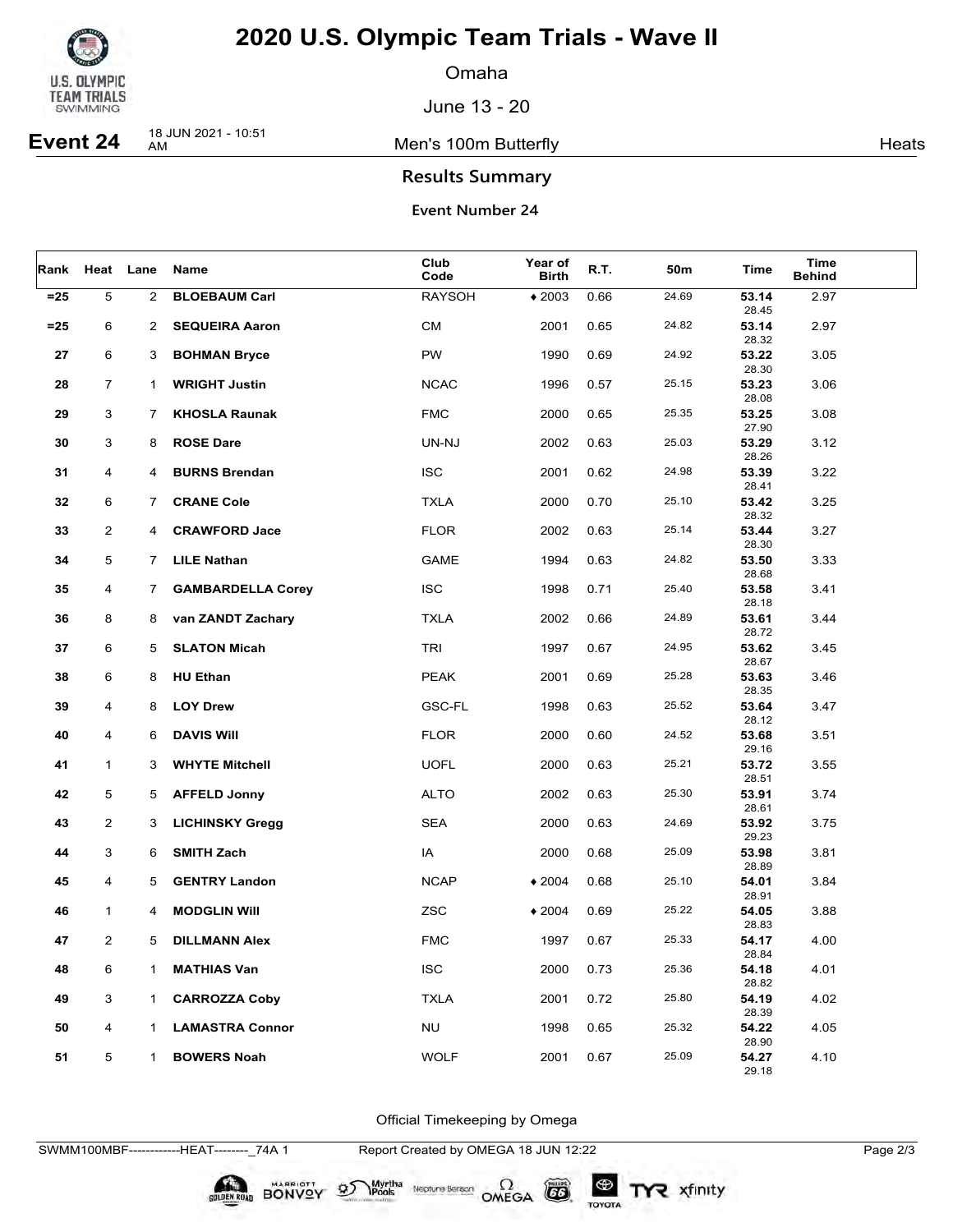# 2020 U.S. Olympic Team Trials - Wave II

Omaha

June 13 - 20

**Event 24** 18 JUN 2021 - 10:51 AM — Men's 100m Butterfly — Heats

## Results Summary

### Event Number 24

| Rank | Heat | Lane | Name | Club Code | Year of Birth | R.T. | 50m | Time | Time Behind |
|---|---|---|---|---|---|---|---|---|---|
| =25 | 5 | 2 | **BLOEBAUM Carl** | RAYSOH | ♦ 2003 | 0.66 | 24.69 | **53.14** 28.45 | 2.97 |
| =25 | 6 | 2 | **SEQUEIRA Aaron** | CM | 2001 | 0.65 | 24.82 | **53.14** 28.32 | 2.97 |
| 27 | 6 | 3 | **BOHMAN Bryce** | PW | 1990 | 0.69 | 24.92 | **53.22** 28.30 | 3.05 |
| 28 | 7 | 1 | **WRIGHT Justin** | NCAC | 1996 | 0.57 | 25.15 | **53.23** 28.08 | 3.06 |
| 29 | 3 | 7 | **KHOSLA Raunak** | FMC | 2000 | 0.65 | 25.35 | **53.25** 27.90 | 3.08 |
| 30 | 3 | 8 | **ROSE Dare** | UN-NJ | 2002 | 0.63 | 25.03 | **53.29** 28.26 | 3.12 |
| 31 | 4 | 4 | **BURNS Brendan** | ISC | 2001 | 0.62 | 24.98 | **53.39** 28.41 | 3.22 |
| 32 | 6 | 7 | **CRANE Cole** | TXLA | 2000 | 0.70 | 25.10 | **53.42** 28.32 | 3.25 |
| 33 | 2 | 4 | **CRAWFORD Jace** | FLOR | 2002 | 0.63 | 25.14 | **53.44** 28.30 | 3.27 |
| 34 | 5 | 7 | **LILE Nathan** | GAME | 1994 | 0.63 | 24.82 | **53.50** 28.68 | 3.33 |
| 35 | 4 | 7 | **GAMBARDELLA Corey** | ISC | 1998 | 0.71 | 25.40 | **53.58** 28.18 | 3.41 |
| 36 | 8 | 8 | **van ZANDT Zachary** | TXLA | 2002 | 0.66 | 24.89 | **53.61** 28.72 | 3.44 |
| 37 | 6 | 5 | **SLATON Micah** | TRI | 1997 | 0.67 | 24.95 | **53.62** 28.67 | 3.45 |
| 38 | 6 | 8 | **HU Ethan** | PEAK | 2001 | 0.69 | 25.28 | **53.63** 28.35 | 3.46 |
| 39 | 4 | 8 | **LOY Drew** | GSC-FL | 1998 | 0.63 | 25.52 | **53.64** 28.12 | 3.47 |
| 40 | 4 | 6 | **DAVIS Will** | FLOR | 2000 | 0.60 | 24.52 | **53.68** 29.16 | 3.51 |
| 41 | 1 | 3 | **WHYTE Mitchell** | UOFL | 2000 | 0.63 | 25.21 | **53.72** 28.51 | 3.55 |
| 42 | 5 | 5 | **AFFELD Jonny** | ALTO | 2002 | 0.63 | 25.30 | **53.91** 28.61 | 3.74 |
| 43 | 2 | 3 | **LICHINSKY Gregg** | SEA | 2000 | 0.63 | 24.69 | **53.92** 29.23 | 3.75 |
| 44 | 3 | 6 | **SMITH Zach** | IA | 2000 | 0.68 | 25.09 | **53.98** 28.89 | 3.81 |
| 45 | 4 | 5 | **GENTRY Landon** | NCAP | ♦ 2004 | 0.68 | 25.10 | **54.01** 28.91 | 3.84 |
| 46 | 1 | 4 | **MODGLIN Will** | ZSC | ♦ 2004 | 0.69 | 25.22 | **54.05** 28.83 | 3.88 |
| 47 | 2 | 5 | **DILLMANN Alex** | FMC | 1997 | 0.67 | 25.33 | **54.17** 28.84 | 4.00 |
| 48 | 6 | 1 | **MATHIAS Van** | ISC | 2000 | 0.73 | 25.36 | **54.18** 28.82 | 4.01 |
| 49 | 3 | 1 | **CARROZZA Coby** | TXLA | 2001 | 0.72 | 25.80 | **54.19** 28.39 | 4.02 |
| 50 | 4 | 1 | **LAMASTRA Connor** | NU | 1998 | 0.65 | 25.32 | **54.22** 28.90 | 4.05 |
| 51 | 5 | 1 | **BOWERS Noah** | WOLF | 2001 | 0.67 | 25.09 | **54.27** 29.18 | 4.10 |

Official Timekeeping by Omega

SWMM100MBF------------HEAT--------_74A 1 — Report Created by OMEGA 18 JUN 12:22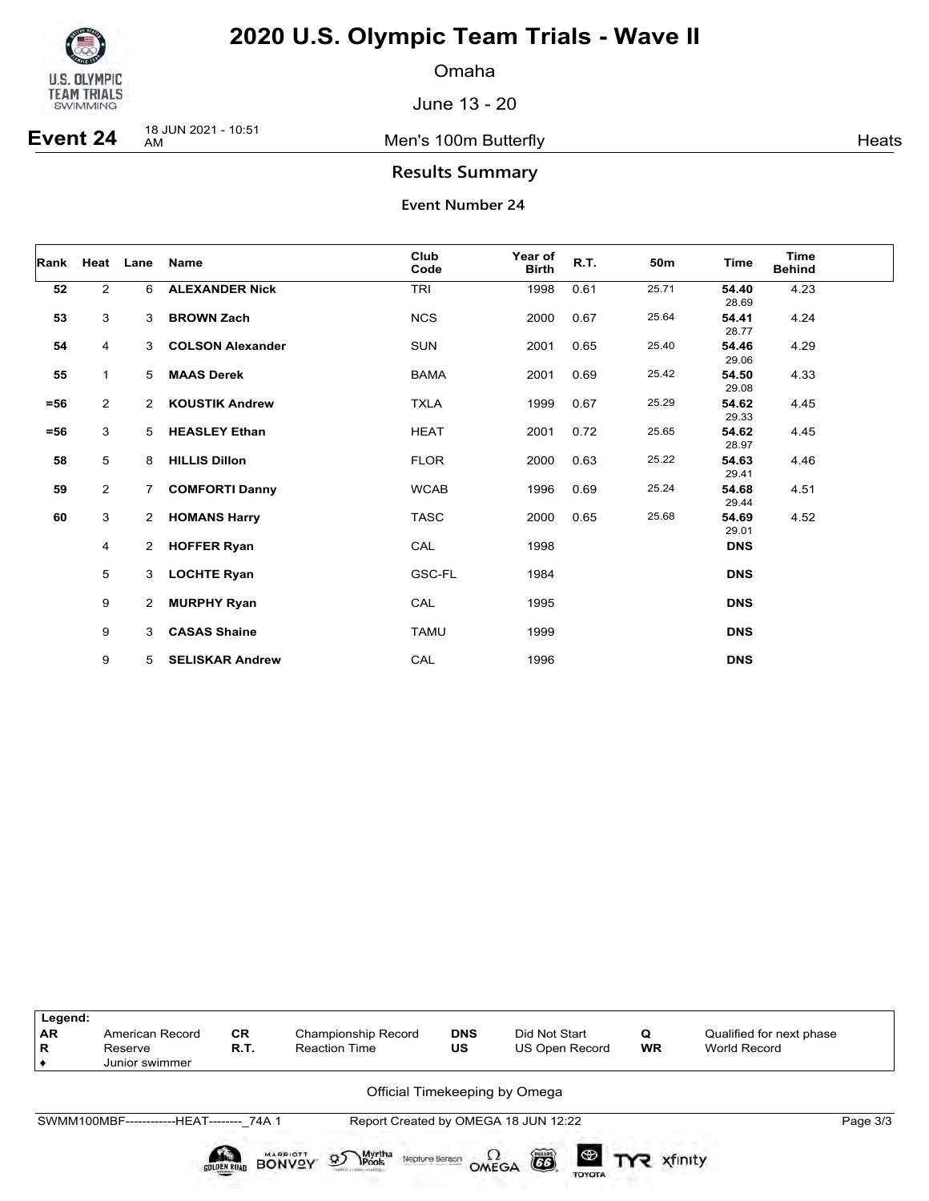# 2020 U.S. Olympic Team Trials - Wave II

Omaha

June 13 - 20

**Event 24** 18 JUN 2021 - 10:51 AM — Men's 100m Butterfly — Heats

## Results Summary

### Event Number 24

| Rank | Heat | Lane | Name | Club Code | Year of Birth | R.T. | 50m | Time | Time Behind |
|---|---|---|---|---|---|---|---|---|---|
| 52 | 2 | 6 | **ALEXANDER Nick** | TRI | 1998 | 0.61 | 25.71 | **54.40** 28.69 | 4.23 |
| 53 | 3 | 3 | **BROWN Zach** | NCS | 2000 | 0.67 | 25.64 | **54.41** 28.77 | 4.24 |
| 54 | 4 | 3 | **COLSON Alexander** | SUN | 2001 | 0.65 | 25.40 | **54.46** 29.06 | 4.29 |
| 55 | 1 | 5 | **MAAS Derek** | BAMA | 2001 | 0.69 | 25.42 | **54.50** 29.08 | 4.33 |
| =56 | 2 | 2 | **KOUSTIK Andrew** | TXLA | 1999 | 0.67 | 25.29 | **54.62** 29.33 | 4.45 |
| =56 | 3 | 5 | **HEASLEY Ethan** | HEAT | 2001 | 0.72 | 25.65 | **54.62** 28.97 | 4.45 |
| 58 | 5 | 8 | **HILLIS Dillon** | FLOR | 2000 | 0.63 | 25.22 | **54.63** 29.41 | 4.46 |
| 59 | 2 | 7 | **COMFORTI Danny** | WCAB | 1996 | 0.69 | 25.24 | **54.68** 29.44 | 4.51 |
| 60 | 3 | 2 | **HOMANS Harry** | TASC | 2000 | 0.65 | 25.68 | **54.69** 29.01 | 4.52 |
| | 4 | 2 | **HOFFER Ryan** | CAL | 1998 | | | **DNS** | |
| | 5 | 3 | **LOCHTE Ryan** | GSC-FL | 1984 | | | **DNS** | |
| | 9 | 2 | **MURPHY Ryan** | CAL | 1995 | | | **DNS** | |
| | 9 | 3 | **CASAS Shaine** | TAMU | 1999 | | | **DNS** | |
| | 9 | 5 | **SELISKAR Andrew** | CAL | 1996 | | | **DNS** | |

| Legend: | | | | | | | |
|---|---|---|---|---|---|---|---|
| AR | American Record | CR | Championship Record | DNS | Did Not Start | Q | Qualified for next phase |
| R | Reserve | R.T. | Reaction Time | US | US Open Record | WR | World Record |
| ♦ | Junior swimmer | | | | | | |

Official Timekeeping by Omega

SWMM100MBF------------HEAT--------_74A 1 — Report Created by OMEGA 18 JUN 12:22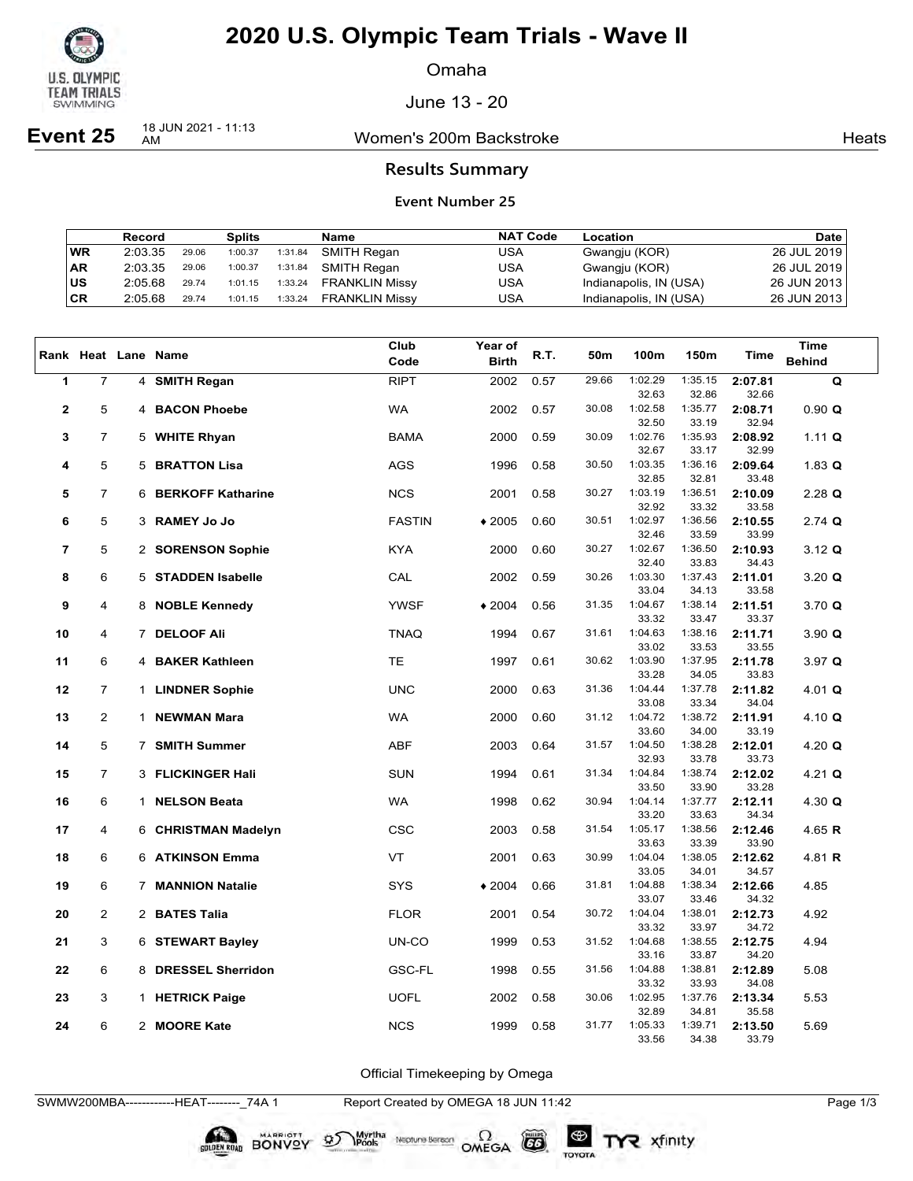# 2020 U.S. Olympic Team Trials - Wave II

Omaha

June 13 - 20

**Event 25** 18 JUN 2021 - 11:13 AM — Women's 200m Backstroke — Heats

## Results Summary

### Event Number 25

| | Record | Splits | | | Name | NAT Code | Location | Date |
|---|---|---|---|---|---|---|---|---|
| WR | 2:03.35 | 29.06 | 1:00.37 | 1:31.84 | SMITH Regan | USA | Gwangju (KOR) | 26 JUL 2019 |
| AR | 2:03.35 | 29.06 | 1:00.37 | 1:31.84 | SMITH Regan | USA | Gwangju (KOR) | 26 JUL 2019 |
| US | 2:05.68 | 29.74 | 1:01.15 | 1:33.24 | FRANKLIN Missy | USA | Indianapolis, IN (USA) | 26 JUN 2013 |
| CR | 2:05.68 | 29.74 | 1:01.15 | 1:33.24 | FRANKLIN Missy | USA | Indianapolis, IN (USA) | 26 JUN 2013 |

| Rank | Heat | Lane | Name | Club Code | Year of Birth | R.T. | 50m | 100m | 150m | Time | Time Behind |
|---|---|---|---|---|---|---|---|---|---|---|---|
| 1 | 7 | 4 | **SMITH Regan** | RIPT | 2002 | 0.57 | 29.66 | 1:02.29 | 1:35.15 | **2:07.81** | **Q** |
| | | | | | | | | 32.63 | 32.86 | 32.66 | |
| 2 | 5 | 4 | **BACON Phoebe** | WA | 2002 | 0.57 | 30.08 | 1:02.58 | 1:35.77 | **2:08.71** | 0.90 **Q** |
| | | | | | | | | 32.50 | 33.19 | 32.94 | |
| 3 | 7 | 5 | **WHITE Rhyan** | BAMA | 2000 | 0.59 | 30.09 | 1:02.76 | 1:35.93 | **2:08.92** | 1.11 **Q** |
| | | | | | | | | 32.67 | 33.17 | 32.99 | |
| 4 | 5 | 5 | **BRATTON Lisa** | AGS | 1996 | 0.58 | 30.50 | 1:03.35 | 1:36.16 | **2:09.64** | 1.83 **Q** |
| | | | | | | | | 32.85 | 32.81 | 33.48 | |
| 5 | 7 | 6 | **BERKOFF Katharine** | NCS | 2001 | 0.58 | 30.27 | 1:03.19 | 1:36.51 | **2:10.09** | 2.28 **Q** |
| | | | | | | | | 32.92 | 33.32 | 33.58 | |
| 6 | 5 | 3 | **RAMEY Jo Jo** | FASTIN | ♦ 2005 | 0.60 | 30.51 | 1:02.97 | 1:36.56 | **2:10.55** | 2.74 **Q** |
| | | | | | | | | 32.46 | 33.59 | 33.99 | |
| 7 | 5 | 2 | **SORENSON Sophie** | KYA | 2000 | 0.60 | 30.27 | 1:02.67 | 1:36.50 | **2:10.93** | 3.12 **Q** |
| | | | | | | | | 32.40 | 33.83 | 34.43 | |
| 8 | 6 | 5 | **STADDEN Isabelle** | CAL | 2002 | 0.59 | 30.26 | 1:03.30 | 1:37.43 | **2:11.01** | 3.20 **Q** |
| | | | | | | | | 33.04 | 34.13 | 33.58 | |
| 9 | 4 | 8 | **NOBLE Kennedy** | YWSF | ♦ 2004 | 0.56 | 31.35 | 1:04.67 | 1:38.14 | **2:11.51** | 3.70 **Q** |
| | | | | | | | | 33.32 | 33.47 | 33.37 | |
| 10 | 4 | 7 | **DELOOF Ali** | TNAQ | 1994 | 0.67 | 31.61 | 1:04.63 | 1:38.16 | **2:11.71** | 3.90 **Q** |
| | | | | | | | | 33.02 | 33.53 | 33.55 | |
| 11 | 6 | 4 | **BAKER Kathleen** | TE | 1997 | 0.61 | 30.62 | 1:03.90 | 1:37.95 | **2:11.78** | 3.97 **Q** |
| | | | | | | | | 33.28 | 34.05 | 33.83 | |
| 12 | 7 | 1 | **LINDNER Sophie** | UNC | 2000 | 0.63 | 31.36 | 1:04.44 | 1:37.78 | **2:11.82** | 4.01 **Q** |
| | | | | | | | | 33.08 | 33.34 | 34.04 | |
| 13 | 2 | 1 | **NEWMAN Mara** | WA | 2000 | 0.60 | 31.12 | 1:04.72 | 1:38.72 | **2:11.91** | 4.10 **Q** |
| | | | | | | | | 33.60 | 34.00 | 33.19 | |
| 14 | 5 | 7 | **SMITH Summer** | ABF | 2003 | 0.64 | 31.57 | 1:04.50 | 1:38.28 | **2:12.01** | 4.20 **Q** |
| | | | | | | | | 32.93 | 33.78 | 33.73 | |
| 15 | 7 | 3 | **FLICKINGER Hali** | SUN | 1994 | 0.61 | 31.34 | 1:04.84 | 1:38.74 | **2:12.02** | 4.21 **Q** |
| | | | | | | | | 33.50 | 33.90 | 33.28 | |
| 16 | 6 | 1 | **NELSON Beata** | WA | 1998 | 0.62 | 30.94 | 1:04.14 | 1:37.77 | **2:12.11** | 4.30 **Q** |
| | | | | | | | | 33.20 | 33.63 | 34.34 | |
| 17 | 4 | 6 | **CHRISTMAN Madelyn** | CSC | 2003 | 0.58 | 31.54 | 1:05.17 | 1:38.56 | **2:12.46** | 4.65 **R** |
| | | | | | | | | 33.63 | 33.39 | 33.90 | |
| 18 | 6 | 6 | **ATKINSON Emma** | VT | 2001 | 0.63 | 30.99 | 1:04.04 | 1:38.05 | **2:12.62** | 4.81 **R** |
| | | | | | | | | 33.05 | 34.01 | 34.57 | |
| 19 | 6 | 7 | **MANNION Natalie** | SYS | ♦ 2004 | 0.66 | 31.81 | 1:04.88 | 1:38.34 | **2:12.66** | 4.85 |
| | | | | | | | | 33.07 | 33.46 | 34.32 | |
| 20 | 2 | 2 | **BATES Talia** | FLOR | 2001 | 0.54 | 30.72 | 1:04.04 | 1:38.01 | **2:12.73** | 4.92 |
| | | | | | | | | 33.32 | 33.97 | 34.72 | |
| 21 | 3 | 6 | **STEWART Bayley** | UN-CO | 1999 | 0.53 | 31.52 | 1:04.68 | 1:38.55 | **2:12.75** | 4.94 |
| | | | | | | | | 33.16 | 33.87 | 34.20 | |
| 22 | 6 | 8 | **DRESSEL Sherridon** | GSC-FL | 1998 | 0.55 | 31.56 | 1:04.88 | 1:38.81 | **2:12.89** | 5.08 |
| | | | | | | | | 33.32 | 33.93 | 34.08 | |
| 23 | 3 | 1 | **HETRICK Paige** | UOFL | 2002 | 0.58 | 30.06 | 1:02.95 | 1:37.76 | **2:13.34** | 5.53 |
| | | | | | | | | 32.89 | 34.81 | 35.58 | |
| 24 | 6 | 2 | **MOORE Kate** | NCS | 1999 | 0.58 | 31.77 | 1:05.33 | 1:39.71 | **2:13.50** | 5.69 |
| | | | | | | | | 33.56 | 34.38 | 33.79 | |

Official Timekeeping by Omega

SWMW200MBA------------HEAT--------_74A 1 — Report Created by OMEGA 18 JUN 11:42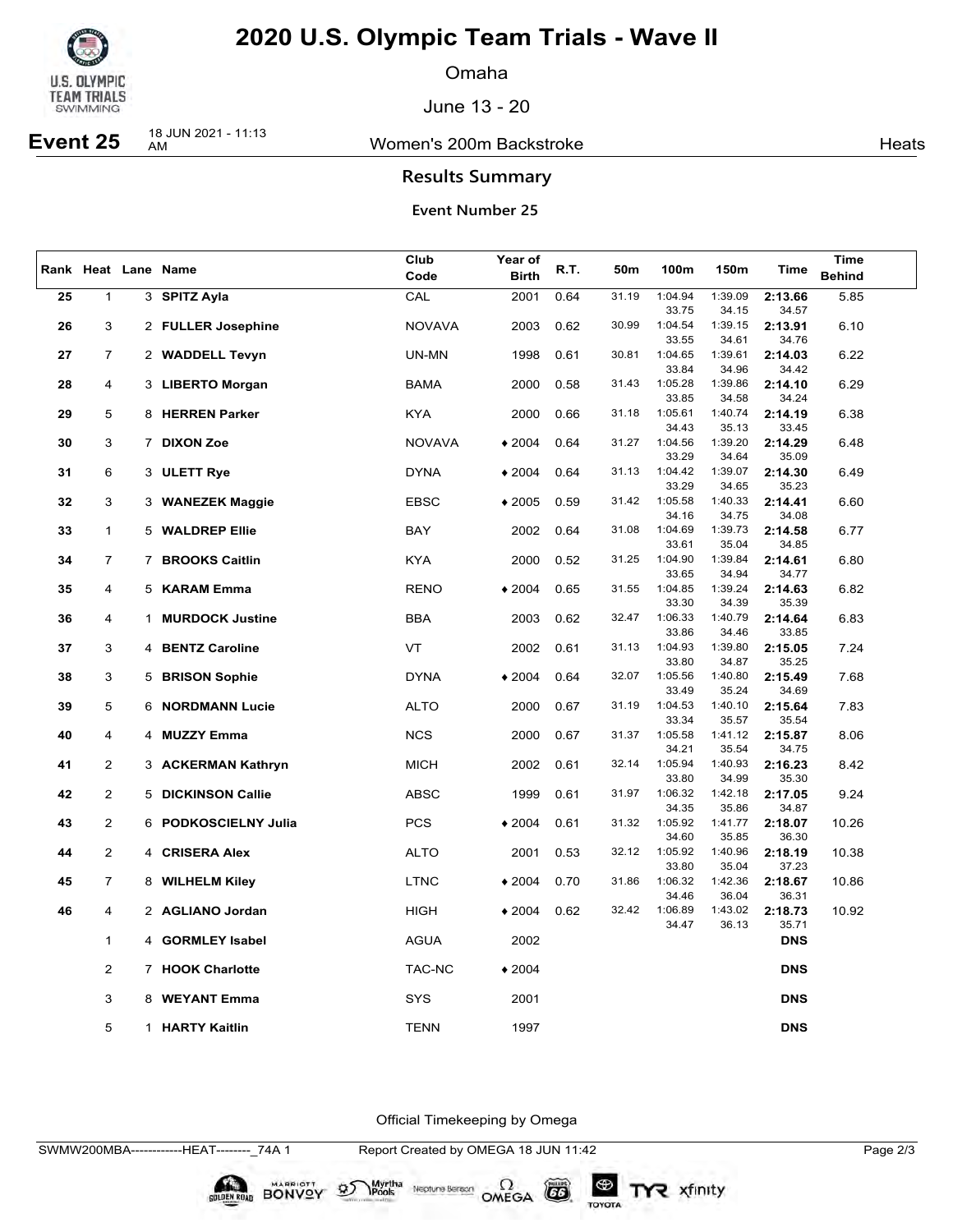# 2020 U.S. Olympic Team Trials - Wave II

Omaha

June 13 - 20

**Event 25** 18 JUN 2021 - 11:13 AM — Women's 200m Backstroke — Heats

## Results Summary

### Event Number 25

| Rank | Heat | Lane | Name | Club Code | Year of Birth | R.T. | 50m | 100m | 150m | Time | Time Behind |
|---|---|---|---|---|---|---|---|---|---|---|---|
| 25 | 1 | 3 | **SPITZ Ayla** | CAL | 2001 | 0.64 | 31.19 | 1:04.94 / 33.75 | 1:39.09 / 34.15 | **2:13.66** / 34.57 | 5.85 |
| 26 | 3 | 2 | **FULLER Josephine** | NOVAVA | 2003 | 0.62 | 30.99 | 1:04.54 / 33.55 | 1:39.15 / 34.61 | **2:13.91** / 34.76 | 6.10 |
| 27 | 7 | 2 | **WADDELL Tevyn** | UN-MN | 1998 | 0.61 | 30.81 | 1:04.65 / 33.84 | 1:39.61 / 34.96 | **2:14.03** / 34.42 | 6.22 |
| 28 | 4 | 3 | **LIBERTO Morgan** | BAMA | 2000 | 0.58 | 31.43 | 1:05.28 / 33.85 | 1:39.86 / 34.58 | **2:14.10** / 34.24 | 6.29 |
| 29 | 5 | 8 | **HERREN Parker** | KYA | 2000 | 0.66 | 31.18 | 1:05.61 / 34.43 | 1:40.74 / 35.13 | **2:14.19** / 33.45 | 6.38 |
| 30 | 3 | 7 | **DIXON Zoe** | NOVAVA | ♦2004 | 0.64 | 31.27 | 1:04.56 / 33.29 | 1:39.20 / 34.64 | **2:14.29** / 35.09 | 6.48 |
| 31 | 6 | 3 | **ULETT Rye** | DYNA | ♦2004 | 0.64 | 31.13 | 1:04.42 / 33.29 | 1:39.07 / 34.65 | **2:14.30** / 35.23 | 6.49 |
| 32 | 3 | 3 | **WANEZEK Maggie** | EBSC | ♦2005 | 0.59 | 31.42 | 1:05.58 / 34.16 | 1:40.33 / 34.75 | **2:14.41** / 34.08 | 6.60 |
| 33 | 1 | 5 | **WALDREP Ellie** | BAY | 2002 | 0.64 | 31.08 | 1:04.69 / 33.61 | 1:39.73 / 35.04 | **2:14.58** / 34.85 | 6.77 |
| 34 | 7 | 7 | **BROOKS Caitlin** | KYA | 2000 | 0.52 | 31.25 | 1:04.90 / 33.65 | 1:39.84 / 34.94 | **2:14.61** / 34.77 | 6.80 |
| 35 | 4 | 5 | **KARAM Emma** | RENO | ♦2004 | 0.65 | 31.55 | 1:04.85 / 33.30 | 1:39.24 / 34.39 | **2:14.63** / 35.39 | 6.82 |
| 36 | 4 | 1 | **MURDOCK Justine** | BBA | 2003 | 0.62 | 32.47 | 1:06.33 / 33.86 | 1:40.79 / 34.46 | **2:14.64** / 33.85 | 6.83 |
| 37 | 3 | 4 | **BENTZ Caroline** | VT | 2002 | 0.61 | 31.13 | 1:04.93 / 33.80 | 1:39.80 / 34.87 | **2:15.05** / 35.25 | 7.24 |
| 38 | 3 | 5 | **BRISON Sophie** | DYNA | ♦2004 | 0.64 | 32.07 | 1:05.56 / 33.49 | 1:40.80 / 35.24 | **2:15.49** / 34.69 | 7.68 |
| 39 | 5 | 6 | **NORDMANN Lucie** | ALTO | 2000 | 0.67 | 31.19 | 1:04.53 / 33.34 | 1:40.10 / 35.57 | **2:15.64** / 35.54 | 7.83 |
| 40 | 4 | 4 | **MUZZY Emma** | NCS | 2000 | 0.67 | 31.37 | 1:05.58 / 34.21 | 1:41.12 / 35.54 | **2:15.87** / 34.75 | 8.06 |
| 41 | 2 | 3 | **ACKERMAN Kathryn** | MICH | 2002 | 0.61 | 32.14 | 1:05.94 / 33.80 | 1:40.93 / 34.99 | **2:16.23** / 35.30 | 8.42 |
| 42 | 2 | 5 | **DICKINSON Callie** | ABSC | 1999 | 0.61 | 31.97 | 1:06.32 / 34.35 | 1:42.18 / 35.86 | **2:17.05** / 34.87 | 9.24 |
| 43 | 2 | 6 | **PODKOSCIELNY Julia** | PCS | ♦2004 | 0.61 | 31.32 | 1:05.92 / 34.60 | 1:41.77 / 35.85 | **2:18.07** / 36.30 | 10.26 |
| 44 | 2 | 4 | **CRISERA Alex** | ALTO | 2001 | 0.53 | 32.12 | 1:05.92 / 33.80 | 1:40.96 / 35.04 | **2:18.19** / 37.23 | 10.38 |
| 45 | 7 | 8 | **WILHELM Kiley** | LTNC | ♦2004 | 0.70 | 31.86 | 1:06.32 / 34.46 | 1:42.36 / 36.04 | **2:18.67** / 36.31 | 10.86 |
| 46 | 4 | 2 | **AGLIANO Jordan** | HIGH | ♦2004 | 0.62 | 32.42 | 1:06.89 / 34.47 | 1:43.02 / 36.13 | **2:18.73** / 35.71 | 10.92 |
| | 1 | 4 | **GORMLEY Isabel** | AGUA | 2002 | | | | | **DNS** | |
| | 2 | 7 | **HOOK Charlotte** | TAC-NC | ♦2004 | | | | | **DNS** | |
| | 3 | 8 | **WEYANT Emma** | SYS | 2001 | | | | | **DNS** | |
| | 5 | 1 | **HARTY Kaitlin** | TENN | 1997 | | | | | **DNS** | |

Official Timekeeping by Omega

SWMW200MBA------------HEAT--------_74A 1 — Report Created by OMEGA 18 JUN 11:42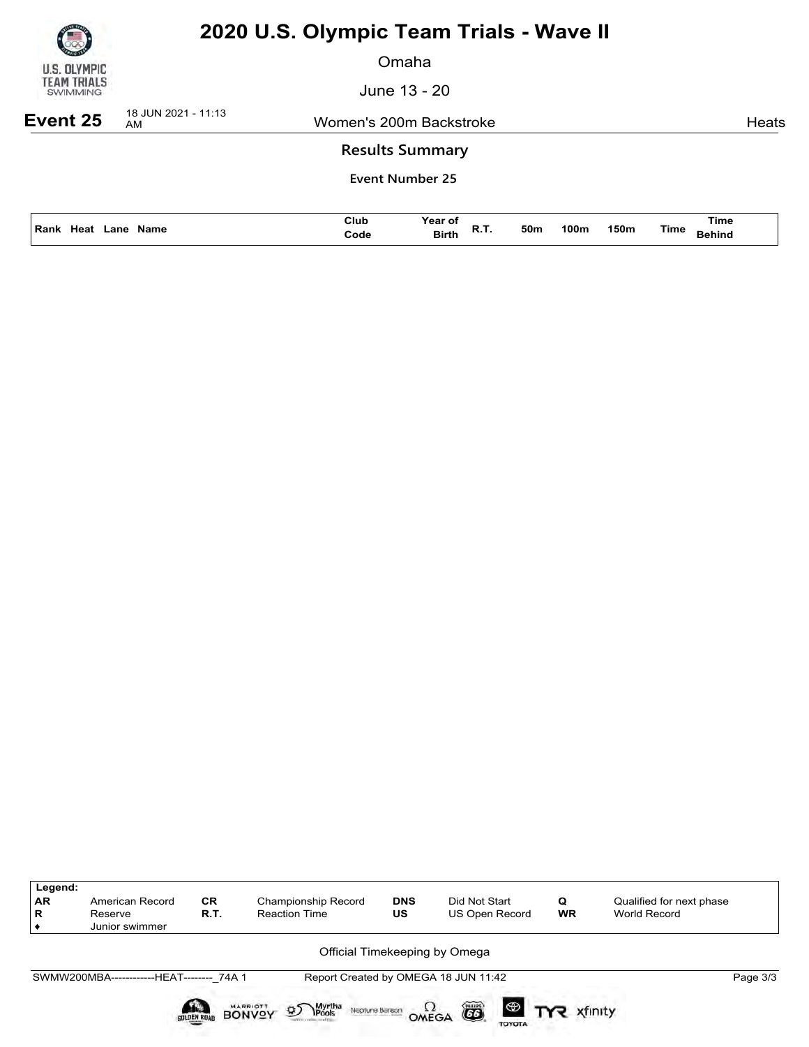# 2020 U.S. Olympic Team Trials - Wave II

Omaha

June 13 - 20

**Event 25** 18 JUN 2021 - 11:13 AM — Women's 200m Backstroke — Heats

## Results Summary

### Event Number 25

| Rank | Heat | Lane | Name | Club Code | Year of Birth | R.T. | 50m | 100m | 150m | Time | Time Behind |
|---|---|---|---|---|---|---|---|---|---|---|---|

| Legend: | | | | | | | |
|---|---|---|---|---|---|---|---|
| AR | American Record | CR | Championship Record | DNS | Did Not Start | Q | Qualified for next phase |
| R | Reserve | R.T. | Reaction Time | US | US Open Record | WR | World Record |
| ♦ | Junior swimmer | | | | | | |

Official Timekeeping by Omega

SWMW200MBA------------HEAT--------_74A 1 — Report Created by OMEGA 18 JUN 11:42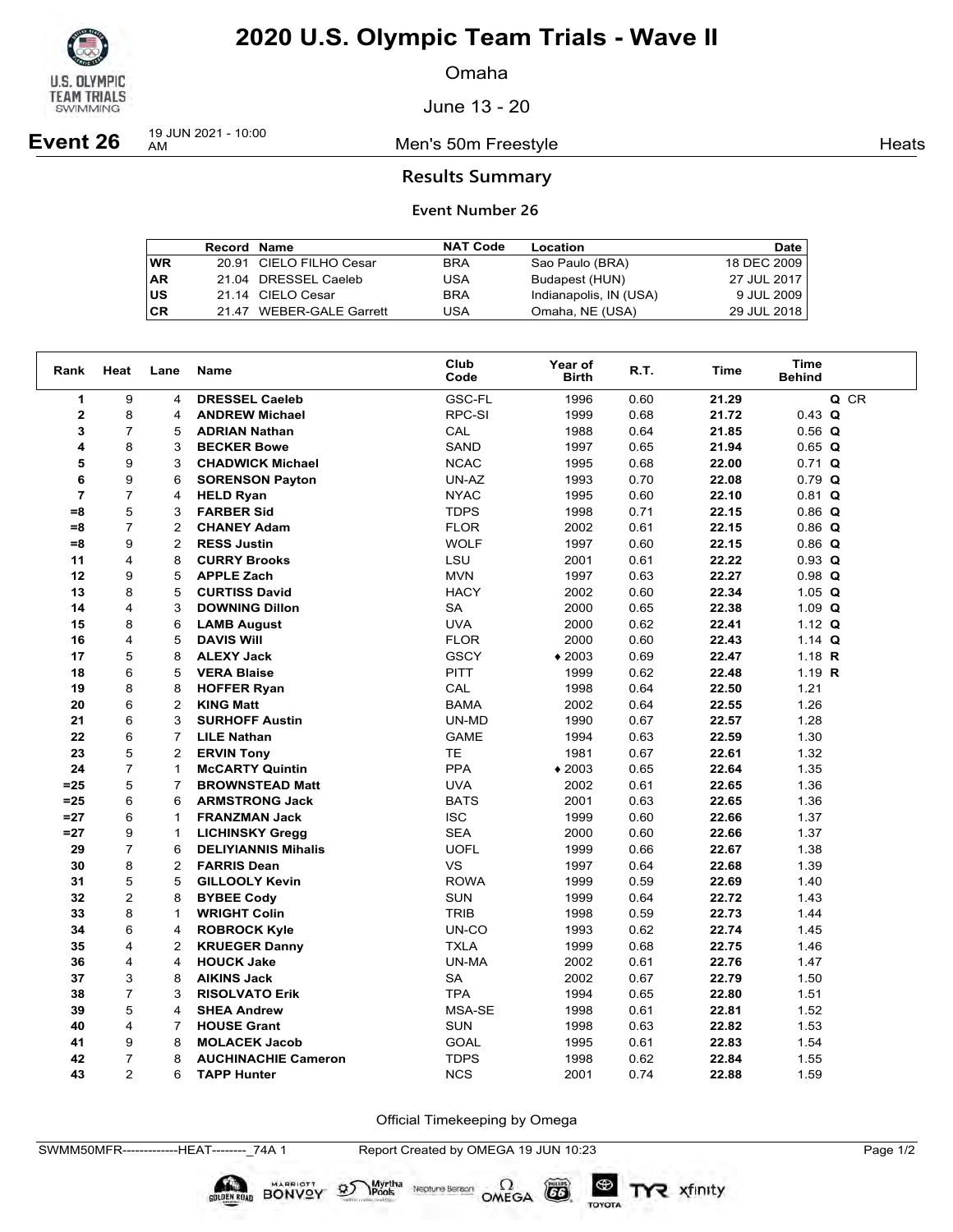# 2020 U.S. Olympic Team Trials - Wave II

Omaha

June 13 - 20

**Event 26** 19 JUN 2021 - 10:00 AM — Men's 50m Freestyle — Heats

## Results Summary

### Event Number 26

| | Record | Name | NAT Code | Location | Date |
|---|---|---|---|---|---|
| WR | 20.91 | CIELO FILHO Cesar | BRA | Sao Paulo (BRA) | 18 DEC 2009 |
| AR | 21.04 | DRESSEL Caeleb | USA | Budapest (HUN) | 27 JUL 2017 |
| US | 21.14 | CIELO Cesar | BRA | Indianapolis, IN (USA) | 9 JUL 2009 |
| CR | 21.47 | WEBER-GALE Garrett | USA | Omaha, NE (USA) | 29 JUL 2018 |

| Rank | Heat | Lane | Name | Club Code | Year of Birth | R.T. | Time | Time Behind | |
|---|---|---|---|---|---|---|---|---|---|
| 1 | 9 | 4 | **DRESSEL Caeleb** | GSC-FL | 1996 | 0.60 | **21.29** | | **Q** CR |
| 2 | 8 | 4 | **ANDREW Michael** | RPC-SI | 1999 | 0.68 | **21.72** | 0.43 | **Q** |
| 3 | 7 | 5 | **ADRIAN Nathan** | CAL | 1988 | 0.64 | **21.85** | 0.56 | **Q** |
| 4 | 8 | 3 | **BECKER Bowe** | SAND | 1997 | 0.65 | **21.94** | 0.65 | **Q** |
| 5 | 9 | 3 | **CHADWICK Michael** | NCAC | 1995 | 0.68 | **22.00** | 0.71 | **Q** |
| 6 | 9 | 6 | **SORENSON Payton** | UN-AZ | 1993 | 0.70 | **22.08** | 0.79 | **Q** |
| 7 | 7 | 4 | **HELD Ryan** | NYAC | 1995 | 0.60 | **22.10** | 0.81 | **Q** |
| =8 | 5 | 3 | **FARBER Sid** | TDPS | 1998 | 0.71 | **22.15** | 0.86 | **Q** |
| =8 | 7 | 2 | **CHANEY Adam** | FLOR | 2002 | 0.61 | **22.15** | 0.86 | **Q** |
| =8 | 9 | 2 | **RESS Justin** | WOLF | 1997 | 0.60 | **22.15** | 0.86 | **Q** |
| 11 | 4 | 8 | **CURRY Brooks** | LSU | 2001 | 0.61 | **22.22** | 0.93 | **Q** |
| 12 | 9 | 5 | **APPLE Zach** | MVN | 1997 | 0.63 | **22.27** | 0.98 | **Q** |
| 13 | 8 | 5 | **CURTISS David** | HACY | 2002 | 0.60 | **22.34** | 1.05 | **Q** |
| 14 | 4 | 3 | **DOWNING Dillon** | SA | 2000 | 0.65 | **22.38** | 1.09 | **Q** |
| 15 | 8 | 6 | **LAMB August** | UVA | 2000 | 0.62 | **22.41** | 1.12 | **Q** |
| 16 | 4 | 5 | **DAVIS Will** | FLOR | 2000 | 0.60 | **22.43** | 1.14 | **Q** |
| 17 | 5 | 8 | **ALEXY Jack** | GSCY | ♦2003 | 0.69 | **22.47** | 1.18 | **R** |
| 18 | 6 | 5 | **VERA Blaise** | PITT | 1999 | 0.62 | **22.48** | 1.19 | **R** |
| 19 | 8 | 8 | **HOFFER Ryan** | CAL | 1998 | 0.64 | **22.50** | 1.21 | |
| 20 | 6 | 2 | **KING Matt** | BAMA | 2002 | 0.64 | **22.55** | 1.26 | |
| 21 | 6 | 3 | **SURHOFF Austin** | UN-MD | 1990 | 0.67 | **22.57** | 1.28 | |
| 22 | 6 | 7 | **LILE Nathan** | GAME | 1994 | 0.63 | **22.59** | 1.30 | |
| 23 | 5 | 2 | **ERVIN Tony** | TE | 1981 | 0.67 | **22.61** | 1.32 | |
| 24 | 7 | 1 | **McCARTY Quintin** | PPA | ♦2003 | 0.65 | **22.64** | 1.35 | |
| =25 | 5 | 7 | **BROWNSTEAD Matt** | UVA | 2002 | 0.61 | **22.65** | 1.36 | |
| =25 | 6 | 6 | **ARMSTRONG Jack** | BATS | 2001 | 0.63 | **22.65** | 1.36 | |
| =27 | 6 | 1 | **FRANZMAN Jack** | ISC | 1999 | 0.60 | **22.66** | 1.37 | |
| =27 | 9 | 1 | **LICHINSKY Gregg** | SEA | 2000 | 0.60 | **22.66** | 1.37 | |
| 29 | 7 | 6 | **DELIYIANNIS Mihalis** | UOFL | 1999 | 0.66 | **22.67** | 1.38 | |
| 30 | 8 | 2 | **FARRIS Dean** | VS | 1997 | 0.64 | **22.68** | 1.39 | |
| 31 | 5 | 5 | **GILLOOLY Kevin** | ROWA | 1999 | 0.59 | **22.69** | 1.40 | |
| 32 | 2 | 8 | **BYBEE Cody** | SUN | 1999 | 0.64 | **22.72** | 1.43 | |
| 33 | 8 | 1 | **WRIGHT Colin** | TRIB | 1998 | 0.59 | **22.73** | 1.44 | |
| 34 | 6 | 4 | **ROBROCK Kyle** | UN-CO | 1993 | 0.62 | **22.74** | 1.45 | |
| 35 | 4 | 2 | **KRUEGER Danny** | TXLA | 1999 | 0.68 | **22.75** | 1.46 | |
| 36 | 4 | 4 | **HOUCK Jake** | UN-MA | 2002 | 0.61 | **22.76** | 1.47 | |
| 37 | 3 | 8 | **AIKINS Jack** | SA | 2002 | 0.67 | **22.79** | 1.50 | |
| 38 | 7 | 3 | **RISOLVATO Erik** | TPA | 1994 | 0.65 | **22.80** | 1.51 | |
| 39 | 5 | 4 | **SHEA Andrew** | MSA-SE | 1998 | 0.61 | **22.81** | 1.52 | |
| 40 | 4 | 7 | **HOUSE Grant** | SUN | 1998 | 0.63 | **22.82** | 1.53 | |
| 41 | 9 | 8 | **MOLACEK Jacob** | GOAL | 1995 | 0.61 | **22.83** | 1.54 | |
| 42 | 7 | 8 | **AUCHINACHIE Cameron** | TDPS | 1998 | 0.62 | **22.84** | 1.55 | |
| 43 | 2 | 6 | **TAPP Hunter** | NCS | 2001 | 0.74 | **22.88** | 1.59 | |

Official Timekeeping by Omega

SWMM50MFR-------------HEAT--------_74A 1 Report Created by OMEGA 19 JUN 10:23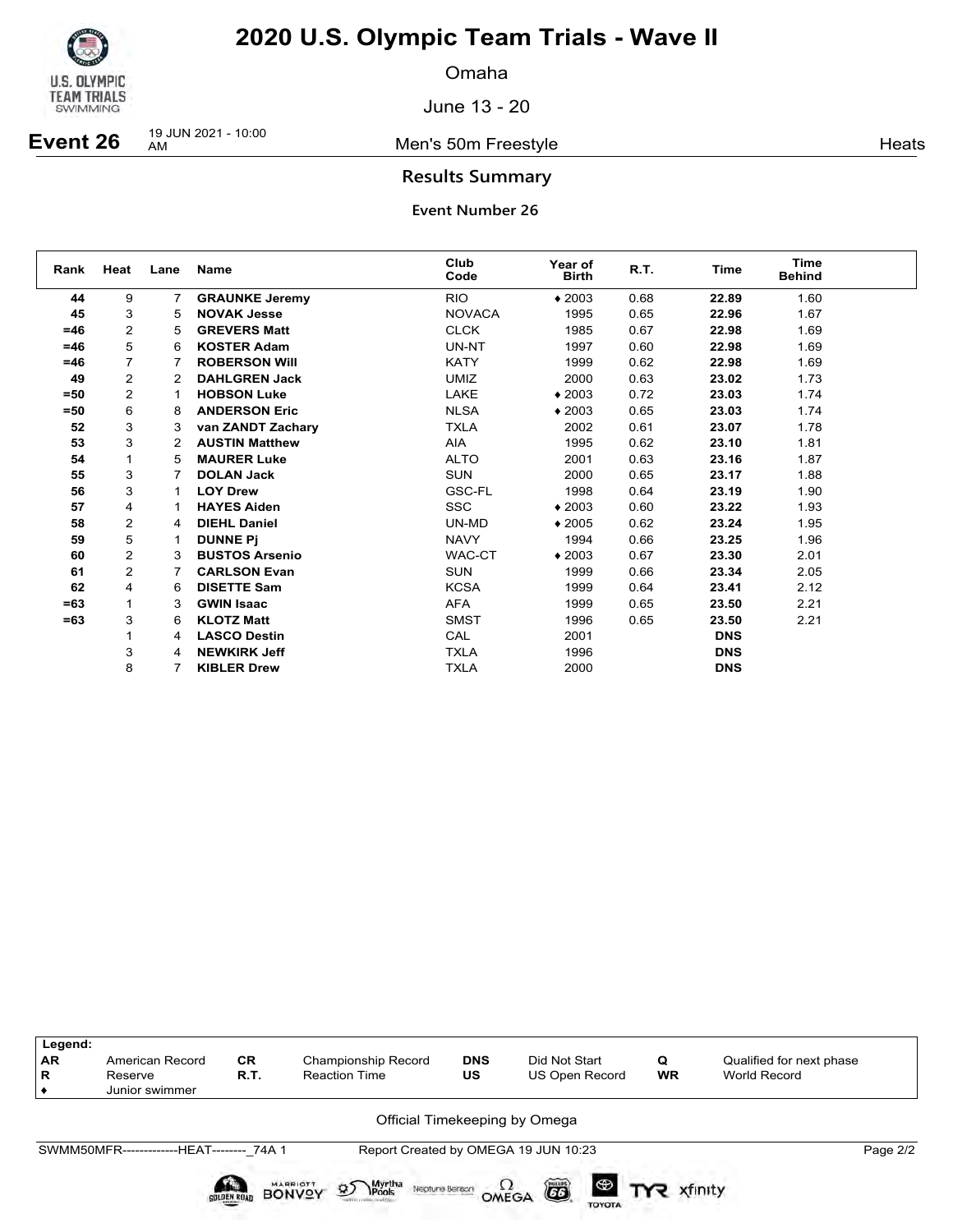# 2020 U.S. Olympic Team Trials - Wave II

Omaha

June 13 - 20

**Event 26** 19 JUN 2021 - 10:00 AM — Men's 50m Freestyle — Heats

## Results Summary

### Event Number 26

| Rank | Heat | Lane | Name | Club Code | Year of Birth | R.T. | Time | Time Behind |
|---|---|---|---|---|---|---|---|---|
| 44 | 9 | 7 | **GRAUNKE Jeremy** | RIO | ♦ 2003 | 0.68 | **22.89** | 1.60 |
| 45 | 3 | 5 | **NOVAK Jesse** | NOVACA | 1995 | 0.65 | **22.96** | 1.67 |
| =46 | 2 | 5 | **GREVERS Matt** | CLCK | 1985 | 0.67 | **22.98** | 1.69 |
| =46 | 5 | 6 | **KOSTER Adam** | UN-NT | 1997 | 0.60 | **22.98** | 1.69 |
| =46 | 7 | 7 | **ROBERSON Will** | KATY | 1999 | 0.62 | **22.98** | 1.69 |
| 49 | 2 | 2 | **DAHLGREN Jack** | UMIZ | 2000 | 0.63 | **23.02** | 1.73 |
| =50 | 2 | 1 | **HOBSON Luke** | LAKE | ♦ 2003 | 0.72 | **23.03** | 1.74 |
| =50 | 6 | 8 | **ANDERSON Eric** | NLSA | ♦ 2003 | 0.65 | **23.03** | 1.74 |
| 52 | 3 | 3 | **van ZANDT Zachary** | TXLA | 2002 | 0.61 | **23.07** | 1.78 |
| 53 | 3 | 2 | **AUSTIN Matthew** | AIA | 1995 | 0.62 | **23.10** | 1.81 |
| 54 | 1 | 5 | **MAURER Luke** | ALTO | 2001 | 0.63 | **23.16** | 1.87 |
| 55 | 3 | 7 | **DOLAN Jack** | SUN | 2000 | 0.65 | **23.17** | 1.88 |
| 56 | 3 | 1 | **LOY Drew** | GSC-FL | 1998 | 0.64 | **23.19** | 1.90 |
| 57 | 4 | 1 | **HAYES Aiden** | SSC | ♦ 2003 | 0.60 | **23.22** | 1.93 |
| 58 | 2 | 4 | **DIEHL Daniel** | UN-MD | ♦ 2005 | 0.62 | **23.24** | 1.95 |
| 59 | 5 | 1 | **DUNNE Pj** | NAVY | 1994 | 0.66 | **23.25** | 1.96 |
| 60 | 2 | 3 | **BUSTOS Arsenio** | WAC-CT | ♦ 2003 | 0.67 | **23.30** | 2.01 |
| 61 | 2 | 7 | **CARLSON Evan** | SUN | 1999 | 0.66 | **23.34** | 2.05 |
| 62 | 4 | 6 | **DISETTE Sam** | KCSA | 1999 | 0.64 | **23.41** | 2.12 |
| =63 | 1 | 3 | **GWIN Isaac** | AFA | 1999 | 0.65 | **23.50** | 2.21 |
| =63 | 3 | 6 | **KLOTZ Matt** | SMST | 1996 | 0.65 | **23.50** | 2.21 |
| | 1 | 4 | **LASCO Destin** | CAL | 2001 | | **DNS** | |
| | 3 | 4 | **NEWKIRK Jeff** | TXLA | 1996 | | **DNS** | |
| | 8 | 7 | **KIBLER Drew** | TXLA | 2000 | | **DNS** | |

| Legend: | | | | | | | |
|---|---|---|---|---|---|---|---|
| AR | American Record | CR | Championship Record | DNS | Did Not Start | Q | Qualified for next phase |
| R | Reserve | R.T. | Reaction Time | US | US Open Record | WR | World Record |
| ♦ | Junior swimmer | | | | | | |

Official Timekeeping by Omega

SWMM50MFR-------------HEAT--------_74A 1 — Report Created by OMEGA 19 JUN 10:23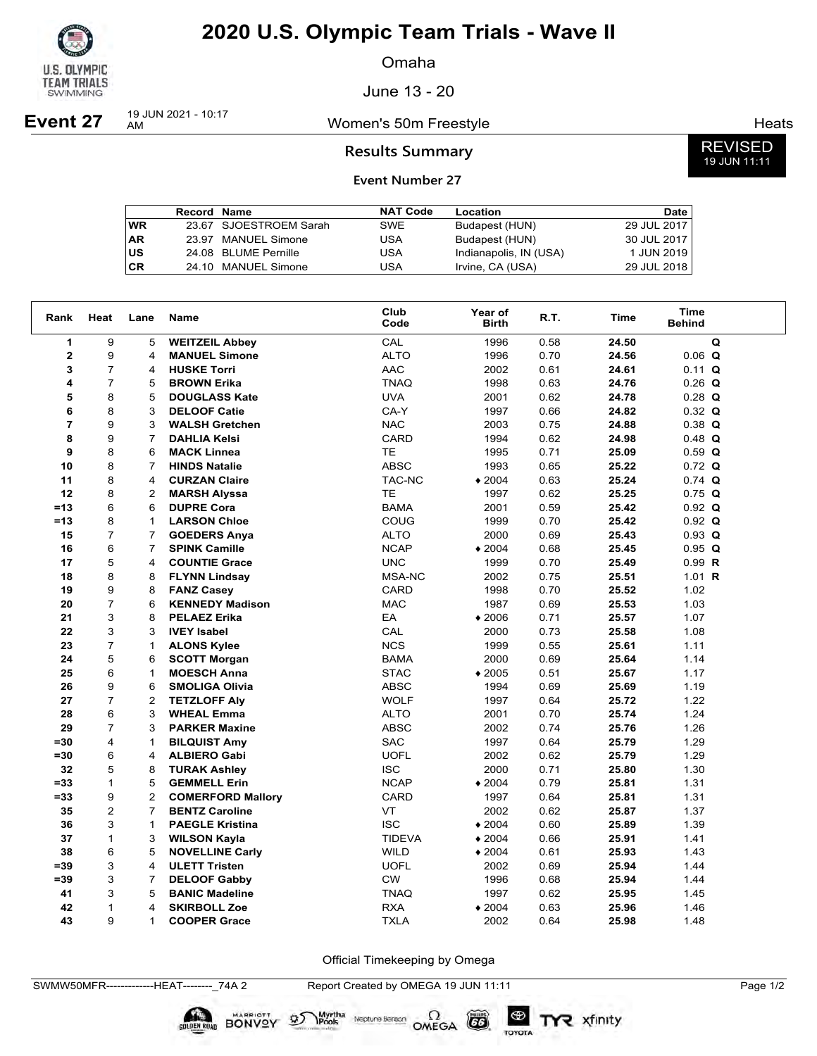# 2020 U.S. Olympic Team Trials - Wave II

Omaha

June 13 - 20

**Event 27** 19 JUN 2021 - 10:17 AM — Women's 50m Freestyle — Heats

## Results Summary

REVISED 19 JUN 11:11

**Event Number 27**

| | Record | Name | NAT Code | Location | Date |
|---|---|---|---|---|---|
| WR | 23.67 | SJOESTROEM Sarah | SWE | Budapest (HUN) | 29 JUL 2017 |
| AR | 23.97 | MANUEL Simone | USA | Budapest (HUN) | 30 JUL 2017 |
| US | 24.08 | BLUME Pernille | USA | Indianapolis, IN (USA) | 1 JUN 2019 |
| CR | 24.10 | MANUEL Simone | USA | Irvine, CA (USA) | 29 JUL 2018 |

| Rank | Heat | Lane | Name | Club Code | Year of Birth | R.T. | Time | Time Behind | |
|---|---|---|---|---|---|---|---|---|---|
| 1 | 9 | 5 | **WEITZEIL Abbey** | CAL | 1996 | 0.58 | **24.50** | | **Q** |
| 2 | 9 | 4 | **MANUEL Simone** | ALTO | 1996 | 0.70 | **24.56** | 0.06 | **Q** |
| 3 | 7 | 4 | **HUSKE Torri** | AAC | 2002 | 0.61 | **24.61** | 0.11 | **Q** |
| 4 | 7 | 5 | **BROWN Erika** | TNAQ | 1998 | 0.63 | **24.76** | 0.26 | **Q** |
| 5 | 8 | 5 | **DOUGLASS Kate** | UVA | 2001 | 0.62 | **24.78** | 0.28 | **Q** |
| 6 | 8 | 3 | **DELOOF Catie** | CA-Y | 1997 | 0.66 | **24.82** | 0.32 | **Q** |
| 7 | 9 | 3 | **WALSH Gretchen** | NAC | 2003 | 0.75 | **24.88** | 0.38 | **Q** |
| 8 | 9 | 7 | **DAHLIA Kelsi** | CARD | 1994 | 0.62 | **24.98** | 0.48 | **Q** |
| 9 | 8 | 6 | **MACK Linnea** | TE | 1995 | 0.71 | **25.09** | 0.59 | **Q** |
| 10 | 8 | 7 | **HINDS Natalie** | ABSC | 1993 | 0.65 | **25.22** | 0.72 | **Q** |
| 11 | 8 | 4 | **CURZAN Claire** | TAC-NC | ♦ 2004 | 0.63 | **25.24** | 0.74 | **Q** |
| 12 | 8 | 2 | **MARSH Alyssa** | TE | 1997 | 0.62 | **25.25** | 0.75 | **Q** |
| =13 | 6 | 6 | **DUPRE Cora** | BAMA | 2001 | 0.59 | **25.42** | 0.92 | **Q** |
| =13 | 8 | 1 | **LARSON Chloe** | COUG | 1999 | 0.70 | **25.42** | 0.92 | **Q** |
| 15 | 7 | 7 | **GOEDERS Anya** | ALTO | 2000 | 0.69 | **25.43** | 0.93 | **Q** |
| 16 | 6 | 7 | **SPINK Camille** | NCAP | ♦ 2004 | 0.68 | **25.45** | 0.95 | **Q** |
| 17 | 5 | 4 | **COUNTIE Grace** | UNC | 1999 | 0.70 | **25.49** | 0.99 | **R** |
| 18 | 8 | 8 | **FLYNN Lindsay** | MSA-NC | 2002 | 0.75 | **25.51** | 1.01 | **R** |
| 19 | 9 | 8 | **FANZ Casey** | CARD | 1998 | 0.70 | **25.52** | 1.02 | |
| 20 | 7 | 6 | **KENNEDY Madison** | MAC | 1987 | 0.69 | **25.53** | 1.03 | |
| 21 | 3 | 8 | **PELAEZ Erika** | EA | ♦ 2006 | 0.71 | **25.57** | 1.07 | |
| 22 | 3 | 3 | **IVEY Isabel** | CAL | 2000 | 0.73 | **25.58** | 1.08 | |
| 23 | 7 | 1 | **ALONS Kylee** | NCS | 1999 | 0.55 | **25.61** | 1.11 | |
| 24 | 5 | 6 | **SCOTT Morgan** | BAMA | 2000 | 0.69 | **25.64** | 1.14 | |
| 25 | 6 | 1 | **MOESCH Anna** | STAC | ♦ 2005 | 0.51 | **25.67** | 1.17 | |
| 26 | 9 | 6 | **SMOLIGA Olivia** | ABSC | 1994 | 0.69 | **25.69** | 1.19 | |
| 27 | 7 | 2 | **TETZLOFF Aly** | WOLF | 1997 | 0.64 | **25.72** | 1.22 | |
| 28 | 6 | 3 | **WHEAL Emma** | ALTO | 2001 | 0.70 | **25.74** | 1.24 | |
| 29 | 7 | 3 | **PARKER Maxine** | ABSC | 2002 | 0.74 | **25.76** | 1.26 | |
| =30 | 4 | 1 | **BILQUIST Amy** | SAC | 1997 | 0.64 | **25.79** | 1.29 | |
| =30 | 6 | 4 | **ALBIERO Gabi** | UOFL | 2002 | 0.62 | **25.79** | 1.29 | |
| 32 | 5 | 8 | **TURAK Ashley** | ISC | 2000 | 0.71 | **25.80** | 1.30 | |
| =33 | 1 | 5 | **GEMMELL Erin** | NCAP | ♦ 2004 | 0.79 | **25.81** | 1.31 | |
| =33 | 9 | 2 | **COMERFORD Mallory** | CARD | 1997 | 0.64 | **25.81** | 1.31 | |
| 35 | 2 | 7 | **BENTZ Caroline** | VT | 2002 | 0.62 | **25.87** | 1.37 | |
| 36 | 3 | 1 | **PAEGLE Kristina** | ISC | ♦ 2004 | 0.60 | **25.89** | 1.39 | |
| 37 | 1 | 3 | **WILSON Kayla** | TIDEVA | ♦ 2004 | 0.66 | **25.91** | 1.41 | |
| 38 | 6 | 5 | **NOVELLINE Carly** | WILD | ♦ 2004 | 0.61 | **25.93** | 1.43 | |
| =39 | 3 | 4 | **ULETT Tristen** | UOFL | 2002 | 0.69 | **25.94** | 1.44 | |
| =39 | 3 | 7 | **DELOOF Gabby** | CW | 1996 | 0.68 | **25.94** | 1.44 | |
| 41 | 3 | 5 | **BANIC Madeline** | TNAQ | 1997 | 0.62 | **25.95** | 1.45 | |
| 42 | 1 | 4 | **SKIRBOLL Zoe** | RXA | ♦ 2004 | 0.63 | **25.96** | 1.46 | |
| 43 | 9 | 1 | **COOPER Grace** | TXLA | 2002 | 0.64 | **25.98** | 1.48 | |

Official Timekeeping by Omega

SWMW50MFR-------------HEAT--------_74A 2 Report Created by OMEGA 19 JUN 11:11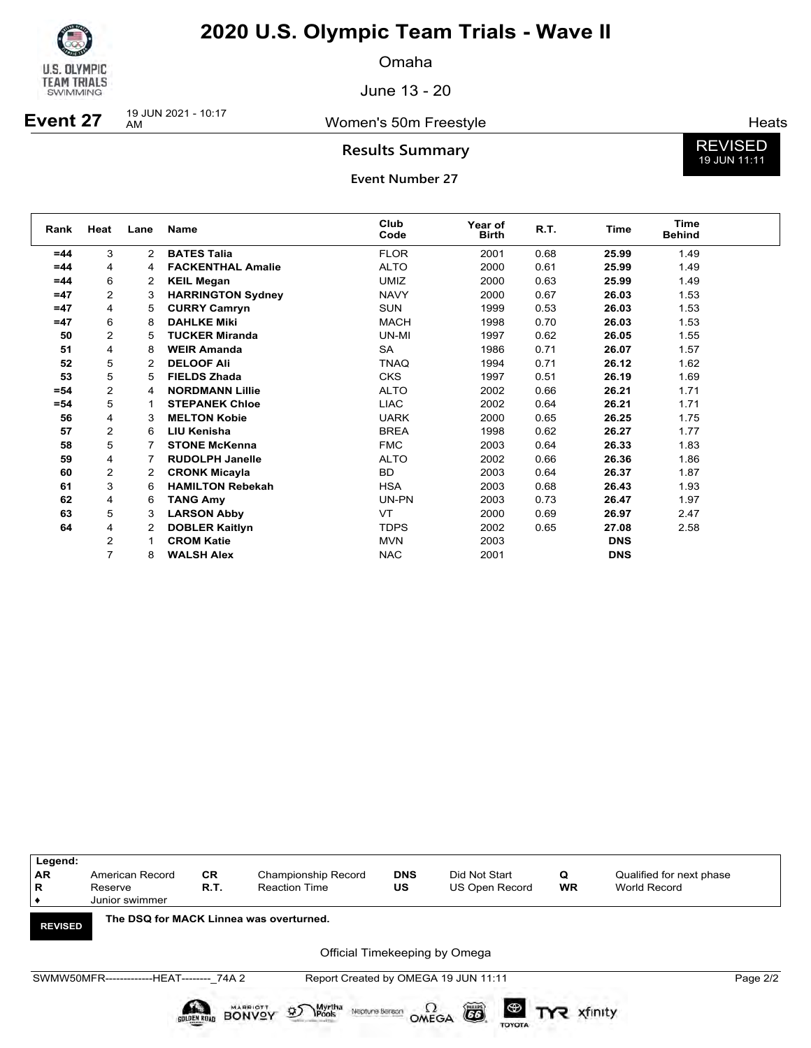# 2020 U.S. Olympic Team Trials - Wave II

Omaha

June 13 - 20

**Event 27** 19 JUN 2021 - 10:17 AM — Women's 50m Freestyle — Heats

## Results Summary

REVISED 19 JUN 11:11

### Event Number 27

| Rank | Heat | Lane | Name | Club Code | Year of Birth | R.T. | Time | Time Behind |
|---|---|---|---|---|---|---|---|---|
| =44 | 3 | 2 | **BATES Talia** | FLOR | 2001 | 0.68 | **25.99** | 1.49 |
| =44 | 4 | 4 | **FACKENTHAL Amalie** | ALTO | 2000 | 0.61 | **25.99** | 1.49 |
| =44 | 6 | 2 | **KEIL Megan** | UMIZ | 2000 | 0.63 | **25.99** | 1.49 |
| =47 | 2 | 3 | **HARRINGTON Sydney** | NAVY | 2000 | 0.67 | **26.03** | 1.53 |
| =47 | 4 | 5 | **CURRY Camryn** | SUN | 1999 | 0.53 | **26.03** | 1.53 |
| =47 | 6 | 8 | **DAHLKE Miki** | MACH | 1998 | 0.70 | **26.03** | 1.53 |
| 50 | 2 | 5 | **TUCKER Miranda** | UN-MI | 1997 | 0.62 | **26.05** | 1.55 |
| 51 | 4 | 8 | **WEIR Amanda** | SA | 1986 | 0.71 | **26.07** | 1.57 |
| 52 | 5 | 2 | **DELOOF Ali** | TNAQ | 1994 | 0.71 | **26.12** | 1.62 |
| 53 | 5 | 5 | **FIELDS Zhada** | CKS | 1997 | 0.51 | **26.19** | 1.69 |
| =54 | 2 | 4 | **NORDMANN Lillie** | ALTO | 2002 | 0.66 | **26.21** | 1.71 |
| =54 | 5 | 1 | **STEPANEK Chloe** | LIAC | 2002 | 0.64 | **26.21** | 1.71 |
| 56 | 4 | 3 | **MELTON Kobie** | UARK | 2000 | 0.65 | **26.25** | 1.75 |
| 57 | 2 | 6 | **LIU Kenisha** | BREA | 1998 | 0.62 | **26.27** | 1.77 |
| 58 | 5 | 7 | **STONE McKenna** | FMC | 2003 | 0.64 | **26.33** | 1.83 |
| 59 | 4 | 7 | **RUDOLPH Janelle** | ALTO | 2002 | 0.66 | **26.36** | 1.86 |
| 60 | 2 | 2 | **CRONK Micayla** | BD | 2003 | 0.64 | **26.37** | 1.87 |
| 61 | 3 | 6 | **HAMILTON Rebekah** | HSA | 2003 | 0.68 | **26.43** | 1.93 |
| 62 | 4 | 6 | **TANG Amy** | UN-PN | 2003 | 0.73 | **26.47** | 1.97 |
| 63 | 5 | 3 | **LARSON Abby** | VT | 2000 | 0.69 | **26.97** | 2.47 |
| 64 | 4 | 2 | **DOBLER Kaitlyn** | TDPS | 2002 | 0.65 | **27.08** | 2.58 |
| | 2 | 1 | **CROM Katie** | MVN | 2003 | | **DNS** | |
| | 7 | 8 | **WALSH Alex** | NAC | 2001 | | **DNS** | |

**Legend:**

| | | | | | | | |
|---|---|---|---|---|---|---|---|
| AR | American Record | CR | Championship Record | DNS | Did Not Start | Q | Qualified for next phase |
| R | Reserve | R.T. | Reaction Time | US | US Open Record | WR | World Record |
| ♦ | Junior swimmer | | | | | | |

**REVISED** **The DSQ for MACK Linnea was overturned.**

Official Timekeeping by Omega

SWMW50MFR-------------HEAT--------_74A 2 Report Created by OMEGA 19 JUN 11:11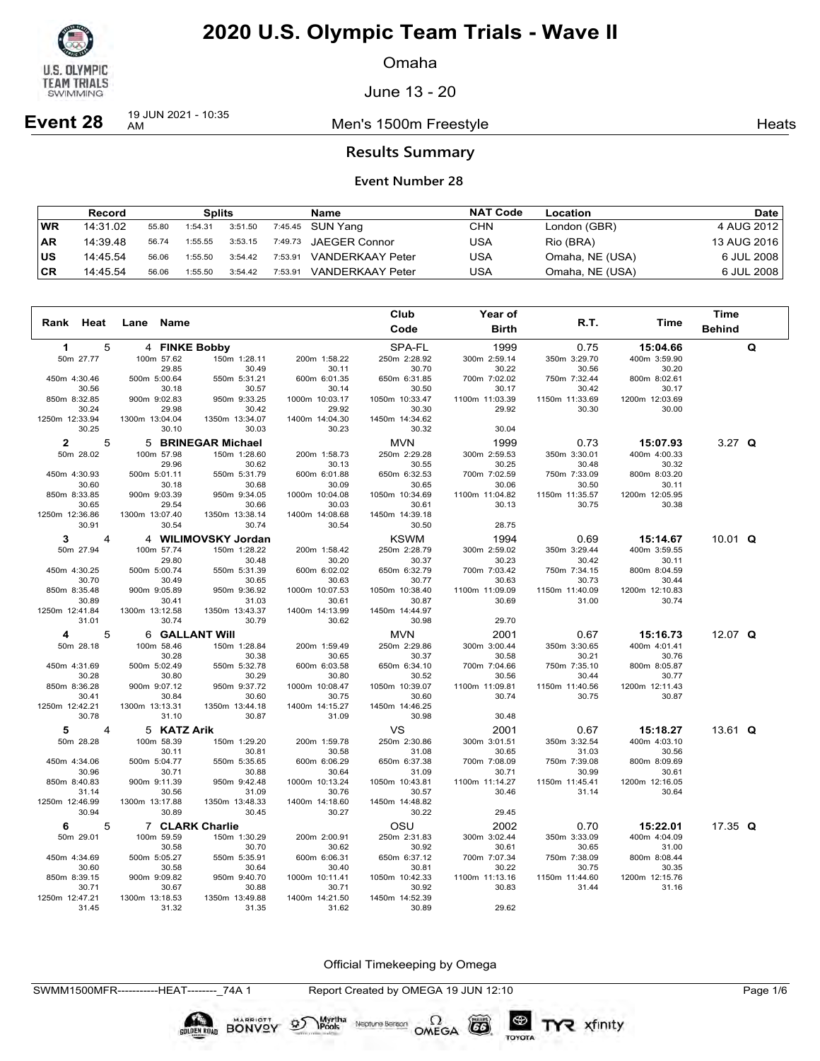# 2020 U.S. Olympic Team Trials - Wave II

Omaha

June 13 - 20

**Event 28** 19 JUN 2021 - 10:35 AM — Men's 1500m Freestyle — Heats

## Results Summary

### Event Number 28

| | Record | Splits | | | | Name | NAT Code | Location | Date |
|---|---|---|---|---|---|---|---|---|---|
| WR | 14:31.02 | 55.80 | 1:54.31 | 3:51.50 | 7:45.45 | SUN Yang | CHN | London (GBR) | 4 AUG 2012 |
| AR | 14:39.48 | 56.74 | 1:55.55 | 3:53.15 | 7:49.73 | JAEGER Connor | USA | Rio (BRA) | 13 AUG 2016 |
| US | 14:45.54 | 56.06 | 1:55.50 | 3:54.42 | 7:53.91 | VANDERKAAY Peter | USA | Omaha, NE (USA) | 6 JUL 2008 |
| CR | 14:45.54 | 56.06 | 1:55.50 | 3:54.42 | 7:53.91 | VANDERKAAY Peter | USA | Omaha, NE (USA) | 6 JUL 2008 |

| Rank | Heat | Lane | Name | Club Code | Year of Birth | R.T. | Time | Time Behind | |
|---|---|---|---|---|---|---|---|---|---|
| 1 | 5 | 4 | **FINKE Bobby** | SPA-FL | 1999 | 0.75 | **15:04.66** | | Q |
| 2 | 5 | 5 | **BRINEGAR Michael** | MVN | 1999 | 0.73 | **15:07.93** | 3.27 | Q |
| 3 | 4 | 4 | **WILIMOVSKY Jordan** | KSWM | 1994 | 0.69 | **15:14.67** | 10.01 | Q |
| 4 | 5 | 6 | **GALLANT Will** | MVN | 2001 | 0.67 | **15:16.73** | 12.07 | Q |
| 5 | 4 | 5 | **KATZ Arik** | VS | 2001 | 0.67 | **15:18.27** | 13.61 | Q |
| 6 | 5 | 7 | **CLARK Charlie** | OSU | 2002 | 0.70 | **15:22.01** | 17.35 | Q |

**1 FINKE Bobby — Splits**

| Distance | Time | Split |
|---|---|---|
| 50m | 27.77 | |
| 100m | 57.62 | 29.85 |
| 150m | 1:28.11 | 30.49 |
| 200m | 1:58.22 | 30.11 |
| 250m | 2:28.92 | 30.70 |
| 300m | 2:59.14 | 30.22 |
| 350m | 3:29.70 | 30.56 |
| 400m | 3:59.90 | 30.20 |
| 450m | 4:30.46 | 30.56 |
| 500m | 5:00.64 | 30.18 |
| 550m | 5:31.21 | 30.57 |
| 600m | 6:01.35 | 30.14 |
| 650m | 6:31.85 | 30.50 |
| 700m | 7:02.02 | 30.17 |
| 750m | 7:32.44 | 30.42 |
| 800m | 8:02.61 | 30.17 |
| 850m | 8:32.85 | 30.24 |
| 900m | 9:02.83 | 29.98 |
| 950m | 9:33.25 | 30.42 |
| 1000m | 10:03.17 | 29.92 |
| 1050m | 10:33.47 | 30.30 |
| 1100m | 11:03.39 | 29.92 |
| 1150m | 11:33.69 | 30.30 |
| 1200m | 12:03.69 | 30.00 |
| 1250m | 12:33.94 | 30.25 |
| 1300m | 13:04.04 | 30.10 |
| 1350m | 13:34.07 | 30.03 |
| 1400m | 14:04.30 | 30.23 |
| 1450m | 14:34.62 | 30.32 |
| 1500m | 15:04.66 | 30.04 |

**2 BRINEGAR Michael — Splits**

| Distance | Time | Split |
|---|---|---|
| 50m | 28.02 | |
| 100m | 57.98 | 29.96 |
| 150m | 1:28.60 | 30.62 |
| 200m | 1:58.73 | 30.13 |
| 250m | 2:29.28 | 30.55 |
| 300m | 2:59.53 | 30.25 |
| 350m | 3:30.01 | 30.48 |
| 400m | 4:00.33 | 30.32 |
| 450m | 4:30.93 | 30.60 |
| 500m | 5:01.11 | 30.18 |
| 550m | 5:31.79 | 30.68 |
| 600m | 6:01.88 | 30.09 |
| 650m | 6:32.53 | 30.65 |
| 700m | 7:02.59 | 30.06 |
| 750m | 7:33.09 | 30.50 |
| 800m | 8:03.20 | 30.11 |
| 850m | 8:33.85 | 30.65 |
| 900m | 9:03.39 | 29.54 |
| 950m | 9:34.05 | 30.66 |
| 1000m | 10:04.08 | 30.03 |
| 1050m | 10:34.69 | 30.61 |
| 1100m | 11:04.82 | 30.13 |
| 1150m | 11:35.57 | 30.75 |
| 1200m | 12:05.95 | 30.38 |
| 1250m | 12:36.86 | 30.91 |
| 1300m | 13:07.40 | 30.54 |
| 1350m | 13:38.14 | 30.74 |
| 1400m | 14:08.68 | 30.54 |
| 1450m | 14:39.18 | 30.50 |
| 1500m | 15:07.93 | 28.75 |

**3 WILIMOVSKY Jordan — Splits**

| Distance | Time | Split |
|---|---|---|
| 50m | 27.94 | |
| 100m | 57.74 | 29.80 |
| 150m | 1:28.22 | 30.48 |
| 200m | 1:58.42 | 30.20 |
| 250m | 2:28.79 | 30.37 |
| 300m | 2:59.02 | 30.23 |
| 350m | 3:29.44 | 30.42 |
| 400m | 3:59.55 | 30.11 |
| 450m | 4:30.25 | 30.70 |
| 500m | 5:00.74 | 30.49 |
| 550m | 5:31.39 | 30.65 |
| 600m | 6:02.02 | 30.63 |
| 650m | 6:32.79 | 30.77 |
| 700m | 7:03.42 | 30.63 |
| 750m | 7:34.15 | 30.73 |
| 800m | 8:04.59 | 30.44 |
| 850m | 8:35.48 | 30.89 |
| 900m | 9:05.89 | 30.41 |
| 950m | 9:36.92 | 31.03 |
| 1000m | 10:07.53 | 30.61 |
| 1050m | 10:38.40 | 30.87 |
| 1100m | 11:09.09 | 30.69 |
| 1150m | 11:40.09 | 31.00 |
| 1200m | 12:10.83 | 30.74 |
| 1250m | 12:41.84 | 31.01 |
| 1300m | 13:12.58 | 30.74 |
| 1350m | 13:43.37 | 30.79 |
| 1400m | 14:13.99 | 30.62 |
| 1450m | 14:44.97 | 30.98 |
| 1500m | 15:14.67 | 29.70 |

**4 GALLANT Will — Splits**

| Distance | Time | Split |
|---|---|---|
| 50m | 28.18 | |
| 100m | 58.46 | 30.28 |
| 150m | 1:28.84 | 30.38 |
| 200m | 1:59.49 | 30.65 |
| 250m | 2:29.86 | 30.37 |
| 300m | 3:00.44 | 30.58 |
| 350m | 3:30.65 | 30.21 |
| 400m | 4:01.41 | 30.76 |
| 450m | 4:31.69 | 30.28 |
| 500m | 5:02.49 | 30.80 |
| 550m | 5:32.78 | 30.29 |
| 600m | 6:03.58 | 30.80 |
| 650m | 6:34.10 | 30.52 |
| 700m | 7:04.66 | 30.56 |
| 750m | 7:35.10 | 30.44 |
| 800m | 8:05.87 | 30.77 |
| 850m | 8:36.28 | 30.41 |
| 900m | 9:07.12 | 30.84 |
| 950m | 9:37.72 | 30.60 |
| 1000m | 10:08.47 | 30.75 |
| 1050m | 10:39.07 | 30.60 |
| 1100m | 11:09.81 | 30.74 |
| 1150m | 11:40.56 | 30.75 |
| 1200m | 12:11.43 | 30.87 |
| 1250m | 12:42.21 | 30.78 |
| 1300m | 13:13.31 | 31.10 |
| 1350m | 13:44.18 | 30.87 |
| 1400m | 14:15.27 | 31.09 |
| 1450m | 14:46.25 | 30.98 |
| 1500m | 15:16.73 | 30.48 |

**5 KATZ Arik — Splits**

| Distance | Time | Split |
|---|---|---|
| 50m | 28.28 | |
| 100m | 58.39 | 30.11 |
| 150m | 1:29.20 | 30.81 |
| 200m | 1:59.78 | 30.58 |
| 250m | 2:30.86 | 31.08 |
| 300m | 3:01.51 | 30.65 |
| 350m | 3:32.54 | 31.03 |
| 400m | 4:03.10 | 30.56 |
| 450m | 4:34.06 | 30.96 |
| 500m | 5:04.77 | 30.71 |
| 550m | 5:35.65 | 30.88 |
| 600m | 6:06.29 | 30.64 |
| 650m | 6:37.38 | 31.09 |
| 700m | 7:08.09 | 30.71 |
| 750m | 7:39.08 | 30.99 |
| 800m | 8:09.69 | 30.61 |
| 850m | 8:40.83 | 31.14 |
| 900m | 9:11.39 | 30.56 |
| 950m | 9:42.48 | 31.09 |
| 1000m | 10:13.24 | 30.76 |
| 1050m | 10:43.81 | 30.57 |
| 1100m | 11:14.27 | 30.46 |
| 1150m | 11:45.41 | 31.14 |
| 1200m | 12:16.05 | 30.64 |
| 1250m | 12:46.99 | 30.94 |
| 1300m | 13:17.88 | 30.89 |
| 1350m | 13:48.33 | 30.45 |
| 1400m | 14:18.60 | 30.27 |
| 1450m | 14:48.82 | 30.22 |
| 1500m | 15:18.27 | 29.45 |

**6 CLARK Charlie — Splits**

| Distance | Time | Split |
|---|---|---|
| 50m | 29.01 | |
| 100m | 59.59 | 30.58 |
| 150m | 1:30.29 | 30.70 |
| 200m | 2:00.91 | 30.62 |
| 250m | 2:31.83 | 30.92 |
| 300m | 3:02.44 | 30.61 |
| 350m | 3:33.09 | 30.65 |
| 400m | 4:04.09 | 31.00 |
| 450m | 4:34.69 | 30.60 |
| 500m | 5:05.27 | 30.58 |
| 550m | 5:35.91 | 30.64 |
| 600m | 6:06.31 | 30.40 |
| 650m | 6:37.12 | 30.81 |
| 700m | 7:07.34 | 30.22 |
| 750m | 7:38.09 | 30.75 |
| 800m | 8:08.44 | 30.35 |
| 850m | 8:39.15 | 30.71 |
| 900m | 9:09.82 | 30.67 |
| 950m | 9:40.70 | 30.88 |
| 1000m | 10:11.41 | 30.71 |
| 1050m | 10:42.33 | 30.92 |
| 1100m | 11:13.16 | 30.83 |
| 1150m | 11:44.60 | 31.44 |
| 1200m | 12:15.76 | 31.16 |
| 1250m | 12:47.21 | 31.45 |
| 1300m | 13:18.53 | 31.32 |
| 1350m | 13:49.88 | 31.35 |
| 1400m | 14:21.50 | 31.62 |
| 1450m | 14:52.39 | 30.89 |
| 1500m | 15:22.01 | 29.62 |

Official Timekeeping by Omega

SWMM1500MFR-----------HEAT--------_74A 1 — Report Created by OMEGA 19 JUN 12:10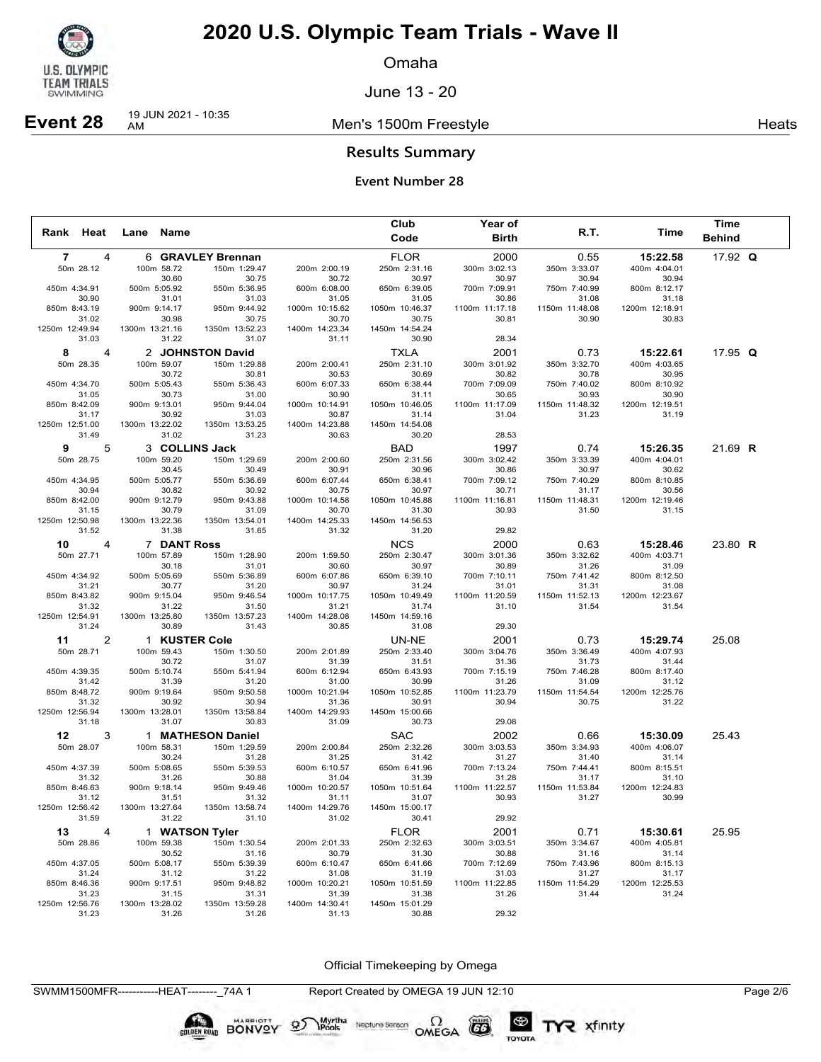# 2020 U.S. Olympic Team Trials - Wave II

Omaha

June 13 - 20

**Event 28** 19 JUN 2021 - 10:35 AM — Men's 1500m Freestyle — Heats

## Results Summary

### Event Number 28

| Rank | Heat | Lane | Name | Club Code | Year of Birth | R.T. | Time | Time Behind | |
|---|---|---|---|---|---|---|---|---|---|
| 7 | 4 | 6 | **GRAVLEY Brennan** | FLOR | 2000 | 0.55 | **15:22.58** | 17.92 | **Q** |
| 50m 28.12 | 100m 58.72 | 150m 1:29.47 | 200m 2:00.19 | 250m 2:31.16 | 300m 3:02.13 | 350m 3:33.07 | 400m 4:04.01 | | |
| | 30.60 | 30.75 | 30.72 | 30.97 | 30.97 | 30.94 | 30.94 | | |
| 450m 4:34.91 | 500m 5:05.92 | 550m 5:36.95 | 600m 6:08.00 | 650m 6:39.05 | 700m 7:09.91 | 750m 7:40.99 | 800m 8:12.17 | | |
| 30.90 | 31.01 | 31.03 | 31.05 | 31.05 | 30.86 | 31.08 | 31.18 | | |
| 850m 8:43.19 | 900m 9:14.17 | 950m 9:44.92 | 1000m 10:15.62 | 1050m 10:46.37 | 1100m 11:17.18 | 1150m 11:48.08 | 1200m 12:18.91 | | |
| 31.02 | 30.98 | 30.75 | 30.70 | 30.75 | 30.81 | 30.90 | 30.83 | | |
| 1250m 12:49.94 | 1300m 13:21.16 | 1350m 13:52.23 | 1400m 14:23.34 | 1450m 14:54.24 | | | | | |
| 31.03 | 31.22 | 31.07 | 31.11 | 30.90 | 28.34 | | | | |
| 8 | 4 | 2 | **JOHNSTON David** | TXLA | 2001 | 0.73 | **15:22.61** | 17.95 | **Q** |
| 50m 28.35 | 100m 59.07 | 150m 1:29.88 | 200m 2:00.41 | 250m 2:31.10 | 300m 3:01.92 | 350m 3:32.70 | 400m 4:03.65 | | |
| | 30.72 | 30.81 | 30.53 | 30.69 | 30.82 | 30.78 | 30.95 | | |
| 450m 4:34.70 | 500m 5:05.43 | 550m 5:36.43 | 600m 6:07.33 | 650m 6:38.44 | 700m 7:09.09 | 750m 7:40.02 | 800m 8:10.92 | | |
| 31.05 | 30.73 | 31.00 | 30.90 | 31.11 | 30.65 | 30.93 | 30.90 | | |
| 850m 8:42.09 | 900m 9:13.01 | 950m 9:44.04 | 1000m 10:14.91 | 1050m 10:46.05 | 1100m 11:17.09 | 1150m 11:48.32 | 1200m 12:19.51 | | |
| 31.17 | 30.92 | 31.03 | 30.87 | 31.14 | 31.04 | 31.23 | 31.19 | | |
| 1250m 12:51.00 | 1300m 13:22.02 | 1350m 13:53.25 | 1400m 14:23.88 | 1450m 14:54.08 | | | | | |
| 31.49 | 31.02 | 31.23 | 30.63 | 30.20 | 28.53 | | | | |
| 9 | 5 | 3 | **COLLINS Jack** | BAD | 1997 | 0.74 | **15:26.35** | 21.69 | **R** |
| 50m 28.75 | 100m 59.20 | 150m 1:29.69 | 200m 2:00.60 | 250m 2:31.56 | 300m 3:02.42 | 350m 3:33.39 | 400m 4:04.01 | | |
| | 30.45 | 30.49 | 30.91 | 30.96 | 30.86 | 30.97 | 30.62 | | |
| 450m 4:34.95 | 500m 5:05.77 | 550m 5:36.69 | 600m 6:07.44 | 650m 6:38.41 | 700m 7:09.12 | 750m 7:40.29 | 800m 8:10.85 | | |
| 30.94 | 30.82 | 30.92 | 30.75 | 30.97 | 30.71 | 31.17 | 30.56 | | |
| 850m 8:42.00 | 900m 9:12.79 | 950m 9:43.88 | 1000m 10:14.58 | 1050m 10:45.88 | 1100m 11:16.81 | 1150m 11:48.31 | 1200m 12:19.46 | | |
| 31.15 | 30.79 | 31.09 | 30.70 | 31.30 | 30.93 | 31.50 | 31.15 | | |
| 1250m 12:50.98 | 1300m 13:22.36 | 1350m 13:54.01 | 1400m 14:25.33 | 1450m 14:56.53 | | | | | |
| 31.52 | 31.38 | 31.65 | 31.32 | 31.20 | 29.82 | | | | |
| 10 | 4 | 7 | **DANT Ross** | NCS | 2000 | 0.63 | **15:28.46** | 23.80 | **R** |
| 50m 27.71 | 100m 57.89 | 150m 1:28.90 | 200m 1:59.50 | 250m 2:30.47 | 300m 3:01.36 | 350m 3:32.62 | 400m 4:03.71 | | |
| | 30.18 | 31.01 | 30.60 | 30.97 | 30.89 | 31.26 | 31.09 | | |
| 450m 4:34.92 | 500m 5:05.69 | 550m 5:36.89 | 600m 6:07.86 | 650m 6:39.10 | 700m 7:10.11 | 750m 7:41.42 | 800m 8:12.50 | | |
| 31.21 | 30.77 | 31.20 | 30.97 | 31.24 | 31.01 | 31.31 | 31.08 | | |
| 850m 8:43.82 | 900m 9:15.04 | 950m 9:46.54 | 1000m 10:17.75 | 1050m 10:49.49 | 1100m 11:20.59 | 1150m 11:52.13 | 1200m 12:23.67 | | |
| 31.32 | 31.22 | 31.50 | 31.21 | 31.74 | 31.10 | 31.54 | 31.54 | | |
| 1250m 12:54.91 | 1300m 13:25.80 | 1350m 13:57.23 | 1400m 14:28.08 | 1450m 14:59.16 | | | | | |
| 31.24 | 30.89 | 31.43 | 30.85 | 31.08 | 29.30 | | | | |
| 11 | 2 | 1 | **KUSTER Cole** | UN-NE | 2001 | 0.73 | **15:29.74** | 25.08 | |
| 50m 28.71 | 100m 59.43 | 150m 1:30.50 | 200m 2:01.89 | 250m 2:33.40 | 300m 3:04.76 | 350m 3:36.49 | 400m 4:07.93 | | |
| | 30.72 | 31.07 | 31.39 | 31.51 | 31.36 | 31.73 | 31.44 | | |
| 450m 4:39.35 | 500m 5:10.74 | 550m 5:41.94 | 600m 6:12.94 | 650m 6:43.93 | 700m 7:15.19 | 750m 7:46.28 | 800m 8:17.40 | | |
| 31.42 | 31.39 | 31.20 | 31.00 | 30.99 | 31.26 | 31.09 | 31.12 | | |
| 850m 8:48.72 | 900m 9:19.64 | 950m 9:50.58 | 1000m 10:21.94 | 1050m 10:52.85 | 1100m 11:23.79 | 1150m 11:54.54 | 1200m 12:25.76 | | |
| 31.32 | 30.92 | 30.94 | 31.36 | 30.91 | 30.94 | 30.75 | 31.22 | | |
| 1250m 12:56.94 | 1300m 13:28.01 | 1350m 13:58.84 | 1400m 14:29.93 | 1450m 15:00.66 | | | | | |
| 31.18 | 31.07 | 30.83 | 31.09 | 30.73 | 29.08 | | | | |
| 12 | 3 | 1 | **MATHESON Daniel** | SAC | 2002 | 0.66 | **15:30.09** | 25.43 | |
| 50m 28.07 | 100m 58.31 | 150m 1:29.59 | 200m 2:00.84 | 250m 2:32.26 | 300m 3:03.53 | 350m 3:34.93 | 400m 4:06.07 | | |
| | 30.24 | 31.28 | 31.25 | 31.42 | 31.27 | 31.40 | 31.14 | | |
| 450m 4:37.39 | 500m 5:08.65 | 550m 5:39.53 | 600m 6:10.57 | 650m 6:41.96 | 700m 7:13.24 | 750m 7:44.41 | 800m 8:15.51 | | |
| 31.32 | 31.26 | 30.88 | 31.04 | 31.39 | 31.28 | 31.17 | 31.10 | | |
| 850m 8:46.63 | 900m 9:18.14 | 950m 9:49.46 | 1000m 10:20.57 | 1050m 10:51.64 | 1100m 11:22.57 | 1150m 11:53.84 | 1200m 12:24.83 | | |
| 31.12 | 31.51 | 31.32 | 31.11 | 31.07 | 30.93 | 31.27 | 30.99 | | |
| 1250m 12:56.42 | 1300m 13:27.64 | 1350m 13:58.74 | 1400m 14:29.76 | 1450m 15:00.17 | | | | | |
| 31.59 | 31.22 | 31.10 | 31.02 | 30.41 | 29.92 | | | | |
| 13 | 4 | 1 | **WATSON Tyler** | FLOR | 2001 | 0.71 | **15:30.61** | 25.95 | |
| 50m 28.86 | 100m 59.38 | 150m 1:30.54 | 200m 2:01.33 | 250m 2:32.63 | 300m 3:03.51 | 350m 3:34.67 | 400m 4:05.81 | | |
| | 30.52 | 31.16 | 30.79 | 31.30 | 30.88 | 31.16 | 31.14 | | |
| 450m 4:37.05 | 500m 5:08.17 | 550m 5:39.39 | 600m 6:10.47 | 650m 6:41.66 | 700m 7:12.69 | 750m 7:43.96 | 800m 8:15.13 | | |
| 31.24 | 31.12 | 31.22 | 31.08 | 31.19 | 31.03 | 31.27 | 31.17 | | |
| 850m 8:46.36 | 900m 9:17.51 | 950m 9:48.82 | 1000m 10:20.21 | 1050m 10:51.59 | 1100m 11:22.85 | 1150m 11:54.29 | 1200m 12:25.53 | | |
| 31.23 | 31.15 | 31.31 | 31.39 | 31.38 | 31.26 | 31.44 | 31.24 | | |
| 1250m 12:56.76 | 1300m 13:28.02 | 1350m 13:59.28 | 1400m 14:30.41 | 1450m 15:01.29 | | | | | |
| 31.23 | 31.26 | 31.26 | 31.13 | 30.88 | 29.32 | | | | |

Official Timekeeping by Omega

SWMM1500MFR-----------HEAT--------_74A 1 Report Created by OMEGA 19 JUN 12:10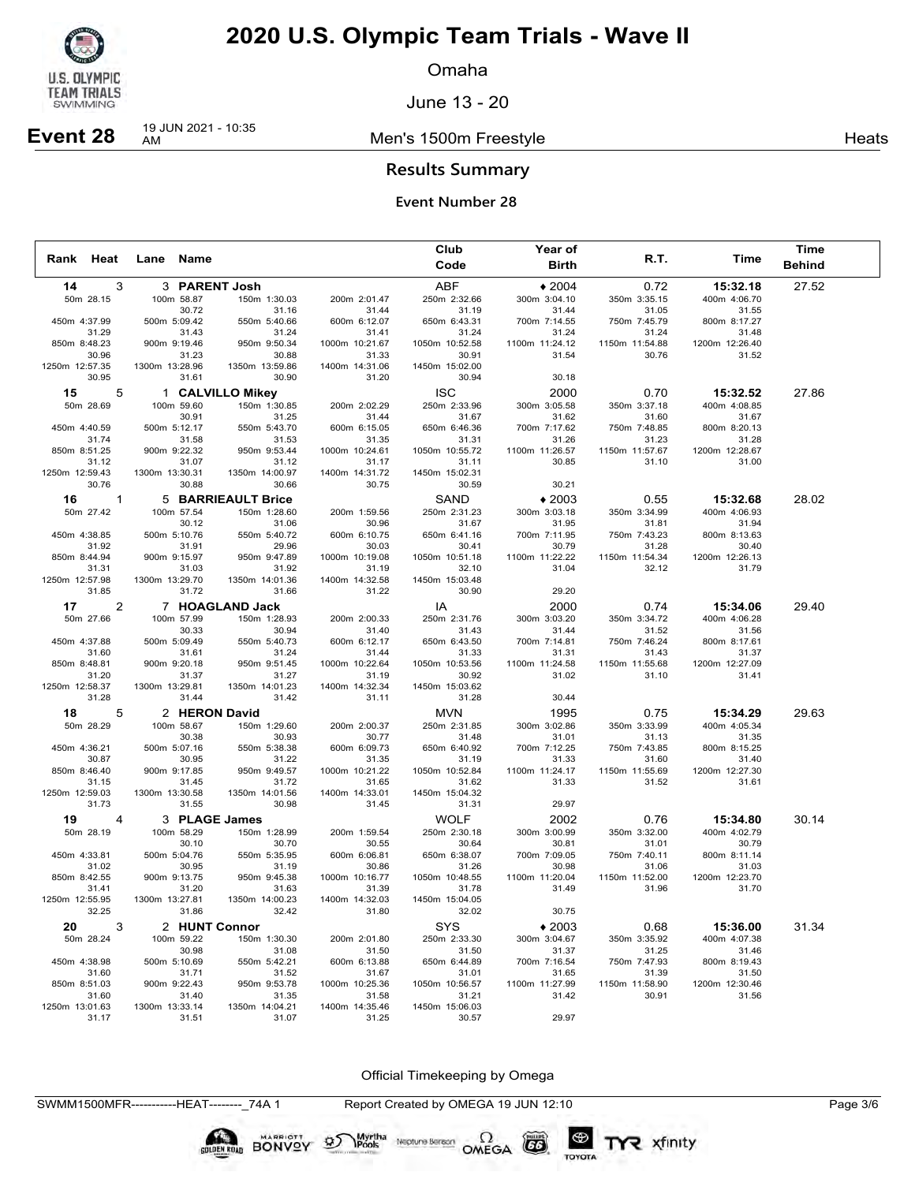# 2020 U.S. Olympic Team Trials - Wave II

Omaha

June 13 - 20

**Event 28** 19 JUN 2021 - 10:35 AM — Men's 1500m Freestyle — Heats

## Results Summary

### Event Number 28

| Rank | Heat | Lane | Name | Club Code | Year of Birth | R.T. | Time | Time Behind |
|---|---|---|---|---|---|---|---|---|
| 14 | 3 | 3 | **PARENT Josh** | ABF | ♦2004 | 0.72 | **15:32.18** | 27.52 |
| 15 | 5 | 1 | **CALVILLO Mikey** | ISC | 2000 | 0.70 | **15:32.52** | 27.86 |
| 16 | 1 | 5 | **BARRIEAULT Brice** | SAND | ♦2003 | 0.55 | **15:32.68** | 28.02 |
| 17 | 2 | 7 | **HOAGLAND Jack** | IA | 2000 | 0.74 | **15:34.06** | 29.40 |
| 18 | 5 | 2 | **HERON David** | MVN | 1995 | 0.75 | **15:34.29** | 29.63 |
| 19 | 4 | 3 | **PLAGE James** | WOLF | 2002 | 0.76 | **15:34.80** | 30.14 |
| 20 | 3 | 2 | **HUNT Connor** | SYS | ♦2003 | 0.68 | **15:36.00** | 31.34 |

**14 PARENT Josh — Splits**

| 50m 28.15 | 100m 58.87 | 150m 1:30.03 | 200m 2:01.47 | 250m 2:32.66 | 300m 3:04.10 | 350m 3:35.15 | 400m 4:06.70 |
|---|---|---|---|---|---|---|---|
| | 30.72 | 31.16 | 31.44 | 31.19 | 31.44 | 31.05 | 31.55 |
| 450m 4:37.99 | 500m 5:09.42 | 550m 5:40.66 | 600m 6:12.07 | 650m 6:43.31 | 700m 7:14.55 | 750m 7:45.79 | 800m 8:17.27 |
| 31.29 | 31.43 | 31.24 | 31.41 | 31.24 | 31.24 | 31.24 | 31.48 |
| 850m 8:48.23 | 900m 9:19.46 | 950m 9:50.34 | 1000m 10:21.67 | 1050m 10:52.58 | 1100m 11:24.12 | 1150m 11:54.88 | 1200m 12:26.40 |
| 30.96 | 31.23 | 30.88 | 31.33 | 30.91 | 31.54 | 30.76 | 31.52 |
| 1250m 12:57.35 | 1300m 13:28.96 | 1350m 13:59.86 | 1400m 14:31.06 | 1450m 15:02.00 | | | |
| 30.95 | 31.61 | 30.90 | 31.20 | 30.94 | 30.18 | | |

**15 CALVILLO Mikey — Splits**

| 50m 28.69 | 100m 59.60 | 150m 1:30.85 | 200m 2:02.29 | 250m 2:33.96 | 300m 3:05.58 | 350m 3:37.18 | 400m 4:08.85 |
|---|---|---|---|---|---|---|---|
| | 30.91 | 31.25 | 31.44 | 31.67 | 31.62 | 31.60 | 31.67 |
| 450m 4:40.59 | 500m 5:12.17 | 550m 5:43.70 | 600m 6:15.05 | 650m 6:46.36 | 700m 7:17.62 | 750m 7:48.85 | 800m 8:20.13 |
| 31.74 | 31.58 | 31.53 | 31.35 | 31.31 | 31.26 | 31.23 | 31.28 |
| 850m 8:51.25 | 900m 9:22.32 | 950m 9:53.44 | 1000m 10:24.61 | 1050m 10:55.72 | 1100m 11:26.57 | 1150m 11:57.67 | 1200m 12:28.67 |
| 31.12 | 31.07 | 31.12 | 31.17 | 31.11 | 30.85 | 31.10 | 31.00 |
| 1250m 12:59.43 | 1300m 13:30.31 | 1350m 14:00.97 | 1400m 14:31.72 | 1450m 15:02.31 | | | |
| 30.76 | 30.88 | 30.66 | 30.75 | 30.59 | 30.21 | | |

**16 BARRIEAULT Brice — Splits**

| 50m 27.42 | 100m 57.54 | 150m 1:28.60 | 200m 1:59.56 | 250m 2:31.23 | 300m 3:03.18 | 350m 3:34.99 | 400m 4:06.93 |
|---|---|---|---|---|---|---|---|
| | 30.12 | 31.06 | 30.96 | 31.67 | 31.95 | 31.81 | 31.94 |
| 450m 4:38.85 | 500m 5:10.76 | 550m 5:40.72 | 600m 6:10.75 | 650m 6:41.16 | 700m 7:11.95 | 750m 7:43.23 | 800m 8:13.63 |
| 31.92 | 31.91 | 29.96 | 30.03 | 30.41 | 30.79 | 31.28 | 30.40 |
| 850m 8:44.94 | 900m 9:15.97 | 950m 9:47.89 | 1000m 10:19.08 | 1050m 10:51.18 | 1100m 11:22.22 | 1150m 11:54.34 | 1200m 12:26.13 |
| 31.31 | 31.03 | 31.92 | 31.19 | 32.10 | 31.04 | 32.12 | 31.79 |
| 1250m 12:57.98 | 1300m 13:29.70 | 1350m 14:01.36 | 1400m 14:32.58 | 1450m 15:03.48 | | | |
| 31.85 | 31.72 | 31.66 | 31.22 | 30.90 | 29.20 | | |

**17 HOAGLAND Jack — Splits**

| 50m 27.66 | 100m 57.99 | 150m 1:28.93 | 200m 2:00.33 | 250m 2:31.76 | 300m 3:03.20 | 350m 3:34.72 | 400m 4:06.28 |
|---|---|---|---|---|---|---|---|
| | 30.33 | 30.94 | 31.40 | 31.43 | 31.44 | 31.52 | 31.56 |
| 450m 4:37.88 | 500m 5:09.49 | 550m 5:40.73 | 600m 6:12.17 | 650m 6:43.50 | 700m 7:14.81 | 750m 7:46.24 | 800m 8:17.61 |
| 31.60 | 31.61 | 31.24 | 31.44 | 31.33 | 31.31 | 31.43 | 31.37 |
| 850m 8:48.81 | 900m 9:20.18 | 950m 9:51.45 | 1000m 10:22.64 | 1050m 10:53.56 | 1100m 11:24.58 | 1150m 11:55.68 | 1200m 12:27.09 |
| 31.20 | 31.37 | 31.27 | 31.19 | 30.92 | 31.02 | 31.10 | 31.41 |
| 1250m 12:58.37 | 1300m 13:29.81 | 1350m 14:01.23 | 1400m 14:32.34 | 1450m 15:03.62 | | | |
| 31.28 | 31.44 | 31.42 | 31.11 | 31.28 | 30.44 | | |

**18 HERON David — Splits**

| 50m 28.29 | 100m 58.67 | 150m 1:29.60 | 200m 2:00.37 | 250m 2:31.85 | 300m 3:02.86 | 350m 3:33.99 | 400m 4:05.34 |
|---|---|---|---|---|---|---|---|
| | 30.38 | 30.93 | 30.77 | 31.48 | 31.01 | 31.13 | 31.35 |
| 450m 4:36.21 | 500m 5:07.16 | 550m 5:38.38 | 600m 6:09.73 | 650m 6:40.92 | 700m 7:12.25 | 750m 7:43.85 | 800m 8:15.25 |
| 30.87 | 30.95 | 31.22 | 31.35 | 31.19 | 31.33 | 31.60 | 31.40 |
| 850m 8:46.40 | 900m 9:17.85 | 950m 9:49.57 | 1000m 10:21.22 | 1050m 10:52.84 | 1100m 11:24.17 | 1150m 11:55.69 | 1200m 12:27.30 |
| 31.15 | 31.45 | 31.72 | 31.65 | 31.62 | 31.33 | 31.52 | 31.61 |
| 1250m 12:59.03 | 1300m 13:30.58 | 1350m 14:01.56 | 1400m 14:33.01 | 1450m 15:04.32 | | | |
| 31.73 | 31.55 | 30.98 | 31.45 | 31.31 | 29.97 | | |

**19 PLAGE James — Splits**

| 50m 28.19 | 100m 58.29 | 150m 1:28.99 | 200m 1:59.54 | 250m 2:30.18 | 300m 3:00.99 | 350m 3:32.00 | 400m 4:02.79 |
|---|---|---|---|---|---|---|---|
| | 30.10 | 30.70 | 30.55 | 30.64 | 30.81 | 31.01 | 30.79 |
| 450m 4:33.81 | 500m 5:04.76 | 550m 5:35.95 | 600m 6:06.81 | 650m 6:38.07 | 700m 7:09.05 | 750m 7:40.11 | 800m 8:11.14 |
| 31.02 | 30.95 | 31.19 | 30.86 | 31.26 | 30.98 | 31.06 | 31.03 |
| 850m 8:42.55 | 900m 9:13.75 | 950m 9:45.38 | 1000m 10:16.77 | 1050m 10:48.55 | 1100m 11:20.04 | 1150m 11:52.00 | 1200m 12:23.70 |
| 31.41 | 31.20 | 31.63 | 31.39 | 31.78 | 31.49 | 31.96 | 31.70 |
| 1250m 12:55.95 | 1300m 13:27.81 | 1350m 14:00.23 | 1400m 14:32.03 | 1450m 15:04.05 | | | |
| 32.25 | 31.86 | 32.42 | 31.80 | 32.02 | 30.75 | | |

**20 HUNT Connor — Splits**

| 50m 28.24 | 100m 59.22 | 150m 1:30.30 | 200m 2:01.80 | 250m 2:33.30 | 300m 3:04.67 | 350m 3:35.92 | 400m 4:07.38 |
|---|---|---|---|---|---|---|---|
| | 30.98 | 31.08 | 31.50 | 31.50 | 31.37 | 31.25 | 31.46 |
| 450m 4:38.98 | 500m 5:10.69 | 550m 5:42.21 | 600m 6:13.88 | 650m 6:44.89 | 700m 7:16.54 | 750m 7:47.93 | 800m 8:19.43 |
| 31.60 | 31.71 | 31.52 | 31.67 | 31.01 | 31.65 | 31.39 | 31.50 |
| 850m 8:51.03 | 900m 9:22.43 | 950m 9:53.78 | 1000m 10:25.36 | 1050m 10:56.57 | 1100m 11:27.99 | 1150m 11:58.90 | 1200m 12:30.46 |
| 31.60 | 31.40 | 31.35 | 31.58 | 31.21 | 31.42 | 30.91 | 31.56 |
| 1250m 13:01.63 | 1300m 13:33.14 | 1350m 14:04.21 | 1400m 14:35.46 | 1450m 15:06.03 | | | |
| 31.17 | 31.51 | 31.07 | 31.25 | 30.57 | 29.97 | | |

Official Timekeeping by Omega

SWMM1500MFR-----------HEAT--------_74A 1 Report Created by OMEGA 19 JUN 12:10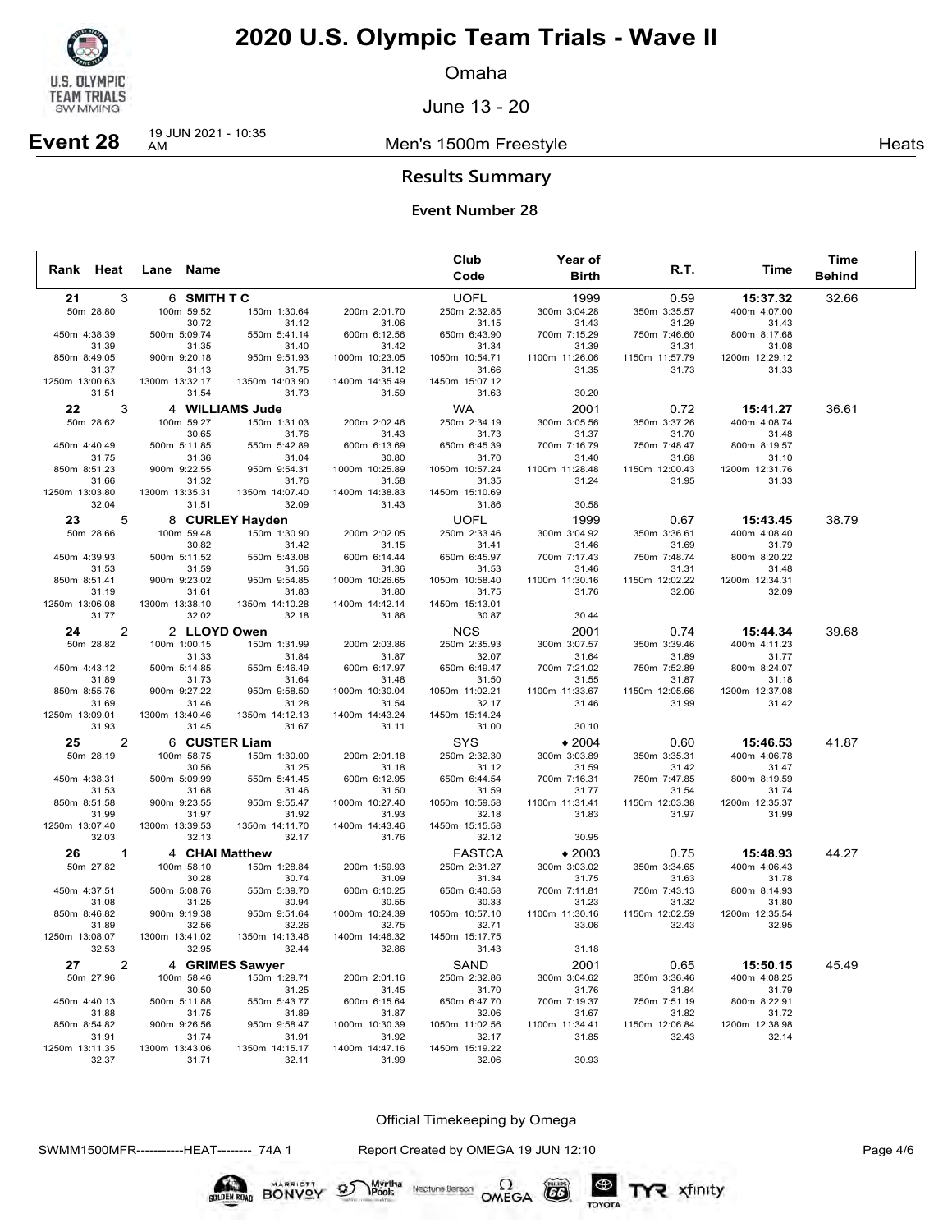# 2020 U.S. Olympic Team Trials - Wave II

Omaha

June 13 - 20

**Event 28** 19 JUN 2021 - 10:35 AM — Men's 1500m Freestyle — Heats

## Results Summary

### Event Number 28

| Rank | Heat | Lane | Name | Club Code | Year of Birth | R.T. | Time | Time Behind |
|---|---|---|---|---|---|---|---|---|
| 21 | 3 | 6 | **SMITH T C** | UOFL | 1999 | 0.59 | **15:37.32** | 32.66 |
| 22 | 3 | 4 | **WILLIAMS Jude** | WA | 2001 | 0.72 | **15:41.27** | 36.61 |
| 23 | 5 | 8 | **CURLEY Hayden** | UOFL | 1999 | 0.67 | **15:43.45** | 38.79 |
| 24 | 2 | 2 | **LLOYD Owen** | NCS | 2001 | 0.74 | **15:44.34** | 39.68 |
| 25 | 2 | 6 | **CUSTER Liam** | SYS | ♦ 2004 | 0.60 | **15:46.53** | 41.87 |
| 26 | 1 | 4 | **CHAI Matthew** | FASTCA | ♦ 2003 | 0.75 | **15:48.93** | 44.27 |
| 27 | 2 | 4 | **GRIMES Sawyer** | SAND | 2001 | 0.65 | **15:50.15** | 45.49 |

**21 — SMITH T C**

| 50m 28.80 | 100m 59.52 | 150m 1:30.64 | 200m 2:01.70 | 250m 2:32.85 | 300m 3:04.28 | 350m 3:35.57 | 400m 4:07.00 |
|---|---|---|---|---|---|---|---|
| | 30.72 | 31.12 | 31.06 | 31.15 | 31.43 | 31.29 | 31.43 |
| 450m 4:38.39 | 500m 5:09.74 | 550m 5:41.14 | 600m 6:12.56 | 650m 6:43.90 | 700m 7:15.29 | 750m 7:46.60 | 800m 8:17.68 |
| 31.39 | 31.35 | 31.40 | 31.42 | 31.34 | 31.39 | 31.31 | 31.08 |
| 850m 8:49.05 | 900m 9:20.18 | 950m 9:51.93 | 1000m 10:23.05 | 1050m 10:54.71 | 1100m 11:26.06 | 1150m 11:57.79 | 1200m 12:29.12 |
| 31.37 | 31.13 | 31.75 | 31.12 | 31.66 | 31.35 | 31.73 | 31.33 |
| 1250m 13:00.63 | 1300m 13:32.17 | 1350m 14:03.90 | 1400m 14:35.49 | 1450m 15:07.12 | | | |
| 31.51 | 31.54 | 31.73 | 31.59 | 31.63 | 30.20 | | |

**22 — WILLIAMS Jude**

| 50m 28.62 | 100m 59.27 | 150m 1:31.03 | 200m 2:02.46 | 250m 2:34.19 | 300m 3:05.56 | 350m 3:37.26 | 400m 4:08.74 |
|---|---|---|---|---|---|---|---|
| | 30.65 | 31.76 | 31.43 | 31.73 | 31.37 | 31.70 | 31.48 |
| 450m 4:40.49 | 500m 5:11.85 | 550m 5:42.89 | 600m 6:13.69 | 650m 6:45.39 | 700m 7:16.79 | 750m 7:48.47 | 800m 8:19.57 |
| 31.75 | 31.36 | 31.04 | 30.80 | 31.70 | 31.40 | 31.68 | 31.10 |
| 850m 8:51.23 | 900m 9:22.55 | 950m 9:54.31 | 1000m 10:25.89 | 1050m 10:57.24 | 1100m 11:28.48 | 1150m 12:00.43 | 1200m 12:31.76 |
| 31.66 | 31.32 | 31.76 | 31.58 | 31.35 | 31.24 | 31.95 | 31.33 |
| 1250m 13:03.80 | 1300m 13:35.31 | 1350m 14:07.40 | 1400m 14:38.83 | 1450m 15:10.69 | | | |
| 32.04 | 31.51 | 32.09 | 31.43 | 31.86 | 30.58 | | |

**23 — CURLEY Hayden**

| 50m 28.66 | 100m 59.48 | 150m 1:30.90 | 200m 2:02.05 | 250m 2:33.46 | 300m 3:04.92 | 350m 3:36.61 | 400m 4:08.40 |
|---|---|---|---|---|---|---|---|
| | 30.82 | 31.42 | 31.15 | 31.41 | 31.46 | 31.69 | 31.79 |
| 450m 4:39.93 | 500m 5:11.52 | 550m 5:43.08 | 600m 6:14.44 | 650m 6:45.97 | 700m 7:17.43 | 750m 7:48.74 | 800m 8:20.22 |
| 31.53 | 31.59 | 31.56 | 31.36 | 31.53 | 31.46 | 31.31 | 31.48 |
| 850m 8:51.41 | 900m 9:23.02 | 950m 9:54.85 | 1000m 10:26.65 | 1050m 10:58.40 | 1100m 11:30.16 | 1150m 12:02.22 | 1200m 12:34.31 |
| 31.19 | 31.61 | 31.83 | 31.80 | 31.75 | 31.76 | 32.06 | 32.09 |
| 1250m 13:06.08 | 1300m 13:38.10 | 1350m 14:10.28 | 1400m 14:42.14 | 1450m 15:13.01 | | | |
| 31.77 | 32.02 | 32.18 | 31.86 | 30.87 | 30.44 | | |

**24 — LLOYD Owen**

| 50m 28.82 | 100m 1:00.15 | 150m 1:31.99 | 200m 2:03.86 | 250m 2:35.93 | 300m 3:07.57 | 350m 3:39.46 | 400m 4:11.23 |
|---|---|---|---|---|---|---|---|
| | 31.33 | 31.84 | 31.87 | 32.07 | 31.64 | 31.89 | 31.77 |
| 450m 4:43.12 | 500m 5:14.85 | 550m 5:46.49 | 600m 6:17.97 | 650m 6:49.47 | 700m 7:21.02 | 750m 7:52.89 | 800m 8:24.07 |
| 31.89 | 31.73 | 31.64 | 31.48 | 31.50 | 31.55 | 31.87 | 31.18 |
| 850m 8:55.76 | 900m 9:27.22 | 950m 9:58.50 | 1000m 10:30.04 | 1050m 11:02.21 | 1100m 11:33.67 | 1150m 12:05.66 | 1200m 12:37.08 |
| 31.69 | 31.46 | 31.28 | 31.54 | 32.17 | 31.46 | 31.99 | 31.42 |
| 1250m 13:09.01 | 1300m 13:40.46 | 1350m 14:12.13 | 1400m 14:43.24 | 1450m 15:14.24 | | | |
| 31.93 | 31.45 | 31.67 | 31.11 | 31.00 | 30.10 | | |

**25 — CUSTER Liam**

| 50m 28.19 | 100m 58.75 | 150m 1:30.00 | 200m 2:01.18 | 250m 2:32.30 | 300m 3:03.89 | 350m 3:35.31 | 400m 4:06.78 |
|---|---|---|---|---|---|---|---|
| | 30.56 | 31.25 | 31.18 | 31.12 | 31.59 | 31.42 | 31.47 |
| 450m 4:38.31 | 500m 5:09.99 | 550m 5:41.45 | 600m 6:12.95 | 650m 6:44.54 | 700m 7:16.31 | 750m 7:47.85 | 800m 8:19.59 |
| 31.53 | 31.68 | 31.46 | 31.50 | 31.59 | 31.77 | 31.54 | 31.74 |
| 850m 8:51.58 | 900m 9:23.55 | 950m 9:55.47 | 1000m 10:27.40 | 1050m 10:59.58 | 1100m 11:31.41 | 1150m 12:03.38 | 1200m 12:35.37 |
| 31.99 | 31.97 | 31.92 | 31.93 | 32.18 | 31.83 | 31.97 | 31.99 |
| 1250m 13:07.40 | 1300m 13:39.53 | 1350m 14:11.70 | 1400m 14:43.46 | 1450m 15:15.58 | | | |
| 32.03 | 32.13 | 32.17 | 31.76 | 32.12 | 30.95 | | |

**26 — CHAI Matthew**

| 50m 27.82 | 100m 58.10 | 150m 1:28.84 | 200m 1:59.93 | 250m 2:31.27 | 300m 3:03.02 | 350m 3:34.65 | 400m 4:06.43 |
|---|---|---|---|---|---|---|---|
| | 30.28 | 30.74 | 31.09 | 31.34 | 31.75 | 31.63 | 31.78 |
| 450m 4:37.51 | 500m 5:08.76 | 550m 5:39.70 | 600m 6:10.25 | 650m 6:40.58 | 700m 7:11.81 | 750m 7:43.13 | 800m 8:14.93 |
| 31.08 | 31.25 | 30.94 | 30.55 | 30.33 | 31.23 | 31.32 | 31.80 |
| 850m 8:46.82 | 900m 9:19.38 | 950m 9:51.64 | 1000m 10:24.39 | 1050m 10:57.10 | 1100m 11:30.16 | 1150m 12:02.59 | 1200m 12:35.54 |
| 31.89 | 32.56 | 32.26 | 32.75 | 32.71 | 33.06 | 32.43 | 32.95 |
| 1250m 13:08.07 | 1300m 13:41.02 | 1350m 14:13.46 | 1400m 14:46.32 | 1450m 15:17.75 | | | |
| 32.53 | 32.95 | 32.44 | 32.86 | 31.43 | 31.18 | | |

**27 — GRIMES Sawyer**

| 50m 27.96 | 100m 58.46 | 150m 1:29.71 | 200m 2:01.16 | 250m 2:32.86 | 300m 3:04.62 | 350m 3:36.46 | 400m 4:08.25 |
|---|---|---|---|---|---|---|---|
| | 30.50 | 31.25 | 31.45 | 31.70 | 31.76 | 31.84 | 31.79 |
| 450m 4:40.13 | 500m 5:11.88 | 550m 5:43.77 | 600m 6:15.64 | 650m 6:47.70 | 700m 7:19.37 | 750m 7:51.19 | 800m 8:22.91 |
| 31.88 | 31.75 | 31.89 | 31.87 | 32.06 | 31.67 | 31.82 | 31.72 |
| 850m 8:54.82 | 900m 9:26.56 | 950m 9:58.47 | 1000m 10:30.39 | 1050m 11:02.56 | 1100m 11:34.41 | 1150m 12:06.84 | 1200m 12:38.98 |
| 31.91 | 31.74 | 31.91 | 31.92 | 32.17 | 31.85 | 32.43 | 32.14 |
| 1250m 13:11.35 | 1300m 13:43.06 | 1350m 14:15.17 | 1400m 14:47.16 | 1450m 15:19.22 | | | |
| 32.37 | 31.71 | 32.11 | 31.99 | 32.06 | 30.93 | | |

Official Timekeeping by Omega

SWMM1500MFR------------HEAT--------_74A 1 — Report Created by OMEGA 19 JUN 12:10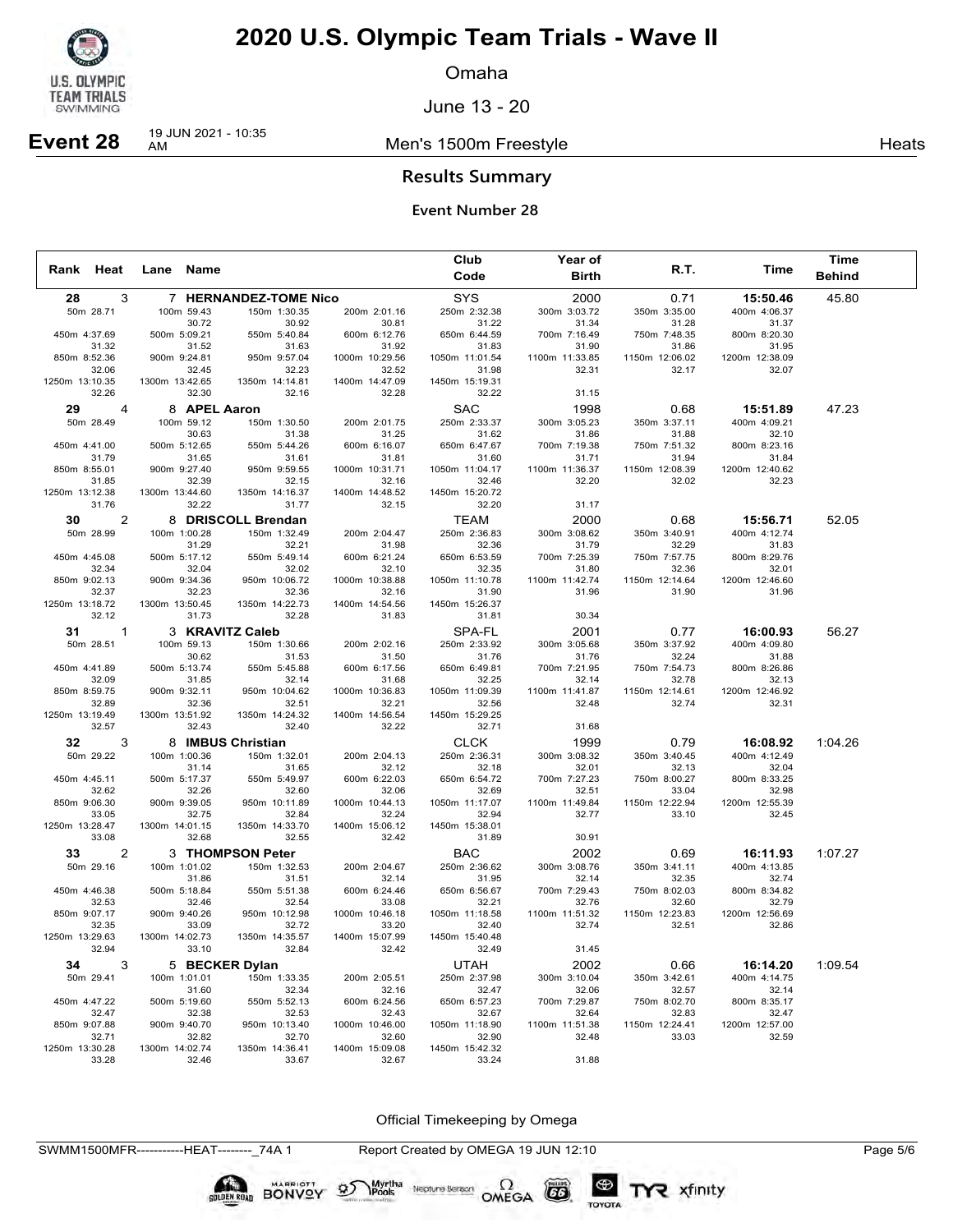# 2020 U.S. Olympic Team Trials - Wave II

Omaha

June 13 - 20

**Event 28** 19 JUN 2021 - 10:35 AM — Men's 1500m Freestyle — Heats

## Results Summary

### Event Number 28

| Rank | Heat | Lane | Name | Club Code | Year of Birth | R.T. | Time | Time Behind |
|---|---|---|---|---|---|---|---|---|
| 28 | 3 | 7 | HERNANDEZ-TOME Nico | SYS | 2000 | 0.71 | 15:50.46 | 45.80 |
| 50m 28.71 | 100m 59.43 (30.72) | 150m 1:30.35 (30.92) | 200m 2:01.16 (30.81) | 250m 2:32.38 (31.22) | 300m 3:03.72 (31.34) | 350m 3:35.00 (31.28) | 400m 4:06.37 (31.37) | |
| 450m 4:37.69 (31.32) | 500m 5:09.21 (31.52) | 550m 5:40.84 (31.63) | 600m 6:12.76 (31.92) | 650m 6:44.59 (31.83) | 700m 7:16.49 (31.90) | 750m 7:48.35 (31.86) | 800m 8:20.30 (31.95) | |
| 850m 8:52.36 (32.06) | 900m 9:24.81 (32.45) | 950m 9:57.04 (32.23) | 1000m 10:29.56 (32.52) | 1050m 11:01.54 (31.98) | 1100m 11:33.85 (32.31) | 1150m 12:06.02 (32.17) | 1200m 12:38.09 (32.07) | |
| 1250m 13:10.35 (32.26) | 1300m 13:42.65 (32.30) | 1350m 14:14.81 (32.16) | 1400m 14:47.09 (32.28) | 1450m 15:19.31 (32.22) | (31.15) | | | |
| 29 | 4 | 8 | APEL Aaron | SAC | 1998 | 0.68 | 15:51.89 | 47.23 |
| 50m 28.49 | 100m 59.12 (30.63) | 150m 1:30.50 (31.38) | 200m 2:01.75 (31.25) | 250m 2:33.37 (31.62) | 300m 3:05.23 (31.86) | 350m 3:37.11 (31.88) | 400m 4:09.21 (32.10) | |
| 450m 4:41.00 (31.79) | 500m 5:12.65 (31.65) | 550m 5:44.26 (31.61) | 600m 6:16.07 (31.81) | 650m 6:47.67 (31.60) | 700m 7:19.38 (31.71) | 750m 7:51.32 (31.94) | 800m 8:23.16 (31.84) | |
| 850m 8:55.01 (31.85) | 900m 9:27.40 (32.39) | 950m 9:59.55 (32.15) | 1000m 10:31.71 (32.16) | 1050m 11:04.17 (32.46) | 1100m 11:36.37 (32.20) | 1150m 12:08.39 (32.02) | 1200m 12:40.62 (32.23) | |
| 1250m 13:12.38 (31.76) | 1300m 13:44.60 (32.22) | 1350m 14:16.37 (31.77) | 1400m 14:48.52 (32.15) | 1450m 15:20.72 (32.20) | (31.17) | | | |
| 30 | 2 | 8 | DRISCOLL Brendan | TEAM | 2000 | 0.68 | 15:56.71 | 52.05 |
| 50m 28.99 | 100m 1:00.28 (31.29) | 150m 1:32.49 (32.21) | 200m 2:04.47 (31.98) | 250m 2:36.83 (32.36) | 300m 3:08.62 (31.79) | 350m 3:40.91 (32.29) | 400m 4:12.74 (31.83) | |
| 450m 4:45.08 (32.34) | 500m 5:17.12 (32.04) | 550m 5:49.14 (32.02) | 600m 6:21.24 (32.10) | 650m 6:53.59 (32.35) | 700m 7:25.39 (31.80) | 750m 7:57.75 (32.36) | 800m 8:29.76 (32.01) | |
| 850m 9:02.13 (32.37) | 900m 9:34.36 (32.23) | 950m 10:06.72 (32.36) | 1000m 10:38.88 (32.16) | 1050m 11:10.78 (31.90) | 1100m 11:42.74 (31.96) | 1150m 12:14.64 (31.90) | 1200m 12:46.60 (31.96) | |
| 1250m 13:18.72 (32.12) | 1300m 13:50.45 (31.73) | 1350m 14:22.73 (32.28) | 1400m 14:54.56 (31.83) | 1450m 15:26.37 (31.81) | (30.34) | | | |
| 31 | 1 | 3 | KRAVITZ Caleb | SPA-FL | 2001 | 0.77 | 16:00.93 | 56.27 |
| 50m 28.51 | 100m 59.13 (30.62) | 150m 1:30.66 (31.53) | 200m 2:02.16 (31.50) | 250m 2:33.92 (31.76) | 300m 3:05.68 (31.76) | 350m 3:37.92 (32.24) | 400m 4:09.80 (31.88) | |
| 450m 4:41.89 (32.09) | 500m 5:13.74 (31.85) | 550m 5:45.88 (32.14) | 600m 6:17.56 (31.68) | 650m 6:49.81 (32.25) | 700m 7:21.95 (32.14) | 750m 7:54.73 (32.78) | 800m 8:26.86 (32.13) | |
| 850m 8:59.75 (32.89) | 900m 9:32.11 (32.36) | 950m 10:04.62 (32.51) | 1000m 10:36.83 (32.21) | 1050m 11:09.39 (32.56) | 1100m 11:41.87 (32.48) | 1150m 12:14.61 (32.74) | 1200m 12:46.92 (32.31) | |
| 1250m 13:19.49 (32.57) | 1300m 13:51.92 (32.43) | 1350m 14:24.32 (32.40) | 1400m 14:56.54 (32.22) | 1450m 15:29.25 (32.71) | (31.68) | | | |
| 32 | 3 | 8 | IMBUS Christian | CLCK | 1999 | 0.79 | 16:08.92 | 1:04.26 |
| 50m 29.22 | 100m 1:00.36 (31.14) | 150m 1:32.01 (31.65) | 200m 2:04.13 (32.12) | 250m 2:36.31 (32.18) | 300m 3:08.32 (32.01) | 350m 3:40.45 (32.13) | 400m 4:12.49 (32.04) | |
| 450m 4:45.11 (32.62) | 500m 5:17.37 (32.26) | 550m 5:49.97 (32.60) | 600m 6:22.03 (32.06) | 650m 6:54.72 (32.69) | 700m 7:27.23 (32.51) | 750m 8:00.27 (33.04) | 800m 8:33.25 (32.98) | |
| 850m 9:06.30 (33.05) | 900m 9:39.05 (32.75) | 950m 10:11.89 (32.84) | 1000m 10:44.13 (32.24) | 1050m 11:17.07 (32.94) | 1100m 11:49.84 (32.77) | 1150m 12:22.94 (33.10) | 1200m 12:55.39 (32.45) | |
| 1250m 13:28.47 (33.08) | 1300m 14:01.15 (32.68) | 1350m 14:33.70 (32.55) | 1400m 15:06.12 (32.42) | 1450m 15:38.01 (31.89) | (30.91) | | | |
| 33 | 2 | 3 | THOMPSON Peter | BAC | 2002 | 0.69 | 16:11.93 | 1:07.27 |
| 50m 29.16 | 100m 1:01.02 (31.86) | 150m 1:32.53 (31.51) | 200m 2:04.67 (32.14) | 250m 2:36.62 (31.95) | 300m 3:08.76 (32.14) | 350m 3:41.11 (32.35) | 400m 4:13.85 (32.74) | |
| 450m 4:46.38 (32.53) | 500m 5:18.84 (32.46) | 550m 5:51.38 (32.54) | 600m 6:24.46 (33.08) | 650m 6:56.67 (32.21) | 700m 7:29.43 (32.76) | 750m 8:02.03 (32.60) | 800m 8:34.82 (32.79) | |
| 850m 9:07.17 (32.35) | 900m 9:40.26 (33.09) | 950m 10:12.98 (32.72) | 1000m 10:46.18 (33.20) | 1050m 11:18.58 (32.40) | 1100m 11:51.32 (32.74) | 1150m 12:23.83 (32.51) | 1200m 12:56.69 (32.86) | |
| 1250m 13:29.63 (32.94) | 1300m 14:02.73 (33.10) | 1350m 14:35.57 (32.84) | 1400m 15:07.99 (32.42) | 1450m 15:40.48 (32.49) | (31.45) | | | |
| 34 | 3 | 5 | BECKER Dylan | UTAH | 2002 | 0.66 | 16:14.20 | 1:09.54 |
| 50m 29.41 | 100m 1:01.01 (31.60) | 150m 1:33.35 (32.34) | 200m 2:05.51 (32.16) | 250m 2:37.98 (32.47) | 300m 3:10.04 (32.06) | 350m 3:42.61 (32.57) | 400m 4:14.75 (32.14) | |
| 450m 4:47.22 (32.47) | 500m 5:19.60 (32.38) | 550m 5:52.13 (32.53) | 600m 6:24.56 (32.43) | 650m 6:57.23 (32.67) | 700m 7:29.87 (32.64) | 750m 8:02.70 (32.83) | 800m 8:35.17 (32.47) | |
| 850m 9:07.88 (32.71) | 900m 9:40.70 (32.82) | 950m 10:13.40 (32.70) | 1000m 10:46.00 (32.60) | 1050m 11:18.90 (32.90) | 1100m 11:51.38 (32.48) | 1150m 12:24.41 (33.03) | 1200m 12:57.00 (32.59) | |
| 1250m 13:30.28 (33.28) | 1300m 14:02.74 (32.46) | 1350m 14:36.41 (33.67) | 1400m 15:09.08 (32.67) | 1450m 15:42.32 (33.24) | (31.88) | | | |

Official Timekeeping by Omega

SWMM1500MFR-----------HEAT--------_74A 1 Report Created by OMEGA 19 JUN 12:10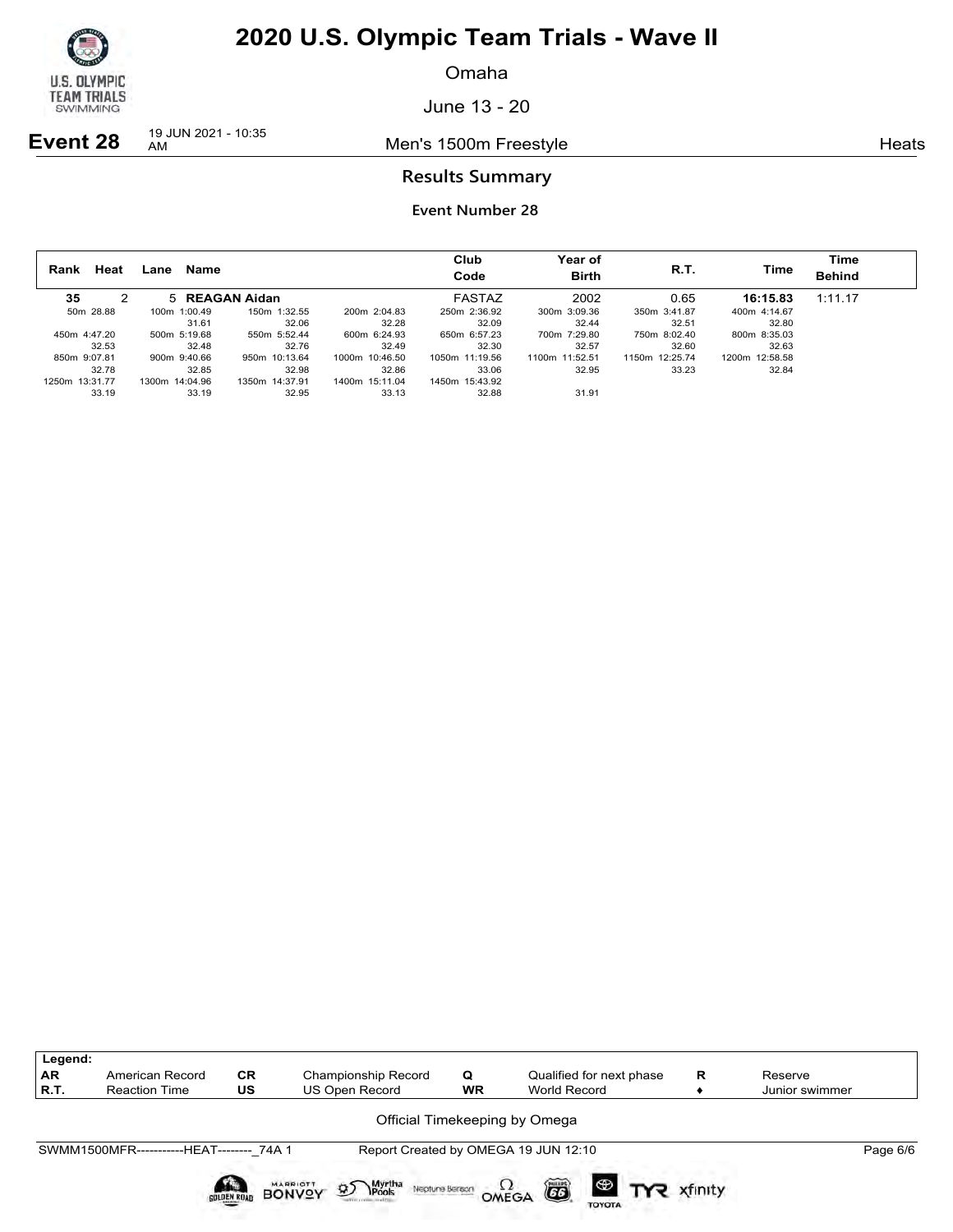# 2020 U.S. Olympic Team Trials - Wave II

Omaha

June 13 - 20

**Event 28** 19 JUN 2021 - 10:35 AM — Men's 1500m Freestyle — Heats

## Results Summary

### Event Number 28

| Rank | Heat | Lane | Name | Club Code | Year of Birth | R.T. | Time | Time Behind |
|---|---|---|---|---|---|---|---|---|
| **35** | 2 | 5 | **REAGAN Aidan** | FASTAZ | 2002 | 0.65 | **16:15.83** | 1:11.17 |

| | | | | | | | |
|---|---|---|---|---|---|---|---|
| 50m 28.88 | 100m 1:00.49 | 150m 1:32.55 | 200m 2:04.83 | 250m 2:36.92 | 300m 3:09.36 | 350m 3:41.87 | 400m 4:14.67 |
| | 31.61 | 32.06 | 32.28 | 32.09 | 32.44 | 32.51 | 32.80 |
| 450m 4:47.20 | 500m 5:19.68 | 550m 5:52.44 | 600m 6:24.93 | 650m 6:57.23 | 700m 7:29.80 | 750m 8:02.40 | 800m 8:35.03 |
| 32.53 | 32.48 | 32.76 | 32.49 | 32.30 | 32.57 | 32.60 | 32.63 |
| 850m 9:07.81 | 900m 9:40.66 | 950m 10:13.64 | 1000m 10:46.50 | 1050m 11:19.56 | 1100m 11:52.51 | 1150m 12:25.74 | 1200m 12:58.58 |
| 32.78 | 32.85 | 32.98 | 32.86 | 33.06 | 32.95 | 33.23 | 32.84 |
| 1250m 13:31.77 | 1300m 14:04.96 | 1350m 14:37.91 | 1400m 15:11.04 | 1450m 15:43.92 | | | |
| 33.19 | 33.19 | 32.95 | 33.13 | 32.88 | 31.91 | | |

| Legend: | | | | | | | |
|---|---|---|---|---|---|---|---|
| AR | American Record | CR | Championship Record | Q | Qualified for next phase | R | Reserve |
| R.T. | Reaction Time | US | US Open Record | WR | World Record | ♦ | Junior swimmer |

Official Timekeeping by Omega

SWMM1500MFR-----------HEAT--------_74A 1 Report Created by OMEGA 19 JUN 12:10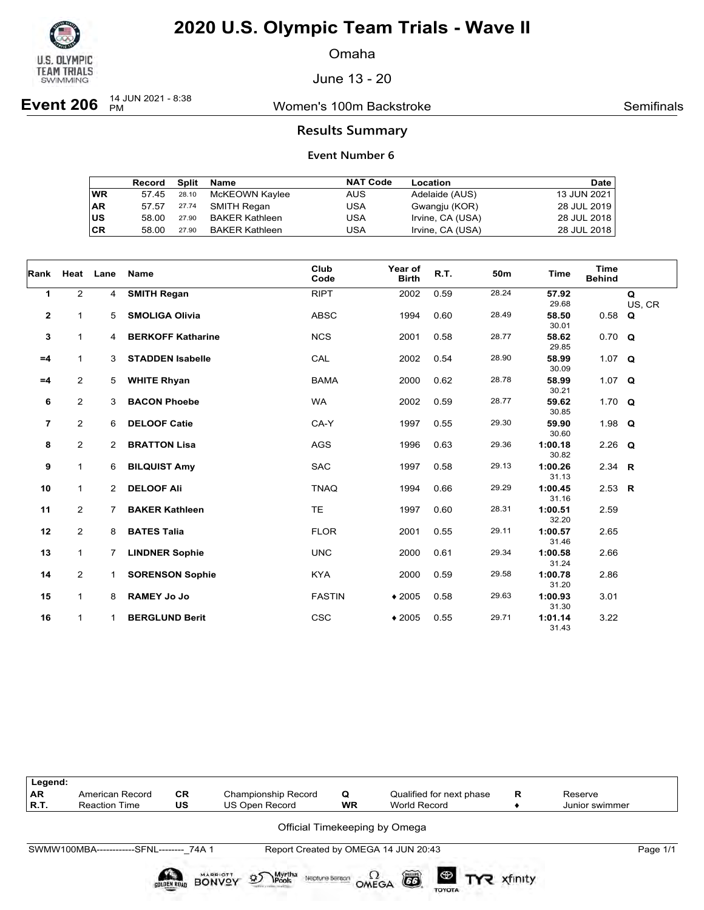# 2020 U.S. Olympic Team Trials - Wave II

Omaha

June 13 - 20

**Event 206** 14 JUN 2021 - 8:38 PM — Women's 100m Backstroke — Semifinals

## Results Summary

### Event Number 6

| | Record | Split | Name | NAT Code | Location | Date |
|---|---|---|---|---|---|---|
| WR | 57.45 | 28.10 | McKEOWN Kaylee | AUS | Adelaide (AUS) | 13 JUN 2021 |
| AR | 57.57 | 27.74 | SMITH Regan | USA | Gwangju (KOR) | 28 JUL 2019 |
| US | 58.00 | 27.90 | BAKER Kathleen | USA | Irvine, CA (USA) | 28 JUL 2018 |
| CR | 58.00 | 27.90 | BAKER Kathleen | USA | Irvine, CA (USA) | 28 JUL 2018 |

| Rank | Heat | Lane | Name | Club Code | Year of Birth | R.T. | 50m | Time | Time Behind | |
|---|---|---|---|---|---|---|---|---|---|---|
| 1 | 2 | 4 | **SMITH Regan** | RIPT | 2002 | 0.59 | 28.24 | **57.92** 29.68 | | Q US, CR |
| 2 | 1 | 5 | **SMOLIGA Olivia** | ABSC | 1994 | 0.60 | 28.49 | **58.50** 30.01 | 0.58 | Q |
| 3 | 1 | 4 | **BERKOFF Katharine** | NCS | 2001 | 0.58 | 28.77 | **58.62** 29.85 | 0.70 | Q |
| =4 | 1 | 3 | **STADDEN Isabelle** | CAL | 2002 | 0.54 | 28.90 | **58.99** 30.09 | 1.07 | Q |
| =4 | 2 | 5 | **WHITE Rhyan** | BAMA | 2000 | 0.62 | 28.78 | **58.99** 30.21 | 1.07 | Q |
| 6 | 2 | 3 | **BACON Phoebe** | WA | 2002 | 0.59 | 28.77 | **59.62** 30.85 | 1.70 | Q |
| 7 | 2 | 6 | **DELOOF Catie** | CA-Y | 1997 | 0.55 | 29.30 | **59.90** 30.60 | 1.98 | Q |
| 8 | 2 | 2 | **BRATTON Lisa** | AGS | 1996 | 0.63 | 29.36 | **1:00.18** 30.82 | 2.26 | Q |
| 9 | 1 | 6 | **BILQUIST Amy** | SAC | 1997 | 0.58 | 29.13 | **1:00.26** 31.13 | 2.34 | R |
| 10 | 1 | 2 | **DELOOF Ali** | TNAQ | 1994 | 0.66 | 29.29 | **1:00.45** 31.16 | 2.53 | R |
| 11 | 2 | 7 | **BAKER Kathleen** | TE | 1997 | 0.60 | 28.31 | **1:00.51** 32.20 | 2.59 | |
| 12 | 2 | 8 | **BATES Talia** | FLOR | 2001 | 0.55 | 29.11 | **1:00.57** 31.46 | 2.65 | |
| 13 | 1 | 7 | **LINDNER Sophie** | UNC | 2000 | 0.61 | 29.34 | **1:00.58** 31.24 | 2.66 | |
| 14 | 2 | 1 | **SORENSON Sophie** | KYA | 2000 | 0.59 | 29.58 | **1:00.78** 31.20 | 2.86 | |
| 15 | 1 | 8 | **RAMEY Jo Jo** | FASTIN | ♦ 2005 | 0.58 | 29.63 | **1:00.93** 31.30 | 3.01 | |
| 16 | 1 | 1 | **BERGLUND Berit** | CSC | ♦ 2005 | 0.55 | 29.71 | **1:01.14** 31.43 | 3.22 | |

| Legend: | | | | | | | |
|---|---|---|---|---|---|---|---|
| AR | American Record | CR | Championship Record | Q | Qualified for next phase | R | Reserve |
| R.T. | Reaction Time | US | US Open Record | WR | World Record | ♦ | Junior swimmer |

Official Timekeeping by Omega

SWMW100MBA------------SFNL--------_74A 1 — Report Created by OMEGA 14 JUN 20:43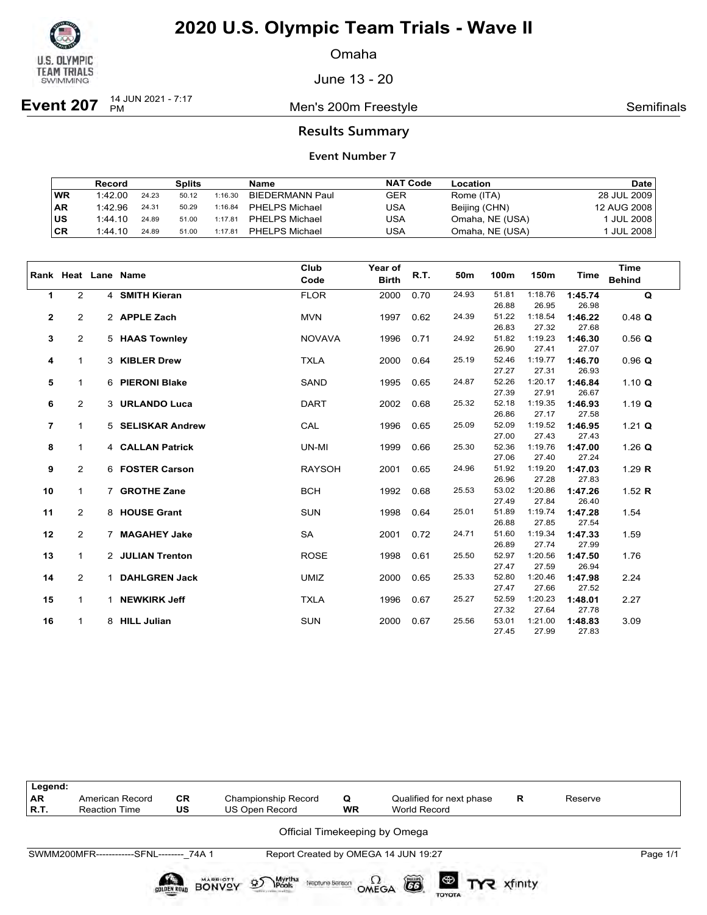# 2020 U.S. Olympic Team Trials - Wave II

Omaha

June 13 - 20

**Event 207** 14 JUN 2021 - 7:17 PM — Men's 200m Freestyle — Semifinals

## Results Summary

### Event Number 7

| | Record | Splits | | | Name | NAT Code | Location | Date |
|---|---|---|---|---|---|---|---|---|
| **WR** | 1:42.00 | 24.23 | 50.12 | 1:16.30 | BIEDERMANN Paul | GER | Rome (ITA) | 28 JUL 2009 |
| **AR** | 1:42.96 | 24.31 | 50.29 | 1:16.84 | PHELPS Michael | USA | Beijing (CHN) | 12 AUG 2008 |
| **US** | 1:44.10 | 24.89 | 51.00 | 1:17.81 | PHELPS Michael | USA | Omaha, NE (USA) | 1 JUL 2008 |
| **CR** | 1:44.10 | 24.89 | 51.00 | 1:17.81 | PHELPS Michael | USA | Omaha, NE (USA) | 1 JUL 2008 |

| Rank | Heat | Lane | Name | Club Code | Year of Birth | R.T. | 50m | 100m | 150m | Time | Time Behind |
|---|---|---|---|---|---|---|---|---|---|---|---|
| **1** | 2 | 4 | **SMITH Kieran** | FLOR | 2000 | 0.70 | 24.93 | 51.81 | 1:18.76 | **1:45.74** | **Q** |
| | | | | | | | | 26.88 | 26.95 | 26.98 | |
| **2** | 2 | 2 | **APPLE Zach** | MVN | 1997 | 0.62 | 24.39 | 51.22 | 1:18.54 | **1:46.22** | 0.48 **Q** |
| | | | | | | | | 26.83 | 27.32 | 27.68 | |
| **3** | 2 | 5 | **HAAS Townley** | NOVAVA | 1996 | 0.71 | 24.92 | 51.82 | 1:19.23 | **1:46.30** | 0.56 **Q** |
| | | | | | | | | 26.90 | 27.41 | 27.07 | |
| **4** | 1 | 3 | **KIBLER Drew** | TXLA | 2000 | 0.64 | 25.19 | 52.46 | 1:19.77 | **1:46.70** | 0.96 **Q** |
| | | | | | | | | 27.27 | 27.31 | 26.93 | |
| **5** | 1 | 6 | **PIERONI Blake** | SAND | 1995 | 0.65 | 24.87 | 52.26 | 1:20.17 | **1:46.84** | 1.10 **Q** |
| | | | | | | | | 27.39 | 27.91 | 26.67 | |
| **6** | 2 | 3 | **URLANDO Luca** | DART | 2002 | 0.68 | 25.32 | 52.18 | 1:19.35 | **1:46.93** | 1.19 **Q** |
| | | | | | | | | 26.86 | 27.17 | 27.58 | |
| **7** | 1 | 5 | **SELISKAR Andrew** | CAL | 1996 | 0.65 | 25.09 | 52.09 | 1:19.52 | **1:46.95** | 1.21 **Q** |
| | | | | | | | | 27.00 | 27.43 | 27.43 | |
| **8** | 1 | 4 | **CALLAN Patrick** | UN-MI | 1999 | 0.66 | 25.30 | 52.36 | 1:19.76 | **1:47.00** | 1.26 **Q** |
| | | | | | | | | 27.06 | 27.40 | 27.24 | |
| **9** | 2 | 6 | **FOSTER Carson** | RAYSOH | 2001 | 0.65 | 24.96 | 51.92 | 1:19.20 | **1:47.03** | 1.29 **R** |
| | | | | | | | | 26.96 | 27.28 | 27.83 | |
| **10** | 1 | 7 | **GROTHE Zane** | BCH | 1992 | 0.68 | 25.53 | 53.02 | 1:20.86 | **1:47.26** | 1.52 **R** |
| | | | | | | | | 27.49 | 27.84 | 26.40 | |
| **11** | 2 | 8 | **HOUSE Grant** | SUN | 1998 | 0.64 | 25.01 | 51.89 | 1:19.74 | **1:47.28** | 1.54 |
| | | | | | | | | 26.88 | 27.85 | 27.54 | |
| **12** | 2 | 7 | **MAGAHEY Jake** | SA | 2001 | 0.72 | 24.71 | 51.60 | 1:19.34 | **1:47.33** | 1.59 |
| | | | | | | | | 26.89 | 27.74 | 27.99 | |
| **13** | 1 | 2 | **JULIAN Trenton** | ROSE | 1998 | 0.61 | 25.50 | 52.97 | 1:20.56 | **1:47.50** | 1.76 |
| | | | | | | | | 27.47 | 27.59 | 26.94 | |
| **14** | 2 | 1 | **DAHLGREN Jack** | UMIZ | 2000 | 0.65 | 25.33 | 52.80 | 1:20.46 | **1:47.98** | 2.24 |
| | | | | | | | | 27.47 | 27.66 | 27.52 | |
| **15** | 1 | 1 | **NEWKIRK Jeff** | TXLA | 1996 | 0.67 | 25.27 | 52.59 | 1:20.23 | **1:48.01** | 2.27 |
| | | | | | | | | 27.32 | 27.64 | 27.78 | |
| **16** | 1 | 8 | **HILL Julian** | SUN | 2000 | 0.67 | 25.56 | 53.01 | 1:21.00 | **1:48.83** | 3.09 |
| | | | | | | | | 27.45 | 27.99 | 27.83 | |

| Legend: | | | | | | | |
|---|---|---|---|---|---|---|---|
| **AR** | American Record | **CR** | Championship Record | **Q** | Qualified for next phase | **R** | Reserve |
| **R.T.** | Reaction Time | **US** | US Open Record | **WR** | World Record | | |

Official Timekeeping by Omega

SWMM200MFR------------SFNL--------_74A 1 — Report Created by OMEGA 14 JUN 19:27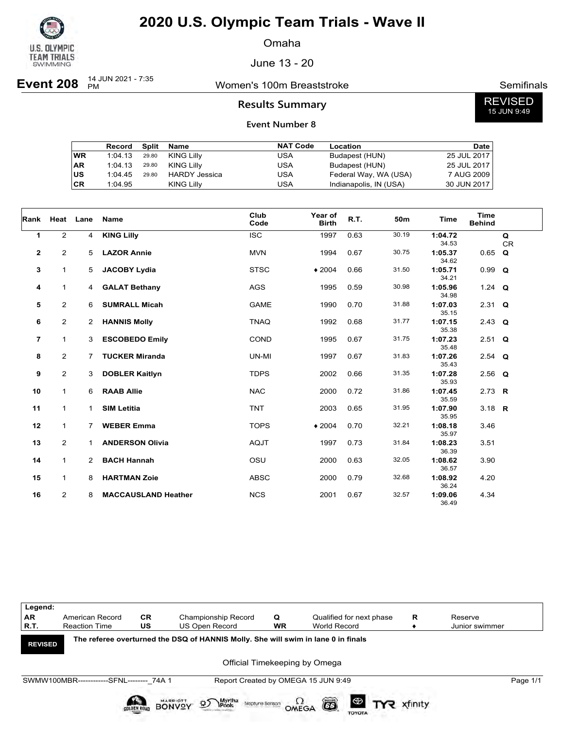# 2020 U.S. Olympic Team Trials - Wave II

Omaha

June 13 - 20

**Event 208** 14 JUN 2021 - 7:35 PM — Women's 100m Breaststroke — Semifinals

## Results Summary

REVISED 15 JUN 9:49

**Event Number 8**

| | Record | Split | Name | NAT Code | Location | Date |
|---|---|---|---|---|---|---|
| WR | 1:04.13 | 29.80 | KING Lilly | USA | Budapest (HUN) | 25 JUL 2017 |
| AR | 1:04.13 | 29.80 | KING Lilly | USA | Budapest (HUN) | 25 JUL 2017 |
| US | 1:04.45 | 29.80 | HARDY Jessica | USA | Federal Way, WA (USA) | 7 AUG 2009 |
| CR | 1:04.95 | | KING Lilly | USA | Indianapolis, IN (USA) | 30 JUN 2017 |

| Rank | Heat | Lane | Name | Club Code | Year of Birth | R.T. | 50m | Time | Time Behind | |
|---|---|---|---|---|---|---|---|---|---|---|
| 1 | 2 | 4 | **KING Lilly** | ISC | 1997 | 0.63 | 30.19 | **1:04.72** 34.53 | | **Q** CR |
| 2 | 2 | 5 | **LAZOR Annie** | MVN | 1994 | 0.67 | 30.75 | **1:05.37** 34.62 | 0.65 | **Q** |
| 3 | 1 | 5 | **JACOBY Lydia** | STSC | ♦ 2004 | 0.66 | 31.50 | **1:05.71** 34.21 | 0.99 | **Q** |
| 4 | 1 | 4 | **GALAT Bethany** | AGS | 1995 | 0.59 | 30.98 | **1:05.96** 34.98 | 1.24 | **Q** |
| 5 | 2 | 6 | **SUMRALL Micah** | GAME | 1990 | 0.70 | 31.88 | **1:07.03** 35.15 | 2.31 | **Q** |
| 6 | 2 | 2 | **HANNIS Molly** | TNAQ | 1992 | 0.68 | 31.77 | **1:07.15** 35.38 | 2.43 | **Q** |
| 7 | 1 | 3 | **ESCOBEDO Emily** | COND | 1995 | 0.67 | 31.75 | **1:07.23** 35.48 | 2.51 | **Q** |
| 8 | 2 | 7 | **TUCKER Miranda** | UN-MI | 1997 | 0.67 | 31.83 | **1:07.26** 35.43 | 2.54 | **Q** |
| 9 | 2 | 3 | **DOBLER Kaitlyn** | TDPS | 2002 | 0.66 | 31.35 | **1:07.28** 35.93 | 2.56 | **Q** |
| 10 | 1 | 6 | **RAAB Allie** | NAC | 2000 | 0.72 | 31.86 | **1:07.45** 35.59 | 2.73 | **R** |
| 11 | 1 | 1 | **SIM Letitia** | TNT | 2003 | 0.65 | 31.95 | **1:07.90** 35.95 | 3.18 | **R** |
| 12 | 1 | 7 | **WEBER Emma** | TOPS | ♦ 2004 | 0.70 | 32.21 | **1:08.18** 35.97 | 3.46 | |
| 13 | 2 | 1 | **ANDERSON Olivia** | AQJT | 1997 | 0.73 | 31.84 | **1:08.23** 36.39 | 3.51 | |
| 14 | 1 | 2 | **BACH Hannah** | OSU | 2000 | 0.63 | 32.05 | **1:08.62** 36.57 | 3.90 | |
| 15 | 1 | 8 | **HARTMAN Zoie** | ABSC | 2000 | 0.79 | 32.68 | **1:08.92** 36.24 | 4.20 | |
| 16 | 2 | 8 | **MACCAUSLAND Heather** | NCS | 2001 | 0.67 | 32.57 | **1:09.06** 36.49 | 4.34 | |

| Legend: | | | | | | | |
|---|---|---|---|---|---|---|---|
| AR | American Record | CR | Championship Record | Q | Qualified for next phase | R | Reserve |
| R.T. | Reaction Time | US | US Open Record | WR | World Record | ♦ | Junior swimmer |

**REVISED** — **The referee overturned the DSQ of HANNIS Molly. She will swim in lane 0 in finals**

Official Timekeeping by Omega

SWMW100MBR------------SFNL--------_74A 1 — Report Created by OMEGA 15 JUN 9:49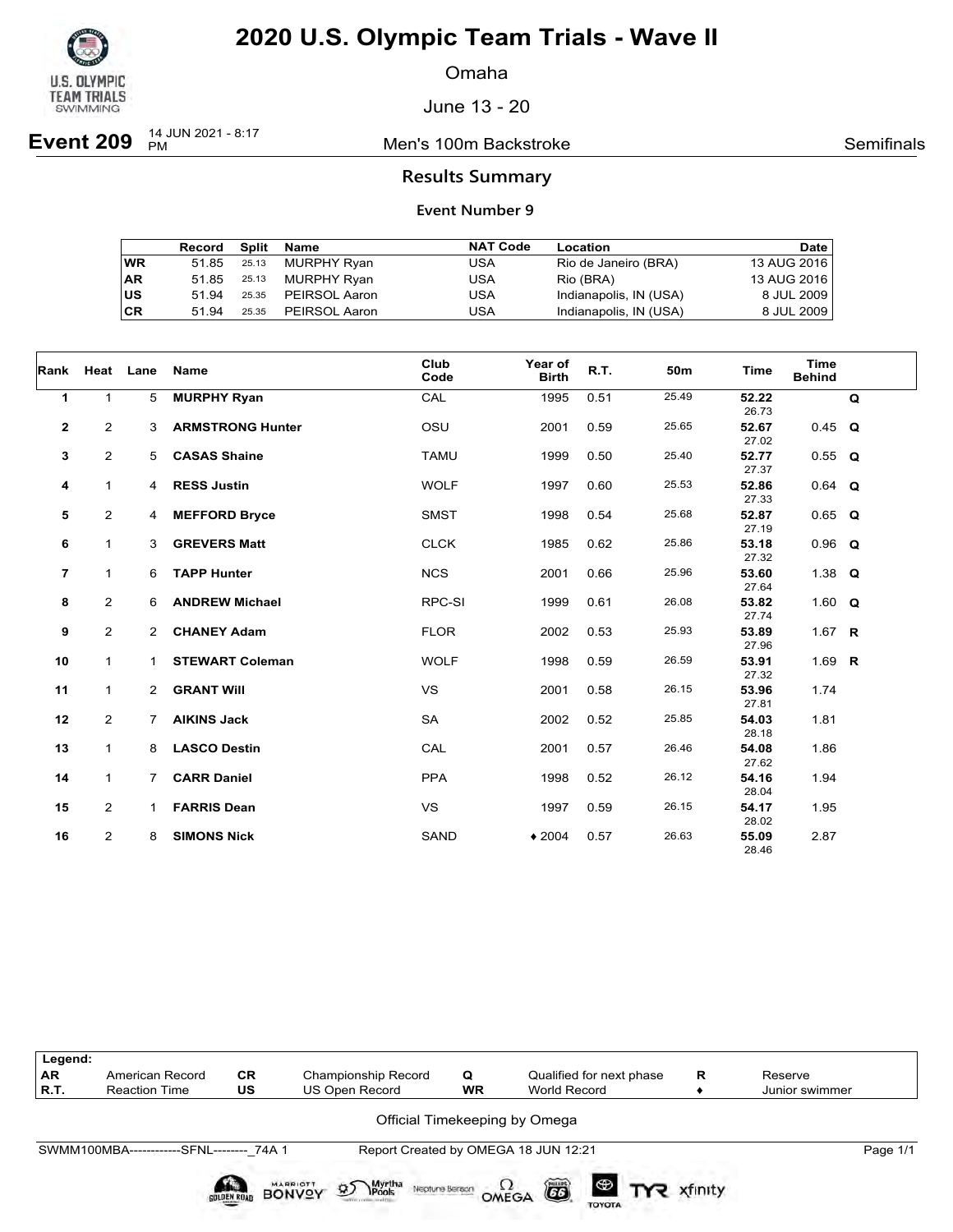# 2020 U.S. Olympic Team Trials - Wave II

Omaha

June 13 - 20

**Event 209** 14 JUN 2021 - 8:17 PM

Men's 100m Backstroke

Semifinals

## Results Summary

### Event Number 9

| | Record | Split | Name | NAT Code | Location | Date |
|---|---|---|---|---|---|---|
| WR | 51.85 | 25.13 | MURPHY Ryan | USA | Rio de Janeiro (BRA) | 13 AUG 2016 |
| AR | 51.85 | 25.13 | MURPHY Ryan | USA | Rio (BRA) | 13 AUG 2016 |
| US | 51.94 | 25.35 | PEIRSOL Aaron | USA | Indianapolis, IN (USA) | 8 JUL 2009 |
| CR | 51.94 | 25.35 | PEIRSOL Aaron | USA | Indianapolis, IN (USA) | 8 JUL 2009 |

| Rank | Heat | Lane | Name | Club Code | Year of Birth | R.T. | 50m | Time | Time Behind | |
|---|---|---|---|---|---|---|---|---|---|---|
| 1 | 1 | 5 | **MURPHY Ryan** | CAL | 1995 | 0.51 | 25.49 | **52.22** 26.73 | | **Q** |
| 2 | 2 | 3 | **ARMSTRONG Hunter** | OSU | 2001 | 0.59 | 25.65 | **52.67** 27.02 | 0.45 | **Q** |
| 3 | 2 | 5 | **CASAS Shaine** | TAMU | 1999 | 0.50 | 25.40 | **52.77** 27.37 | 0.55 | **Q** |
| 4 | 1 | 4 | **RESS Justin** | WOLF | 1997 | 0.60 | 25.53 | **52.86** 27.33 | 0.64 | **Q** |
| 5 | 2 | 4 | **MEFFORD Bryce** | SMST | 1998 | 0.54 | 25.68 | **52.87** 27.19 | 0.65 | **Q** |
| 6 | 1 | 3 | **GREVERS Matt** | CLCK | 1985 | 0.62 | 25.86 | **53.18** 27.32 | 0.96 | **Q** |
| 7 | 1 | 6 | **TAPP Hunter** | NCS | 2001 | 0.66 | 25.96 | **53.60** 27.64 | 1.38 | **Q** |
| 8 | 2 | 6 | **ANDREW Michael** | RPC-SI | 1999 | 0.61 | 26.08 | **53.82** 27.74 | 1.60 | **Q** |
| 9 | 2 | 2 | **CHANEY Adam** | FLOR | 2002 | 0.53 | 25.93 | **53.89** 27.96 | 1.67 | **R** |
| 10 | 1 | 1 | **STEWART Coleman** | WOLF | 1998 | 0.59 | 26.59 | **53.91** 27.32 | 1.69 | **R** |
| 11 | 1 | 2 | **GRANT Will** | VS | 2001 | 0.58 | 26.15 | **53.96** 27.81 | 1.74 | |
| 12 | 2 | 7 | **AIKINS Jack** | SA | 2002 | 0.52 | 25.85 | **54.03** 28.18 | 1.81 | |
| 13 | 1 | 8 | **LASCO Destin** | CAL | 2001 | 0.57 | 26.46 | **54.08** 27.62 | 1.86 | |
| 14 | 1 | 7 | **CARR Daniel** | PPA | 1998 | 0.52 | 26.12 | **54.16** 28.04 | 1.94 | |
| 15 | 2 | 1 | **FARRIS Dean** | VS | 1997 | 0.59 | 26.15 | **54.17** 28.02 | 1.95 | |
| 16 | 2 | 8 | **SIMONS Nick** | SAND | ♦ 2004 | 0.57 | 26.63 | **55.09** 28.46 | 2.87 | |

| Legend: | | | | | | | |
|---|---|---|---|---|---|---|---|
| AR | American Record | CR | Championship Record | Q | Qualified for next phase | R | Reserve |
| R.T. | Reaction Time | US | US Open Record | WR | World Record | ♦ | Junior swimmer |

Official Timekeeping by Omega

SWMM100MBA------------SFNL--------_74A 1 Report Created by OMEGA 18 JUN 12:21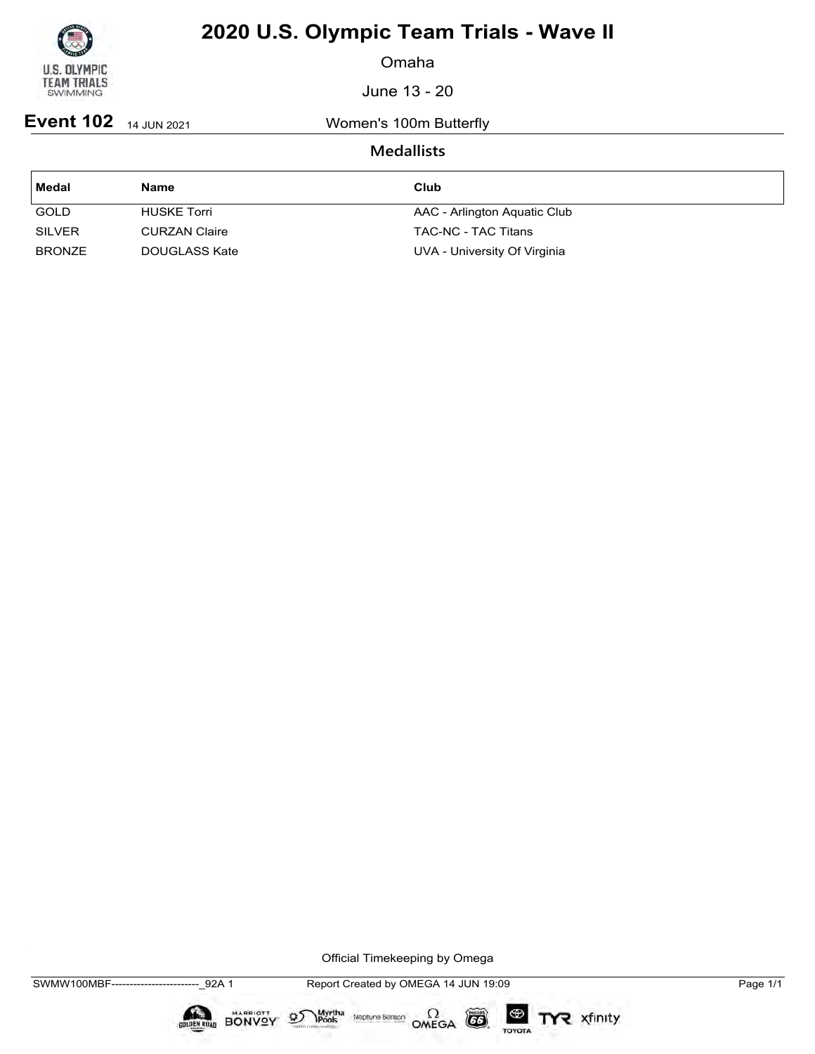# 2020 U.S. Olympic Team Trials - Wave II

Omaha

June 13 - 20

**Event 102** 14 JUN 2021 Women's 100m Butterfly

## Medallists

| Medal | Name | Club |
|---|---|---|
| GOLD | HUSKE Torri | AAC - Arlington Aquatic Club |
| SILVER | CURZAN Claire | TAC-NC - TAC Titans |
| BRONZE | DOUGLASS Kate | UVA - University Of Virginia |

Official Timekeeping by Omega

SWMW100MBF------------------------_92A 1 Report Created by OMEGA 14 JUN 19:09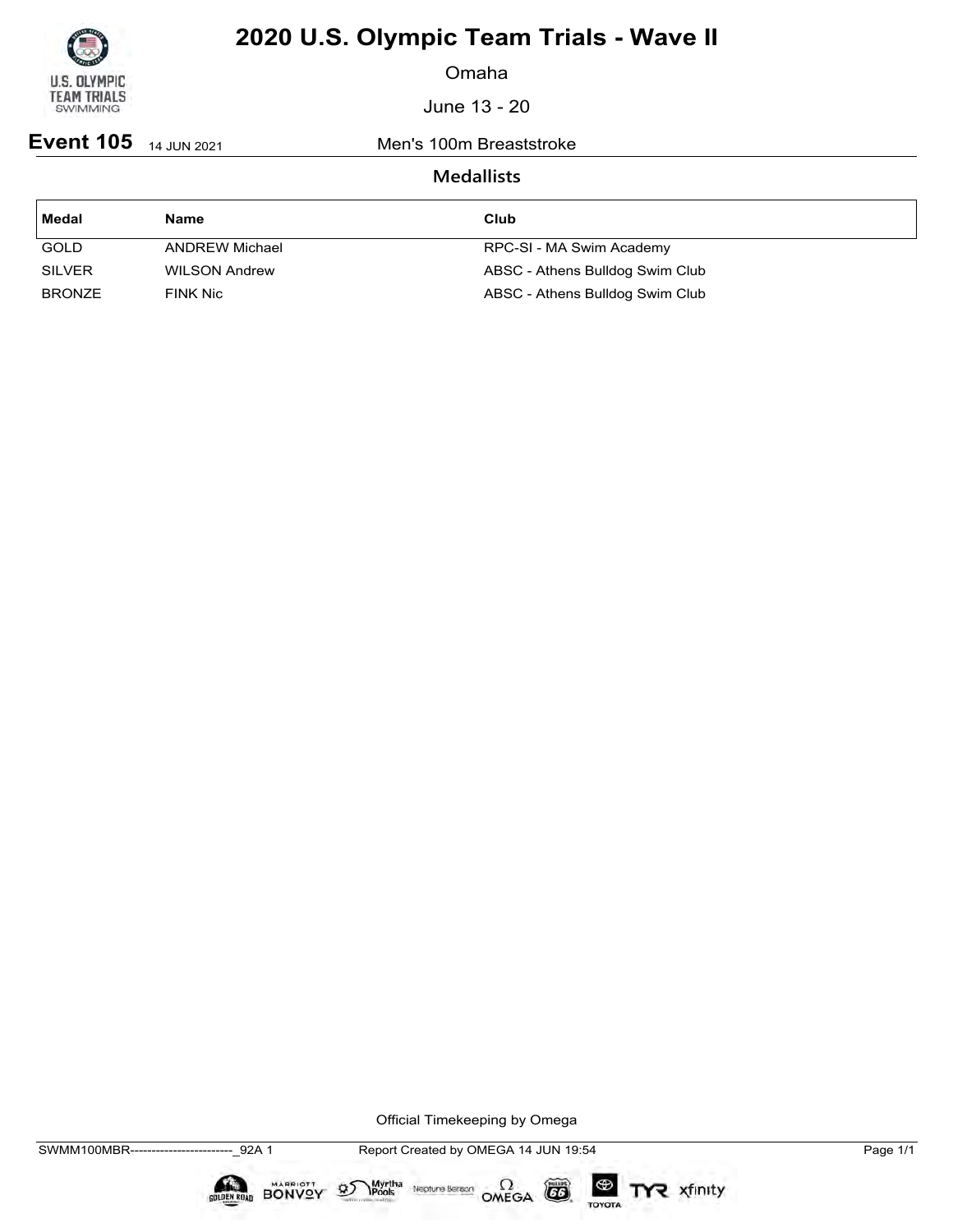# 2020 U.S. Olympic Team Trials - Wave II

Omaha

June 13 - 20

**Event 105** 14 JUN 2021 Men's 100m Breaststroke

## Medallists

| Medal | Name | Club |
|---|---|---|
| GOLD | ANDREW Michael | RPC-SI - MA Swim Academy |
| SILVER | WILSON Andrew | ABSC - Athens Bulldog Swim Club |
| BRONZE | FINK Nic | ABSC - Athens Bulldog Swim Club |

Official Timekeeping by Omega

SWMM100MBR------------------------_92A 1 Report Created by OMEGA 14 JUN 19:54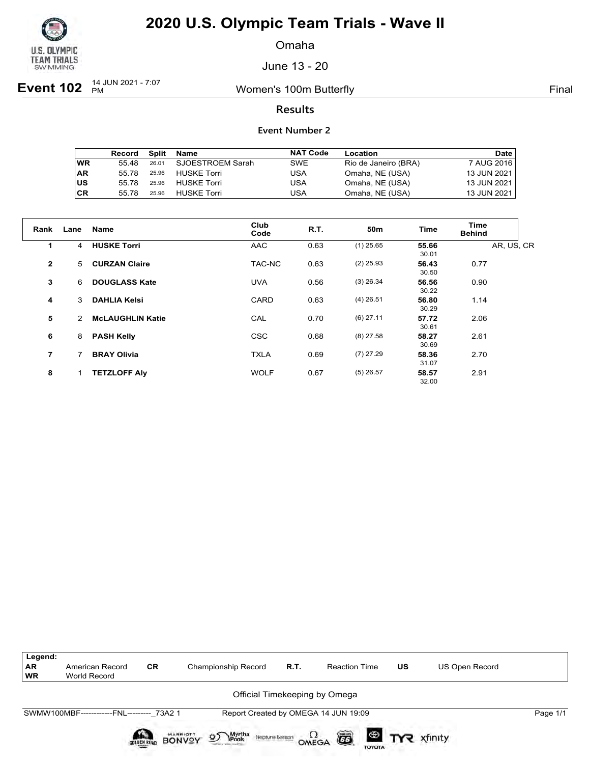# 2020 U.S. Olympic Team Trials - Wave II

Omaha

June 13 - 20

**Event 102** 14 JUN 2021 - 7:07 PM — Women's 100m Butterfly — Final

## Results

### Event Number 2

| | Record | Split | Name | NAT Code | Location | Date |
|---|---|---|---|---|---|---|
| WR | 55.48 | 26.01 | SJOESTROEM Sarah | SWE | Rio de Janeiro (BRA) | 7 AUG 2016 |
| AR | 55.78 | 25.96 | HUSKE Torri | USA | Omaha, NE (USA) | 13 JUN 2021 |
| US | 55.78 | 25.96 | HUSKE Torri | USA | Omaha, NE (USA) | 13 JUN 2021 |
| CR | 55.78 | 25.96 | HUSKE Torri | USA | Omaha, NE (USA) | 13 JUN 2021 |

| Rank | Lane | Name | Club Code | R.T. | 50m | Time | Time Behind | |
|---|---|---|---|---|---|---|---|---|
| 1 | 4 | **HUSKE Torri** | AAC | 0.63 | (1) 25.65 | **55.66** 30.01 | | AR, US, CR |
| 2 | 5 | **CURZAN Claire** | TAC-NC | 0.63 | (2) 25.93 | **56.43** 30.50 | 0.77 | |
| 3 | 6 | **DOUGLASS Kate** | UVA | 0.56 | (3) 26.34 | **56.56** 30.22 | 0.90 | |
| 4 | 3 | **DAHLIA Kelsi** | CARD | 0.63 | (4) 26.51 | **56.80** 30.29 | 1.14 | |
| 5 | 2 | **McLAUGHLIN Katie** | CAL | 0.70 | (6) 27.11 | **57.72** 30.61 | 2.06 | |
| 6 | 8 | **PASH Kelly** | CSC | 0.68 | (8) 27.58 | **58.27** 30.69 | 2.61 | |
| 7 | 7 | **BRAY Olivia** | TXLA | 0.69 | (7) 27.29 | **58.36** 31.07 | 2.70 | |
| 8 | 1 | **TETZLOFF Aly** | WOLF | 0.67 | (5) 26.57 | **58.57** 32.00 | 2.91 | |

| Legend: | | | | | | | |
|---|---|---|---|---|---|---|---|
| AR | American Record | CR | Championship Record | R.T. | Reaction Time | US | US Open Record |
| WR | World Record | | | | | | |

Official Timekeeping by Omega

SWMW100MBF------------FNL---------_73A2 1 Report Created by OMEGA 14 JUN 19:09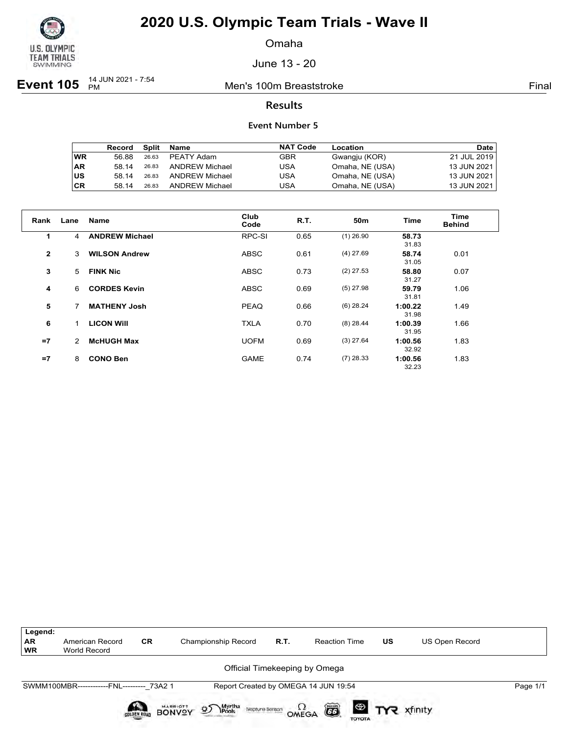# 2020 U.S. Olympic Team Trials - Wave II

Omaha

June 13 - 20

**Event 105** 14 JUN 2021 - 7:54 PM — Men's 100m Breaststroke — Final

## Results

### Event Number 5

| | Record | Split | Name | NAT Code | Location | Date |
|---|---|---|---|---|---|---|
| WR | 56.88 | 26.63 | PEATY Adam | GBR | Gwangju (KOR) | 21 JUL 2019 |
| AR | 58.14 | 26.83 | ANDREW Michael | USA | Omaha, NE (USA) | 13 JUN 2021 |
| US | 58.14 | 26.83 | ANDREW Michael | USA | Omaha, NE (USA) | 13 JUN 2021 |
| CR | 58.14 | 26.83 | ANDREW Michael | USA | Omaha, NE (USA) | 13 JUN 2021 |

| Rank | Lane | Name | Club Code | R.T. | 50m | Time | Time Behind |
|---|---|---|---|---|---|---|---|
| 1 | 4 | **ANDREW Michael** | RPC-SI | 0.65 | (1) 26.90 | **58.73** 31.83 | |
| 2 | 3 | **WILSON Andrew** | ABSC | 0.61 | (4) 27.69 | **58.74** 31.05 | 0.01 |
| 3 | 5 | **FINK Nic** | ABSC | 0.73 | (2) 27.53 | **58.80** 31.27 | 0.07 |
| 4 | 6 | **CORDES Kevin** | ABSC | 0.69 | (5) 27.98 | **59.79** 31.81 | 1.06 |
| 5 | 7 | **MATHENY Josh** | PEAQ | 0.66 | (6) 28.24 | **1:00.22** 31.98 | 1.49 |
| 6 | 1 | **LICON Will** | TXLA | 0.70 | (8) 28.44 | **1:00.39** 31.95 | 1.66 |
| =7 | 2 | **McHUGH Max** | UOFM | 0.69 | (3) 27.64 | **1:00.56** 32.92 | 1.83 |
| =7 | 8 | **CONO Ben** | GAME | 0.74 | (7) 28.33 | **1:00.56** 32.23 | 1.83 |

| Legend: | | | | | | | |
|---|---|---|---|---|---|---|---|
| AR | American Record | CR | Championship Record | R.T. | Reaction Time | US | US Open Record |
| WR | World Record | | | | | | |

Official Timekeeping by Omega

SWMM100MBR------------FNL---------_73A2 1 — Report Created by OMEGA 14 JUN 19:54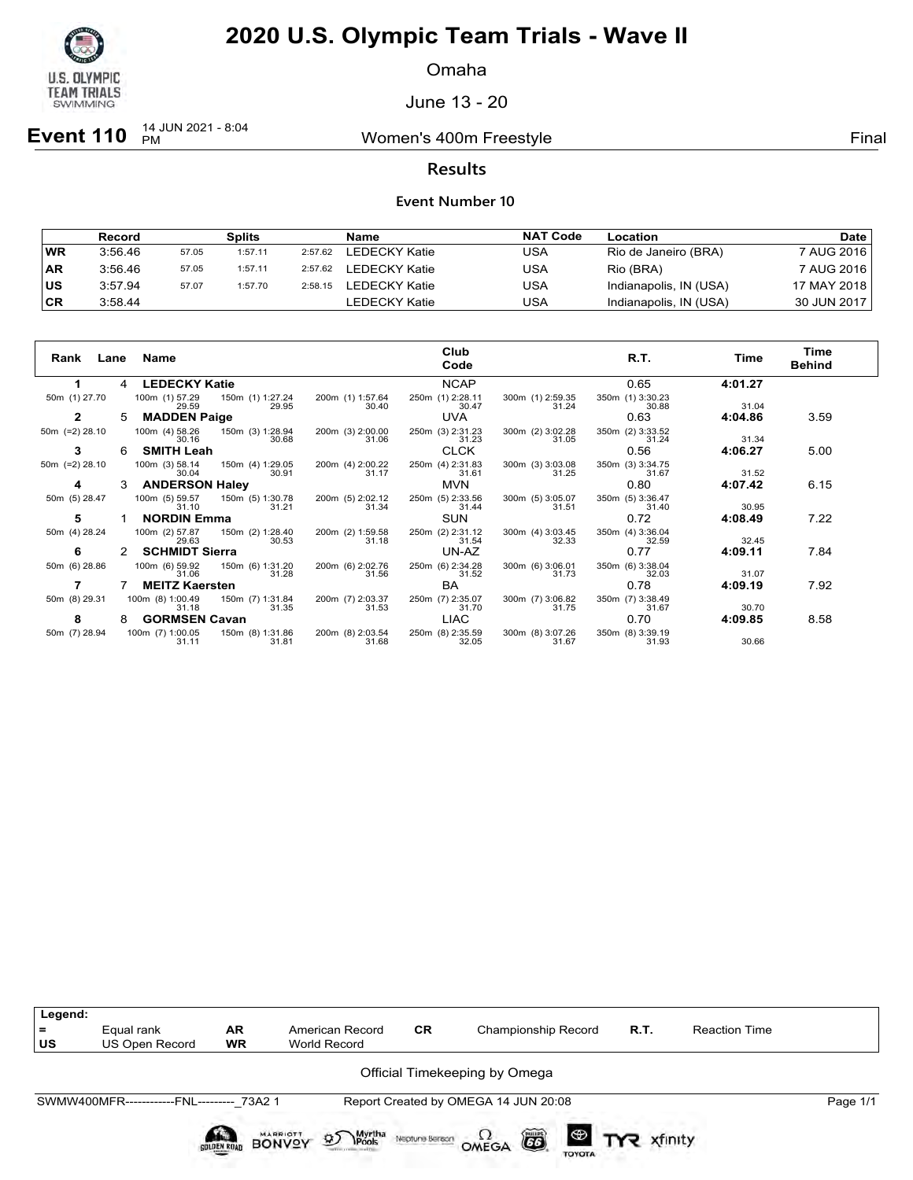# 2020 U.S. Olympic Team Trials - Wave II

Omaha

June 13 - 20

**Event 110** 14 JUN 2021 - 8:04 PM — Women's 400m Freestyle — Final

## Results

### Event Number 10

| | Record | | Splits | | Name | NAT Code | Location | Date |
|---|---|---|---|---|---|---|---|---|
| WR | 3:56.46 | 57.05 | 1:57.11 | 2:57.62 | LEDECKY Katie | USA | Rio de Janeiro (BRA) | 7 AUG 2016 |
| AR | 3:56.46 | 57.05 | 1:57.11 | 2:57.62 | LEDECKY Katie | USA | Rio (BRA) | 7 AUG 2016 |
| US | 3:57.94 | 57.07 | 1:57.70 | 2:58.15 | LEDECKY Katie | USA | Indianapolis, IN (USA) | 17 MAY 2018 |
| CR | 3:58.44 | | | | LEDECKY Katie | USA | Indianapolis, IN (USA) | 30 JUN 2017 |

| Rank | Lane | Name | Club Code | R.T. | Time | Time Behind |
|---|---|---|---|---|---|---|
| 1 | 4 | **LEDECKY Katie** | NCAP | 0.65 | **4:01.27** | |
| | | 50m (1) 27.70 / 100m (1) 57.29 29.59 / 150m (1) 1:27.24 29.95 / 200m (1) 1:57.64 30.40 / 250m (1) 2:28.11 30.47 / 300m (1) 2:59.35 31.24 / 350m (1) 3:30.23 30.88 / 31.04 | | | | |
| 2 | 5 | **MADDEN Paige** | UVA | 0.63 | **4:04.86** | 3.59 |
| | | 50m (=2) 28.10 / 100m (4) 58.26 30.16 / 150m (3) 1:28.94 30.68 / 200m (3) 2:00.00 31.06 / 250m (3) 2:31.23 31.23 / 300m (2) 3:02.28 31.05 / 350m (2) 3:33.52 31.24 / 31.34 | | | | |
| 3 | 6 | **SMITH Leah** | CLCK | 0.56 | **4:06.27** | 5.00 |
| | | 50m (=2) 28.10 / 100m (3) 58.14 30.04 / 150m (4) 1:29.05 30.91 / 200m (4) 2:00.22 31.17 / 250m (4) 2:31.83 31.61 / 300m (3) 3:03.08 31.25 / 350m (3) 3:34.75 31.67 / 31.52 | | | | |
| 4 | 3 | **ANDERSON Haley** | MVN | 0.80 | **4:07.42** | 6.15 |
| | | 50m (5) 28.47 / 100m (5) 59.57 31.10 / 150m (5) 1:30.78 31.21 / 200m (5) 2:02.12 31.34 / 250m (5) 2:33.56 31.44 / 300m (5) 3:05.07 31.51 / 350m (5) 3:36.47 31.40 / 30.95 | | | | |
| 5 | 1 | **NORDIN Emma** | SUN | 0.72 | **4:08.49** | 7.22 |
| | | 50m (4) 28.24 / 100m (2) 57.87 29.63 / 150m (2) 1:28.40 30.53 / 200m (2) 1:59.58 31.18 / 250m (2) 2:31.12 31.54 / 300m (4) 3:03.45 32.33 / 350m (4) 3:36.04 32.59 / 32.45 | | | | |
| 6 | 2 | **SCHMIDT Sierra** | UN-AZ | 0.77 | **4:09.11** | 7.84 |
| | | 50m (6) 28.86 / 100m (6) 59.92 31.06 / 150m (6) 1:31.20 31.28 / 200m (6) 2:02.76 31.56 / 250m (6) 2:34.28 31.52 / 300m (6) 3:06.01 31.73 / 350m (6) 3:38.04 32.03 / 31.07 | | | | |
| 7 | 7 | **MEITZ Kaersten** | BA | 0.78 | **4:09.19** | 7.92 |
| | | 50m (8) 29.31 / 100m (8) 1:00.49 31.18 / 150m (7) 1:31.84 31.35 / 200m (7) 2:03.37 31.53 / 250m (7) 2:35.07 31.70 / 300m (7) 3:06.82 31.75 / 350m (7) 3:38.49 31.67 / 30.70 | | | | |
| 8 | 8 | **GORMSEN Cavan** | LIAC | 0.70 | **4:09.85** | 8.58 |
| | | 50m (7) 28.94 / 100m (7) 1:00.05 31.11 / 150m (8) 1:31.86 31.81 / 200m (8) 2:03.54 31.68 / 250m (8) 2:35.59 32.05 / 300m (8) 3:07.26 31.67 / 350m (8) 3:39.19 31.93 / 30.66 | | | | |

| Legend: | | | | | | | |
|---|---|---|---|---|---|---|---|
| = | Equal rank | AR | American Record | CR | Championship Record | R.T. | Reaction Time |
| US | US Open Record | WR | World Record | | | | |

Official Timekeeping by Omega

SWMW400MFR------------FNL---------_73A2 1 — Report Created by OMEGA 14 JUN 20:08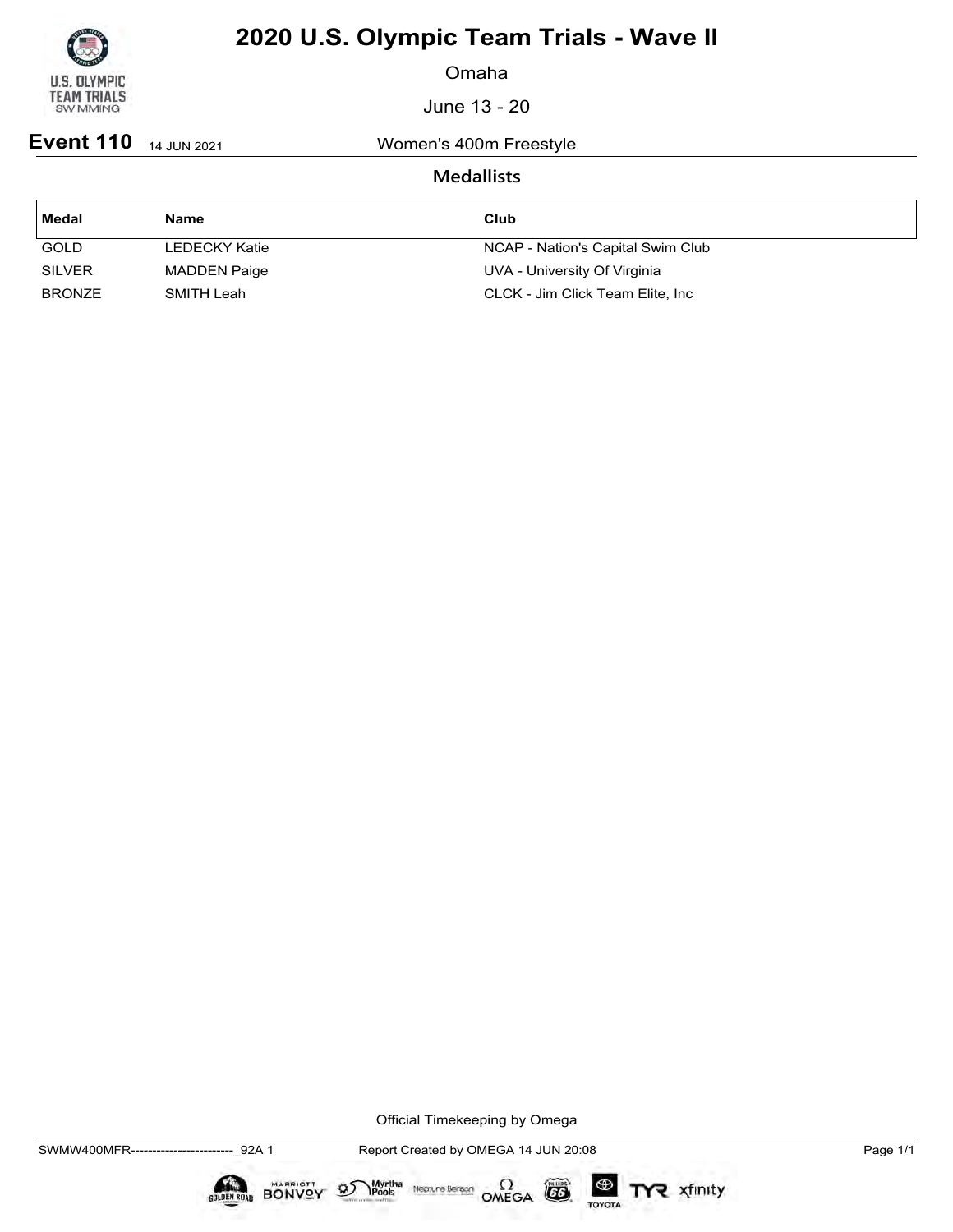# 2020 U.S. Olympic Team Trials - Wave II

Omaha

June 13 - 20

**Event 110** 14 JUN 2021 Women's 400m Freestyle

## Medallists

| Medal | Name | Club |
|---|---|---|
| GOLD | LEDECKY Katie | NCAP - Nation's Capital Swim Club |
| SILVER | MADDEN Paige | UVA - University Of Virginia |
| BRONZE | SMITH Leah | CLCK - Jim Click Team Elite, Inc |

Official Timekeeping by Omega

SWMW400MFR------------------------_92A 1 Report Created by OMEGA 14 JUN 20:08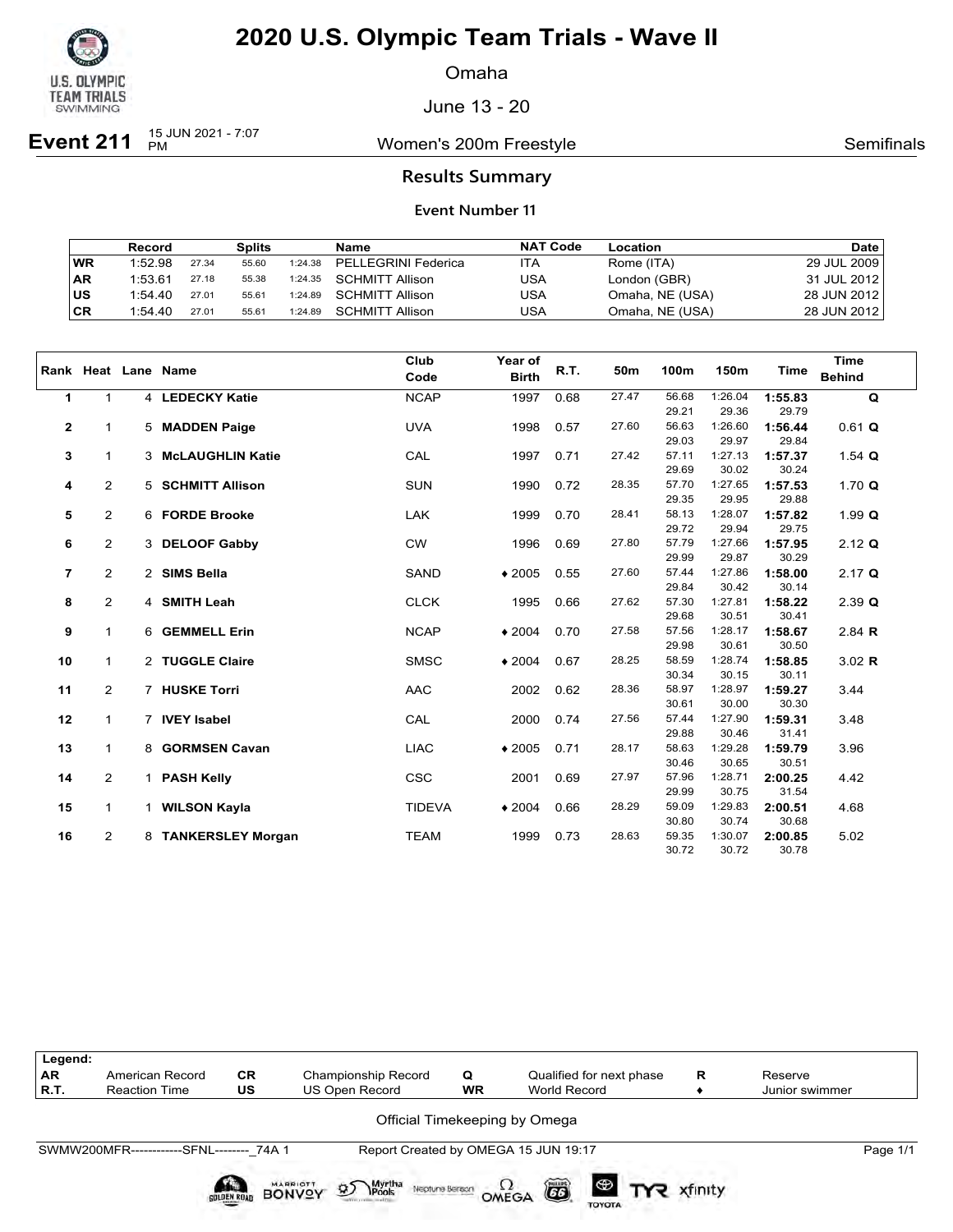# 2020 U.S. Olympic Team Trials - Wave II

Omaha

June 13 - 20

**Event 211** 15 JUN 2021 - 7:07 PM

Women's 200m Freestyle

Semifinals

## Results Summary

### Event Number 11

| | Record | | Splits | | Name | NAT Code | Location | Date |
|---|---|---|---|---|---|---|---|---|
| WR | 1:52.98 | 27.34 | 55.60 | 1:24.38 | PELLEGRINI Federica | ITA | Rome (ITA) | 29 JUL 2009 |
| AR | 1:53.61 | 27.18 | 55.38 | 1:24.35 | SCHMITT Allison | USA | London (GBR) | 31 JUL 2012 |
| US | 1:54.40 | 27.01 | 55.61 | 1:24.89 | SCHMITT Allison | USA | Omaha, NE (USA) | 28 JUN 2012 |
| CR | 1:54.40 | 27.01 | 55.61 | 1:24.89 | SCHMITT Allison | USA | Omaha, NE (USA) | 28 JUN 2012 |

| Rank | Heat | Lane | Name | Club Code | Year of Birth | R.T. | 50m | 100m | 150m | Time | Time Behind |
|---|---|---|---|---|---|---|---|---|---|---|---|
| 1 | 1 | 4 | **LEDECKY Katie** | NCAP | 1997 | 0.68 | 27.47 | 56.68 | 1:26.04 | **1:55.83** | **Q** |
| | | | | | | | | 29.21 | 29.36 | 29.79 | |
| 2 | 1 | 5 | **MADDEN Paige** | UVA | 1998 | 0.57 | 27.60 | 56.63 | 1:26.60 | **1:56.44** | 0.61 **Q** |
| | | | | | | | | 29.03 | 29.97 | 29.84 | |
| 3 | 1 | 3 | **McLAUGHLIN Katie** | CAL | 1997 | 0.71 | 27.42 | 57.11 | 1:27.13 | **1:57.37** | 1.54 **Q** |
| | | | | | | | | 29.69 | 30.02 | 30.24 | |
| 4 | 2 | 5 | **SCHMITT Allison** | SUN | 1990 | 0.72 | 28.35 | 57.70 | 1:27.65 | **1:57.53** | 1.70 **Q** |
| | | | | | | | | 29.35 | 29.95 | 29.88 | |
| 5 | 2 | 6 | **FORDE Brooke** | LAK | 1999 | 0.70 | 28.41 | 58.13 | 1:28.07 | **1:57.82** | 1.99 **Q** |
| | | | | | | | | 29.72 | 29.94 | 29.75 | |
| 6 | 2 | 3 | **DELOOF Gabby** | CW | 1996 | 0.69 | 27.80 | 57.79 | 1:27.66 | **1:57.95** | 2.12 **Q** |
| | | | | | | | | 29.99 | 29.87 | 30.29 | |
| 7 | 2 | 2 | **SIMS Bella** | SAND | ♦ 2005 | 0.55 | 27.60 | 57.44 | 1:27.86 | **1:58.00** | 2.17 **Q** |
| | | | | | | | | 29.84 | 30.42 | 30.14 | |
| 8 | 2 | 4 | **SMITH Leah** | CLCK | 1995 | 0.66 | 27.62 | 57.30 | 1:27.81 | **1:58.22** | 2.39 **Q** |
| | | | | | | | | 29.68 | 30.51 | 30.41 | |
| 9 | 1 | 6 | **GEMMELL Erin** | NCAP | ♦ 2004 | 0.70 | 27.58 | 57.56 | 1:28.17 | **1:58.67** | 2.84 **R** |
| | | | | | | | | 29.98 | 30.61 | 30.50 | |
| 10 | 1 | 2 | **TUGGLE Claire** | SMSC | ♦ 2004 | 0.67 | 28.25 | 58.59 | 1:28.74 | **1:58.85** | 3.02 **R** |
| | | | | | | | | 30.34 | 30.15 | 30.11 | |
| 11 | 2 | 7 | **HUSKE Torri** | AAC | 2002 | 0.62 | 28.36 | 58.97 | 1:28.97 | **1:59.27** | 3.44 |
| | | | | | | | | 30.61 | 30.00 | 30.30 | |
| 12 | 1 | 7 | **IVEY Isabel** | CAL | 2000 | 0.74 | 27.56 | 57.44 | 1:27.90 | **1:59.31** | 3.48 |
| | | | | | | | | 29.88 | 30.46 | 31.41 | |
| 13 | 1 | 8 | **GORMSEN Cavan** | LIAC | ♦ 2005 | 0.71 | 28.17 | 58.63 | 1:29.28 | **1:59.79** | 3.96 |
| | | | | | | | | 30.46 | 30.65 | 30.51 | |
| 14 | 2 | 1 | **PASH Kelly** | CSC | 2001 | 0.69 | 27.97 | 57.96 | 1:28.71 | **2:00.25** | 4.42 |
| | | | | | | | | 29.99 | 30.75 | 31.54 | |
| 15 | 1 | 1 | **WILSON Kayla** | TIDEVA | ♦ 2004 | 0.66 | 28.29 | 59.09 | 1:29.83 | **2:00.51** | 4.68 |
| | | | | | | | | 30.80 | 30.74 | 30.68 | |
| 16 | 2 | 8 | **TANKERSLEY Morgan** | TEAM | 1999 | 0.73 | 28.63 | 59.35 | 1:30.07 | **2:00.85** | 5.02 |
| | | | | | | | | 30.72 | 30.72 | 30.78 | |

| Legend: | | | | | | | |
|---|---|---|---|---|---|---|---|
| AR | American Record | CR | Championship Record | Q | Qualified for next phase | R | Reserve |
| R.T. | Reaction Time | US | US Open Record | WR | World Record | ♦ | Junior swimmer |

Official Timekeeping by Omega

SWMW200MFR------------SFNL--------_74A 1    Report Created by OMEGA 15 JUN 19:17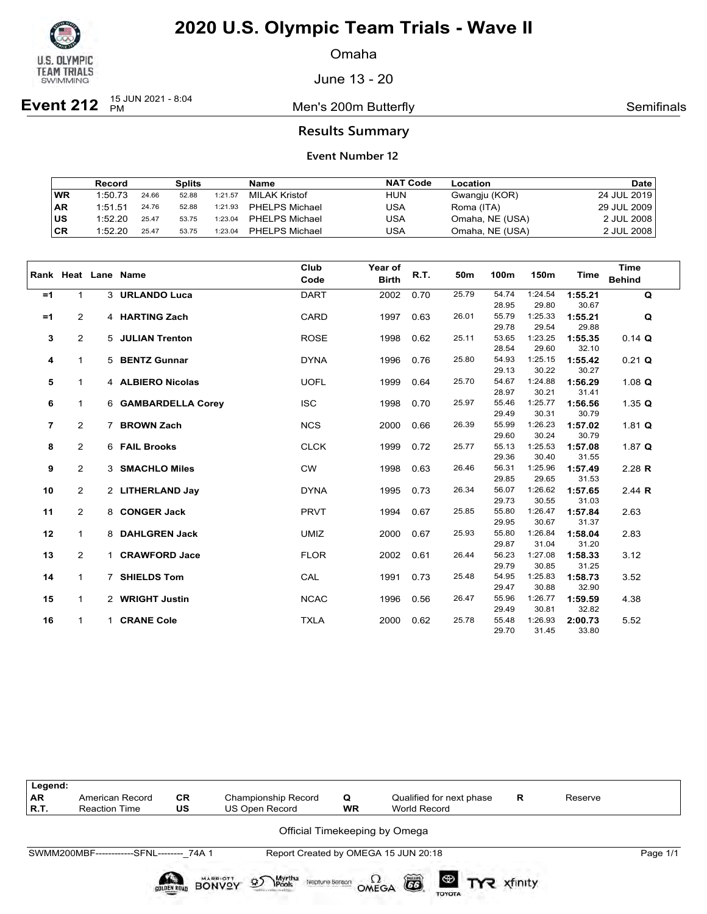# 2020 U.S. Olympic Team Trials - Wave II

Omaha

June 13 - 20

**Event 212** 15 JUN 2021 - 8:04 PM — Men's 200m Butterfly — Semifinals

## Results Summary

### Event Number 12

| | Record | Splits | | | Name | NAT Code | Location | Date |
|---|---|---|---|---|---|---|---|---|
| WR | 1:50.73 | 24.66 | 52.88 | 1:21.57 | MILAK Kristof | HUN | Gwangju (KOR) | 24 JUL 2019 |
| AR | 1:51.51 | 24.76 | 52.88 | 1:21.93 | PHELPS Michael | USA | Roma (ITA) | 29 JUL 2009 |
| US | 1:52.20 | 25.47 | 53.75 | 1:23.04 | PHELPS Michael | USA | Omaha, NE (USA) | 2 JUL 2008 |
| CR | 1:52.20 | 25.47 | 53.75 | 1:23.04 | PHELPS Michael | USA | Omaha, NE (USA) | 2 JUL 2008 |

| Rank | Heat | Lane | Name | Club Code | Year of Birth | R.T. | 50m | 100m | 150m | Time | Time Behind |
|---|---|---|---|---|---|---|---|---|---|---|---|
| =1 | 1 | 3 | **URLANDO Luca** | DART | 2002 | 0.70 | 25.79 | 54.74 | 1:24.54 | **1:55.21** | **Q** |
| | | | | | | | | 28.95 | 29.80 | 30.67 | |
| =1 | 2 | 4 | **HARTING Zach** | CARD | 1997 | 0.63 | 26.01 | 55.79 | 1:25.33 | **1:55.21** | **Q** |
| | | | | | | | | 29.78 | 29.54 | 29.88 | |
| 3 | 2 | 5 | **JULIAN Trenton** | ROSE | 1998 | 0.62 | 25.11 | 53.65 | 1:23.25 | **1:55.35** | 0.14 **Q** |
| | | | | | | | | 28.54 | 29.60 | 32.10 | |
| 4 | 1 | 5 | **BENTZ Gunnar** | DYNA | 1996 | 0.76 | 25.80 | 54.93 | 1:25.15 | **1:55.42** | 0.21 **Q** |
| | | | | | | | | 29.13 | 30.22 | 30.27 | |
| 5 | 1 | 4 | **ALBIERO Nicolas** | UOFL | 1999 | 0.64 | 25.70 | 54.67 | 1:24.88 | **1:56.29** | 1.08 **Q** |
| | | | | | | | | 28.97 | 30.21 | 31.41 | |
| 6 | 1 | 6 | **GAMBARDELLA Corey** | ISC | 1998 | 0.70 | 25.97 | 55.46 | 1:25.77 | **1:56.56** | 1.35 **Q** |
| | | | | | | | | 29.49 | 30.31 | 30.79 | |
| 7 | 2 | 7 | **BROWN Zach** | NCS | 2000 | 0.66 | 26.39 | 55.99 | 1:26.23 | **1:57.02** | 1.81 **Q** |
| | | | | | | | | 29.60 | 30.24 | 30.79 | |
| 8 | 2 | 6 | **FAIL Brooks** | CLCK | 1999 | 0.72 | 25.77 | 55.13 | 1:25.53 | **1:57.08** | 1.87 **Q** |
| | | | | | | | | 29.36 | 30.40 | 31.55 | |
| 9 | 2 | 3 | **SMACHLO Miles** | CW | 1998 | 0.63 | 26.46 | 56.31 | 1:25.96 | **1:57.49** | 2.28 **R** |
| | | | | | | | | 29.85 | 29.65 | 31.53 | |
| 10 | 2 | 2 | **LITHERLAND Jay** | DYNA | 1995 | 0.73 | 26.34 | 56.07 | 1:26.62 | **1:57.65** | 2.44 **R** |
| | | | | | | | | 29.73 | 30.55 | 31.03 | |
| 11 | 2 | 8 | **CONGER Jack** | PRVT | 1994 | 0.67 | 25.85 | 55.80 | 1:26.47 | **1:57.84** | 2.63 |
| | | | | | | | | 29.95 | 30.67 | 31.37 | |
| 12 | 1 | 8 | **DAHLGREN Jack** | UMIZ | 2000 | 0.67 | 25.93 | 55.80 | 1:26.84 | **1:58.04** | 2.83 |
| | | | | | | | | 29.87 | 31.04 | 31.20 | |
| 13 | 2 | 1 | **CRAWFORD Jace** | FLOR | 2002 | 0.61 | 26.44 | 56.23 | 1:27.08 | **1:58.33** | 3.12 |
| | | | | | | | | 29.79 | 30.85 | 31.25 | |
| 14 | 1 | 7 | **SHIELDS Tom** | CAL | 1991 | 0.73 | 25.48 | 54.95 | 1:25.83 | **1:58.73** | 3.52 |
| | | | | | | | | 29.47 | 30.88 | 32.90 | |
| 15 | 1 | 2 | **WRIGHT Justin** | NCAC | 1996 | 0.56 | 26.47 | 55.96 | 1:26.77 | **1:59.59** | 4.38 |
| | | | | | | | | 29.49 | 30.81 | 32.82 | |
| 16 | 1 | 1 | **CRANE Cole** | TXLA | 2000 | 0.62 | 25.78 | 55.48 | 1:26.93 | **2:00.73** | 5.52 |
| | | | | | | | | 29.70 | 31.45 | 33.80 | |

| Legend: | | | | | | | |
|---|---|---|---|---|---|---|---|
| AR | American Record | CR | Championship Record | Q | Qualified for next phase | R | Reserve |
| R.T. | Reaction Time | US | US Open Record | WR | World Record | | |

Official Timekeeping by Omega

SWMM200MBF------------SFNL--------_74A 1 — Report Created by OMEGA 15 JUN 20:18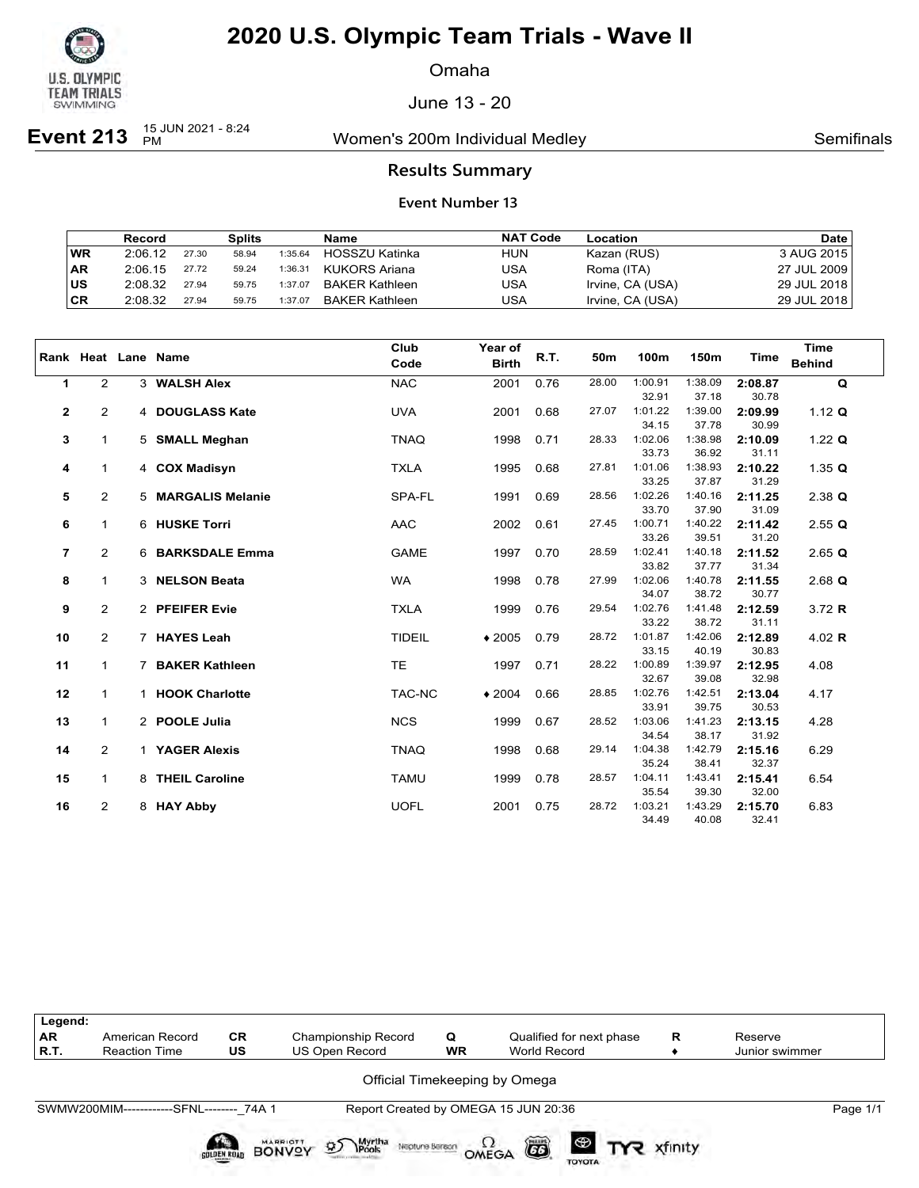# 2020 U.S. Olympic Team Trials - Wave II

Omaha

June 13 - 20

**Event 213** 15 JUN 2021 - 8:24 PM — Women's 200m Individual Medley — Semifinals

## Results Summary

### Event Number 13

| | Record | | Splits | | Name | NAT Code | Location | Date |
|---|---|---|---|---|---|---|---|---|
| WR | 2:06.12 | 27.30 | 58.94 | 1:35.64 | HOSSZU Katinka | HUN | Kazan (RUS) | 3 AUG 2015 |
| AR | 2:06.15 | 27.72 | 59.24 | 1:36.31 | KUKORS Ariana | USA | Roma (ITA) | 27 JUL 2009 |
| US | 2:08.32 | 27.94 | 59.75 | 1:37.07 | BAKER Kathleen | USA | Irvine, CA (USA) | 29 JUL 2018 |
| CR | 2:08.32 | 27.94 | 59.75 | 1:37.07 | BAKER Kathleen | USA | Irvine, CA (USA) | 29 JUL 2018 |

| Rank | Heat | Lane | Name | Club Code | Year of Birth | R.T. | 50m | 100m | 150m | Time | Time Behind |
|---|---|---|---|---|---|---|---|---|---|---|---|
| 1 | 2 | 3 | **WALSH Alex** | NAC | 2001 | 0.76 | 28.00 | 1:00.91 / 32.91 | 1:38.09 / 37.18 | **2:08.87** / 30.78 | **Q** |
| 2 | 2 | 4 | **DOUGLASS Kate** | UVA | 2001 | 0.68 | 27.07 | 1:01.22 / 34.15 | 1:39.00 / 37.78 | **2:09.99** / 30.99 | 1.12 **Q** |
| 3 | 1 | 5 | **SMALL Meghan** | TNAQ | 1998 | 0.71 | 28.33 | 1:02.06 / 33.73 | 1:38.98 / 36.92 | **2:10.09** / 31.11 | 1.22 **Q** |
| 4 | 1 | 4 | **COX Madisyn** | TXLA | 1995 | 0.68 | 27.81 | 1:01.06 / 33.25 | 1:38.93 / 37.87 | **2:10.22** / 31.29 | 1.35 **Q** |
| 5 | 2 | 5 | **MARGALIS Melanie** | SPA-FL | 1991 | 0.69 | 28.56 | 1:02.26 / 33.70 | 1:40.16 / 37.90 | **2:11.25** / 31.09 | 2.38 **Q** |
| 6 | 1 | 6 | **HUSKE Torri** | AAC | 2002 | 0.61 | 27.45 | 1:00.71 / 33.26 | 1:40.22 / 39.51 | **2:11.42** / 31.20 | 2.55 **Q** |
| 7 | 2 | 6 | **BARKSDALE Emma** | GAME | 1997 | 0.70 | 28.59 | 1:02.41 / 33.82 | 1:40.18 / 37.77 | **2:11.52** / 31.34 | 2.65 **Q** |
| 8 | 1 | 3 | **NELSON Beata** | WA | 1998 | 0.78 | 27.99 | 1:02.06 / 34.07 | 1:40.78 / 38.72 | **2:11.55** / 30.77 | 2.68 **Q** |
| 9 | 2 | 2 | **PFEIFER Evie** | TXLA | 1999 | 0.76 | 29.54 | 1:02.76 / 33.22 | 1:41.48 / 38.72 | **2:12.59** / 31.11 | 3.72 **R** |
| 10 | 2 | 7 | **HAYES Leah** | TIDEIL | ♦ 2005 | 0.79 | 28.72 | 1:01.87 / 33.15 | 1:42.06 / 40.19 | **2:12.89** / 30.83 | 4.02 **R** |
| 11 | 1 | 7 | **BAKER Kathleen** | TE | 1997 | 0.71 | 28.22 | 1:00.89 / 32.67 | 1:39.97 / 39.08 | **2:12.95** / 32.98 | 4.08 |
| 12 | 1 | 1 | **HOOK Charlotte** | TAC-NC | ♦ 2004 | 0.66 | 28.85 | 1:02.76 / 33.91 | 1:42.51 / 39.75 | **2:13.04** / 30.53 | 4.17 |
| 13 | 1 | 2 | **POOLE Julia** | NCS | 1999 | 0.67 | 28.52 | 1:03.06 / 34.54 | 1:41.23 / 38.17 | **2:13.15** / 31.92 | 4.28 |
| 14 | 2 | 1 | **YAGER Alexis** | TNAQ | 1998 | 0.68 | 29.14 | 1:04.38 / 35.24 | 1:42.79 / 38.41 | **2:15.16** / 32.37 | 6.29 |
| 15 | 1 | 8 | **THEIL Caroline** | TAMU | 1999 | 0.78 | 28.57 | 1:04.11 / 35.54 | 1:43.41 / 39.30 | **2:15.41** / 32.00 | 6.54 |
| 16 | 2 | 8 | **HAY Abby** | UOFL | 2001 | 0.75 | 28.72 | 1:03.21 / 34.49 | 1:43.29 / 40.08 | **2:15.70** / 32.41 | 6.83 |

| Legend: | | | | | | | |
|---|---|---|---|---|---|---|---|
| AR | American Record | CR | Championship Record | Q | Qualified for next phase | R | Reserve |
| R.T. | Reaction Time | US | US Open Record | WR | World Record | ♦ | Junior swimmer |

Official Timekeeping by Omega

SWMW200MIM------------SFNL--------_74A 1 — Report Created by OMEGA 15 JUN 20:36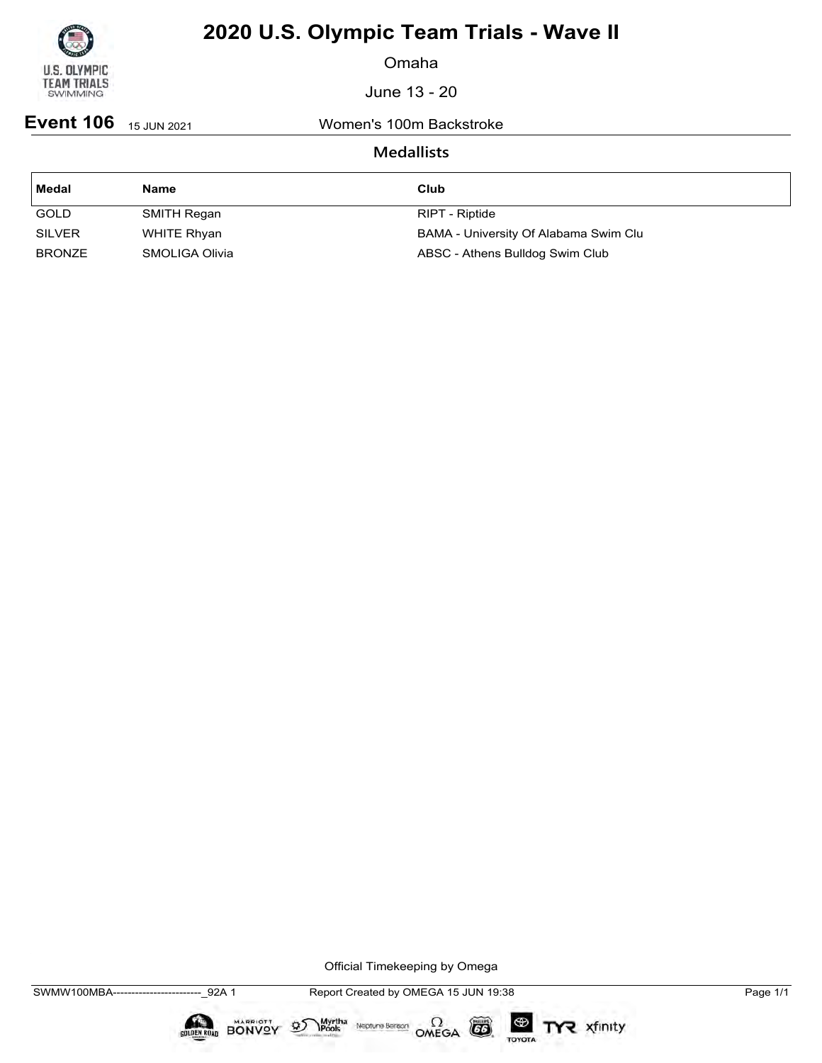# 2020 U.S. Olympic Team Trials - Wave II

Omaha

June 13 - 20

**Event 106** 15 JUN 2021 Women's 100m Backstroke

## Medallists

| Medal | Name | Club |
|---|---|---|
| GOLD | SMITH Regan | RIPT - Riptide |
| SILVER | WHITE Rhyan | BAMA - University Of Alabama Swim Clu |
| BRONZE | SMOLIGA Olivia | ABSC - Athens Bulldog Swim Club |

Official Timekeeping by Omega

SWMW100MBA------------------------_92A 1 Report Created by OMEGA 15 JUN 19:38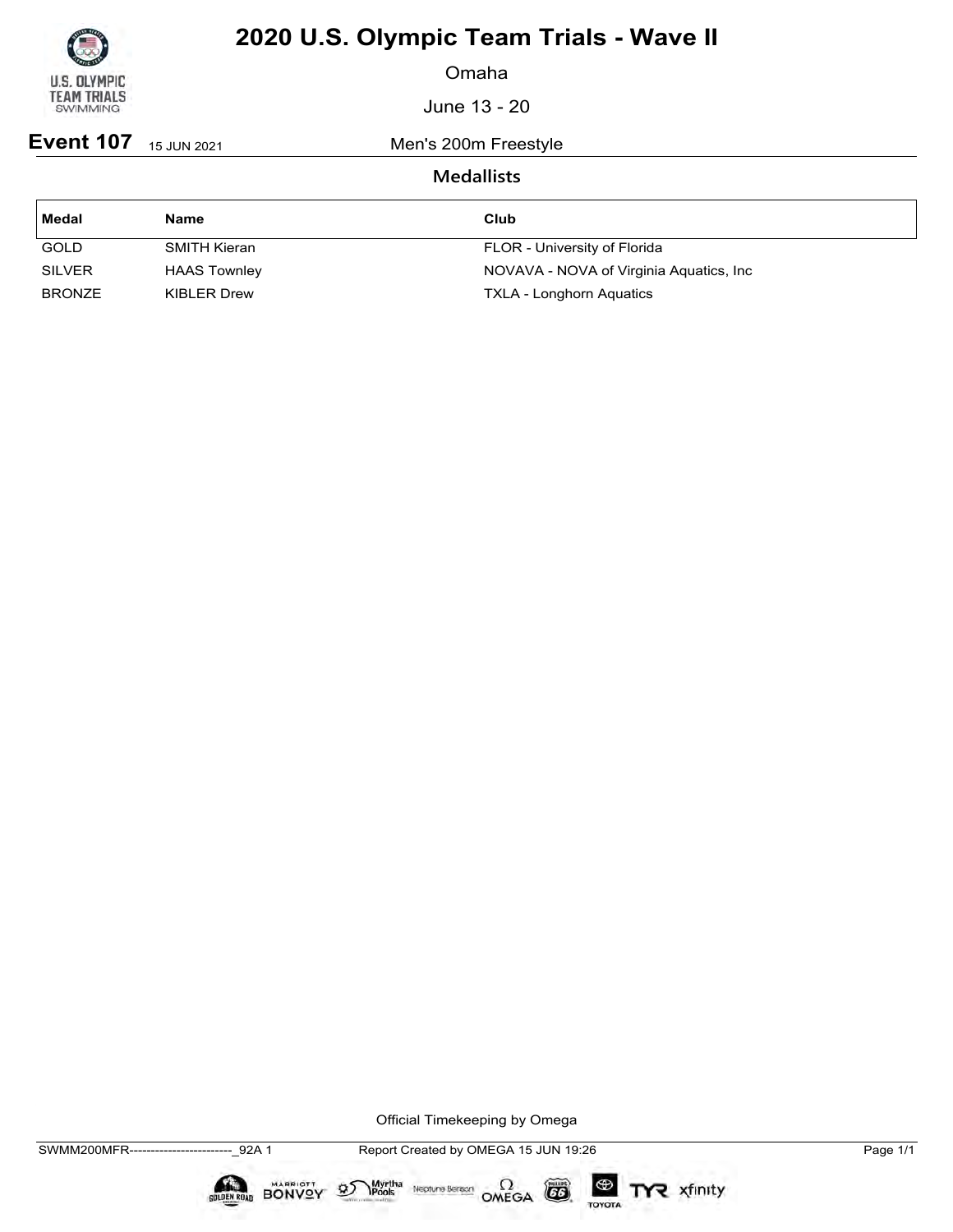# 2020 U.S. Olympic Team Trials - Wave II

Omaha

June 13 - 20

**Event 107** 15 JUN 2021 Men's 200m Freestyle

## Medallists

| Medal | Name | Club |
| --- | --- | --- |
| GOLD | SMITH Kieran | FLOR - University of Florida |
| SILVER | HAAS Townley | NOVAVA - NOVA of Virginia Aquatics, Inc |
| BRONZE | KIBLER Drew | TXLA - Longhorn Aquatics |

Official Timekeeping by Omega

SWMM200MFR------------------------_92A 1 Report Created by OMEGA 15 JUN 19:26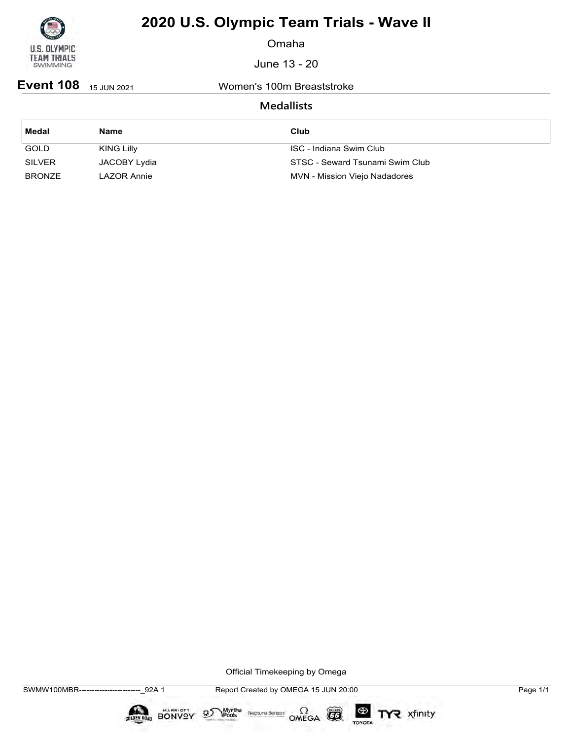# 2020 U.S. Olympic Team Trials - Wave II

Omaha

June 13 - 20

**Event 108** 15 JUN 2021 Women's 100m Breaststroke

## Medallists

| Medal | Name | Club |
|---|---|---|
| GOLD | KING Lilly | ISC - Indiana Swim Club |
| SILVER | JACOBY Lydia | STSC - Seward Tsunami Swim Club |
| BRONZE | LAZOR Annie | MVN - Mission Viejo Nadadores |

Official Timekeeping by Omega

SWMW100MBR------------------------_92A 1 Report Created by OMEGA 15 JUN 20:00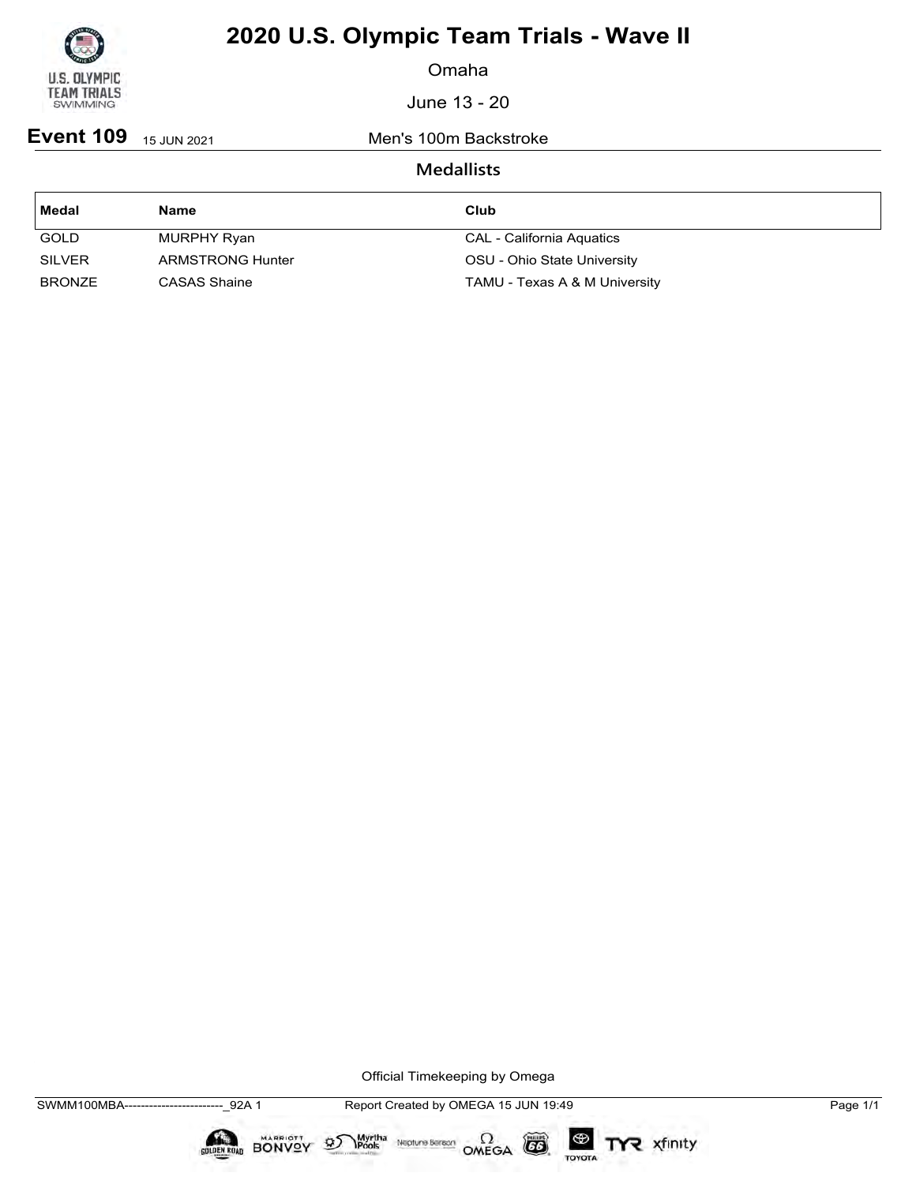# 2020 U.S. Olympic Team Trials - Wave II

Omaha

June 13 - 20

**Event 109** 15 JUN 2021 Men's 100m Backstroke

## Medallists

| Medal | Name | Club |
|---|---|---|
| GOLD | MURPHY Ryan | CAL - California Aquatics |
| SILVER | ARMSTRONG Hunter | OSU - Ohio State University |
| BRONZE | CASAS Shaine | TAMU - Texas A & M University |

Official Timekeeping by Omega

SWMM100MBA------------------------_92A 1 Report Created by OMEGA 15 JUN 19:49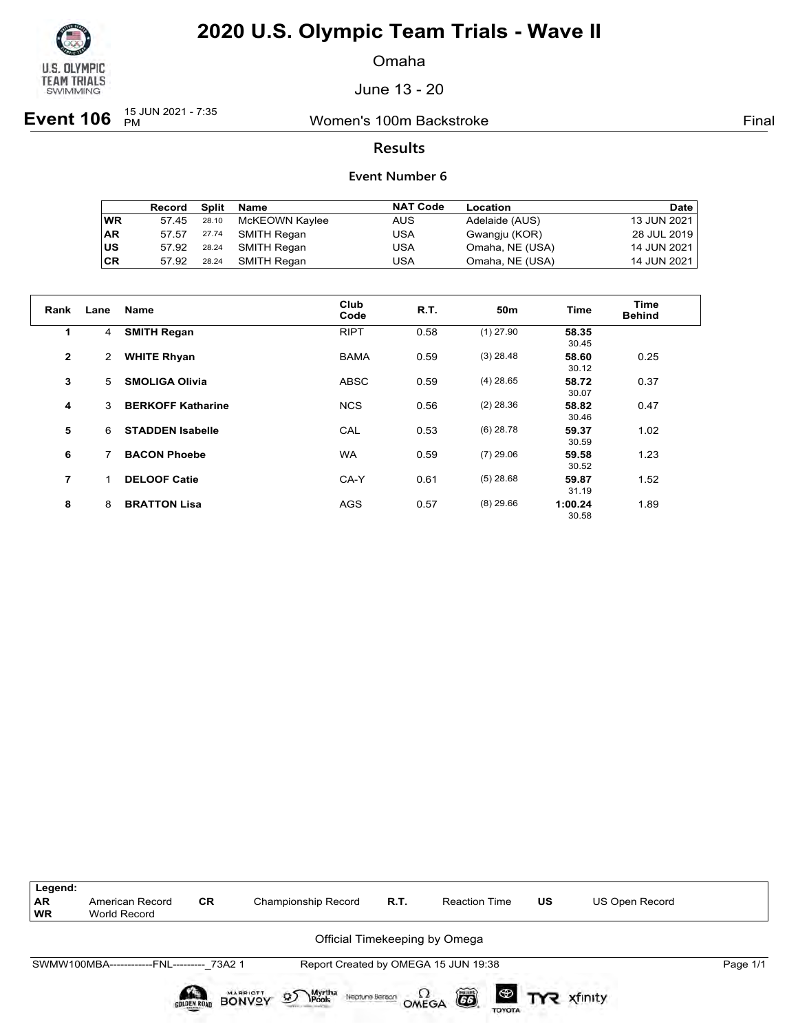# 2020 U.S. Olympic Team Trials - Wave II

Omaha

June 13 - 20

**Event 106** 15 JUN 2021 - 7:35 PM — Women's 100m Backstroke — Final

## Results

### Event Number 6

| | Record | Split | Name | NAT Code | Location | Date |
|---|---|---|---|---|---|---|
| **WR** | 57.45 | 28.10 | McKEOWN Kaylee | AUS | Adelaide (AUS) | 13 JUN 2021 |
| **AR** | 57.57 | 27.74 | SMITH Regan | USA | Gwangju (KOR) | 28 JUL 2019 |
| **US** | 57.92 | 28.24 | SMITH Regan | USA | Omaha, NE (USA) | 14 JUN 2021 |
| **CR** | 57.92 | 28.24 | SMITH Regan | USA | Omaha, NE (USA) | 14 JUN 2021 |

| Rank | Lane | Name | Club Code | R.T. | 50m | Time | Time Behind |
|---|---|---|---|---|---|---|---|
| **1** | 4 | **SMITH Regan** | RIPT | 0.58 | (1) 27.90 | **58.35** 30.45 | |
| **2** | 2 | **WHITE Rhyan** | BAMA | 0.59 | (3) 28.48 | **58.60** 30.12 | 0.25 |
| **3** | 5 | **SMOLIGA Olivia** | ABSC | 0.59 | (4) 28.65 | **58.72** 30.07 | 0.37 |
| **4** | 3 | **BERKOFF Katharine** | NCS | 0.56 | (2) 28.36 | **58.82** 30.46 | 0.47 |
| **5** | 6 | **STADDEN Isabelle** | CAL | 0.53 | (6) 28.78 | **59.37** 30.59 | 1.02 |
| **6** | 7 | **BACON Phoebe** | WA | 0.59 | (7) 29.06 | **59.58** 30.52 | 1.23 |
| **7** | 1 | **DELOOF Catie** | CA-Y | 0.61 | (5) 28.68 | **59.87** 31.19 | 1.52 |
| **8** | 8 | **BRATTON Lisa** | AGS | 0.57 | (8) 29.66 | **1:00.24** 30.58 | 1.89 |

| Legend: | | | | | | | |
|---|---|---|---|---|---|---|---|
| **AR** | American Record | **CR** | Championship Record | **R.T.** | Reaction Time | **US** | US Open Record |
| **WR** | World Record | | | | | | |

Official Timekeeping by Omega

SWMW100MBA------------FNL---------_73A2 1 — Report Created by OMEGA 15 JUN 19:38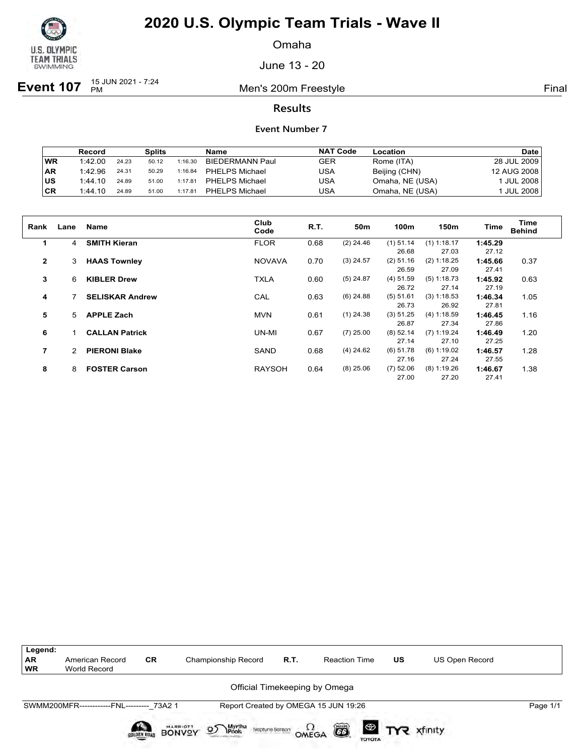# 2020 U.S. Olympic Team Trials - Wave II

Omaha

June 13 - 20

**Event 107** 15 JUN 2021 - 7:24 PM — Men's 200m Freestyle — Final

## Results

### Event Number 7

| | Record | Splits | | | Name | NAT Code | Location | Date |
|---|---|---|---|---|---|---|---|---|
| WR | 1:42.00 | 24.23 | 50.12 | 1:16.30 | BIEDERMANN Paul | GER | Rome (ITA) | 28 JUL 2009 |
| AR | 1:42.96 | 24.31 | 50.29 | 1:16.84 | PHELPS Michael | USA | Beijing (CHN) | 12 AUG 2008 |
| US | 1:44.10 | 24.89 | 51.00 | 1:17.81 | PHELPS Michael | USA | Omaha, NE (USA) | 1 JUL 2008 |
| CR | 1:44.10 | 24.89 | 51.00 | 1:17.81 | PHELPS Michael | USA | Omaha, NE (USA) | 1 JUL 2008 |

| Rank | Lane | Name | Club Code | R.T. | 50m | 100m | 150m | Time | Time Behind |
|---|---|---|---|---|---|---|---|---|---|
| 1 | 4 | **SMITH Kieran** | FLOR | 0.68 | (2) 24.46 | (1) 51.14 | (1) 1:18.17 | **1:45.29** | |
| | | | | | | 26.68 | 27.03 | 27.12 | |
| 2 | 3 | **HAAS Townley** | NOVAVA | 0.70 | (3) 24.57 | (2) 51.16 | (2) 1:18.25 | **1:45.66** | 0.37 |
| | | | | | | 26.59 | 27.09 | 27.41 | |
| 3 | 6 | **KIBLER Drew** | TXLA | 0.60 | (5) 24.87 | (4) 51.59 | (5) 1:18.73 | **1:45.92** | 0.63 |
| | | | | | | 26.72 | 27.14 | 27.19 | |
| 4 | 7 | **SELISKAR Andrew** | CAL | 0.63 | (6) 24.88 | (5) 51.61 | (3) 1:18.53 | **1:46.34** | 1.05 |
| | | | | | | 26.73 | 26.92 | 27.81 | |
| 5 | 5 | **APPLE Zach** | MVN | 0.61 | (1) 24.38 | (3) 51.25 | (4) 1:18.59 | **1:46.45** | 1.16 |
| | | | | | | 26.87 | 27.34 | 27.86 | |
| 6 | 1 | **CALLAN Patrick** | UN-MI | 0.67 | (7) 25.00 | (8) 52.14 | (7) 1:19.24 | **1:46.49** | 1.20 |
| | | | | | | 27.14 | 27.10 | 27.25 | |
| 7 | 2 | **PIERONI Blake** | SAND | 0.68 | (4) 24.62 | (6) 51.78 | (6) 1:19.02 | **1:46.57** | 1.28 |
| | | | | | | 27.16 | 27.24 | 27.55 | |
| 8 | 8 | **FOSTER Carson** | RAYSOH | 0.64 | (8) 25.06 | (7) 52.06 | (8) 1:19.26 | **1:46.67** | 1.38 |
| | | | | | | 27.00 | 27.20 | 27.41 | |

| Legend: | | | | | | | |
|---|---|---|---|---|---|---|---|
| AR | American Record | CR | Championship Record | R.T. | Reaction Time | US | US Open Record |
| WR | World Record | | | | | | |

Official Timekeeping by Omega

SWMM200MFR------------FNL---------_73A2 1 — Report Created by OMEGA 15 JUN 19:26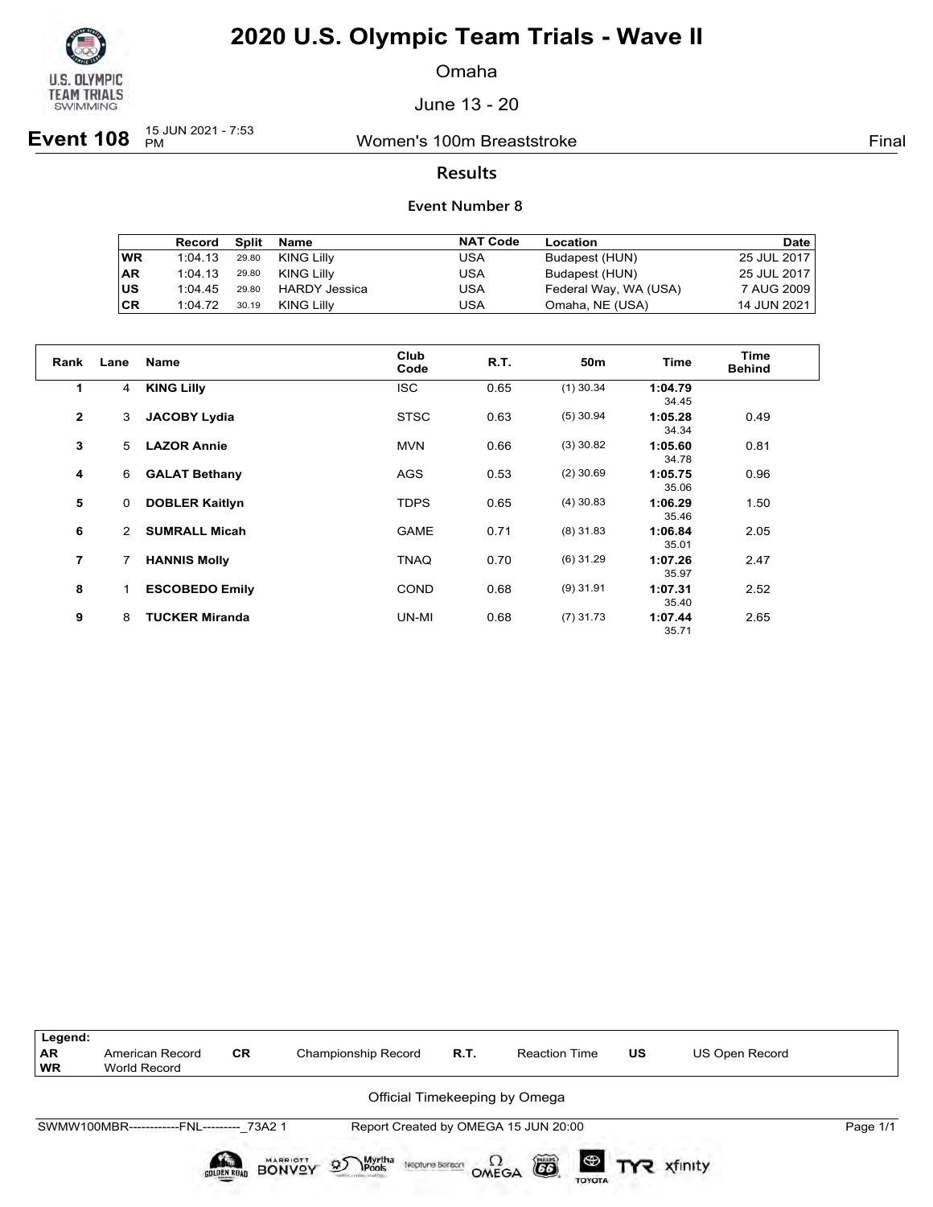# 2020 U.S. Olympic Team Trials - Wave II

Omaha

June 13 - 20

**Event 108** 15 JUN 2021 - 7:53 PM — Women's 100m Breaststroke — Final

## Results

### Event Number 8

| | Record | Split | Name | NAT Code | Location | Date |
|---|---|---|---|---|---|---|
| WR | 1:04.13 | 29.80 | KING Lilly | USA | Budapest (HUN) | 25 JUL 2017 |
| AR | 1:04.13 | 29.80 | KING Lilly | USA | Budapest (HUN) | 25 JUL 2017 |
| US | 1:04.45 | 29.80 | HARDY Jessica | USA | Federal Way, WA (USA) | 7 AUG 2009 |
| CR | 1:04.72 | 30.19 | KING Lilly | USA | Omaha, NE (USA) | 14 JUN 2021 |

| Rank | Lane | Name | Club Code | R.T. | 50m | Time | Time Behind |
|---|---|---|---|---|---|---|---|
| 1 | 4 | **KING Lilly** | ISC | 0.65 | (1) 30.34 | **1:04.79** 34.45 | |
| 2 | 3 | **JACOBY Lydia** | STSC | 0.63 | (5) 30.94 | **1:05.28** 34.34 | 0.49 |
| 3 | 5 | **LAZOR Annie** | MVN | 0.66 | (3) 30.82 | **1:05.60** 34.78 | 0.81 |
| 4 | 6 | **GALAT Bethany** | AGS | 0.53 | (2) 30.69 | **1:05.75** 35.06 | 0.96 |
| 5 | 0 | **DOBLER Kaitlyn** | TDPS | 0.65 | (4) 30.83 | **1:06.29** 35.46 | 1.50 |
| 6 | 2 | **SUMRALL Micah** | GAME | 0.71 | (8) 31.83 | **1:06.84** 35.01 | 2.05 |
| 7 | 7 | **HANNIS Molly** | TNAQ | 0.70 | (6) 31.29 | **1:07.26** 35.97 | 2.47 |
| 8 | 1 | **ESCOBEDO Emily** | COND | 0.68 | (9) 31.91 | **1:07.31** 35.40 | 2.52 |
| 9 | 8 | **TUCKER Miranda** | UN-MI | 0.68 | (7) 31.73 | **1:07.44** 35.71 | 2.65 |

| Legend: | | | | | | | |
|---|---|---|---|---|---|---|---|
| AR | American Record | CR | Championship Record | R.T. | Reaction Time | US | US Open Record |
| WR | World Record | | | | | | |

Official Timekeeping by Omega

SWMW100MBR------------FNL---------_73A2 1 — Report Created by OMEGA 15 JUN 20:00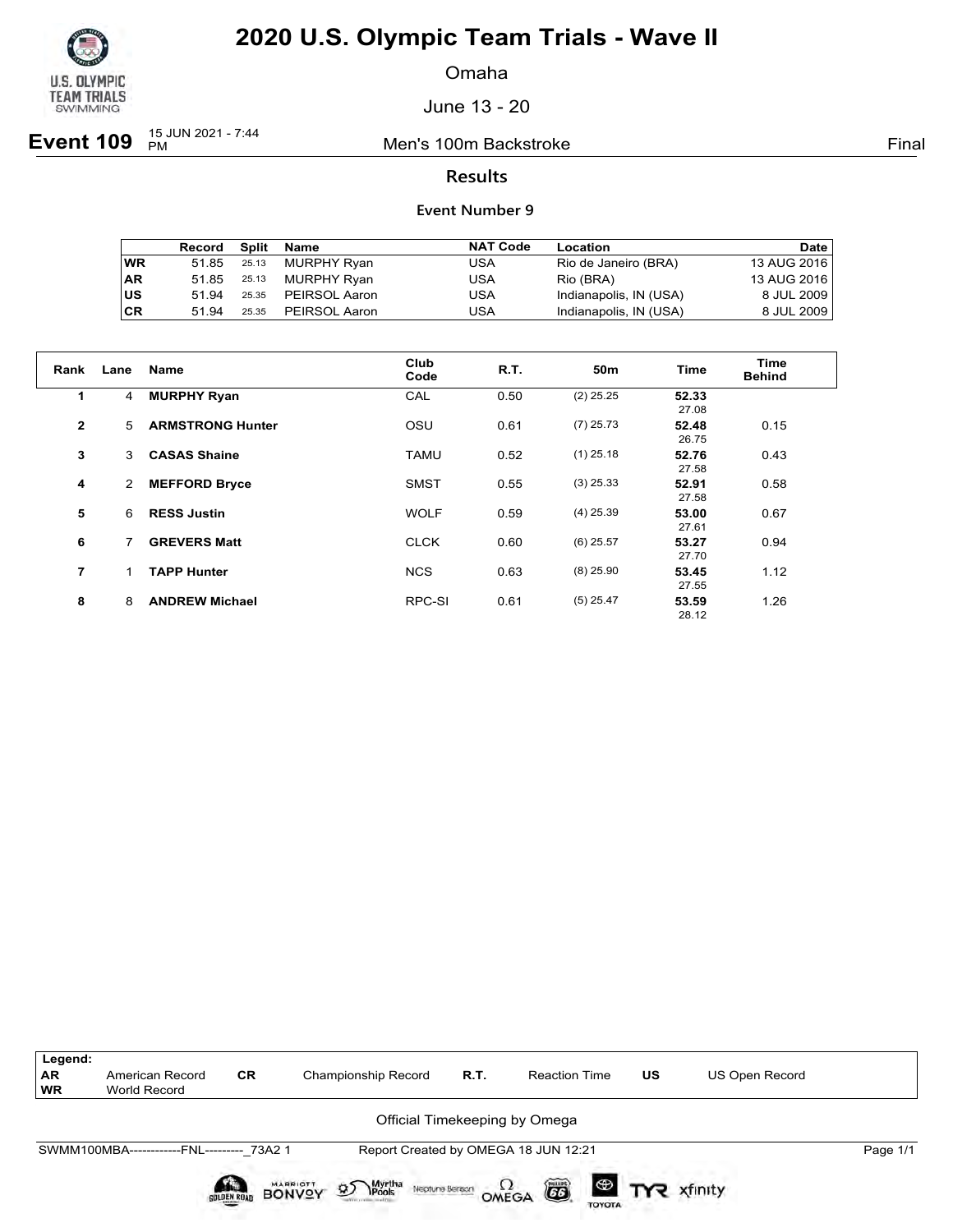# 2020 U.S. Olympic Team Trials - Wave II

Omaha

June 13 - 20

**Event 109** 15 JUN 2021 - 7:44 PM — Men's 100m Backstroke — Final

## Results

### Event Number 9

| | Record | Split | Name | NAT Code | Location | Date |
|---|---|---|---|---|---|---|
| WR | 51.85 | 25.13 | MURPHY Ryan | USA | Rio de Janeiro (BRA) | 13 AUG 2016 |
| AR | 51.85 | 25.13 | MURPHY Ryan | USA | Rio (BRA) | 13 AUG 2016 |
| US | 51.94 | 25.35 | PEIRSOL Aaron | USA | Indianapolis, IN (USA) | 8 JUL 2009 |
| CR | 51.94 | 25.35 | PEIRSOL Aaron | USA | Indianapolis, IN (USA) | 8 JUL 2009 |

| Rank | Lane | Name | Club Code | R.T. | 50m | Time | Time Behind |
|---|---|---|---|---|---|---|---|
| 1 | 4 | **MURPHY Ryan** | CAL | 0.50 | (2) 25.25 | **52.33** 27.08 | |
| 2 | 5 | **ARMSTRONG Hunter** | OSU | 0.61 | (7) 25.73 | **52.48** 26.75 | 0.15 |
| 3 | 3 | **CASAS Shaine** | TAMU | 0.52 | (1) 25.18 | **52.76** 27.58 | 0.43 |
| 4 | 2 | **MEFFORD Bryce** | SMST | 0.55 | (3) 25.33 | **52.91** 27.58 | 0.58 |
| 5 | 6 | **RESS Justin** | WOLF | 0.59 | (4) 25.39 | **53.00** 27.61 | 0.67 |
| 6 | 7 | **GREVERS Matt** | CLCK | 0.60 | (6) 25.57 | **53.27** 27.70 | 0.94 |
| 7 | 1 | **TAPP Hunter** | NCS | 0.63 | (8) 25.90 | **53.45** 27.55 | 1.12 |
| 8 | 8 | **ANDREW Michael** | RPC-SI | 0.61 | (5) 25.47 | **53.59** 28.12 | 1.26 |

**Legend:**

| | | | | | | | |
|---|---|---|---|---|---|---|---|
| AR | American Record | CR | Championship Record | R.T. | Reaction Time | US | US Open Record |
| WR | World Record | | | | | | |

Official Timekeeping by Omega

SWMM100MBA------------FNL---------_73A2 1 — Report Created by OMEGA 18 JUN 12:21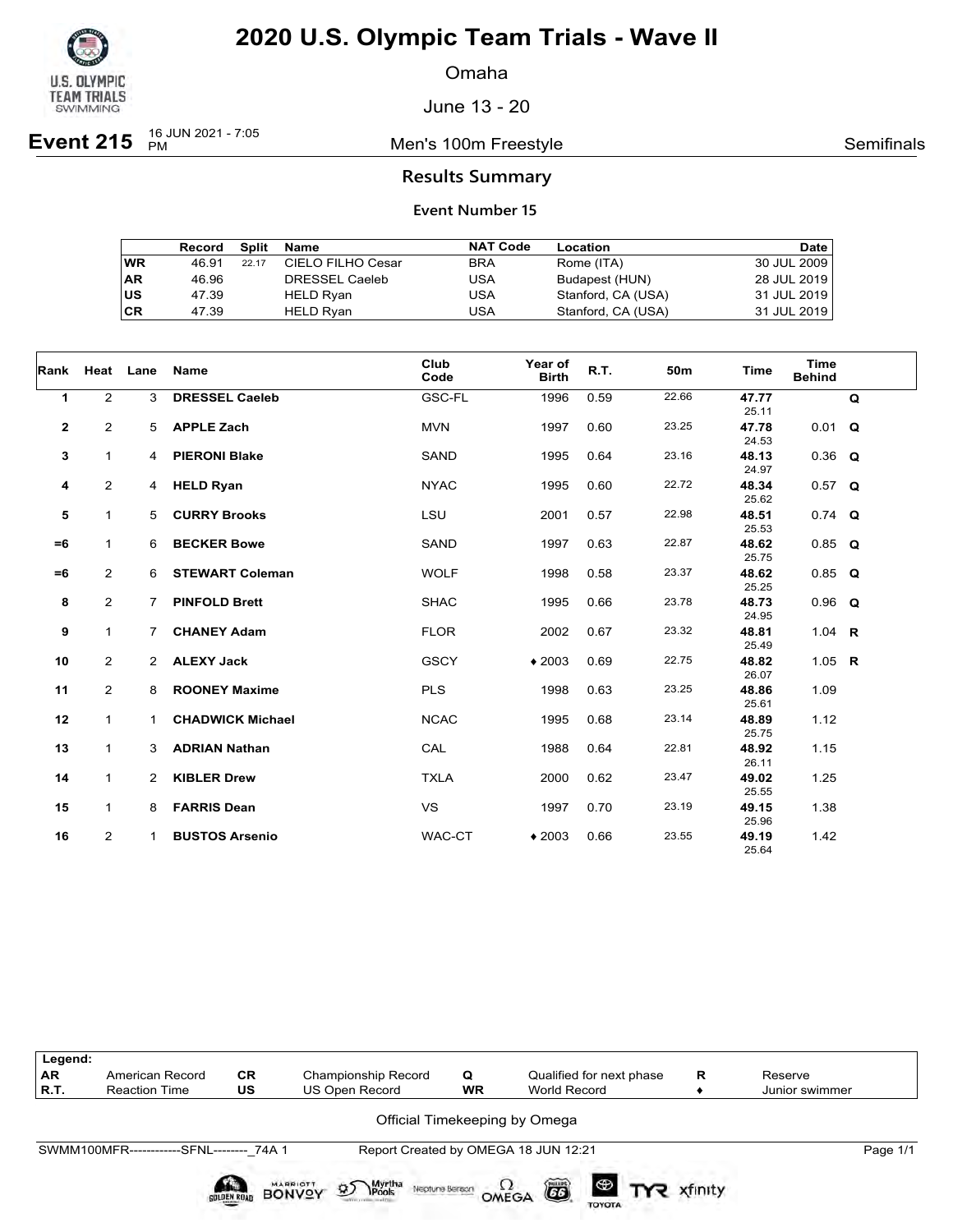# 2020 U.S. Olympic Team Trials - Wave II

Omaha

June 13 - 20

**Event 215** 16 JUN 2021 - 7:05 PM — Men's 100m Freestyle — Semifinals

## Results Summary

### Event Number 15

| | Record | Split | Name | NAT Code | Location | Date |
|---|---|---|---|---|---|---|
| WR | 46.91 | 22.17 | CIELO FILHO Cesar | BRA | Rome (ITA) | 30 JUL 2009 |
| AR | 46.96 | | DRESSEL Caeleb | USA | Budapest (HUN) | 28 JUL 2019 |
| US | 47.39 | | HELD Ryan | USA | Stanford, CA (USA) | 31 JUL 2019 |
| CR | 47.39 | | HELD Ryan | USA | Stanford, CA (USA) | 31 JUL 2019 |

| Rank | Heat | Lane | Name | Club Code | Year of Birth | R.T. | 50m | Time | Time Behind | |
|---|---|---|---|---|---|---|---|---|---|---|
| 1 | 2 | 3 | **DRESSEL Caeleb** | GSC-FL | 1996 | 0.59 | 22.66 | **47.77** 25.11 | | Q |
| 2 | 2 | 5 | **APPLE Zach** | MVN | 1997 | 0.60 | 23.25 | **47.78** 24.53 | 0.01 | Q |
| 3 | 1 | 4 | **PIERONI Blake** | SAND | 1995 | 0.64 | 23.16 | **48.13** 24.97 | 0.36 | Q |
| 4 | 2 | 4 | **HELD Ryan** | NYAC | 1995 | 0.60 | 22.72 | **48.34** 25.62 | 0.57 | Q |
| 5 | 1 | 5 | **CURRY Brooks** | LSU | 2001 | 0.57 | 22.98 | **48.51** 25.53 | 0.74 | Q |
| =6 | 1 | 6 | **BECKER Bowe** | SAND | 1997 | 0.63 | 22.87 | **48.62** 25.75 | 0.85 | Q |
| =6 | 2 | 6 | **STEWART Coleman** | WOLF | 1998 | 0.58 | 23.37 | **48.62** 25.25 | 0.85 | Q |
| 8 | 2 | 7 | **PINFOLD Brett** | SHAC | 1995 | 0.66 | 23.78 | **48.73** 24.95 | 0.96 | Q |
| 9 | 1 | 7 | **CHANEY Adam** | FLOR | 2002 | 0.67 | 23.32 | **48.81** 25.49 | 1.04 | R |
| 10 | 2 | 2 | **ALEXY Jack** | GSCY | ♦ 2003 | 0.69 | 22.75 | **48.82** 26.07 | 1.05 | R |
| 11 | 2 | 8 | **ROONEY Maxime** | PLS | 1998 | 0.63 | 23.25 | **48.86** 25.61 | 1.09 | |
| 12 | 1 | 1 | **CHADWICK Michael** | NCAC | 1995 | 0.68 | 23.14 | **48.89** 25.75 | 1.12 | |
| 13 | 1 | 3 | **ADRIAN Nathan** | CAL | 1988 | 0.64 | 22.81 | **48.92** 26.11 | 1.15 | |
| 14 | 1 | 2 | **KIBLER Drew** | TXLA | 2000 | 0.62 | 23.47 | **49.02** 25.55 | 1.25 | |
| 15 | 1 | 8 | **FARRIS Dean** | VS | 1997 | 0.70 | 23.19 | **49.15** 25.96 | 1.38 | |
| 16 | 2 | 1 | **BUSTOS Arsenio** | WAC-CT | ♦ 2003 | 0.66 | 23.55 | **49.19** 25.64 | 1.42 | |

| Legend: | | | | | | | |
|---|---|---|---|---|---|---|---|
| AR | American Record | CR | Championship Record | Q | Qualified for next phase | R | Reserve |
| R.T. | Reaction Time | US | US Open Record | WR | World Record | ♦ | Junior swimmer |

Official Timekeeping by Omega

SWMM100MFR------------SFNL--------_74A 1 — Report Created by OMEGA 18 JUN 12:21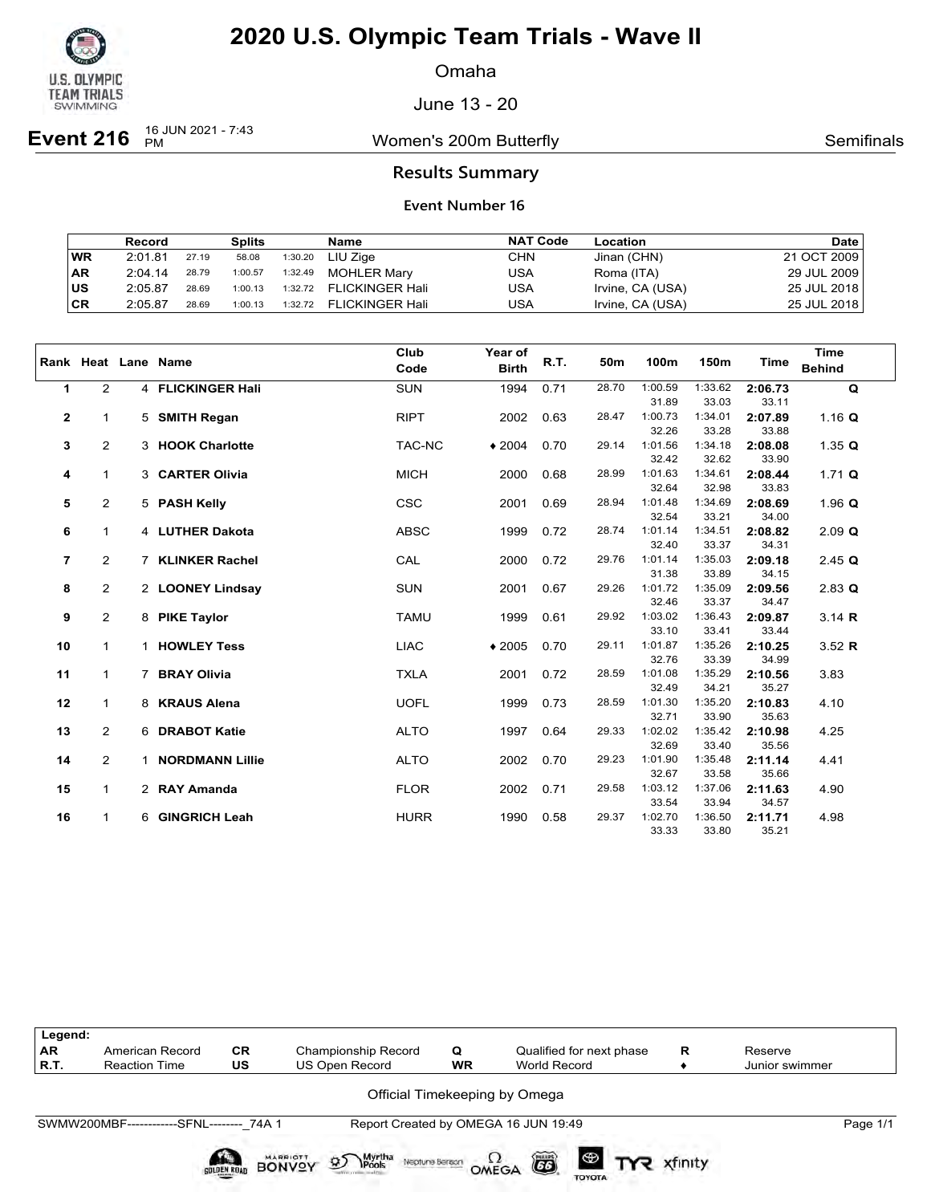# 2020 U.S. Olympic Team Trials - Wave II

Omaha

June 13 - 20

**Event 216** 16 JUN 2021 - 7:43 PM — Women's 200m Butterfly — Semifinals

## Results Summary

### Event Number 16

| | Record | Splits | | | Name | NAT Code | Location | Date |
|---|---|---|---|---|---|---|---|---|
| WR | 2:01.81 | 27.19 | 58.08 | 1:30.20 | LIU Zige | CHN | Jinan (CHN) | 21 OCT 2009 |
| AR | 2:04.14 | 28.79 | 1:00.57 | 1:32.49 | MOHLER Mary | USA | Roma (ITA) | 29 JUL 2009 |
| US | 2:05.87 | 28.69 | 1:00.13 | 1:32.72 | FLICKINGER Hali | USA | Irvine, CA (USA) | 25 JUL 2018 |
| CR | 2:05.87 | 28.69 | 1:00.13 | 1:32.72 | FLICKINGER Hali | USA | Irvine, CA (USA) | 25 JUL 2018 |

| Rank | Heat | Lane | Name | Club Code | Year of Birth | R.T. | 50m | 100m | 150m | Time | Time Behind |
|---|---|---|---|---|---|---|---|---|---|---|---|
| 1 | 2 | 4 | **FLICKINGER Hali** | SUN | 1994 | 0.71 | 28.70 | 1:00.59 | 1:33.62 | **2:06.73** | **Q** |
| | | | | | | | | 31.89 | 33.03 | 33.11 | |
| 2 | 1 | 5 | **SMITH Regan** | RIPT | 2002 | 0.63 | 28.47 | 1:00.73 | 1:34.01 | **2:07.89** | 1.16 **Q** |
| | | | | | | | | 32.26 | 33.28 | 33.88 | |
| 3 | 2 | 3 | **HOOK Charlotte** | TAC-NC | ♦ 2004 | 0.70 | 29.14 | 1:01.56 | 1:34.18 | **2:08.08** | 1.35 **Q** |
| | | | | | | | | 32.42 | 32.62 | 33.90 | |
| 4 | 1 | 3 | **CARTER Olivia** | MICH | 2000 | 0.68 | 28.99 | 1:01.63 | 1:34.61 | **2:08.44** | 1.71 **Q** |
| | | | | | | | | 32.64 | 32.98 | 33.83 | |
| 5 | 2 | 5 | **PASH Kelly** | CSC | 2001 | 0.69 | 28.94 | 1:01.48 | 1:34.69 | **2:08.69** | 1.96 **Q** |
| | | | | | | | | 32.54 | 33.21 | 34.00 | |
| 6 | 1 | 4 | **LUTHER Dakota** | ABSC | 1999 | 0.72 | 28.74 | 1:01.14 | 1:34.51 | **2:08.82** | 2.09 **Q** |
| | | | | | | | | 32.40 | 33.37 | 34.31 | |
| 7 | 2 | 7 | **KLINKER Rachel** | CAL | 2000 | 0.72 | 29.76 | 1:01.14 | 1:35.03 | **2:09.18** | 2.45 **Q** |
| | | | | | | | | 31.38 | 33.89 | 34.15 | |
| 8 | 2 | 2 | **LOONEY Lindsay** | SUN | 2001 | 0.67 | 29.26 | 1:01.72 | 1:35.09 | **2:09.56** | 2.83 **Q** |
| | | | | | | | | 32.46 | 33.37 | 34.47 | |
| 9 | 2 | 8 | **PIKE Taylor** | TAMU | 1999 | 0.61 | 29.92 | 1:03.02 | 1:36.43 | **2:09.87** | 3.14 **R** |
| | | | | | | | | 33.10 | 33.41 | 33.44 | |
| 10 | 1 | 1 | **HOWLEY Tess** | LIAC | ♦ 2005 | 0.70 | 29.11 | 1:01.87 | 1:35.26 | **2:10.25** | 3.52 **R** |
| | | | | | | | | 32.76 | 33.39 | 34.99 | |
| 11 | 1 | 7 | **BRAY Olivia** | TXLA | 2001 | 0.72 | 28.59 | 1:01.08 | 1:35.29 | **2:10.56** | 3.83 |
| | | | | | | | | 32.49 | 34.21 | 35.27 | |
| 12 | 1 | 8 | **KRAUS Alena** | UOFL | 1999 | 0.73 | 28.59 | 1:01.30 | 1:35.20 | **2:10.83** | 4.10 |
| | | | | | | | | 32.71 | 33.90 | 35.63 | |
| 13 | 2 | 6 | **DRABOT Katie** | ALTO | 1997 | 0.64 | 29.33 | 1:02.02 | 1:35.42 | **2:10.98** | 4.25 |
| | | | | | | | | 32.69 | 33.40 | 35.56 | |
| 14 | 2 | 1 | **NORDMANN Lillie** | ALTO | 2002 | 0.70 | 29.23 | 1:01.90 | 1:35.48 | **2:11.14** | 4.41 |
| | | | | | | | | 32.67 | 33.58 | 35.66 | |
| 15 | 1 | 2 | **RAY Amanda** | FLOR | 2002 | 0.71 | 29.58 | 1:03.12 | 1:37.06 | **2:11.63** | 4.90 |
| | | | | | | | | 33.54 | 33.94 | 34.57 | |
| 16 | 1 | 6 | **GINGRICH Leah** | HURR | 1990 | 0.58 | 29.37 | 1:02.70 | 1:36.50 | **2:11.71** | 4.98 |
| | | | | | | | | 33.33 | 33.80 | 35.21 | |

| Legend: | | | | | | | |
|---|---|---|---|---|---|---|---|
| AR | American Record | CR | Championship Record | Q | Qualified for next phase | R | Reserve |
| R.T. | Reaction Time | US | US Open Record | WR | World Record | ♦ | Junior swimmer |

Official Timekeeping by Omega

SWMW200MBF------------SFNL--------_74A 1 — Report Created by OMEGA 16 JUN 19:49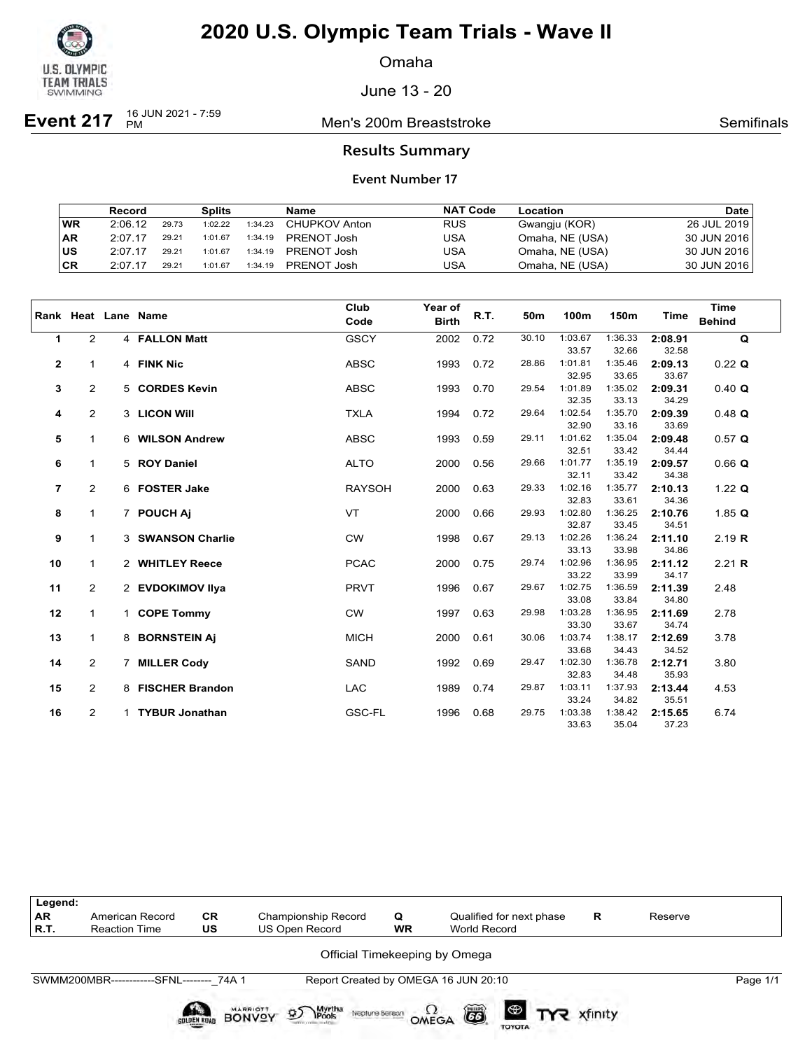# 2020 U.S. Olympic Team Trials - Wave II

Omaha

June 13 - 20

**Event 217** 16 JUN 2021 - 7:59 PM — Men's 200m Breaststroke — Semifinals

## Results Summary

### Event Number 17

| | Record | | Splits | | Name | NAT Code | Location | Date |
|---|---|---|---|---|---|---|---|---|
| WR | 2:06.12 | 29.73 | 1:02.22 | 1:34.23 | CHUPKOV Anton | RUS | Gwangju (KOR) | 26 JUL 2019 |
| AR | 2:07.17 | 29.21 | 1:01.67 | 1:34.19 | PRENOT Josh | USA | Omaha, NE (USA) | 30 JUN 2016 |
| US | 2:07.17 | 29.21 | 1:01.67 | 1:34.19 | PRENOT Josh | USA | Omaha, NE (USA) | 30 JUN 2016 |
| CR | 2:07.17 | 29.21 | 1:01.67 | 1:34.19 | PRENOT Josh | USA | Omaha, NE (USA) | 30 JUN 2016 |

| Rank | Heat | Lane | Name | Club Code | Year of Birth | R.T. | 50m | 100m | 150m | Time | Time Behind |
|---|---|---|---|---|---|---|---|---|---|---|---|
| 1 | 2 | 4 | **FALLON Matt** | GSCY | 2002 | 0.72 | 30.10 | 1:03.67<br>33.57 | 1:36.33<br>32.66 | **2:08.91**<br>32.58 | **Q** |
| 2 | 1 | 4 | **FINK Nic** | ABSC | 1993 | 0.72 | 28.86 | 1:01.81<br>32.95 | 1:35.46<br>33.65 | **2:09.13**<br>33.67 | 0.22 **Q** |
| 3 | 2 | 5 | **CORDES Kevin** | ABSC | 1993 | 0.70 | 29.54 | 1:01.89<br>32.35 | 1:35.02<br>33.13 | **2:09.31**<br>34.29 | 0.40 **Q** |
| 4 | 2 | 3 | **LICON Will** | TXLA | 1994 | 0.72 | 29.64 | 1:02.54<br>32.90 | 1:35.70<br>33.16 | **2:09.39**<br>33.69 | 0.48 **Q** |
| 5 | 1 | 6 | **WILSON Andrew** | ABSC | 1993 | 0.59 | 29.11 | 1:01.62<br>32.51 | 1:35.04<br>33.42 | **2:09.48**<br>34.44 | 0.57 **Q** |
| 6 | 1 | 5 | **ROY Daniel** | ALTO | 2000 | 0.56 | 29.66 | 1:01.77<br>32.11 | 1:35.19<br>33.42 | **2:09.57**<br>34.38 | 0.66 **Q** |
| 7 | 2 | 6 | **FOSTER Jake** | RAYSOH | 2000 | 0.63 | 29.33 | 1:02.16<br>32.83 | 1:35.77<br>33.61 | **2:10.13**<br>34.36 | 1.22 **Q** |
| 8 | 1 | 7 | **POUCH Aj** | VT | 2000 | 0.66 | 29.93 | 1:02.80<br>32.87 | 1:36.25<br>33.45 | **2:10.76**<br>34.51 | 1.85 **Q** |
| 9 | 1 | 3 | **SWANSON Charlie** | CW | 1998 | 0.67 | 29.13 | 1:02.26<br>33.13 | 1:36.24<br>33.98 | **2:11.10**<br>34.86 | 2.19 **R** |
| 10 | 1 | 2 | **WHITLEY Reece** | PCAC | 2000 | 0.75 | 29.74 | 1:02.96<br>33.22 | 1:36.95<br>33.99 | **2:11.12**<br>34.17 | 2.21 **R** |
| 11 | 2 | 2 | **EVDOKIMOV Ilya** | PRVT | 1996 | 0.67 | 29.67 | 1:02.75<br>33.08 | 1:36.59<br>33.84 | **2:11.39**<br>34.80 | 2.48 |
| 12 | 1 | 1 | **COPE Tommy** | CW | 1997 | 0.63 | 29.98 | 1:03.28<br>33.30 | 1:36.95<br>33.67 | **2:11.69**<br>34.74 | 2.78 |
| 13 | 1 | 8 | **BORNSTEIN Aj** | MICH | 2000 | 0.61 | 30.06 | 1:03.74<br>33.68 | 1:38.17<br>34.43 | **2:12.69**<br>34.52 | 3.78 |
| 14 | 2 | 7 | **MILLER Cody** | SAND | 1992 | 0.69 | 29.47 | 1:02.30<br>32.83 | 1:36.78<br>34.48 | **2:12.71**<br>35.93 | 3.80 |
| 15 | 2 | 8 | **FISCHER Brandon** | LAC | 1989 | 0.74 | 29.87 | 1:03.11<br>33.24 | 1:37.93<br>34.82 | **2:13.44**<br>35.51 | 4.53 |
| 16 | 2 | 1 | **TYBUR Jonathan** | GSC-FL | 1996 | 0.68 | 29.75 | 1:03.38<br>33.63 | 1:38.42<br>35.04 | **2:15.65**<br>37.23 | 6.74 |

| Legend: | | | | | | | |
|---|---|---|---|---|---|---|---|
| AR | American Record | CR | Championship Record | Q | Qualified for next phase | R | Reserve |
| R.T. | Reaction Time | US | US Open Record | WR | World Record | | |

Official Timekeeping by Omega

SWMM200MBR------------SFNL--------_74A 1 — Report Created by OMEGA 16 JUN 20:10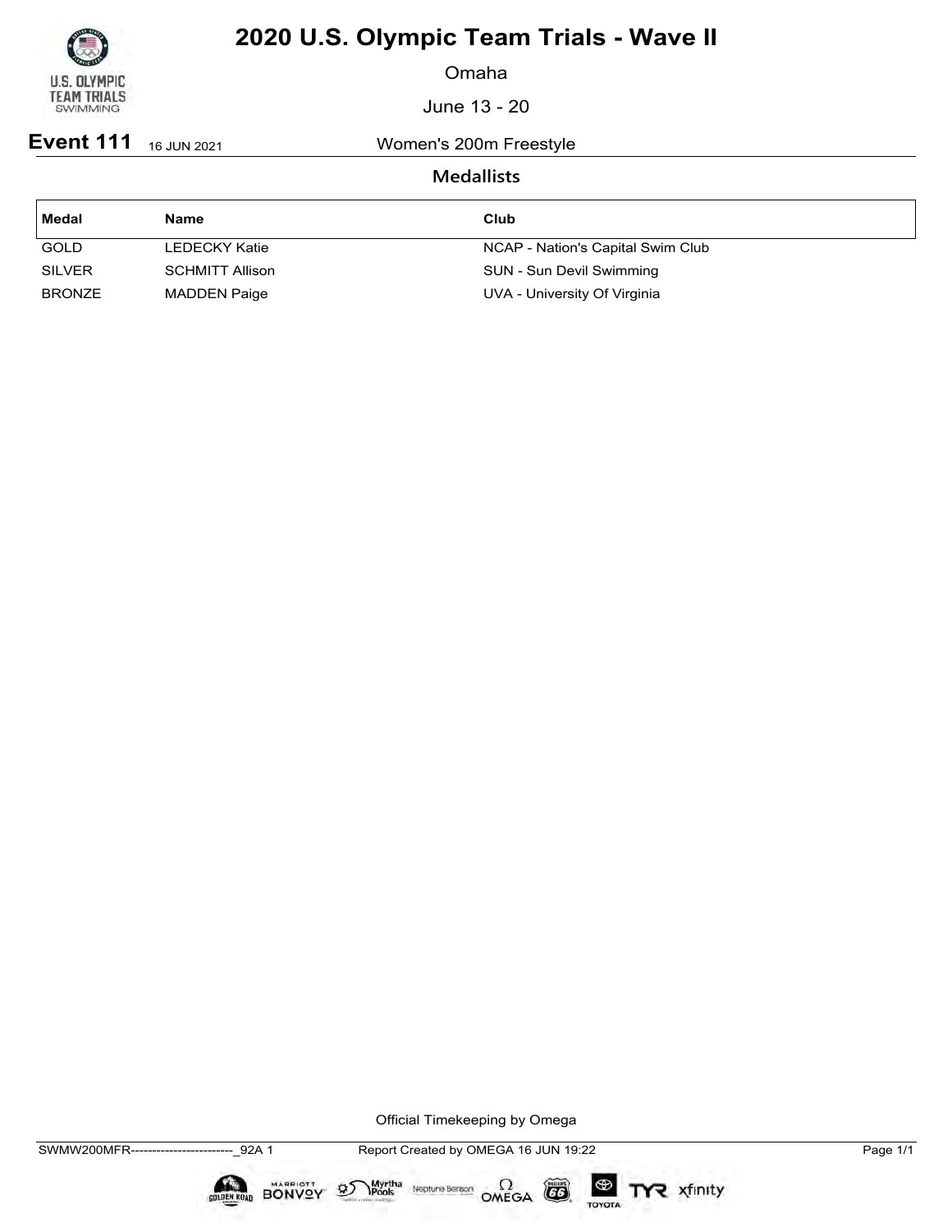# 2020 U.S. Olympic Team Trials - Wave II

Omaha

June 13 - 20

**Event 111** 16 JUN 2021 Women's 200m Freestyle

## Medallists

| Medal | Name | Club |
|---|---|---|
| GOLD | LEDECKY Katie | NCAP - Nation's Capital Swim Club |
| SILVER | SCHMITT Allison | SUN - Sun Devil Swimming |
| BRONZE | MADDEN Paige | UVA - University Of Virginia |

Official Timekeeping by Omega

SWMW200MFR------------------------_92A 1 Report Created by OMEGA 16 JUN 19:22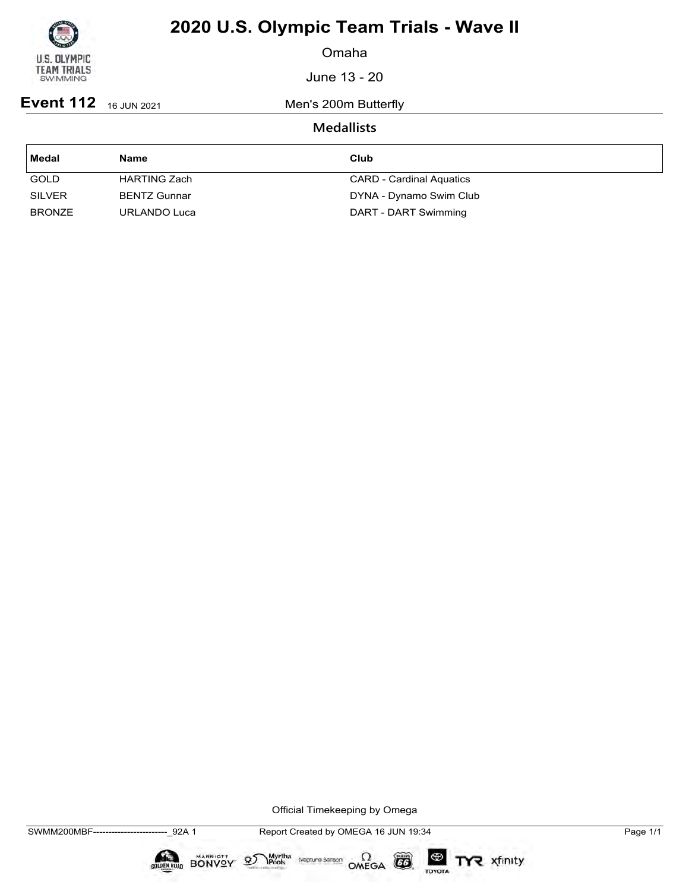# 2020 U.S. Olympic Team Trials - Wave II

Omaha

June 13 - 20

**Event 112** 16 JUN 2021 Men's 200m Butterfly

## Medallists

| Medal | Name | Club |
|---|---|---|
| GOLD | HARTING Zach | CARD - Cardinal Aquatics |
| SILVER | BENTZ Gunnar | DYNA - Dynamo Swim Club |
| BRONZE | URLANDO Luca | DART - DART Swimming |

Official Timekeeping by Omega

SWMM200MBF------------------------_92A 1 Report Created by OMEGA 16 JUN 19:34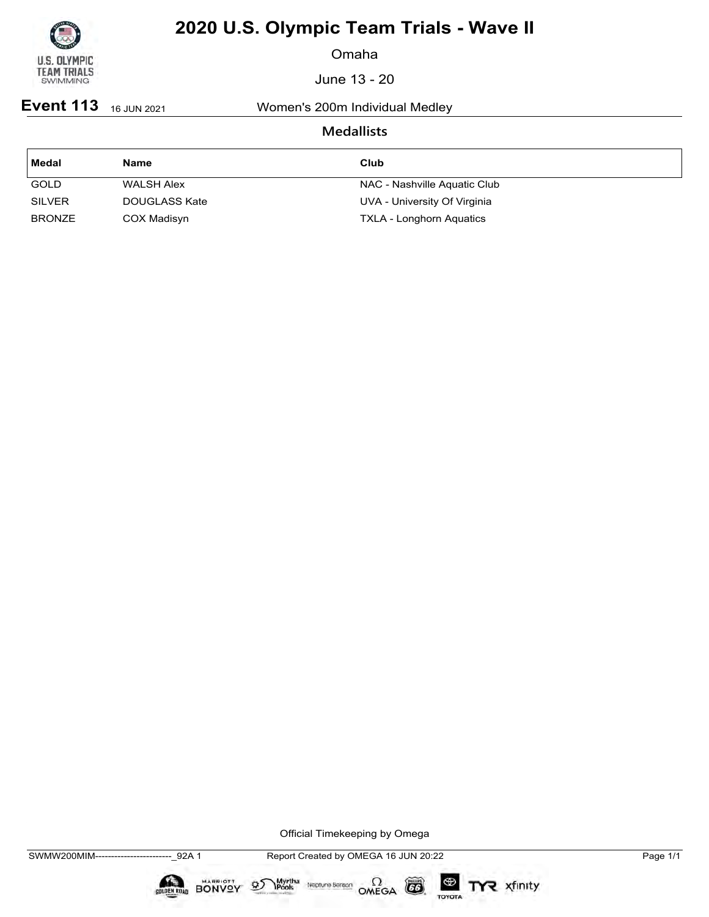# 2020 U.S. Olympic Team Trials - Wave II

Omaha

June 13 - 20

**Event 113** 16 JUN 2021 Women's 200m Individual Medley

## Medallists

| Medal | Name | Club |
|---|---|---|
| GOLD | WALSH Alex | NAC - Nashville Aquatic Club |
| SILVER | DOUGLASS Kate | UVA - University Of Virginia |
| BRONZE | COX Madisyn | TXLA - Longhorn Aquatics |

Official Timekeeping by Omega

SWMW200MIM------------------------_92A 1 Report Created by OMEGA 16 JUN 20:22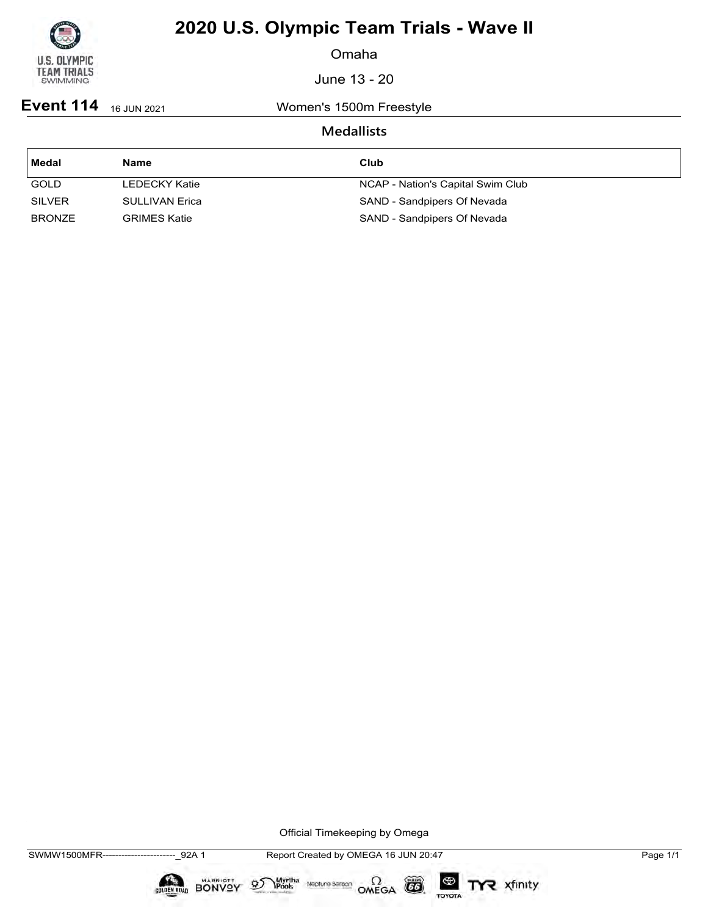# 2020 U.S. Olympic Team Trials - Wave II

Omaha

June 13 - 20

**Event 114** 16 JUN 2021 Women's 1500m Freestyle

## Medallists

| Medal | Name | Club |
|---|---|---|
| GOLD | LEDECKY Katie | NCAP - Nation's Capital Swim Club |
| SILVER | SULLIVAN Erica | SAND - Sandpipers Of Nevada |
| BRONZE | GRIMES Katie | SAND - Sandpipers Of Nevada |

Official Timekeeping by Omega

SWMW1500MFR------------------------_92A 1 Report Created by OMEGA 16 JUN 20:47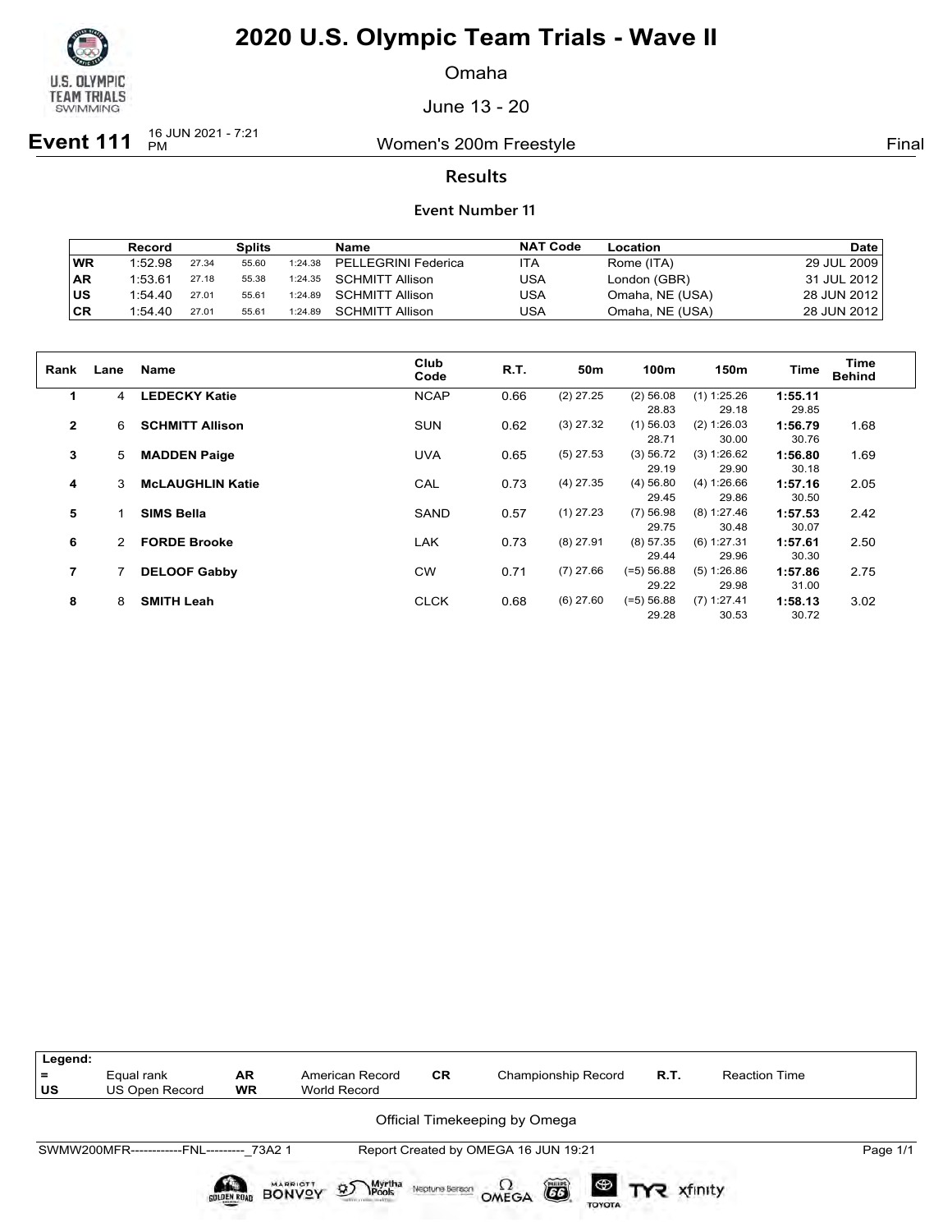# 2020 U.S. Olympic Team Trials - Wave II

Omaha

June 13 - 20

**Event 111** 16 JUN 2021 - 7:21 PM — Women's 200m Freestyle — Final

## Results

### Event Number 11

| | Record | | Splits | | Name | NAT Code | Location | Date |
|---|---|---|---|---|---|---|---|---|
| WR | 1:52.98 | 27.34 | 55.60 | 1:24.38 | PELLEGRINI Federica | ITA | Rome (ITA) | 29 JUL 2009 |
| AR | 1:53.61 | 27.18 | 55.38 | 1:24.35 | SCHMITT Allison | USA | London (GBR) | 31 JUL 2012 |
| US | 1:54.40 | 27.01 | 55.61 | 1:24.89 | SCHMITT Allison | USA | Omaha, NE (USA) | 28 JUN 2012 |
| CR | 1:54.40 | 27.01 | 55.61 | 1:24.89 | SCHMITT Allison | USA | Omaha, NE (USA) | 28 JUN 2012 |

| Rank | Lane | Name | Club Code | R.T. | 50m | 100m | 150m | Time | Time Behind |
|---|---|---|---|---|---|---|---|---|---|
| 1 | 4 | **LEDECKY Katie** | NCAP | 0.66 | (2) 27.25 | (2) 56.08<br>28.83 | (1) 1:25.26<br>29.18 | **1:55.11**<br>29.85 | |
| 2 | 6 | **SCHMITT Allison** | SUN | 0.62 | (3) 27.32 | (1) 56.03<br>28.71 | (2) 1:26.03<br>30.00 | **1:56.79**<br>30.76 | 1.68 |
| 3 | 5 | **MADDEN Paige** | UVA | 0.65 | (5) 27.53 | (3) 56.72<br>29.19 | (3) 1:26.62<br>29.90 | **1:56.80**<br>30.18 | 1.69 |
| 4 | 3 | **McLAUGHLIN Katie** | CAL | 0.73 | (4) 27.35 | (4) 56.80<br>29.45 | (4) 1:26.66<br>29.86 | **1:57.16**<br>30.50 | 2.05 |
| 5 | 1 | **SIMS Bella** | SAND | 0.57 | (1) 27.23 | (7) 56.98<br>29.75 | (8) 1:27.46<br>30.48 | **1:57.53**<br>30.07 | 2.42 |
| 6 | 2 | **FORDE Brooke** | LAK | 0.73 | (8) 27.91 | (8) 57.35<br>29.44 | (6) 1:27.31<br>29.96 | **1:57.61**<br>30.30 | 2.50 |
| 7 | 7 | **DELOOF Gabby** | CW | 0.71 | (7) 27.66 | (=5) 56.88<br>29.22 | (5) 1:26.86<br>29.98 | **1:57.86**<br>31.00 | 2.75 |
| 8 | 8 | **SMITH Leah** | CLCK | 0.68 | (6) 27.60 | (=5) 56.88<br>29.28 | (7) 1:27.41<br>30.53 | **1:58.13**<br>30.72 | 3.02 |

| Legend: | | | | | | | |
|---|---|---|---|---|---|---|---|
| = | Equal rank | AR | American Record | CR | Championship Record | R.T. | Reaction Time |
| US | US Open Record | WR | World Record | | | | |

Official Timekeeping by Omega

SWMW200MFR------------FNL---------_73A2 1 — Report Created by OMEGA 16 JUN 19:21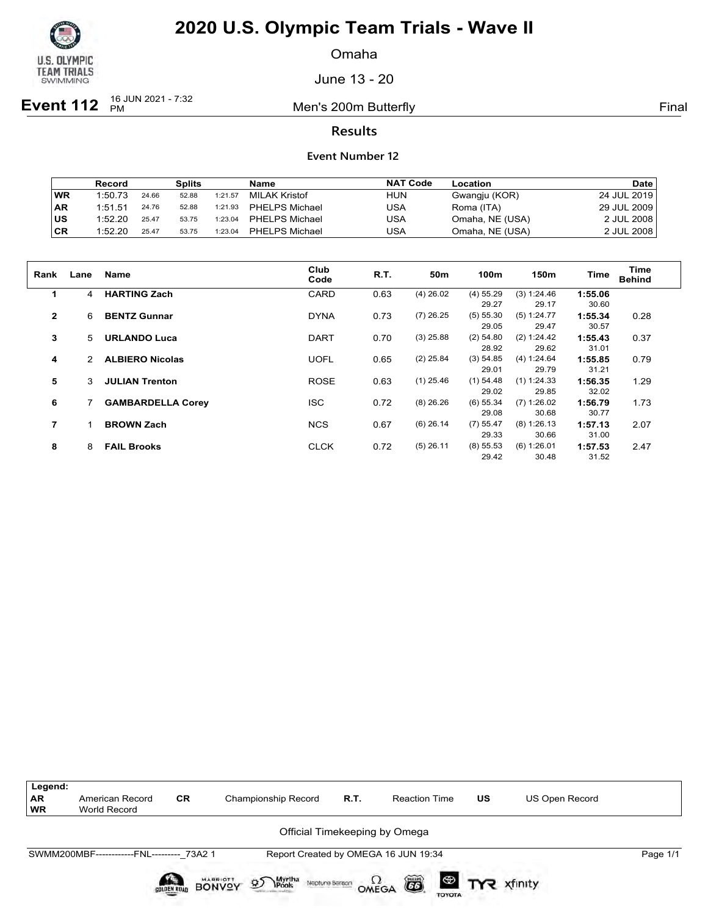# 2020 U.S. Olympic Team Trials - Wave II

Omaha

June 13 - 20

**Event 112** 16 JUN 2021 - 7:32 PM — Men's 200m Butterfly — Final

## Results

### Event Number 12

| | Record | | Splits | | Name | NAT Code | Location | Date |
|---|---|---|---|---|---|---|---|---|
| WR | 1:50.73 | 24.66 | 52.88 | 1:21.57 | MILAK Kristof | HUN | Gwangju (KOR) | 24 JUL 2019 |
| AR | 1:51.51 | 24.76 | 52.88 | 1:21.93 | PHELPS Michael | USA | Roma (ITA) | 29 JUL 2009 |
| US | 1:52.20 | 25.47 | 53.75 | 1:23.04 | PHELPS Michael | USA | Omaha, NE (USA) | 2 JUL 2008 |
| CR | 1:52.20 | 25.47 | 53.75 | 1:23.04 | PHELPS Michael | USA | Omaha, NE (USA) | 2 JUL 2008 |

| Rank | Lane | Name | Club Code | R.T. | 50m | 100m | 150m | Time | Time Behind |
|---|---|---|---|---|---|---|---|---|---|
| 1 | 4 | **HARTING Zach** | CARD | 0.63 | (4) 26.02 | (4) 55.29 | (3) 1:24.46 | **1:55.06** | |
| | | | | | | 29.27 | 29.17 | 30.60 | |
| 2 | 6 | **BENTZ Gunnar** | DYNA | 0.73 | (7) 26.25 | (5) 55.30 | (5) 1:24.77 | **1:55.34** | 0.28 |
| | | | | | | 29.05 | 29.47 | 30.57 | |
| 3 | 5 | **URLANDO Luca** | DART | 0.70 | (3) 25.88 | (2) 54.80 | (2) 1:24.42 | **1:55.43** | 0.37 |
| | | | | | | 28.92 | 29.62 | 31.01 | |
| 4 | 2 | **ALBIERO Nicolas** | UOFL | 0.65 | (2) 25.84 | (3) 54.85 | (4) 1:24.64 | **1:55.85** | 0.79 |
| | | | | | | 29.01 | 29.79 | 31.21 | |
| 5 | 3 | **JULIAN Trenton** | ROSE | 0.63 | (1) 25.46 | (1) 54.48 | (1) 1:24.33 | **1:56.35** | 1.29 |
| | | | | | | 29.02 | 29.85 | 32.02 | |
| 6 | 7 | **GAMBARDELLA Corey** | ISC | 0.72 | (8) 26.26 | (6) 55.34 | (7) 1:26.02 | **1:56.79** | 1.73 |
| | | | | | | 29.08 | 30.68 | 30.77 | |
| 7 | 1 | **BROWN Zach** | NCS | 0.67 | (6) 26.14 | (7) 55.47 | (8) 1:26.13 | **1:57.13** | 2.07 |
| | | | | | | 29.33 | 30.66 | 31.00 | |
| 8 | 8 | **FAIL Brooks** | CLCK | 0.72 | (5) 26.11 | (8) 55.53 | (6) 1:26.01 | **1:57.53** | 2.47 |
| | | | | | | 29.42 | 30.48 | 31.52 | |

| Legend: | | | | | | | |
|---|---|---|---|---|---|---|---|
| AR | American Record | CR | Championship Record | R.T. | Reaction Time | US | US Open Record |
| WR | World Record | | | | | | |

Official Timekeeping by Omega

SWMM200MBF------------FNL---------_73A2 1 — Report Created by OMEGA 16 JUN 19:34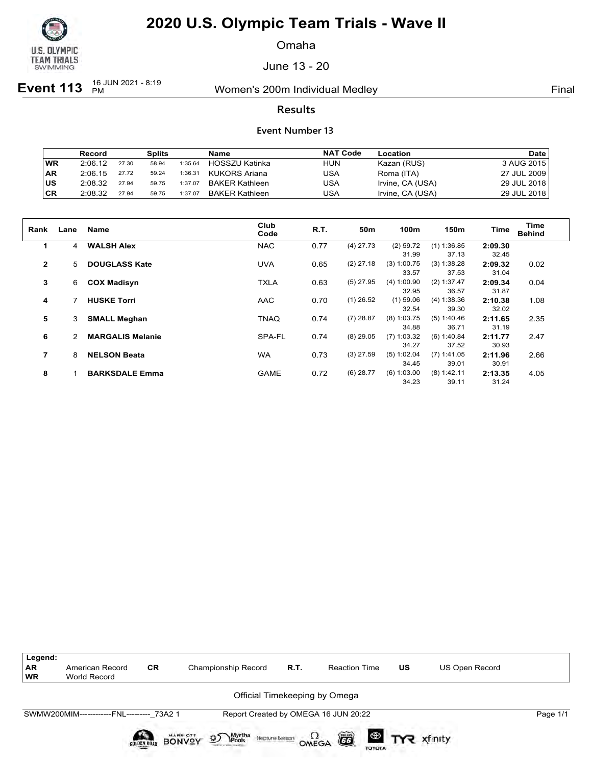# 2020 U.S. Olympic Team Trials - Wave II

Omaha

June 13 - 20

**Event 113** 16 JUN 2021 - 8:19 PM — Women's 200m Individual Medley — Final

## Results

### Event Number 13

| | Record | Splits | | | Name | NAT Code | Location | Date |
|---|---|---|---|---|---|---|---|---|
| WR | 2:06.12 | 27.30 | 58.94 | 1:35.64 | HOSSZU Katinka | HUN | Kazan (RUS) | 3 AUG 2015 |
| AR | 2:06.15 | 27.72 | 59.24 | 1:36.31 | KUKORS Ariana | USA | Roma (ITA) | 27 JUL 2009 |
| US | 2:08.32 | 27.94 | 59.75 | 1:37.07 | BAKER Kathleen | USA | Irvine, CA (USA) | 29 JUL 2018 |
| CR | 2:08.32 | 27.94 | 59.75 | 1:37.07 | BAKER Kathleen | USA | Irvine, CA (USA) | 29 JUL 2018 |

| Rank | Lane | Name | Club Code | R.T. | 50m | 100m | 150m | Time | Time Behind |
|---|---|---|---|---|---|---|---|---|---|
| 1 | 4 | **WALSH Alex** | NAC | 0.77 | (4) 27.73 | (2) 59.72 | (1) 1:36.85 | **2:09.30** | |
| | | | | | | 31.99 | 37.13 | 32.45 | |
| 2 | 5 | **DOUGLASS Kate** | UVA | 0.65 | (2) 27.18 | (3) 1:00.75 | (3) 1:38.28 | **2:09.32** | 0.02 |
| | | | | | | 33.57 | 37.53 | 31.04 | |
| 3 | 6 | **COX Madisyn** | TXLA | 0.63 | (5) 27.95 | (4) 1:00.90 | (2) 1:37.47 | **2:09.34** | 0.04 |
| | | | | | | 32.95 | 36.57 | 31.87 | |
| 4 | 7 | **HUSKE Torri** | AAC | 0.70 | (1) 26.52 | (1) 59.06 | (4) 1:38.36 | **2:10.38** | 1.08 |
| | | | | | | 32.54 | 39.30 | 32.02 | |
| 5 | 3 | **SMALL Meghan** | TNAQ | 0.74 | (7) 28.87 | (8) 1:03.75 | (5) 1:40.46 | **2:11.65** | 2.35 |
| | | | | | | 34.88 | 36.71 | 31.19 | |
| 6 | 2 | **MARGALIS Melanie** | SPA-FL | 0.74 | (8) 29.05 | (7) 1:03.32 | (6) 1:40.84 | **2:11.77** | 2.47 |
| | | | | | | 34.27 | 37.52 | 30.93 | |
| 7 | 8 | **NELSON Beata** | WA | 0.73 | (3) 27.59 | (5) 1:02.04 | (7) 1:41.05 | **2:11.96** | 2.66 |
| | | | | | | 34.45 | 39.01 | 30.91 | |
| 8 | 1 | **BARKSDALE Emma** | GAME | 0.72 | (6) 28.77 | (6) 1:03.00 | (8) 1:42.11 | **2:13.35** | 4.05 |
| | | | | | | 34.23 | 39.11 | 31.24 | |

**Legend:**

| | | | | | | | |
|---|---|---|---|---|---|---|---|
| AR | American Record | CR | Championship Record | R.T. | Reaction Time | US | US Open Record |
| WR | World Record | | | | | | |

Official Timekeeping by Omega

SWMW200MIM------------FNL---------_73A2 1 — Report Created by OMEGA 16 JUN 20:22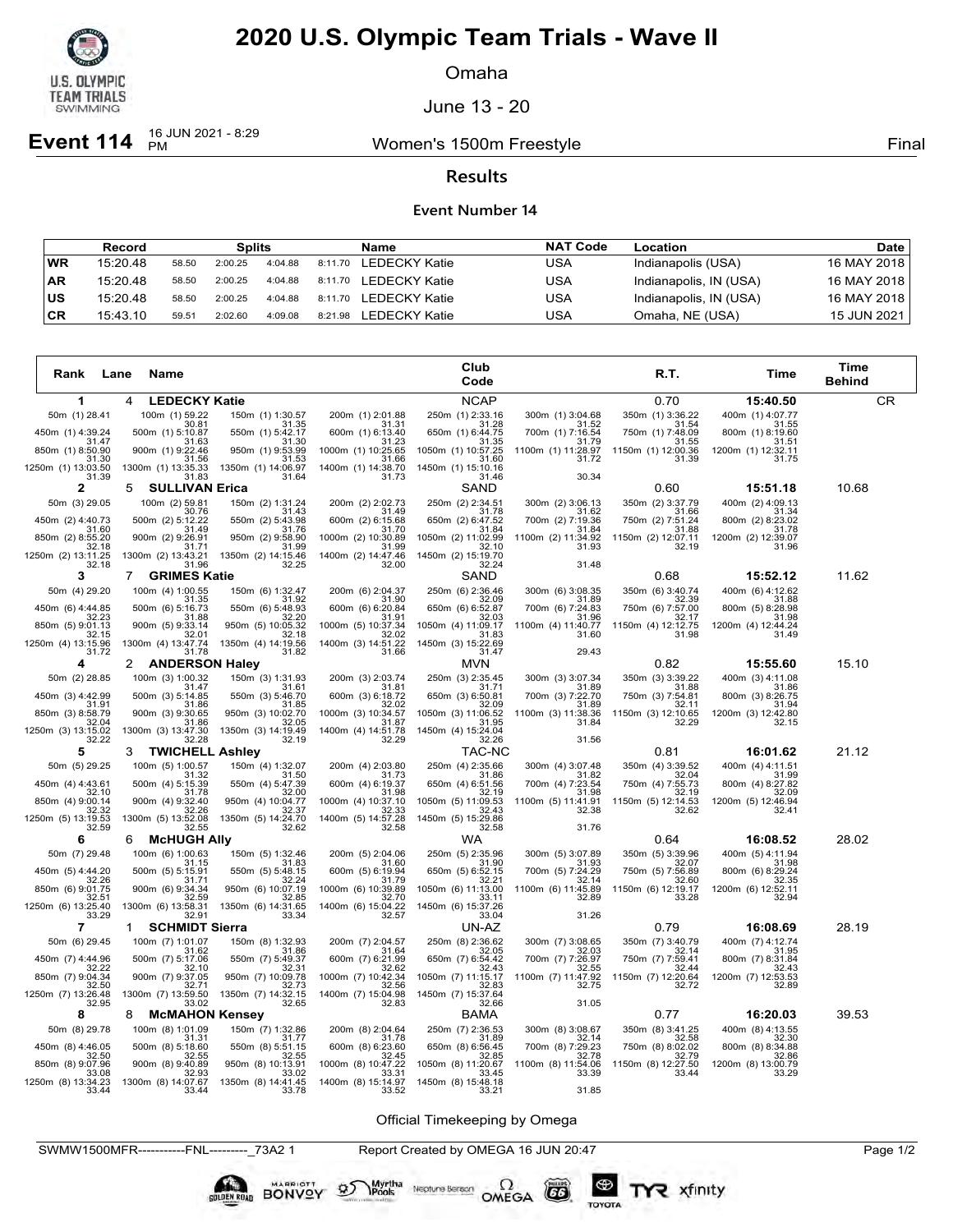# 2020 U.S. Olympic Team Trials - Wave II

Omaha

June 13 - 20

**Event 114** 16 JUN 2021 - 8:29 PM — Women's 1500m Freestyle — Final

## Results

### Event Number 14

| | Record | Splits | | | | Name | NAT Code | Location | Date |
|---|---|---|---|---|---|---|---|---|---|
| WR | 15:20.48 | 58.50 | 2:00.25 | 4:04.88 | 8:11.70 | LEDECKY Katie | USA | Indianapolis (USA) | 16 MAY 2018 |
| AR | 15:20.48 | 58.50 | 2:00.25 | 4:04.88 | 8:11.70 | LEDECKY Katie | USA | Indianapolis, IN (USA) | 16 MAY 2018 |
| US | 15:20.48 | 58.50 | 2:00.25 | 4:04.88 | 8:11.70 | LEDECKY Katie | USA | Indianapolis, IN (USA) | 16 MAY 2018 |
| CR | 15:43.10 | 59.51 | 2:02.60 | 4:09.08 | 8:21.98 | LEDECKY Katie | USA | Omaha, NE (USA) | 15 JUN 2021 |

| Rank | Lane | Name | Club Code | R.T. | Time | Time Behind | |
|---|---|---|---|---|---|---|---|
| 1 | 4 | LEDECKY Katie | NCAP | 0.70 | 15:40.50 | | CR |
| 2 | 5 | SULLIVAN Erica | SAND | 0.60 | 15:51.18 | 10.68 | |
| 3 | 7 | GRIMES Katie | SAND | 0.68 | 15:52.12 | 11.62 | |
| 4 | 2 | ANDERSON Haley | MVN | 0.82 | 15:55.60 | 15.10 | |
| 5 | 3 | TWICHELL Ashley | TAC-NC | 0.81 | 16:01.62 | 21.12 | |
| 6 | 6 | McHUGH Ally | WA | 0.64 | 16:08.52 | 28.02 | |
| 7 | 1 | SCHMIDT Sierra | UN-AZ | 0.79 | 16:08.69 | 28.19 | |
| 8 | 8 | McMAHON Kensey | BAMA | 0.77 | 16:20.03 | 39.53 | |

### Splits

**1. LEDECKY Katie**

| Distance | Split (Rank) | Lap |
|---|---|---|
| 50m | (1) 28.41 | |
| 100m | (1) 59.22 | 30.81 |
| 150m | (1) 1:30.57 | 31.35 |
| 200m | (1) 2:01.88 | 31.31 |
| 250m | (1) 2:33.16 | 31.28 |
| 300m | (1) 3:04.68 | 31.52 |
| 350m | (1) 3:36.22 | 31.54 |
| 400m | (1) 4:07.77 | 31.55 |
| 450m | (1) 4:39.24 | 31.47 |
| 500m | (1) 5:10.87 | 31.63 |
| 550m | (1) 5:42.17 | 31.30 |
| 600m | (1) 6:13.40 | 31.23 |
| 650m | (1) 6:44.75 | 31.35 |
| 700m | (1) 7:16.54 | 31.79 |
| 750m | (1) 7:48.09 | 31.55 |
| 800m | (1) 8:19.60 | 31.51 |
| 850m | (1) 8:50.90 | 31.30 |
| 900m | (1) 9:22.46 | 31.56 |
| 950m | (1) 9:53.99 | 31.53 |
| 1000m | (1) 10:25.65 | 31.66 |
| 1050m | (1) 10:57.25 | 31.60 |
| 1100m | (1) 11:28.97 | 31.72 |
| 1150m | (1) 12:00.36 | 31.39 |
| 1200m | (1) 12:32.11 | 31.75 |
| 1250m | (1) 13:03.50 | 31.39 |
| 1300m | (1) 13:35.33 | 31.83 |
| 1350m | (1) 14:06.97 | 31.64 |
| 1400m | (1) 14:38.70 | 31.73 |
| 1450m | (1) 15:10.16 | 31.46 |
| 1500m | | 30.34 |

**2. SULLIVAN Erica**

| Distance | Split (Rank) | Lap |
|---|---|---|
| 50m | (3) 29.05 | |
| 100m | (2) 59.81 | 30.76 |
| 150m | (2) 1:31.24 | 31.43 |
| 200m | (2) 2:02.73 | 31.49 |
| 250m | (2) 2:34.51 | 31.78 |
| 300m | (2) 3:06.13 | 31.62 |
| 350m | (2) 3:37.79 | 31.66 |
| 400m | (2) 4:09.13 | 31.34 |
| 450m | (2) 4:40.73 | 31.60 |
| 500m | (2) 5:12.22 | 31.49 |
| 550m | (2) 5:43.98 | 31.76 |
| 600m | (2) 6:15.68 | 31.70 |
| 650m | (2) 6:47.52 | 31.84 |
| 700m | (2) 7:19.36 | 31.84 |
| 750m | (2) 7:51.24 | 31.88 |
| 800m | (2) 8:23.02 | 31.78 |
| 850m | (2) 8:55.20 | 32.18 |
| 900m | (2) 9:26.91 | 31.71 |
| 950m | (2) 9:58.90 | 31.99 |
| 1000m | (2) 10:30.89 | 31.99 |
| 1050m | (2) 11:02.99 | 32.10 |
| 1100m | (2) 11:34.92 | 31.93 |
| 1150m | (2) 12:07.11 | 32.19 |
| 1200m | (2) 12:39.07 | 31.96 |
| 1250m | (2) 13:11.25 | 32.18 |
| 1300m | (2) 13:43.21 | 31.96 |
| 1350m | (2) 14:15.46 | 32.25 |
| 1400m | (2) 14:47.46 | 32.00 |
| 1450m | (2) 15:19.70 | 32.24 |
| 1500m | | 31.48 |

**3. GRIMES Katie**

| Distance | Split (Rank) | Lap |
|---|---|---|
| 50m | (4) 29.20 | |
| 100m | (4) 1:00.55 | 31.35 |
| 150m | (6) 1:32.47 | 31.92 |
| 200m | (6) 2:04.37 | 31.90 |
| 250m | (6) 2:36.46 | 32.09 |
| 300m | (6) 3:08.35 | 31.89 |
| 350m | (6) 3:40.74 | 32.39 |
| 400m | (6) 4:12.62 | 31.88 |
| 450m | (6) 4:44.85 | 32.23 |
| 500m | (6) 5:16.73 | 31.88 |
| 550m | (6) 5:48.93 | 32.20 |
| 600m | (6) 6:20.84 | 31.91 |
| 650m | (6) 6:52.87 | 32.03 |
| 700m | (6) 7:24.83 | 31.96 |
| 750m | (6) 7:57.00 | 32.17 |
| 800m | (5) 8:28.98 | 31.98 |
| 850m | (5) 9:01.13 | 32.15 |
| 900m | (5) 9:33.14 | 32.01 |
| 950m | (5) 10:05.32 | 32.18 |
| 1000m | (5) 10:37.34 | 32.02 |
| 1050m | (4) 11:09.17 | 31.83 |
| 1100m | (4) 11:40.77 | 31.60 |
| 1150m | (4) 12:12.75 | 31.98 |
| 1200m | (4) 12:44.24 | 31.49 |
| 1250m | (4) 13:15.96 | 31.72 |
| 1300m | (4) 13:47.74 | 31.78 |
| 1350m | (4) 14:19.56 | 31.82 |
| 1400m | (3) 14:51.22 | 31.66 |
| 1450m | (3) 15:22.69 | 31.47 |
| 1500m | | 29.43 |

**4. ANDERSON Haley**

| Distance | Split (Rank) | Lap |
|---|---|---|
| 50m | (2) 28.85 | |
| 100m | (3) 1:00.32 | 31.47 |
| 150m | (3) 1:31.93 | 31.61 |
| 200m | (3) 2:03.74 | 31.81 |
| 250m | (3) 2:35.45 | 31.71 |
| 300m | (3) 3:07.34 | 31.89 |
| 350m | (3) 3:39.22 | 31.88 |
| 400m | (3) 4:11.08 | 31.86 |
| 450m | (3) 4:42.99 | 31.91 |
| 500m | (3) 5:14.85 | 31.86 |
| 550m | (3) 5:46.70 | 31.85 |
| 600m | (3) 6:18.72 | 32.02 |
| 650m | (3) 6:50.81 | 32.09 |
| 700m | (3) 7:22.70 | 31.89 |
| 750m | (3) 7:54.81 | 32.11 |
| 800m | (3) 8:26.75 | 31.94 |
| 850m | (3) 8:58.79 | 32.04 |
| 900m | (3) 9:30.65 | 31.86 |
| 950m | (3) 10:02.70 | 32.05 |
| 1000m | (3) 10:34.57 | 31.87 |
| 1050m | (3) 11:06.52 | 31.95 |
| 1100m | (3) 11:38.36 | 31.84 |
| 1150m | (3) 12:10.65 | 32.29 |
| 1200m | (3) 12:42.80 | 32.15 |
| 1250m | (3) 13:15.02 | 32.22 |
| 1300m | (3) 13:47.30 | 32.28 |
| 1350m | (3) 14:19.49 | 32.19 |
| 1400m | (4) 14:51.78 | 32.29 |
| 1450m | (4) 15:24.04 | 32.26 |
| 1500m | | 31.56 |

**5. TWICHELL Ashley**

| Distance | Split (Rank) | Lap |
|---|---|---|
| 50m | (5) 29.25 | |
| 100m | (5) 1:00.57 | 31.32 |
| 150m | (4) 1:32.07 | 31.50 |
| 200m | (4) 2:03.80 | 31.73 |
| 250m | (4) 2:35.66 | 31.86 |
| 300m | (4) 3:07.48 | 31.82 |
| 350m | (4) 3:39.52 | 32.04 |
| 400m | (4) 4:11.51 | 31.99 |
| 450m | (4) 4:43.61 | 32.10 |
| 500m | (4) 5:15.39 | 31.78 |
| 550m | (4) 5:47.39 | 32.00 |
| 600m | (4) 6:19.37 | 31.98 |
| 650m | (4) 6:51.56 | 32.19 |
| 700m | (4) 7:23.54 | 31.98 |
| 750m | (4) 7:55.73 | 32.19 |
| 800m | (4) 8:27.82 | 32.09 |
| 850m | (4) 9:00.14 | 32.32 |
| 900m | (4) 9:32.40 | 32.26 |
| 950m | (4) 10:04.77 | 32.37 |
| 1000m | (4) 10:37.10 | 32.33 |
| 1050m | (5) 11:09.53 | 32.43 |
| 1100m | (5) 11:41.91 | 32.38 |
| 1150m | (5) 12:14.53 | 32.62 |
| 1200m | (5) 12:46.94 | 32.41 |
| 1250m | (5) 13:19.53 | 32.59 |
| 1300m | (5) 13:52.08 | 32.55 |
| 1350m | (5) 14:24.70 | 32.62 |
| 1400m | (5) 14:57.28 | 32.58 |
| 1450m | (5) 15:29.86 | 32.58 |
| 1500m | | 31.76 |

**6. McHUGH Ally**

| Distance | Split (Rank) | Lap |
|---|---|---|
| 50m | (7) 29.48 | |
| 100m | (6) 1:00.63 | 31.15 |
| 150m | (5) 1:32.46 | 31.83 |
| 200m | (5) 2:04.06 | 31.60 |
| 250m | (5) 2:35.96 | 31.90 |
| 300m | (5) 3:07.89 | 31.93 |
| 350m | (5) 3:39.96 | 32.07 |
| 400m | (5) 4:11.94 | 31.98 |
| 450m | (5) 4:44.20 | 32.26 |
| 500m | (5) 5:15.91 | 31.71 |
| 550m | (5) 5:48.15 | 32.24 |
| 600m | (5) 6:19.94 | 31.79 |
| 650m | (5) 6:52.15 | 32.21 |
| 700m | (5) 7:24.29 | 32.14 |
| 750m | (5) 7:56.89 | 32.60 |
| 800m | (6) 8:29.24 | 32.35 |
| 850m | (6) 9:01.75 | 32.51 |
| 900m | (6) 9:34.34 | 32.59 |
| 950m | (6) 10:07.19 | 32.85 |
| 1000m | (6) 10:39.89 | 32.70 |
| 1050m | (6) 11:13.00 | 33.11 |
| 1100m | (6) 11:45.89 | 32.89 |
| 1150m | (6) 12:19.17 | 33.28 |
| 1200m | (6) 12:52.11 | 32.94 |
| 1250m | (6) 13:25.40 | 33.29 |
| 1300m | (6) 13:58.31 | 32.91 |
| 1350m | (6) 14:31.65 | 33.34 |
| 1400m | (6) 15:04.22 | 32.57 |
| 1450m | (6) 15:37.26 | 33.04 |
| 1500m | | 31.26 |

**7. SCHMIDT Sierra**

| Distance | Split (Rank) | Lap |
|---|---|---|
| 50m | (6) 29.45 | |
| 100m | (7) 1:01.07 | 31.62 |
| 150m | (8) 1:32.93 | 31.86 |
| 200m | (7) 2:04.57 | 31.64 |
| 250m | (8) 2:36.62 | 32.05 |
| 300m | (7) 3:08.65 | 32.03 |
| 350m | (7) 3:40.79 | 32.14 |
| 400m | (7) 4:12.74 | 31.95 |
| 450m | (7) 4:44.96 | 32.22 |
| 500m | (7) 5:17.06 | 32.10 |
| 550m | (7) 5:49.37 | 32.31 |
| 600m | (7) 6:21.99 | 32.62 |
| 650m | (7) 6:54.42 | 32.43 |
| 700m | (7) 7:26.97 | 32.55 |
| 750m | (7) 7:59.41 | 32.44 |
| 800m | (7) 8:31.84 | 32.43 |
| 850m | (7) 9:04.34 | 32.50 |
| 900m | (7) 9:37.05 | 32.71 |
| 950m | (7) 10:09.78 | 32.73 |
| 1000m | (7) 10:42.34 | 32.56 |
| 1050m | (7) 11:15.17 | 32.83 |
| 1100m | (7) 11:47.92 | 32.75 |
| 1150m | (7) 12:20.64 | 32.72 |
| 1200m | (7) 12:53.53 | 32.89 |
| 1250m | (7) 13:26.48 | 32.95 |
| 1300m | (7) 13:59.50 | 33.02 |
| 1350m | (7) 14:32.15 | 32.65 |
| 1400m | (7) 15:04.98 | 32.83 |
| 1450m | (7) 15:37.64 | 32.66 |
| 1500m | | 31.05 |

**8. McMAHON Kensey**

| Distance | Split (Rank) | Lap |
|---|---|---|
| 50m | (8) 29.78 | |
| 100m | (8) 1:01.09 | 31.31 |
| 150m | (7) 1:32.86 | 31.77 |
| 200m | (8) 2:04.64 | 31.78 |
| 250m | (7) 2:36.53 | 31.89 |
| 300m | (8) 3:08.67 | 32.14 |
| 350m | (8) 3:41.25 | 32.58 |
| 400m | (8) 4:13.55 | 32.30 |
| 450m | (8) 4:46.05 | 32.50 |
| 500m | (8) 5:18.60 | 32.55 |
| 550m | (8) 5:51.15 | 32.55 |
| 600m | (8) 6:23.60 | 32.45 |
| 650m | (8) 6:56.45 | 32.85 |
| 700m | (8) 7:29.23 | 32.78 |
| 750m | (8) 8:02.02 | 32.79 |
| 800m | (8) 8:34.88 | 32.86 |
| 850m | (8) 9:07.96 | 33.08 |
| 900m | (8) 9:40.89 | 32.93 |
| 950m | (8) 10:13.91 | 33.02 |
| 1000m | (8) 10:47.22 | 33.31 |
| 1050m | (8) 11:20.67 | 33.45 |
| 1100m | (8) 11:54.06 | 33.39 |
| 1150m | (8) 12:27.50 | 33.44 |
| 1200m | (8) 13:00.79 | 33.29 |
| 1250m | (8) 13:34.23 | 33.44 |
| 1300m | (8) 14:07.67 | 33.44 |
| 1350m | (8) 14:41.45 | 33.78 |
| 1400m | (8) 15:14.97 | 33.52 |
| 1450m | (8) 15:48.18 | 33.21 |
| 1500m | | 31.85 |

Official Timekeeping by Omega

SWMW1500MFR-----------FNL---------_73A2 1 — Report Created by OMEGA 16 JUN 20:47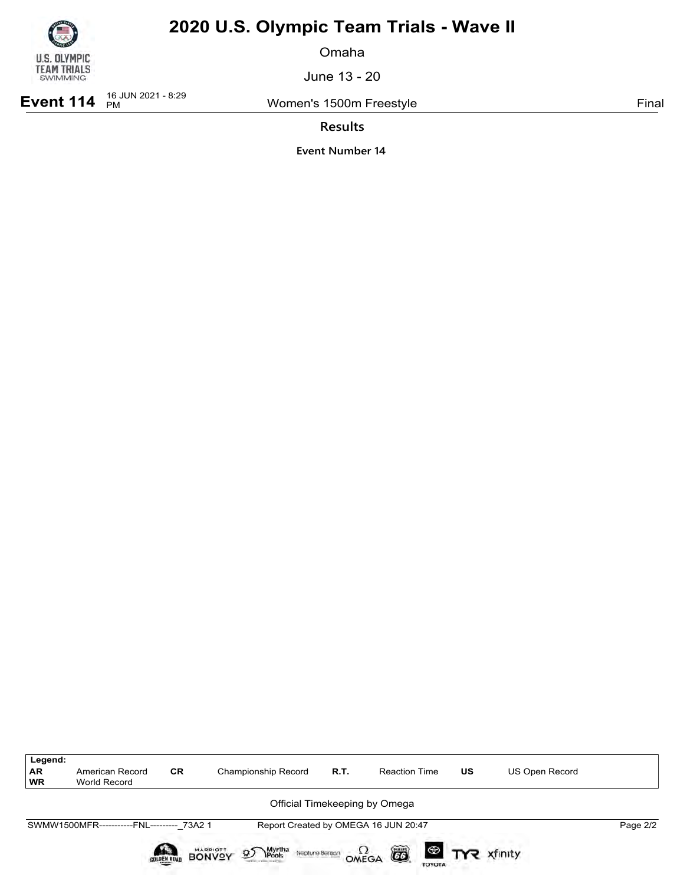# 2020 U.S. Olympic Team Trials - Wave II

Omaha

June 13 - 20

**Event 114** 16 JUN 2021 - 8:29 PM Women's 1500m Freestyle Final

**Results**

**Event Number 14**

| Legend: | | | | | | | |
|---|---|---|---|---|---|---|---|
| **AR** | American Record | **CR** | Championship Record | **R.T.** | Reaction Time | **US** | US Open Record |
| **WR** | World Record | | | | | | |

Official Timekeeping by Omega

SWMW1500MFR-----------FNL---------_73A2 1 Report Created by OMEGA 16 JUN 20:47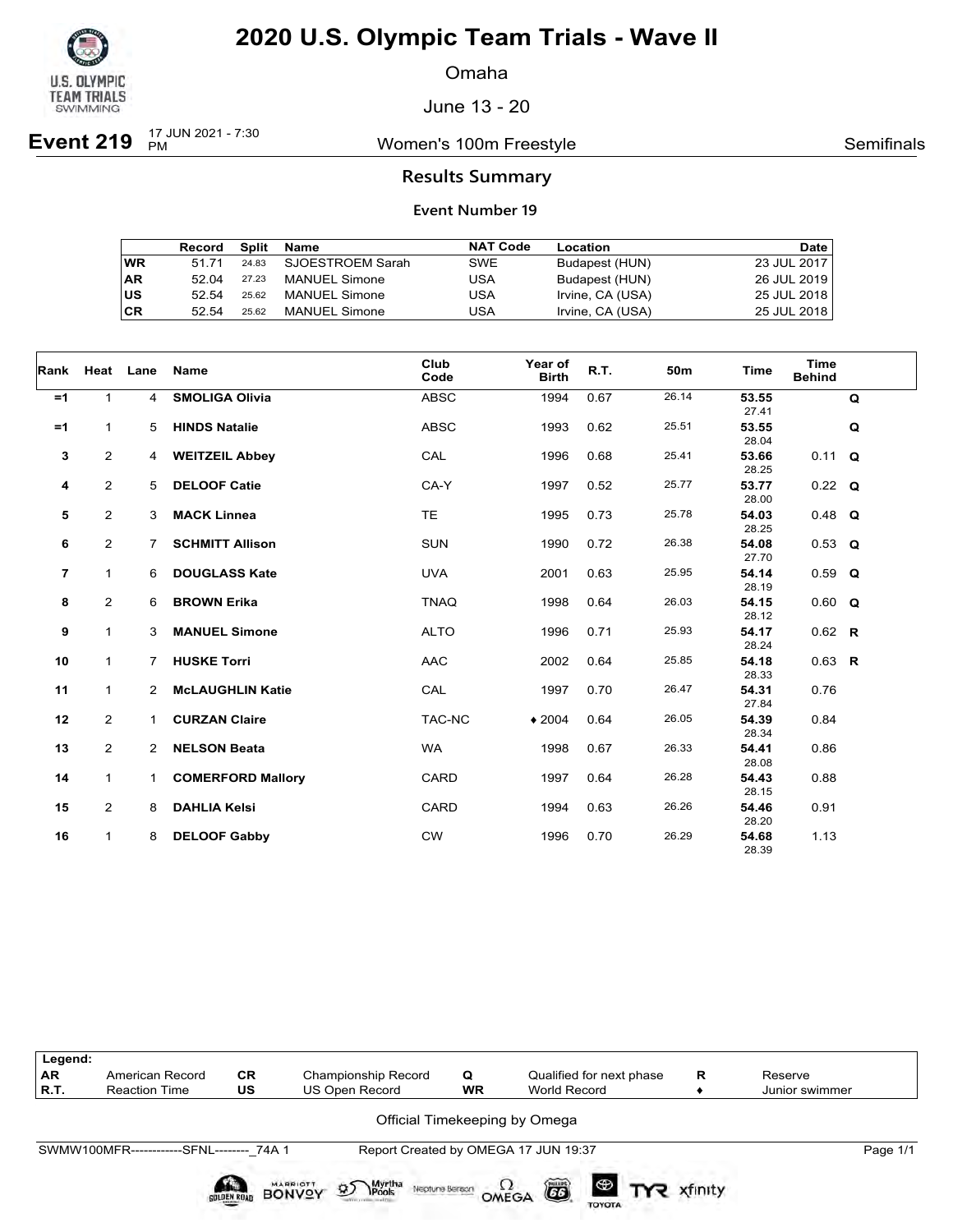# 2020 U.S. Olympic Team Trials - Wave II

Omaha

June 13 - 20

**Event 219** 17 JUN 2021 - 7:30 PM

Women's 100m Freestyle

Semifinals

## Results Summary

### Event Number 19

| | Record | Split | Name | NAT Code | Location | Date |
|---|---|---|---|---|---|---|
| WR | 51.71 | 24.83 | SJOESTROEM Sarah | SWE | Budapest (HUN) | 23 JUL 2017 |
| AR | 52.04 | 27.23 | MANUEL Simone | USA | Budapest (HUN) | 26 JUL 2019 |
| US | 52.54 | 25.62 | MANUEL Simone | USA | Irvine, CA (USA) | 25 JUL 2018 |
| CR | 52.54 | 25.62 | MANUEL Simone | USA | Irvine, CA (USA) | 25 JUL 2018 |

| Rank | Heat | Lane | Name | Club Code | Year of Birth | R.T. | 50m | Time | Time Behind | |
|---|---|---|---|---|---|---|---|---|---|---|
| =1 | 1 | 4 | **SMOLIGA Olivia** | ABSC | 1994 | 0.67 | 26.14 | **53.55** 27.41 | | Q |
| =1 | 1 | 5 | **HINDS Natalie** | ABSC | 1993 | 0.62 | 25.51 | **53.55** 28.04 | | Q |
| 3 | 2 | 4 | **WEITZEIL Abbey** | CAL | 1996 | 0.68 | 25.41 | **53.66** 28.25 | 0.11 | Q |
| 4 | 2 | 5 | **DELOOF Catie** | CA-Y | 1997 | 0.52 | 25.77 | **53.77** 28.00 | 0.22 | Q |
| 5 | 2 | 3 | **MACK Linnea** | TE | 1995 | 0.73 | 25.78 | **54.03** 28.25 | 0.48 | Q |
| 6 | 2 | 7 | **SCHMITT Allison** | SUN | 1990 | 0.72 | 26.38 | **54.08** 27.70 | 0.53 | Q |
| 7 | 1 | 6 | **DOUGLASS Kate** | UVA | 2001 | 0.63 | 25.95 | **54.14** 28.19 | 0.59 | Q |
| 8 | 2 | 6 | **BROWN Erika** | TNAQ | 1998 | 0.64 | 26.03 | **54.15** 28.12 | 0.60 | Q |
| 9 | 1 | 3 | **MANUEL Simone** | ALTO | 1996 | 0.71 | 25.93 | **54.17** 28.24 | 0.62 | R |
| 10 | 1 | 7 | **HUSKE Torri** | AAC | 2002 | 0.64 | 25.85 | **54.18** 28.33 | 0.63 | R |
| 11 | 1 | 2 | **McLAUGHLIN Katie** | CAL | 1997 | 0.70 | 26.47 | **54.31** 27.84 | 0.76 | |
| 12 | 2 | 1 | **CURZAN Claire** | TAC-NC | ♦ 2004 | 0.64 | 26.05 | **54.39** 28.34 | 0.84 | |
| 13 | 2 | 2 | **NELSON Beata** | WA | 1998 | 0.67 | 26.33 | **54.41** 28.08 | 0.86 | |
| 14 | 1 | 1 | **COMERFORD Mallory** | CARD | 1997 | 0.64 | 26.28 | **54.43** 28.15 | 0.88 | |
| 15 | 2 | 8 | **DAHLIA Kelsi** | CARD | 1994 | 0.63 | 26.26 | **54.46** 28.20 | 0.91 | |
| 16 | 1 | 8 | **DELOOF Gabby** | CW | 1996 | 0.70 | 26.29 | **54.68** 28.39 | 1.13 | |

| Legend: | | | | | | | |
|---|---|---|---|---|---|---|---|
| AR | American Record | CR | Championship Record | Q | Qualified for next phase | R | Reserve |
| R.T. | Reaction Time | US | US Open Record | WR | World Record | ♦ | Junior swimmer |

Official Timekeeping by Omega

SWMW100MFR------------SFNL--------_74A 1 Report Created by OMEGA 17 JUN 19:37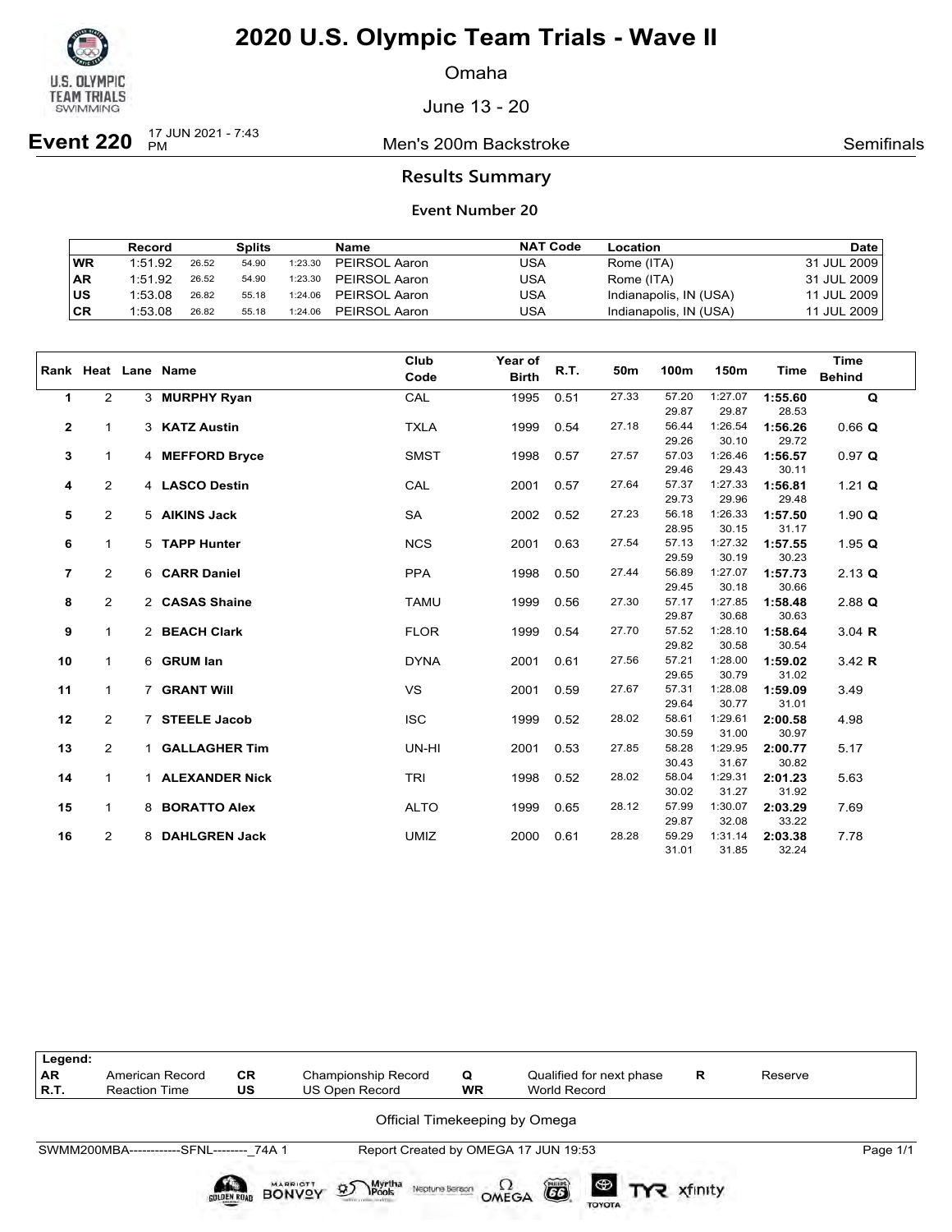# 2020 U.S. Olympic Team Trials - Wave II

Omaha

June 13 - 20

**Event 220** 17 JUN 2021 - 7:43 PM — Men's 200m Backstroke — Semifinals

## Results Summary

### Event Number 20

| | Record | Splits | | | Name | NAT Code | Location | Date |
|---|---|---|---|---|---|---|---|---|
| WR | 1:51.92 | 26.52 | 54.90 | 1:23.30 | PEIRSOL Aaron | USA | Rome (ITA) | 31 JUL 2009 |
| AR | 1:51.92 | 26.52 | 54.90 | 1:23.30 | PEIRSOL Aaron | USA | Rome (ITA) | 31 JUL 2009 |
| US | 1:53.08 | 26.82 | 55.18 | 1:24.06 | PEIRSOL Aaron | USA | Indianapolis, IN (USA) | 11 JUL 2009 |
| CR | 1:53.08 | 26.82 | 55.18 | 1:24.06 | PEIRSOL Aaron | USA | Indianapolis, IN (USA) | 11 JUL 2009 |

| Rank | Heat | Lane | Name | Club Code | Year of Birth | R.T. | 50m | 100m | 150m | Time | Time Behind |
|---|---|---|---|---|---|---|---|---|---|---|---|
| 1 | 2 | 3 | **MURPHY Ryan** | CAL | 1995 | 0.51 | 27.33 | 57.20 | 1:27.07 | **1:55.60** | **Q** |
| | | | | | | | | 29.87 | 29.87 | 28.53 | |
| 2 | 1 | 3 | **KATZ Austin** | TXLA | 1999 | 0.54 | 27.18 | 56.44 | 1:26.54 | **1:56.26** | 0.66 **Q** |
| | | | | | | | | 29.26 | 30.10 | 29.72 | |
| 3 | 1 | 4 | **MEFFORD Bryce** | SMST | 1998 | 0.57 | 27.57 | 57.03 | 1:26.46 | **1:56.57** | 0.97 **Q** |
| | | | | | | | | 29.46 | 29.43 | 30.11 | |
| 4 | 2 | 4 | **LASCO Destin** | CAL | 2001 | 0.57 | 27.64 | 57.37 | 1:27.33 | **1:56.81** | 1.21 **Q** |
| | | | | | | | | 29.73 | 29.96 | 29.48 | |
| 5 | 2 | 5 | **AIKINS Jack** | SA | 2002 | 0.52 | 27.23 | 56.18 | 1:26.33 | **1:57.50** | 1.90 **Q** |
| | | | | | | | | 28.95 | 30.15 | 31.17 | |
| 6 | 1 | 5 | **TAPP Hunter** | NCS | 2001 | 0.63 | 27.54 | 57.13 | 1:27.32 | **1:57.55** | 1.95 **Q** |
| | | | | | | | | 29.59 | 30.19 | 30.23 | |
| 7 | 2 | 6 | **CARR Daniel** | PPA | 1998 | 0.50 | 27.44 | 56.89 | 1:27.07 | **1:57.73** | 2.13 **Q** |
| | | | | | | | | 29.45 | 30.18 | 30.66 | |
| 8 | 2 | 2 | **CASAS Shaine** | TAMU | 1999 | 0.56 | 27.30 | 57.17 | 1:27.85 | **1:58.48** | 2.88 **Q** |
| | | | | | | | | 29.87 | 30.68 | 30.63 | |
| 9 | 1 | 2 | **BEACH Clark** | FLOR | 1999 | 0.54 | 27.70 | 57.52 | 1:28.10 | **1:58.64** | 3.04 **R** |
| | | | | | | | | 29.82 | 30.58 | 30.54 | |
| 10 | 1 | 6 | **GRUM Ian** | DYNA | 2001 | 0.61 | 27.56 | 57.21 | 1:28.00 | **1:59.02** | 3.42 **R** |
| | | | | | | | | 29.65 | 30.79 | 31.02 | |
| 11 | 1 | 7 | **GRANT Will** | VS | 2001 | 0.59 | 27.67 | 57.31 | 1:28.08 | **1:59.09** | 3.49 |
| | | | | | | | | 29.64 | 30.77 | 31.01 | |
| 12 | 2 | 7 | **STEELE Jacob** | ISC | 1999 | 0.52 | 28.02 | 58.61 | 1:29.61 | **2:00.58** | 4.98 |
| | | | | | | | | 30.59 | 31.00 | 30.97 | |
| 13 | 2 | 1 | **GALLAGHER Tim** | UN-HI | 2001 | 0.53 | 27.85 | 58.28 | 1:29.95 | **2:00.77** | 5.17 |
| | | | | | | | | 30.43 | 31.67 | 30.82 | |
| 14 | 1 | 1 | **ALEXANDER Nick** | TRI | 1998 | 0.52 | 28.02 | 58.04 | 1:29.31 | **2:01.23** | 5.63 |
| | | | | | | | | 30.02 | 31.27 | 31.92 | |
| 15 | 1 | 8 | **BORATTO Alex** | ALTO | 1999 | 0.65 | 28.12 | 57.99 | 1:30.07 | **2:03.29** | 7.69 |
| | | | | | | | | 29.87 | 32.08 | 33.22 | |
| 16 | 2 | 8 | **DAHLGREN Jack** | UMIZ | 2000 | 0.61 | 28.28 | 59.29 | 1:31.14 | **2:03.38** | 7.78 |
| | | | | | | | | 31.01 | 31.85 | 32.24 | |

| Legend: | | | | | | | |
|---|---|---|---|---|---|---|---|
| AR | American Record | CR | Championship Record | Q | Qualified for next phase | R | Reserve |
| R.T. | Reaction Time | US | US Open Record | WR | World Record | | |

Official Timekeeping by Omega

SWMM200MBA------------SFNL--------_74A 1 — Report Created by OMEGA 17 JUN 19:53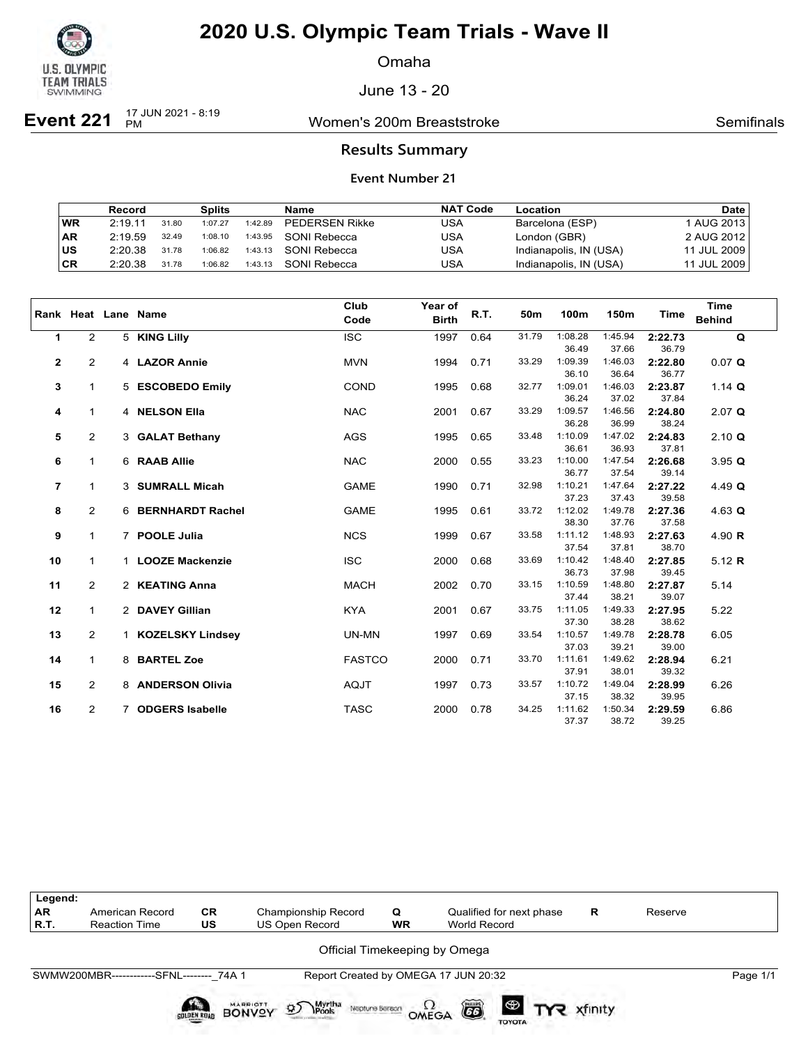# 2020 U.S. Olympic Team Trials - Wave II

Omaha

June 13 - 20

**Event 221** 17 JUN 2021 - 8:19 PM — Women's 200m Breaststroke — Semifinals

## Results Summary

### Event Number 21

| | Record | | Splits | | Name | NAT Code | Location | Date |
|---|---|---|---|---|---|---|---|---|
| WR | 2:19.11 | 31.80 | 1:07.27 | 1:42.89 | PEDERSEN Rikke | USA | Barcelona (ESP) | 1 AUG 2013 |
| AR | 2:19.59 | 32.49 | 1:08.10 | 1:43.95 | SONI Rebecca | USA | London (GBR) | 2 AUG 2012 |
| US | 2:20.38 | 31.78 | 1:06.82 | 1:43.13 | SONI Rebecca | USA | Indianapolis, IN (USA) | 11 JUL 2009 |
| CR | 2:20.38 | 31.78 | 1:06.82 | 1:43.13 | SONI Rebecca | USA | Indianapolis, IN (USA) | 11 JUL 2009 |

| Rank | Heat | Lane | Name | Club Code | Year of Birth | R.T. | 50m | 100m | 150m | Time | Time Behind |
|---|---|---|---|---|---|---|---|---|---|---|---|
| 1 | 2 | 5 | **KING Lilly** | ISC | 1997 | 0.64 | 31.79 | 1:08.28<br>36.49 | 1:45.94<br>37.66 | **2:22.73**<br>36.79 | **Q** |
| 2 | 2 | 4 | **LAZOR Annie** | MVN | 1994 | 0.71 | 33.29 | 1:09.39<br>36.10 | 1:46.03<br>36.64 | **2:22.80**<br>36.77 | 0.07 **Q** |
| 3 | 1 | 5 | **ESCOBEDO Emily** | COND | 1995 | 0.68 | 32.77 | 1:09.01<br>36.24 | 1:46.03<br>37.02 | **2:23.87**<br>37.84 | 1.14 **Q** |
| 4 | 1 | 4 | **NELSON Ella** | NAC | 2001 | 0.67 | 33.29 | 1:09.57<br>36.28 | 1:46.56<br>36.99 | **2:24.80**<br>38.24 | 2.07 **Q** |
| 5 | 2 | 3 | **GALAT Bethany** | AGS | 1995 | 0.65 | 33.48 | 1:10.09<br>36.61 | 1:47.02<br>36.93 | **2:24.83**<br>37.81 | 2.10 **Q** |
| 6 | 1 | 6 | **RAAB Allie** | NAC | 2000 | 0.55 | 33.23 | 1:10.00<br>36.77 | 1:47.54<br>37.54 | **2:26.68**<br>39.14 | 3.95 **Q** |
| 7 | 1 | 3 | **SUMRALL Micah** | GAME | 1990 | 0.71 | 32.98 | 1:10.21<br>37.23 | 1:47.64<br>37.43 | **2:27.22**<br>39.58 | 4.49 **Q** |
| 8 | 2 | 6 | **BERNHARDT Rachel** | GAME | 1995 | 0.61 | 33.72 | 1:12.02<br>38.30 | 1:49.78<br>37.76 | **2:27.36**<br>37.58 | 4.63 **Q** |
| 9 | 1 | 7 | **POOLE Julia** | NCS | 1999 | 0.67 | 33.58 | 1:11.12<br>37.54 | 1:48.93<br>37.81 | **2:27.63**<br>38.70 | 4.90 **R** |
| 10 | 1 | 1 | **LOOZE Mackenzie** | ISC | 2000 | 0.68 | 33.69 | 1:10.42<br>36.73 | 1:48.40<br>37.98 | **2:27.85**<br>39.45 | 5.12 **R** |
| 11 | 2 | 2 | **KEATING Anna** | MACH | 2002 | 0.70 | 33.15 | 1:10.59<br>37.44 | 1:48.80<br>38.21 | **2:27.87**<br>39.07 | 5.14 |
| 12 | 1 | 2 | **DAVEY Gillian** | KYA | 2001 | 0.67 | 33.75 | 1:11.05<br>37.30 | 1:49.33<br>38.28 | **2:27.95**<br>38.62 | 5.22 |
| 13 | 2 | 1 | **KOZELSKY Lindsey** | UN-MN | 1997 | 0.69 | 33.54 | 1:10.57<br>37.03 | 1:49.78<br>39.21 | **2:28.78**<br>39.00 | 6.05 |
| 14 | 1 | 8 | **BARTEL Zoe** | FASTCO | 2000 | 0.71 | 33.70 | 1:11.61<br>37.91 | 1:49.62<br>38.01 | **2:28.94**<br>39.32 | 6.21 |
| 15 | 2 | 8 | **ANDERSON Olivia** | AQJT | 1997 | 0.73 | 33.57 | 1:10.72<br>37.15 | 1:49.04<br>38.32 | **2:28.99**<br>39.95 | 6.26 |
| 16 | 2 | 7 | **ODGERS Isabelle** | TASC | 2000 | 0.78 | 34.25 | 1:11.62<br>37.37 | 1:50.34<br>38.72 | **2:29.59**<br>39.25 | 6.86 |

| Legend: | | | | | | | |
|---|---|---|---|---|---|---|---|
| AR | American Record | CR | Championship Record | Q | Qualified for next phase | R | Reserve |
| R.T. | Reaction Time | US | US Open Record | WR | World Record | | |

Official Timekeeping by Omega

SWMW200MBR------------SFNL--------_74A 1 — Report Created by OMEGA 17 JUN 20:32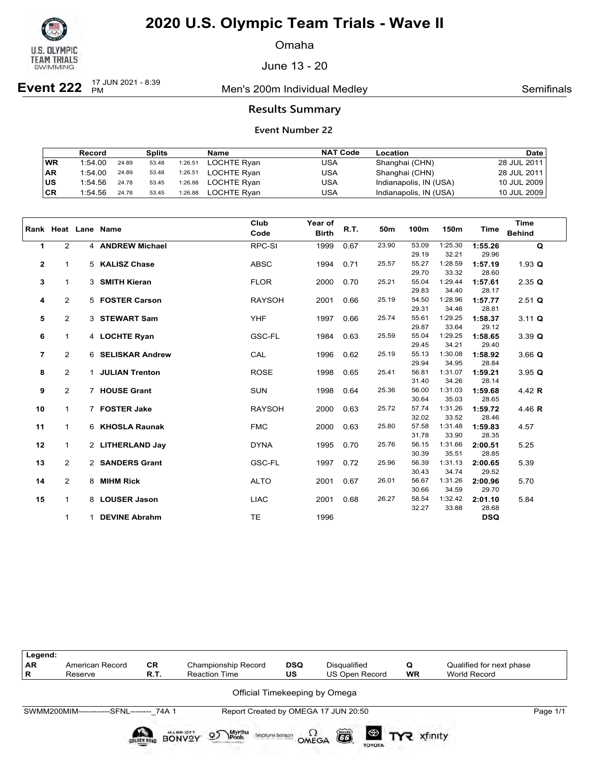# 2020 U.S. Olympic Team Trials - Wave II

Omaha

June 13 - 20

**Event 222** 17 JUN 2021 - 8:39 PM — Men's 200m Individual Medley — Semifinals

## Results Summary

### Event Number 22

| | Record | Splits | | | Name | NAT Code | Location | Date |
|---|---|---|---|---|---|---|---|---|
| WR | 1:54.00 | 24.89 | 53.48 | 1:26.51 | LOCHTE Ryan | USA | Shanghai (CHN) | 28 JUL 2011 |
| AR | 1:54.00 | 24.89 | 53.48 | 1:26.51 | LOCHTE Ryan | USA | Shanghai (CHN) | 28 JUL 2011 |
| US | 1:54.56 | 24.78 | 53.45 | 1:26.88 | LOCHTE Ryan | USA | Indianapolis, IN (USA) | 10 JUL 2009 |
| CR | 1:54.56 | 24.78 | 53.45 | 1:26.88 | LOCHTE Ryan | USA | Indianapolis, IN (USA) | 10 JUL 2009 |

| Rank | Heat | Lane | Name | Club Code | Year of Birth | R.T. | 50m | 100m | 150m | Time | Time Behind |
|---|---|---|---|---|---|---|---|---|---|---|---|
| 1 | 2 | 4 | **ANDREW Michael** | RPC-SI | 1999 | 0.67 | 23.90 | 53.09 | 1:25.30 | **1:55.26** | **Q** |
| | | | | | | | | 29.19 | 32.21 | 29.96 | |
| 2 | 1 | 5 | **KALISZ Chase** | ABSC | 1994 | 0.71 | 25.57 | 55.27 | 1:28.59 | **1:57.19** | 1.93 **Q** |
| | | | | | | | | 29.70 | 33.32 | 28.60 | |
| 3 | 1 | 3 | **SMITH Kieran** | FLOR | 2000 | 0.70 | 25.21 | 55.04 | 1:29.44 | **1:57.61** | 2.35 **Q** |
| | | | | | | | | 29.83 | 34.40 | 28.17 | |
| 4 | 2 | 5 | **FOSTER Carson** | RAYSOH | 2001 | 0.66 | 25.19 | 54.50 | 1:28.96 | **1:57.77** | 2.51 **Q** |
| | | | | | | | | 29.31 | 34.46 | 28.81 | |
| 5 | 2 | 3 | **STEWART Sam** | YHF | 1997 | 0.66 | 25.74 | 55.61 | 1:29.25 | **1:58.37** | 3.11 **Q** |
| | | | | | | | | 29.87 | 33.64 | 29.12 | |
| 6 | 1 | 4 | **LOCHTE Ryan** | GSC-FL | 1984 | 0.63 | 25.59 | 55.04 | 1:29.25 | **1:58.65** | 3.39 **Q** |
| | | | | | | | | 29.45 | 34.21 | 29.40 | |
| 7 | 2 | 6 | **SELISKAR Andrew** | CAL | 1996 | 0.62 | 25.19 | 55.13 | 1:30.08 | **1:58.92** | 3.66 **Q** |
| | | | | | | | | 29.94 | 34.95 | 28.84 | |
| 8 | 2 | 1 | **JULIAN Trenton** | ROSE | 1998 | 0.65 | 25.41 | 56.81 | 1:31.07 | **1:59.21** | 3.95 **Q** |
| | | | | | | | | 31.40 | 34.26 | 28.14 | |
| 9 | 2 | 7 | **HOUSE Grant** | SUN | 1998 | 0.64 | 25.36 | 56.00 | 1:31.03 | **1:59.68** | 4.42 **R** |
| | | | | | | | | 30.64 | 35.03 | 28.65 | |
| 10 | 1 | 7 | **FOSTER Jake** | RAYSOH | 2000 | 0.63 | 25.72 | 57.74 | 1:31.26 | **1:59.72** | 4.46 **R** |
| | | | | | | | | 32.02 | 33.52 | 28.46 | |
| 11 | 1 | 6 | **KHOSLA Raunak** | FMC | 2000 | 0.63 | 25.80 | 57.58 | 1:31.48 | **1:59.83** | 4.57 |
| | | | | | | | | 31.78 | 33.90 | 28.35 | |
| 12 | 1 | 2 | **LITHERLAND Jay** | DYNA | 1995 | 0.70 | 25.76 | 56.15 | 1:31.66 | **2:00.51** | 5.25 |
| | | | | | | | | 30.39 | 35.51 | 28.85 | |
| 13 | 2 | 2 | **SANDERS Grant** | GSC-FL | 1997 | 0.72 | 25.96 | 56.39 | 1:31.13 | **2:00.65** | 5.39 |
| | | | | | | | | 30.43 | 34.74 | 29.52 | |
| 14 | 2 | 8 | **MIHM Rick** | ALTO | 2001 | 0.67 | 26.01 | 56.67 | 1:31.26 | **2:00.96** | 5.70 |
| | | | | | | | | 30.66 | 34.59 | 29.70 | |
| 15 | 1 | 8 | **LOUSER Jason** | LIAC | 2001 | 0.68 | 26.27 | 58.54 | 1:32.42 | **2:01.10** | 5.84 |
| | | | | | | | | 32.27 | 33.88 | 28.68 | |
| | 1 | 1 | **DEVINE Abrahm** | TE | 1996 | | | | | **DSQ** | |

| Legend: | | | | | | | |
|---|---|---|---|---|---|---|---|
| AR | American Record | CR | Championship Record | DSQ | Disqualified | Q | Qualified for next phase |
| R | Reserve | R.T. | Reaction Time | US | US Open Record | WR | World Record |

Official Timekeeping by Omega

SWMM200MIM------------SFNL--------_74A 1 — Report Created by OMEGA 17 JUN 20:50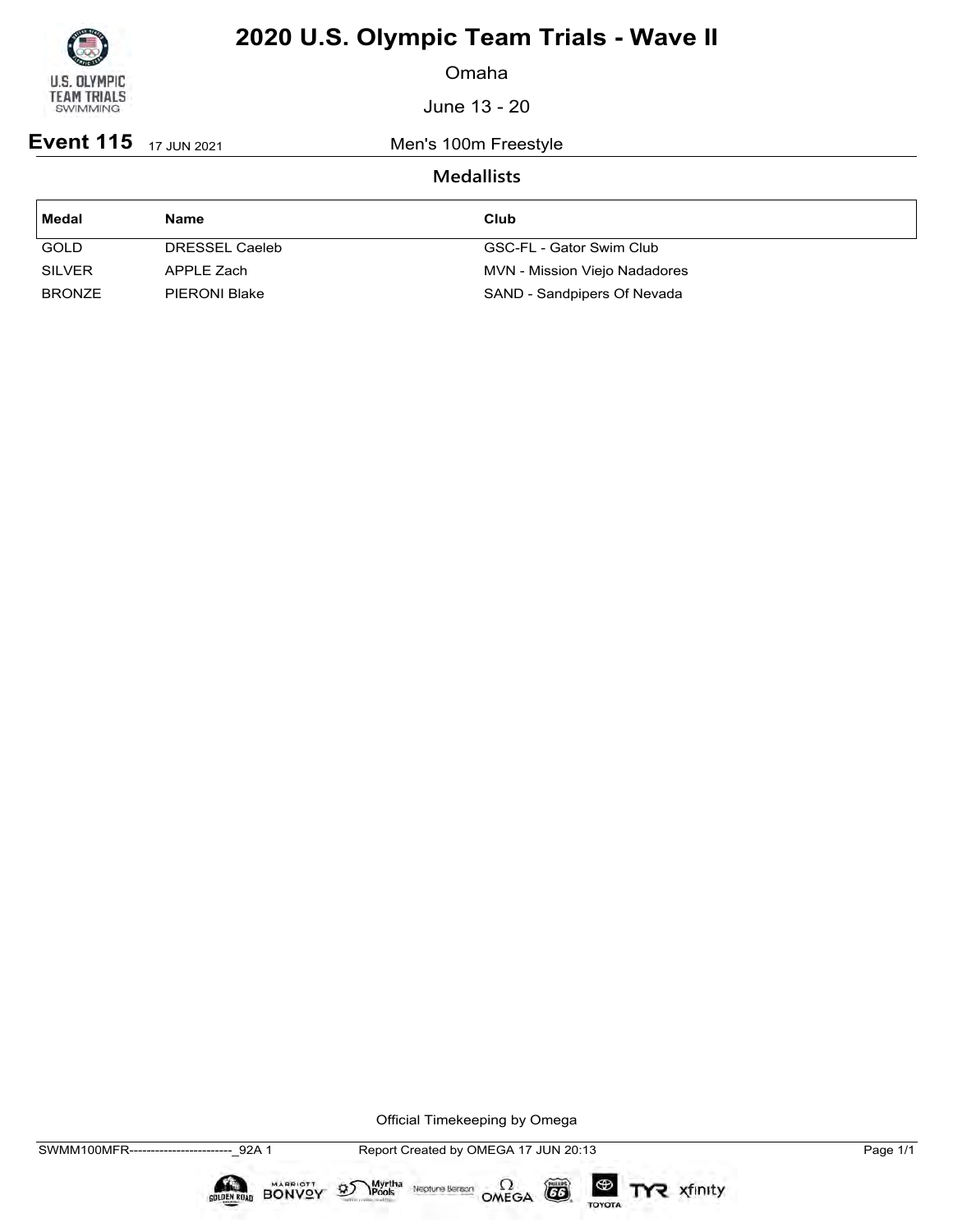# 2020 U.S. Olympic Team Trials - Wave II

Omaha

June 13 - 20

**Event 115** 17 JUN 2021 Men's 100m Freestyle

## Medallists

| Medal | Name | Club |
|---|---|---|
| GOLD | DRESSEL Caeleb | GSC-FL - Gator Swim Club |
| SILVER | APPLE Zach | MVN - Mission Viejo Nadadores |
| BRONZE | PIERONI Blake | SAND - Sandpipers Of Nevada |

Official Timekeeping by Omega

SWMM100MFR------------------------_92A 1 Report Created by OMEGA 17 JUN 20:13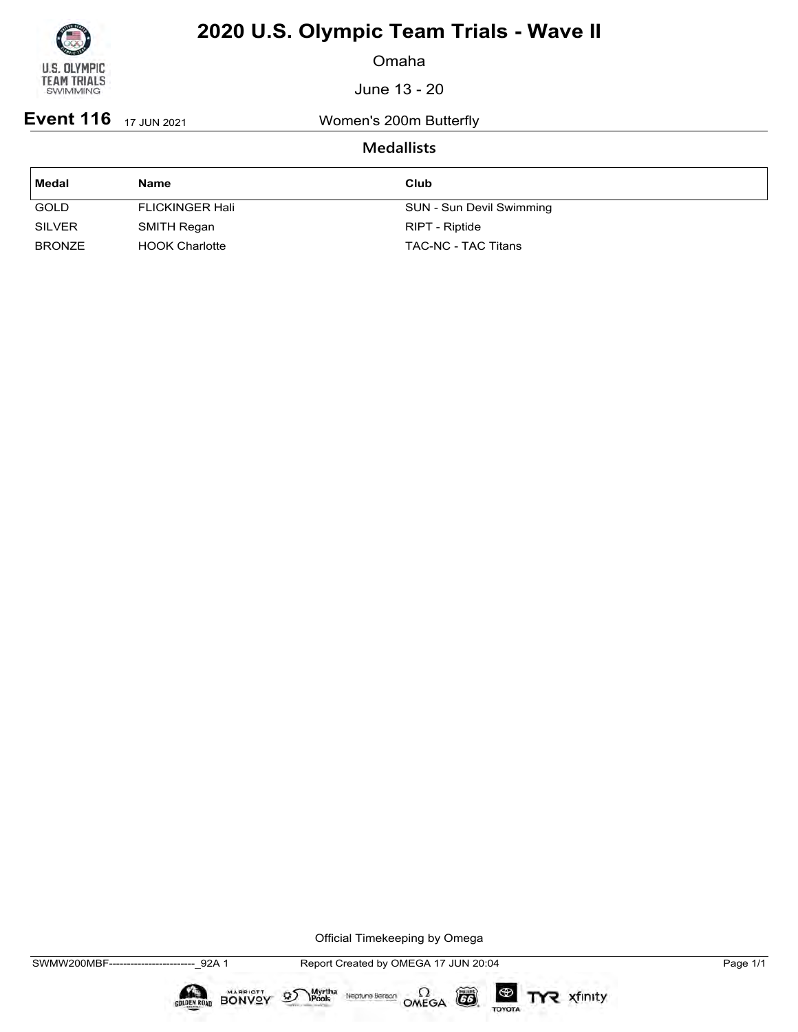# 2020 U.S. Olympic Team Trials - Wave II

Omaha

June 13 - 20

**Event 116** 17 JUN 2021 Women's 200m Butterfly

## Medallists

| Medal | Name | Club |
| --- | --- | --- |
| GOLD | FLICKINGER Hali | SUN - Sun Devil Swimming |
| SILVER | SMITH Regan | RIPT - Riptide |
| BRONZE | HOOK Charlotte | TAC-NC - TAC Titans |

Official Timekeeping by Omega

SWMW200MBF------------------------_92A 1 Report Created by OMEGA 17 JUN 20:04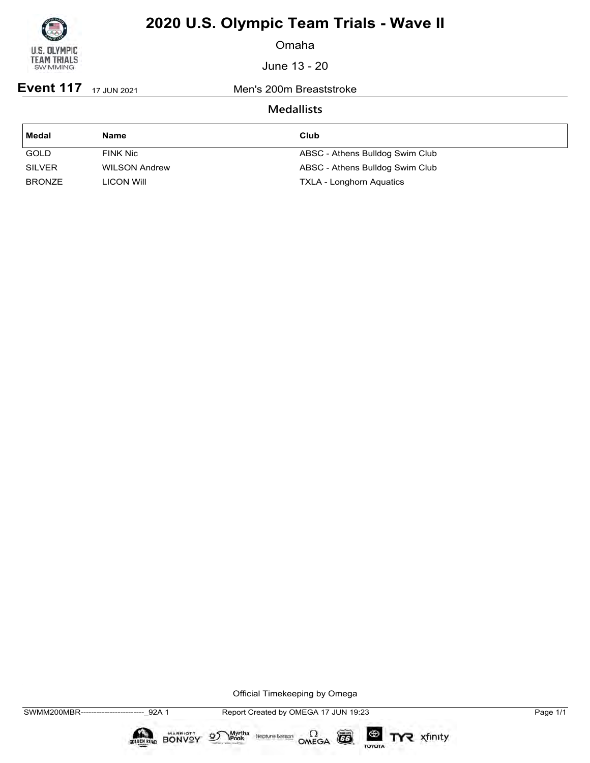# 2020 U.S. Olympic Team Trials - Wave II

Omaha

June 13 - 20

**Event 117** 17 JUN 2021 Men's 200m Breaststroke

## Medallists

| Medal | Name | Club |
|---|---|---|
| GOLD | FINK Nic | ABSC - Athens Bulldog Swim Club |
| SILVER | WILSON Andrew | ABSC - Athens Bulldog Swim Club |
| BRONZE | LICON Will | TXLA - Longhorn Aquatics |

Official Timekeeping by Omega

SWMM200MBR------------------------_92A 1 Report Created by OMEGA 17 JUN 19:23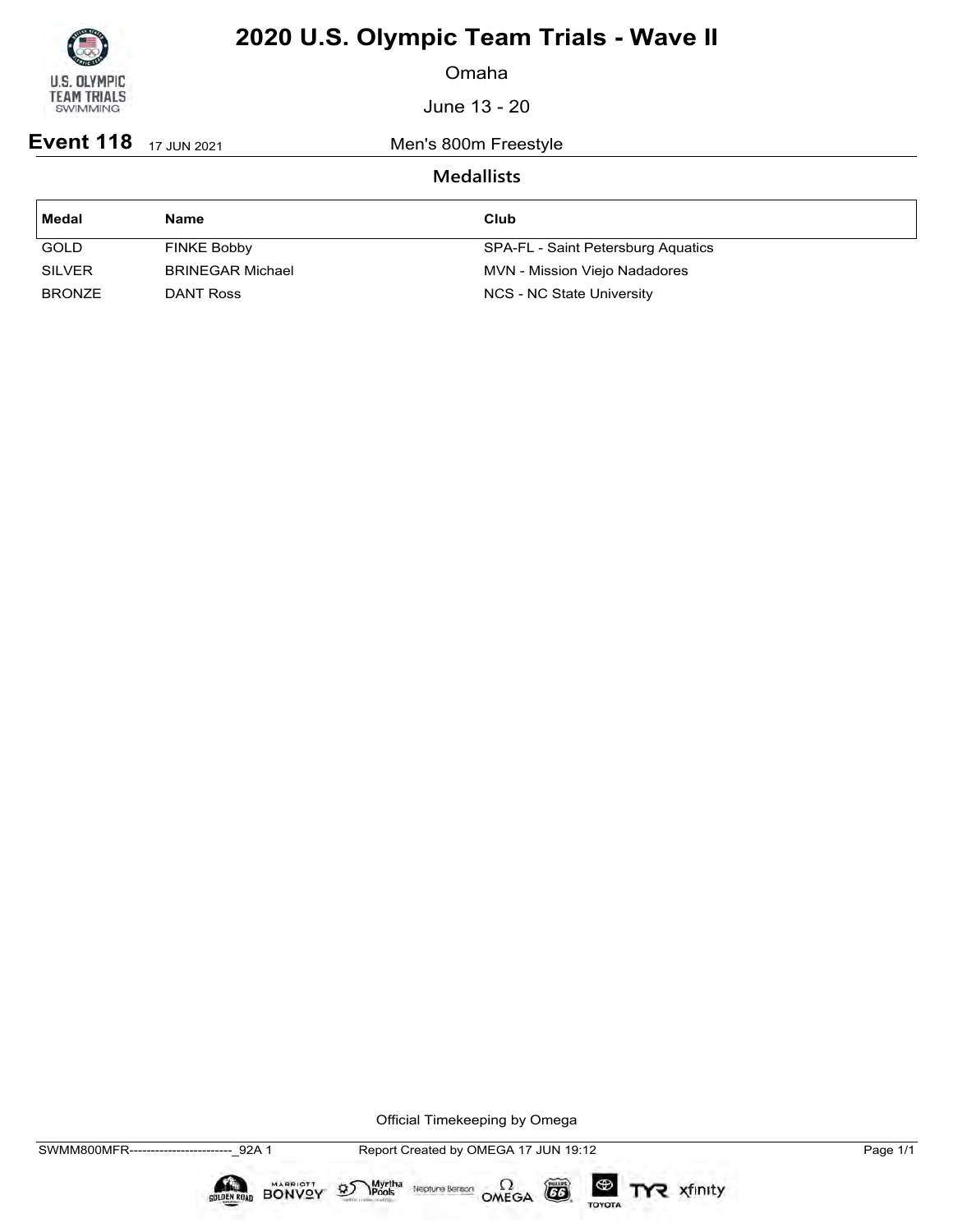# 2020 U.S. Olympic Team Trials - Wave II

Omaha

June 13 - 20

**Event 118** 17 JUN 2021 Men's 800m Freestyle

## Medallists

| Medal | Name | Club |
|---|---|---|
| GOLD | FINKE Bobby | SPA-FL - Saint Petersburg Aquatics |
| SILVER | BRINEGAR Michael | MVN - Mission Viejo Nadadores |
| BRONZE | DANT Ross | NCS - NC State University |

Official Timekeeping by Omega

SWMM800MFR------------------------_92A 1 Report Created by OMEGA 17 JUN 19:12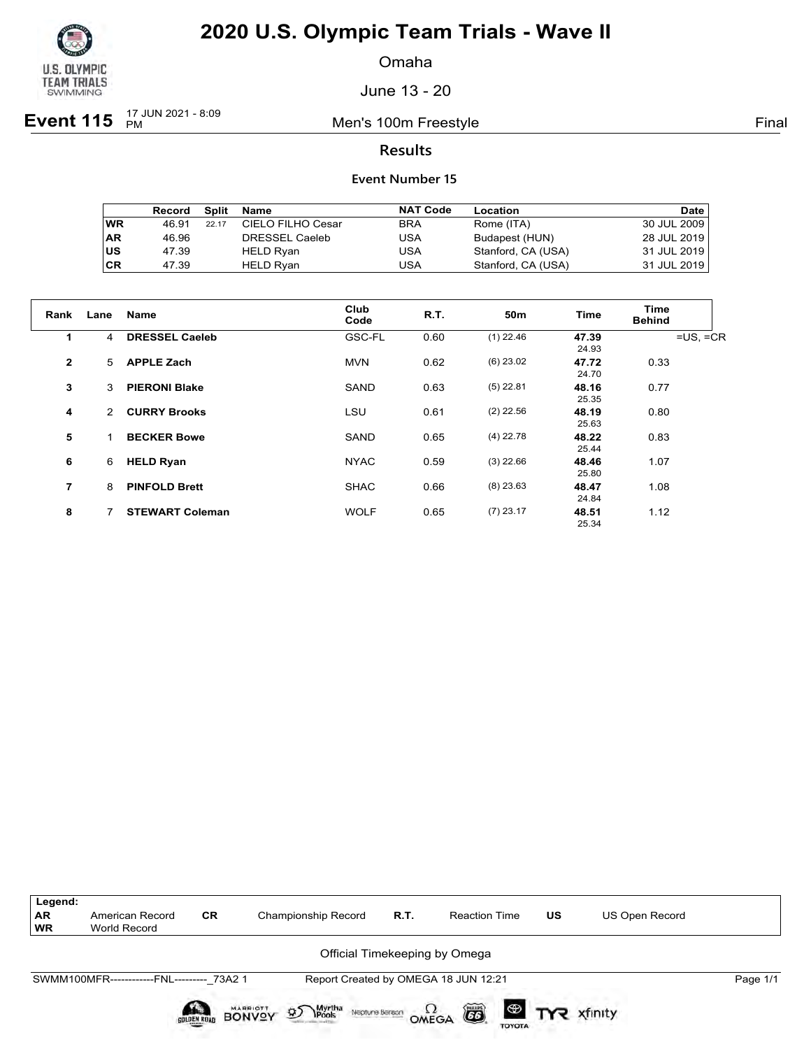# 2020 U.S. Olympic Team Trials - Wave II

Omaha

June 13 - 20

**Event 115** 17 JUN 2021 - 8:09 PM — Men's 100m Freestyle — Final

## Results

### Event Number 15

| | Record | Split | Name | NAT Code | Location | Date |
|---|---|---|---|---|---|---|
| WR | 46.91 | 22.17 | CIELO FILHO Cesar | BRA | Rome (ITA) | 30 JUL 2009 |
| AR | 46.96 | | DRESSEL Caeleb | USA | Budapest (HUN) | 28 JUL 2019 |
| US | 47.39 | | HELD Ryan | USA | Stanford, CA (USA) | 31 JUL 2019 |
| CR | 47.39 | | HELD Ryan | USA | Stanford, CA (USA) | 31 JUL 2019 |

| Rank | Lane | Name | Club Code | R.T. | 50m | Time | Time Behind | |
|---|---|---|---|---|---|---|---|---|
| 1 | 4 | **DRESSEL Caeleb** | GSC-FL | 0.60 | (1) 22.46 | **47.39** 24.93 | | =US, =CR |
| 2 | 5 | **APPLE Zach** | MVN | 0.62 | (6) 23.02 | **47.72** 24.70 | 0.33 | |
| 3 | 3 | **PIERONI Blake** | SAND | 0.63 | (5) 22.81 | **48.16** 25.35 | 0.77 | |
| 4 | 2 | **CURRY Brooks** | LSU | 0.61 | (2) 22.56 | **48.19** 25.63 | 0.80 | |
| 5 | 1 | **BECKER Bowe** | SAND | 0.65 | (4) 22.78 | **48.22** 25.44 | 0.83 | |
| 6 | 6 | **HELD Ryan** | NYAC | 0.59 | (3) 22.66 | **48.46** 25.80 | 1.07 | |
| 7 | 8 | **PINFOLD Brett** | SHAC | 0.66 | (8) 23.63 | **48.47** 24.84 | 1.08 | |
| 8 | 7 | **STEWART Coleman** | WOLF | 0.65 | (7) 23.17 | **48.51** 25.34 | 1.12 | |

| Legend: | | | | | | | |
|---|---|---|---|---|---|---|---|
| AR | American Record | CR | Championship Record | R.T. | Reaction Time | US | US Open Record |
| WR | World Record | | | | | | |

Official Timekeeping by Omega

SWMM100MFR------------FNL---------_73A2 1 Report Created by OMEGA 18 JUN 12:21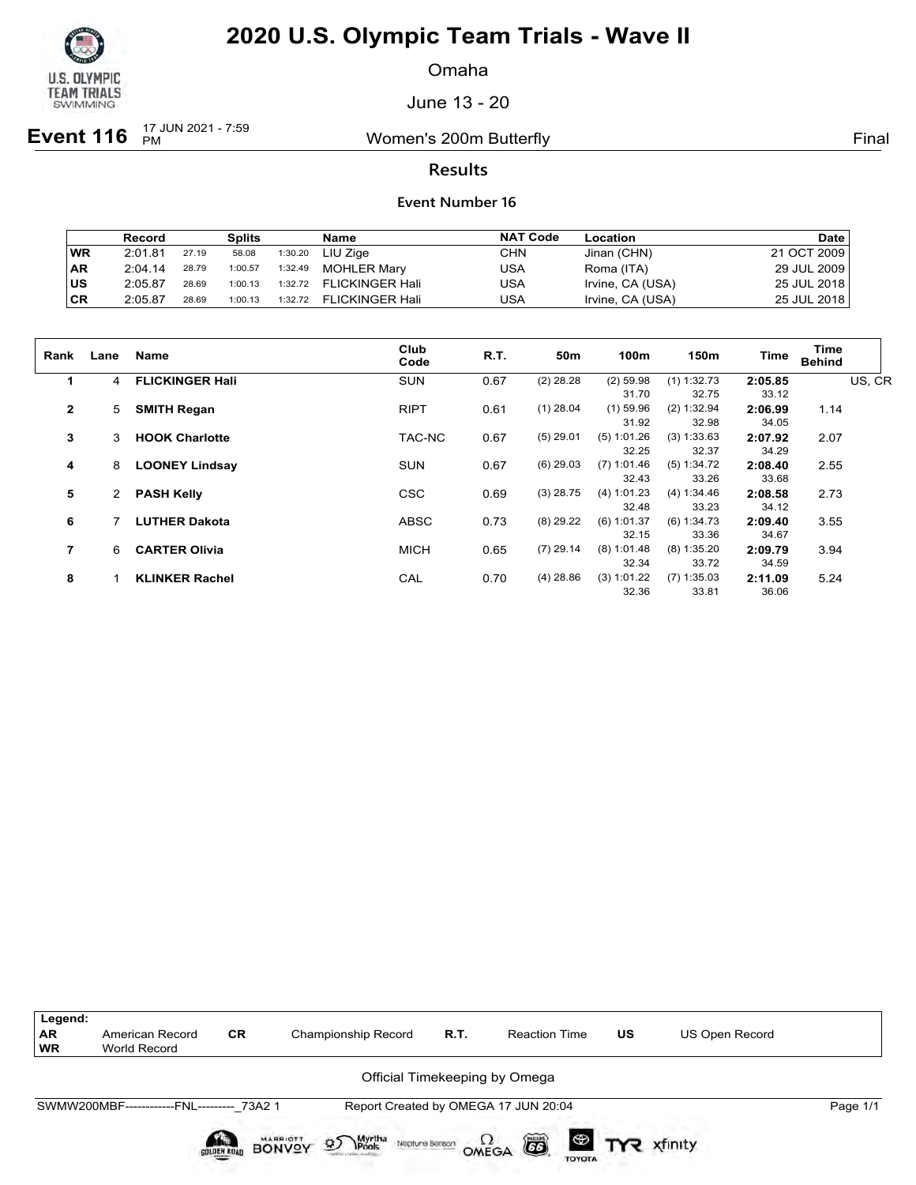# 2020 U.S. Olympic Team Trials - Wave II

Omaha

June 13 - 20

**Event 116** 17 JUN 2021 - 7:59 PM — Women's 200m Butterfly — Final

## Results

### Event Number 16

| | Record | Splits | | | Name | NAT Code | Location | Date |
|---|---|---|---|---|---|---|---|---|
| WR | 2:01.81 | 27.19 | 58.08 | 1:30.20 | LIU Zige | CHN | Jinan (CHN) | 21 OCT 2009 |
| AR | 2:04.14 | 28.79 | 1:00.57 | 1:32.49 | MOHLER Mary | USA | Roma (ITA) | 29 JUL 2009 |
| US | 2:05.87 | 28.69 | 1:00.13 | 1:32.72 | FLICKINGER Hali | USA | Irvine, CA (USA) | 25 JUL 2018 |
| CR | 2:05.87 | 28.69 | 1:00.13 | 1:32.72 | FLICKINGER Hali | USA | Irvine, CA (USA) | 25 JUL 2018 |

| Rank | Lane | Name | Club Code | R.T. | 50m | 100m | 150m | Time | Time Behind | |
|---|---|---|---|---|---|---|---|---|---|---|
| 1 | 4 | **FLICKINGER Hali** | SUN | 0.67 | (2) 28.28 | (2) 59.98 | (1) 1:32.73 | **2:05.85** | | US, CR |
| | | | | | | 31.70 | 32.75 | 33.12 | | |
| 2 | 5 | **SMITH Regan** | RIPT | 0.61 | (1) 28.04 | (1) 59.96 | (2) 1:32.94 | **2:06.99** | 1.14 | |
| | | | | | | 31.92 | 32.98 | 34.05 | | |
| 3 | 3 | **HOOK Charlotte** | TAC-NC | 0.67 | (5) 29.01 | (5) 1:01.26 | (3) 1:33.63 | **2:07.92** | 2.07 | |
| | | | | | | 32.25 | 32.37 | 34.29 | | |
| 4 | 8 | **LOONEY Lindsay** | SUN | 0.67 | (6) 29.03 | (7) 1:01.46 | (5) 1:34.72 | **2:08.40** | 2.55 | |
| | | | | | | 32.43 | 33.26 | 33.68 | | |
| 5 | 2 | **PASH Kelly** | CSC | 0.69 | (3) 28.75 | (4) 1:01.23 | (4) 1:34.46 | **2:08.58** | 2.73 | |
| | | | | | | 32.48 | 33.23 | 34.12 | | |
| 6 | 7 | **LUTHER Dakota** | ABSC | 0.73 | (8) 29.22 | (6) 1:01.37 | (6) 1:34.73 | **2:09.40** | 3.55 | |
| | | | | | | 32.15 | 33.36 | 34.67 | | |
| 7 | 6 | **CARTER Olivia** | MICH | 0.65 | (7) 29.14 | (8) 1:01.48 | (8) 1:35.20 | **2:09.79** | 3.94 | |
| | | | | | | 32.34 | 33.72 | 34.59 | | |
| 8 | 1 | **KLINKER Rachel** | CAL | 0.70 | (4) 28.86 | (3) 1:01.22 | (7) 1:35.03 | **2:11.09** | 5.24 | |
| | | | | | | 32.36 | 33.81 | 36.06 | | |

| Legend: | | | | | | | |
|---|---|---|---|---|---|---|---|
| AR | American Record | CR | Championship Record | R.T. | Reaction Time | US | US Open Record |
| WR | World Record | | | | | | |

Official Timekeeping by Omega

SWMW200MBF------------FNL---------_73A2 1 — Report Created by OMEGA 17 JUN 20:04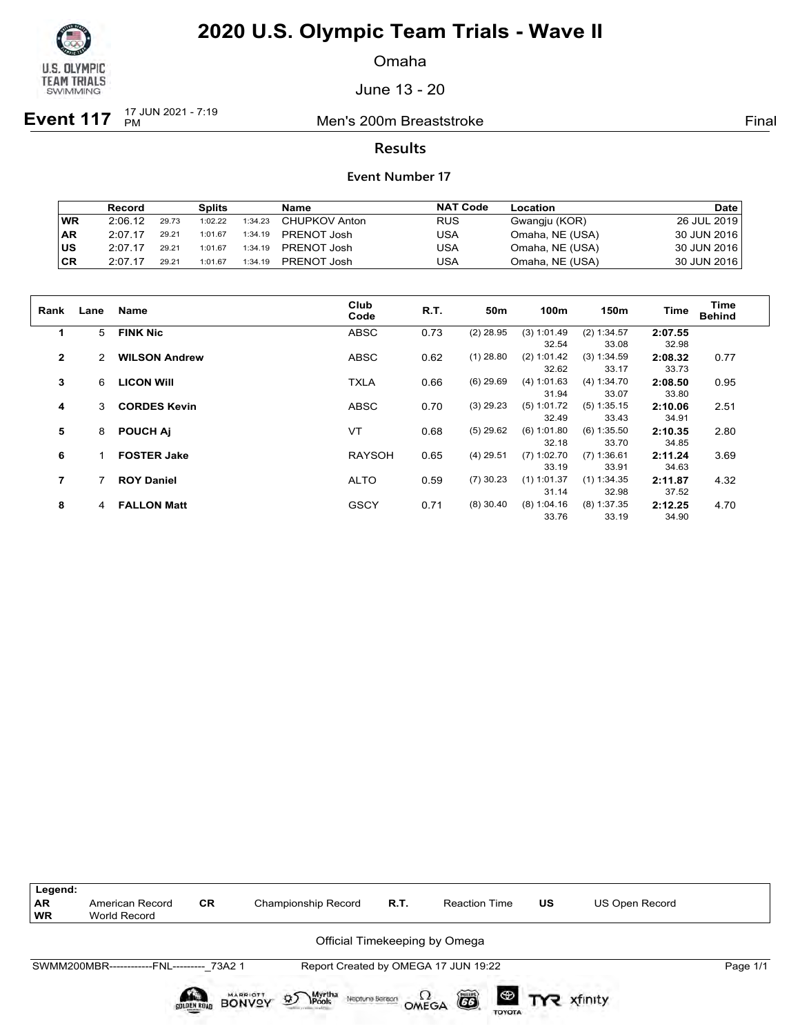# 2020 U.S. Olympic Team Trials - Wave II

Omaha

June 13 - 20

**Event 117** 17 JUN 2021 - 7:19 PM — Men's 200m Breaststroke — Final

## Results

### Event Number 17

| | Record | | Splits | | Name | NAT Code | Location | Date |
|---|---|---|---|---|---|---|---|---|
| WR | 2:06.12 | 29.73 | 1:02.22 | 1:34.23 | CHUPKOV Anton | RUS | Gwangju (KOR) | 26 JUL 2019 |
| AR | 2:07.17 | 29.21 | 1:01.67 | 1:34.19 | PRENOT Josh | USA | Omaha, NE (USA) | 30 JUN 2016 |
| US | 2:07.17 | 29.21 | 1:01.67 | 1:34.19 | PRENOT Josh | USA | Omaha, NE (USA) | 30 JUN 2016 |
| CR | 2:07.17 | 29.21 | 1:01.67 | 1:34.19 | PRENOT Josh | USA | Omaha, NE (USA) | 30 JUN 2016 |

| Rank | Lane | Name | Club Code | R.T. | 50m | 100m | 150m | Time | Time Behind |
|---|---|---|---|---|---|---|---|---|---|
| 1 | 5 | **FINK Nic** | ABSC | 0.73 | (2) 28.95 | (3) 1:01.49 / 32.54 | (2) 1:34.57 / 33.08 | **2:07.55** / 32.98 | |
| 2 | 2 | **WILSON Andrew** | ABSC | 0.62 | (1) 28.80 | (2) 1:01.42 / 32.62 | (3) 1:34.59 / 33.17 | **2:08.32** / 33.73 | 0.77 |
| 3 | 6 | **LICON Will** | TXLA | 0.66 | (6) 29.69 | (4) 1:01.63 / 31.94 | (4) 1:34.70 / 33.07 | **2:08.50** / 33.80 | 0.95 |
| 4 | 3 | **CORDES Kevin** | ABSC | 0.70 | (3) 29.23 | (5) 1:01.72 / 32.49 | (5) 1:35.15 / 33.43 | **2:10.06** / 34.91 | 2.51 |
| 5 | 8 | **POUCH Aj** | VT | 0.68 | (5) 29.62 | (6) 1:01.80 / 32.18 | (6) 1:35.50 / 33.70 | **2:10.35** / 34.85 | 2.80 |
| 6 | 1 | **FOSTER Jake** | RAYSOH | 0.65 | (4) 29.51 | (7) 1:02.70 / 33.19 | (7) 1:36.61 / 33.91 | **2:11.24** / 34.63 | 3.69 |
| 7 | 7 | **ROY Daniel** | ALTO | 0.59 | (7) 30.23 | (1) 1:01.37 / 31.14 | (1) 1:34.35 / 32.98 | **2:11.87** / 37.52 | 4.32 |
| 8 | 4 | **FALLON Matt** | GSCY | 0.71 | (8) 30.40 | (8) 1:04.16 / 33.76 | (8) 1:37.35 / 33.19 | **2:12.25** / 34.90 | 4.70 |

| Legend: | | | | | | | |
|---|---|---|---|---|---|---|---|
| AR | American Record | CR | Championship Record | R.T. | Reaction Time | US | US Open Record |
| WR | World Record | | | | | | |

Official Timekeeping by Omega

SWMM200MBR------------FNL---------_73A2 1 — Report Created by OMEGA 17 JUN 19:22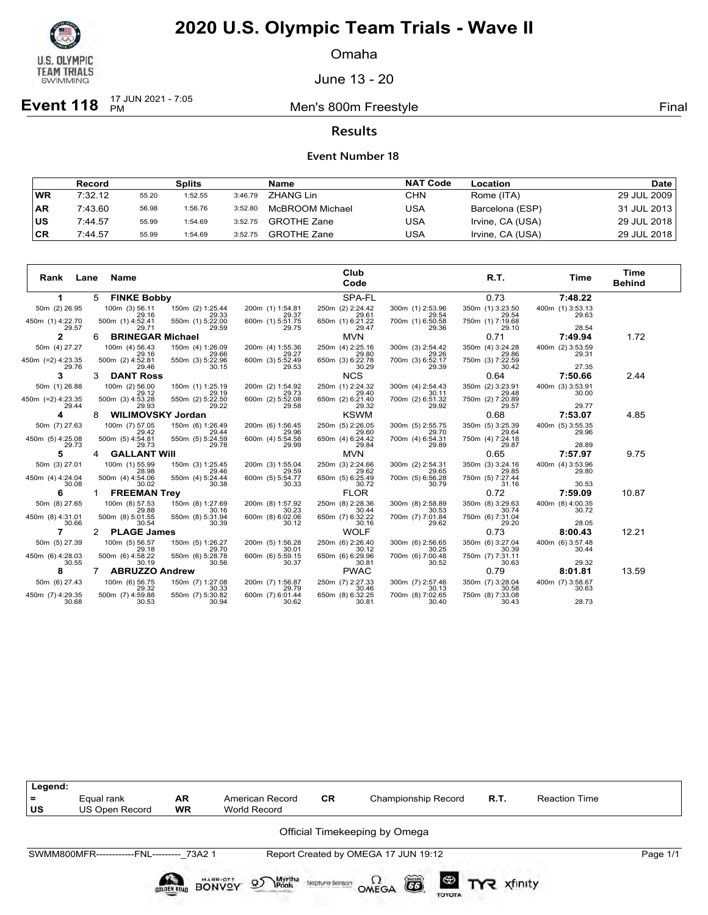# 2020 U.S. Olympic Team Trials - Wave II

Omaha

June 13 - 20

**Event 118** 17 JUN 2021 - 7:05 PM — Men's 800m Freestyle — Final

## Results

### Event Number 18

| | Record | | Splits | | Name | NAT Code | Location | Date |
|---|---|---|---|---|---|---|---|---|
| WR | 7:32.12 | 55.20 | 1:52.55 | 3:46.79 | ZHANG Lin | CHN | Rome (ITA) | 29 JUL 2009 |
| AR | 7:43.60 | 56.98 | 1:56.76 | 3:52.80 | McBROOM Michael | USA | Barcelona (ESP) | 31 JUL 2013 |
| US | 7:44.57 | 55.99 | 1:54.69 | 3:52.75 | GROTHE Zane | USA | Irvine, CA (USA) | 29 JUL 2018 |
| CR | 7:44.57 | 55.99 | 1:54.69 | 3:52.75 | GROTHE Zane | USA | Irvine, CA (USA) | 29 JUL 2018 |

| Rank | Lane | Name | Club Code | R.T. | Time | Time Behind |
|---|---|---|---|---|---|---|
| 1 | 5 | **FINKE Bobby** | SPA-FL | 0.73 | **7:48.22** | |
| 2 | 6 | **BRINEGAR Michael** | MVN | 0.71 | **7:49.94** | 1.72 |
| 3 | 3 | **DANT Ross** | NCS | 0.64 | **7:50.66** | 2.44 |
| 4 | 8 | **WILIMOVSKY Jordan** | KSWM | 0.68 | **7:53.07** | 4.85 |
| 5 | 4 | **GALLANT Will** | MVN | 0.65 | **7:57.97** | 9.75 |
| 6 | 1 | **FREEMAN Trey** | FLOR | 0.72 | **7:59.09** | 10.87 |
| 7 | 2 | **PLAGE James** | WOLF | 0.73 | **8:00.43** | 12.21 |
| 8 | 7 | **ABRUZZO Andrew** | PWAC | 0.79 | **8:01.81** | 13.59 |

**Splits — 1. FINKE Bobby**

| 50m | 100m | 150m | 200m | 250m | 300m | 350m | 400m |
|---|---|---|---|---|---|---|---|
| (2) 26.95 | (3) 56.11 / 29.16 | (2) 1:25.44 / 29.33 | (1) 1:54.81 / 29.37 | (2) 2:24.42 / 29.61 | (1) 2:53.96 / 29.54 | (1) 3:23.50 / 29.54 | (1) 3:53.13 / 29.63 |
| **450m** | **500m** | **550m** | **600m** | **650m** | **700m** | **750m** | **800m** |
| (1) 4:22.70 / 29.57 | (1) 4:52.41 / 29.71 | (1) 5:22.00 / 29.59 | (1) 5:51.75 / 29.75 | (1) 6:21.22 / 29.47 | (1) 6:50.58 / 29.36 | (1) 7:19.68 / 29.10 | 28.54 |

**Splits — 2. BRINEGAR Michael**

| 50m | 100m | 150m | 200m | 250m | 300m | 350m | 400m |
|---|---|---|---|---|---|---|---|
| (4) 27.27 | (4) 56.43 / 29.16 | (4) 1:26.09 / 29.66 | (4) 1:55.36 / 29.27 | (4) 2:25.16 / 29.80 | (3) 2:54.42 / 29.26 | (4) 3:24.28 / 29.86 | (2) 3:53.59 / 29.31 |
| **450m** | **500m** | **550m** | **600m** | **650m** | **700m** | **750m** | **800m** |
| (=2) 4:23.35 / 29.76 | (2) 4:52.81 / 29.46 | (3) 5:22.96 / 30.15 | (3) 5:52.49 / 29.53 | (3) 6:22.78 / 30.29 | (3) 6:52.17 / 29.39 | (3) 7:22.59 / 30.42 | 27.35 |

**Splits — 3. DANT Ross**

| 50m | 100m | 150m | 200m | 250m | 300m | 350m | 400m |
|---|---|---|---|---|---|---|---|
| (1) 26.88 | (2) 56.00 / 29.12 | (1) 1:25.19 / 29.19 | (2) 1:54.92 / 29.73 | (1) 2:24.32 / 29.40 | (4) 2:54.43 / 30.11 | (2) 3:23.91 / 29.48 | (3) 3:53.91 / 30.00 |
| **450m** | **500m** | **550m** | **600m** | **650m** | **700m** | **750m** | **800m** |
| (=2) 4:23.35 / 29.44 | (3) 4:53.28 / 29.93 | (2) 5:22.50 / 29.22 | (2) 5:52.08 / 29.58 | (2) 6:21.40 / 29.32 | (2) 6:51.32 / 29.92 | (2) 7:20.89 / 29.57 | 29.77 |

**Splits — 4. WILIMOVSKY Jordan**

| 50m | 100m | 150m | 200m | 250m | 300m | 350m | 400m |
|---|---|---|---|---|---|---|---|
| (7) 27.63 | (7) 57.05 / 29.42 | (6) 1:26.49 / 29.44 | (6) 1:56.45 / 29.96 | (5) 2:26.05 / 29.60 | (5) 2:55.75 / 29.70 | (5) 3:25.39 / 29.64 | (5) 3:55.35 / 29.96 |
| **450m** | **500m** | **550m** | **600m** | **650m** | **700m** | **750m** | **800m** |
| (5) 4:25.08 / 29.73 | (5) 4:54.81 / 29.73 | (5) 5:24.59 / 29.78 | (4) 5:54.58 / 29.99 | (4) 6:24.42 / 29.84 | (4) 6:54.31 / 29.89 | (4) 7:24.18 / 29.87 | 28.89 |

**Splits — 5. GALLANT Will**

| 50m | 100m | 150m | 200m | 250m | 300m | 350m | 400m |
|---|---|---|---|---|---|---|---|
| (3) 27.01 | (1) 55.99 / 28.98 | (3) 1:25.45 / 29.46 | (3) 1:55.04 / 29.59 | (3) 2:24.66 / 29.62 | (2) 2:54.31 / 29.65 | (3) 3:24.16 / 29.85 | (4) 3:53.96 / 29.80 |
| **450m** | **500m** | **550m** | **600m** | **650m** | **700m** | **750m** | **800m** |
| (4) 4:24.04 / 30.08 | (4) 4:54.06 / 30.02 | (4) 5:24.44 / 30.38 | (5) 5:54.77 / 30.33 | (5) 6:25.49 / 30.72 | (5) 6:56.28 / 30.79 | (5) 7:27.44 / 31.16 | 30.53 |

**Splits — 6. FREEMAN Trey**

| 50m | 100m | 150m | 200m | 250m | 300m | 350m | 400m |
|---|---|---|---|---|---|---|---|
| (8) 27.65 | (8) 57.53 / 29.88 | (8) 1:27.69 / 30.16 | (8) 1:57.92 / 30.23 | (8) 2:28.36 / 30.44 | (8) 2:58.89 / 30.53 | (8) 3:29.63 / 30.74 | (8) 4:00.35 / 30.72 |
| **450m** | **500m** | **550m** | **600m** | **650m** | **700m** | **750m** | **800m** |
| (8) 4:31.01 / 30.66 | (8) 5:01.55 / 30.54 | (8) 5:31.94 / 30.39 | (8) 6:02.06 / 30.12 | (7) 6:32.22 / 30.16 | (7) 7:01.84 / 29.62 | (6) 7:31.04 / 29.20 | 28.05 |

**Splits — 7. PLAGE James**

| 50m | 100m | 150m | 200m | 250m | 300m | 350m | 400m |
|---|---|---|---|---|---|---|---|
| (5) 27.39 | (5) 56.57 / 29.18 | (5) 1:26.27 / 29.70 | (5) 1:56.28 / 30.01 | (6) 2:26.40 / 30.12 | (6) 2:56.65 / 30.25 | (6) 3:27.04 / 30.39 | (6) 3:57.48 / 30.44 |
| **450m** | **500m** | **550m** | **600m** | **650m** | **700m** | **750m** | **800m** |
| (6) 4:28.03 / 30.55 | (6) 4:58.22 / 30.19 | (6) 5:28.78 / 30.56 | (6) 5:59.15 / 30.37 | (6) 6:29.96 / 30.81 | (6) 7:00.48 / 30.52 | (7) 7:31.11 / 30.63 | 29.32 |

**Splits — 8. ABRUZZO Andrew**

| 50m | 100m | 150m | 200m | 250m | 300m | 350m | 400m |
|---|---|---|---|---|---|---|---|
| (6) 27.43 | (6) 56.75 / 29.32 | (7) 1:27.08 / 30.33 | (7) 1:56.87 / 29.79 | (7) 2:27.33 / 30.46 | (7) 2:57.46 / 30.13 | (7) 3:28.04 / 30.58 | (7) 3:58.67 / 30.63 |
| **450m** | **500m** | **550m** | **600m** | **650m** | **700m** | **750m** | **800m** |
| (7) 4:29.35 / 30.68 | (7) 4:59.88 / 30.53 | (7) 5:30.82 / 30.94 | (7) 6:01.44 / 30.62 | (8) 6:32.25 / 30.81 | (8) 7:02.65 / 30.40 | (8) 7:33.08 / 30.43 | 28.73 |

| Legend: | | | | | | | |
|---|---|---|---|---|---|---|---|
| = | Equal rank | AR | American Record | CR | Championship Record | R.T. | Reaction Time |
| US | US Open Record | WR | World Record | | | | |

Official Timekeeping by Omega

SWMM800MFR------------FNL---------_73A2 1 — Report Created by OMEGA 17 JUN 19:12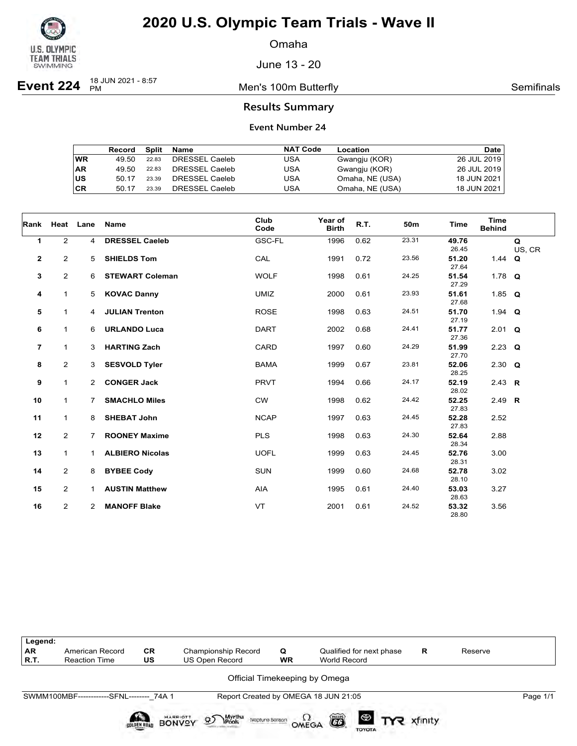# 2020 U.S. Olympic Team Trials - Wave II

Omaha

June 13 - 20

**Event 224** 18 JUN 2021 - 8:57 PM — Men's 100m Butterfly — Semifinals

## Results Summary

### Event Number 24

| | Record | Split | Name | NAT Code | Location | Date |
|---|---|---|---|---|---|---|
| WR | 49.50 | 22.83 | DRESSEL Caeleb | USA | Gwangju (KOR) | 26 JUL 2019 |
| AR | 49.50 | 22.83 | DRESSEL Caeleb | USA | Gwangju (KOR) | 26 JUL 2019 |
| US | 50.17 | 23.39 | DRESSEL Caeleb | USA | Omaha, NE (USA) | 18 JUN 2021 |
| CR | 50.17 | 23.39 | DRESSEL Caeleb | USA | Omaha, NE (USA) | 18 JUN 2021 |

| Rank | Heat | Lane | Name | Club Code | Year of Birth | R.T. | 50m | Time | Time Behind | |
|---|---|---|---|---|---|---|---|---|---|---|
| 1 | 2 | 4 | **DRESSEL Caeleb** | GSC-FL | 1996 | 0.62 | 23.31 | **49.76** 26.45 | | Q US, CR |
| 2 | 2 | 5 | **SHIELDS Tom** | CAL | 1991 | 0.72 | 23.56 | **51.20** 27.64 | 1.44 | Q |
| 3 | 2 | 6 | **STEWART Coleman** | WOLF | 1998 | 0.61 | 24.25 | **51.54** 27.29 | 1.78 | Q |
| 4 | 1 | 5 | **KOVAC Danny** | UMIZ | 2000 | 0.61 | 23.93 | **51.61** 27.68 | 1.85 | Q |
| 5 | 1 | 4 | **JULIAN Trenton** | ROSE | 1998 | 0.63 | 24.51 | **51.70** 27.19 | 1.94 | Q |
| 6 | 1 | 6 | **URLANDO Luca** | DART | 2002 | 0.68 | 24.41 | **51.77** 27.36 | 2.01 | Q |
| 7 | 1 | 3 | **HARTING Zach** | CARD | 1997 | 0.60 | 24.29 | **51.99** 27.70 | 2.23 | Q |
| 8 | 2 | 3 | **SESVOLD Tyler** | BAMA | 1999 | 0.67 | 23.81 | **52.06** 28.25 | 2.30 | Q |
| 9 | 1 | 2 | **CONGER Jack** | PRVT | 1994 | 0.66 | 24.17 | **52.19** 28.02 | 2.43 | R |
| 10 | 1 | 7 | **SMACHLO Miles** | CW | 1998 | 0.62 | 24.42 | **52.25** 27.83 | 2.49 | R |
| 11 | 1 | 8 | **SHEBAT John** | NCAP | 1997 | 0.63 | 24.45 | **52.28** 27.83 | 2.52 | |
| 12 | 2 | 7 | **ROONEY Maxime** | PLS | 1998 | 0.63 | 24.30 | **52.64** 28.34 | 2.88 | |
| 13 | 1 | 1 | **ALBIERO Nicolas** | UOFL | 1999 | 0.63 | 24.45 | **52.76** 28.31 | 3.00 | |
| 14 | 2 | 8 | **BYBEE Cody** | SUN | 1999 | 0.60 | 24.68 | **52.78** 28.10 | 3.02 | |
| 15 | 2 | 1 | **AUSTIN Matthew** | AIA | 1995 | 0.61 | 24.40 | **53.03** 28.63 | 3.27 | |
| 16 | 2 | 2 | **MANOFF Blake** | VT | 2001 | 0.61 | 24.52 | **53.32** 28.80 | 3.56 | |

| Legend: | | | | | | | |
|---|---|---|---|---|---|---|---|
| AR | American Record | CR | Championship Record | Q | Qualified for next phase | R | Reserve |
| R.T. | Reaction Time | US | US Open Record | WR | World Record | | |

Official Timekeeping by Omega

SWMM100MBF------------SFNL--------_74A 1 — Report Created by OMEGA 18 JUN 21:05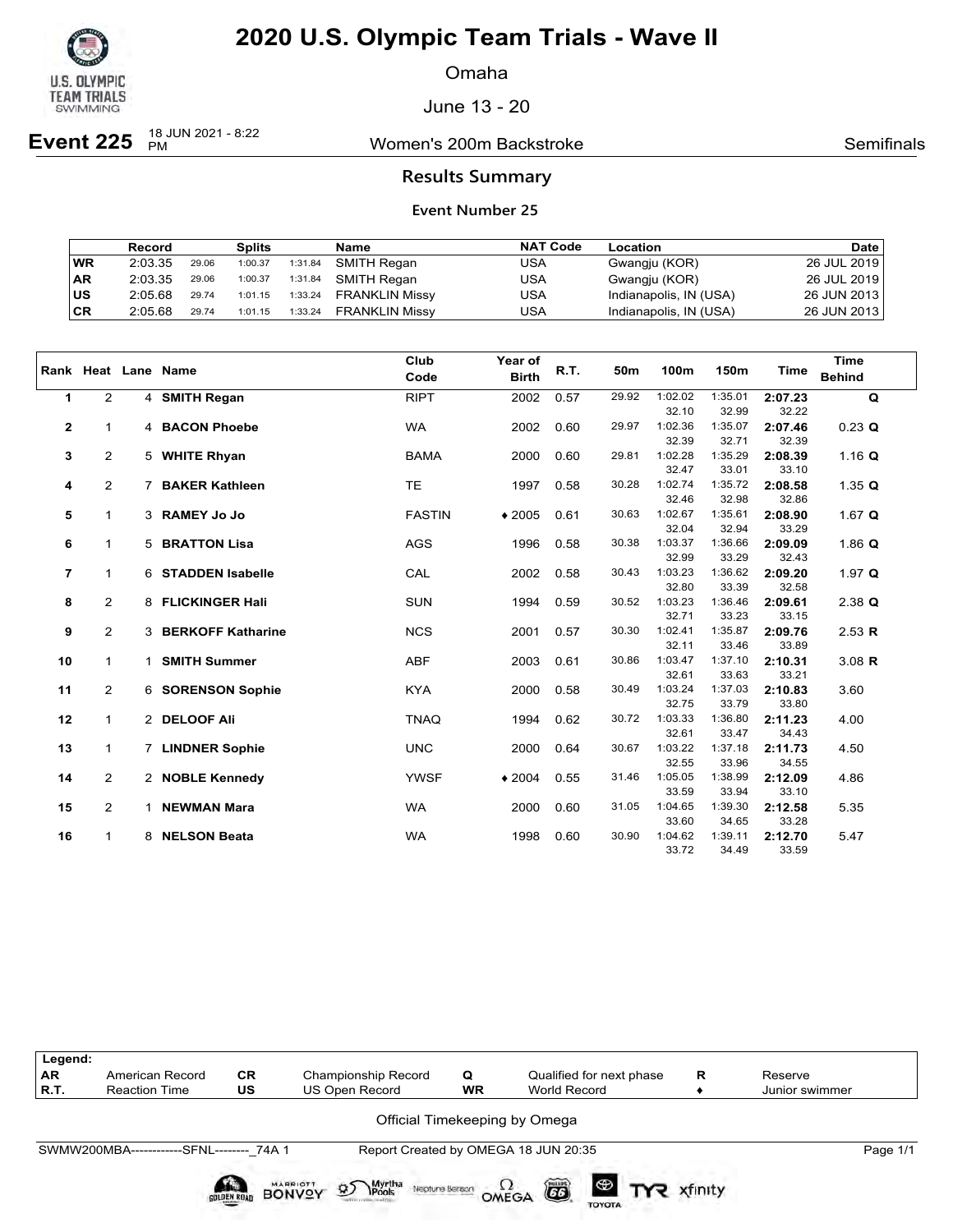# 2020 U.S. Olympic Team Trials - Wave II

Omaha

June 13 - 20

**Event 225** 18 JUN 2021 - 8:22 PM — Women's 200m Backstroke — Semifinals

## Results Summary

### Event Number 25

| | Record | Splits | | | Name | NAT Code | Location | Date |
|---|---|---|---|---|---|---|---|---|
| WR | 2:03.35 | 29.06 | 1:00.37 | 1:31.84 | SMITH Regan | USA | Gwangju (KOR) | 26 JUL 2019 |
| AR | 2:03.35 | 29.06 | 1:00.37 | 1:31.84 | SMITH Regan | USA | Gwangju (KOR) | 26 JUL 2019 |
| US | 2:05.68 | 29.74 | 1:01.15 | 1:33.24 | FRANKLIN Missy | USA | Indianapolis, IN (USA) | 26 JUN 2013 |
| CR | 2:05.68 | 29.74 | 1:01.15 | 1:33.24 | FRANKLIN Missy | USA | Indianapolis, IN (USA) | 26 JUN 2013 |

| Rank | Heat | Lane | Name | Club Code | Year of Birth | R.T. | 50m | 100m | 150m | Time | Time Behind |
|---|---|---|---|---|---|---|---|---|---|---|---|
| 1 | 2 | 4 | **SMITH Regan** | RIPT | 2002 | 0.57 | 29.92 | 1:02.02 | 1:35.01 | **2:07.23** | **Q** |
| | | | | | | | | 32.10 | 32.99 | 32.22 | |
| 2 | 1 | 4 | **BACON Phoebe** | WA | 2002 | 0.60 | 29.97 | 1:02.36 | 1:35.07 | **2:07.46** | 0.23 **Q** |
| | | | | | | | | 32.39 | 32.71 | 32.39 | |
| 3 | 2 | 5 | **WHITE Rhyan** | BAMA | 2000 | 0.60 | 29.81 | 1:02.28 | 1:35.29 | **2:08.39** | 1.16 **Q** |
| | | | | | | | | 32.47 | 33.01 | 33.10 | |
| 4 | 2 | 7 | **BAKER Kathleen** | TE | 1997 | 0.58 | 30.28 | 1:02.74 | 1:35.72 | **2:08.58** | 1.35 **Q** |
| | | | | | | | | 32.46 | 32.98 | 32.86 | |
| 5 | 1 | 3 | **RAMEY Jo Jo** | FASTIN | ♦ 2005 | 0.61 | 30.63 | 1:02.67 | 1:35.61 | **2:08.90** | 1.67 **Q** |
| | | | | | | | | 32.04 | 32.94 | 33.29 | |
| 6 | 1 | 5 | **BRATTON Lisa** | AGS | 1996 | 0.58 | 30.38 | 1:03.37 | 1:36.66 | **2:09.09** | 1.86 **Q** |
| | | | | | | | | 32.99 | 33.29 | 32.43 | |
| 7 | 1 | 6 | **STADDEN Isabelle** | CAL | 2002 | 0.58 | 30.43 | 1:03.23 | 1:36.62 | **2:09.20** | 1.97 **Q** |
| | | | | | | | | 32.80 | 33.39 | 32.58 | |
| 8 | 2 | 8 | **FLICKINGER Hali** | SUN | 1994 | 0.59 | 30.52 | 1:03.23 | 1:36.46 | **2:09.61** | 2.38 **Q** |
| | | | | | | | | 32.71 | 33.23 | 33.15 | |
| 9 | 2 | 3 | **BERKOFF Katharine** | NCS | 2001 | 0.57 | 30.30 | 1:02.41 | 1:35.87 | **2:09.76** | 2.53 **R** |
| | | | | | | | | 32.11 | 33.46 | 33.89 | |
| 10 | 1 | 1 | **SMITH Summer** | ABF | 2003 | 0.61 | 30.86 | 1:03.47 | 1:37.10 | **2:10.31** | 3.08 **R** |
| | | | | | | | | 32.61 | 33.63 | 33.21 | |
| 11 | 2 | 6 | **SORENSON Sophie** | KYA | 2000 | 0.58 | 30.49 | 1:03.24 | 1:37.03 | **2:10.83** | 3.60 |
| | | | | | | | | 32.75 | 33.79 | 33.80 | |
| 12 | 1 | 2 | **DELOOF Ali** | TNAQ | 1994 | 0.62 | 30.72 | 1:03.33 | 1:36.80 | **2:11.23** | 4.00 |
| | | | | | | | | 32.61 | 33.47 | 34.43 | |
| 13 | 1 | 7 | **LINDNER Sophie** | UNC | 2000 | 0.64 | 30.67 | 1:03.22 | 1:37.18 | **2:11.73** | 4.50 |
| | | | | | | | | 32.55 | 33.96 | 34.55 | |
| 14 | 2 | 2 | **NOBLE Kennedy** | YWSF | ♦ 2004 | 0.55 | 31.46 | 1:05.05 | 1:38.99 | **2:12.09** | 4.86 |
| | | | | | | | | 33.59 | 33.94 | 33.10 | |
| 15 | 2 | 1 | **NEWMAN Mara** | WA | 2000 | 0.60 | 31.05 | 1:04.65 | 1:39.30 | **2:12.58** | 5.35 |
| | | | | | | | | 33.60 | 34.65 | 33.28 | |
| 16 | 1 | 8 | **NELSON Beata** | WA | 1998 | 0.60 | 30.90 | 1:04.62 | 1:39.11 | **2:12.70** | 5.47 |
| | | | | | | | | 33.72 | 34.49 | 33.59 | |

| Legend: | | | | | | | |
|---|---|---|---|---|---|---|---|
| AR | American Record | CR | Championship Record | Q | Qualified for next phase | R | Reserve |
| R.T. | Reaction Time | US | US Open Record | WR | World Record | ♦ | Junior swimmer |

Official Timekeeping by Omega

SWMW200MBA------------SFNL--------_74A 1 — Report Created by OMEGA 18 JUN 20:35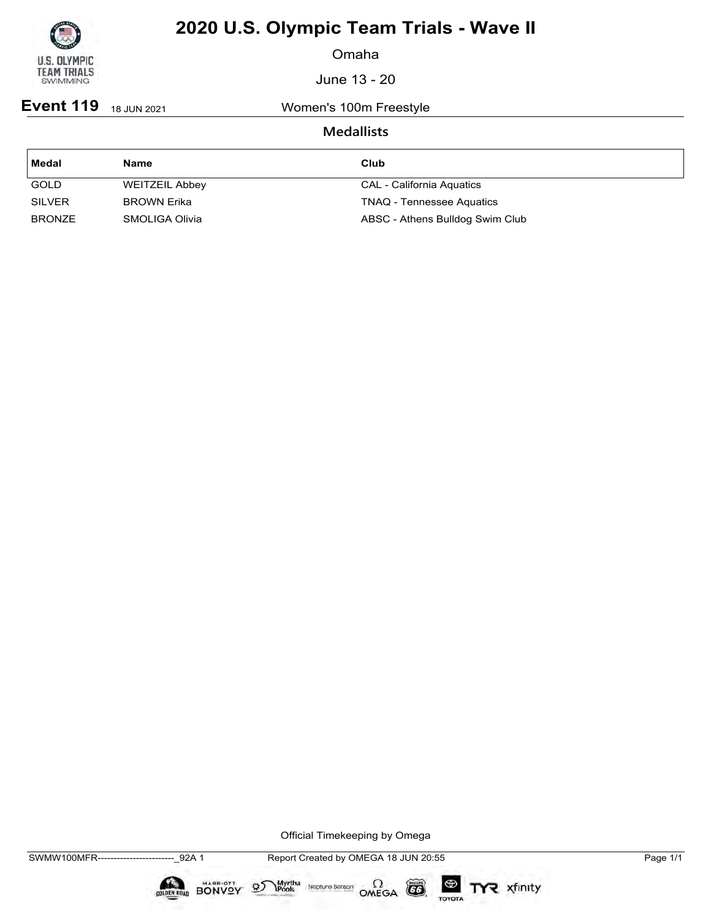# 2020 U.S. Olympic Team Trials - Wave II

Omaha

June 13 - 20

**Event 119** 18 JUN 2021 Women's 100m Freestyle

## Medallists

| Medal | Name | Club |
|---|---|---|
| GOLD | WEITZEIL Abbey | CAL - California Aquatics |
| SILVER | BROWN Erika | TNAQ - Tennessee Aquatics |
| BRONZE | SMOLIGA Olivia | ABSC - Athens Bulldog Swim Club |

Official Timekeeping by Omega

SWMW100MFR------------------------_92A 1 Report Created by OMEGA 18 JUN 20:55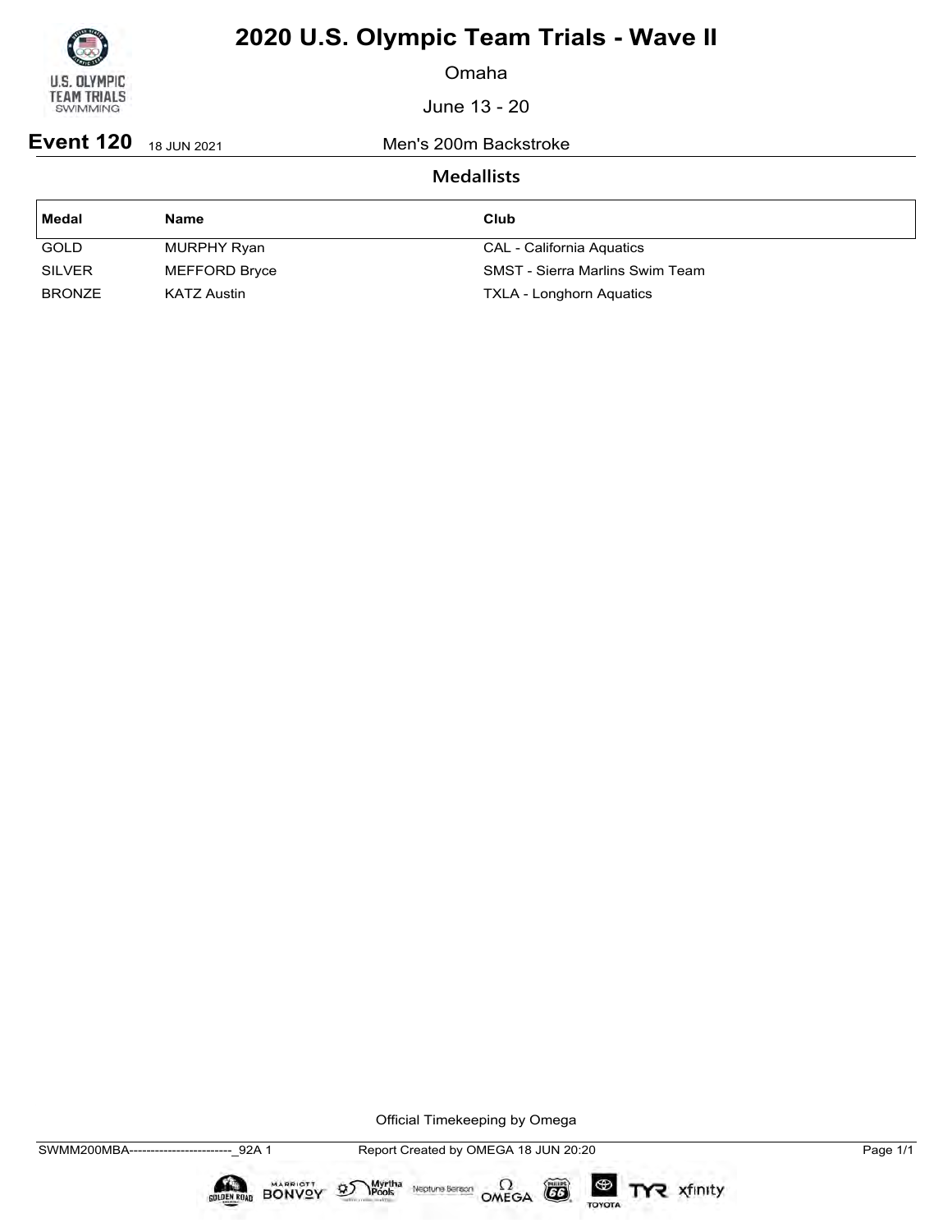# 2020 U.S. Olympic Team Trials - Wave II

Omaha

June 13 - 20

**Event 120** 18 JUN 2021 Men's 200m Backstroke

## Medallists

| Medal | Name | Club |
| --- | --- | --- |
| GOLD | MURPHY Ryan | CAL - California Aquatics |
| SILVER | MEFFORD Bryce | SMST - Sierra Marlins Swim Team |
| BRONZE | KATZ Austin | TXLA - Longhorn Aquatics |

Official Timekeeping by Omega

SWMM200MBA------------------------_92A 1 Report Created by OMEGA 18 JUN 20:20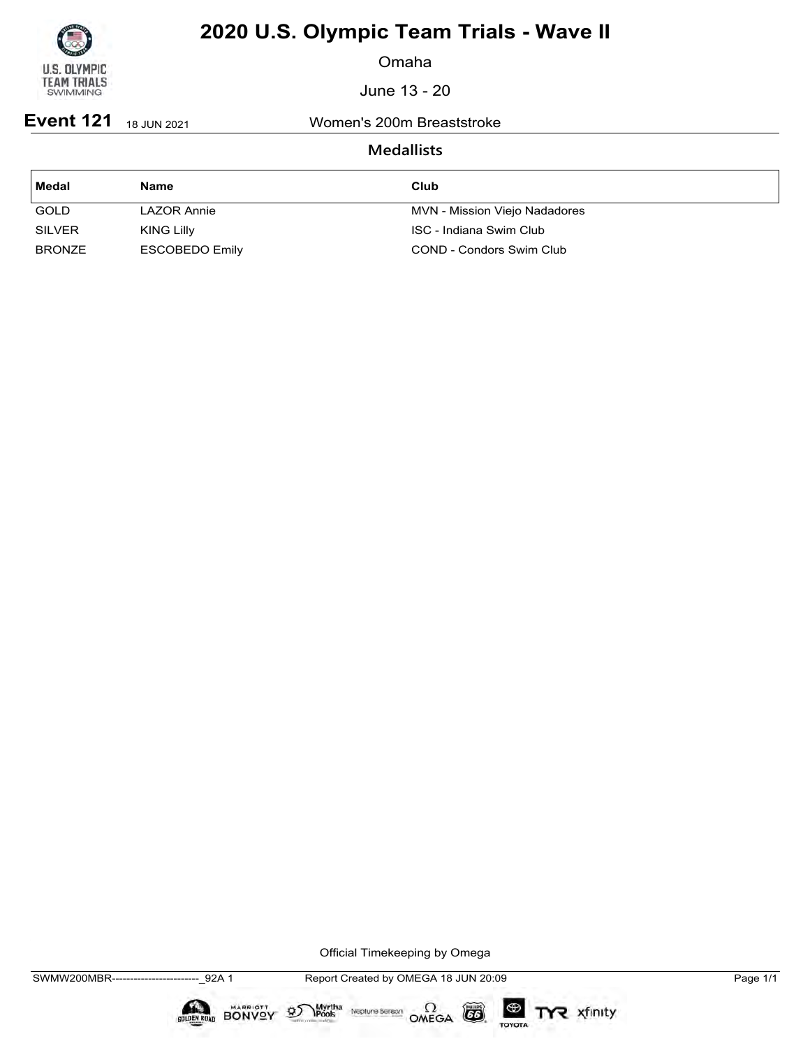# 2020 U.S. Olympic Team Trials - Wave II

Omaha

June 13 - 20

**Event 121** 18 JUN 2021 Women's 200m Breaststroke

## Medallists

| Medal | Name | Club |
| --- | --- | --- |
| GOLD | LAZOR Annie | MVN - Mission Viejo Nadadores |
| SILVER | KING Lilly | ISC - Indiana Swim Club |
| BRONZE | ESCOBEDO Emily | COND - Condors Swim Club |

Official Timekeeping by Omega

SWMW200MBR------------------------_92A 1 Report Created by OMEGA 18 JUN 20:09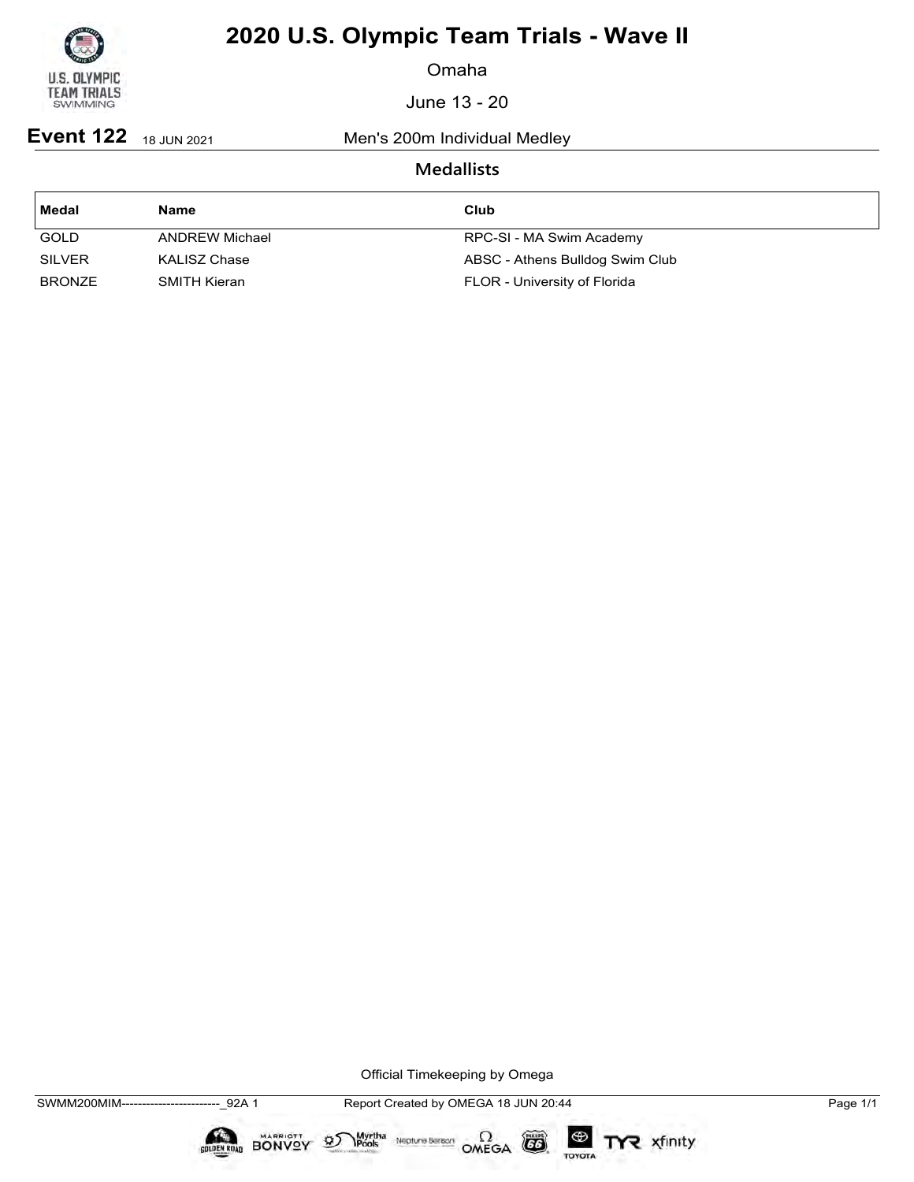# 2020 U.S. Olympic Team Trials - Wave II

Omaha

June 13 - 20

**Event 122** 18 JUN 2021 Men's 200m Individual Medley

## Medallists

| Medal | Name | Club |
|---|---|---|
| GOLD | ANDREW Michael | RPC-SI - MA Swim Academy |
| SILVER | KALISZ Chase | ABSC - Athens Bulldog Swim Club |
| BRONZE | SMITH Kieran | FLOR - University of Florida |

Official Timekeeping by Omega

SWMM200MIM------------------------_92A 1 Report Created by OMEGA 18 JUN 20:44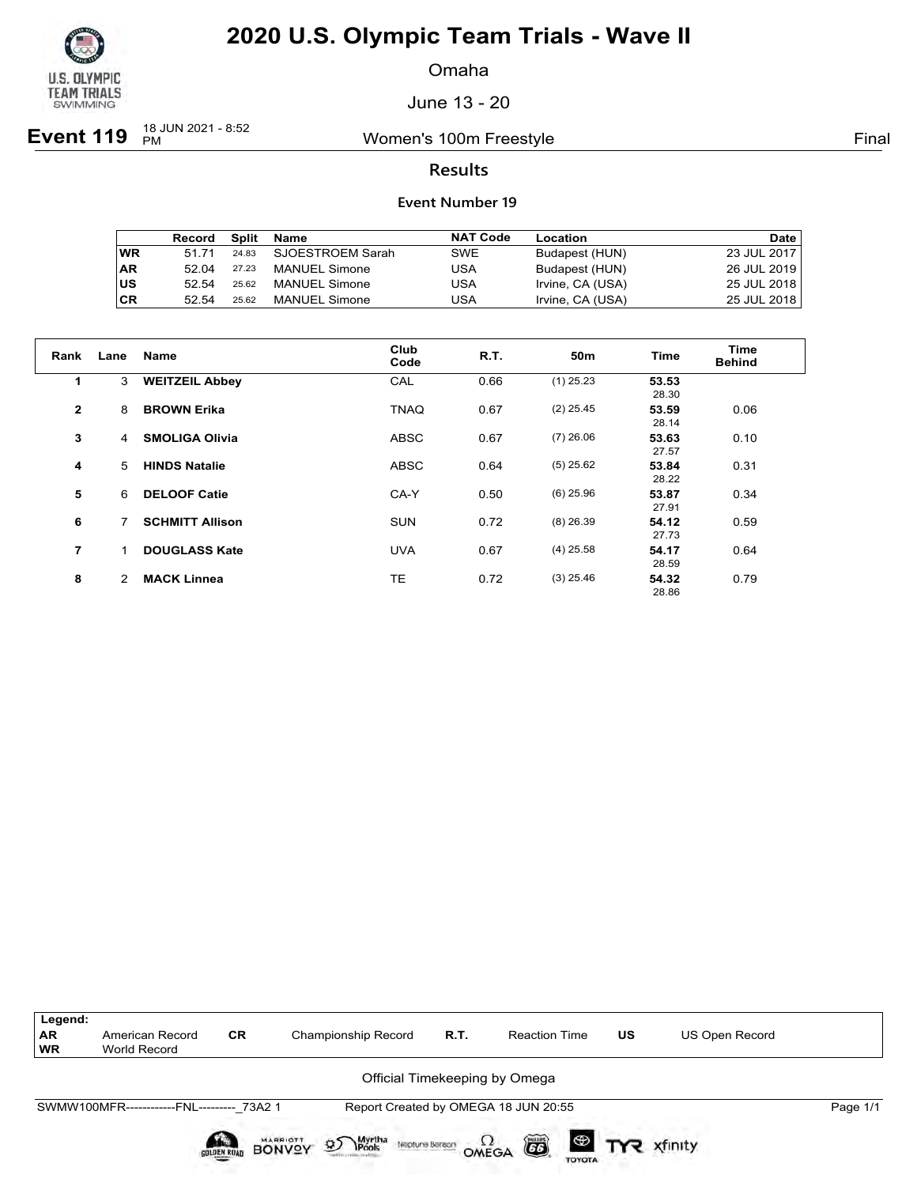# 2020 U.S. Olympic Team Trials - Wave II

Omaha

June 13 - 20

**Event 119** 18 JUN 2021 - 8:52 PM — Women's 100m Freestyle — Final

## Results

### Event Number 19

| | Record | Split | Name | NAT Code | Location | Date |
|---|---|---|---|---|---|---|
| WR | 51.71 | 24.83 | SJOESTROEM Sarah | SWE | Budapest (HUN) | 23 JUL 2017 |
| AR | 52.04 | 27.23 | MANUEL Simone | USA | Budapest (HUN) | 26 JUL 2019 |
| US | 52.54 | 25.62 | MANUEL Simone | USA | Irvine, CA (USA) | 25 JUL 2018 |
| CR | 52.54 | 25.62 | MANUEL Simone | USA | Irvine, CA (USA) | 25 JUL 2018 |

| Rank | Lane | Name | Club Code | R.T. | 50m | Time | Time Behind |
|---|---|---|---|---|---|---|---|
| 1 | 3 | **WEITZEIL Abbey** | CAL | 0.66 | (1) 25.23 | **53.53** 28.30 | |
| 2 | 8 | **BROWN Erika** | TNAQ | 0.67 | (2) 25.45 | **53.59** 28.14 | 0.06 |
| 3 | 4 | **SMOLIGA Olivia** | ABSC | 0.67 | (7) 26.06 | **53.63** 27.57 | 0.10 |
| 4 | 5 | **HINDS Natalie** | ABSC | 0.64 | (5) 25.62 | **53.84** 28.22 | 0.31 |
| 5 | 6 | **DELOOF Catie** | CA-Y | 0.50 | (6) 25.96 | **53.87** 27.91 | 0.34 |
| 6 | 7 | **SCHMITT Allison** | SUN | 0.72 | (8) 26.39 | **54.12** 27.73 | 0.59 |
| 7 | 1 | **DOUGLASS Kate** | UVA | 0.67 | (4) 25.58 | **54.17** 28.59 | 0.64 |
| 8 | 2 | **MACK Linnea** | TE | 0.72 | (3) 25.46 | **54.32** 28.86 | 0.79 |

| Legend: | | | | | | | |
|---|---|---|---|---|---|---|---|
| AR | American Record | CR | Championship Record | R.T. | Reaction Time | US | US Open Record |
| WR | World Record | | | | | | |

Official Timekeeping by Omega

SWMW100MFR------------FNL---------_73A2 1 — Report Created by OMEGA 18 JUN 20:55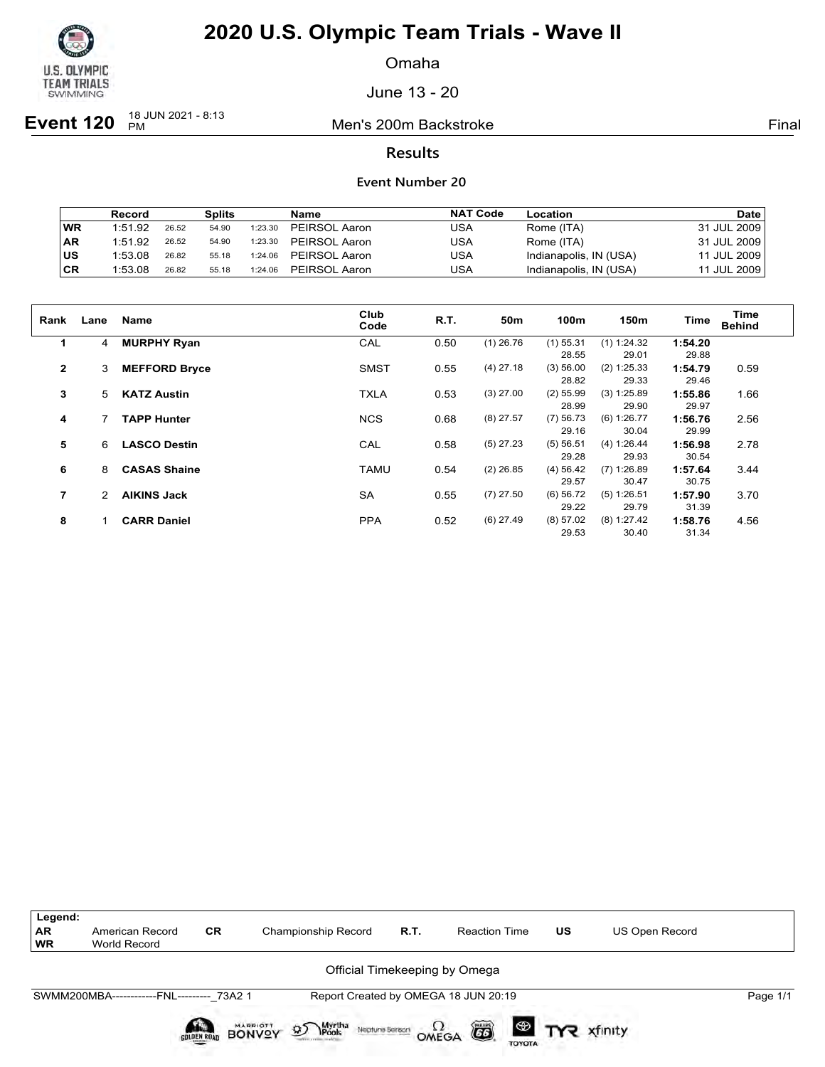# 2020 U.S. Olympic Team Trials - Wave II

Omaha

June 13 - 20

**Event 120** 18 JUN 2021 - 8:13 PM — Men's 200m Backstroke — Final

## Results

### Event Number 20

| | Record | Splits | | | Name | NAT Code | Location | Date |
|---|---|---|---|---|---|---|---|---|
| WR | 1:51.92 | 26.52 | 54.90 | 1:23.30 | PEIRSOL Aaron | USA | Rome (ITA) | 31 JUL 2009 |
| AR | 1:51.92 | 26.52 | 54.90 | 1:23.30 | PEIRSOL Aaron | USA | Rome (ITA) | 31 JUL 2009 |
| US | 1:53.08 | 26.82 | 55.18 | 1:24.06 | PEIRSOL Aaron | USA | Indianapolis, IN (USA) | 11 JUL 2009 |
| CR | 1:53.08 | 26.82 | 55.18 | 1:24.06 | PEIRSOL Aaron | USA | Indianapolis, IN (USA) | 11 JUL 2009 |

| Rank | Lane | Name | Club Code | R.T. | 50m | 100m | 150m | Time | Time Behind |
|---|---|---|---|---|---|---|---|---|---|
| 1 | 4 | **MURPHY Ryan** | CAL | 0.50 | (1) 26.76 | (1) 55.31 | (1) 1:24.32 | **1:54.20** | |
| | | | | | | 28.55 | 29.01 | 29.88 | |
| 2 | 3 | **MEFFORD Bryce** | SMST | 0.55 | (4) 27.18 | (3) 56.00 | (2) 1:25.33 | **1:54.79** | 0.59 |
| | | | | | | 28.82 | 29.33 | 29.46 | |
| 3 | 5 | **KATZ Austin** | TXLA | 0.53 | (3) 27.00 | (2) 55.99 | (3) 1:25.89 | **1:55.86** | 1.66 |
| | | | | | | 28.99 | 29.90 | 29.97 | |
| 4 | 7 | **TAPP Hunter** | NCS | 0.68 | (8) 27.57 | (7) 56.73 | (6) 1:26.77 | **1:56.76** | 2.56 |
| | | | | | | 29.16 | 30.04 | 29.99 | |
| 5 | 6 | **LASCO Destin** | CAL | 0.58 | (5) 27.23 | (5) 56.51 | (4) 1:26.44 | **1:56.98** | 2.78 |
| | | | | | | 29.28 | 29.93 | 30.54 | |
| 6 | 8 | **CASAS Shaine** | TAMU | 0.54 | (2) 26.85 | (4) 56.42 | (7) 1:26.89 | **1:57.64** | 3.44 |
| | | | | | | 29.57 | 30.47 | 30.75 | |
| 7 | 2 | **AIKINS Jack** | SA | 0.55 | (7) 27.50 | (6) 56.72 | (5) 1:26.51 | **1:57.90** | 3.70 |
| | | | | | | 29.22 | 29.79 | 31.39 | |
| 8 | 1 | **CARR Daniel** | PPA | 0.52 | (6) 27.49 | (8) 57.02 | (8) 1:27.42 | **1:58.76** | 4.56 |
| | | | | | | 29.53 | 30.40 | 31.34 | |

| Legend: | | | | | | | |
|---|---|---|---|---|---|---|---|
| AR | American Record | CR | Championship Record | R.T. | Reaction Time | US | US Open Record |
| WR | World Record | | | | | | |

Official Timekeeping by Omega

SWMM200MBA------------FNL---------_73A2 1 — Report Created by OMEGA 18 JUN 20:19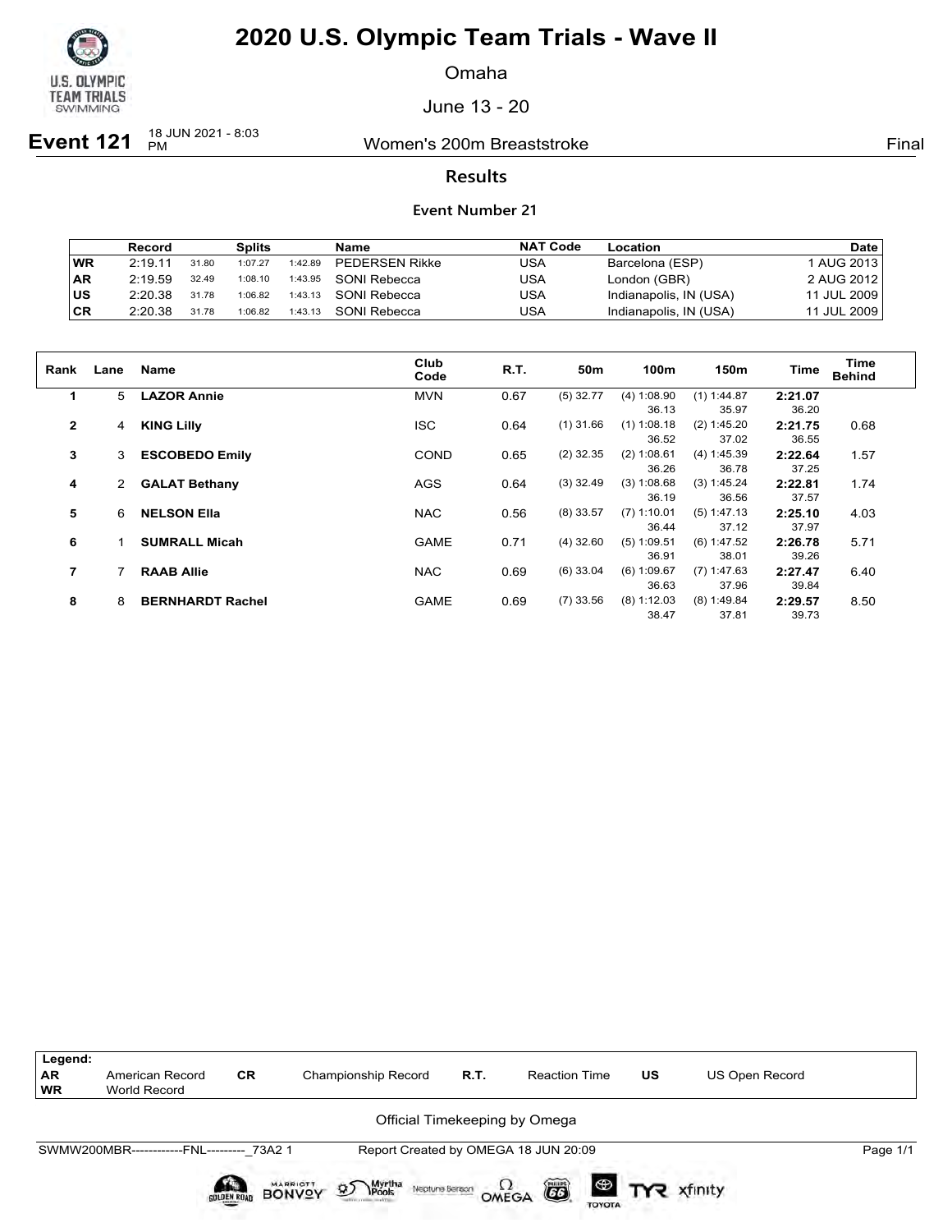# 2020 U.S. Olympic Team Trials - Wave II

Omaha

June 13 - 20

**Event 121** 18 JUN 2021 - 8:03 PM — Women's 200m Breaststroke — Final

## Results

### Event Number 21

| | Record | | Splits | | Name | NAT Code | Location | Date |
|---|---|---|---|---|---|---|---|---|
| WR | 2:19.11 | 31.80 | 1:07.27 | 1:42.89 | PEDERSEN Rikke | USA | Barcelona (ESP) | 1 AUG 2013 |
| AR | 2:19.59 | 32.49 | 1:08.10 | 1:43.95 | SONI Rebecca | USA | London (GBR) | 2 AUG 2012 |
| US | 2:20.38 | 31.78 | 1:06.82 | 1:43.13 | SONI Rebecca | USA | Indianapolis, IN (USA) | 11 JUL 2009 |
| CR | 2:20.38 | 31.78 | 1:06.82 | 1:43.13 | SONI Rebecca | USA | Indianapolis, IN (USA) | 11 JUL 2009 |

| Rank | Lane | Name | Club Code | R.T. | 50m | 100m | 150m | Time | Time Behind |
|---|---|---|---|---|---|---|---|---|---|
| 1 | 5 | **LAZOR Annie** | MVN | 0.67 | (5) 32.77 | (4) 1:08.90 | (1) 1:44.87 | **2:21.07** | |
| | | | | | | 36.13 | 35.97 | 36.20 | |
| 2 | 4 | **KING Lilly** | ISC | 0.64 | (1) 31.66 | (1) 1:08.18 | (2) 1:45.20 | **2:21.75** | 0.68 |
| | | | | | | 36.52 | 37.02 | 36.55 | |
| 3 | 3 | **ESCOBEDO Emily** | COND | 0.65 | (2) 32.35 | (2) 1:08.61 | (4) 1:45.39 | **2:22.64** | 1.57 |
| | | | | | | 36.26 | 36.78 | 37.25 | |
| 4 | 2 | **GALAT Bethany** | AGS | 0.64 | (3) 32.49 | (3) 1:08.68 | (3) 1:45.24 | **2:22.81** | 1.74 |
| | | | | | | 36.19 | 36.56 | 37.57 | |
| 5 | 6 | **NELSON Ella** | NAC | 0.56 | (8) 33.57 | (7) 1:10.01 | (5) 1:47.13 | **2:25.10** | 4.03 |
| | | | | | | 36.44 | 37.12 | 37.97 | |
| 6 | 1 | **SUMRALL Micah** | GAME | 0.71 | (4) 32.60 | (5) 1:09.51 | (6) 1:47.52 | **2:26.78** | 5.71 |
| | | | | | | 36.91 | 38.01 | 39.26 | |
| 7 | 7 | **RAAB Allie** | NAC | 0.69 | (6) 33.04 | (6) 1:09.67 | (7) 1:47.63 | **2:27.47** | 6.40 |
| | | | | | | 36.63 | 37.96 | 39.84 | |
| 8 | 8 | **BERNHARDT Rachel** | GAME | 0.69 | (7) 33.56 | (8) 1:12.03 | (8) 1:49.84 | **2:29.57** | 8.50 |
| | | | | | | 38.47 | 37.81 | 39.73 | |

**Legend:**

| | | | | | | | |
|---|---|---|---|---|---|---|---|
| AR | American Record | CR | Championship Record | R.T. | Reaction Time | US | US Open Record |
| WR | World Record | | | | | | |

Official Timekeeping by Omega

SWMW200MBR------------FNL---------_73A2 1 — Report Created by OMEGA 18 JUN 20:09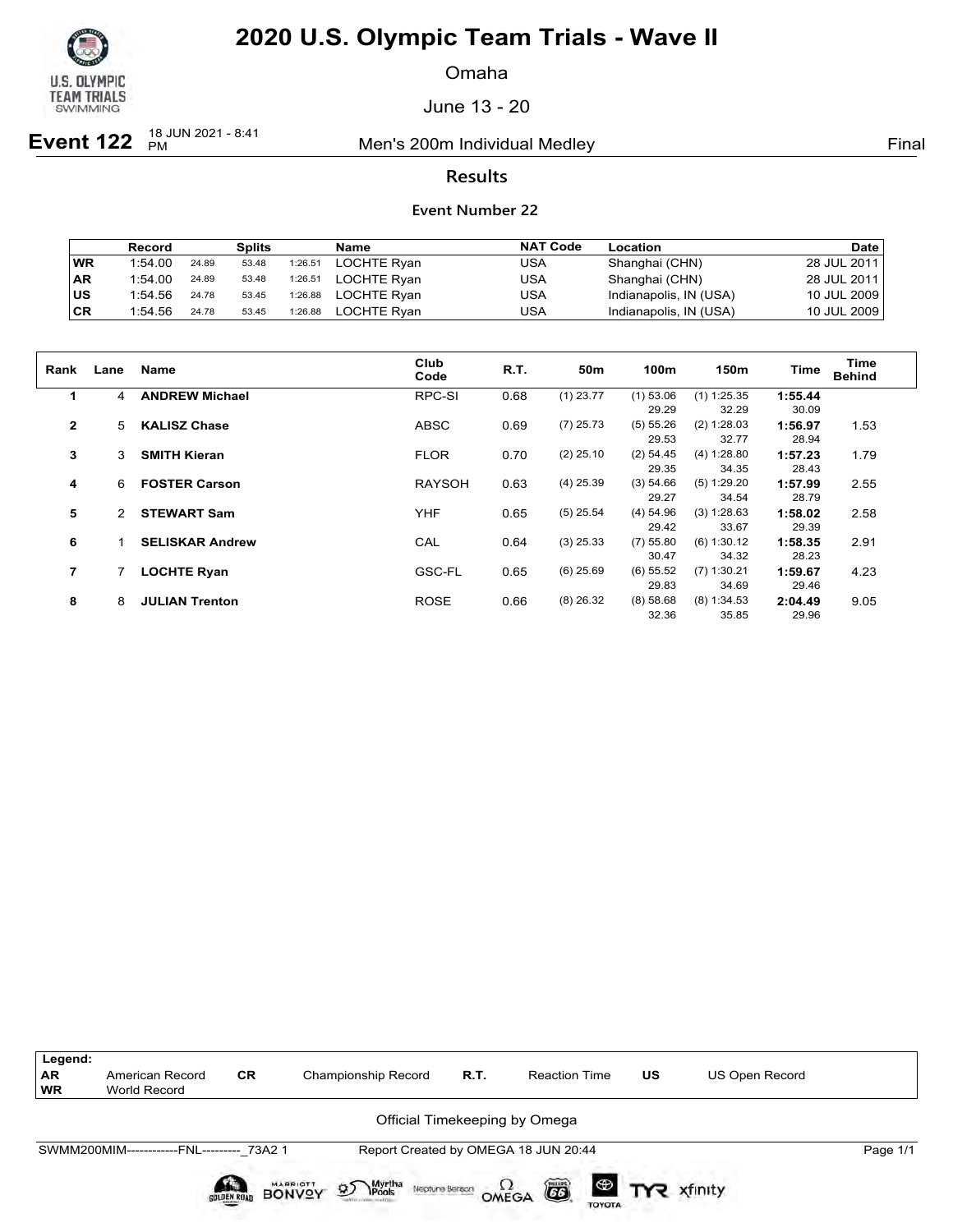# 2020 U.S. Olympic Team Trials - Wave II

Omaha

June 13 - 20

**Event 122** 18 JUN 2021 - 8:41 PM — Men's 200m Individual Medley — Final

## Results

### Event Number 22

| | Record | Splits | | | Name | NAT Code | Location | Date |
|---|---|---|---|---|---|---|---|---|
| WR | 1:54.00 | 24.89 | 53.48 | 1:26.51 | LOCHTE Ryan | USA | Shanghai (CHN) | 28 JUL 2011 |
| AR | 1:54.00 | 24.89 | 53.48 | 1:26.51 | LOCHTE Ryan | USA | Shanghai (CHN) | 28 JUL 2011 |
| US | 1:54.56 | 24.78 | 53.45 | 1:26.88 | LOCHTE Ryan | USA | Indianapolis, IN (USA) | 10 JUL 2009 |
| CR | 1:54.56 | 24.78 | 53.45 | 1:26.88 | LOCHTE Ryan | USA | Indianapolis, IN (USA) | 10 JUL 2009 |

| Rank | Lane | Name | Club Code | R.T. | 50m | 100m | 150m | Time | Time Behind |
|---|---|---|---|---|---|---|---|---|---|
| 1 | 4 | **ANDREW Michael** | RPC-SI | 0.68 | (1) 23.77 | (1) 53.06 | (1) 1:25.35 | **1:55.44** | |
| | | | | | | 29.29 | 32.29 | 30.09 | |
| 2 | 5 | **KALISZ Chase** | ABSC | 0.69 | (7) 25.73 | (5) 55.26 | (2) 1:28.03 | **1:56.97** | 1.53 |
| | | | | | | 29.53 | 32.77 | 28.94 | |
| 3 | 3 | **SMITH Kieran** | FLOR | 0.70 | (2) 25.10 | (2) 54.45 | (4) 1:28.80 | **1:57.23** | 1.79 |
| | | | | | | 29.35 | 34.35 | 28.43 | |
| 4 | 6 | **FOSTER Carson** | RAYSOH | 0.63 | (4) 25.39 | (3) 54.66 | (5) 1:29.20 | **1:57.99** | 2.55 |
| | | | | | | 29.27 | 34.54 | 28.79 | |
| 5 | 2 | **STEWART Sam** | YHF | 0.65 | (5) 25.54 | (4) 54.96 | (3) 1:28.63 | **1:58.02** | 2.58 |
| | | | | | | 29.42 | 33.67 | 29.39 | |
| 6 | 1 | **SELISKAR Andrew** | CAL | 0.64 | (3) 25.33 | (7) 55.80 | (6) 1:30.12 | **1:58.35** | 2.91 |
| | | | | | | 30.47 | 34.32 | 28.23 | |
| 7 | 7 | **LOCHTE Ryan** | GSC-FL | 0.65 | (6) 25.69 | (6) 55.52 | (7) 1:30.21 | **1:59.67** | 4.23 |
| | | | | | | 29.83 | 34.69 | 29.46 | |
| 8 | 8 | **JULIAN Trenton** | ROSE | 0.66 | (8) 26.32 | (8) 58.68 | (8) 1:34.53 | **2:04.49** | 9.05 |
| | | | | | | 32.36 | 35.85 | 29.96 | |

| Legend: | | | | | | | |
|---|---|---|---|---|---|---|---|
| AR | American Record | CR | Championship Record | R.T. | Reaction Time | US | US Open Record |
| WR | World Record | | | | | | |

Official Timekeeping by Omega

SWMM200MIM------------FNL---------_73A2 1 — Report Created by OMEGA 18 JUN 20:44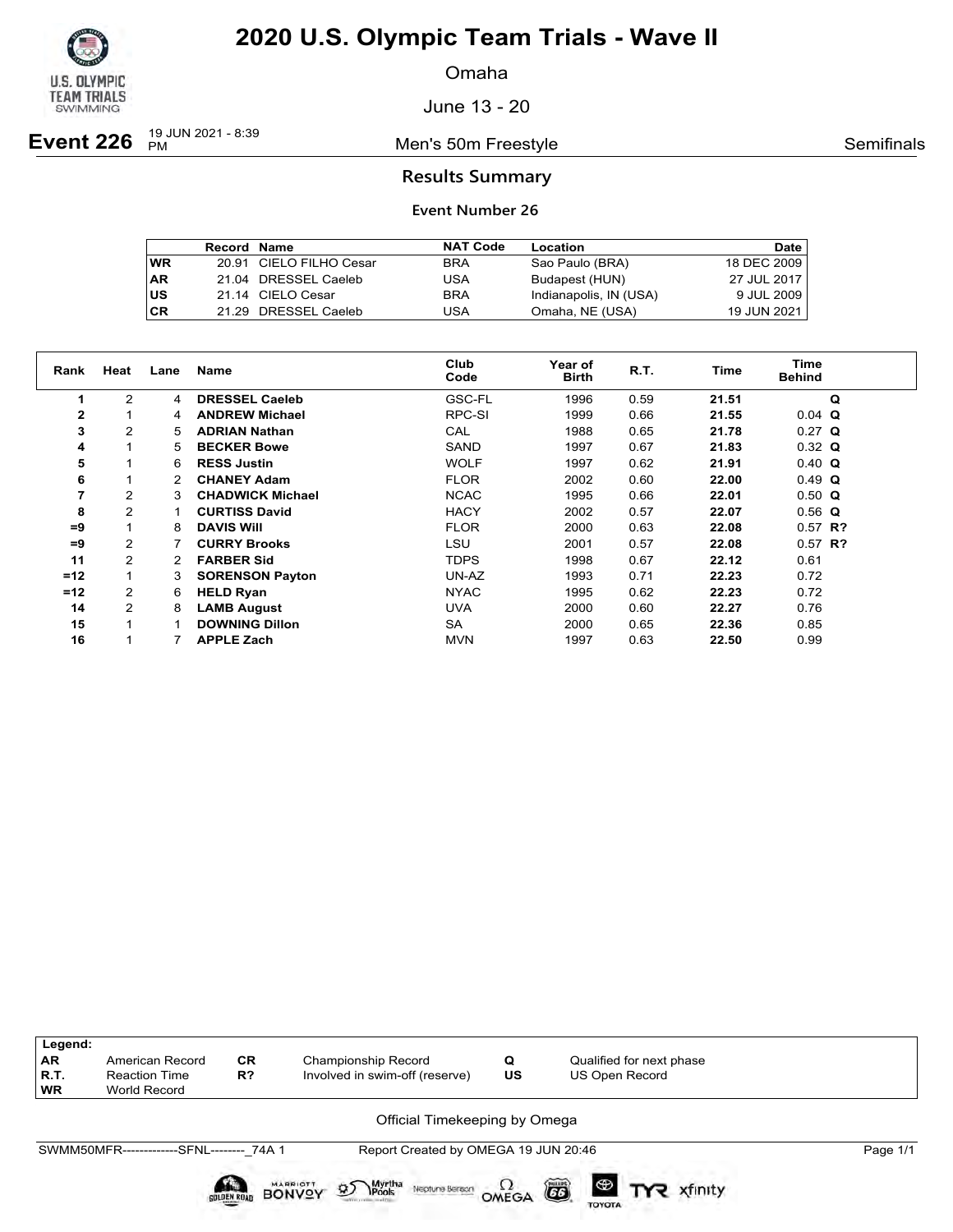# 2020 U.S. Olympic Team Trials - Wave II

Omaha

June 13 - 20

**Event 226** 19 JUN 2021 - 8:39 PM — Men's 50m Freestyle — Semifinals

## Results Summary

### Event Number 26

| | Record | Name | NAT Code | Location | Date |
|---|---|---|---|---|---|
| WR | 20.91 | CIELO FILHO Cesar | BRA | Sao Paulo (BRA) | 18 DEC 2009 |
| AR | 21.04 | DRESSEL Caeleb | USA | Budapest (HUN) | 27 JUL 2017 |
| US | 21.14 | CIELO Cesar | BRA | Indianapolis, IN (USA) | 9 JUL 2009 |
| CR | 21.29 | DRESSEL Caeleb | USA | Omaha, NE (USA) | 19 JUN 2021 |

| Rank | Heat | Lane | Name | Club Code | Year of Birth | R.T. | Time | Time Behind | |
|---|---|---|---|---|---|---|---|---|---|
| 1 | 2 | 4 | **DRESSEL Caeleb** | GSC-FL | 1996 | 0.59 | **21.51** | | **Q** |
| 2 | 1 | 4 | **ANDREW Michael** | RPC-SI | 1999 | 0.66 | **21.55** | 0.04 | **Q** |
| 3 | 2 | 5 | **ADRIAN Nathan** | CAL | 1988 | 0.65 | **21.78** | 0.27 | **Q** |
| 4 | 1 | 5 | **BECKER Bowe** | SAND | 1997 | 0.67 | **21.83** | 0.32 | **Q** |
| 5 | 1 | 6 | **RESS Justin** | WOLF | 1997 | 0.62 | **21.91** | 0.40 | **Q** |
| 6 | 1 | 2 | **CHANEY Adam** | FLOR | 2002 | 0.60 | **22.00** | 0.49 | **Q** |
| 7 | 2 | 3 | **CHADWICK Michael** | NCAC | 1995 | 0.66 | **22.01** | 0.50 | **Q** |
| 8 | 2 | 1 | **CURTISS David** | HACY | 2002 | 0.57 | **22.07** | 0.56 | **Q** |
| =9 | 1 | 8 | **DAVIS Will** | FLOR | 2000 | 0.63 | **22.08** | 0.57 | **R?** |
| =9 | 2 | 7 | **CURRY Brooks** | LSU | 2001 | 0.57 | **22.08** | 0.57 | **R?** |
| 11 | 2 | 2 | **FARBER Sid** | TDPS | 1998 | 0.67 | **22.12** | 0.61 | |
| =12 | 1 | 3 | **SORENSON Payton** | UN-AZ | 1993 | 0.71 | **22.23** | 0.72 | |
| =12 | 2 | 6 | **HELD Ryan** | NYAC | 1995 | 0.62 | **22.23** | 0.72 | |
| 14 | 2 | 8 | **LAMB August** | UVA | 2000 | 0.60 | **22.27** | 0.76 | |
| 15 | 1 | 1 | **DOWNING Dillon** | SA | 2000 | 0.65 | **22.36** | 0.85 | |
| 16 | 1 | 7 | **APPLE Zach** | MVN | 1997 | 0.63 | **22.50** | 0.99 | |

**Legend:**

| | | | | | |
|---|---|---|---|---|---|
| AR | American Record | CR | Championship Record | Q | Qualified for next phase |
| R.T. | Reaction Time | R? | Involved in swim-off (reserve) | US | US Open Record |
| WR | World Record | | | | |

Official Timekeeping by Omega

SWMM50MFR-------------SFNL--------_74A 1 — Report Created by OMEGA 19 JUN 20:46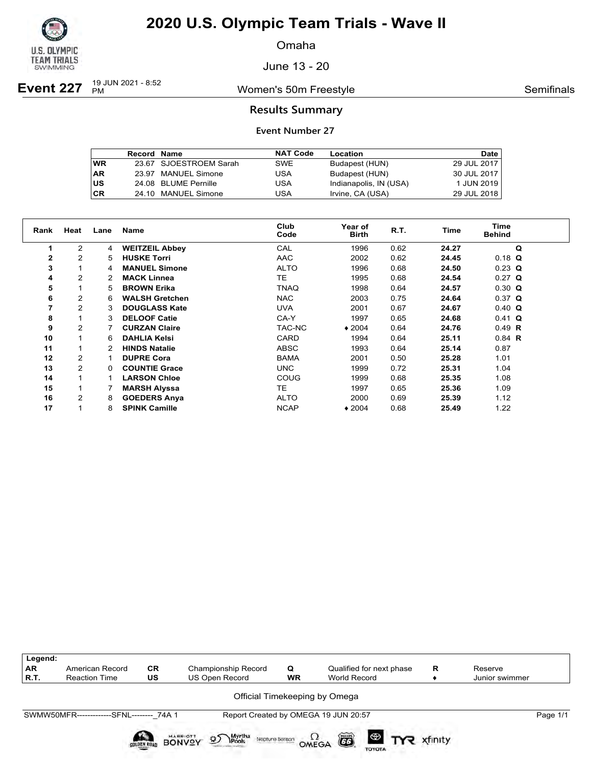# 2020 U.S. Olympic Team Trials - Wave II

Omaha

June 13 - 20

**Event 227** 19 JUN 2021 - 8:52 PM — Women's 50m Freestyle — Semifinals

## Results Summary

### Event Number 27

| | Record | Name | NAT Code | Location | Date |
|---|---|---|---|---|---|
| WR | 23.67 | SJOESTROEM Sarah | SWE | Budapest (HUN) | 29 JUL 2017 |
| AR | 23.97 | MANUEL Simone | USA | Budapest (HUN) | 30 JUL 2017 |
| US | 24.08 | BLUME Pernille | USA | Indianapolis, IN (USA) | 1 JUN 2019 |
| CR | 24.10 | MANUEL Simone | USA | Irvine, CA (USA) | 29 JUL 2018 |

| Rank | Heat | Lane | Name | Club Code | Year of Birth | R.T. | Time | Time Behind | |
|---|---|---|---|---|---|---|---|---|---|
| 1 | 2 | 4 | **WEITZEIL Abbey** | CAL | 1996 | 0.62 | **24.27** | | **Q** |
| 2 | 2 | 5 | **HUSKE Torri** | AAC | 2002 | 0.62 | **24.45** | 0.18 | **Q** |
| 3 | 1 | 4 | **MANUEL Simone** | ALTO | 1996 | 0.68 | **24.50** | 0.23 | **Q** |
| 4 | 2 | 2 | **MACK Linnea** | TE | 1995 | 0.68 | **24.54** | 0.27 | **Q** |
| 5 | 1 | 5 | **BROWN Erika** | TNAQ | 1998 | 0.64 | **24.57** | 0.30 | **Q** |
| 6 | 2 | 6 | **WALSH Gretchen** | NAC | 2003 | 0.75 | **24.64** | 0.37 | **Q** |
| 7 | 2 | 3 | **DOUGLASS Kate** | UVA | 2001 | 0.67 | **24.67** | 0.40 | **Q** |
| 8 | 1 | 3 | **DELOOF Catie** | CA-Y | 1997 | 0.65 | **24.68** | 0.41 | **Q** |
| 9 | 2 | 7 | **CURZAN Claire** | TAC-NC | ♦ 2004 | 0.64 | **24.76** | 0.49 | **R** |
| 10 | 1 | 6 | **DAHLIA Kelsi** | CARD | 1994 | 0.64 | **25.11** | 0.84 | **R** |
| 11 | 1 | 2 | **HINDS Natalie** | ABSC | 1993 | 0.64 | **25.14** | 0.87 | |
| 12 | 2 | 1 | **DUPRE Cora** | BAMA | 2001 | 0.50 | **25.28** | 1.01 | |
| 13 | 2 | 0 | **COUNTIE Grace** | UNC | 1999 | 0.72 | **25.31** | 1.04 | |
| 14 | 1 | 1 | **LARSON Chloe** | COUG | 1999 | 0.68 | **25.35** | 1.08 | |
| 15 | 1 | 7 | **MARSH Alyssa** | TE | 1997 | 0.65 | **25.36** | 1.09 | |
| 16 | 2 | 8 | **GOEDERS Anya** | ALTO | 2000 | 0.69 | **25.39** | 1.12 | |
| 17 | 1 | 8 | **SPINK Camille** | NCAP | ♦ 2004 | 0.68 | **25.49** | 1.22 | |

| Legend: | | | | | | | |
|---|---|---|---|---|---|---|---|
| AR | American Record | CR | Championship Record | Q | Qualified for next phase | R | Reserve |
| R.T. | Reaction Time | US | US Open Record | WR | World Record | ♦ | Junior swimmer |

Official Timekeeping by Omega

SWMW50MFR-------------SFNL--------_74A 1 — Report Created by OMEGA 19 JUN 20:57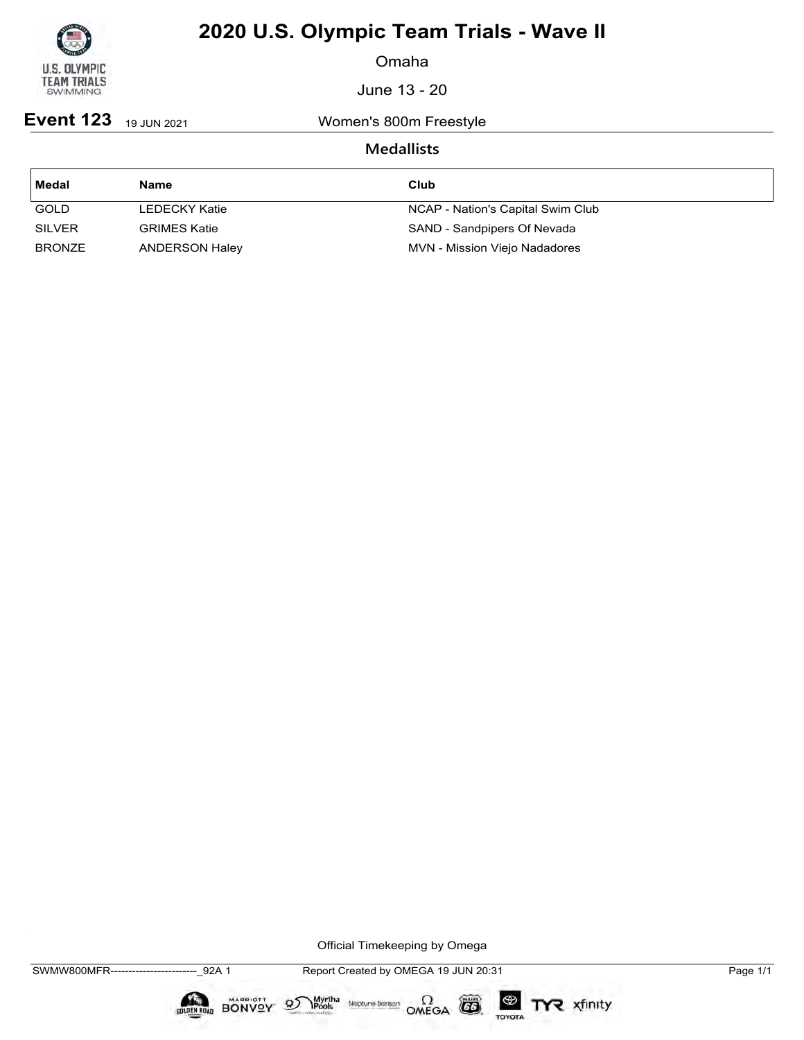# 2020 U.S. Olympic Team Trials - Wave II

Omaha

June 13 - 20

**Event 123** 19 JUN 2021 Women's 800m Freestyle

## Medallists

| Medal | Name | Club |
|---|---|---|
| GOLD | LEDECKY Katie | NCAP - Nation's Capital Swim Club |
| SILVER | GRIMES Katie | SAND - Sandpipers Of Nevada |
| BRONZE | ANDERSON Haley | MVN - Mission Viejo Nadadores |

Official Timekeeping by Omega

SWMW800MFR------------------------_92A 1 Report Created by OMEGA 19 JUN 20:31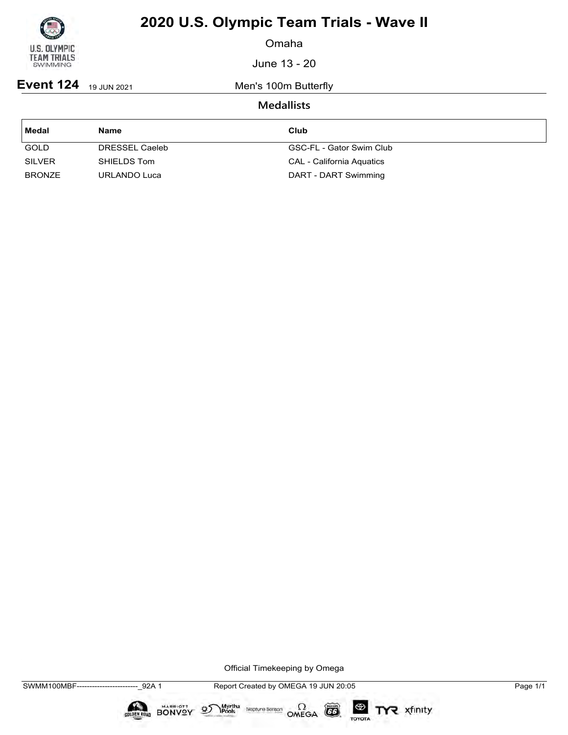# 2020 U.S. Olympic Team Trials - Wave II

Omaha

June 13 - 20

**Event 124** 19 JUN 2021 Men's 100m Butterfly

## Medallists

| Medal | Name | Club |
|---|---|---|
| GOLD | DRESSEL Caeleb | GSC-FL - Gator Swim Club |
| SILVER | SHIELDS Tom | CAL - California Aquatics |
| BRONZE | URLANDO Luca | DART - DART Swimming |

Official Timekeeping by Omega

SWMM100MBF------------------------_92A 1 Report Created by OMEGA 19 JUN 20:05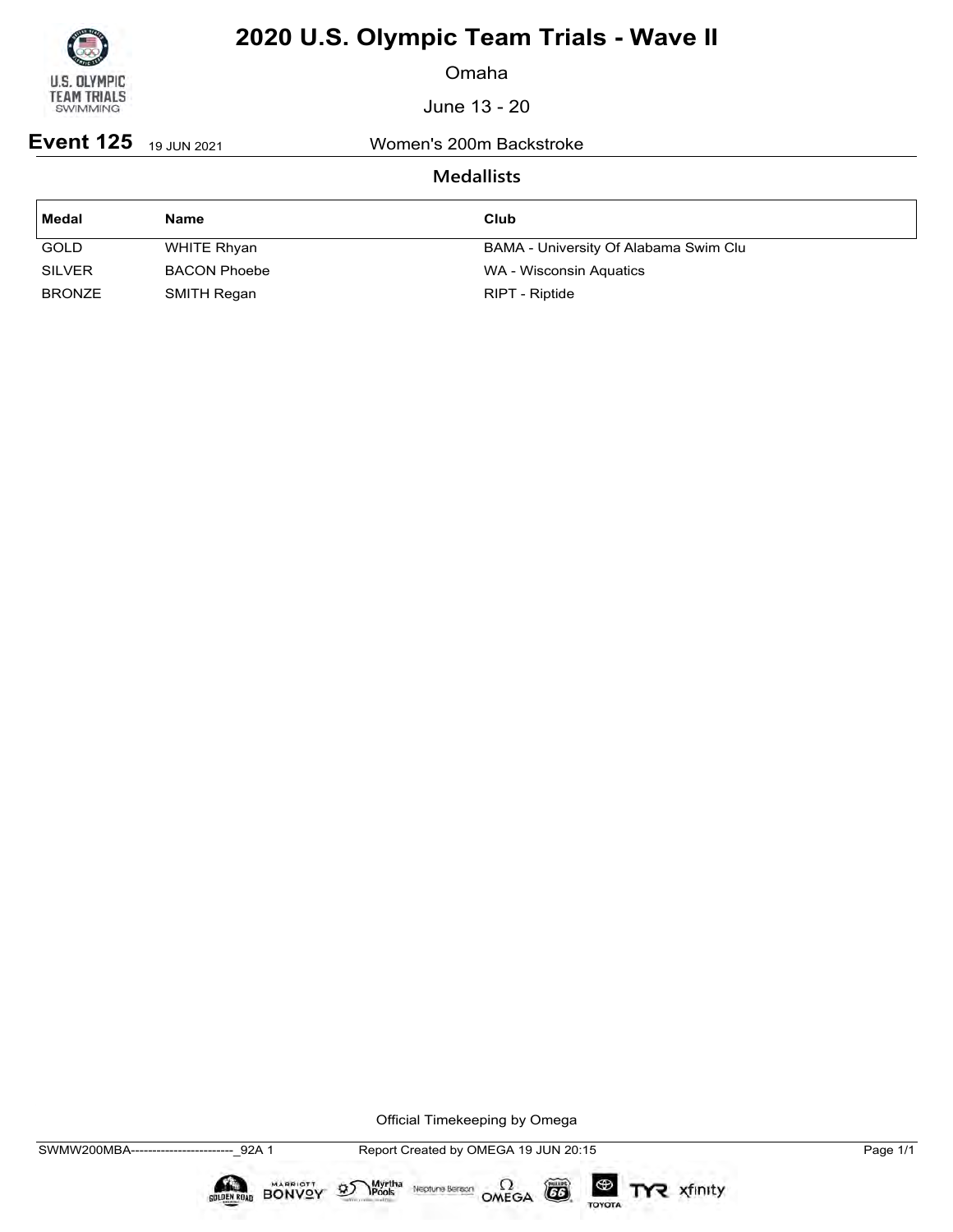# 2020 U.S. Olympic Team Trials - Wave II

Omaha

June 13 - 20

**Event 125** 19 JUN 2021 Women's 200m Backstroke

## Medallists

| Medal | Name | Club |
|---|---|---|
| GOLD | WHITE Rhyan | BAMA - University Of Alabama Swim Clu |
| SILVER | BACON Phoebe | WA - Wisconsin Aquatics |
| BRONZE | SMITH Regan | RIPT - Riptide |

Official Timekeeping by Omega

SWMW200MBA------------------------_92A 1 Report Created by OMEGA 19 JUN 20:15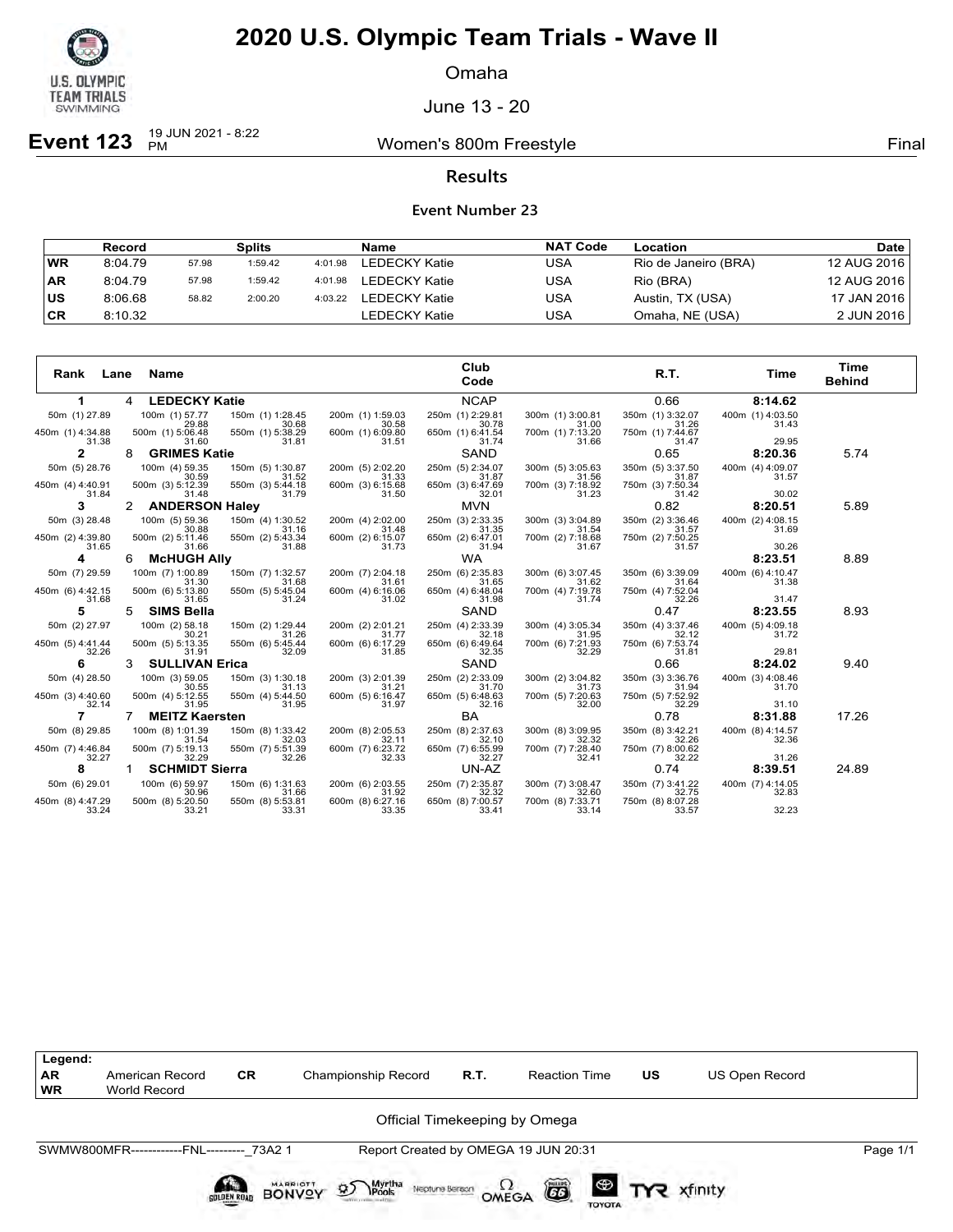# 2020 U.S. Olympic Team Trials - Wave II

Omaha

June 13 - 20

**Event 123** 19 JUN 2021 - 8:22 PM — Women's 800m Freestyle — Final

## Results

### Event Number 23

| | Record | | Splits | | Name | NAT Code | Location | Date |
|---|---|---|---|---|---|---|---|---|
| WR | 8:04.79 | 57.98 | 1:59.42 | 4:01.98 | LEDECKY Katie | USA | Rio de Janeiro (BRA) | 12 AUG 2016 |
| AR | 8:04.79 | 57.98 | 1:59.42 | 4:01.98 | LEDECKY Katie | USA | Rio (BRA) | 12 AUG 2016 |
| US | 8:06.68 | 58.82 | 2:00.20 | 4:03.22 | LEDECKY Katie | USA | Austin, TX (USA) | 17 JAN 2016 |
| CR | 8:10.32 | | | | LEDECKY Katie | USA | Omaha, NE (USA) | 2 JUN 2016 |

| Rank | Lane | Name | Club Code | R.T. | Time | Time Behind |
|---|---|---|---|---|---|---|
| 1 | 4 | **LEDECKY Katie** | NCAP | 0.66 | **8:14.62** | |
| 2 | 8 | **GRIMES Katie** | SAND | 0.65 | **8:20.36** | 5.74 |
| 3 | 2 | **ANDERSON Haley** | MVN | 0.82 | **8:20.51** | 5.89 |
| 4 | 6 | **McHUGH Ally** | WA | | **8:23.51** | 8.89 |
| 5 | 5 | **SIMS Bella** | SAND | 0.47 | **8:23.55** | 8.93 |
| 6 | 3 | **SULLIVAN Erica** | SAND | 0.66 | **8:24.02** | 9.40 |
| 7 | 7 | **MEITZ Kaersten** | BA | 0.78 | **8:31.88** | 17.26 |
| 8 | 1 | **SCHMIDT Sierra** | UN-AZ | 0.74 | **8:39.51** | 24.89 |

**Splits**

| Name | 50m | 100m | 150m | 200m | 250m | 300m | 350m | 400m |
|---|---|---|---|---|---|---|---|---|
| LEDECKY Katie | (1) 27.89 | (1) 57.77 / 29.88 | (1) 1:28.45 / 30.68 | (1) 1:59.03 / 30.58 | (1) 2:29.81 / 30.78 | (1) 3:00.81 / 31.00 | (1) 3:32.07 / 31.26 | (1) 4:03.50 / 31.43 |
| GRIMES Katie | (5) 28.76 | (4) 59.35 / 30.59 | (5) 1:30.87 / 31.52 | (5) 2:02.20 / 31.33 | (5) 2:34.07 / 31.87 | (5) 3:05.63 / 31.56 | (5) 3:37.50 / 31.87 | (4) 4:09.07 / 31.57 |
| ANDERSON Haley | (3) 28.48 | (5) 59.36 / 30.88 | (4) 1:30.52 / 31.16 | (4) 2:02.00 / 31.48 | (3) 2:33.35 / 31.35 | (3) 3:04.89 / 31.54 | (2) 3:36.46 / 31.57 | (2) 4:08.15 / 31.69 |
| McHUGH Ally | (7) 29.59 | (7) 1:00.89 / 31.30 | (7) 1:32.57 / 31.68 | (7) 2:04.18 / 31.61 | (6) 2:35.83 / 31.65 | (6) 3:07.45 / 31.62 | (6) 3:39.09 / 31.64 | (6) 4:10.47 / 31.38 |
| SIMS Bella | (2) 27.97 | (2) 58.18 / 30.21 | (2) 1:29.44 / 31.26 | (2) 2:01.21 / 31.77 | (4) 2:33.39 / 32.18 | (4) 3:05.34 / 31.95 | (4) 3:37.46 / 32.12 | (5) 4:09.18 / 31.72 |
| SULLIVAN Erica | (4) 28.50 | (3) 59.05 / 30.55 | (3) 1:30.18 / 31.13 | (3) 2:01.39 / 31.21 | (2) 2:33.09 / 31.70 | (2) 3:04.82 / 31.73 | (3) 3:36.76 / 31.94 | (3) 4:08.46 / 31.70 |
| MEITZ Kaersten | (8) 29.85 | (8) 1:01.39 / 31.54 | (8) 1:33.42 / 32.03 | (8) 2:05.53 / 32.11 | (8) 2:37.63 / 32.10 | (8) 3:09.95 / 32.32 | (8) 3:42.21 / 32.26 | (8) 4:14.57 / 32.36 |
| SCHMIDT Sierra | (6) 29.01 | (6) 59.97 / 30.96 | (6) 1:31.63 / 31.66 | (6) 2:03.55 / 31.92 | (7) 2:35.87 / 32.32 | (7) 3:08.47 / 32.60 | (7) 3:41.22 / 32.75 | (7) 4:14.05 / 32.83 |

| Name | 450m | 500m | 550m | 600m | 650m | 700m | 750m | 800m |
|---|---|---|---|---|---|---|---|---|
| LEDECKY Katie | (1) 4:34.88 / 31.38 | (1) 5:06.48 / 31.60 | (1) 5:38.29 / 31.81 | (1) 6:09.80 / 31.51 | (1) 6:41.54 / 31.74 | (1) 7:13.20 / 31.66 | (1) 7:44.67 / 31.47 | 29.95 |
| GRIMES Katie | (4) 4:40.91 / 31.84 | (3) 5:12.39 / 31.48 | (3) 5:44.18 / 31.79 | (3) 6:15.68 / 31.50 | (3) 6:47.69 / 32.01 | (3) 7:18.92 / 31.23 | (3) 7:50.34 / 31.42 | 30.02 |
| ANDERSON Haley | (2) 4:39.80 / 31.65 | (2) 5:11.46 / 31.66 | (2) 5:43.34 / 31.88 | (2) 6:15.07 / 31.73 | (2) 6:47.01 / 31.94 | (2) 7:18.68 / 31.67 | (2) 7:50.25 / 31.57 | 30.26 |
| McHUGH Ally | (6) 4:42.15 / 31.68 | (6) 5:13.80 / 31.65 | (5) 5:45.04 / 31.24 | (6) 6:16.06 / 31.02 | (4) 6:48.04 / 31.98 | (4) 7:19.78 / 31.74 | (4) 7:52.04 / 32.26 | 31.47 |
| SIMS Bella | (5) 4:41.44 / 32.26 | (5) 5:13.35 / 31.91 | (6) 5:45.44 / 32.09 | (6) 6:17.29 / 31.85 | (6) 6:49.64 / 32.35 | (6) 7:21.93 / 32.29 | (6) 7:53.74 / 31.81 | 29.81 |
| SULLIVAN Erica | (3) 4:40.60 / 32.14 | (4) 5:12.55 / 31.95 | (4) 5:44.50 / 31.95 | (5) 6:16.47 / 31.97 | (5) 6:48.63 / 32.16 | (5) 7:20.63 / 32.00 | (5) 7:52.92 / 32.29 | 31.10 |
| MEITZ Kaersten | (7) 4:46.84 / 32.27 | (7) 5:19.13 / 32.29 | (7) 5:51.39 / 32.26 | (7) 6:23.72 / 32.33 | (7) 6:55.99 / 32.27 | (7) 7:28.40 / 32.41 | (7) 8:00.62 / 32.22 | 31.26 |
| SCHMIDT Sierra | (8) 4:47.29 / 33.24 | (8) 5:20.50 / 33.21 | (8) 5:53.81 / 33.31 | (8) 6:27.16 / 33.35 | (8) 7:00.57 / 33.41 | (8) 7:33.71 / 33.14 | (8) 8:07.28 / 33.57 | 32.23 |

| Legend: | | | | | | | |
|---|---|---|---|---|---|---|---|
| AR | American Record | CR | Championship Record | R.T. | Reaction Time | US | US Open Record |
| WR | World Record | | | | | | |

Official Timekeeping by Omega

SWMW800MFR------------FNL---------_73A2 1 — Report Created by OMEGA 19 JUN 20:31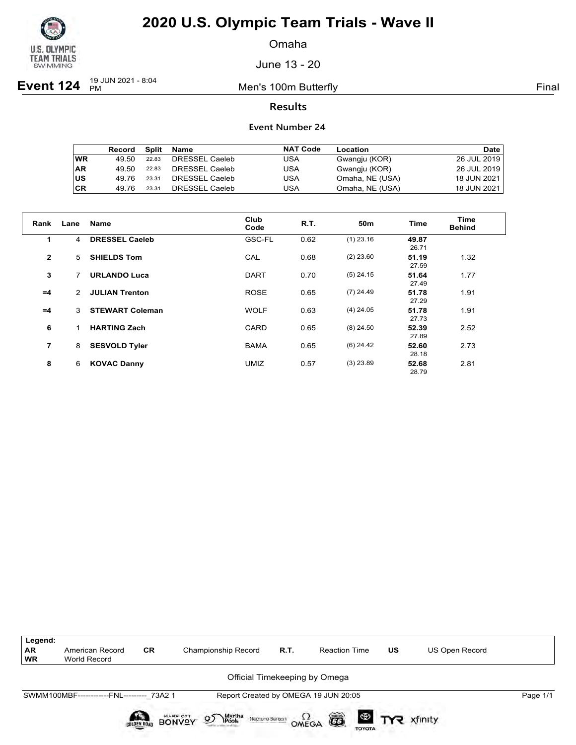# 2020 U.S. Olympic Team Trials - Wave II

Omaha

June 13 - 20

**Event 124** 19 JUN 2021 - 8:04 PM — Men's 100m Butterfly — Final

## Results

### Event Number 24

| | Record | Split | Name | NAT Code | Location | Date |
|---|---|---|---|---|---|---|
| WR | 49.50 | 22.83 | DRESSEL Caeleb | USA | Gwangju (KOR) | 26 JUL 2019 |
| AR | 49.50 | 22.83 | DRESSEL Caeleb | USA | Gwangju (KOR) | 26 JUL 2019 |
| US | 49.76 | 23.31 | DRESSEL Caeleb | USA | Omaha, NE (USA) | 18 JUN 2021 |
| CR | 49.76 | 23.31 | DRESSEL Caeleb | USA | Omaha, NE (USA) | 18 JUN 2021 |

| Rank | Lane | Name | Club Code | R.T. | 50m | Time | Time Behind |
|---|---|---|---|---|---|---|---|
| 1 | 4 | **DRESSEL Caeleb** | GSC-FL | 0.62 | (1) 23.16 | **49.87**<br>26.71 | |
| 2 | 5 | **SHIELDS Tom** | CAL | 0.68 | (2) 23.60 | **51.19**<br>27.59 | 1.32 |
| 3 | 7 | **URLANDO Luca** | DART | 0.70 | (5) 24.15 | **51.64**<br>27.49 | 1.77 |
| =4 | 2 | **JULIAN Trenton** | ROSE | 0.65 | (7) 24.49 | **51.78**<br>27.29 | 1.91 |
| =4 | 3 | **STEWART Coleman** | WOLF | 0.63 | (4) 24.05 | **51.78**<br>27.73 | 1.91 |
| 6 | 1 | **HARTING Zach** | CARD | 0.65 | (8) 24.50 | **52.39**<br>27.89 | 2.52 |
| 7 | 8 | **SESVOLD Tyler** | BAMA | 0.65 | (6) 24.42 | **52.60**<br>28.18 | 2.73 |
| 8 | 6 | **KOVAC Danny** | UMIZ | 0.57 | (3) 23.89 | **52.68**<br>28.79 | 2.81 |

| Legend: | | | | | | | |
|---|---|---|---|---|---|---|---|
| AR | American Record | CR | Championship Record | R.T. | Reaction Time | US | US Open Record |
| WR | World Record | | | | | | |

Official Timekeeping by Omega

SWMM100MBF------------FNL---------_73A2 1 — Report Created by OMEGA 19 JUN 20:05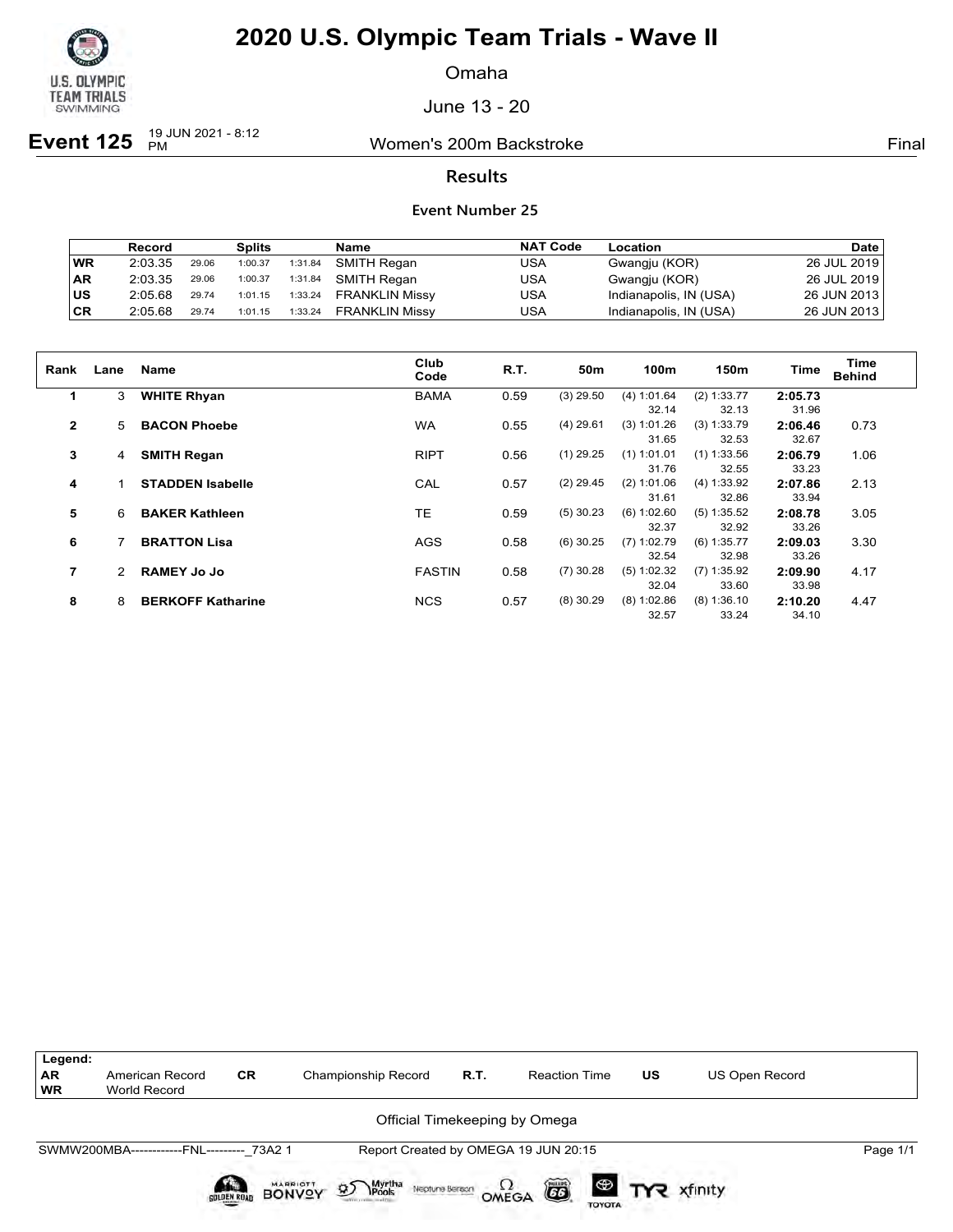# 2020 U.S. Olympic Team Trials - Wave II

Omaha

June 13 - 20

**Event 125** 19 JUN 2021 - 8:12 PM — Women's 200m Backstroke — Final

## Results

### Event Number 25

| | Record | Splits | | | Name | NAT Code | Location | Date |
|---|---|---|---|---|---|---|---|---|
| WR | 2:03.35 | 29.06 | 1:00.37 | 1:31.84 | SMITH Regan | USA | Gwangju (KOR) | 26 JUL 2019 |
| AR | 2:03.35 | 29.06 | 1:00.37 | 1:31.84 | SMITH Regan | USA | Gwangju (KOR) | 26 JUL 2019 |
| US | 2:05.68 | 29.74 | 1:01.15 | 1:33.24 | FRANKLIN Missy | USA | Indianapolis, IN (USA) | 26 JUN 2013 |
| CR | 2:05.68 | 29.74 | 1:01.15 | 1:33.24 | FRANKLIN Missy | USA | Indianapolis, IN (USA) | 26 JUN 2013 |

| Rank | Lane | Name | Club Code | R.T. | 50m | 100m | 150m | Time | Time Behind |
|---|---|---|---|---|---|---|---|---|---|
| 1 | 3 | **WHITE Rhyan** | BAMA | 0.59 | (3) 29.50 | (4) 1:01.64 | (2) 1:33.77 | **2:05.73** | |
| | | | | | | 32.14 | 32.13 | 31.96 | |
| 2 | 5 | **BACON Phoebe** | WA | 0.55 | (4) 29.61 | (3) 1:01.26 | (3) 1:33.79 | **2:06.46** | 0.73 |
| | | | | | | 31.65 | 32.53 | 32.67 | |
| 3 | 4 | **SMITH Regan** | RIPT | 0.56 | (1) 29.25 | (1) 1:01.01 | (1) 1:33.56 | **2:06.79** | 1.06 |
| | | | | | | 31.76 | 32.55 | 33.23 | |
| 4 | 1 | **STADDEN Isabelle** | CAL | 0.57 | (2) 29.45 | (2) 1:01.06 | (4) 1:33.92 | **2:07.86** | 2.13 |
| | | | | | | 31.61 | 32.86 | 33.94 | |
| 5 | 6 | **BAKER Kathleen** | TE | 0.59 | (5) 30.23 | (6) 1:02.60 | (5) 1:35.52 | **2:08.78** | 3.05 |
| | | | | | | 32.37 | 32.92 | 33.26 | |
| 6 | 7 | **BRATTON Lisa** | AGS | 0.58 | (6) 30.25 | (7) 1:02.79 | (6) 1:35.77 | **2:09.03** | 3.30 |
| | | | | | | 32.54 | 32.98 | 33.26 | |
| 7 | 2 | **RAMEY Jo Jo** | FASTIN | 0.58 | (7) 30.28 | (5) 1:02.32 | (7) 1:35.92 | **2:09.90** | 4.17 |
| | | | | | | 32.04 | 33.60 | 33.98 | |
| 8 | 8 | **BERKOFF Katharine** | NCS | 0.57 | (8) 30.29 | (8) 1:02.86 | (8) 1:36.10 | **2:10.20** | 4.47 |
| | | | | | | 32.57 | 33.24 | 34.10 | |

| Legend: | | | | | | | |
|---|---|---|---|---|---|---|---|
| AR | American Record | CR | Championship Record | R.T. | Reaction Time | US | US Open Record |
| WR | World Record | | | | | | |

Official Timekeeping by Omega

SWMW200MBA------------FNL---------_73A2 1 — Report Created by OMEGA 19 JUN 20:15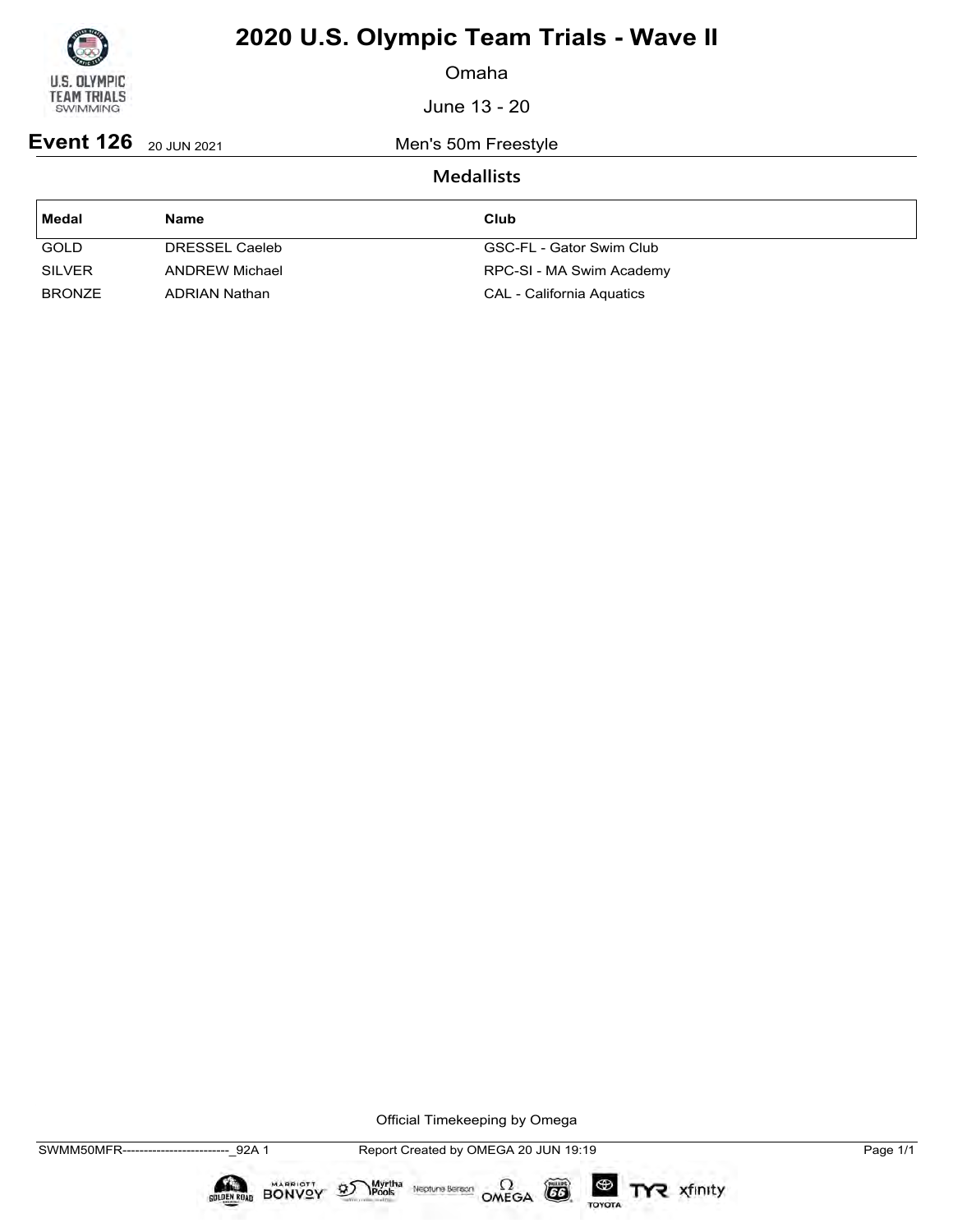# 2020 U.S. Olympic Team Trials - Wave II

Omaha

June 13 - 20

**Event 126** 20 JUN 2021 Men's 50m Freestyle

## Medallists

| Medal | Name | Club |
|---|---|---|
| GOLD | DRESSEL Caeleb | GSC-FL - Gator Swim Club |
| SILVER | ANDREW Michael | RPC-SI - MA Swim Academy |
| BRONZE | ADRIAN Nathan | CAL - California Aquatics |

Official Timekeeping by Omega

SWMM50MFR--------------------------_92A 1 Report Created by OMEGA 20 JUN 19:19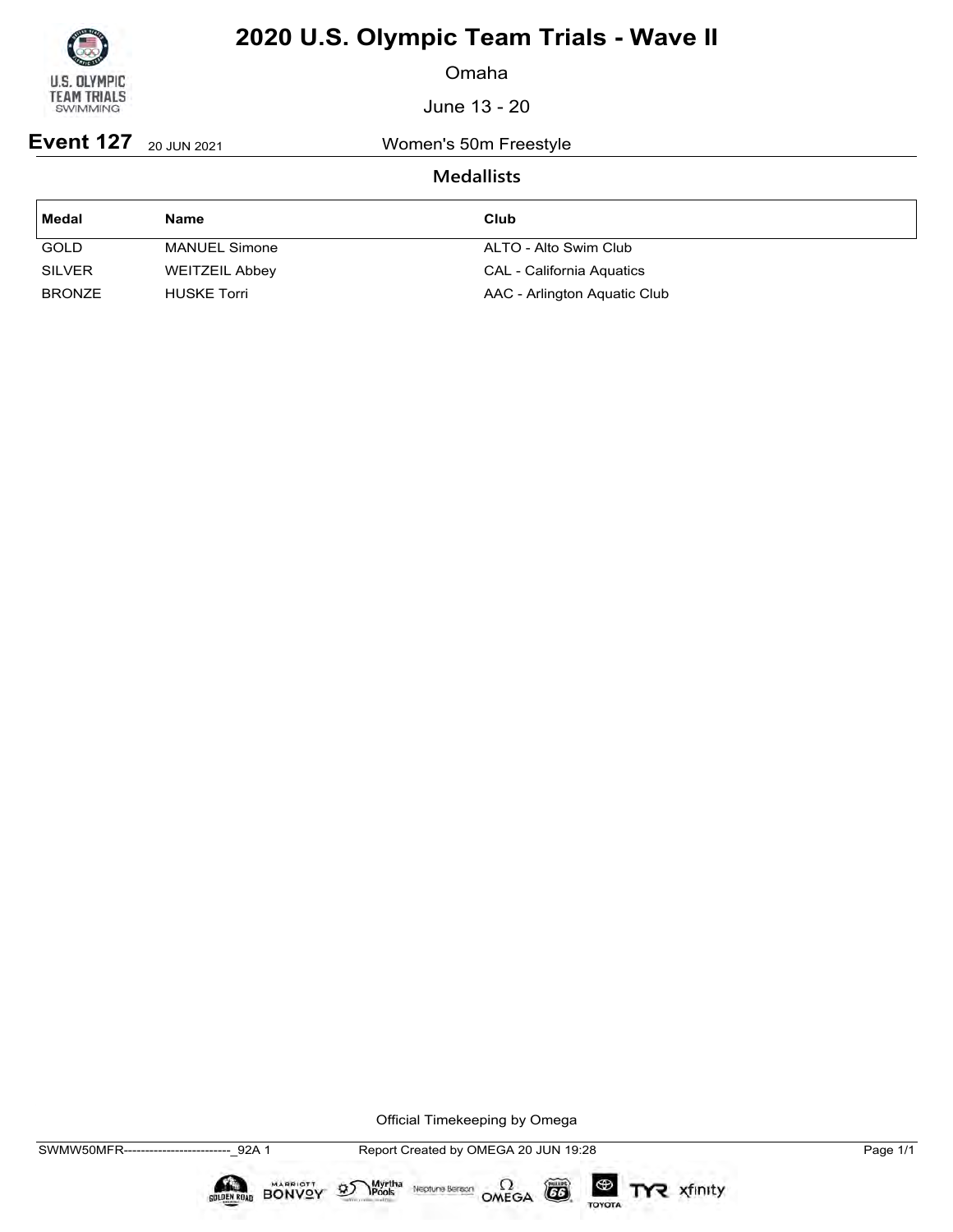# 2020 U.S. Olympic Team Trials - Wave II

Omaha

June 13 - 20

**Event 127** 20 JUN 2021 Women's 50m Freestyle

## Medallists

| Medal | Name | Club |
|---|---|---|
| GOLD | MANUEL Simone | ALTO - Alto Swim Club |
| SILVER | WEITZEIL Abbey | CAL - California Aquatics |
| BRONZE | HUSKE Torri | AAC - Arlington Aquatic Club |

Official Timekeeping by Omega

SWMW50MFR--------------------------_92A 1 Report Created by OMEGA 20 JUN 19:28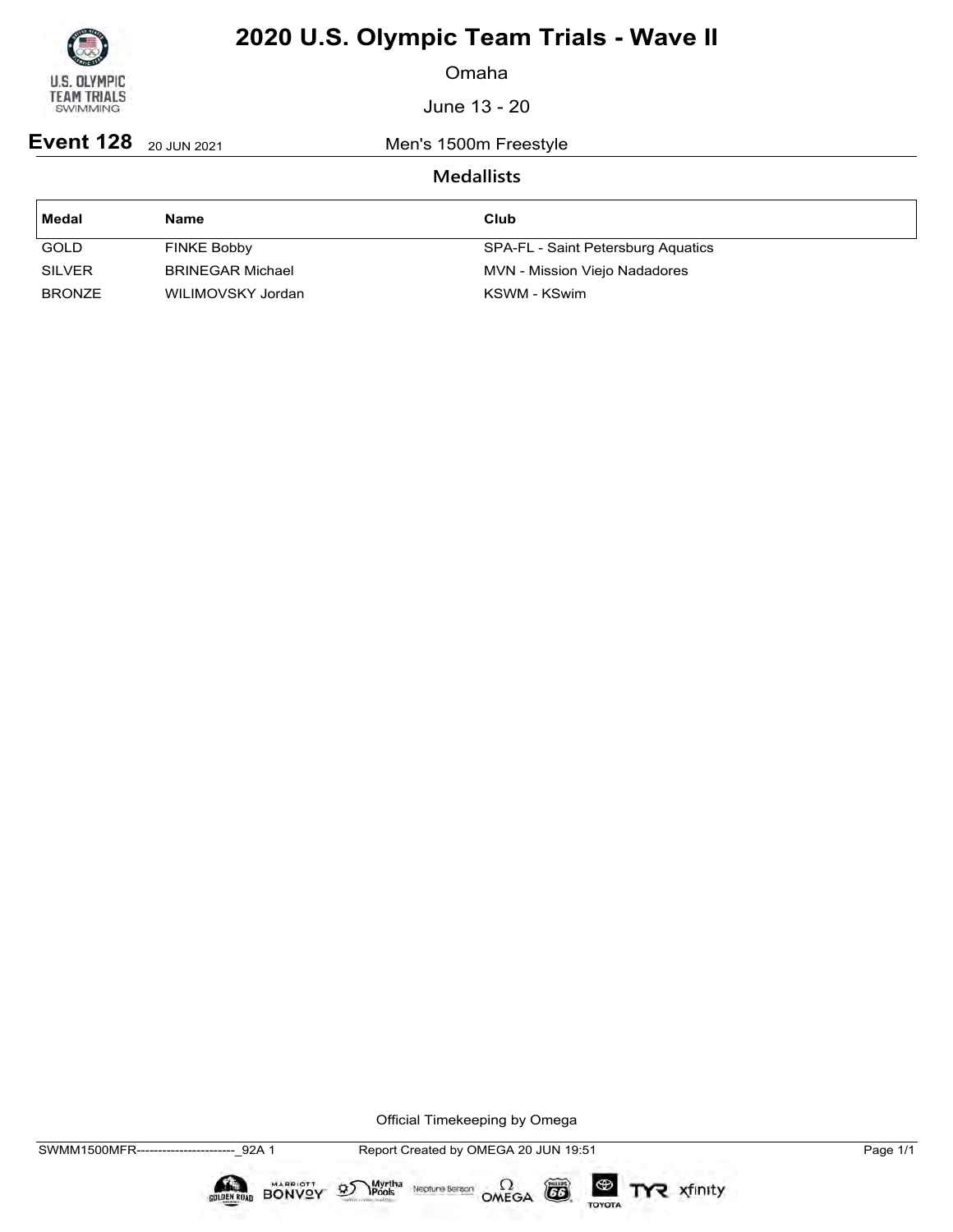# 2020 U.S. Olympic Team Trials - Wave II

Omaha

June 13 - 20

**Event 128** 20 JUN 2021 Men's 1500m Freestyle

## Medallists

| Medal | Name | Club |
|---|---|---|
| GOLD | FINKE Bobby | SPA-FL - Saint Petersburg Aquatics |
| SILVER | BRINEGAR Michael | MVN - Mission Viejo Nadadores |
| BRONZE | WILIMOVSKY Jordan | KSWM - KSwim |

Official Timekeeping by Omega

SWMM1500MFR------------------------_92A 1 Report Created by OMEGA 20 JUN 19:51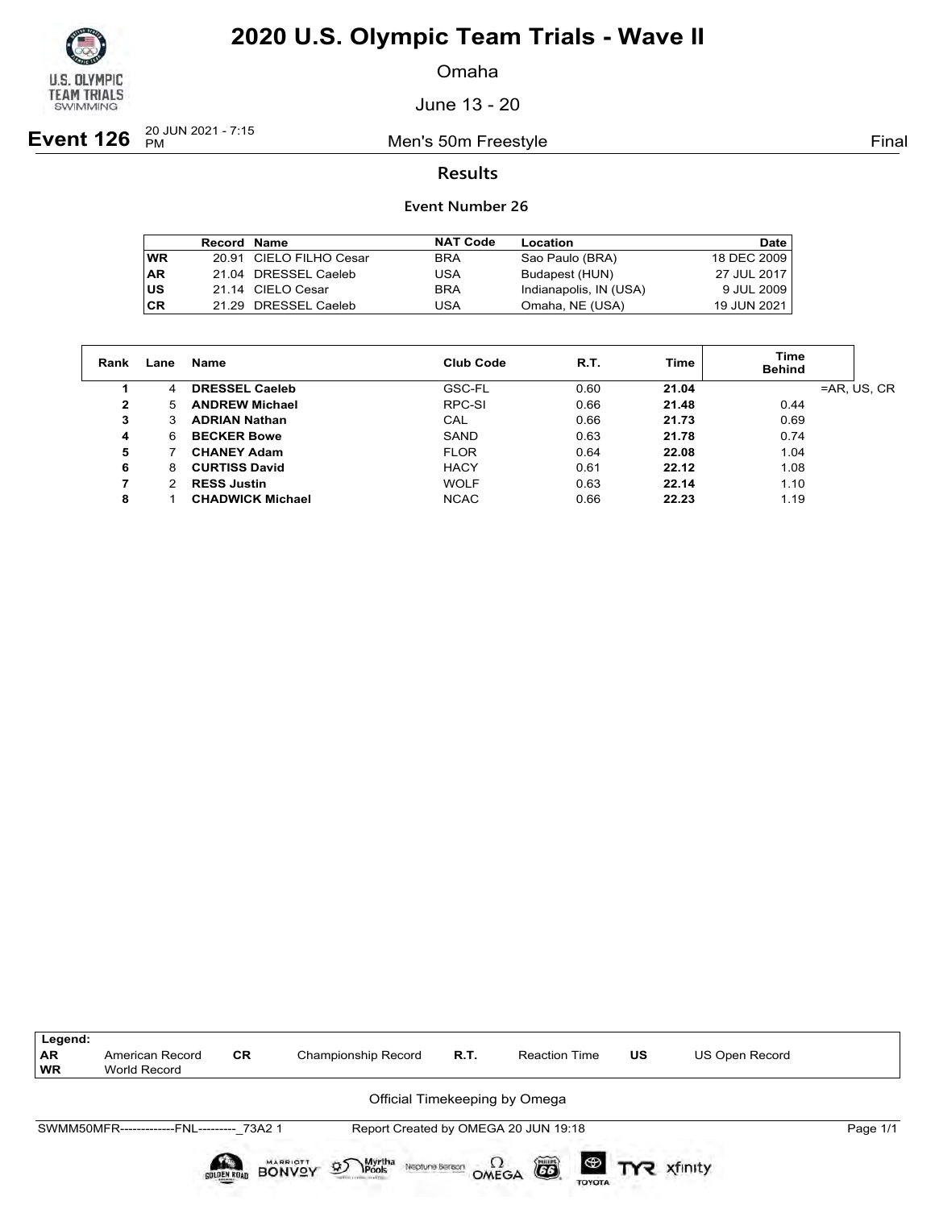# 2020 U.S. Olympic Team Trials - Wave II

Omaha

June 13 - 20

**Event 126** 20 JUN 2021 - 7:15 PM — Men's 50m Freestyle — Final

## Results

### Event Number 26

| | Record | Name | NAT Code | Location | Date |
|---|---|---|---|---|---|
| WR | 20.91 | CIELO FILHO Cesar | BRA | Sao Paulo (BRA) | 18 DEC 2009 |
| AR | 21.04 | DRESSEL Caeleb | USA | Budapest (HUN) | 27 JUL 2017 |
| US | 21.14 | CIELO Cesar | BRA | Indianapolis, IN (USA) | 9 JUL 2009 |
| CR | 21.29 | DRESSEL Caeleb | USA | Omaha, NE (USA) | 19 JUN 2021 |

| Rank | Lane | Name | Club Code | R.T. | Time | Time Behind | |
|---|---|---|---|---|---|---|---|
| 1 | 4 | **DRESSEL Caeleb** | GSC-FL | 0.60 | **21.04** | | =AR, US, CR |
| 2 | 5 | **ANDREW Michael** | RPC-SI | 0.66 | **21.48** | 0.44 | |
| 3 | 3 | **ADRIAN Nathan** | CAL | 0.66 | **21.73** | 0.69 | |
| 4 | 6 | **BECKER Bowe** | SAND | 0.63 | **21.78** | 0.74 | |
| 5 | 7 | **CHANEY Adam** | FLOR | 0.64 | **22.08** | 1.04 | |
| 6 | 8 | **CURTISS David** | HACY | 0.61 | **22.12** | 1.08 | |
| 7 | 2 | **RESS Justin** | WOLF | 0.63 | **22.14** | 1.10 | |
| 8 | 1 | **CHADWICK Michael** | NCAC | 0.66 | **22.23** | 1.19 | |

| Legend: | | | | | | | |
|---|---|---|---|---|---|---|---|
| AR | American Record | CR | Championship Record | R.T. | Reaction Time | US | US Open Record |
| WR | World Record | | | | | | |

Official Timekeeping by Omega

SWMM50MFR-------------FNL---------_73A2 1 — Report Created by OMEGA 20 JUN 19:18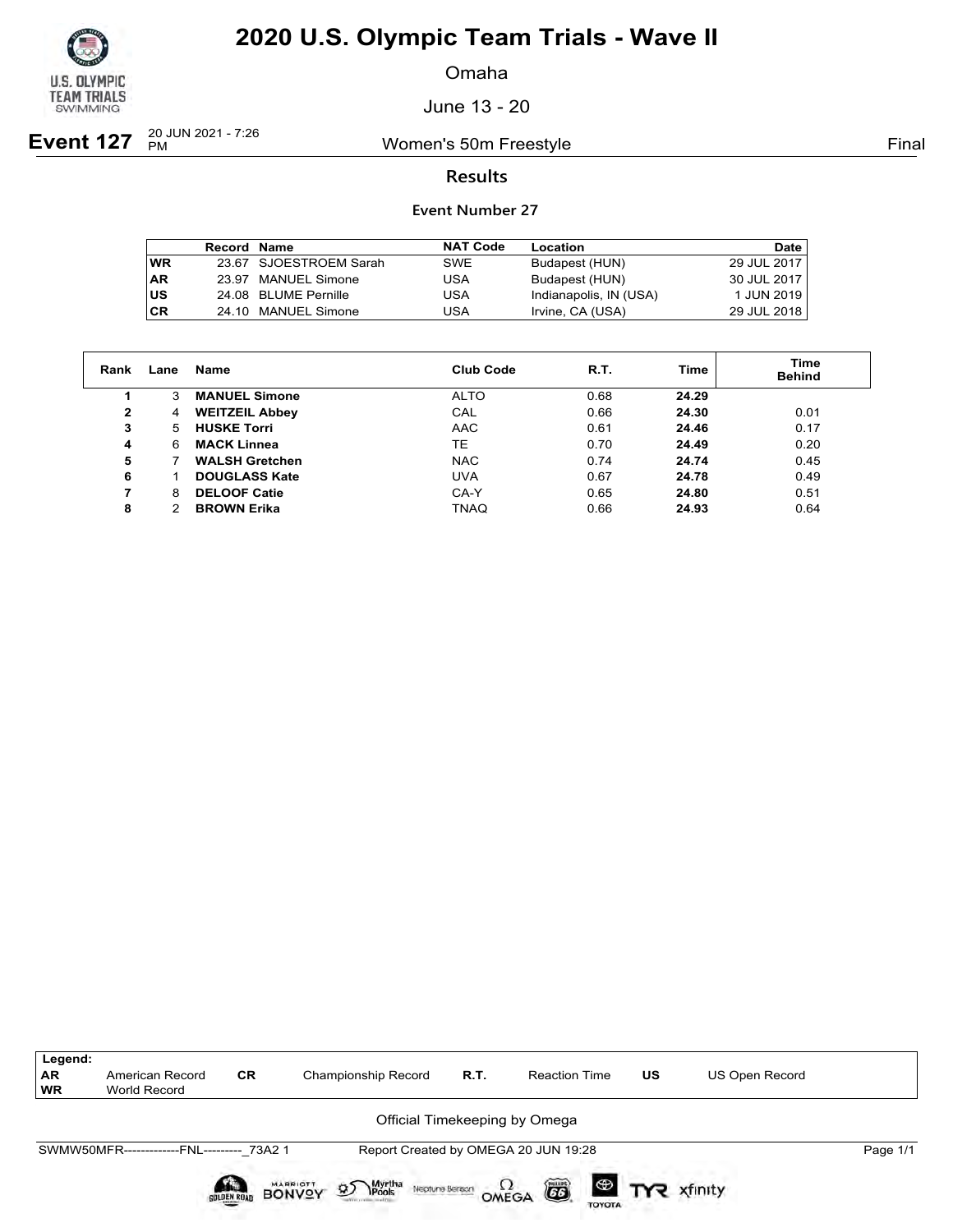# 2020 U.S. Olympic Team Trials - Wave II

Omaha

June 13 - 20

**Event 127** 20 JUN 2021 - 7:26 PM — Women's 50m Freestyle — Final

## Results

### Event Number 27

| | Record | Name | NAT Code | Location | Date |
|---|---|---|---|---|---|
| WR | 23.67 | SJOESTROEM Sarah | SWE | Budapest (HUN) | 29 JUL 2017 |
| AR | 23.97 | MANUEL Simone | USA | Budapest (HUN) | 30 JUL 2017 |
| US | 24.08 | BLUME Pernille | USA | Indianapolis, IN (USA) | 1 JUN 2019 |
| CR | 24.10 | MANUEL Simone | USA | Irvine, CA (USA) | 29 JUL 2018 |

| Rank | Lane | Name | Club Code | R.T. | Time | Time Behind |
|---|---|---|---|---|---|---|
| 1 | 3 | **MANUEL Simone** | ALTO | 0.68 | **24.29** | |
| 2 | 4 | **WEITZEIL Abbey** | CAL | 0.66 | **24.30** | 0.01 |
| 3 | 5 | **HUSKE Torri** | AAC | 0.61 | **24.46** | 0.17 |
| 4 | 6 | **MACK Linnea** | TE | 0.70 | **24.49** | 0.20 |
| 5 | 7 | **WALSH Gretchen** | NAC | 0.74 | **24.74** | 0.45 |
| 6 | 1 | **DOUGLASS Kate** | UVA | 0.67 | **24.78** | 0.49 |
| 7 | 8 | **DELOOF Catie** | CA-Y | 0.65 | **24.80** | 0.51 |
| 8 | 2 | **BROWN Erika** | TNAQ | 0.66 | **24.93** | 0.64 |

| Legend: | | | | | | | |
|---|---|---|---|---|---|---|---|
| AR | American Record | CR | Championship Record | R.T. | Reaction Time | US | US Open Record |
| WR | World Record | | | | | | |

Official Timekeeping by Omega

SWMW50MFR-------------FNL---------_73A2 1 — Report Created by OMEGA 20 JUN 19:28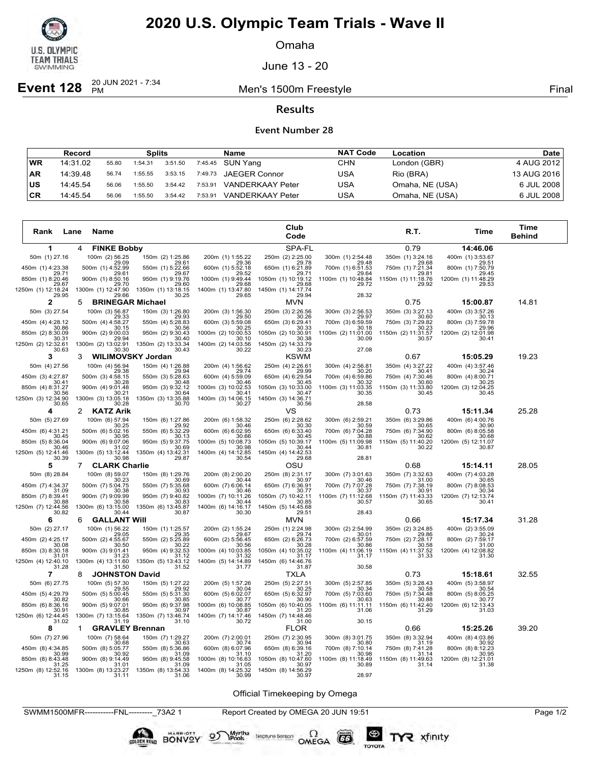# 2020 U.S. Olympic Team Trials - Wave II

Omaha

June 13 - 20

**Event 128** 20 JUN 2021 - 7:34 PM — Men's 1500m Freestyle — Final

## Results

### Event Number 28

| | Record | Splits | | | | Name | NAT Code | Location | Date |
|---|---|---|---|---|---|---|---|---|---|
| WR | 14:31.02 | 55.80 | 1:54.31 | 3:51.50 | 7:45.45 | SUN Yang | CHN | London (GBR) | 4 AUG 2012 |
| AR | 14:39.48 | 56.74 | 1:55.55 | 3:53.15 | 7:49.73 | JAEGER Connor | USA | Rio (BRA) | 13 AUG 2016 |
| US | 14:45.54 | 56.06 | 1:55.50 | 3:54.42 | 7:53.91 | VANDERKAAY Peter | USA | Omaha, NE (USA) | 6 JUL 2008 |
| CR | 14:45.54 | 56.06 | 1:55.50 | 3:54.42 | 7:53.91 | VANDERKAAY Peter | USA | Omaha, NE (USA) | 6 JUL 2008 |

| Rank | Lane | Name | Club Code | R.T. | Time | Time Behind |
|---|---|---|---|---|---|---|
| 1 | 4 | FINKE Bobby | SPA-FL | 0.79 | 14:46.06 | |
| 2 | 5 | BRINEGAR Michael | MVN | 0.75 | 15:00.87 | 14.81 |
| 3 | 3 | WILIMOVSKY Jordan | KSWM | 0.67 | 15:05.29 | 19.23 |
| 4 | 2 | KATZ Arik | VS | 0.73 | 15:11.34 | 25.28 |
| 5 | 7 | CLARK Charlie | OSU | 0.68 | 15:14.11 | 28.05 |
| 6 | 6 | GALLANT Will | MVN | 0.66 | 15:17.34 | 31.28 |
| 7 | 8 | JOHNSTON David | TXLA | 0.73 | 15:18.61 | 32.55 |
| 8 | 1 | GRAVLEY Brennan | FLOR | 0.66 | 15:25.26 | 39.20 |

**1 — FINKE Bobby**

| | | | | | | | |
|---|---|---|---|---|---|---|---|
| 50m (1) 27.16 | 100m (2) 56.25 / 29.09 | 150m (2) 1:25.86 / 29.61 | 200m (1) 1:55.22 / 29.36 | 250m (2) 2:25.00 / 29.78 | 300m (1) 2:54.48 / 29.48 | 350m (1) 3:24.16 / 29.68 | 400m (1) 3:53.67 / 29.51 |
| 450m (1) 4:23.38 / 29.71 | 500m (1) 4:52.99 / 29.61 | 550m (1) 5:22.66 / 29.67 | 600m (1) 5:52.18 / 29.52 | 650m (1) 6:21.89 / 29.71 | 700m (1) 6:51.53 / 29.64 | 750m (1) 7:21.34 / 29.81 | 800m (1) 7:50.79 / 29.45 |
| 850m (1) 8:20.46 / 29.67 | 900m (1) 8:50.16 / 29.70 | 950m (1) 9:19.76 / 29.60 | 1000m (1) 9:49.44 / 29.68 | 1050m (1) 10:19.12 / 29.68 | 1100m (1) 10:48.84 / 29.72 | 1150m (1) 11:18.76 / 29.92 | 1200m (1) 11:48.29 / 29.53 |
| 1250m (1) 12:18.24 / 29.95 | 1300m (1) 12:47.90 / 29.66 | 1350m (1) 13:18.15 / 30.25 | 1400m (1) 13:47.80 / 29.65 | 1450m (1) 14:17.74 / 29.94 | 28.32 | | |

**2 — BRINEGAR Michael**

| | | | | | | | |
|---|---|---|---|---|---|---|---|
| 50m (3) 27.54 | 100m (3) 56.87 / 29.33 | 150m (3) 1:26.80 / 29.93 | 200m (3) 1:56.30 / 29.50 | 250m (3) 2:26.56 / 30.26 | 300m (3) 2:56.53 / 29.97 | 350m (3) 3:27.13 / 30.60 | 400m (3) 3:57.26 / 30.13 |
| 450m (4) 4:28.12 / 30.86 | 500m (4) 4:58.27 / 30.15 | 550m (4) 5:28.83 / 30.56 | 600m (3) 5:59.08 / 30.25 | 650m (3) 6:29.41 / 30.33 | 700m (3) 6:59.59 / 30.18 | 750m (3) 7:29.82 / 30.23 | 800m (3) 7:59.78 / 29.96 |
| 850m (2) 8:30.09 / 30.31 | 900m (2) 9:00.03 / 29.94 | 950m (2) 9:30.43 / 30.40 | 1000m (2) 10:00.53 / 30.10 | 1050m (2) 10:30.91 / 30.38 | 1100m (2) 11:01.00 / 30.09 | 1150m (2) 11:31.57 / 30.57 | 1200m (2) 12:01.98 / 30.41 |
| 1250m (2) 12:32.61 / 30.63 | 1300m (2) 13:02.91 / 30.30 | 1350m (2) 13:33.34 / 30.43 | 1400m (2) 14:03.56 / 30.22 | 1450m (2) 14:33.79 / 30.23 | 27.08 | | |

**3 — WILIMOVSKY Jordan**

| | | | | | | | |
|---|---|---|---|---|---|---|---|
| 50m (4) 27.56 | 100m (4) 56.94 / 29.38 | 150m (4) 1:26.88 / 29.94 | 200m (4) 1:56.62 / 29.74 | 250m (4) 2:26.61 / 29.99 | 300m (4) 2:56.81 / 30.20 | 350m (4) 3:27.22 / 30.41 | 400m (4) 3:57.46 / 30.24 |
| 450m (3) 4:27.87 / 30.41 | 500m (3) 4:58.15 / 30.28 | 550m (3) 5:28.63 / 30.48 | 600m (4) 5:59.09 / 30.46 | 650m (4) 6:29.54 / 30.45 | 700m (4) 6:59.86 / 30.32 | 750m (4) 7:30.46 / 30.60 | 800m (4) 8:00.71 / 30.25 |
| 850m (4) 8:31.27 / 30.56 | 900m (4) 9:01.48 / 30.21 | 950m (3) 9:32.12 / 30.64 | 1000m (3) 10:02.53 / 30.41 | 1050m (3) 10:33.00 / 30.47 | 1100m (3) 11:03.35 / 30.35 | 1150m (3) 11:33.80 / 30.45 | 1200m (3) 12:04.25 / 30.45 |
| 1250m (3) 12:34.90 / 30.65 | 1300m (3) 13:05.18 / 30.28 | 1350m (3) 13:35.88 / 30.70 | 1400m (3) 14:06.15 / 30.27 | 1450m (3) 14:36.71 / 30.56 | 28.58 | | |

**4 — KATZ Arik**

| | | | | | | | |
|---|---|---|---|---|---|---|---|
| 50m (5) 27.69 | 100m (6) 57.94 / 30.25 | 150m (6) 1:27.86 / 29.92 | 200m (6) 1:58.32 / 30.46 | 250m (6) 2:28.62 / 30.30 | 300m (6) 2:59.21 / 30.59 | 350m (6) 3:29.86 / 30.65 | 400m (6) 4:00.76 / 30.90 |
| 450m (6) 4:31.21 / 30.45 | 500m (6) 5:02.16 / 30.95 | 550m (6) 5:32.29 / 30.13 | 600m (6) 6:02.95 / 30.66 | 650m (6) 6:33.40 / 30.45 | 700m (6) 7:04.28 / 30.88 | 750m (6) 7:34.90 / 30.62 | 800m (6) 8:05.58 / 30.68 |
| 850m (5) 8:36.04 / 30.46 | 900m (6) 9:07.06 / 31.02 | 950m (5) 9:37.75 / 30.69 | 1000m (5) 10:08.73 / 30.98 | 1050m (5) 10:39.17 / 30.44 | 1100m (5) 11:09.98 / 30.81 | 1150m (5) 11:40.20 / 30.22 | 1200m (5) 12:11.07 / 30.87 |
| 1250m (5) 12:41.46 / 30.39 | 1300m (5) 13:12.44 / 30.98 | 1350m (4) 13:42.31 / 29.87 | 1400m (4) 14:12.85 / 30.54 | 1450m (4) 14:42.53 / 29.68 | 28.81 | | |

**5 — CLARK Charlie**

| | | | | | | | |
|---|---|---|---|---|---|---|---|
| 50m (8) 28.84 | 100m (8) 59.07 / 30.23 | 150m (8) 1:29.76 / 30.69 | 200m (8) 2:00.20 / 30.44 | 250m (8) 2:31.17 / 30.97 | 300m (7) 3:01.63 / 30.46 | 350m (7) 3:32.63 / 31.00 | 400m (7) 4:03.28 / 30.65 |
| 450m (7) 4:34.37 / 31.09 | 500m (7) 5:04.75 / 30.38 | 550m (7) 5:35.68 / 30.93 | 600m (7) 6:06.14 / 30.46 | 650m (7) 6:36.91 / 30.77 | 700m (7) 7:07.28 / 30.37 | 750m (7) 7:38.19 / 30.91 | 800m (7) 8:08.53 / 30.34 |
| 850m (7) 8:39.41 / 30.88 | 900m (7) 9:09.99 / 30.58 | 950m (7) 9:40.82 / 30.83 | 1000m (7) 10:11.26 / 30.44 | 1050m (7) 10:42.11 / 30.85 | 1100m (7) 11:12.68 / 30.57 | 1150m (7) 11:43.33 / 30.65 | 1200m (7) 12:13.74 / 30.41 |
| 1250m (7) 12:44.56 / 30.82 | 1300m (6) 13:15.00 / 30.44 | 1350m (6) 13:45.87 / 30.87 | 1400m (6) 14:16.17 / 30.30 | 1450m (5) 14:45.68 / 29.51 | 28.43 | | |

**6 — GALLANT Will**

| | | | | | | | |
|---|---|---|---|---|---|---|---|
| 50m (2) 27.17 | 100m (1) 56.22 / 29.05 | 150m (1) 1:25.57 / 29.35 | 200m (2) 1:55.24 / 29.67 | 250m (1) 2:24.98 / 29.74 | 300m (2) 2:54.99 / 30.01 | 350m (2) 3:24.85 / 29.86 | 400m (2) 3:55.09 / 30.24 |
| 450m (2) 4:25.17 / 30.08 | 500m (2) 4:55.67 / 30.50 | 550m (2) 5:25.89 / 30.22 | 600m (2) 5:56.45 / 30.56 | 650m (2) 6:26.73 / 30.28 | 700m (2) 6:57.59 / 30.86 | 750m (2) 7:28.17 / 30.58 | 800m (2) 7:59.17 / 31.00 |
| 850m (3) 8:30.18 / 31.01 | 900m (3) 9:01.41 / 31.23 | 950m (4) 9:32.53 / 31.12 | 1000m (4) 10:03.85 / 31.32 | 1050m (4) 10:35.02 / 31.17 | 1100m (4) 11:06.19 / 31.17 | 1150m (4) 11:37.52 / 31.33 | 1200m (4) 12:08.82 / 31.30 |
| 1250m (4) 12:40.10 / 31.28 | 1300m (4) 13:11.60 / 31.50 | 1350m (5) 13:43.12 / 31.52 | 1400m (5) 14:14.89 / 31.77 | 1450m (6) 14:46.76 / 31.87 | 30.58 | | |

**7 — JOHNSTON David**

| | | | | | | | |
|---|---|---|---|---|---|---|---|
| 50m (6) 27.75 | 100m (5) 57.30 / 29.55 | 150m (5) 1:27.22 / 29.92 | 200m (5) 1:57.26 / 30.04 | 250m (5) 2:27.51 / 30.25 | 300m (5) 2:57.85 / 30.34 | 350m (5) 3:28.43 / 30.58 | 400m (5) 3:58.97 / 30.54 |
| 450m (5) 4:29.79 / 30.82 | 500m (5) 5:00.45 / 30.66 | 550m (5) 5:31.30 / 30.85 | 600m (5) 6:02.07 / 30.77 | 650m (5) 6:32.97 / 30.90 | 700m (5) 7:03.60 / 30.63 | 750m (5) 7:34.48 / 30.88 | 800m (5) 8:05.25 / 30.77 |
| 850m (6) 8:36.16 / 30.91 | 900m (5) 9:07.01 / 30.85 | 950m (6) 9:37.98 / 30.97 | 1000m (6) 10:08.85 / 30.87 | 1050m (6) 10:40.05 / 31.20 | 1100m (6) 11:11.11 / 31.06 | 1150m (6) 11:42.40 / 31.29 | 1200m (6) 12:13.43 / 31.03 |
| 1250m (6) 12:44.45 / 31.02 | 1300m (7) 13:15.64 / 31.19 | 1350m (7) 13:46.74 / 31.10 | 1400m (7) 14:17.46 / 30.72 | 1450m (7) 14:48.46 / 31.00 | 30.15 | | |

**8 — GRAVLEY Brennan**

| | | | | | | | |
|---|---|---|---|---|---|---|---|
| 50m (7) 27.96 | 100m (7) 58.64 / 30.68 | 150m (7) 1:29.27 / 30.63 | 200m (7) 2:00.01 / 30.74 | 250m (7) 2:30.95 / 30.94 | 300m (8) 3:01.75 / 30.80 | 350m (8) 3:32.94 / 31.19 | 400m (8) 4:03.86 / 30.92 |
| 450m (8) 4:34.85 / 30.99 | 500m (8) 5:05.77 / 30.92 | 550m (8) 5:36.86 / 31.09 | 600m (8) 6:07.96 / 31.10 | 650m (8) 6:39.16 / 31.20 | 700m (8) 7:10.14 / 30.98 | 750m (8) 7:41.28 / 31.14 | 800m (8) 8:12.23 / 30.95 |
| 850m (8) 8:43.48 / 31.25 | 900m (8) 9:14.49 / 31.01 | 950m (8) 9:45.58 / 31.09 | 1000m (8) 10:16.63 / 31.05 | 1050m (8) 10:47.60 / 30.97 | 1100m (8) 11:18.49 / 30.89 | 1150m (8) 11:49.63 / 31.14 | 1200m (8) 12:21.01 / 31.38 |
| 1250m (8) 12:52.16 / 31.15 | 1300m (8) 13:23.27 / 31.11 | 1350m (8) 13:54.33 / 31.06 | 1400m (8) 14:25.32 / 30.99 | 1450m (8) 14:56.29 / 30.97 | 28.97 | | |

Official Timekeeping by Omega

SWMM1500MFR-----------FNL---------_73A2 1 — Report Created by OMEGA 20 JUN 19:51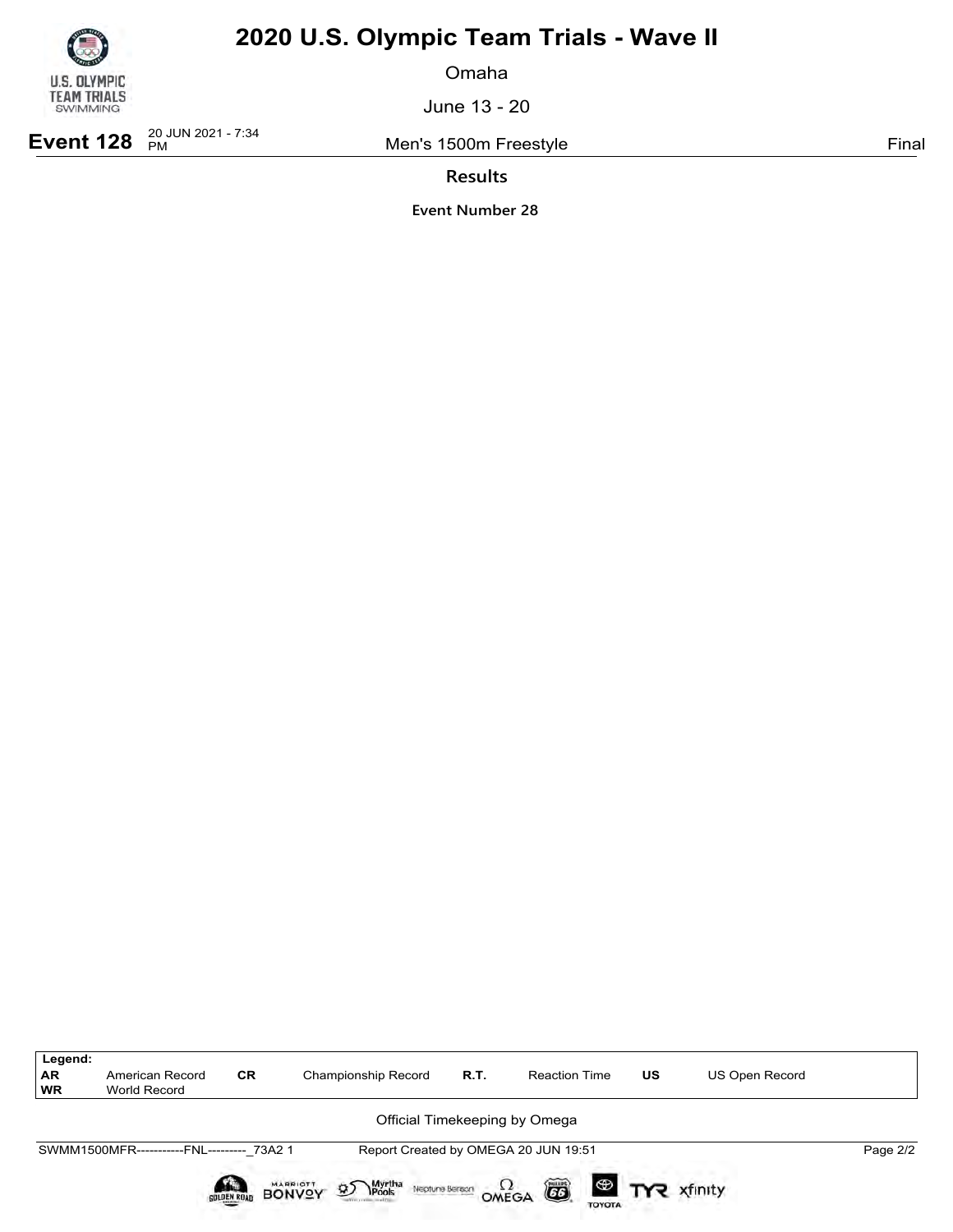# 2020 U.S. Olympic Team Trials - Wave II

Omaha

June 13 - 20

**Event 128** 20 JUN 2021 - 7:34 PM — Men's 1500m Freestyle — Final

**Results**

**Event Number 28**

| Legend: | | | | | | | |
|---|---|---|---|---|---|---|---|
| **AR** | American Record | **CR** | Championship Record | **R.T.** | Reaction Time | **US** | US Open Record |
| **WR** | World Record | | | | | | |

Official Timekeeping by Omega

SWMM1500MFR-----------FNL---------_73A2 1 — Report Created by OMEGA 20 JUN 19:51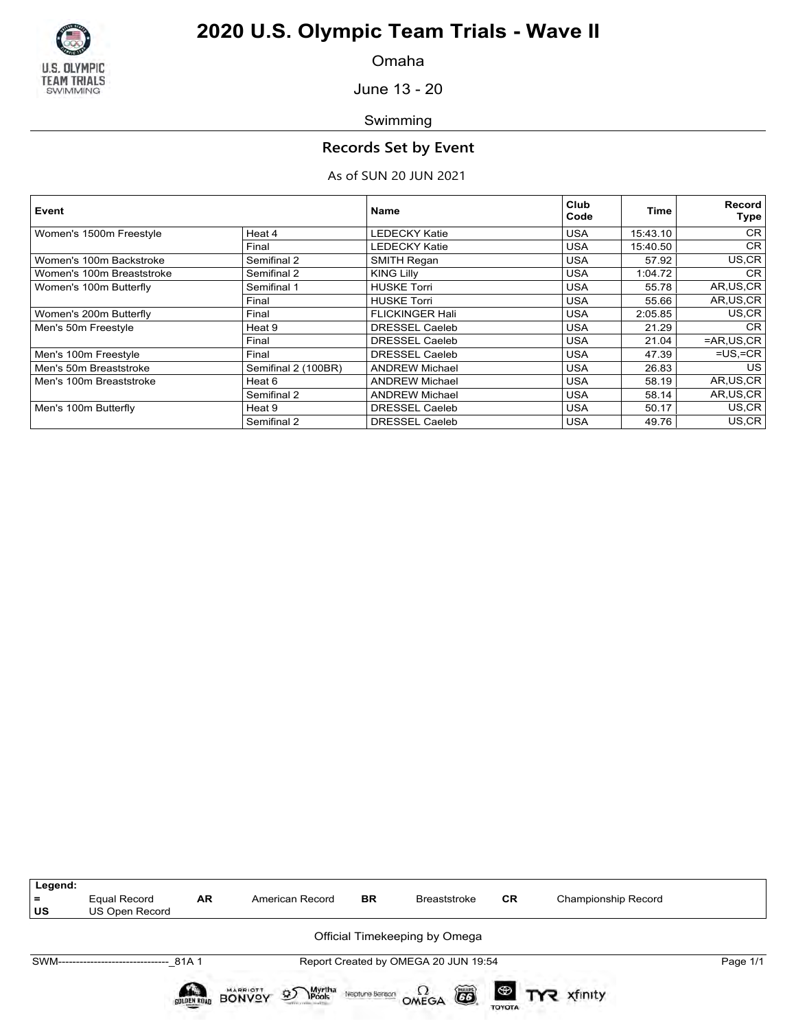# 2020 U.S. Olympic Team Trials - Wave II

Omaha

June 13 - 20

Swimming

## Records Set by Event

As of SUN 20 JUN 2021

| Event | | Name | Club Code | Time | Record Type |
|---|---|---|---|---|---|
| Women's 1500m Freestyle | Heat 4 | LEDECKY Katie | USA | 15:43.10 | CR |
| | Final | LEDECKY Katie | USA | 15:40.50 | CR |
| Women's 100m Backstroke | Semifinal 2 | SMITH Regan | USA | 57.92 | US,CR |
| Women's 100m Breaststroke | Semifinal 2 | KING Lilly | USA | 1:04.72 | CR |
| Women's 100m Butterfly | Semifinal 1 | HUSKE Torri | USA | 55.78 | AR,US,CR |
| | Final | HUSKE Torri | USA | 55.66 | AR,US,CR |
| Women's 200m Butterfly | Final | FLICKINGER Hali | USA | 2:05.85 | US,CR |
| Men's 50m Freestyle | Heat 9 | DRESSEL Caeleb | USA | 21.29 | CR |
| | Final | DRESSEL Caeleb | USA | 21.04 | =AR,US,CR |
| Men's 100m Freestyle | Final | DRESSEL Caeleb | USA | 47.39 | =US,=CR |
| Men's 50m Breaststroke | Semifinal 2 (100BR) | ANDREW Michael | USA | 26.83 | US |
| Men's 100m Breaststroke | Heat 6 | ANDREW Michael | USA | 58.19 | AR,US,CR |
| | Semifinal 2 | ANDREW Michael | USA | 58.14 | AR,US,CR |
| Men's 100m Butterfly | Heat 9 | DRESSEL Caeleb | USA | 50.17 | US,CR |
| | Semifinal 2 | DRESSEL Caeleb | USA | 49.76 | US,CR |

**Legend:**

| | | | | | | | |
|---|---|---|---|---|---|---|---|
| = | Equal Record | AR | American Record | BR | Breaststroke | CR | Championship Record |
| US | US Open Record | | | | | | |

Official Timekeeping by Omega

SWM-------------------------------_81A 1 Report Created by OMEGA 20 JUN 19:54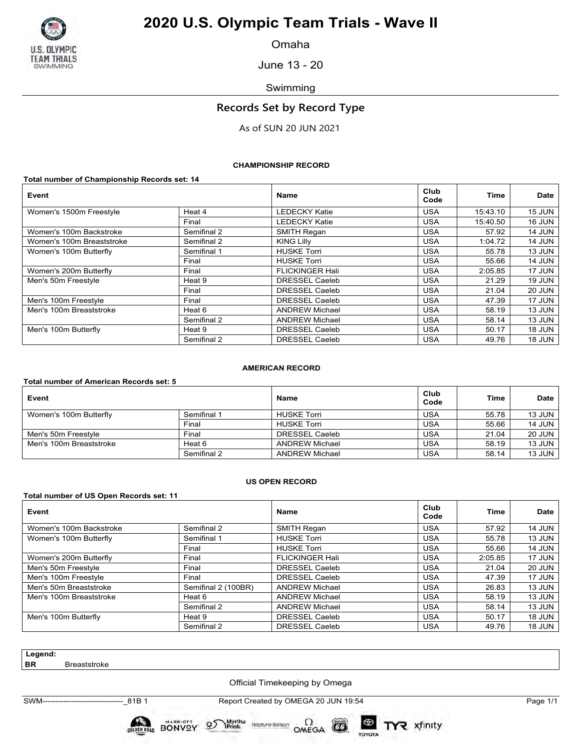# 2020 U.S. Olympic Team Trials - Wave II

Omaha

June 13 - 20

Swimming

## Records Set by Record Type

As of SUN 20 JUN 2021

### CHAMPIONSHIP RECORD

**Total number of Championship Records set: 14**

| Event | | Name | Club Code | Time | Date |
|---|---|---|---|---|---|
| Women's 1500m Freestyle | Heat 4 | LEDECKY Katie | USA | 15:43.10 | 15 JUN |
| | Final | LEDECKY Katie | USA | 15:40.50 | 16 JUN |
| Women's 100m Backstroke | Semifinal 2 | SMITH Regan | USA | 57.92 | 14 JUN |
| Women's 100m Breaststroke | Semifinal 2 | KING Lilly | USA | 1:04.72 | 14 JUN |
| Women's 100m Butterfly | Semifinal 1 | HUSKE Torri | USA | 55.78 | 13 JUN |
| | Final | HUSKE Torri | USA | 55.66 | 14 JUN |
| Women's 200m Butterfly | Final | FLICKINGER Hali | USA | 2:05.85 | 17 JUN |
| Men's 50m Freestyle | Heat 9 | DRESSEL Caeleb | USA | 21.29 | 19 JUN |
| | Final | DRESSEL Caeleb | USA | 21.04 | 20 JUN |
| Men's 100m Freestyle | Final | DRESSEL Caeleb | USA | 47.39 | 17 JUN |
| Men's 100m Breaststroke | Heat 6 | ANDREW Michael | USA | 58.19 | 13 JUN |
| | Semifinal 2 | ANDREW Michael | USA | 58.14 | 13 JUN |
| Men's 100m Butterfly | Heat 9 | DRESSEL Caeleb | USA | 50.17 | 18 JUN |
| | Semifinal 2 | DRESSEL Caeleb | USA | 49.76 | 18 JUN |

### AMERICAN RECORD

**Total number of American Records set: 5**

| Event | | Name | Club Code | Time | Date |
|---|---|---|---|---|---|
| Women's 100m Butterfly | Semifinal 1 | HUSKE Torri | USA | 55.78 | 13 JUN |
| | Final | HUSKE Torri | USA | 55.66 | 14 JUN |
| Men's 50m Freestyle | Final | DRESSEL Caeleb | USA | 21.04 | 20 JUN |
| Men's 100m Breaststroke | Heat 6 | ANDREW Michael | USA | 58.19 | 13 JUN |
| | Semifinal 2 | ANDREW Michael | USA | 58.14 | 13 JUN |

### US OPEN RECORD

**Total number of US Open Records set: 11**

| Event | | Name | Club Code | Time | Date |
|---|---|---|---|---|---|
| Women's 100m Backstroke | Semifinal 2 | SMITH Regan | USA | 57.92 | 14 JUN |
| Women's 100m Butterfly | Semifinal 1 | HUSKE Torri | USA | 55.78 | 13 JUN |
| | Final | HUSKE Torri | USA | 55.66 | 14 JUN |
| Women's 200m Butterfly | Final | FLICKINGER Hali | USA | 2:05.85 | 17 JUN |
| Men's 50m Freestyle | Final | DRESSEL Caeleb | USA | 21.04 | 20 JUN |
| Men's 100m Freestyle | Final | DRESSEL Caeleb | USA | 47.39 | 17 JUN |
| Men's 50m Breaststroke | Semifinal 2 (100BR) | ANDREW Michael | USA | 26.83 | 13 JUN |
| Men's 100m Breaststroke | Heat 6 | ANDREW Michael | USA | 58.19 | 13 JUN |
| | Semifinal 2 | ANDREW Michael | USA | 58.14 | 13 JUN |
| Men's 100m Butterfly | Heat 9 | DRESSEL Caeleb | USA | 50.17 | 18 JUN |
| | Semifinal 2 | DRESSEL Caeleb | USA | 49.76 | 18 JUN |

**Legend:**
**BR** Breaststroke

Official Timekeeping by Omega

SWM-------------------------------_81B 1 Report Created by OMEGA 20 JUN 19:54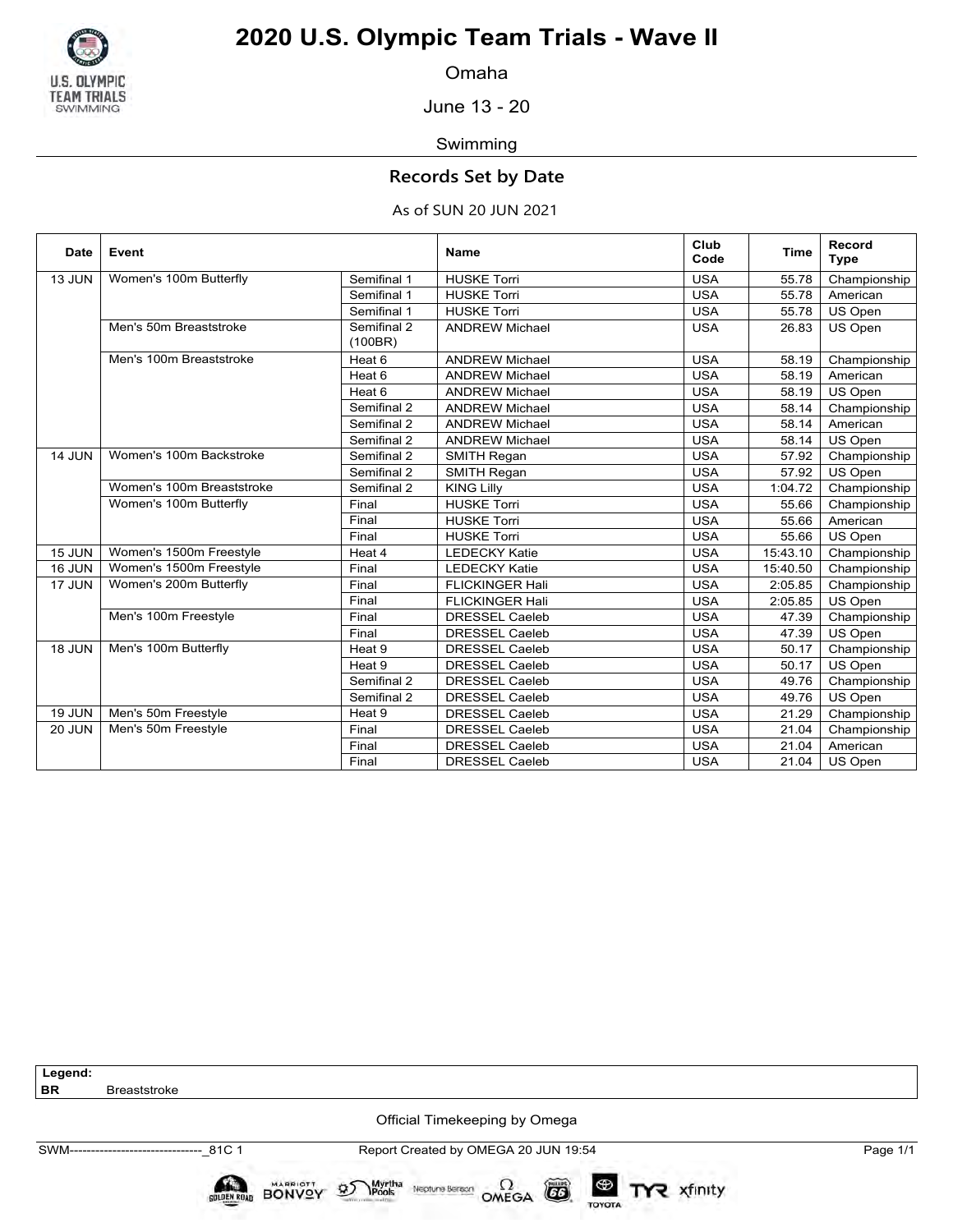# 2020 U.S. Olympic Team Trials - Wave II

Omaha

June 13 - 20

Swimming

## Records Set by Date

As of SUN 20 JUN 2021

| Date | Event | | Name | Club Code | Time | Record Type |
|---|---|---|---|---|---|---|
| 13 JUN | Women's 100m Butterfly | Semifinal 1 | HUSKE Torri | USA | 55.78 | Championship |
| | | Semifinal 1 | HUSKE Torri | USA | 55.78 | American |
| | | Semifinal 1 | HUSKE Torri | USA | 55.78 | US Open |
| | Men's 50m Breaststroke | Semifinal 2 (100BR) | ANDREW Michael | USA | 26.83 | US Open |
| | Men's 100m Breaststroke | Heat 6 | ANDREW Michael | USA | 58.19 | Championship |
| | | Heat 6 | ANDREW Michael | USA | 58.19 | American |
| | | Heat 6 | ANDREW Michael | USA | 58.19 | US Open |
| | | Semifinal 2 | ANDREW Michael | USA | 58.14 | Championship |
| | | Semifinal 2 | ANDREW Michael | USA | 58.14 | American |
| | | Semifinal 2 | ANDREW Michael | USA | 58.14 | US Open |
| 14 JUN | Women's 100m Backstroke | Semifinal 2 | SMITH Regan | USA | 57.92 | Championship |
| | | Semifinal 2 | SMITH Regan | USA | 57.92 | US Open |
| | Women's 100m Breaststroke | Semifinal 2 | KING Lilly | USA | 1:04.72 | Championship |
| | Women's 100m Butterfly | Final | HUSKE Torri | USA | 55.66 | Championship |
| | | Final | HUSKE Torri | USA | 55.66 | American |
| | | Final | HUSKE Torri | USA | 55.66 | US Open |
| 15 JUN | Women's 1500m Freestyle | Heat 4 | LEDECKY Katie | USA | 15:43.10 | Championship |
| 16 JUN | Women's 1500m Freestyle | Final | LEDECKY Katie | USA | 15:40.50 | Championship |
| 17 JUN | Women's 200m Butterfly | Final | FLICKINGER Hali | USA | 2:05.85 | Championship |
| | | Final | FLICKINGER Hali | USA | 2:05.85 | US Open |
| | Men's 100m Freestyle | Final | DRESSEL Caeleb | USA | 47.39 | Championship |
| | | Final | DRESSEL Caeleb | USA | 47.39 | US Open |
| 18 JUN | Men's 100m Butterfly | Heat 9 | DRESSEL Caeleb | USA | 50.17 | Championship |
| | | Heat 9 | DRESSEL Caeleb | USA | 50.17 | US Open |
| | | Semifinal 2 | DRESSEL Caeleb | USA | 49.76 | Championship |
| | | Semifinal 2 | DRESSEL Caeleb | USA | 49.76 | US Open |
| 19 JUN | Men's 50m Freestyle | Heat 9 | DRESSEL Caeleb | USA | 21.29 | Championship |
| 20 JUN | Men's 50m Freestyle | Final | DRESSEL Caeleb | USA | 21.04 | Championship |
| | | Final | DRESSEL Caeleb | USA | 21.04 | American |
| | | Final | DRESSEL Caeleb | USA | 21.04 | US Open |

**Legend:**
**BR** Breaststroke

Official Timekeeping by Omega

SWM--------------------------------_81C 1 Report Created by OMEGA 20 JUN 19:54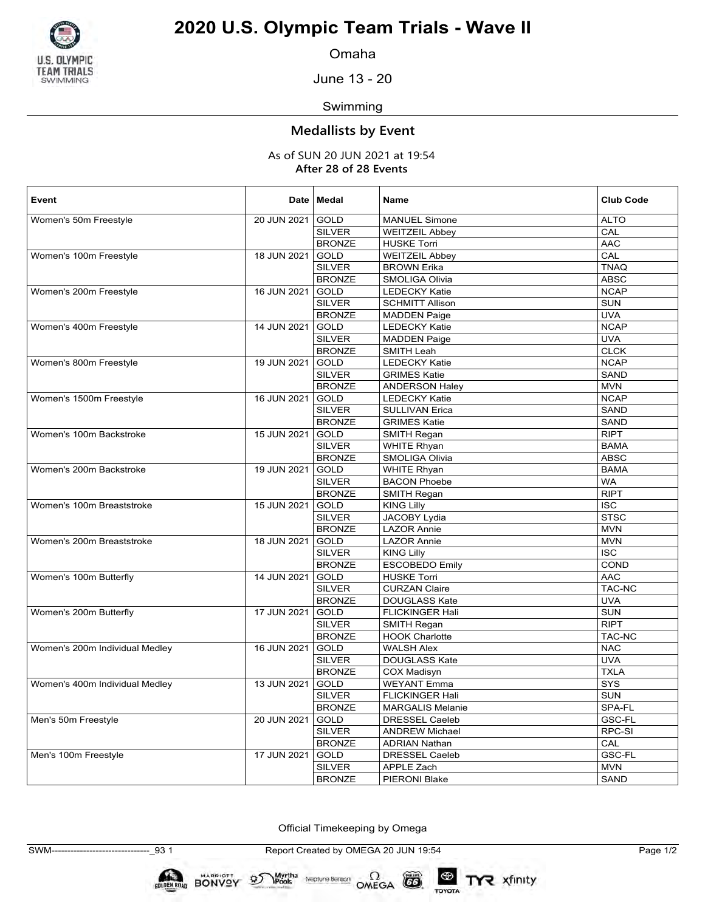# 2020 U.S. Olympic Team Trials - Wave II

Omaha

June 13 - 20

Swimming

## Medallists by Event

As of SUN 20 JUN 2021 at 19:54
**After 28 of 28 Events**

| Event | Date | Medal | Name | Club Code |
|---|---|---|---|---|
| Women's 50m Freestyle | 20 JUN 2021 | GOLD | MANUEL Simone | ALTO |
| | | SILVER | WEITZEIL Abbey | CAL |
| | | BRONZE | HUSKE Torri | AAC |
| Women's 100m Freestyle | 18 JUN 2021 | GOLD | WEITZEIL Abbey | CAL |
| | | SILVER | BROWN Erika | TNAQ |
| | | BRONZE | SMOLIGA Olivia | ABSC |
| Women's 200m Freestyle | 16 JUN 2021 | GOLD | LEDECKY Katie | NCAP |
| | | SILVER | SCHMITT Allison | SUN |
| | | BRONZE | MADDEN Paige | UVA |
| Women's 400m Freestyle | 14 JUN 2021 | GOLD | LEDECKY Katie | NCAP |
| | | SILVER | MADDEN Paige | UVA |
| | | BRONZE | SMITH Leah | CLCK |
| Women's 800m Freestyle | 19 JUN 2021 | GOLD | LEDECKY Katie | NCAP |
| | | SILVER | GRIMES Katie | SAND |
| | | BRONZE | ANDERSON Haley | MVN |
| Women's 1500m Freestyle | 16 JUN 2021 | GOLD | LEDECKY Katie | NCAP |
| | | SILVER | SULLIVAN Erica | SAND |
| | | BRONZE | GRIMES Katie | SAND |
| Women's 100m Backstroke | 15 JUN 2021 | GOLD | SMITH Regan | RIPT |
| | | SILVER | WHITE Rhyan | BAMA |
| | | BRONZE | SMOLIGA Olivia | ABSC |
| Women's 200m Backstroke | 19 JUN 2021 | GOLD | WHITE Rhyan | BAMA |
| | | SILVER | BACON Phoebe | WA |
| | | BRONZE | SMITH Regan | RIPT |
| Women's 100m Breaststroke | 15 JUN 2021 | GOLD | KING Lilly | ISC |
| | | SILVER | JACOBY Lydia | STSC |
| | | BRONZE | LAZOR Annie | MVN |
| Women's 200m Breaststroke | 18 JUN 2021 | GOLD | LAZOR Annie | MVN |
| | | SILVER | KING Lilly | ISC |
| | | BRONZE | ESCOBEDO Emily | COND |
| Women's 100m Butterfly | 14 JUN 2021 | GOLD | HUSKE Torri | AAC |
| | | SILVER | CURZAN Claire | TAC-NC |
| | | BRONZE | DOUGLASS Kate | UVA |
| Women's 200m Butterfly | 17 JUN 2021 | GOLD | FLICKINGER Hali | SUN |
| | | SILVER | SMITH Regan | RIPT |
| | | BRONZE | HOOK Charlotte | TAC-NC |
| Women's 200m Individual Medley | 16 JUN 2021 | GOLD | WALSH Alex | NAC |
| | | SILVER | DOUGLASS Kate | UVA |
| | | BRONZE | COX Madisyn | TXLA |
| Women's 400m Individual Medley | 13 JUN 2021 | GOLD | WEYANT Emma | SYS |
| | | SILVER | FLICKINGER Hali | SUN |
| | | BRONZE | MARGALIS Melanie | SPA-FL |
| Men's 50m Freestyle | 20 JUN 2021 | GOLD | DRESSEL Caeleb | GSC-FL |
| | | SILVER | ANDREW Michael | RPC-SI |
| | | BRONZE | ADRIAN Nathan | CAL |
| Men's 100m Freestyle | 17 JUN 2021 | GOLD | DRESSEL Caeleb | GSC-FL |
| | | SILVER | APPLE Zach | MVN |
| | | BRONZE | PIERONI Blake | SAND |

Official Timekeeping by Omega

SWM-------------------------------_93 1 Report Created by OMEGA 20 JUN 19:54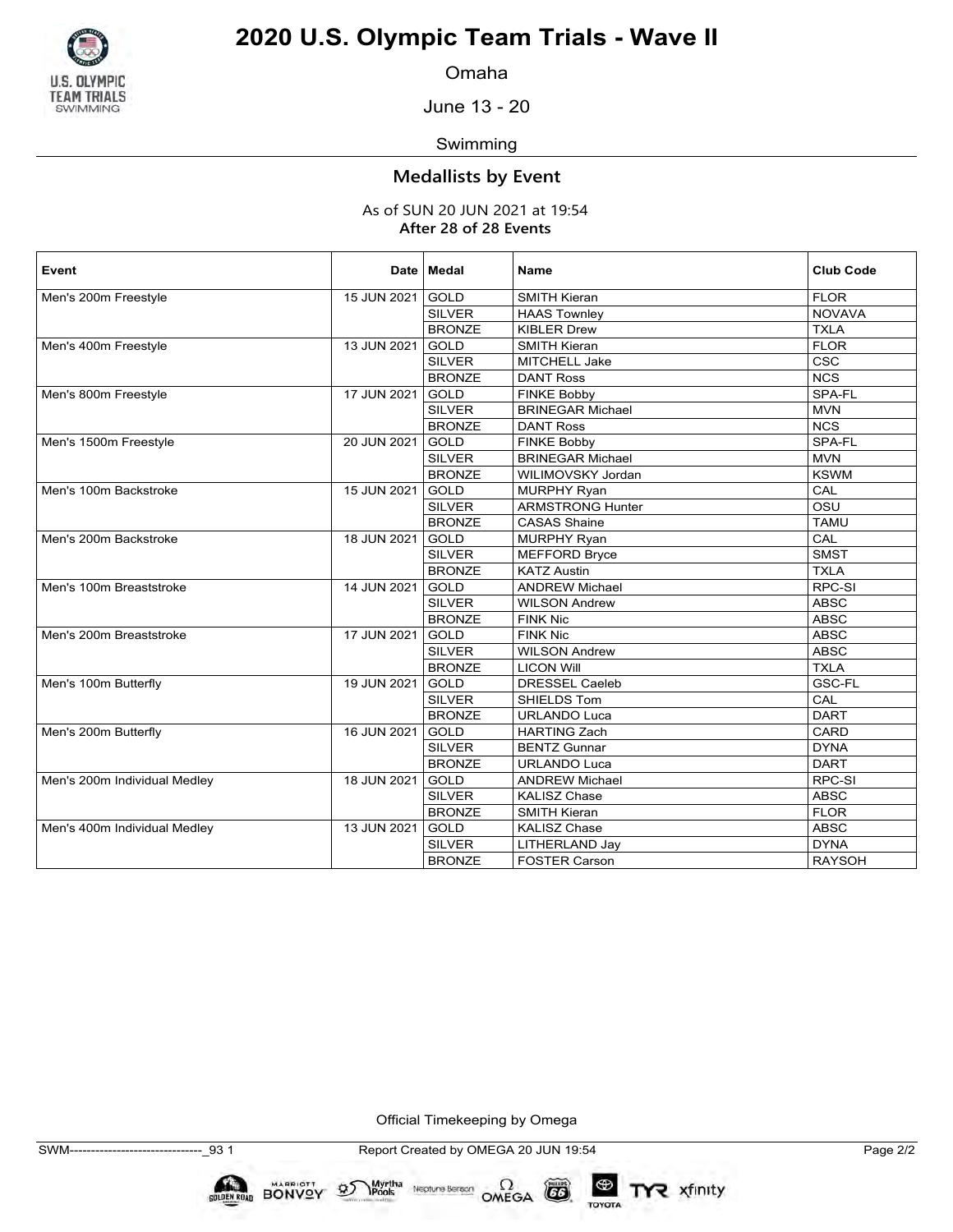# 2020 U.S. Olympic Team Trials - Wave II

Omaha

June 13 - 20

Swimming

## Medallists by Event

As of SUN 20 JUN 2021 at 19:54
**After 28 of 28 Events**

| Event | Date | Medal | Name | Club Code |
|---|---|---|---|---|
| Men's 200m Freestyle | 15 JUN 2021 | GOLD | SMITH Kieran | FLOR |
| | | SILVER | HAAS Townley | NOVAVA |
| | | BRONZE | KIBLER Drew | TXLA |
| Men's 400m Freestyle | 13 JUN 2021 | GOLD | SMITH Kieran | FLOR |
| | | SILVER | MITCHELL Jake | CSC |
| | | BRONZE | DANT Ross | NCS |
| Men's 800m Freestyle | 17 JUN 2021 | GOLD | FINKE Bobby | SPA-FL |
| | | SILVER | BRINEGAR Michael | MVN |
| | | BRONZE | DANT Ross | NCS |
| Men's 1500m Freestyle | 20 JUN 2021 | GOLD | FINKE Bobby | SPA-FL |
| | | SILVER | BRINEGAR Michael | MVN |
| | | BRONZE | WILIMOVSKY Jordan | KSWM |
| Men's 100m Backstroke | 15 JUN 2021 | GOLD | MURPHY Ryan | CAL |
| | | SILVER | ARMSTRONG Hunter | OSU |
| | | BRONZE | CASAS Shaine | TAMU |
| Men's 200m Backstroke | 18 JUN 2021 | GOLD | MURPHY Ryan | CAL |
| | | SILVER | MEFFORD Bryce | SMST |
| | | BRONZE | KATZ Austin | TXLA |
| Men's 100m Breaststroke | 14 JUN 2021 | GOLD | ANDREW Michael | RPC-SI |
| | | SILVER | WILSON Andrew | ABSC |
| | | BRONZE | FINK Nic | ABSC |
| Men's 200m Breaststroke | 17 JUN 2021 | GOLD | FINK Nic | ABSC |
| | | SILVER | WILSON Andrew | ABSC |
| | | BRONZE | LICON Will | TXLA |
| Men's 100m Butterfly | 19 JUN 2021 | GOLD | DRESSEL Caeleb | GSC-FL |
| | | SILVER | SHIELDS Tom | CAL |
| | | BRONZE | URLANDO Luca | DART |
| Men's 200m Butterfly | 16 JUN 2021 | GOLD | HARTING Zach | CARD |
| | | SILVER | BENTZ Gunnar | DYNA |
| | | BRONZE | URLANDO Luca | DART |
| Men's 200m Individual Medley | 18 JUN 2021 | GOLD | ANDREW Michael | RPC-SI |
| | | SILVER | KALISZ Chase | ABSC |
| | | BRONZE | SMITH Kieran | FLOR |
| Men's 400m Individual Medley | 13 JUN 2021 | GOLD | KALISZ Chase | ABSC |
| | | SILVER | LITHERLAND Jay | DYNA |
| | | BRONZE | FOSTER Carson | RAYSOH |

Official Timekeeping by Omega

SWM-------------------------------_93 1 Report Created by OMEGA 20 JUN 19:54